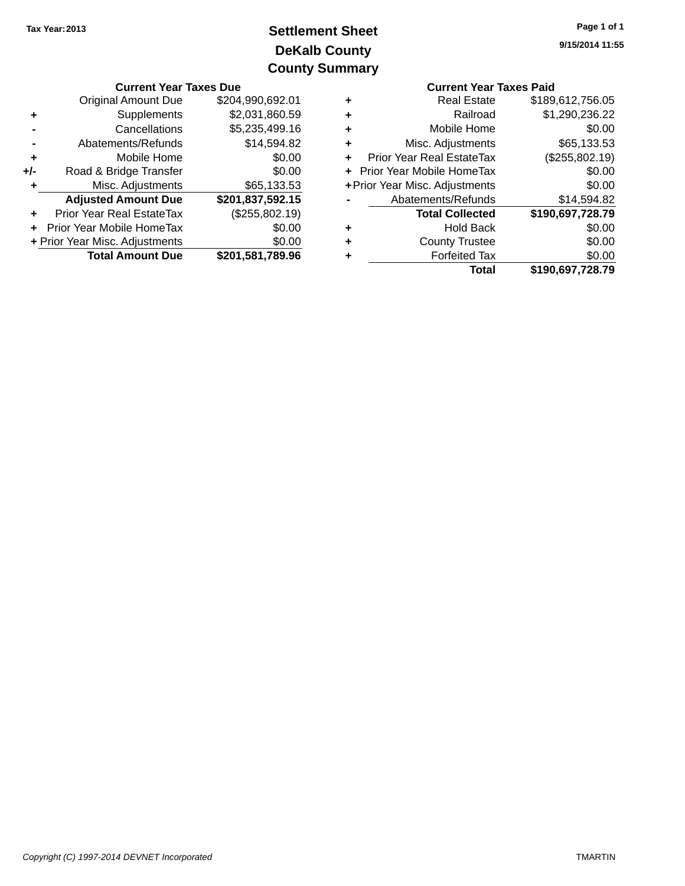Tax Year: 2013

# Settlement Sheet
## DeKalb County
## County Summary

9/15/2014 11:55

**Current Year Taxes Due**

| | | |
|---|---|---|
| | Original Amount Due | $204,990,692.01 |
| + | Supplements | $2,031,860.59 |
| - | Cancellations | $5,235,499.16 |
| - | Abatements/Refunds | $14,594.82 |
| + | Mobile Home | $0.00 |
| +/- | Road & Bridge Transfer | $0.00 |
| + | Misc. Adjustments | $65,133.53 |
| | **Adjusted Amount Due** | **$201,837,592.15** |
| + | Prior Year Real EstateTax | ($255,802.19) |
| + | Prior Year Mobile HomeTax | $0.00 |
| + | Prior Year Misc. Adjustments | $0.00 |
| | **Total Amount Due** | **$201,581,789.96** |

**Current Year Taxes Paid**

| | | |
|---|---|---|
| + | Real Estate | $189,612,756.05 |
| + | Railroad | $1,290,236.22 |
| + | Mobile Home | $0.00 |
| + | Misc. Adjustments | $65,133.53 |
| + | Prior Year Real EstateTax | ($255,802.19) |
| + | Prior Year Mobile HomeTax | $0.00 |
| + | Prior Year Misc. Adjustments | $0.00 |
| - | Abatements/Refunds | $14,594.82 |
| | **Total Collected** | **$190,697,728.79** |
| + | Hold Back | $0.00 |
| + | County Trustee | $0.00 |
| + | Forfeited Tax | $0.00 |
| | **Total** | **$190,697,728.79** |

*Copyright (C) 1997-2014 DEVNET Incorporated*

TMARTIN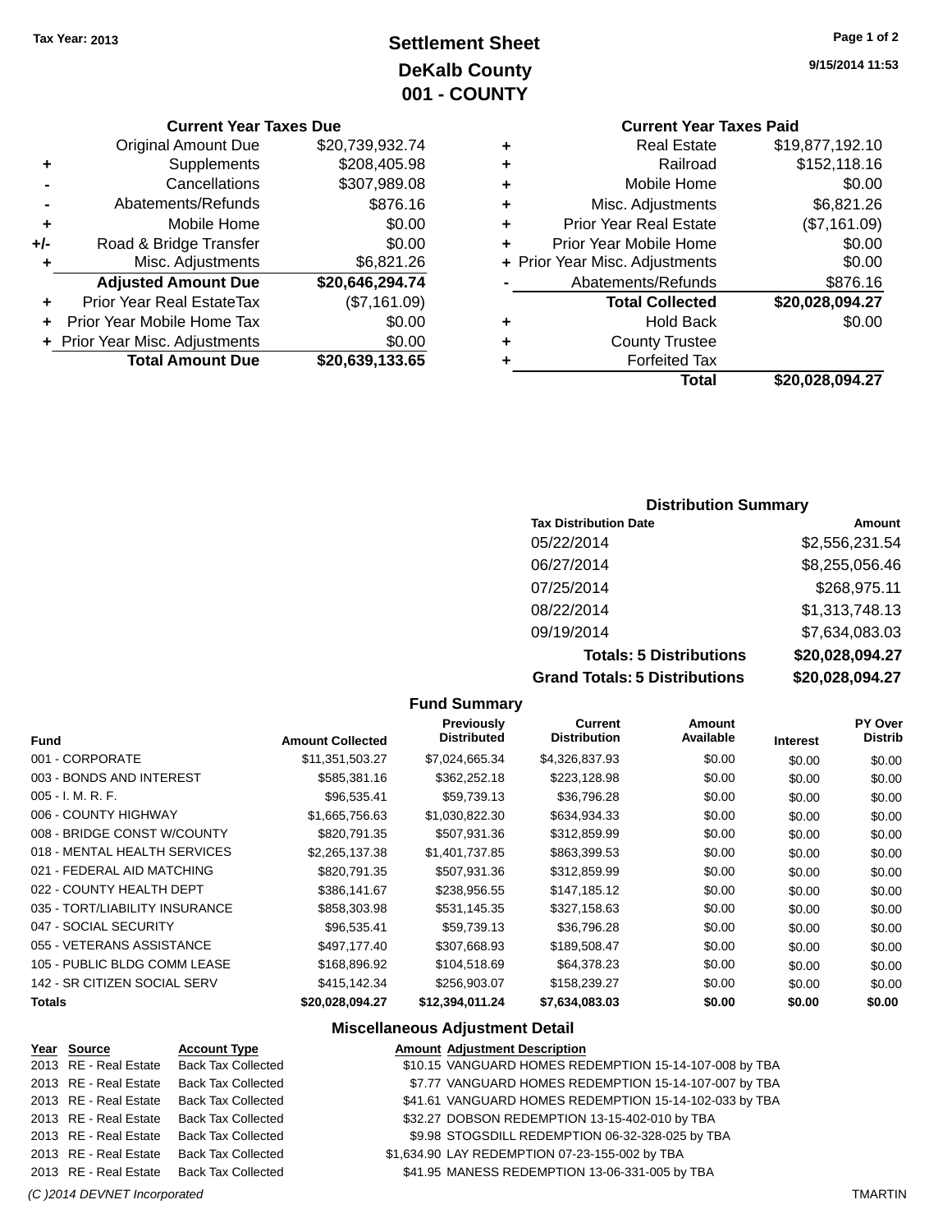Tax Year: 2013

# Settlement Sheet
## DeKalb County
## 001 - COUNTY

9/15/2014 11:53

### Current Year Taxes Due

| | | |
|---|---|---|
| | Original Amount Due | $20,739,932.74 |
| + | Supplements | $208,405.98 |
| - | Cancellations | $307,989.08 |
| - | Abatements/Refunds | $876.16 |
| + | Mobile Home | $0.00 |
| +/- | Road & Bridge Transfer | $0.00 |
| + | Misc. Adjustments | $6,821.26 |
| | **Adjusted Amount Due** | **$20,646,294.74** |
| + | Prior Year Real EstateTax | ($7,161.09) |
| + | Prior Year Mobile Home Tax | $0.00 |
| + | Prior Year Misc. Adjustments | $0.00 |
| | **Total Amount Due** | **$20,639,133.65** |

### Current Year Taxes Paid

| | | |
|---|---|---|
| + | Real Estate | $19,877,192.10 |
| + | Railroad | $152,118.16 |
| + | Mobile Home | $0.00 |
| + | Misc. Adjustments | $6,821.26 |
| + | Prior Year Real Estate | ($7,161.09) |
| + | Prior Year Mobile Home | $0.00 |
| + | Prior Year Misc. Adjustments | $0.00 |
| - | Abatements/Refunds | $876.16 |
| | **Total Collected** | **$20,028,094.27** |
| + | Hold Back | $0.00 |
| + | County Trustee | |
| + | Forfeited Tax | |
| | **Total** | **$20,028,094.27** |

### Distribution Summary

| Tax Distribution Date | Amount |
|---|---|
| 05/22/2014 | $2,556,231.54 |
| 06/27/2014 | $8,255,056.46 |
| 07/25/2014 | $268,975.11 |
| 08/22/2014 | $1,313,748.13 |
| 09/19/2014 | $7,634,083.03 |
| **Totals: 5 Distributions** | **$20,028,094.27** |
| **Grand Totals: 5 Distributions** | **$20,028,094.27** |

### Fund Summary

| Fund | Amount Collected | Previously Distributed | Current Distribution | Amount Available | Interest | PY Over Distrib |
|---|---|---|---|---|---|---|
| 001 - CORPORATE | $11,351,503.27 | $7,024,665.34 | $4,326,837.93 | $0.00 | $0.00 | $0.00 |
| 003 - BONDS AND INTEREST | $585,381.16 | $362,252.18 | $223,128.98 | $0.00 | $0.00 | $0.00 |
| 005 - I. M. R. F. | $96,535.41 | $59,739.13 | $36,796.28 | $0.00 | $0.00 | $0.00 |
| 006 - COUNTY HIGHWAY | $1,665,756.63 | $1,030,822.30 | $634,934.33 | $0.00 | $0.00 | $0.00 |
| 008 - BRIDGE CONST W/COUNTY | $820,791.35 | $507,931.36 | $312,859.99 | $0.00 | $0.00 | $0.00 |
| 018 - MENTAL HEALTH SERVICES | $2,265,137.38 | $1,401,737.85 | $863,399.53 | $0.00 | $0.00 | $0.00 |
| 021 - FEDERAL AID MATCHING | $820,791.35 | $507,931.36 | $312,859.99 | $0.00 | $0.00 | $0.00 |
| 022 - COUNTY HEALTH DEPT | $386,141.67 | $238,956.55 | $147,185.12 | $0.00 | $0.00 | $0.00 |
| 035 - TORT/LIABILITY INSURANCE | $858,303.98 | $531,145.35 | $327,158.63 | $0.00 | $0.00 | $0.00 |
| 047 - SOCIAL SECURITY | $96,535.41 | $59,739.13 | $36,796.28 | $0.00 | $0.00 | $0.00 |
| 055 - VETERANS ASSISTANCE | $497,177.40 | $307,668.93 | $189,508.47 | $0.00 | $0.00 | $0.00 |
| 105 - PUBLIC BLDG COMM LEASE | $168,896.92 | $104,518.69 | $64,378.23 | $0.00 | $0.00 | $0.00 |
| 142 - SR CITIZEN SOCIAL SERV | $415,142.34 | $256,903.07 | $158,239.27 | $0.00 | $0.00 | $0.00 |
| **Totals** | **$20,028,094.27** | **$12,394,011.24** | **$7,634,083.03** | **$0.00** | **$0.00** | **$0.00** |

### Miscellaneous Adjustment Detail

| Year | Source | Account Type | Amount | Adjustment Description |
|---|---|---|---|---|
| 2013 | RE - Real Estate | Back Tax Collected | $10.15 | VANGUARD HOMES REDEMPTION 15-14-107-008 by TBA |
| 2013 | RE - Real Estate | Back Tax Collected | $7.77 | VANGUARD HOMES REDEMPTION 15-14-107-007 by TBA |
| 2013 | RE - Real Estate | Back Tax Collected | $41.61 | VANGUARD HOMES REDEMPTION 15-14-102-033 by TBA |
| 2013 | RE - Real Estate | Back Tax Collected | $32.27 | DOBSON REDEMPTION 13-15-402-010 by TBA |
| 2013 | RE - Real Estate | Back Tax Collected | $9.98 | STOGSDILL REDEMPTION 06-32-328-025 by TBA |
| 2013 | RE - Real Estate | Back Tax Collected | $1,634.90 | LAY REDEMPTION 07-23-155-002 by TBA |
| 2013 | RE - Real Estate | Back Tax Collected | $41.95 | MANESS REDEMPTION 13-06-331-005 by TBA |

(C )2014 DEVNET Incorporated TMARTIN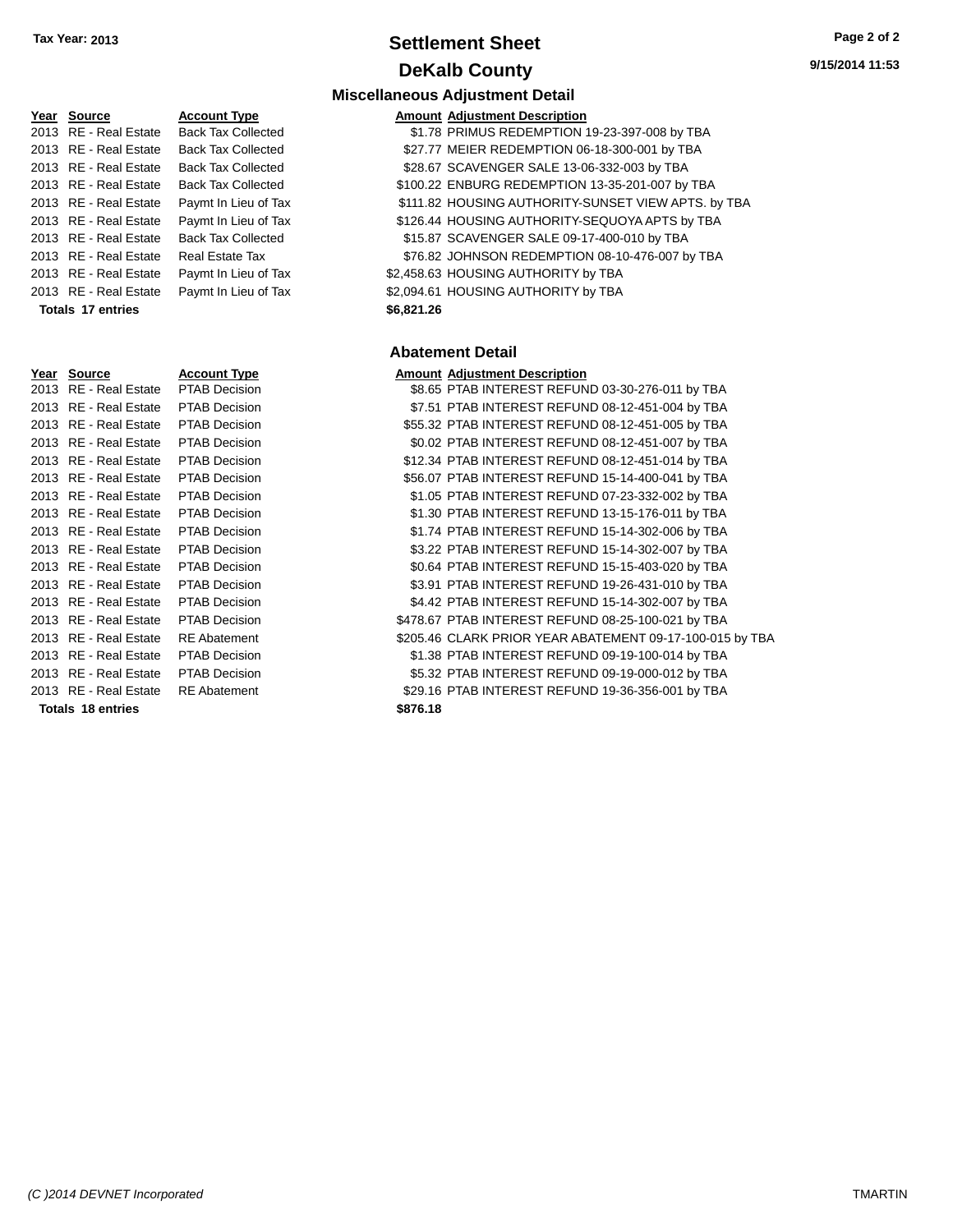Tax Year: 2013

# Settlement Sheet

## DeKalb County

9/15/2014 11:53

### Miscellaneous Adjustment Detail

| Year | Source | Account Type | Amount | Adjustment Description |
|---|---|---|---|---|
| 2013 | RE - Real Estate | Back Tax Collected | $1.78 | PRIMUS REDEMPTION 19-23-397-008 by TBA |
| 2013 | RE - Real Estate | Back Tax Collected | $27.77 | MEIER REDEMPTION 06-18-300-001 by TBA |
| 2013 | RE - Real Estate | Back Tax Collected | $28.67 | SCAVENGER SALE 13-06-332-003 by TBA |
| 2013 | RE - Real Estate | Back Tax Collected | $100.22 | ENBURG REDEMPTION 13-35-201-007 by TBA |
| 2013 | RE - Real Estate | Paymt In Lieu of Tax | $111.82 | HOUSING AUTHORITY-SUNSET VIEW APTS. by TBA |
| 2013 | RE - Real Estate | Paymt In Lieu of Tax | $126.44 | HOUSING AUTHORITY-SEQUOYA APTS by TBA |
| 2013 | RE - Real Estate | Back Tax Collected | $15.87 | SCAVENGER SALE 09-17-400-010 by TBA |
| 2013 | RE - Real Estate | Real Estate Tax | $76.82 | JOHNSON REDEMPTION 08-10-476-007 by TBA |
| 2013 | RE - Real Estate | Paymt In Lieu of Tax | $2,458.63 | HOUSING AUTHORITY by TBA |
| 2013 | RE - Real Estate | Paymt In Lieu of Tax | $2,094.61 | HOUSING AUTHORITY by TBA |
| **Totals 17 entries** | | | **$6,821.26** | |

### Abatement Detail

| Year | Source | Account Type | Amount | Adjustment Description |
|---|---|---|---|---|
| 2013 | RE - Real Estate | PTAB Decision | $8.65 | PTAB INTEREST REFUND 03-30-276-011 by TBA |
| 2013 | RE - Real Estate | PTAB Decision | $7.51 | PTAB INTEREST REFUND 08-12-451-004 by TBA |
| 2013 | RE - Real Estate | PTAB Decision | $55.32 | PTAB INTEREST REFUND 08-12-451-005 by TBA |
| 2013 | RE - Real Estate | PTAB Decision | $0.02 | PTAB INTEREST REFUND 08-12-451-007 by TBA |
| 2013 | RE - Real Estate | PTAB Decision | $12.34 | PTAB INTEREST REFUND 08-12-451-014 by TBA |
| 2013 | RE - Real Estate | PTAB Decision | $56.07 | PTAB INTEREST REFUND 15-14-400-041 by TBA |
| 2013 | RE - Real Estate | PTAB Decision | $1.05 | PTAB INTEREST REFUND 07-23-332-002 by TBA |
| 2013 | RE - Real Estate | PTAB Decision | $1.30 | PTAB INTEREST REFUND 13-15-176-011 by TBA |
| 2013 | RE - Real Estate | PTAB Decision | $1.74 | PTAB INTEREST REFUND 15-14-302-006 by TBA |
| 2013 | RE - Real Estate | PTAB Decision | $3.22 | PTAB INTEREST REFUND 15-14-302-007 by TBA |
| 2013 | RE - Real Estate | PTAB Decision | $0.64 | PTAB INTEREST REFUND 15-15-403-020 by TBA |
| 2013 | RE - Real Estate | PTAB Decision | $3.91 | PTAB INTEREST REFUND 19-26-431-010 by TBA |
| 2013 | RE - Real Estate | PTAB Decision | $4.42 | PTAB INTEREST REFUND 15-14-302-007 by TBA |
| 2013 | RE - Real Estate | PTAB Decision | $478.67 | PTAB INTEREST REFUND 08-25-100-021 by TBA |
| 2013 | RE - Real Estate | RE Abatement | $205.46 | CLARK PRIOR YEAR ABATEMENT 09-17-100-015 by TBA |
| 2013 | RE - Real Estate | PTAB Decision | $1.38 | PTAB INTEREST REFUND 09-19-100-014 by TBA |
| 2013 | RE - Real Estate | PTAB Decision | $5.32 | PTAB INTEREST REFUND 09-19-000-012 by TBA |
| 2013 | RE - Real Estate | RE Abatement | $29.16 | PTAB INTEREST REFUND 19-36-356-001 by TBA |
| **Totals 18 entries** | | | **$876.18** | |

*(C )2014 DEVNET Incorporated* TMARTIN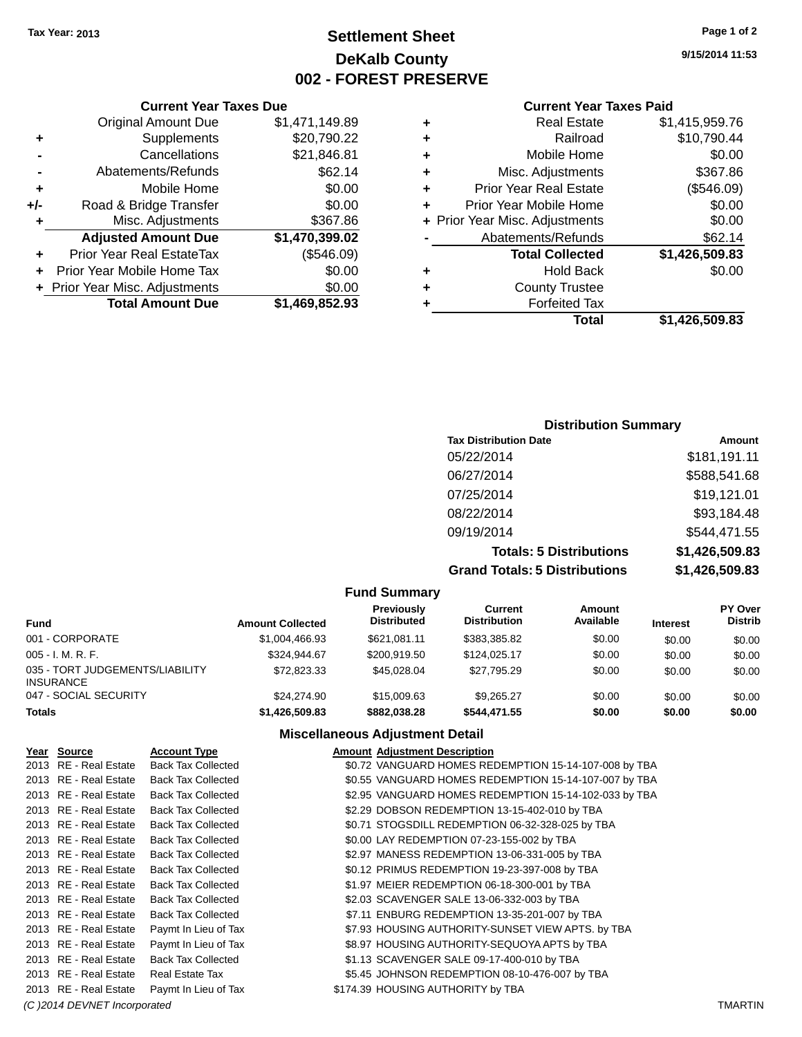Tax Year: 2013

# Settlement Sheet

## DeKalb County

## 002 - FOREST PRESERVE

9/15/2014 11:53

### Current Year Taxes Due

| | | |
|---|---|---|
| | Original Amount Due | $1,471,149.89 |
| + | Supplements | $20,790.22 |
| - | Cancellations | $21,846.81 |
| - | Abatements/Refunds | $62.14 |
| + | Mobile Home | $0.00 |
| +/- | Road & Bridge Transfer | $0.00 |
| + | Misc. Adjustments | $367.86 |
| | **Adjusted Amount Due** | **$1,470,399.02** |
| + | Prior Year Real EstateTax | ($546.09) |
| + | Prior Year Mobile Home Tax | $0.00 |
| + | Prior Year Misc. Adjustments | $0.00 |
| | **Total Amount Due** | **$1,469,852.93** |

### Current Year Taxes Paid

| | | |
|---|---|---|
| + | Real Estate | $1,415,959.76 |
| + | Railroad | $10,790.44 |
| + | Mobile Home | $0.00 |
| + | Misc. Adjustments | $367.86 |
| + | Prior Year Real Estate | ($546.09) |
| + | Prior Year Mobile Home | $0.00 |
| + | Prior Year Misc. Adjustments | $0.00 |
| - | Abatements/Refunds | $62.14 |
| | **Total Collected** | **$1,426,509.83** |
| + | Hold Back | $0.00 |
| + | County Trustee | |
| + | Forfeited Tax | |
| | **Total** | **$1,426,509.83** |

### Distribution Summary

| Tax Distribution Date | Amount |
|---|---|
| 05/22/2014 | $181,191.11 |
| 06/27/2014 | $588,541.68 |
| 07/25/2014 | $19,121.01 |
| 08/22/2014 | $93,184.48 |
| 09/19/2014 | $544,471.55 |
| **Totals: 5 Distributions** | **$1,426,509.83** |
| **Grand Totals: 5 Distributions** | **$1,426,509.83** |

### Fund Summary

| Fund | Amount Collected | Previously Distributed | Current Distribution | Amount Available | Interest | PY Over Distrib |
|---|---|---|---|---|---|---|
| 001 - CORPORATE | $1,004,466.93 | $621,081.11 | $383,385.82 | $0.00 | $0.00 | $0.00 |
| 005 - I. M. R. F. | $324,944.67 | $200,919.50 | $124,025.17 | $0.00 | $0.00 | $0.00 |
| 035 - TORT JUDGEMENTS/LIABILITY INSURANCE | $72,823.33 | $45,028.04 | $27,795.29 | $0.00 | $0.00 | $0.00 |
| 047 - SOCIAL SECURITY | $24,274.90 | $15,009.63 | $9,265.27 | $0.00 | $0.00 | $0.00 |
| **Totals** | **$1,426,509.83** | **$882,038.28** | **$544,471.55** | **$0.00** | **$0.00** | **$0.00** |

### Miscellaneous Adjustment Detail

| Year | Source | Account Type | Amount | Adjustment Description |
|---|---|---|---|---|
| 2013 | RE - Real Estate | Back Tax Collected | $0.72 | VANGUARD HOMES REDEMPTION 15-14-107-008 by TBA |
| 2013 | RE - Real Estate | Back Tax Collected | $0.55 | VANGUARD HOMES REDEMPTION 15-14-107-007 by TBA |
| 2013 | RE - Real Estate | Back Tax Collected | $2.95 | VANGUARD HOMES REDEMPTION 15-14-102-033 by TBA |
| 2013 | RE - Real Estate | Back Tax Collected | $2.29 | DOBSON REDEMPTION 13-15-402-010 by TBA |
| 2013 | RE - Real Estate | Back Tax Collected | $0.71 | STOGSDILL REDEMPTION 06-32-328-025 by TBA |
| 2013 | RE - Real Estate | Back Tax Collected | $0.00 | LAY REDEMPTION 07-23-155-002 by TBA |
| 2013 | RE - Real Estate | Back Tax Collected | $2.97 | MANESS REDEMPTION 13-06-331-005 by TBA |
| 2013 | RE - Real Estate | Back Tax Collected | $0.12 | PRIMUS REDEMPTION 19-23-397-008 by TBA |
| 2013 | RE - Real Estate | Back Tax Collected | $1.97 | MEIER REDEMPTION 06-18-300-001 by TBA |
| 2013 | RE - Real Estate | Back Tax Collected | $2.03 | SCAVENGER SALE 13-06-332-003 by TBA |
| 2013 | RE - Real Estate | Back Tax Collected | $7.11 | ENBURG REDEMPTION 13-35-201-007 by TBA |
| 2013 | RE - Real Estate | Paymt In Lieu of Tax | $7.93 | HOUSING AUTHORITY-SUNSET VIEW APTS. by TBA |
| 2013 | RE - Real Estate | Paymt In Lieu of Tax | $8.97 | HOUSING AUTHORITY-SEQUOYA APTS by TBA |
| 2013 | RE - Real Estate | Back Tax Collected | $1.13 | SCAVENGER SALE 09-17-400-010 by TBA |
| 2013 | RE - Real Estate | Real Estate Tax | $5.45 | JOHNSON REDEMPTION 08-10-476-007 by TBA |
| 2013 | RE - Real Estate | Paymt In Lieu of Tax | $174.39 | HOUSING AUTHORITY by TBA |

(C )2014 DEVNET Incorporated TMARTIN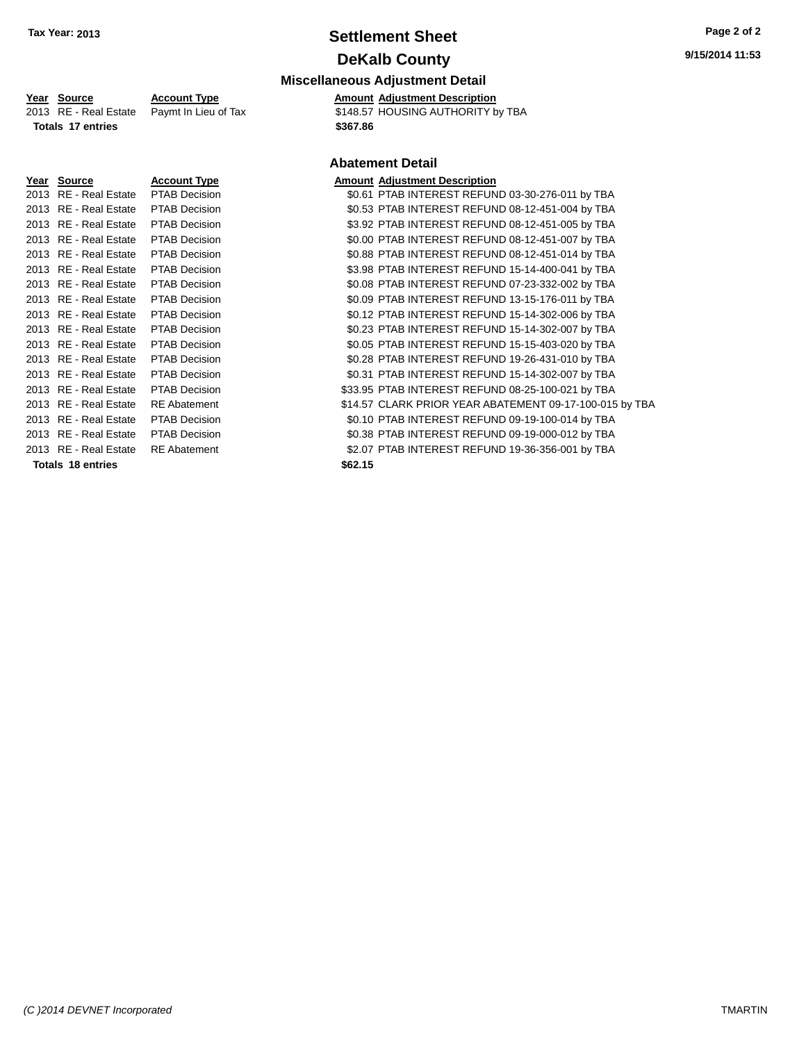Tax Year: 2013

# Settlement Sheet

## DeKalb County

### Miscellaneous Adjustment Detail

| Year | Source | Account Type | Amount | Adjustment Description |
|---|---|---|---|---|
| 2013 | RE - Real Estate | Paymt In Lieu of Tax | $148.57 | HOUSING AUTHORITY by TBA |
| **Totals 17 entries** | | | **$367.86** | |

### Abatement Detail

| Year | Source | Account Type | Amount | Adjustment Description |
|---|---|---|---|---|
| 2013 | RE - Real Estate | PTAB Decision | $0.61 | PTAB INTEREST REFUND 03-30-276-011 by TBA |
| 2013 | RE - Real Estate | PTAB Decision | $0.53 | PTAB INTEREST REFUND 08-12-451-004 by TBA |
| 2013 | RE - Real Estate | PTAB Decision | $3.92 | PTAB INTEREST REFUND 08-12-451-005 by TBA |
| 2013 | RE - Real Estate | PTAB Decision | $0.00 | PTAB INTEREST REFUND 08-12-451-007 by TBA |
| 2013 | RE - Real Estate | PTAB Decision | $0.88 | PTAB INTEREST REFUND 08-12-451-014 by TBA |
| 2013 | RE - Real Estate | PTAB Decision | $3.98 | PTAB INTEREST REFUND 15-14-400-041 by TBA |
| 2013 | RE - Real Estate | PTAB Decision | $0.08 | PTAB INTEREST REFUND 07-23-332-002 by TBA |
| 2013 | RE - Real Estate | PTAB Decision | $0.09 | PTAB INTEREST REFUND 13-15-176-011 by TBA |
| 2013 | RE - Real Estate | PTAB Decision | $0.12 | PTAB INTEREST REFUND 15-14-302-006 by TBA |
| 2013 | RE - Real Estate | PTAB Decision | $0.23 | PTAB INTEREST REFUND 15-14-302-007 by TBA |
| 2013 | RE - Real Estate | PTAB Decision | $0.05 | PTAB INTEREST REFUND 15-15-403-020 by TBA |
| 2013 | RE - Real Estate | PTAB Decision | $0.28 | PTAB INTEREST REFUND 19-26-431-010 by TBA |
| 2013 | RE - Real Estate | PTAB Decision | $0.31 | PTAB INTEREST REFUND 15-14-302-007 by TBA |
| 2013 | RE - Real Estate | PTAB Decision | $33.95 | PTAB INTEREST REFUND 08-25-100-021 by TBA |
| 2013 | RE - Real Estate | RE Abatement | $14.57 | CLARK PRIOR YEAR ABATEMENT 09-17-100-015 by TBA |
| 2013 | RE - Real Estate | PTAB Decision | $0.10 | PTAB INTEREST REFUND 09-19-100-014 by TBA |
| 2013 | RE - Real Estate | PTAB Decision | $0.38 | PTAB INTEREST REFUND 09-19-000-012 by TBA |
| 2013 | RE - Real Estate | RE Abatement | $2.07 | PTAB INTEREST REFUND 19-36-356-001 by TBA |
| **Totals 18 entries** | | | **$62.15** | |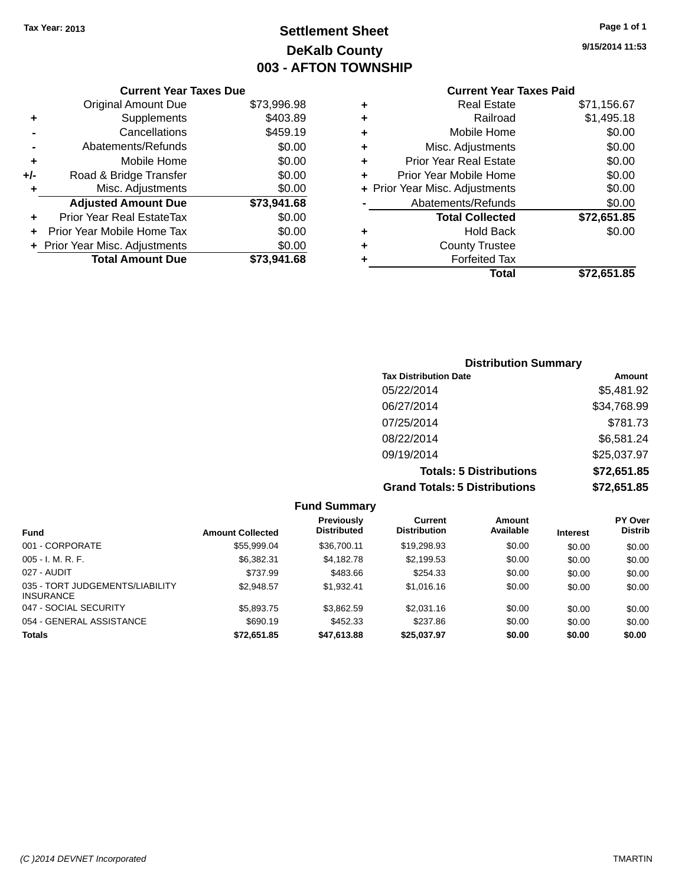**Tax Year: 2013**

# Settlement Sheet
## DeKalb County
## 003 - AFTON TOWNSHIP

9/15/2014 11:53

### Current Year Taxes Due

| | | |
|---|---|---|
| | Original Amount Due | $73,996.98 |
| + | Supplements | $403.89 |
| - | Cancellations | $459.19 |
| - | Abatements/Refunds | $0.00 |
| + | Mobile Home | $0.00 |
| +/- | Road & Bridge Transfer | $0.00 |
| + | Misc. Adjustments | $0.00 |
| | **Adjusted Amount Due** | **$73,941.68** |
| + | Prior Year Real EstateTax | $0.00 |
| + | Prior Year Mobile Home Tax | $0.00 |
| + | Prior Year Misc. Adjustments | $0.00 |
| | **Total Amount Due** | **$73,941.68** |

### Current Year Taxes Paid

| | | |
|---|---|---|
| + | Real Estate | $71,156.67 |
| + | Railroad | $1,495.18 |
| + | Mobile Home | $0.00 |
| + | Misc. Adjustments | $0.00 |
| + | Prior Year Real Estate | $0.00 |
| + | Prior Year Mobile Home | $0.00 |
| + | Prior Year Misc. Adjustments | $0.00 |
| - | Abatements/Refunds | $0.00 |
| | **Total Collected** | **$72,651.85** |
| + | Hold Back | $0.00 |
| + | County Trustee | |
| + | Forfeited Tax | |
| | **Total** | **$72,651.85** |

### Distribution Summary

| Tax Distribution Date | Amount |
|---|---|
| 05/22/2014 | $5,481.92 |
| 06/27/2014 | $34,768.99 |
| 07/25/2014 | $781.73 |
| 08/22/2014 | $6,581.24 |
| 09/19/2014 | $25,037.97 |
| **Totals: 5 Distributions** | **$72,651.85** |
| **Grand Totals: 5 Distributions** | **$72,651.85** |

### Fund Summary

| Fund | Amount Collected | Previously Distributed | Current Distribution | Amount Available | Interest | PY Over Distrib |
|---|---|---|---|---|---|---|
| 001 - CORPORATE | $55,999.04 | $36,700.11 | $19,298.93 | $0.00 | $0.00 | $0.00 |
| 005 - I. M. R. F. | $6,382.31 | $4,182.78 | $2,199.53 | $0.00 | $0.00 | $0.00 |
| 027 - AUDIT | $737.99 | $483.66 | $254.33 | $0.00 | $0.00 | $0.00 |
| 035 - TORT JUDGEMENTS/LIABILITY INSURANCE | $2,948.57 | $1,932.41 | $1,016.16 | $0.00 | $0.00 | $0.00 |
| 047 - SOCIAL SECURITY | $5,893.75 | $3,862.59 | $2,031.16 | $0.00 | $0.00 | $0.00 |
| 054 - GENERAL ASSISTANCE | $690.19 | $452.33 | $237.86 | $0.00 | $0.00 | $0.00 |
| **Totals** | **$72,651.85** | **$47,613.88** | **$25,037.97** | **$0.00** | **$0.00** | **$0.00** |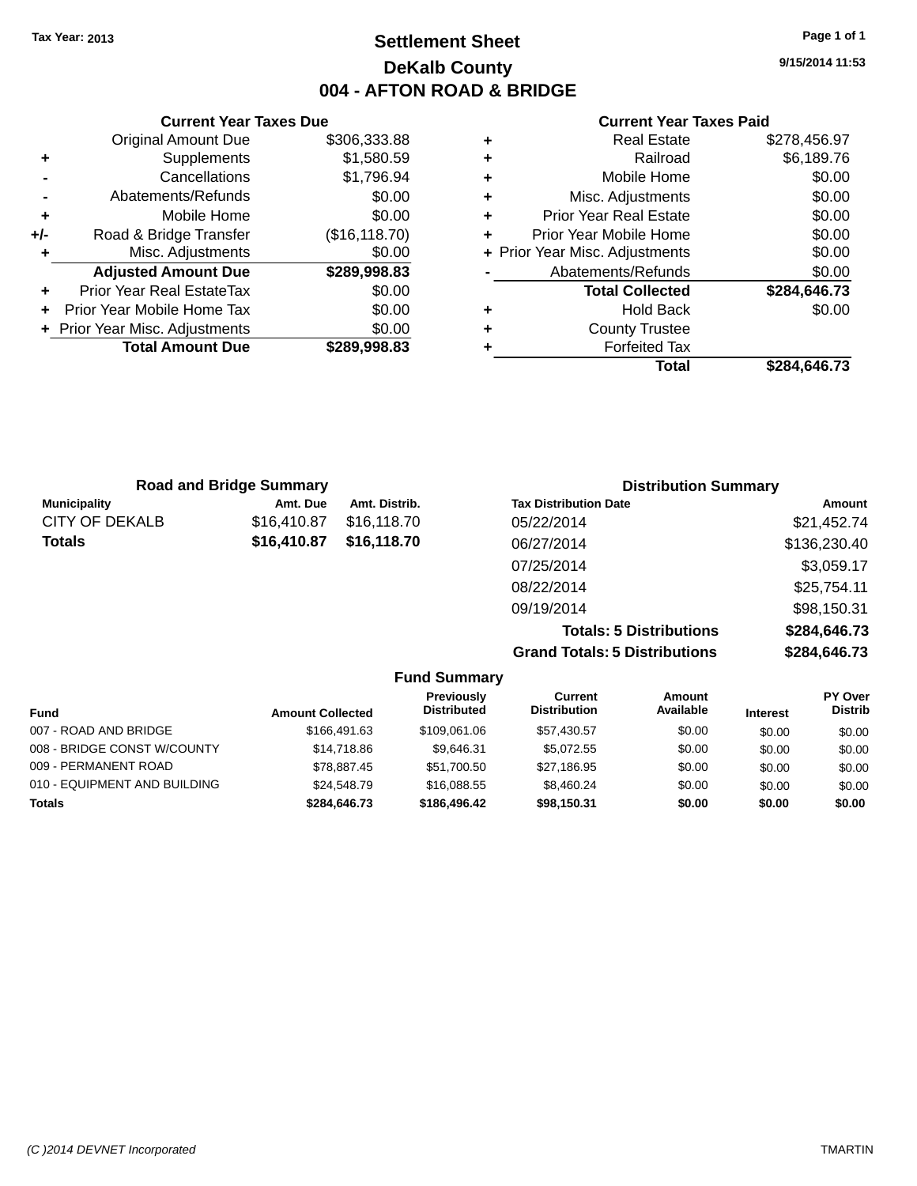Tax Year: 2013

# Settlement Sheet

## DeKalb County

## 004 - AFTON ROAD & BRIDGE

9/15/2014 11:53

### Current Year Taxes Due

| | | |
|---|---|---|
| | Original Amount Due | $306,333.88 |
| + | Supplements | $1,580.59 |
| - | Cancellations | $1,796.94 |
| - | Abatements/Refunds | $0.00 |
| + | Mobile Home | $0.00 |
| +/- | Road & Bridge Transfer | ($16,118.70) |
| + | Misc. Adjustments | $0.00 |
| | **Adjusted Amount Due** | **$289,998.83** |
| + | Prior Year Real EstateTax | $0.00 |
| + | Prior Year Mobile Home Tax | $0.00 |
| + | Prior Year Misc. Adjustments | $0.00 |
| | **Total Amount Due** | **$289,998.83** |

### Current Year Taxes Paid

| | | |
|---|---|---|
| + | Real Estate | $278,456.97 |
| + | Railroad | $6,189.76 |
| + | Mobile Home | $0.00 |
| + | Misc. Adjustments | $0.00 |
| + | Prior Year Real Estate | $0.00 |
| + | Prior Year Mobile Home | $0.00 |
| + | Prior Year Misc. Adjustments | $0.00 |
| - | Abatements/Refunds | $0.00 |
| | **Total Collected** | **$284,646.73** |
| + | Hold Back | $0.00 |
| + | County Trustee | |
| + | Forfeited Tax | |
| | **Total** | **$284,646.73** |

### Road and Bridge Summary

| Municipality | Amt. Due | Amt. Distrib. |
|---|---|---|
| CITY OF DEKALB | $16,410.87 | $16,118.70 |
| **Totals** | **$16,410.87** | **$16,118.70** |

### Distribution Summary

| Tax Distribution Date | Amount |
|---|---|
| 05/22/2014 | $21,452.74 |
| 06/27/2014 | $136,230.40 |
| 07/25/2014 | $3,059.17 |
| 08/22/2014 | $25,754.11 |
| 09/19/2014 | $98,150.31 |
| **Totals: 5 Distributions** | **$284,646.73** |
| **Grand Totals: 5 Distributions** | **$284,646.73** |

### Fund Summary

| Fund | Amount Collected | Previously Distributed | Current Distribution | Amount Available | Interest | PY Over Distrib |
|---|---|---|---|---|---|---|
| 007 - ROAD AND BRIDGE | $166,491.63 | $109,061.06 | $57,430.57 | $0.00 | $0.00 | $0.00 |
| 008 - BRIDGE CONST W/COUNTY | $14,718.86 | $9,646.31 | $5,072.55 | $0.00 | $0.00 | $0.00 |
| 009 - PERMANENT ROAD | $78,887.45 | $51,700.50 | $27,186.95 | $0.00 | $0.00 | $0.00 |
| 010 - EQUIPMENT AND BUILDING | $24,548.79 | $16,088.55 | $8,460.24 | $0.00 | $0.00 | $0.00 |
| **Totals** | **$284,646.73** | **$186,496.42** | **$98,150.31** | **$0.00** | **$0.00** | **$0.00** |

(C )2014 DEVNET Incorporated TMARTIN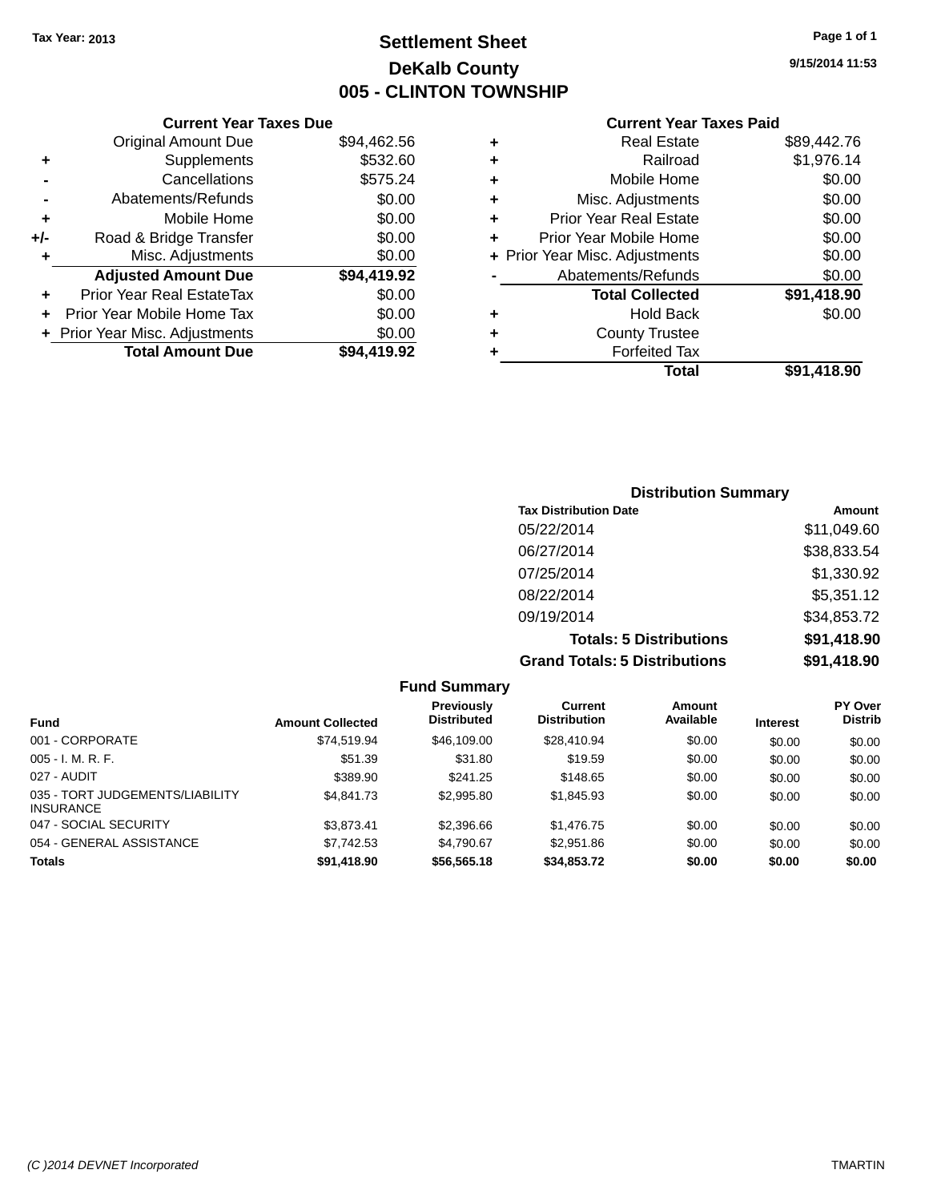Tax Year: 2013

# Settlement Sheet
## DeKalb County
## 005 - CLINTON TOWNSHIP

9/15/2014 11:53

### Current Year Taxes Due

| | | |
|---|---|---|
| | Original Amount Due | $94,462.56 |
| + | Supplements | $532.60 |
| - | Cancellations | $575.24 |
| - | Abatements/Refunds | $0.00 |
| + | Mobile Home | $0.00 |
| +/- | Road & Bridge Transfer | $0.00 |
| + | Misc. Adjustments | $0.00 |
| | **Adjusted Amount Due** | **$94,419.92** |
| + | Prior Year Real EstateTax | $0.00 |
| + | Prior Year Mobile Home Tax | $0.00 |
| + | Prior Year Misc. Adjustments | $0.00 |
| | **Total Amount Due** | **$94,419.92** |

### Current Year Taxes Paid

| | | |
|---|---|---|
| + | Real Estate | $89,442.76 |
| + | Railroad | $1,976.14 |
| + | Mobile Home | $0.00 |
| + | Misc. Adjustments | $0.00 |
| + | Prior Year Real Estate | $0.00 |
| + | Prior Year Mobile Home | $0.00 |
| + | Prior Year Misc. Adjustments | $0.00 |
| - | Abatements/Refunds | $0.00 |
| | **Total Collected** | **$91,418.90** |
| + | Hold Back | $0.00 |
| + | County Trustee | |
| + | Forfeited Tax | |
| | **Total** | **$91,418.90** |

### Distribution Summary

| Tax Distribution Date | Amount |
|---|---|
| 05/22/2014 | $11,049.60 |
| 06/27/2014 | $38,833.54 |
| 07/25/2014 | $1,330.92 |
| 08/22/2014 | $5,351.12 |
| 09/19/2014 | $34,853.72 |
| **Totals: 5 Distributions** | **$91,418.90** |
| **Grand Totals: 5 Distributions** | **$91,418.90** |

### Fund Summary

| Fund | Amount Collected | Previously Distributed | Current Distribution | Amount Available | Interest | PY Over Distrib |
|---|---|---|---|---|---|---|
| 001 - CORPORATE | $74,519.94 | $46,109.00 | $28,410.94 | $0.00 | $0.00 | $0.00 |
| 005 - I. M. R. F. | $51.39 | $31.80 | $19.59 | $0.00 | $0.00 | $0.00 |
| 027 - AUDIT | $389.90 | $241.25 | $148.65 | $0.00 | $0.00 | $0.00 |
| 035 - TORT JUDGEMENTS/LIABILITY INSURANCE | $4,841.73 | $2,995.80 | $1,845.93 | $0.00 | $0.00 | $0.00 |
| 047 - SOCIAL SECURITY | $3,873.41 | $2,396.66 | $1,476.75 | $0.00 | $0.00 | $0.00 |
| 054 - GENERAL ASSISTANCE | $7,742.53 | $4,790.67 | $2,951.86 | $0.00 | $0.00 | $0.00 |
| **Totals** | **$91,418.90** | **$56,565.18** | **$34,853.72** | **$0.00** | **$0.00** | **$0.00** |

(C )2014 DEVNET Incorporated TMARTIN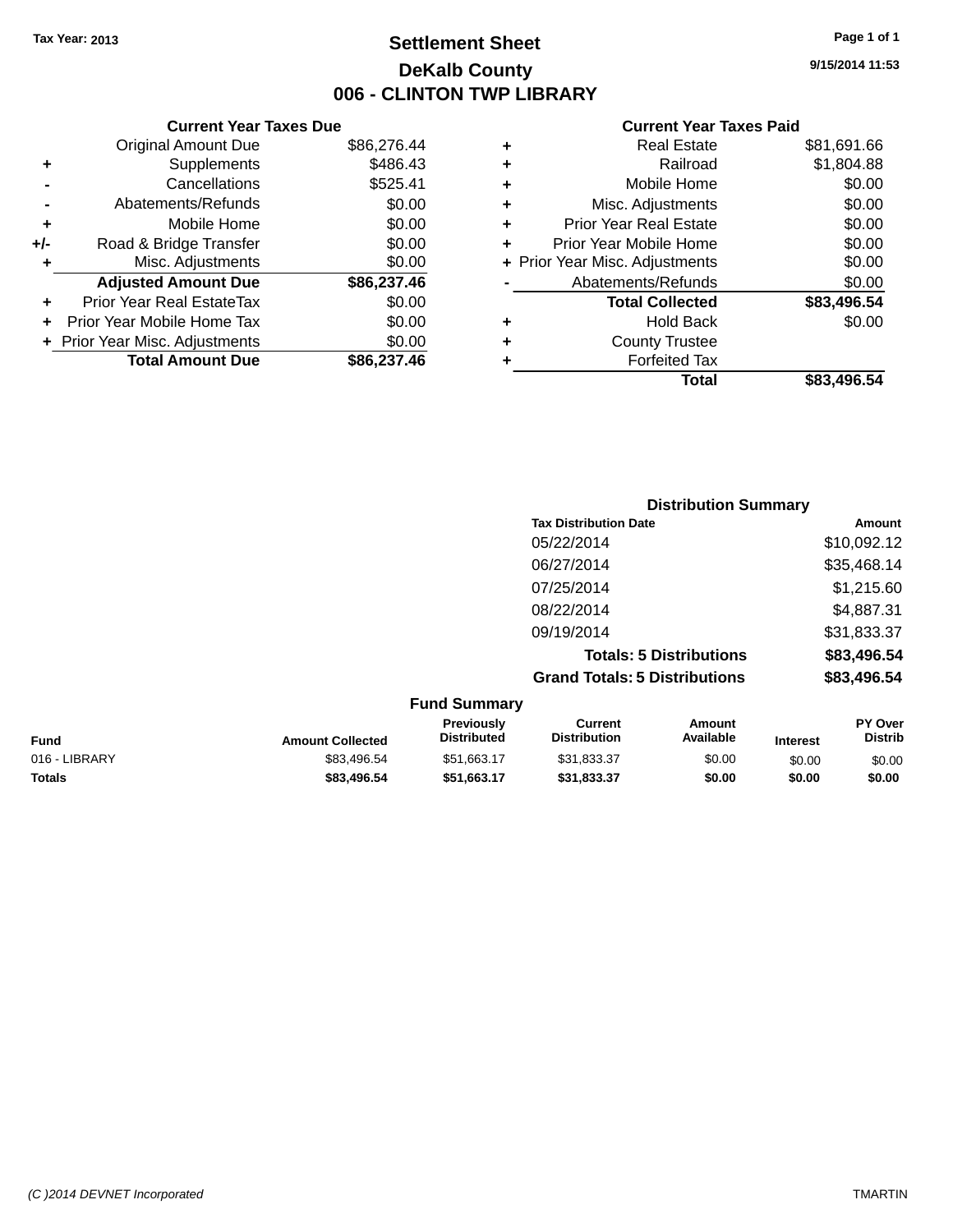Tax Year: 2013

# Settlement Sheet

## DeKalb County

## 006 - CLINTON TWP LIBRARY

9/15/2014 11:53

**Current Year Taxes Due**

| | | |
|---|---|---|
| | Original Amount Due | $86,276.44 |
| + | Supplements | $486.43 |
| - | Cancellations | $525.41 |
| - | Abatements/Refunds | $0.00 |
| + | Mobile Home | $0.00 |
| +/- | Road & Bridge Transfer | $0.00 |
| + | Misc. Adjustments | $0.00 |
| | **Adjusted Amount Due** | **$86,237.46** |
| + | Prior Year Real EstateTax | $0.00 |
| + | Prior Year Mobile Home Tax | $0.00 |
| + | Prior Year Misc. Adjustments | $0.00 |
| | **Total Amount Due** | **$86,237.46** |

**Current Year Taxes Paid**

| | | |
|---|---|---|
| + | Real Estate | $81,691.66 |
| + | Railroad | $1,804.88 |
| + | Mobile Home | $0.00 |
| + | Misc. Adjustments | $0.00 |
| + | Prior Year Real Estate | $0.00 |
| + | Prior Year Mobile Home | $0.00 |
| + | Prior Year Misc. Adjustments | $0.00 |
| - | Abatements/Refunds | $0.00 |
| | **Total Collected** | **$83,496.54** |
| + | Hold Back | $0.00 |
| + | County Trustee | |
| + | Forfeited Tax | |
| | **Total** | **$83,496.54** |

**Distribution Summary**

| Tax Distribution Date | Amount |
|---|---|
| 05/22/2014 | $10,092.12 |
| 06/27/2014 | $35,468.14 |
| 07/25/2014 | $1,215.60 |
| 08/22/2014 | $4,887.31 |
| 09/19/2014 | $31,833.37 |
| **Totals: 5 Distributions** | **$83,496.54** |
| **Grand Totals: 5 Distributions** | **$83,496.54** |

**Fund Summary**

| Fund | Amount Collected | Previously Distributed | Current Distribution | Amount Available | Interest | PY Over Distrib |
|---|---|---|---|---|---|---|
| 016 - LIBRARY | $83,496.54 | $51,663.17 | $31,833.37 | $0.00 | $0.00 | $0.00 |
| **Totals** | **$83,496.54** | **$51,663.17** | **$31,833.37** | **$0.00** | **$0.00** | **$0.00** |

(C )2014 DEVNET Incorporated TMARTIN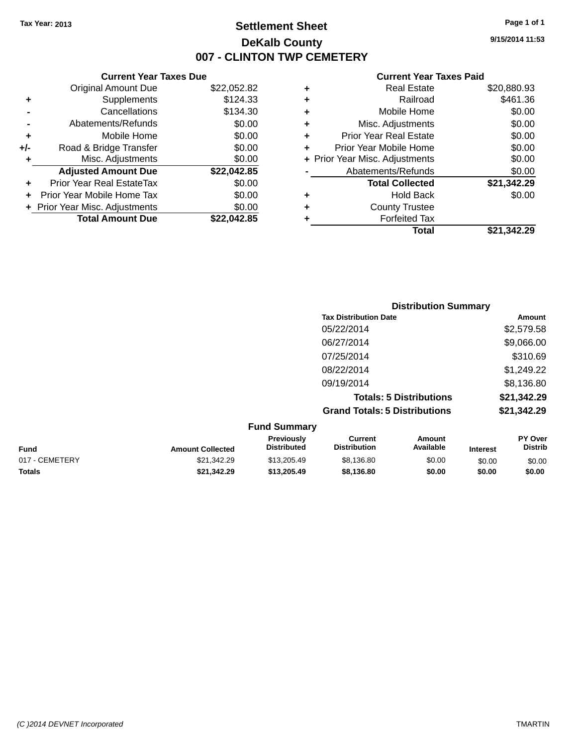Tax Year: 2013

# Settlement Sheet

## DeKalb County

## 007 - CLINTON TWP CEMETERY

9/15/2014 11:53

### Current Year Taxes Due

| | | |
|---|---|---|
| | Original Amount Due | $22,052.82 |
| + | Supplements | $124.33 |
| - | Cancellations | $134.30 |
| - | Abatements/Refunds | $0.00 |
| + | Mobile Home | $0.00 |
| +/- | Road & Bridge Transfer | $0.00 |
| + | Misc. Adjustments | $0.00 |
| | **Adjusted Amount Due** | **$22,042.85** |
| + | Prior Year Real EstateTax | $0.00 |
| + | Prior Year Mobile Home Tax | $0.00 |
| + | Prior Year Misc. Adjustments | $0.00 |
| | **Total Amount Due** | **$22,042.85** |

### Current Year Taxes Paid

| | | |
|---|---|---|
| + | Real Estate | $20,880.93 |
| + | Railroad | $461.36 |
| + | Mobile Home | $0.00 |
| + | Misc. Adjustments | $0.00 |
| + | Prior Year Real Estate | $0.00 |
| + | Prior Year Mobile Home | $0.00 |
| + | Prior Year Misc. Adjustments | $0.00 |
| - | Abatements/Refunds | $0.00 |
| | **Total Collected** | **$21,342.29** |
| + | Hold Back | $0.00 |
| + | County Trustee | |
| + | Forfeited Tax | |
| | **Total** | **$21,342.29** |

### Distribution Summary

| Tax Distribution Date | Amount |
|---|---|
| 05/22/2014 | $2,579.58 |
| 06/27/2014 | $9,066.00 |
| 07/25/2014 | $310.69 |
| 08/22/2014 | $1,249.22 |
| 09/19/2014 | $8,136.80 |
| **Totals: 5 Distributions** | **$21,342.29** |
| **Grand Totals: 5 Distributions** | **$21,342.29** |

### Fund Summary

| Fund | Amount Collected | Previously Distributed | Current Distribution | Amount Available | Interest | PY Over Distrib |
|---|---|---|---|---|---|---|
| 017 - CEMETERY | $21,342.29 | $13,205.49 | $8,136.80 | $0.00 | $0.00 | $0.00 |
| **Totals** | **$21,342.29** | **$13,205.49** | **$8,136.80** | **$0.00** | **$0.00** | **$0.00** |

(C )2014 DEVNET Incorporated TMARTIN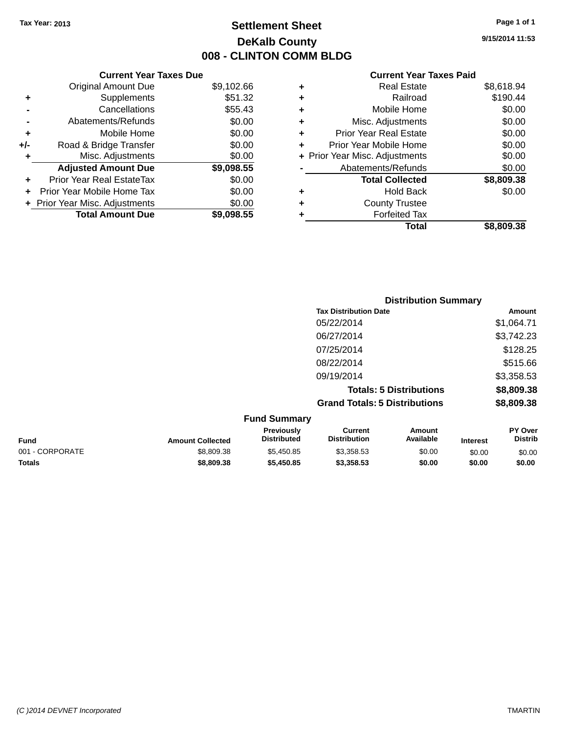Tax Year: 2013

# Settlement Sheet

## DeKalb County

## 008 - CLINTON COMM BLDG

9/15/2014 11:53

### Current Year Taxes Due

| | | |
|---|---|---|
| | Original Amount Due | $9,102.66 |
| + | Supplements | $51.32 |
| - | Cancellations | $55.43 |
| - | Abatements/Refunds | $0.00 |
| + | Mobile Home | $0.00 |
| +/- | Road & Bridge Transfer | $0.00 |
| + | Misc. Adjustments | $0.00 |
| | **Adjusted Amount Due** | **$9,098.55** |
| + | Prior Year Real EstateTax | $0.00 |
| + | Prior Year Mobile Home Tax | $0.00 |
| + | Prior Year Misc. Adjustments | $0.00 |
| | **Total Amount Due** | **$9,098.55** |

### Current Year Taxes Paid

| | | |
|---|---|---|
| + | Real Estate | $8,618.94 |
| + | Railroad | $190.44 |
| + | Mobile Home | $0.00 |
| + | Misc. Adjustments | $0.00 |
| + | Prior Year Real Estate | $0.00 |
| + | Prior Year Mobile Home | $0.00 |
| + | Prior Year Misc. Adjustments | $0.00 |
| - | Abatements/Refunds | $0.00 |
| | **Total Collected** | **$8,809.38** |
| + | Hold Back | $0.00 |
| + | County Trustee | |
| + | Forfeited Tax | |
| | **Total** | **$8,809.38** |

### Distribution Summary

| Tax Distribution Date | Amount |
|---|---|
| 05/22/2014 | $1,064.71 |
| 06/27/2014 | $3,742.23 |
| 07/25/2014 | $128.25 |
| 08/22/2014 | $515.66 |
| 09/19/2014 | $3,358.53 |
| **Totals: 5 Distributions** | **$8,809.38** |
| **Grand Totals: 5 Distributions** | **$8,809.38** |

### Fund Summary

| Fund | Amount Collected | Previously Distributed | Current Distribution | Amount Available | Interest | PY Over Distrib |
|---|---|---|---|---|---|---|
| 001 - CORPORATE | $8,809.38 | $5,450.85 | $3,358.53 | $0.00 | $0.00 | $0.00 |
| **Totals** | **$8,809.38** | **$5,450.85** | **$3,358.53** | **$0.00** | **$0.00** | **$0.00** |

(C )2014 DEVNET Incorporated TMARTIN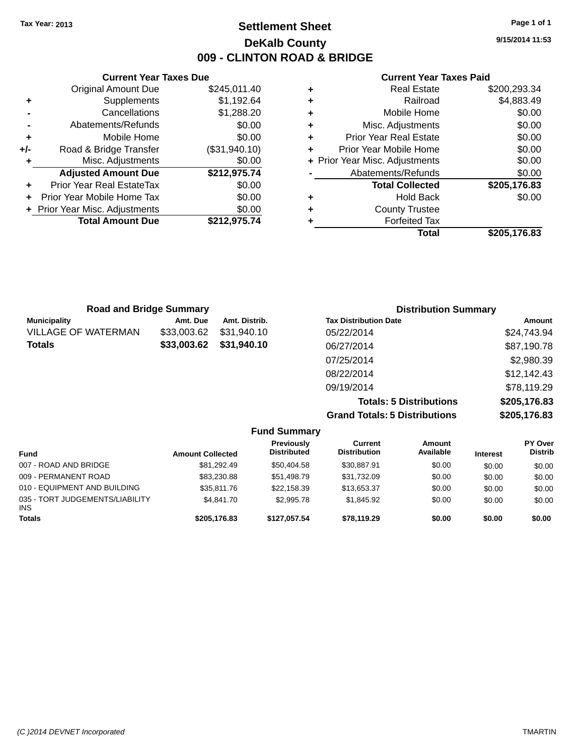Tax Year: 2013

# Settlement Sheet

## DeKalb County

## 009 - CLINTON ROAD & BRIDGE

9/15/2014 11:53

### Current Year Taxes Due

| | | |
|---|---|---|
| | Original Amount Due | $245,011.40 |
| + | Supplements | $1,192.64 |
| - | Cancellations | $1,288.20 |
| - | Abatements/Refunds | $0.00 |
| + | Mobile Home | $0.00 |
| +/- | Road & Bridge Transfer | ($31,940.10) |
| + | Misc. Adjustments | $0.00 |
| | **Adjusted Amount Due** | **$212,975.74** |
| + | Prior Year Real EstateTax | $0.00 |
| + | Prior Year Mobile Home Tax | $0.00 |
| + | Prior Year Misc. Adjustments | $0.00 |
| | **Total Amount Due** | **$212,975.74** |

### Current Year Taxes Paid

| | | |
|---|---|---|
| + | Real Estate | $200,293.34 |
| + | Railroad | $4,883.49 |
| + | Mobile Home | $0.00 |
| + | Misc. Adjustments | $0.00 |
| + | Prior Year Real Estate | $0.00 |
| + | Prior Year Mobile Home | $0.00 |
| + | Prior Year Misc. Adjustments | $0.00 |
| - | Abatements/Refunds | $0.00 |
| | **Total Collected** | **$205,176.83** |
| + | Hold Back | $0.00 |
| + | County Trustee | |
| + | Forfeited Tax | |
| | **Total** | **$205,176.83** |

### Road and Bridge Summary

| Municipality | Amt. Due | Amt. Distrib. |
|---|---|---|
| VILLAGE OF WATERMAN | $33,003.62 | $31,940.10 |
| **Totals** | **$33,003.62** | **$31,940.10** |

### Distribution Summary

| Tax Distribution Date | Amount |
|---|---|
| 05/22/2014 | $24,743.94 |
| 06/27/2014 | $87,190.78 |
| 07/25/2014 | $2,980.39 |
| 08/22/2014 | $12,142.43 |
| 09/19/2014 | $78,119.29 |
| **Totals: 5 Distributions** | **$205,176.83** |
| **Grand Totals: 5 Distributions** | **$205,176.83** |

### Fund Summary

| Fund | Amount Collected | Previously Distributed | Current Distribution | Amount Available | Interest | PY Over Distrib |
|---|---|---|---|---|---|---|
| 007 - ROAD AND BRIDGE | $81,292.49 | $50,404.58 | $30,887.91 | $0.00 | $0.00 | $0.00 |
| 009 - PERMANENT ROAD | $83,230.88 | $51,498.79 | $31,732.09 | $0.00 | $0.00 | $0.00 |
| 010 - EQUIPMENT AND BUILDING | $35,811.76 | $22,158.39 | $13,653.37 | $0.00 | $0.00 | $0.00 |
| 035 - TORT JUDGEMENTS/LIABILITY INS | $4,841.70 | $2,995.78 | $1,845.92 | $0.00 | $0.00 | $0.00 |
| **Totals** | **$205,176.83** | **$127,057.54** | **$78,119.29** | **$0.00** | **$0.00** | **$0.00** |

(C )2014 DEVNET Incorporated — TMARTIN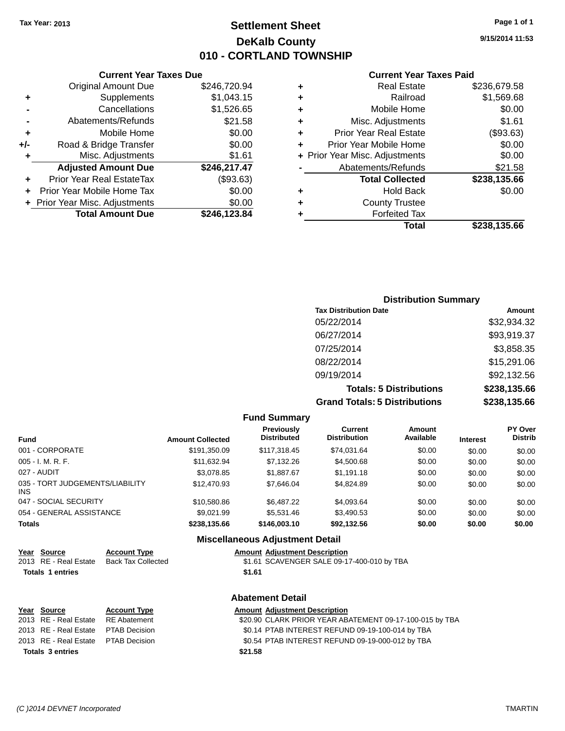Tax Year: 2013

# Settlement Sheet
## DeKalb County
## 010 - CORTLAND TOWNSHIP

9/15/2014 11:53

### Current Year Taxes Due

| | | |
|---|---|---|
| | Original Amount Due | $246,720.94 |
| + | Supplements | $1,043.15 |
| - | Cancellations | $1,526.65 |
| - | Abatements/Refunds | $21.58 |
| + | Mobile Home | $0.00 |
| +/- | Road & Bridge Transfer | $0.00 |
| + | Misc. Adjustments | $1.61 |
| | **Adjusted Amount Due** | **$246,217.47** |
| + | Prior Year Real EstateTax | ($93.63) |
| + | Prior Year Mobile Home Tax | $0.00 |
| + | Prior Year Misc. Adjustments | $0.00 |
| | **Total Amount Due** | **$246,123.84** |

### Current Year Taxes Paid

| | | |
|---|---|---|
| + | Real Estate | $236,679.58 |
| + | Railroad | $1,569.68 |
| + | Mobile Home | $0.00 |
| + | Misc. Adjustments | $1.61 |
| + | Prior Year Real Estate | ($93.63) |
| + | Prior Year Mobile Home | $0.00 |
| + | Prior Year Misc. Adjustments | $0.00 |
| - | Abatements/Refunds | $21.58 |
| | **Total Collected** | **$238,135.66** |
| + | Hold Back | $0.00 |
| + | County Trustee | |
| + | Forfeited Tax | |
| | **Total** | **$238,135.66** |

### Distribution Summary

| Tax Distribution Date | Amount |
|---|---|
| 05/22/2014 | $32,934.32 |
| 06/27/2014 | $93,919.37 |
| 07/25/2014 | $3,858.35 |
| 08/22/2014 | $15,291.06 |
| 09/19/2014 | $92,132.56 |
| **Totals: 5 Distributions** | **$238,135.66** |
| **Grand Totals: 5 Distributions** | **$238,135.66** |

### Fund Summary

| Fund | Amount Collected | Previously Distributed | Current Distribution | Amount Available | Interest | PY Over Distrib |
|---|---|---|---|---|---|---|
| 001 - CORPORATE | $191,350.09 | $117,318.45 | $74,031.64 | $0.00 | $0.00 | $0.00 |
| 005 - I. M. R. F. | $11,632.94 | $7,132.26 | $4,500.68 | $0.00 | $0.00 | $0.00 |
| 027 - AUDIT | $3,078.85 | $1,887.67 | $1,191.18 | $0.00 | $0.00 | $0.00 |
| 035 - TORT JUDGEMENTS/LIABILITY INS | $12,470.93 | $7,646.04 | $4,824.89 | $0.00 | $0.00 | $0.00 |
| 047 - SOCIAL SECURITY | $10,580.86 | $6,487.22 | $4,093.64 | $0.00 | $0.00 | $0.00 |
| 054 - GENERAL ASSISTANCE | $9,021.99 | $5,531.46 | $3,490.53 | $0.00 | $0.00 | $0.00 |
| **Totals** | **$238,135.66** | **$146,003.10** | **$92,132.56** | **$0.00** | **$0.00** | **$0.00** |

### Miscellaneous Adjustment Detail

| Year | Source | Account Type | Amount | Adjustment Description |
|---|---|---|---|---|
| 2013 | RE - Real Estate | Back Tax Collected | $1.61 | SCAVENGER SALE 09-17-400-010 by TBA |
| **Totals 1 entries** | | | **$1.61** | |

### Abatement Detail

| Year | Source | Account Type | Amount | Adjustment Description |
|---|---|---|---|---|
| 2013 | RE - Real Estate | RE Abatement | $20.90 | CLARK PRIOR YEAR ABATEMENT 09-17-100-015 by TBA |
| 2013 | RE - Real Estate | PTAB Decision | $0.14 | PTAB INTEREST REFUND 09-19-100-014 by TBA |
| 2013 | RE - Real Estate | PTAB Decision | $0.54 | PTAB INTEREST REFUND 09-19-000-012 by TBA |
| **Totals 3 entries** | | | **$21.58** | |

(C )2014 DEVNET Incorporated TMARTIN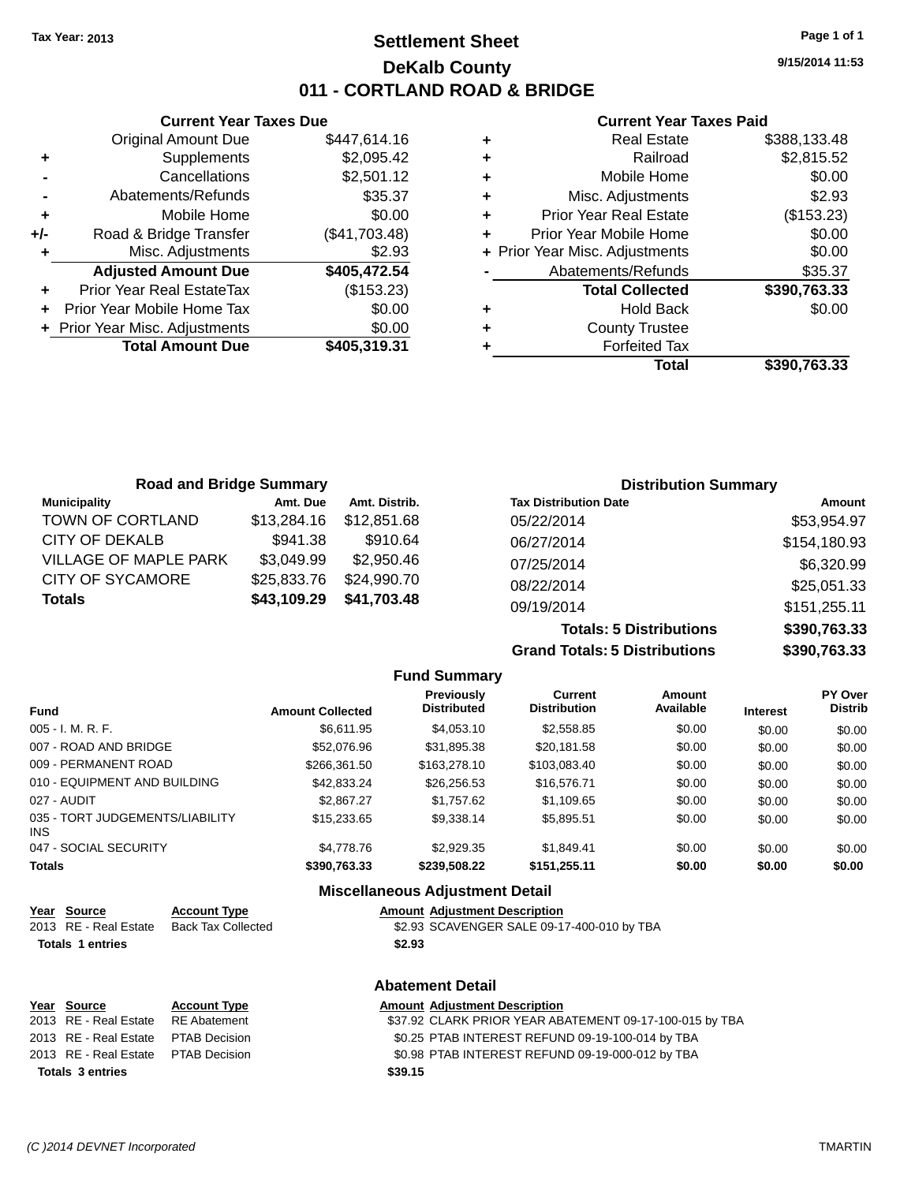Tax Year: 2013

# Settlement Sheet

## DeKalb County

## 011 - CORTLAND ROAD & BRIDGE

9/15/2014 11:53

### Current Year Taxes Due

| | | |
|---|---|---|
| | Original Amount Due | $447,614.16 |
| + | Supplements | $2,095.42 |
| - | Cancellations | $2,501.12 |
| - | Abatements/Refunds | $35.37 |
| + | Mobile Home | $0.00 |
| +/- | Road & Bridge Transfer | ($41,703.48) |
| + | Misc. Adjustments | $2.93 |
| | **Adjusted Amount Due** | **$405,472.54** |
| + | Prior Year Real EstateTax | ($153.23) |
| + | Prior Year Mobile Home Tax | $0.00 |
| + | Prior Year Misc. Adjustments | $0.00 |
| | **Total Amount Due** | **$405,319.31** |

### Current Year Taxes Paid

| | | |
|---|---|---|
| + | Real Estate | $388,133.48 |
| + | Railroad | $2,815.52 |
| + | Mobile Home | $0.00 |
| + | Misc. Adjustments | $2.93 |
| + | Prior Year Real Estate | ($153.23) |
| + | Prior Year Mobile Home | $0.00 |
| + | Prior Year Misc. Adjustments | $0.00 |
| - | Abatements/Refunds | $35.37 |
| | **Total Collected** | **$390,763.33** |
| + | Hold Back | $0.00 |
| + | County Trustee | |
| + | Forfeited Tax | |
| | **Total** | **$390,763.33** |

### Road and Bridge Summary

| Municipality | Amt. Due | Amt. Distrib. |
|---|---|---|
| TOWN OF CORTLAND | $13,284.16 | $12,851.68 |
| CITY OF DEKALB | $941.38 | $910.64 |
| VILLAGE OF MAPLE PARK | $3,049.99 | $2,950.46 |
| CITY OF SYCAMORE | $25,833.76 | $24,990.70 |
| **Totals** | **$43,109.29** | **$41,703.48** |

### Distribution Summary

| Tax Distribution Date | Amount |
|---|---|
| 05/22/2014 | $53,954.97 |
| 06/27/2014 | $154,180.93 |
| 07/25/2014 | $6,320.99 |
| 08/22/2014 | $25,051.33 |
| 09/19/2014 | $151,255.11 |
| **Totals: 5 Distributions** | **$390,763.33** |
| **Grand Totals: 5 Distributions** | **$390,763.33** |

### Fund Summary

| Fund | Amount Collected | Previously Distributed | Current Distribution | Amount Available | Interest | PY Over Distrib |
|---|---|---|---|---|---|---|
| 005 - I. M. R. F. | $6,611.95 | $4,053.10 | $2,558.85 | $0.00 | $0.00 | $0.00 |
| 007 - ROAD AND BRIDGE | $52,076.96 | $31,895.38 | $20,181.58 | $0.00 | $0.00 | $0.00 |
| 009 - PERMANENT ROAD | $266,361.50 | $163,278.10 | $103,083.40 | $0.00 | $0.00 | $0.00 |
| 010 - EQUIPMENT AND BUILDING | $42,833.24 | $26,256.53 | $16,576.71 | $0.00 | $0.00 | $0.00 |
| 027 - AUDIT | $2,867.27 | $1,757.62 | $1,109.65 | $0.00 | $0.00 | $0.00 |
| 035 - TORT JUDGEMENTS/LIABILITY INS | $15,233.65 | $9,338.14 | $5,895.51 | $0.00 | $0.00 | $0.00 |
| 047 - SOCIAL SECURITY | $4,778.76 | $2,929.35 | $1,849.41 | $0.00 | $0.00 | $0.00 |
| **Totals** | **$390,763.33** | **$239,508.22** | **$151,255.11** | **$0.00** | **$0.00** | **$0.00** |

### Miscellaneous Adjustment Detail

| Year | Source | Account Type | Amount | Adjustment Description |
|---|---|---|---|---|
| 2013 | RE - Real Estate | Back Tax Collected | $2.93 | SCAVENGER SALE 09-17-400-010 by TBA |
| **Totals 1 entries** | | | **$2.93** | |

### Abatement Detail

| Year | Source | Account Type | Amount | Adjustment Description |
|---|---|---|---|---|
| 2013 | RE - Real Estate | RE Abatement | $37.92 | CLARK PRIOR YEAR ABATEMENT 09-17-100-015 by TBA |
| 2013 | RE - Real Estate | PTAB Decision | $0.25 | PTAB INTEREST REFUND 09-19-100-014 by TBA |
| 2013 | RE - Real Estate | PTAB Decision | $0.98 | PTAB INTEREST REFUND 09-19-000-012 by TBA |
| **Totals 3 entries** | | | **$39.15** | |

(C )2014 DEVNET Incorporated TMARTIN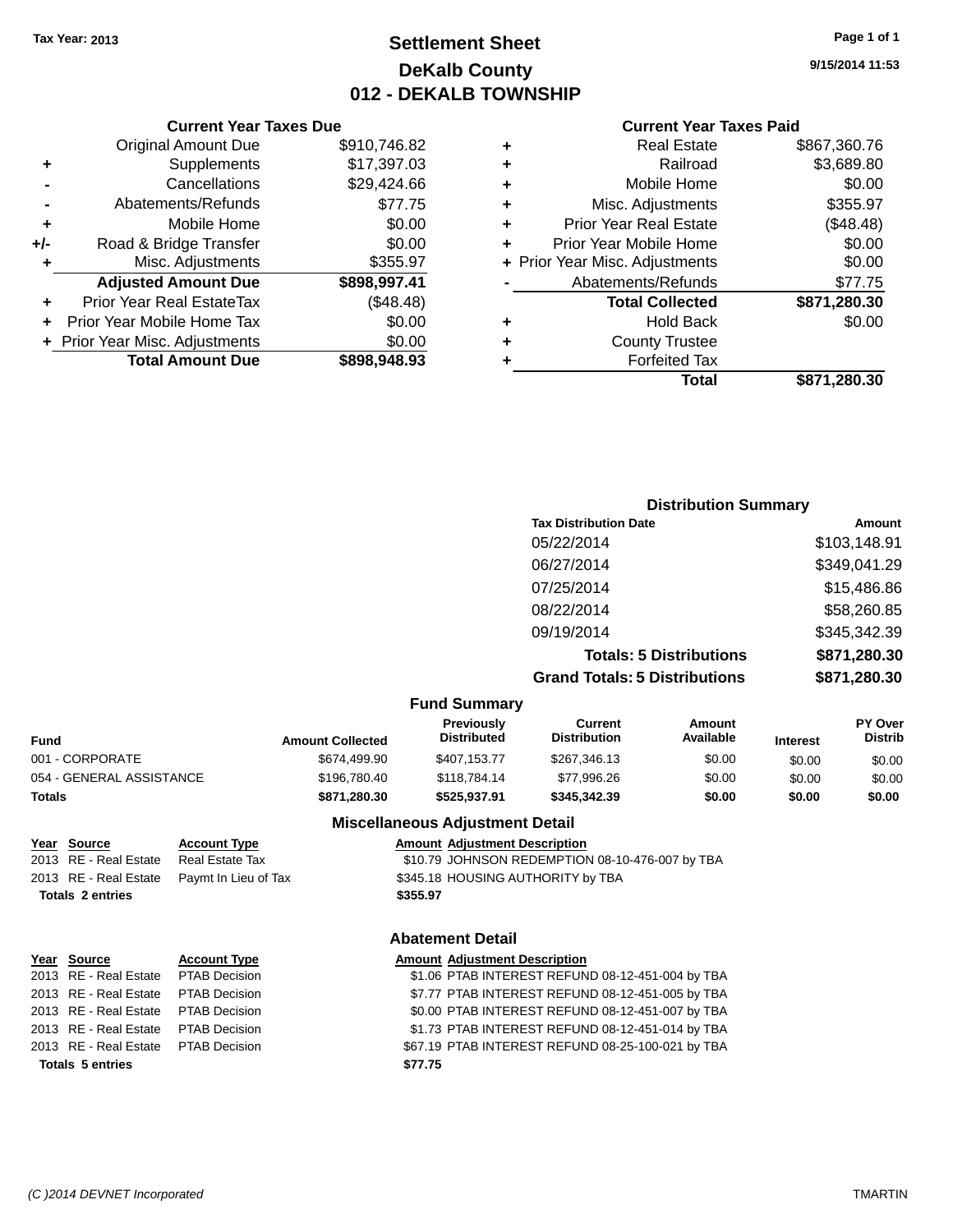Tax Year: 2013

# Settlement Sheet
## DeKalb County
## 012 - DEKALB TOWNSHIP

9/15/2014 11:53

### Current Year Taxes Due

| | | |
|---|---|---|
| | Original Amount Due | $910,746.82 |
| + | Supplements | $17,397.03 |
| - | Cancellations | $29,424.66 |
| - | Abatements/Refunds | $77.75 |
| + | Mobile Home | $0.00 |
| +/- | Road & Bridge Transfer | $0.00 |
| + | Misc. Adjustments | $355.97 |
| | **Adjusted Amount Due** | **$898,997.41** |
| + | Prior Year Real EstateTax | ($48.48) |
| + | Prior Year Mobile Home Tax | $0.00 |
| + | Prior Year Misc. Adjustments | $0.00 |
| | **Total Amount Due** | **$898,948.93** |

### Current Year Taxes Paid

| | | |
|---|---|---|
| + | Real Estate | $867,360.76 |
| + | Railroad | $3,689.80 |
| + | Mobile Home | $0.00 |
| + | Misc. Adjustments | $355.97 |
| + | Prior Year Real Estate | ($48.48) |
| + | Prior Year Mobile Home | $0.00 |
| + | Prior Year Misc. Adjustments | $0.00 |
| - | Abatements/Refunds | $77.75 |
| | **Total Collected** | **$871,280.30** |
| + | Hold Back | $0.00 |
| + | County Trustee | |
| + | Forfeited Tax | |
| | **Total** | **$871,280.30** |

### Distribution Summary

| Tax Distribution Date | Amount |
|---|---|
| 05/22/2014 | $103,148.91 |
| 06/27/2014 | $349,041.29 |
| 07/25/2014 | $15,486.86 |
| 08/22/2014 | $58,260.85 |
| 09/19/2014 | $345,342.39 |
| **Totals: 5 Distributions** | **$871,280.30** |
| **Grand Totals: 5 Distributions** | **$871,280.30** |

### Fund Summary

| Fund | Amount Collected | Previously Distributed | Current Distribution | Amount Available | Interest | PY Over Distrib |
|---|---|---|---|---|---|---|
| 001 - CORPORATE | $674,499.90 | $407,153.77 | $267,346.13 | $0.00 | $0.00 | $0.00 |
| 054 - GENERAL ASSISTANCE | $196,780.40 | $118,784.14 | $77,996.26 | $0.00 | $0.00 | $0.00 |
| **Totals** | **$871,280.30** | **$525,937.91** | **$345,342.39** | **$0.00** | **$0.00** | **$0.00** |

### Miscellaneous Adjustment Detail

| Year | Source | Account Type | Amount | Adjustment Description |
|---|---|---|---|---|
| 2013 | RE - Real Estate | Real Estate Tax | $10.79 | JOHNSON REDEMPTION 08-10-476-007 by TBA |
| 2013 | RE - Real Estate | Paymt In Lieu of Tax | $345.18 | HOUSING AUTHORITY by TBA |
| **Totals 2 entries** | | | **$355.97** | |

### Abatement Detail

| Year | Source | Account Type | Amount | Adjustment Description |
|---|---|---|---|---|
| 2013 | RE - Real Estate | PTAB Decision | $1.06 | PTAB INTEREST REFUND 08-12-451-004 by TBA |
| 2013 | RE - Real Estate | PTAB Decision | $7.77 | PTAB INTEREST REFUND 08-12-451-005 by TBA |
| 2013 | RE - Real Estate | PTAB Decision | $0.00 | PTAB INTEREST REFUND 08-12-451-007 by TBA |
| 2013 | RE - Real Estate | PTAB Decision | $1.73 | PTAB INTEREST REFUND 08-12-451-014 by TBA |
| 2013 | RE - Real Estate | PTAB Decision | $67.19 | PTAB INTEREST REFUND 08-25-100-021 by TBA |
| **Totals 5 entries** | | | **$77.75** | |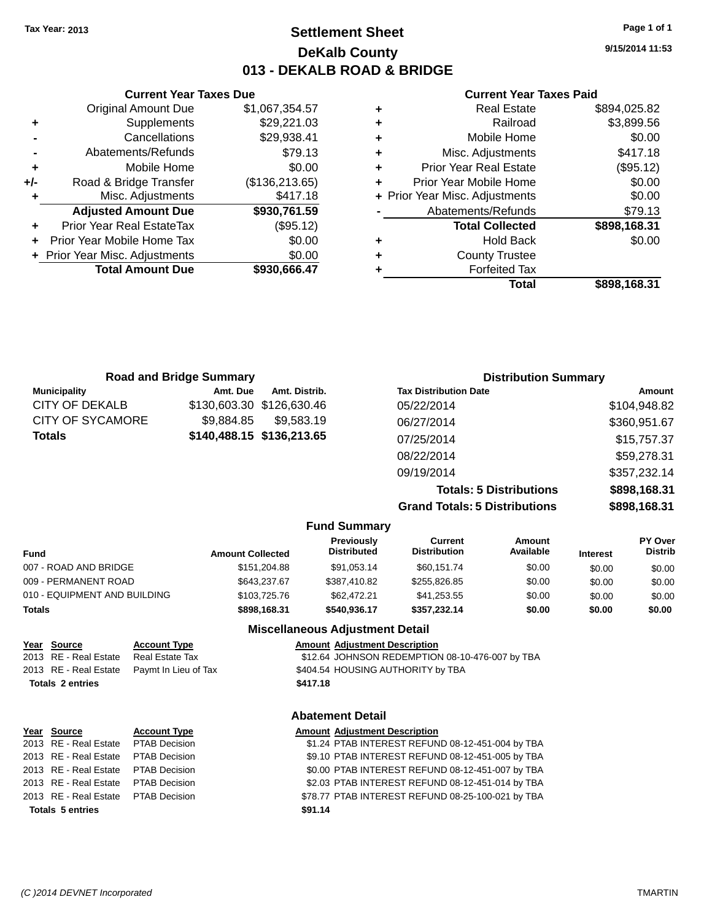Tax Year: 2013

# Settlement Sheet
## DeKalb County
## 013 - DEKALB ROAD & BRIDGE

9/15/2014 11:53

### Current Year Taxes Due

| | | |
|---|---|---|
| | Original Amount Due | $1,067,354.57 |
| + | Supplements | $29,221.03 |
| - | Cancellations | $29,938.41 |
| - | Abatements/Refunds | $79.13 |
| + | Mobile Home | $0.00 |
| +/- | Road & Bridge Transfer | ($136,213.65) |
| + | Misc. Adjustments | $417.18 |
| | **Adjusted Amount Due** | **$930,761.59** |
| + | Prior Year Real EstateTax | ($95.12) |
| + | Prior Year Mobile Home Tax | $0.00 |
| + | Prior Year Misc. Adjustments | $0.00 |
| | **Total Amount Due** | **$930,666.47** |

### Current Year Taxes Paid

| | | |
|---|---|---|
| + | Real Estate | $894,025.82 |
| + | Railroad | $3,899.56 |
| + | Mobile Home | $0.00 |
| + | Misc. Adjustments | $417.18 |
| + | Prior Year Real Estate | ($95.12) |
| + | Prior Year Mobile Home | $0.00 |
| + | Prior Year Misc. Adjustments | $0.00 |
| - | Abatements/Refunds | $79.13 |
| | **Total Collected** | **$898,168.31** |
| + | Hold Back | $0.00 |
| + | County Trustee | |
| + | Forfeited Tax | |
| | **Total** | **$898,168.31** |

### Road and Bridge Summary

| Municipality | Amt. Due | Amt. Distrib. |
|---|---|---|
| CITY OF DEKALB | $130,603.30 | $126,630.46 |
| CITY OF SYCAMORE | $9,884.85 | $9,583.19 |
| **Totals** | **$140,488.15** | **$136,213.65** |

### Distribution Summary

| Tax Distribution Date | Amount |
|---|---|
| 05/22/2014 | $104,948.82 |
| 06/27/2014 | $360,951.67 |
| 07/25/2014 | $15,757.37 |
| 08/22/2014 | $59,278.31 |
| 09/19/2014 | $357,232.14 |
| **Totals: 5 Distributions** | **$898,168.31** |
| **Grand Totals: 5 Distributions** | **$898,168.31** |

### Fund Summary

| Fund | Amount Collected | Previously Distributed | Current Distribution | Amount Available | Interest | PY Over Distrib |
|---|---|---|---|---|---|---|
| 007 - ROAD AND BRIDGE | $151,204.88 | $91,053.14 | $60,151.74 | $0.00 | $0.00 | $0.00 |
| 009 - PERMANENT ROAD | $643,237.67 | $387,410.82 | $255,826.85 | $0.00 | $0.00 | $0.00 |
| 010 - EQUIPMENT AND BUILDING | $103,725.76 | $62,472.21 | $41,253.55 | $0.00 | $0.00 | $0.00 |
| **Totals** | **$898,168.31** | **$540,936.17** | **$357,232.14** | **$0.00** | **$0.00** | **$0.00** |

### Miscellaneous Adjustment Detail

| Year | Source | Account Type | Amount | Adjustment Description |
|---|---|---|---|---|
| 2013 | RE - Real Estate | Real Estate Tax | $12.64 | JOHNSON REDEMPTION 08-10-476-007 by TBA |
| 2013 | RE - Real Estate | Paymt In Lieu of Tax | $404.54 | HOUSING AUTHORITY by TBA |
| **Totals 2 entries** | | | **$417.18** | |

### Abatement Detail

| Year | Source | Account Type | Amount | Adjustment Description |
|---|---|---|---|---|
| 2013 | RE - Real Estate | PTAB Decision | $1.24 | PTAB INTEREST REFUND 08-12-451-004 by TBA |
| 2013 | RE - Real Estate | PTAB Decision | $9.10 | PTAB INTEREST REFUND 08-12-451-005 by TBA |
| 2013 | RE - Real Estate | PTAB Decision | $0.00 | PTAB INTEREST REFUND 08-12-451-007 by TBA |
| 2013 | RE - Real Estate | PTAB Decision | $2.03 | PTAB INTEREST REFUND 08-12-451-014 by TBA |
| 2013 | RE - Real Estate | PTAB Decision | $78.77 | PTAB INTEREST REFUND 08-25-100-021 by TBA |
| **Totals 5 entries** | | | **$91.14** | |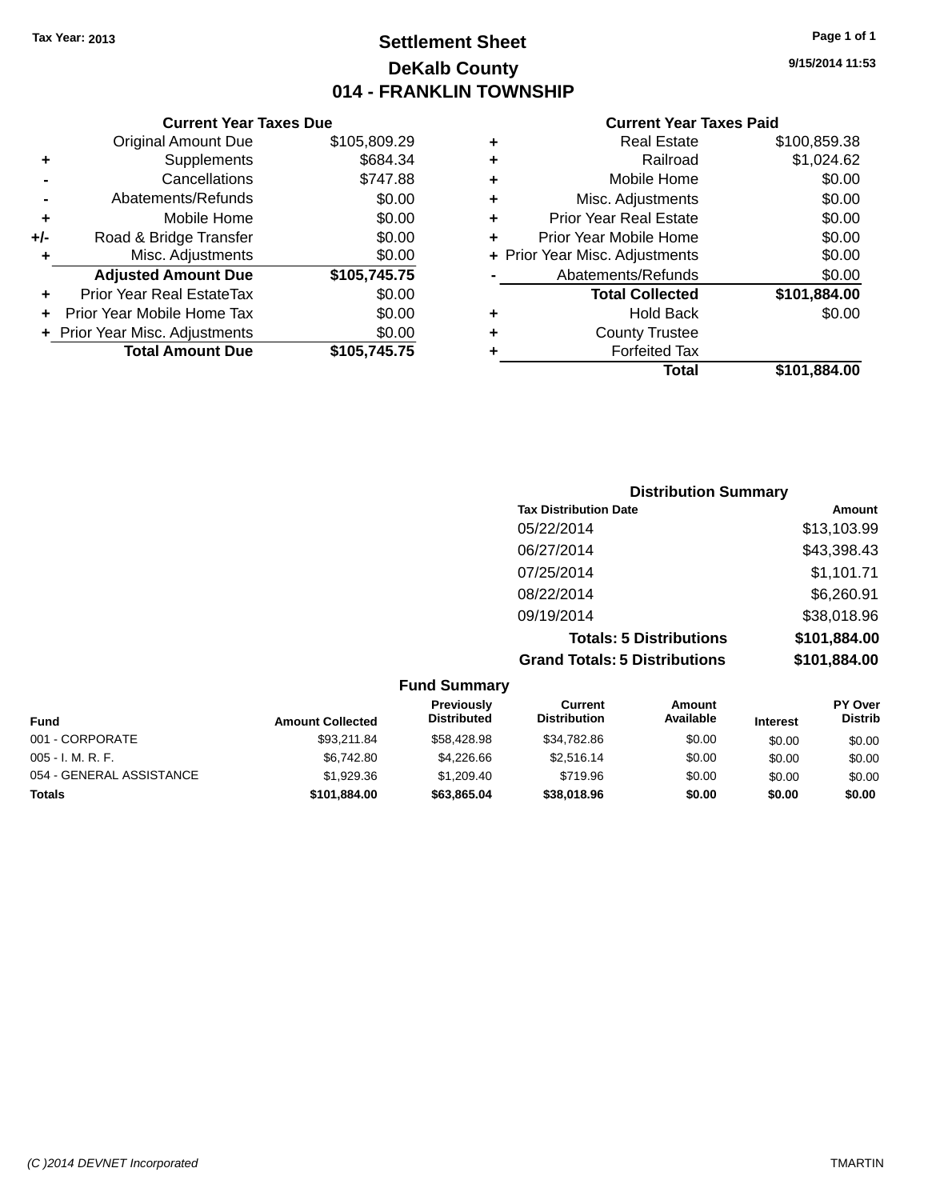Tax Year: 2013

# Settlement Sheet

## DeKalb County

## 014 - FRANKLIN TOWNSHIP

9/15/2014 11:53

### Current Year Taxes Due

| | | |
|---|---|---|
| | Original Amount Due | $105,809.29 |
| + | Supplements | $684.34 |
| - | Cancellations | $747.88 |
| - | Abatements/Refunds | $0.00 |
| + | Mobile Home | $0.00 |
| +/- | Road & Bridge Transfer | $0.00 |
| + | Misc. Adjustments | $0.00 |
| | **Adjusted Amount Due** | **$105,745.75** |
| + | Prior Year Real EstateTax | $0.00 |
| + | Prior Year Mobile Home Tax | $0.00 |
| + | Prior Year Misc. Adjustments | $0.00 |
| | **Total Amount Due** | **$105,745.75** |

### Current Year Taxes Paid

| | | |
|---|---|---|
| + | Real Estate | $100,859.38 |
| + | Railroad | $1,024.62 |
| + | Mobile Home | $0.00 |
| + | Misc. Adjustments | $0.00 |
| + | Prior Year Real Estate | $0.00 |
| + | Prior Year Mobile Home | $0.00 |
| + | Prior Year Misc. Adjustments | $0.00 |
| - | Abatements/Refunds | $0.00 |
| | **Total Collected** | **$101,884.00** |
| + | Hold Back | $0.00 |
| + | County Trustee | |
| + | Forfeited Tax | |
| | **Total** | **$101,884.00** |

### Distribution Summary

| Tax Distribution Date | Amount |
|---|---|
| 05/22/2014 | $13,103.99 |
| 06/27/2014 | $43,398.43 |
| 07/25/2014 | $1,101.71 |
| 08/22/2014 | $6,260.91 |
| 09/19/2014 | $38,018.96 |
| **Totals: 5 Distributions** | **$101,884.00** |
| **Grand Totals: 5 Distributions** | **$101,884.00** |

### Fund Summary

| Fund | Amount Collected | Previously Distributed | Current Distribution | Amount Available | Interest | PY Over Distrib |
|---|---|---|---|---|---|---|
| 001 - CORPORATE | $93,211.84 | $58,428.98 | $34,782.86 | $0.00 | $0.00 | $0.00 |
| 005 - I. M. R. F. | $6,742.80 | $4,226.66 | $2,516.14 | $0.00 | $0.00 | $0.00 |
| 054 - GENERAL ASSISTANCE | $1,929.36 | $1,209.40 | $719.96 | $0.00 | $0.00 | $0.00 |
| **Totals** | **$101,884.00** | **$63,865.04** | **$38,018.96** | **$0.00** | **$0.00** | **$0.00** |

(C )2014 DEVNET Incorporated TMARTIN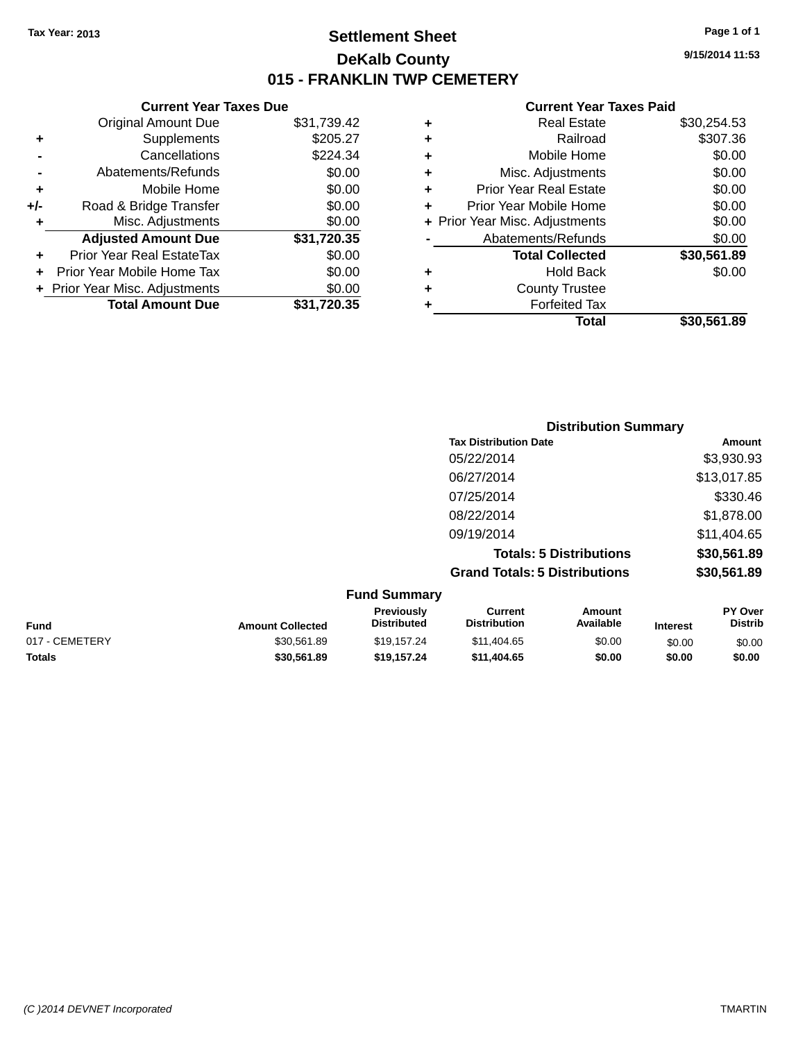Tax Year: 2013

# Settlement Sheet

## DeKalb County

## 015 - FRANKLIN TWP CEMETERY

9/15/2014 11:53

### Current Year Taxes Due

| | | |
|---|---|---|
| | Original Amount Due | $31,739.42 |
| + | Supplements | $205.27 |
| - | Cancellations | $224.34 |
| - | Abatements/Refunds | $0.00 |
| + | Mobile Home | $0.00 |
| +/- | Road & Bridge Transfer | $0.00 |
| + | Misc. Adjustments | $0.00 |
| | **Adjusted Amount Due** | **$31,720.35** |
| + | Prior Year Real EstateTax | $0.00 |
| + | Prior Year Mobile Home Tax | $0.00 |
| + | Prior Year Misc. Adjustments | $0.00 |
| | **Total Amount Due** | **$31,720.35** |

### Current Year Taxes Paid

| | | |
|---|---|---|
| + | Real Estate | $30,254.53 |
| + | Railroad | $307.36 |
| + | Mobile Home | $0.00 |
| + | Misc. Adjustments | $0.00 |
| + | Prior Year Real Estate | $0.00 |
| + | Prior Year Mobile Home | $0.00 |
| + | Prior Year Misc. Adjustments | $0.00 |
| - | Abatements/Refunds | $0.00 |
| | **Total Collected** | **$30,561.89** |
| + | Hold Back | $0.00 |
| + | County Trustee | |
| + | Forfeited Tax | |
| | **Total** | **$30,561.89** |

### Distribution Summary

| Tax Distribution Date | Amount |
|---|---|
| 05/22/2014 | $3,930.93 |
| 06/27/2014 | $13,017.85 |
| 07/25/2014 | $330.46 |
| 08/22/2014 | $1,878.00 |
| 09/19/2014 | $11,404.65 |
| **Totals: 5 Distributions** | **$30,561.89** |
| **Grand Totals: 5 Distributions** | **$30,561.89** |

### Fund Summary

| Fund | Amount Collected | Previously Distributed | Current Distribution | Amount Available | Interest | PY Over Distrib |
|---|---|---|---|---|---|---|
| 017 - CEMETERY | $30,561.89 | $19,157.24 | $11,404.65 | $0.00 | $0.00 | $0.00 |
| **Totals** | **$30,561.89** | **$19,157.24** | **$11,404.65** | **$0.00** | **$0.00** | **$0.00** |

(C )2014 DEVNET Incorporated TMARTIN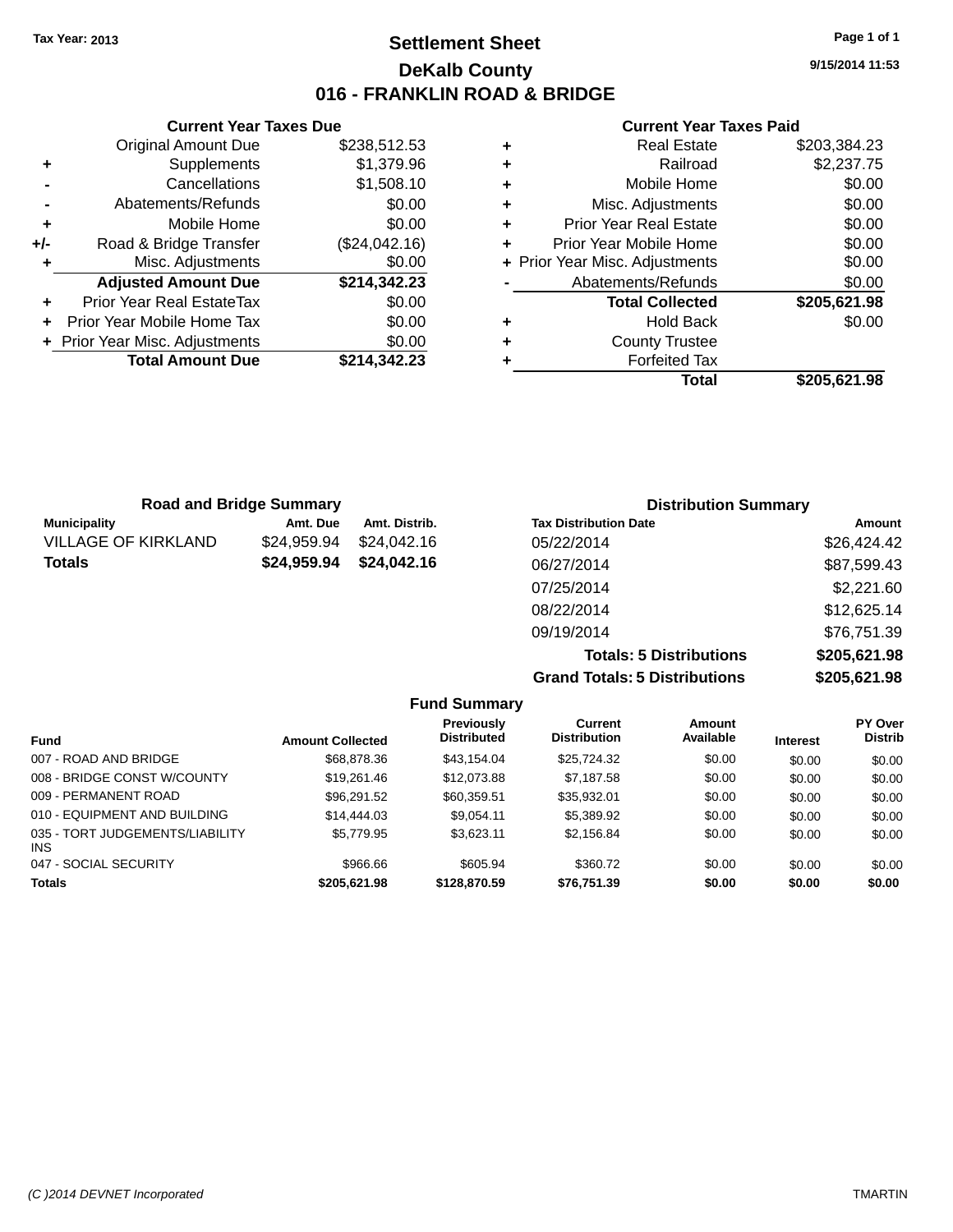Tax Year: 2013

# Settlement Sheet

## DeKalb County

## 016 - FRANKLIN ROAD & BRIDGE

9/15/2014 11:53

### Current Year Taxes Due

| | | |
|---|---|---|
| | Original Amount Due | $238,512.53 |
| + | Supplements | $1,379.96 |
| - | Cancellations | $1,508.10 |
| - | Abatements/Refunds | $0.00 |
| + | Mobile Home | $0.00 |
| +/- | Road & Bridge Transfer | ($24,042.16) |
| + | Misc. Adjustments | $0.00 |
| | **Adjusted Amount Due** | **$214,342.23** |
| + | Prior Year Real EstateTax | $0.00 |
| + | Prior Year Mobile Home Tax | $0.00 |
| + | Prior Year Misc. Adjustments | $0.00 |
| | **Total Amount Due** | **$214,342.23** |

### Current Year Taxes Paid

| | | |
|---|---|---|
| + | Real Estate | $203,384.23 |
| + | Railroad | $2,237.75 |
| + | Mobile Home | $0.00 |
| + | Misc. Adjustments | $0.00 |
| + | Prior Year Real Estate | $0.00 |
| + | Prior Year Mobile Home | $0.00 |
| + | Prior Year Misc. Adjustments | $0.00 |
| - | Abatements/Refunds | $0.00 |
| | **Total Collected** | **$205,621.98** |
| + | Hold Back | $0.00 |
| + | County Trustee | |
| + | Forfeited Tax | |
| | **Total** | **$205,621.98** |

### Road and Bridge Summary

| Municipality | Amt. Due | Amt. Distrib. |
|---|---|---|
| VILLAGE OF KIRKLAND | $24,959.94 | $24,042.16 |
| **Totals** | **$24,959.94** | **$24,042.16** |

### Distribution Summary

| Tax Distribution Date | Amount |
|---|---|
| 05/22/2014 | $26,424.42 |
| 06/27/2014 | $87,599.43 |
| 07/25/2014 | $2,221.60 |
| 08/22/2014 | $12,625.14 |
| 09/19/2014 | $76,751.39 |
| **Totals: 5 Distributions** | **$205,621.98** |
| **Grand Totals: 5 Distributions** | **$205,621.98** |

### Fund Summary

| Fund | Amount Collected | Previously Distributed | Current Distribution | Amount Available | Interest | PY Over Distrib |
|---|---|---|---|---|---|---|
| 007 - ROAD AND BRIDGE | $68,878.36 | $43,154.04 | $25,724.32 | $0.00 | $0.00 | $0.00 |
| 008 - BRIDGE CONST W/COUNTY | $19,261.46 | $12,073.88 | $7,187.58 | $0.00 | $0.00 | $0.00 |
| 009 - PERMANENT ROAD | $96,291.52 | $60,359.51 | $35,932.01 | $0.00 | $0.00 | $0.00 |
| 010 - EQUIPMENT AND BUILDING | $14,444.03 | $9,054.11 | $5,389.92 | $0.00 | $0.00 | $0.00 |
| 035 - TORT JUDGEMENTS/LIABILITY INS | $5,779.95 | $3,623.11 | $2,156.84 | $0.00 | $0.00 | $0.00 |
| 047 - SOCIAL SECURITY | $966.66 | $605.94 | $360.72 | $0.00 | $0.00 | $0.00 |
| **Totals** | **$205,621.98** | **$128,870.59** | **$76,751.39** | **$0.00** | **$0.00** | **$0.00** |

(C )2014 DEVNET Incorporated TMARTIN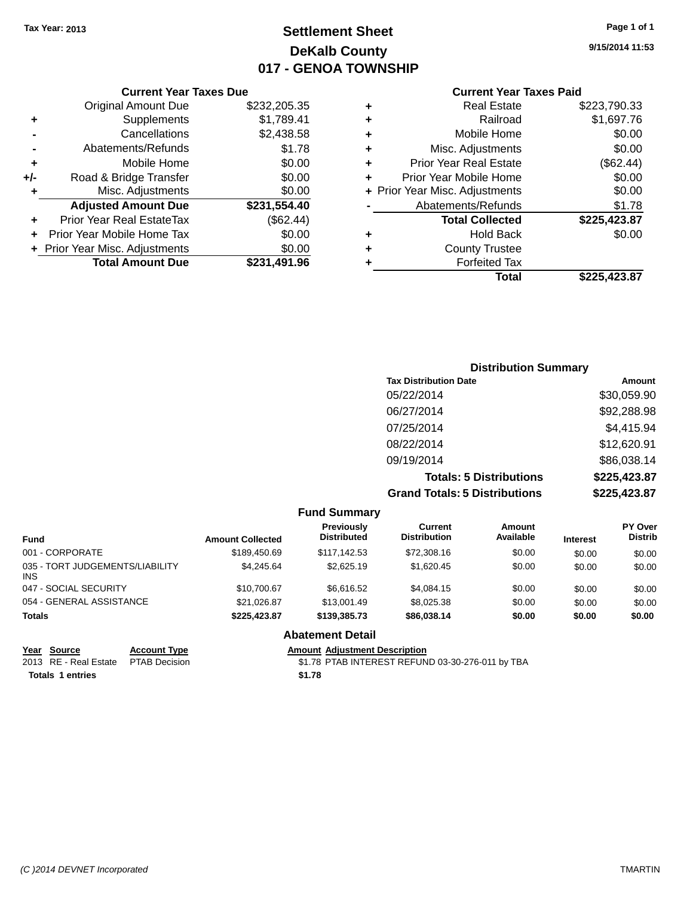Tax Year: 2013

# Settlement Sheet
## DeKalb County
## 017 - GENOA TOWNSHIP

9/15/2014 11:53

### Current Year Taxes Due

| | | |
|---|---|---|
| | Original Amount Due | $232,205.35 |
| + | Supplements | $1,789.41 |
| - | Cancellations | $2,438.58 |
| - | Abatements/Refunds | $1.78 |
| + | Mobile Home | $0.00 |
| +/- | Road & Bridge Transfer | $0.00 |
| + | Misc. Adjustments | $0.00 |
| | **Adjusted Amount Due** | **$231,554.40** |
| + | Prior Year Real EstateTax | ($62.44) |
| + | Prior Year Mobile Home Tax | $0.00 |
| + | Prior Year Misc. Adjustments | $0.00 |
| | **Total Amount Due** | **$231,491.96** |

### Current Year Taxes Paid

| | | |
|---|---|---|
| + | Real Estate | $223,790.33 |
| + | Railroad | $1,697.76 |
| + | Mobile Home | $0.00 |
| + | Misc. Adjustments | $0.00 |
| + | Prior Year Real Estate | ($62.44) |
| + | Prior Year Mobile Home | $0.00 |
| + | Prior Year Misc. Adjustments | $0.00 |
| - | Abatements/Refunds | $1.78 |
| | **Total Collected** | **$225,423.87** |
| + | Hold Back | $0.00 |
| + | County Trustee | |
| + | Forfeited Tax | |
| | **Total** | **$225,423.87** |

### Distribution Summary

| Tax Distribution Date | Amount |
|---|---|
| 05/22/2014 | $30,059.90 |
| 06/27/2014 | $92,288.98 |
| 07/25/2014 | $4,415.94 |
| 08/22/2014 | $12,620.91 |
| 09/19/2014 | $86,038.14 |
| **Totals: 5 Distributions** | **$225,423.87** |
| **Grand Totals: 5 Distributions** | **$225,423.87** |

### Fund Summary

| Fund | Amount Collected | Previously Distributed | Current Distribution | Amount Available | Interest | PY Over Distrib |
|---|---|---|---|---|---|---|
| 001 - CORPORATE | $189,450.69 | $117,142.53 | $72,308.16 | $0.00 | $0.00 | $0.00 |
| 035 - TORT JUDGEMENTS/LIABILITY INS | $4,245.64 | $2,625.19 | $1,620.45 | $0.00 | $0.00 | $0.00 |
| 047 - SOCIAL SECURITY | $10,700.67 | $6,616.52 | $4,084.15 | $0.00 | $0.00 | $0.00 |
| 054 - GENERAL ASSISTANCE | $21,026.87 | $13,001.49 | $8,025.38 | $0.00 | $0.00 | $0.00 |
| **Totals** | **$225,423.87** | **$139,385.73** | **$86,038.14** | **$0.00** | **$0.00** | **$0.00** |

### Abatement Detail

| Year | Source | Account Type | Amount | Adjustment Description |
|---|---|---|---|---|
| 2013 | RE - Real Estate | PTAB Decision | $1.78 | PTAB INTEREST REFUND 03-30-276-011 by TBA |
| **Totals 1 entries** | | | **$1.78** | |

(C )2014 DEVNET Incorporated TMARTIN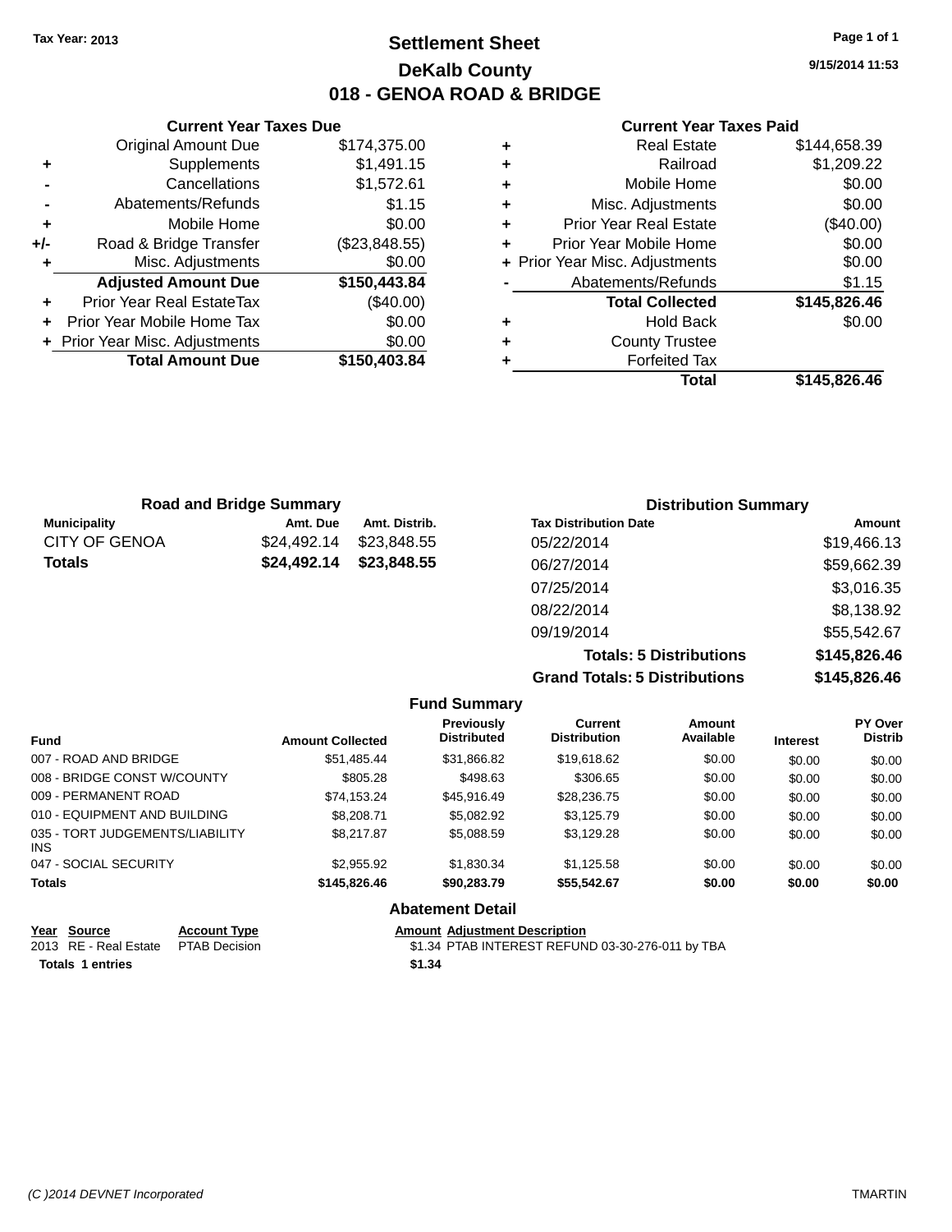**Tax Year: 2013**

# Settlement Sheet

## DeKalb County

## 018 - GENOA ROAD & BRIDGE

**9/15/2014 11:53**

### Current Year Taxes Due

| | | |
|---|---|---|
| | Original Amount Due | $174,375.00 |
| + | Supplements | $1,491.15 |
| - | Cancellations | $1,572.61 |
| - | Abatements/Refunds | $1.15 |
| + | Mobile Home | $0.00 |
| +/- | Road & Bridge Transfer | ($23,848.55) |
| + | Misc. Adjustments | $0.00 |
| | **Adjusted Amount Due** | **$150,443.84** |
| + | Prior Year Real EstateTax | ($40.00) |
| + | Prior Year Mobile Home Tax | $0.00 |
| + | Prior Year Misc. Adjustments | $0.00 |
| | **Total Amount Due** | **$150,403.84** |

### Current Year Taxes Paid

| | | |
|---|---|---|
| + | Real Estate | $144,658.39 |
| + | Railroad | $1,209.22 |
| + | Mobile Home | $0.00 |
| + | Misc. Adjustments | $0.00 |
| + | Prior Year Real Estate | ($40.00) |
| + | Prior Year Mobile Home | $0.00 |
| + | Prior Year Misc. Adjustments | $0.00 |
| - | Abatements/Refunds | $1.15 |
| | **Total Collected** | **$145,826.46** |
| + | Hold Back | $0.00 |
| + | County Trustee | |
| + | Forfeited Tax | |
| | **Total** | **$145,826.46** |

### Road and Bridge Summary

| Municipality | Amt. Due | Amt. Distrib. |
|---|---|---|
| CITY OF GENOA | $24,492.14 | $23,848.55 |
| **Totals** | **$24,492.14** | **$23,848.55** |

### Distribution Summary

| Tax Distribution Date | Amount |
|---|---|
| 05/22/2014 | $19,466.13 |
| 06/27/2014 | $59,662.39 |
| 07/25/2014 | $3,016.35 |
| 08/22/2014 | $8,138.92 |
| 09/19/2014 | $55,542.67 |
| **Totals: 5 Distributions** | **$145,826.46** |
| **Grand Totals: 5 Distributions** | **$145,826.46** |

### Fund Summary

| Fund | Amount Collected | Previously Distributed | Current Distribution | Amount Available | Interest | PY Over Distrib |
|---|---|---|---|---|---|---|
| 007 - ROAD AND BRIDGE | $51,485.44 | $31,866.82 | $19,618.62 | $0.00 | $0.00 | $0.00 |
| 008 - BRIDGE CONST W/COUNTY | $805.28 | $498.63 | $306.65 | $0.00 | $0.00 | $0.00 |
| 009 - PERMANENT ROAD | $74,153.24 | $45,916.49 | $28,236.75 | $0.00 | $0.00 | $0.00 |
| 010 - EQUIPMENT AND BUILDING | $8,208.71 | $5,082.92 | $3,125.79 | $0.00 | $0.00 | $0.00 |
| 035 - TORT JUDGEMENTS/LIABILITY INS | $8,217.87 | $5,088.59 | $3,129.28 | $0.00 | $0.00 | $0.00 |
| 047 - SOCIAL SECURITY | $2,955.92 | $1,830.34 | $1,125.58 | $0.00 | $0.00 | $0.00 |
| **Totals** | **$145,826.46** | **$90,283.79** | **$55,542.67** | **$0.00** | **$0.00** | **$0.00** |

### Abatement Detail

| Year | Source | Account Type | Amount | Adjustment Description |
|---|---|---|---|---|
| 2013 | RE - Real Estate | PTAB Decision | $1.34 | PTAB INTEREST REFUND 03-30-276-011 by TBA |
| **Totals 1 entries** | | | **$1.34** | |

(C )2014 DEVNET Incorporated TMARTIN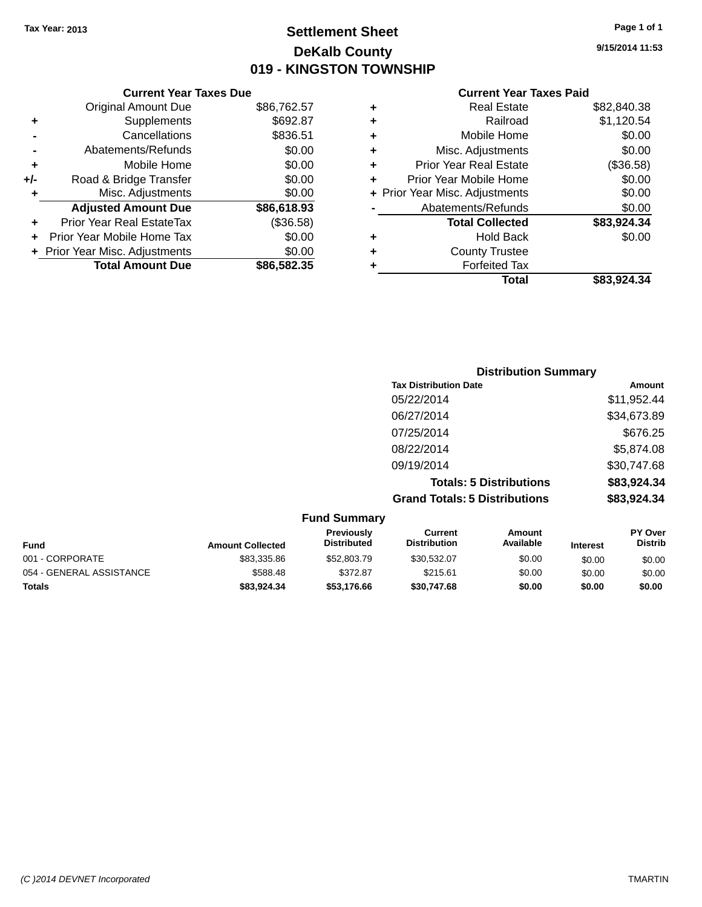Tax Year: 2013

# Settlement Sheet

## DeKalb County

## 019 - KINGSTON TOWNSHIP

9/15/2014 11:53

### Current Year Taxes Due

| | | |
|---|---|---|
| | Original Amount Due | $86,762.57 |
| + | Supplements | $692.87 |
| - | Cancellations | $836.51 |
| - | Abatements/Refunds | $0.00 |
| + | Mobile Home | $0.00 |
| +/- | Road & Bridge Transfer | $0.00 |
| + | Misc. Adjustments | $0.00 |
| | **Adjusted Amount Due** | **$86,618.93** |
| + | Prior Year Real EstateTax | ($36.58) |
| + | Prior Year Mobile Home Tax | $0.00 |
| + | Prior Year Misc. Adjustments | $0.00 |
| | **Total Amount Due** | **$86,582.35** |

### Current Year Taxes Paid

| | | |
|---|---|---|
| + | Real Estate | $82,840.38 |
| + | Railroad | $1,120.54 |
| + | Mobile Home | $0.00 |
| + | Misc. Adjustments | $0.00 |
| + | Prior Year Real Estate | ($36.58) |
| + | Prior Year Mobile Home | $0.00 |
| + | Prior Year Misc. Adjustments | $0.00 |
| - | Abatements/Refunds | $0.00 |
| | **Total Collected** | **$83,924.34** |
| + | Hold Back | $0.00 |
| + | County Trustee | |
| + | Forfeited Tax | |
| | **Total** | **$83,924.34** |

### Distribution Summary

| Tax Distribution Date | Amount |
|---|---|
| 05/22/2014 | $11,952.44 |
| 06/27/2014 | $34,673.89 |
| 07/25/2014 | $676.25 |
| 08/22/2014 | $5,874.08 |
| 09/19/2014 | $30,747.68 |
| **Totals: 5 Distributions** | **$83,924.34** |
| **Grand Totals: 5 Distributions** | **$83,924.34** |

### Fund Summary

| Fund | Amount Collected | Previously Distributed | Current Distribution | Amount Available | Interest | PY Over Distrib |
|---|---|---|---|---|---|---|
| 001 - CORPORATE | $83,335.86 | $52,803.79 | $30,532.07 | $0.00 | $0.00 | $0.00 |
| 054 - GENERAL ASSISTANCE | $588.48 | $372.87 | $215.61 | $0.00 | $0.00 | $0.00 |
| **Totals** | **$83,924.34** | **$53,176.66** | **$30,747.68** | **$0.00** | **$0.00** | **$0.00** |

(C )2014 DEVNET Incorporated TMARTIN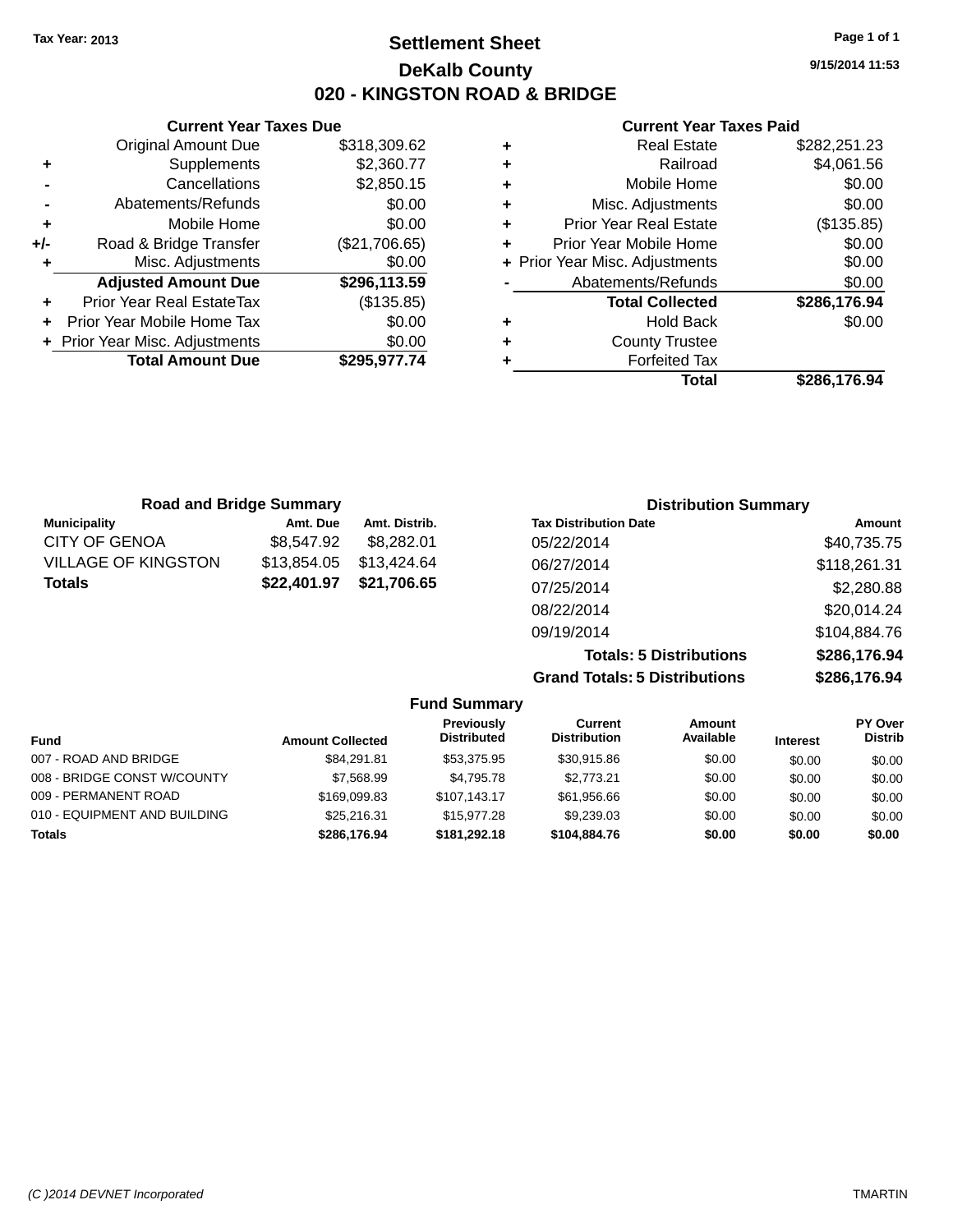Tax Year: 2013

# Settlement Sheet

## DeKalb County

## 020 - KINGSTON ROAD & BRIDGE

9/15/2014 11:53

### Current Year Taxes Due

| | | |
|---|---|---|
| | Original Amount Due | $318,309.62 |
| + | Supplements | $2,360.77 |
| - | Cancellations | $2,850.15 |
| - | Abatements/Refunds | $0.00 |
| + | Mobile Home | $0.00 |
| +/- | Road & Bridge Transfer | ($21,706.65) |
| + | Misc. Adjustments | $0.00 |
| | **Adjusted Amount Due** | **$296,113.59** |
| + | Prior Year Real EstateTax | ($135.85) |
| + | Prior Year Mobile Home Tax | $0.00 |
| + | Prior Year Misc. Adjustments | $0.00 |
| | **Total Amount Due** | **$295,977.74** |

### Current Year Taxes Paid

| | | |
|---|---|---|
| + | Real Estate | $282,251.23 |
| + | Railroad | $4,061.56 |
| + | Mobile Home | $0.00 |
| + | Misc. Adjustments | $0.00 |
| + | Prior Year Real Estate | ($135.85) |
| + | Prior Year Mobile Home | $0.00 |
| + | Prior Year Misc. Adjustments | $0.00 |
| - | Abatements/Refunds | $0.00 |
| | **Total Collected** | **$286,176.94** |
| + | Hold Back | $0.00 |
| + | County Trustee | |
| + | Forfeited Tax | |
| | **Total** | **$286,176.94** |

### Road and Bridge Summary

| Municipality | Amt. Due | Amt. Distrib. |
|---|---|---|
| CITY OF GENOA | $8,547.92 | $8,282.01 |
| VILLAGE OF KINGSTON | $13,854.05 | $13,424.64 |
| **Totals** | **$22,401.97** | **$21,706.65** |

### Distribution Summary

| Tax Distribution Date | Amount |
|---|---|
| 05/22/2014 | $40,735.75 |
| 06/27/2014 | $118,261.31 |
| 07/25/2014 | $2,280.88 |
| 08/22/2014 | $20,014.24 |
| 09/19/2014 | $104,884.76 |
| **Totals: 5 Distributions** | **$286,176.94** |
| **Grand Totals: 5 Distributions** | **$286,176.94** |

### Fund Summary

| Fund | Amount Collected | Previously Distributed | Current Distribution | Amount Available | Interest | PY Over Distrib |
|---|---|---|---|---|---|---|
| 007 - ROAD AND BRIDGE | $84,291.81 | $53,375.95 | $30,915.86 | $0.00 | $0.00 | $0.00 |
| 008 - BRIDGE CONST W/COUNTY | $7,568.99 | $4,795.78 | $2,773.21 | $0.00 | $0.00 | $0.00 |
| 009 - PERMANENT ROAD | $169,099.83 | $107,143.17 | $61,956.66 | $0.00 | $0.00 | $0.00 |
| 010 - EQUIPMENT AND BUILDING | $25,216.31 | $15,977.28 | $9,239.03 | $0.00 | $0.00 | $0.00 |
| **Totals** | **$286,176.94** | **$181,292.18** | **$104,884.76** | **$0.00** | **$0.00** | **$0.00** |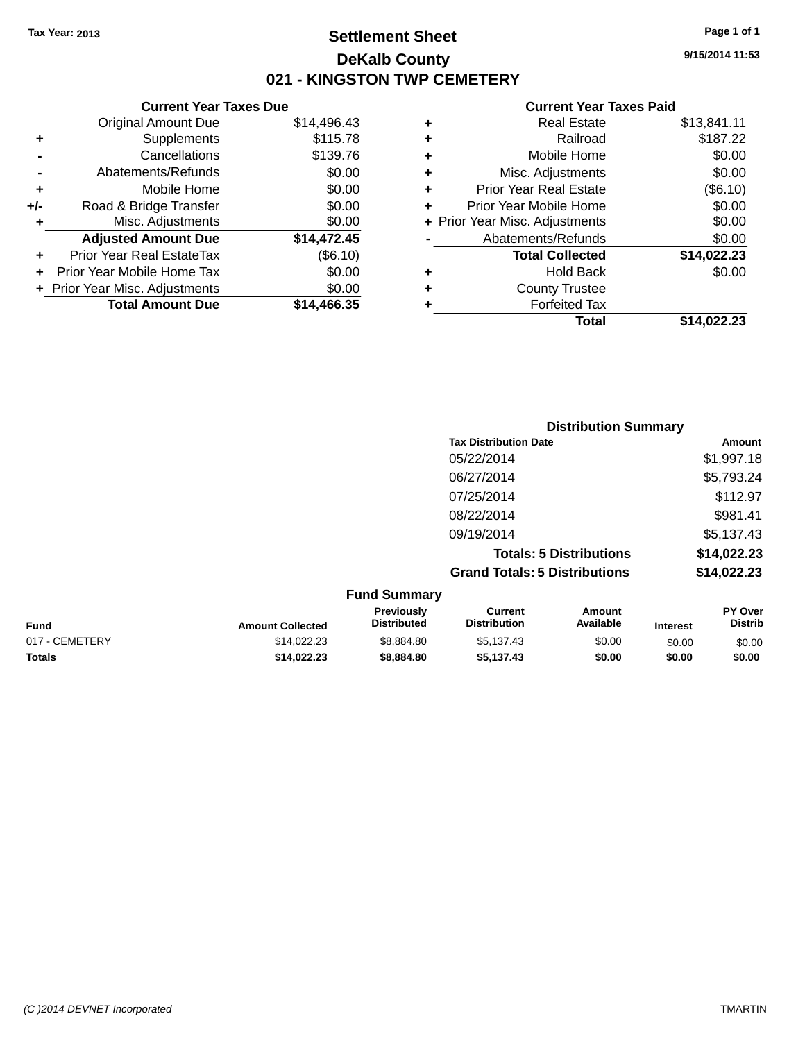Tax Year: 2013

# Settlement Sheet

## DeKalb County

## 021 - KINGSTON TWP CEMETERY

9/15/2014 11:53

### Current Year Taxes Due

| | | |
|---|---|---|
| | Original Amount Due | $14,496.43 |
| + | Supplements | $115.78 |
| - | Cancellations | $139.76 |
| - | Abatements/Refunds | $0.00 |
| + | Mobile Home | $0.00 |
| +/- | Road & Bridge Transfer | $0.00 |
| + | Misc. Adjustments | $0.00 |
| | **Adjusted Amount Due** | **$14,472.45** |
| + | Prior Year Real EstateTax | ($6.10) |
| + | Prior Year Mobile Home Tax | $0.00 |
| + | Prior Year Misc. Adjustments | $0.00 |
| | **Total Amount Due** | **$14,466.35** |

### Current Year Taxes Paid

| | | |
|---|---|---|
| + | Real Estate | $13,841.11 |
| + | Railroad | $187.22 |
| + | Mobile Home | $0.00 |
| + | Misc. Adjustments | $0.00 |
| + | Prior Year Real Estate | ($6.10) |
| + | Prior Year Mobile Home | $0.00 |
| + | Prior Year Misc. Adjustments | $0.00 |
| - | Abatements/Refunds | $0.00 |
| | **Total Collected** | **$14,022.23** |
| + | Hold Back | $0.00 |
| + | County Trustee | |
| + | Forfeited Tax | |
| | **Total** | **$14,022.23** |

### Distribution Summary

| Tax Distribution Date | Amount |
|---|---|
| 05/22/2014 | $1,997.18 |
| 06/27/2014 | $5,793.24 |
| 07/25/2014 | $112.97 |
| 08/22/2014 | $981.41 |
| 09/19/2014 | $5,137.43 |
| **Totals: 5 Distributions** | **$14,022.23** |
| **Grand Totals: 5 Distributions** | **$14,022.23** |

### Fund Summary

| Fund | Amount Collected | Previously Distributed | Current Distribution | Amount Available | Interest | PY Over Distrib |
|---|---|---|---|---|---|---|
| 017 - CEMETERY | $14,022.23 | $8,884.80 | $5,137.43 | $0.00 | $0.00 | $0.00 |
| **Totals** | **$14,022.23** | **$8,884.80** | **$5,137.43** | **$0.00** | **$0.00** | **$0.00** |

(C )2014 DEVNET Incorporated TMARTIN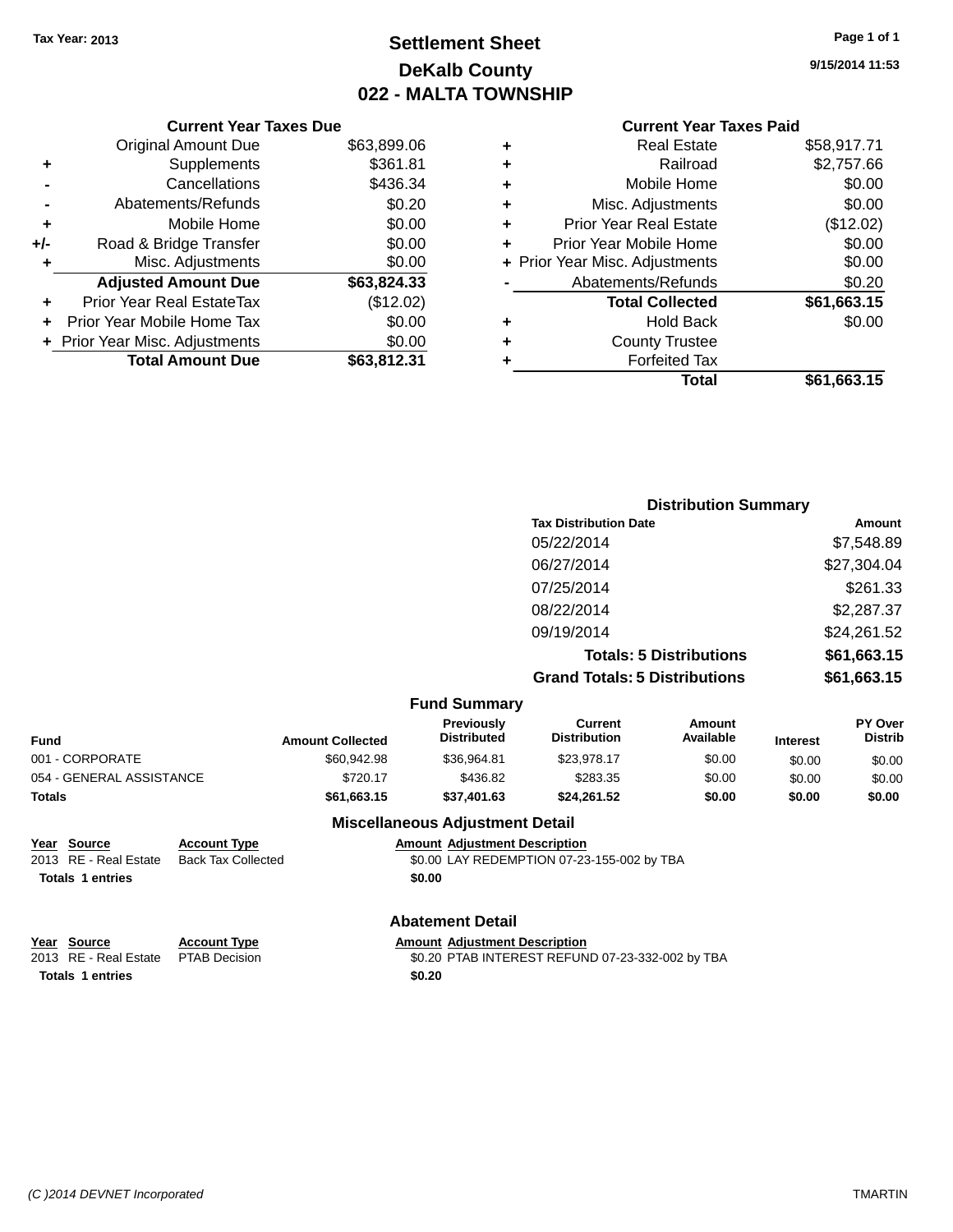Tax Year: 2013

# Settlement Sheet
## DeKalb County
## 022 - MALTA TOWNSHIP

9/15/2014 11:53

### Current Year Taxes Due

| | | |
|---|---|---|
| | Original Amount Due | $63,899.06 |
| + | Supplements | $361.81 |
| - | Cancellations | $436.34 |
| - | Abatements/Refunds | $0.20 |
| + | Mobile Home | $0.00 |
| +/- | Road & Bridge Transfer | $0.00 |
| + | Misc. Adjustments | $0.00 |
| | **Adjusted Amount Due** | **$63,824.33** |
| + | Prior Year Real EstateTax | ($12.02) |
| + | Prior Year Mobile Home Tax | $0.00 |
| + | Prior Year Misc. Adjustments | $0.00 |
| | **Total Amount Due** | **$63,812.31** |

### Current Year Taxes Paid

| | | |
|---|---|---|
| + | Real Estate | $58,917.71 |
| + | Railroad | $2,757.66 |
| + | Mobile Home | $0.00 |
| + | Misc. Adjustments | $0.00 |
| + | Prior Year Real Estate | ($12.02) |
| + | Prior Year Mobile Home | $0.00 |
| + | Prior Year Misc. Adjustments | $0.00 |
| - | Abatements/Refunds | $0.20 |
| | **Total Collected** | **$61,663.15** |
| + | Hold Back | $0.00 |
| + | County Trustee | |
| + | Forfeited Tax | |
| | **Total** | **$61,663.15** |

### Distribution Summary

| Tax Distribution Date | Amount |
|---|---|
| 05/22/2014 | $7,548.89 |
| 06/27/2014 | $27,304.04 |
| 07/25/2014 | $261.33 |
| 08/22/2014 | $2,287.37 |
| 09/19/2014 | $24,261.52 |
| **Totals: 5 Distributions** | **$61,663.15** |
| **Grand Totals: 5 Distributions** | **$61,663.15** |

### Fund Summary

| Fund | Amount Collected | Previously Distributed | Current Distribution | Amount Available | Interest | PY Over Distrib |
|---|---|---|---|---|---|---|
| 001 - CORPORATE | $60,942.98 | $36,964.81 | $23,978.17 | $0.00 | $0.00 | $0.00 |
| 054 - GENERAL ASSISTANCE | $720.17 | $436.82 | $283.35 | $0.00 | $0.00 | $0.00 |
| **Totals** | **$61,663.15** | **$37,401.63** | **$24,261.52** | **$0.00** | **$0.00** | **$0.00** |

### Miscellaneous Adjustment Detail

| Year | Source | Account Type | Amount | Adjustment Description |
|---|---|---|---|---|
| 2013 | RE - Real Estate | Back Tax Collected | $0.00 | LAY REDEMPTION 07-23-155-002 by TBA |
| **Totals** | **1 entries** | | **$0.00** | |

### Abatement Detail

| Year | Source | Account Type | Amount | Adjustment Description |
|---|---|---|---|---|
| 2013 | RE - Real Estate | PTAB Decision | $0.20 | PTAB INTEREST REFUND 07-23-332-002 by TBA |
| **Totals** | **1 entries** | | **$0.20** | |

(C )2014 DEVNET Incorporated TMARTIN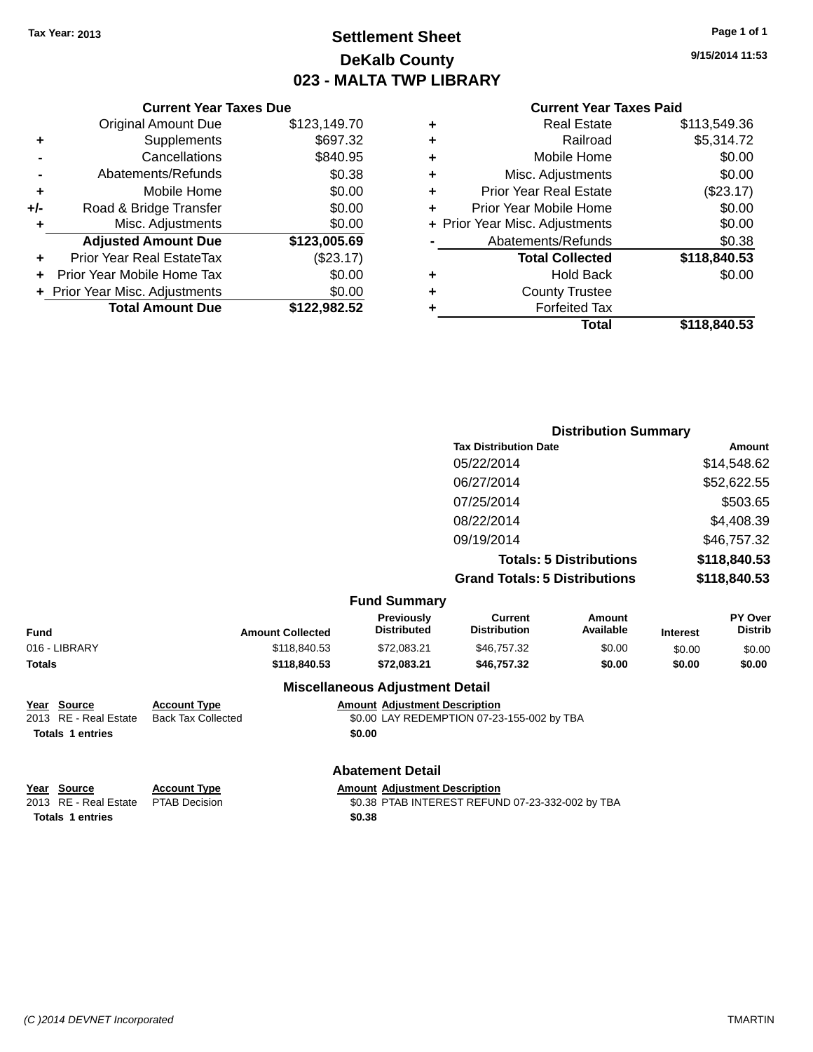Tax Year: 2013

# Settlement Sheet
## DeKalb County
## 023 - MALTA TWP LIBRARY

9/15/2014 11:53

### Current Year Taxes Due

| | | |
|---|---|---|
| | Original Amount Due | $123,149.70 |
| + | Supplements | $697.32 |
| - | Cancellations | $840.95 |
| - | Abatements/Refunds | $0.38 |
| + | Mobile Home | $0.00 |
| +/- | Road & Bridge Transfer | $0.00 |
| + | Misc. Adjustments | $0.00 |
| | **Adjusted Amount Due** | **$123,005.69** |
| + | Prior Year Real EstateTax | ($23.17) |
| + | Prior Year Mobile Home Tax | $0.00 |
| + | Prior Year Misc. Adjustments | $0.00 |
| | **Total Amount Due** | **$122,982.52** |

### Current Year Taxes Paid

| | | |
|---|---|---|
| + | Real Estate | $113,549.36 |
| + | Railroad | $5,314.72 |
| + | Mobile Home | $0.00 |
| + | Misc. Adjustments | $0.00 |
| + | Prior Year Real Estate | ($23.17) |
| + | Prior Year Mobile Home | $0.00 |
| + | Prior Year Misc. Adjustments | $0.00 |
| - | Abatements/Refunds | $0.38 |
| | **Total Collected** | **$118,840.53** |
| + | Hold Back | $0.00 |
| + | County Trustee | |
| + | Forfeited Tax | |
| | **Total** | **$118,840.53** |

### Distribution Summary

| Tax Distribution Date | Amount |
|---|---|
| 05/22/2014 | $14,548.62 |
| 06/27/2014 | $52,622.55 |
| 07/25/2014 | $503.65 |
| 08/22/2014 | $4,408.39 |
| 09/19/2014 | $46,757.32 |
| **Totals: 5 Distributions** | **$118,840.53** |
| **Grand Totals: 5 Distributions** | **$118,840.53** |

### Fund Summary

| Fund | Amount Collected | Previously Distributed | Current Distribution | Amount Available | Interest | PY Over Distrib |
|---|---|---|---|---|---|---|
| 016 - LIBRARY | $118,840.53 | $72,083.21 | $46,757.32 | $0.00 | $0.00 | $0.00 |
| **Totals** | **$118,840.53** | **$72,083.21** | **$46,757.32** | **$0.00** | **$0.00** | **$0.00** |

### Miscellaneous Adjustment Detail

| Year | Source | Account Type | Amount | Adjustment Description |
|---|---|---|---|---|
| 2013 | RE - Real Estate | Back Tax Collected | $0.00 | LAY REDEMPTION 07-23-155-002 by TBA |
| **Totals** | **1 entries** | | **$0.00** | |

### Abatement Detail

| Year | Source | Account Type | Amount | Adjustment Description |
|---|---|---|---|---|
| 2013 | RE - Real Estate | PTAB Decision | $0.38 | PTAB INTEREST REFUND 07-23-332-002 by TBA |
| **Totals** | **1 entries** | | **$0.38** | |

(C )2014 DEVNET Incorporated — TMARTIN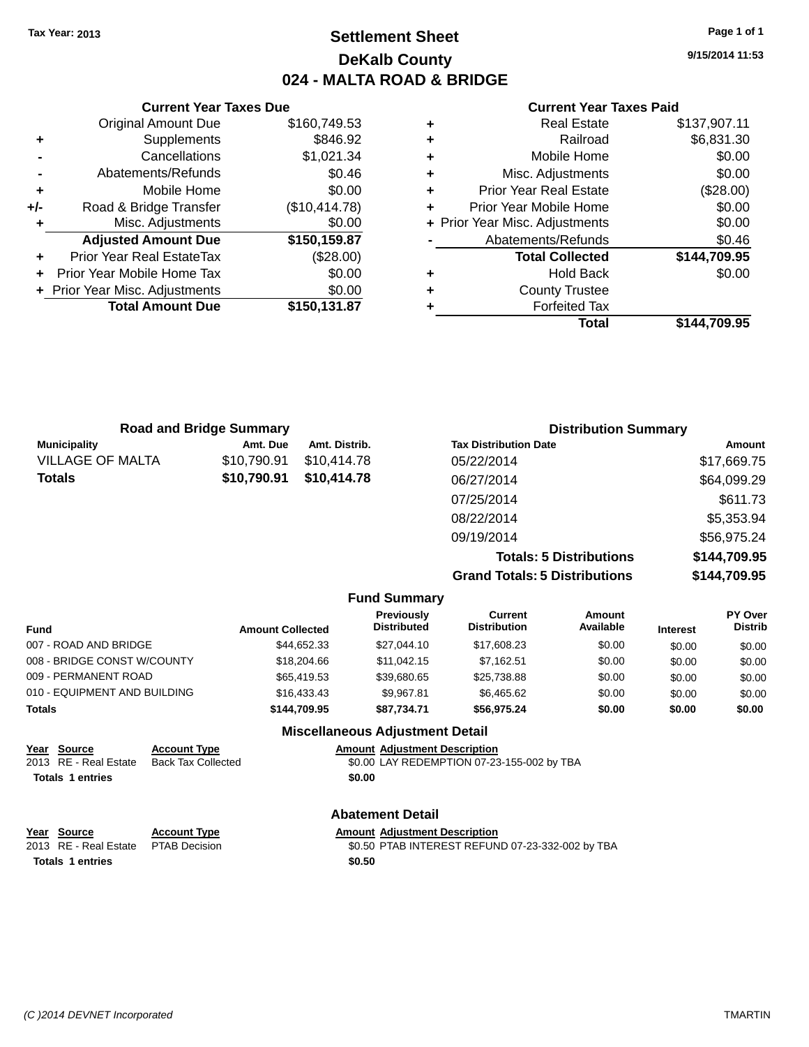Tax Year: 2013

# Settlement Sheet
## DeKalb County
## 024 - MALTA ROAD & BRIDGE

9/15/2014 11:53

### Current Year Taxes Due

| | | |
|---|---|---|
| | Original Amount Due | $160,749.53 |
| + | Supplements | $846.92 |
| - | Cancellations | $1,021.34 |
| - | Abatements/Refunds | $0.46 |
| + | Mobile Home | $0.00 |
| +/- | Road & Bridge Transfer | ($10,414.78) |
| + | Misc. Adjustments | $0.00 |
| | **Adjusted Amount Due** | **$150,159.87** |
| + | Prior Year Real EstateTax | ($28.00) |
| + | Prior Year Mobile Home Tax | $0.00 |
| + | Prior Year Misc. Adjustments | $0.00 |
| | **Total Amount Due** | **$150,131.87** |

### Current Year Taxes Paid

| | | |
|---|---|---|
| + | Real Estate | $137,907.11 |
| + | Railroad | $6,831.30 |
| + | Mobile Home | $0.00 |
| + | Misc. Adjustments | $0.00 |
| + | Prior Year Real Estate | ($28.00) |
| + | Prior Year Mobile Home | $0.00 |
| + | Prior Year Misc. Adjustments | $0.00 |
| - | Abatements/Refunds | $0.46 |
| | **Total Collected** | **$144,709.95** |
| + | Hold Back | $0.00 |
| + | County Trustee | |
| + | Forfeited Tax | |
| | **Total** | **$144,709.95** |

### Road and Bridge Summary

| Municipality | Amt. Due | Amt. Distrib. |
|---|---|---|
| VILLAGE OF MALTA | $10,790.91 | $10,414.78 |
| **Totals** | **$10,790.91** | **$10,414.78** |

### Distribution Summary

| Tax Distribution Date | Amount |
|---|---|
| 05/22/2014 | $17,669.75 |
| 06/27/2014 | $64,099.29 |
| 07/25/2014 | $611.73 |
| 08/22/2014 | $5,353.94 |
| 09/19/2014 | $56,975.24 |
| **Totals: 5 Distributions** | **$144,709.95** |
| **Grand Totals: 5 Distributions** | **$144,709.95** |

### Fund Summary

| Fund | Amount Collected | Previously Distributed | Current Distribution | Amount Available | Interest | PY Over Distrib |
|---|---|---|---|---|---|---|
| 007 - ROAD AND BRIDGE | $44,652.33 | $27,044.10 | $17,608.23 | $0.00 | $0.00 | $0.00 |
| 008 - BRIDGE CONST W/COUNTY | $18,204.66 | $11,042.15 | $7,162.51 | $0.00 | $0.00 | $0.00 |
| 009 - PERMANENT ROAD | $65,419.53 | $39,680.65 | $25,738.88 | $0.00 | $0.00 | $0.00 |
| 010 - EQUIPMENT AND BUILDING | $16,433.43 | $9,967.81 | $6,465.62 | $0.00 | $0.00 | $0.00 |
| **Totals** | **$144,709.95** | **$87,734.71** | **$56,975.24** | **$0.00** | **$0.00** | **$0.00** |

### Miscellaneous Adjustment Detail

| Year | Source | Account Type | Amount | Adjustment Description |
|---|---|---|---|---|
| 2013 | RE - Real Estate | Back Tax Collected | $0.00 | LAY REDEMPTION 07-23-155-002 by TBA |
| **Totals** | **1 entries** | | **$0.00** | |

### Abatement Detail

| Year | Source | Account Type | Amount | Adjustment Description |
|---|---|---|---|---|
| 2013 | RE - Real Estate | PTAB Decision | $0.50 | PTAB INTEREST REFUND 07-23-332-002 by TBA |
| **Totals** | **1 entries** | | **$0.50** | |

(C )2014 DEVNET Incorporated TMARTIN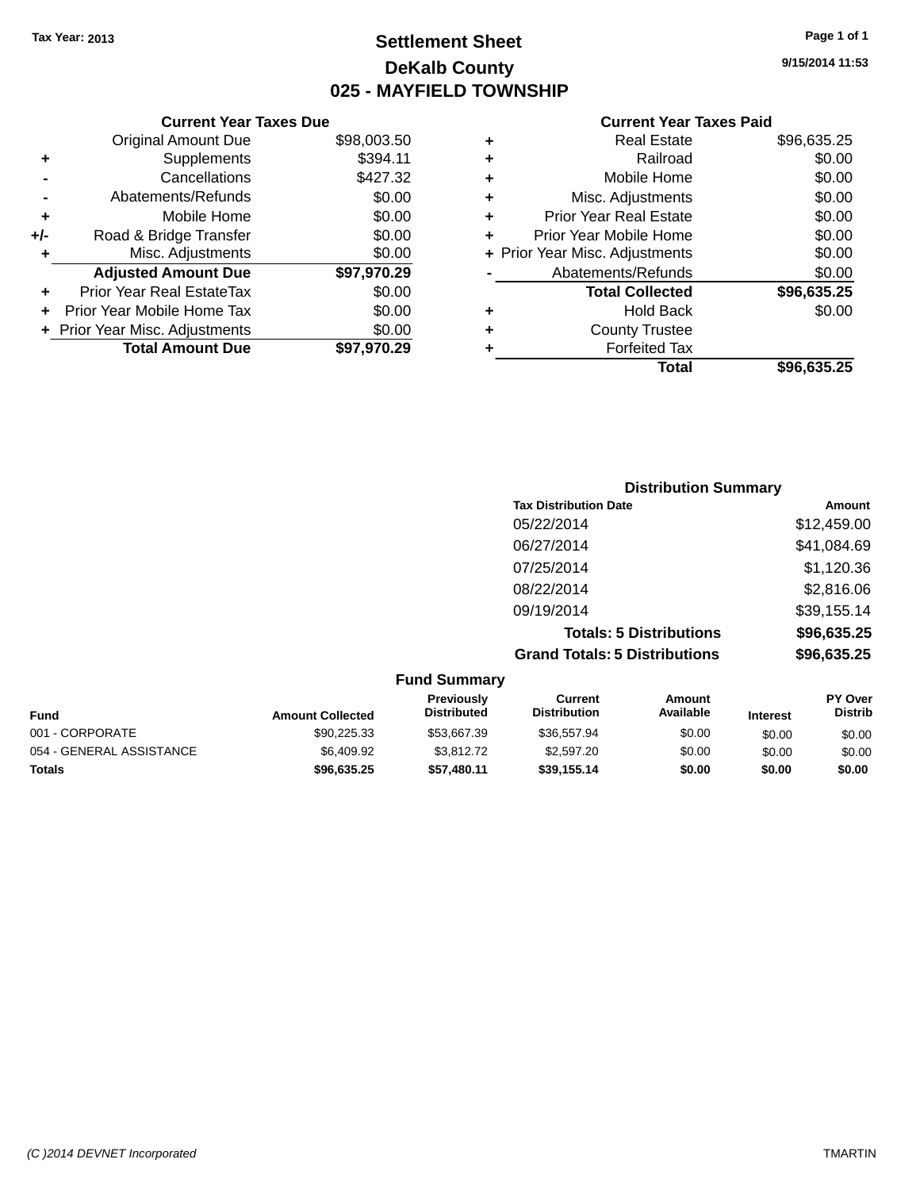Tax Year: 2013

# Settlement Sheet

## DeKalb County

## 025 - MAYFIELD TOWNSHIP

9/15/2014 11:53

### Current Year Taxes Due

| | | |
|---|---|---|
| | Original Amount Due | $98,003.50 |
| + | Supplements | $394.11 |
| - | Cancellations | $427.32 |
| - | Abatements/Refunds | $0.00 |
| + | Mobile Home | $0.00 |
| +/- | Road & Bridge Transfer | $0.00 |
| + | Misc. Adjustments | $0.00 |
| | **Adjusted Amount Due** | **$97,970.29** |
| + | Prior Year Real EstateTax | $0.00 |
| + | Prior Year Mobile Home Tax | $0.00 |
| + | Prior Year Misc. Adjustments | $0.00 |
| | **Total Amount Due** | **$97,970.29** |

### Current Year Taxes Paid

| | | |
|---|---|---|
| + | Real Estate | $96,635.25 |
| + | Railroad | $0.00 |
| + | Mobile Home | $0.00 |
| + | Misc. Adjustments | $0.00 |
| + | Prior Year Real Estate | $0.00 |
| + | Prior Year Mobile Home | $0.00 |
| + | Prior Year Misc. Adjustments | $0.00 |
| - | Abatements/Refunds | $0.00 |
| | **Total Collected** | **$96,635.25** |
| + | Hold Back | $0.00 |
| + | County Trustee | |
| + | Forfeited Tax | |
| | **Total** | **$96,635.25** |

### Distribution Summary

| Tax Distribution Date | Amount |
|---|---|
| 05/22/2014 | $12,459.00 |
| 06/27/2014 | $41,084.69 |
| 07/25/2014 | $1,120.36 |
| 08/22/2014 | $2,816.06 |
| 09/19/2014 | $39,155.14 |
| **Totals: 5 Distributions** | **$96,635.25** |
| **Grand Totals: 5 Distributions** | **$96,635.25** |

### Fund Summary

| Fund | Amount Collected | Previously Distributed | Current Distribution | Amount Available | Interest | PY Over Distrib |
|---|---|---|---|---|---|---|
| 001 - CORPORATE | $90,225.33 | $53,667.39 | $36,557.94 | $0.00 | $0.00 | $0.00 |
| 054 - GENERAL ASSISTANCE | $6,409.92 | $3,812.72 | $2,597.20 | $0.00 | $0.00 | $0.00 |
| **Totals** | **$96,635.25** | **$57,480.11** | **$39,155.14** | **$0.00** | **$0.00** | **$0.00** |

(C )2014 DEVNET Incorporated TMARTIN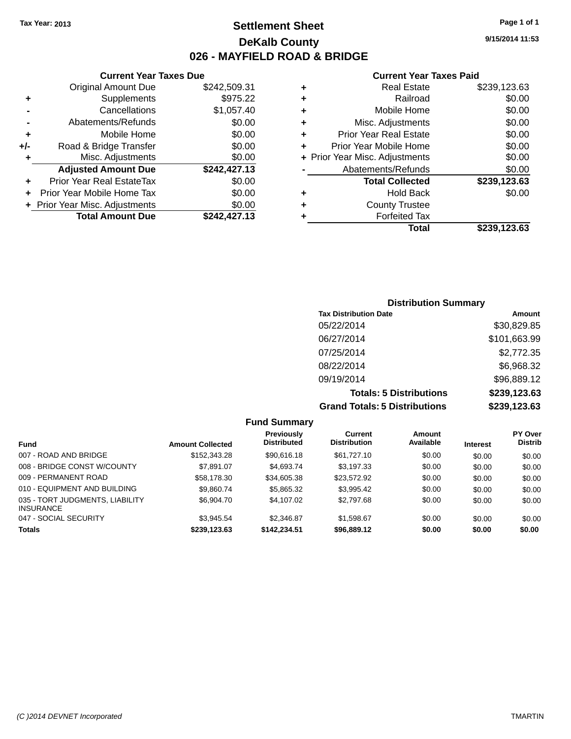Tax Year: 2013

# Settlement Sheet

## DeKalb County

## 026 - MAYFIELD ROAD & BRIDGE

9/15/2014 11:53

### Current Year Taxes Due

| | | |
|---|---|---|
| | Original Amount Due | $242,509.31 |
| + | Supplements | $975.22 |
| - | Cancellations | $1,057.40 |
| - | Abatements/Refunds | $0.00 |
| + | Mobile Home | $0.00 |
| +/- | Road & Bridge Transfer | $0.00 |
| + | Misc. Adjustments | $0.00 |
| | **Adjusted Amount Due** | **$242,427.13** |
| + | Prior Year Real EstateTax | $0.00 |
| + | Prior Year Mobile Home Tax | $0.00 |
| + | Prior Year Misc. Adjustments | $0.00 |
| | **Total Amount Due** | **$242,427.13** |

### Current Year Taxes Paid

| | | |
|---|---|---|
| + | Real Estate | $239,123.63 |
| + | Railroad | $0.00 |
| + | Mobile Home | $0.00 |
| + | Misc. Adjustments | $0.00 |
| + | Prior Year Real Estate | $0.00 |
| + | Prior Year Mobile Home | $0.00 |
| + | Prior Year Misc. Adjustments | $0.00 |
| - | Abatements/Refunds | $0.00 |
| | **Total Collected** | **$239,123.63** |
| + | Hold Back | $0.00 |
| + | County Trustee | |
| + | Forfeited Tax | |
| | **Total** | **$239,123.63** |

### Distribution Summary

| Tax Distribution Date | Amount |
|---|---|
| 05/22/2014 | $30,829.85 |
| 06/27/2014 | $101,663.99 |
| 07/25/2014 | $2,772.35 |
| 08/22/2014 | $6,968.32 |
| 09/19/2014 | $96,889.12 |
| **Totals: 5 Distributions** | **$239,123.63** |
| **Grand Totals: 5 Distributions** | **$239,123.63** |

### Fund Summary

| Fund | Amount Collected | Previously Distributed | Current Distribution | Amount Available | Interest | PY Over Distrib |
|---|---|---|---|---|---|---|
| 007 - ROAD AND BRIDGE | $152,343.28 | $90,616.18 | $61,727.10 | $0.00 | $0.00 | $0.00 |
| 008 - BRIDGE CONST W/COUNTY | $7,891.07 | $4,693.74 | $3,197.33 | $0.00 | $0.00 | $0.00 |
| 009 - PERMANENT ROAD | $58,178.30 | $34,605.38 | $23,572.92 | $0.00 | $0.00 | $0.00 |
| 010 - EQUIPMENT AND BUILDING | $9,860.74 | $5,865.32 | $3,995.42 | $0.00 | $0.00 | $0.00 |
| 035 - TORT JUDGMENTS, LIABILITY INSURANCE | $6,904.70 | $4,107.02 | $2,797.68 | $0.00 | $0.00 | $0.00 |
| 047 - SOCIAL SECURITY | $3,945.54 | $2,346.87 | $1,598.67 | $0.00 | $0.00 | $0.00 |
| **Totals** | **$239,123.63** | **$142,234.51** | **$96,889.12** | **$0.00** | **$0.00** | **$0.00** |

(C )2014 DEVNET Incorporated TMARTIN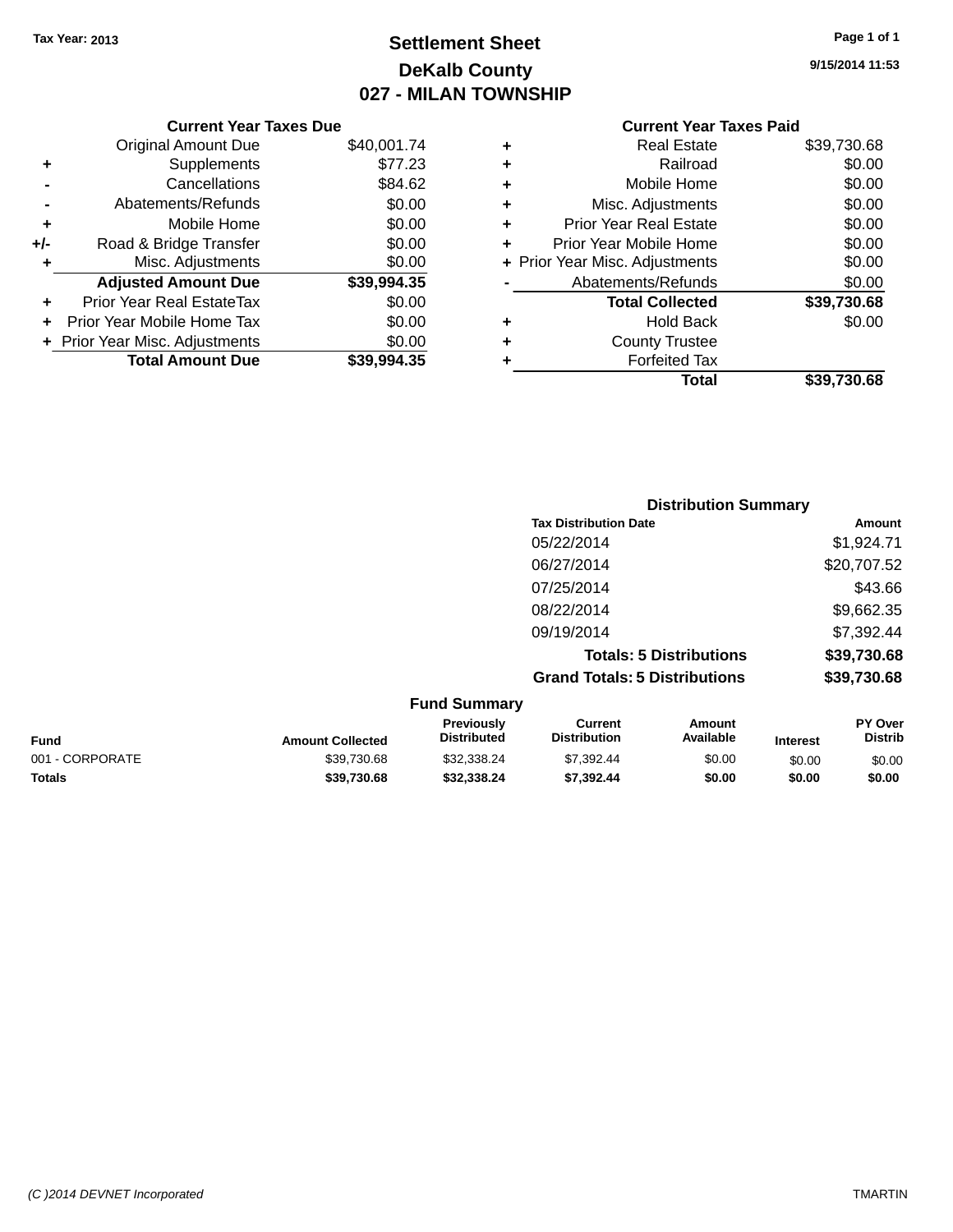Tax Year: 2013

# Settlement Sheet
## DeKalb County
## 027 - MILAN TOWNSHIP

9/15/2014 11:53

### Current Year Taxes Due

| | | |
|---|---|---|
| | Original Amount Due | $40,001.74 |
| + | Supplements | $77.23 |
| - | Cancellations | $84.62 |
| - | Abatements/Refunds | $0.00 |
| + | Mobile Home | $0.00 |
| +/- | Road & Bridge Transfer | $0.00 |
| + | Misc. Adjustments | $0.00 |
| | **Adjusted Amount Due** | **$39,994.35** |
| + | Prior Year Real EstateTax | $0.00 |
| + | Prior Year Mobile Home Tax | $0.00 |
| + | Prior Year Misc. Adjustments | $0.00 |
| | **Total Amount Due** | **$39,994.35** |

### Current Year Taxes Paid

| | | |
|---|---|---|
| + | Real Estate | $39,730.68 |
| + | Railroad | $0.00 |
| + | Mobile Home | $0.00 |
| + | Misc. Adjustments | $0.00 |
| + | Prior Year Real Estate | $0.00 |
| + | Prior Year Mobile Home | $0.00 |
| + | Prior Year Misc. Adjustments | $0.00 |
| - | Abatements/Refunds | $0.00 |
| | **Total Collected** | **$39,730.68** |
| + | Hold Back | $0.00 |
| + | County Trustee | |
| + | Forfeited Tax | |
| | **Total** | **$39,730.68** |

### Distribution Summary

| Tax Distribution Date | Amount |
|---|---|
| 05/22/2014 | $1,924.71 |
| 06/27/2014 | $20,707.52 |
| 07/25/2014 | $43.66 |
| 08/22/2014 | $9,662.35 |
| 09/19/2014 | $7,392.44 |
| **Totals: 5 Distributions** | **$39,730.68** |
| **Grand Totals: 5 Distributions** | **$39,730.68** |

### Fund Summary

| Fund | Amount Collected | Previously Distributed | Current Distribution | Amount Available | Interest | PY Over Distrib |
|---|---|---|---|---|---|---|
| 001 - CORPORATE | $39,730.68 | $32,338.24 | $7,392.44 | $0.00 | $0.00 | $0.00 |
| **Totals** | **$39,730.68** | **$32,338.24** | **$7,392.44** | **$0.00** | **$0.00** | **$0.00** |

(C )2014 DEVNET Incorporated TMARTIN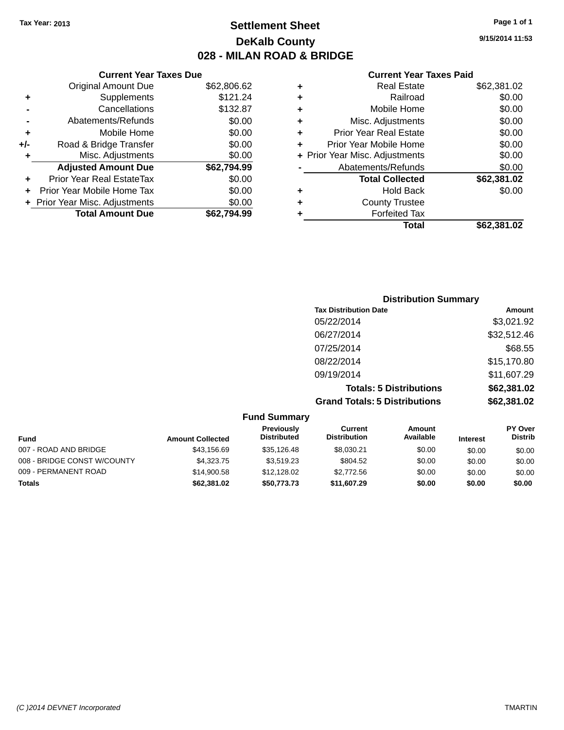Tax Year: 2013

# Settlement Sheet

## DeKalb County

## 028 - MILAN ROAD & BRIDGE

9/15/2014 11:53

### Current Year Taxes Due

| | | |
|---|---|---|
| | Original Amount Due | $62,806.62 |
| + | Supplements | $121.24 |
| - | Cancellations | $132.87 |
| - | Abatements/Refunds | $0.00 |
| + | Mobile Home | $0.00 |
| +/- | Road & Bridge Transfer | $0.00 |
| + | Misc. Adjustments | $0.00 |
| | **Adjusted Amount Due** | **$62,794.99** |
| + | Prior Year Real EstateTax | $0.00 |
| + | Prior Year Mobile Home Tax | $0.00 |
| + | Prior Year Misc. Adjustments | $0.00 |
| | **Total Amount Due** | **$62,794.99** |

### Current Year Taxes Paid

| | | |
|---|---|---|
| + | Real Estate | $62,381.02 |
| + | Railroad | $0.00 |
| + | Mobile Home | $0.00 |
| + | Misc. Adjustments | $0.00 |
| + | Prior Year Real Estate | $0.00 |
| + | Prior Year Mobile Home | $0.00 |
| + | Prior Year Misc. Adjustments | $0.00 |
| - | Abatements/Refunds | $0.00 |
| | **Total Collected** | **$62,381.02** |
| + | Hold Back | $0.00 |
| + | County Trustee | |
| + | Forfeited Tax | |
| | **Total** | **$62,381.02** |

### Distribution Summary

| Tax Distribution Date | Amount |
|---|---|
| 05/22/2014 | $3,021.92 |
| 06/27/2014 | $32,512.46 |
| 07/25/2014 | $68.55 |
| 08/22/2014 | $15,170.80 |
| 09/19/2014 | $11,607.29 |
| **Totals: 5 Distributions** | **$62,381.02** |
| **Grand Totals: 5 Distributions** | **$62,381.02** |

### Fund Summary

| Fund | Amount Collected | Previously Distributed | Current Distribution | Amount Available | Interest | PY Over Distrib |
|---|---|---|---|---|---|---|
| 007 - ROAD AND BRIDGE | $43,156.69 | $35,126.48 | $8,030.21 | $0.00 | $0.00 | $0.00 |
| 008 - BRIDGE CONST W/COUNTY | $4,323.75 | $3,519.23 | $804.52 | $0.00 | $0.00 | $0.00 |
| 009 - PERMANENT ROAD | $14,900.58 | $12,128.02 | $2,772.56 | $0.00 | $0.00 | $0.00 |
| **Totals** | **$62,381.02** | **$50,773.73** | **$11,607.29** | **$0.00** | **$0.00** | **$0.00** |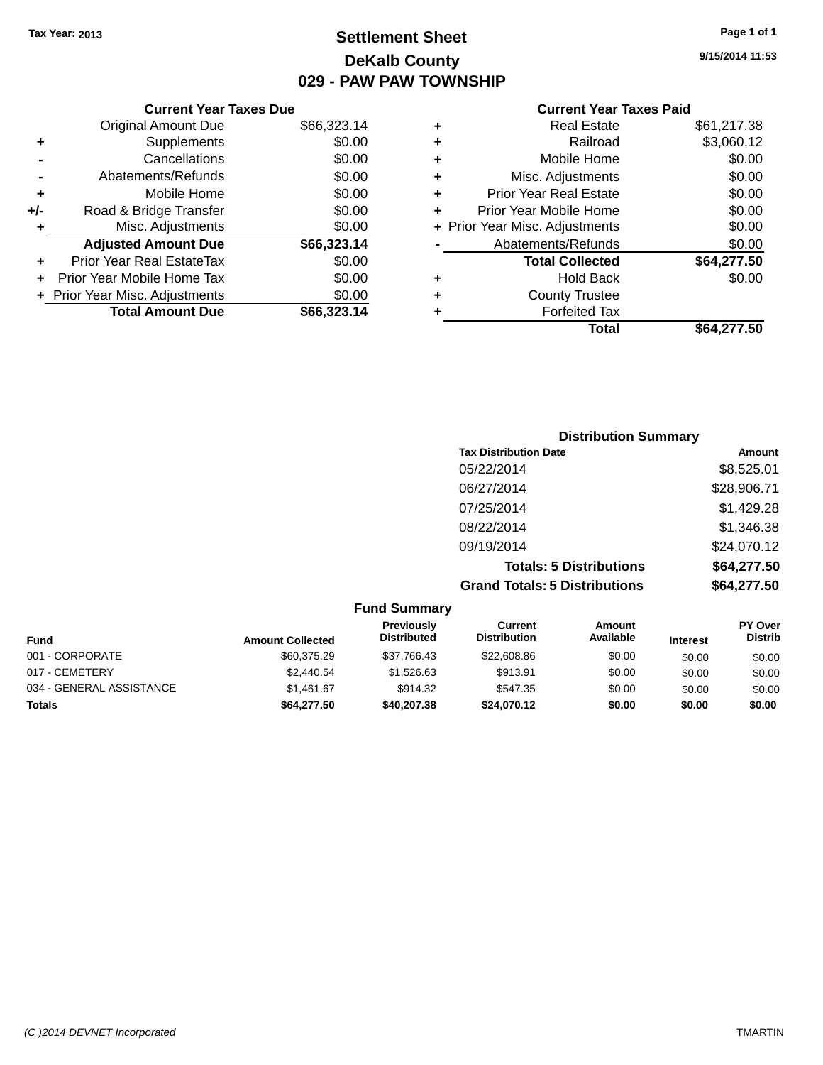Tax Year: 2013

# Settlement Sheet

## DeKalb County

## 029 - PAW PAW TOWNSHIP

9/15/2014 11:53

### Current Year Taxes Due

| | | |
|---|---|---|
| | Original Amount Due | $66,323.14 |
| + | Supplements | $0.00 |
| - | Cancellations | $0.00 |
| - | Abatements/Refunds | $0.00 |
| + | Mobile Home | $0.00 |
| +/- | Road & Bridge Transfer | $0.00 |
| + | Misc. Adjustments | $0.00 |
| | **Adjusted Amount Due** | **$66,323.14** |
| + | Prior Year Real EstateTax | $0.00 |
| + | Prior Year Mobile Home Tax | $0.00 |
| + | Prior Year Misc. Adjustments | $0.00 |
| | **Total Amount Due** | **$66,323.14** |

### Current Year Taxes Paid

| | | |
|---|---|---|
| + | Real Estate | $61,217.38 |
| + | Railroad | $3,060.12 |
| + | Mobile Home | $0.00 |
| + | Misc. Adjustments | $0.00 |
| + | Prior Year Real Estate | $0.00 |
| + | Prior Year Mobile Home | $0.00 |
| + | Prior Year Misc. Adjustments | $0.00 |
| - | Abatements/Refunds | $0.00 |
| | **Total Collected** | **$64,277.50** |
| + | Hold Back | $0.00 |
| + | County Trustee | |
| + | Forfeited Tax | |
| | **Total** | **$64,277.50** |

### Distribution Summary

| Tax Distribution Date | Amount |
|---|---|
| 05/22/2014 | $8,525.01 |
| 06/27/2014 | $28,906.71 |
| 07/25/2014 | $1,429.28 |
| 08/22/2014 | $1,346.38 |
| 09/19/2014 | $24,070.12 |
| **Totals: 5 Distributions** | **$64,277.50** |
| **Grand Totals: 5 Distributions** | **$64,277.50** |

### Fund Summary

| Fund | Amount Collected | Previously Distributed | Current Distribution | Amount Available | Interest | PY Over Distrib |
|---|---|---|---|---|---|---|
| 001 - CORPORATE | $60,375.29 | $37,766.43 | $22,608.86 | $0.00 | $0.00 | $0.00 |
| 017 - CEMETERY | $2,440.54 | $1,526.63 | $913.91 | $0.00 | $0.00 | $0.00 |
| 034 - GENERAL ASSISTANCE | $1,461.67 | $914.32 | $547.35 | $0.00 | $0.00 | $0.00 |
| **Totals** | **$64,277.50** | **$40,207.38** | **$24,070.12** | **$0.00** | **$0.00** | **$0.00** |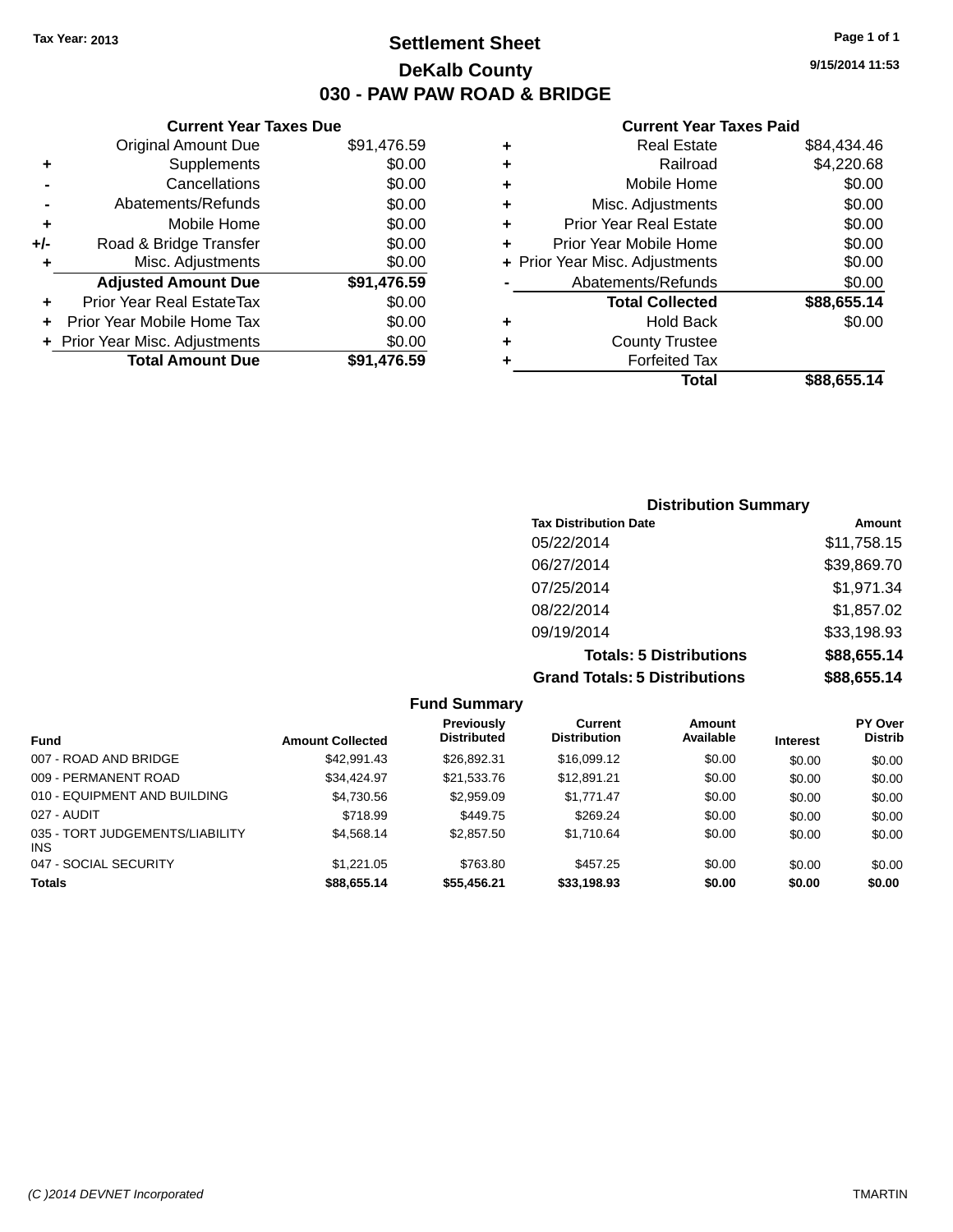Tax Year: 2013

# Settlement Sheet

## DeKalb County

## 030 - PAW PAW ROAD & BRIDGE

9/15/2014 11:53

### Current Year Taxes Due

| | | |
|---|---|---|
| | Original Amount Due | $91,476.59 |
| + | Supplements | $0.00 |
| - | Cancellations | $0.00 |
| - | Abatements/Refunds | $0.00 |
| + | Mobile Home | $0.00 |
| +/- | Road & Bridge Transfer | $0.00 |
| + | Misc. Adjustments | $0.00 |
| | **Adjusted Amount Due** | **$91,476.59** |
| + | Prior Year Real EstateTax | $0.00 |
| + | Prior Year Mobile Home Tax | $0.00 |
| + | Prior Year Misc. Adjustments | $0.00 |
| | **Total Amount Due** | **$91,476.59** |

### Current Year Taxes Paid

| | | |
|---|---|---|
| + | Real Estate | $84,434.46 |
| + | Railroad | $4,220.68 |
| + | Mobile Home | $0.00 |
| + | Misc. Adjustments | $0.00 |
| + | Prior Year Real Estate | $0.00 |
| + | Prior Year Mobile Home | $0.00 |
| + | Prior Year Misc. Adjustments | $0.00 |
| - | Abatements/Refunds | $0.00 |
| | **Total Collected** | **$88,655.14** |
| + | Hold Back | $0.00 |
| + | County Trustee | |
| + | Forfeited Tax | |
| | **Total** | **$88,655.14** |

### Distribution Summary

| Tax Distribution Date | Amount |
|---|---|
| 05/22/2014 | $11,758.15 |
| 06/27/2014 | $39,869.70 |
| 07/25/2014 | $1,971.34 |
| 08/22/2014 | $1,857.02 |
| 09/19/2014 | $33,198.93 |
| **Totals: 5 Distributions** | **$88,655.14** |
| **Grand Totals: 5 Distributions** | **$88,655.14** |

### Fund Summary

| Fund | Amount Collected | Previously Distributed | Current Distribution | Amount Available | Interest | PY Over Distrib |
|---|---|---|---|---|---|---|
| 007 - ROAD AND BRIDGE | $42,991.43 | $26,892.31 | $16,099.12 | $0.00 | $0.00 | $0.00 |
| 009 - PERMANENT ROAD | $34,424.97 | $21,533.76 | $12,891.21 | $0.00 | $0.00 | $0.00 |
| 010 - EQUIPMENT AND BUILDING | $4,730.56 | $2,959.09 | $1,771.47 | $0.00 | $0.00 | $0.00 |
| 027 - AUDIT | $718.99 | $449.75 | $269.24 | $0.00 | $0.00 | $0.00 |
| 035 - TORT JUDGEMENTS/LIABILITY INS | $4,568.14 | $2,857.50 | $1,710.64 | $0.00 | $0.00 | $0.00 |
| 047 - SOCIAL SECURITY | $1,221.05 | $763.80 | $457.25 | $0.00 | $0.00 | $0.00 |
| **Totals** | **$88,655.14** | **$55,456.21** | **$33,198.93** | **$0.00** | **$0.00** | **$0.00** |

(C )2014 DEVNET Incorporated TMARTIN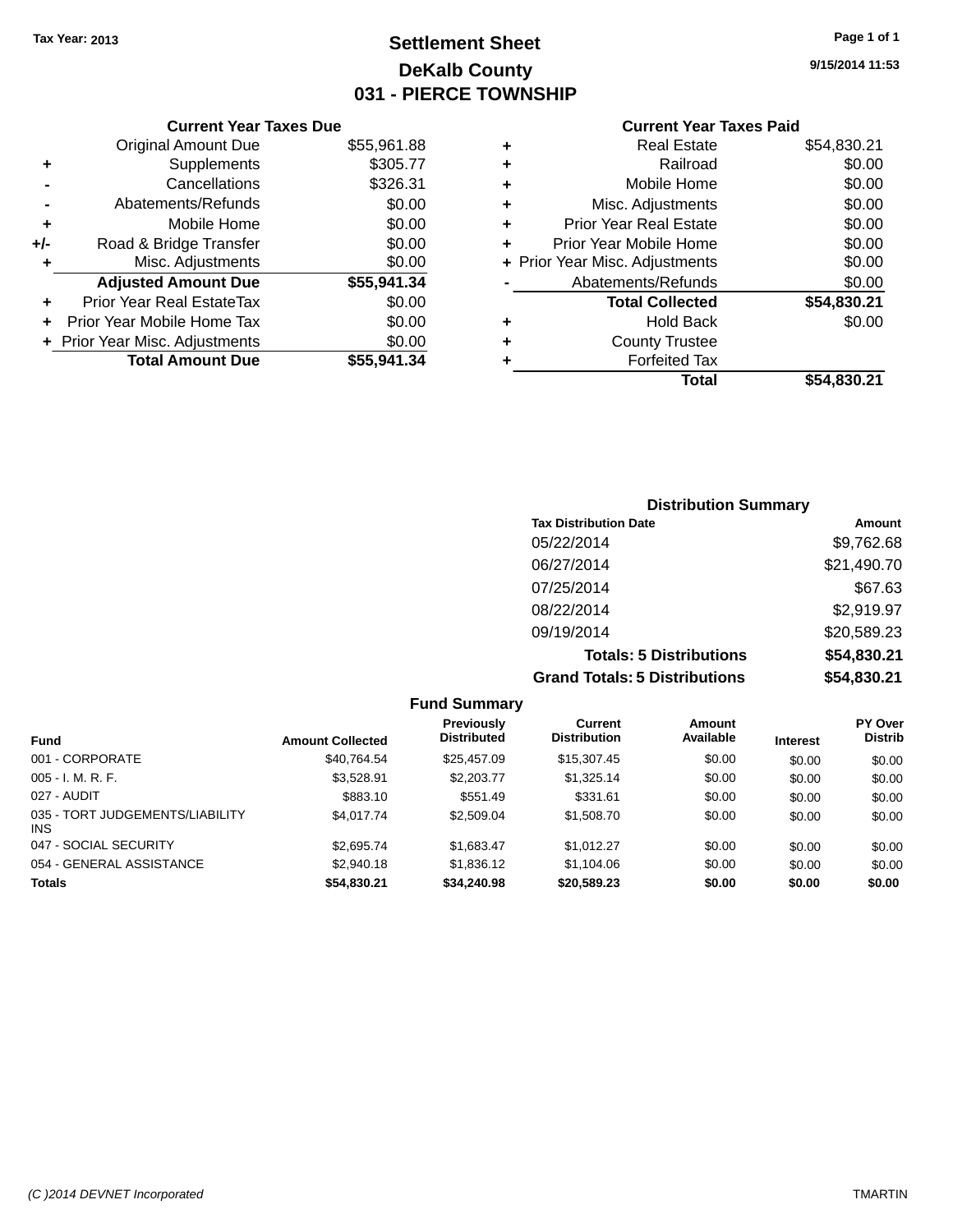Tax Year: 2013

# Settlement Sheet
## DeKalb County
## 031 - PIERCE TOWNSHIP

9/15/2014 11:53

### Current Year Taxes Due

| | | |
|---|---|---|
| | Original Amount Due | $55,961.88 |
| + | Supplements | $305.77 |
| - | Cancellations | $326.31 |
| - | Abatements/Refunds | $0.00 |
| + | Mobile Home | $0.00 |
| +/- | Road & Bridge Transfer | $0.00 |
| + | Misc. Adjustments | $0.00 |
| | **Adjusted Amount Due** | **$55,941.34** |
| + | Prior Year Real EstateTax | $0.00 |
| + | Prior Year Mobile Home Tax | $0.00 |
| + | Prior Year Misc. Adjustments | $0.00 |
| | **Total Amount Due** | **$55,941.34** |

### Current Year Taxes Paid

| | | |
|---|---|---|
| + | Real Estate | $54,830.21 |
| + | Railroad | $0.00 |
| + | Mobile Home | $0.00 |
| + | Misc. Adjustments | $0.00 |
| + | Prior Year Real Estate | $0.00 |
| + | Prior Year Mobile Home | $0.00 |
| + | Prior Year Misc. Adjustments | $0.00 |
| - | Abatements/Refunds | $0.00 |
| | **Total Collected** | **$54,830.21** |
| + | Hold Back | $0.00 |
| + | County Trustee | |
| + | Forfeited Tax | |
| | **Total** | **$54,830.21** |

### Distribution Summary

| Tax Distribution Date | Amount |
|---|---|
| 05/22/2014 | $9,762.68 |
| 06/27/2014 | $21,490.70 |
| 07/25/2014 | $67.63 |
| 08/22/2014 | $2,919.97 |
| 09/19/2014 | $20,589.23 |
| **Totals: 5 Distributions** | **$54,830.21** |
| **Grand Totals: 5 Distributions** | **$54,830.21** |

### Fund Summary

| Fund | Amount Collected | Previously Distributed | Current Distribution | Amount Available | Interest | PY Over Distrib |
|---|---|---|---|---|---|---|
| 001 - CORPORATE | $40,764.54 | $25,457.09 | $15,307.45 | $0.00 | $0.00 | $0.00 |
| 005 - I. M. R. F. | $3,528.91 | $2,203.77 | $1,325.14 | $0.00 | $0.00 | $0.00 |
| 027 - AUDIT | $883.10 | $551.49 | $331.61 | $0.00 | $0.00 | $0.00 |
| 035 - TORT JUDGEMENTS/LIABILITY INS | $4,017.74 | $2,509.04 | $1,508.70 | $0.00 | $0.00 | $0.00 |
| 047 - SOCIAL SECURITY | $2,695.74 | $1,683.47 | $1,012.27 | $0.00 | $0.00 | $0.00 |
| 054 - GENERAL ASSISTANCE | $2,940.18 | $1,836.12 | $1,104.06 | $0.00 | $0.00 | $0.00 |
| **Totals** | **$54,830.21** | **$34,240.98** | **$20,589.23** | **$0.00** | **$0.00** | **$0.00** |

(C )2014 DEVNET Incorporated — TMARTIN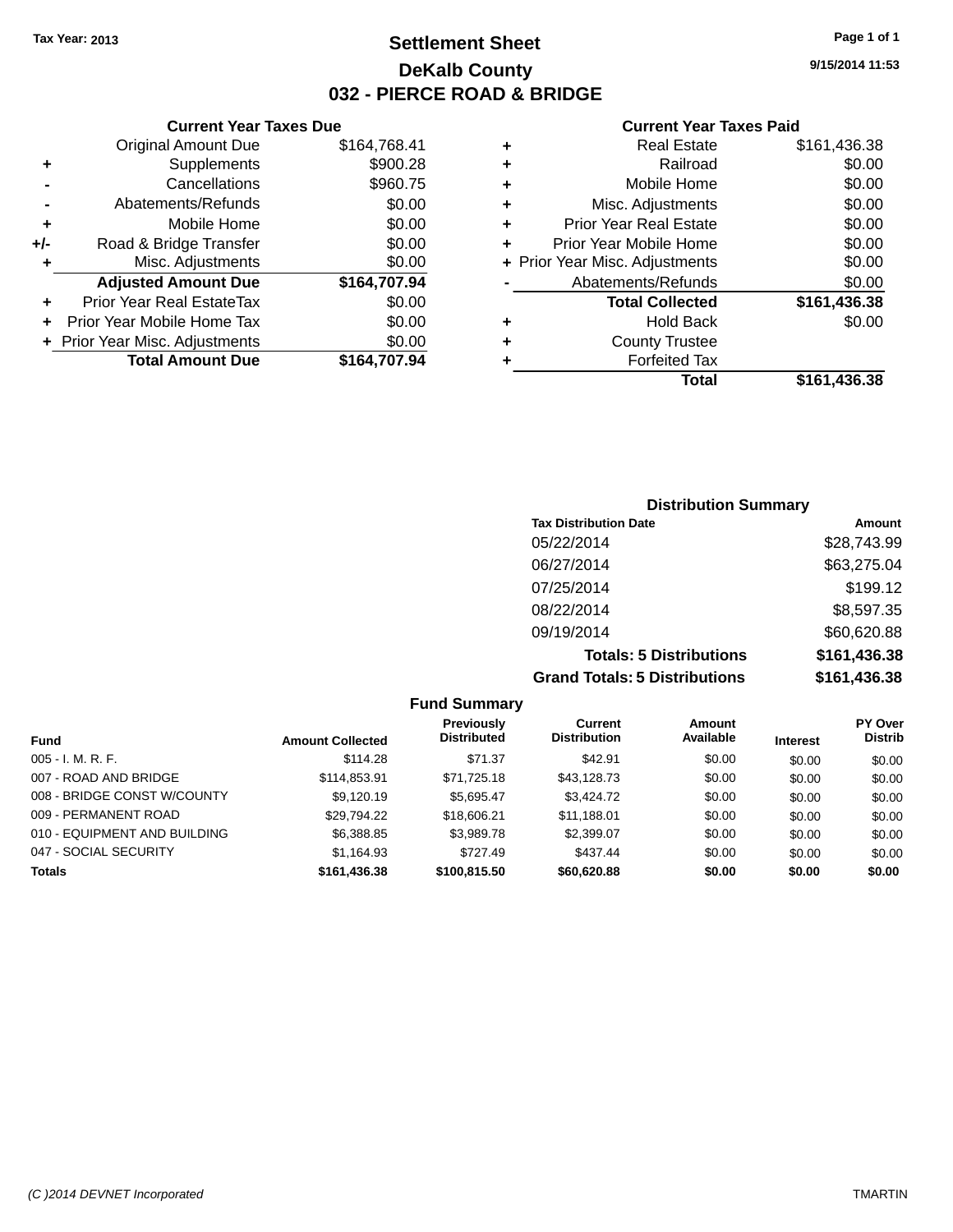Tax Year: 2013

# Settlement Sheet

## DeKalb County

## 032 - PIERCE ROAD & BRIDGE

9/15/2014 11:53

### Current Year Taxes Due

| | | |
|---|---|---|
| | Original Amount Due | $164,768.41 |
| + | Supplements | $900.28 |
| - | Cancellations | $960.75 |
| - | Abatements/Refunds | $0.00 |
| + | Mobile Home | $0.00 |
| +/- | Road & Bridge Transfer | $0.00 |
| + | Misc. Adjustments | $0.00 |
| | **Adjusted Amount Due** | **$164,707.94** |
| + | Prior Year Real EstateTax | $0.00 |
| + | Prior Year Mobile Home Tax | $0.00 |
| + | Prior Year Misc. Adjustments | $0.00 |
| | **Total Amount Due** | **$164,707.94** |

### Current Year Taxes Paid

| | | |
|---|---|---|
| + | Real Estate | $161,436.38 |
| + | Railroad | $0.00 |
| + | Mobile Home | $0.00 |
| + | Misc. Adjustments | $0.00 |
| + | Prior Year Real Estate | $0.00 |
| + | Prior Year Mobile Home | $0.00 |
| + | Prior Year Misc. Adjustments | $0.00 |
| - | Abatements/Refunds | $0.00 |
| | **Total Collected** | **$161,436.38** |
| + | Hold Back | $0.00 |
| + | County Trustee | |
| + | Forfeited Tax | |
| | **Total** | **$161,436.38** |

### Distribution Summary

| Tax Distribution Date | Amount |
|---|---|
| 05/22/2014 | $28,743.99 |
| 06/27/2014 | $63,275.04 |
| 07/25/2014 | $199.12 |
| 08/22/2014 | $8,597.35 |
| 09/19/2014 | $60,620.88 |
| **Totals: 5 Distributions** | **$161,436.38** |
| **Grand Totals: 5 Distributions** | **$161,436.38** |

### Fund Summary

| Fund | Amount Collected | Previously Distributed | Current Distribution | Amount Available | Interest | PY Over Distrib |
|---|---|---|---|---|---|---|
| 005 - I. M. R. F. | $114.28 | $71.37 | $42.91 | $0.00 | $0.00 | $0.00 |
| 007 - ROAD AND BRIDGE | $114,853.91 | $71,725.18 | $43,128.73 | $0.00 | $0.00 | $0.00 |
| 008 - BRIDGE CONST W/COUNTY | $9,120.19 | $5,695.47 | $3,424.72 | $0.00 | $0.00 | $0.00 |
| 009 - PERMANENT ROAD | $29,794.22 | $18,606.21 | $11,188.01 | $0.00 | $0.00 | $0.00 |
| 010 - EQUIPMENT AND BUILDING | $6,388.85 | $3,989.78 | $2,399.07 | $0.00 | $0.00 | $0.00 |
| 047 - SOCIAL SECURITY | $1,164.93 | $727.49 | $437.44 | $0.00 | $0.00 | $0.00 |
| **Totals** | **$161,436.38** | **$100,815.50** | **$60,620.88** | **$0.00** | **$0.00** | **$0.00** |

(C )2014 DEVNET Incorporated TMARTIN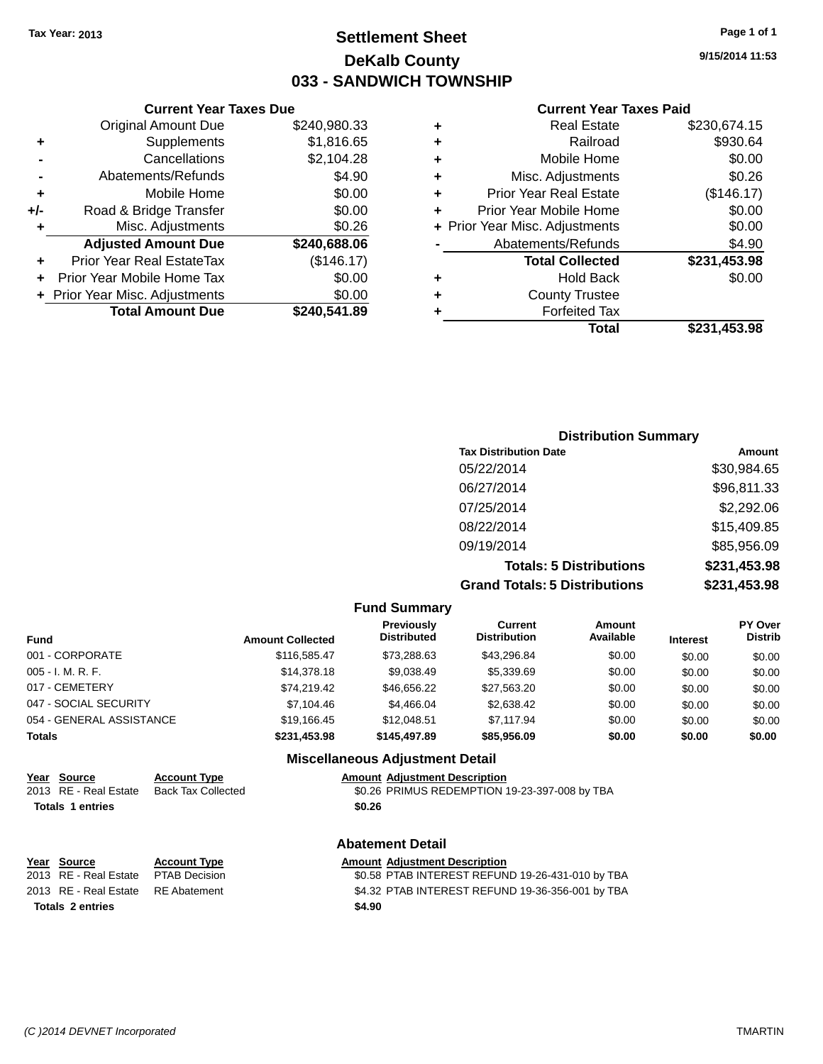Tax Year: 2013

# Settlement Sheet
## DeKalb County
## 033 - SANDWICH TOWNSHIP

9/15/2014 11:53

### Current Year Taxes Due

| | | |
|---|---|---|
| | Original Amount Due | $240,980.33 |
| + | Supplements | $1,816.65 |
| - | Cancellations | $2,104.28 |
| - | Abatements/Refunds | $4.90 |
| + | Mobile Home | $0.00 |
| +/- | Road & Bridge Transfer | $0.00 |
| + | Misc. Adjustments | $0.26 |
| | **Adjusted Amount Due** | **$240,688.06** |
| + | Prior Year Real EstateTax | ($146.17) |
| + | Prior Year Mobile Home Tax | $0.00 |
| + | Prior Year Misc. Adjustments | $0.00 |
| | **Total Amount Due** | **$240,541.89** |

### Current Year Taxes Paid

| | | |
|---|---|---|
| + | Real Estate | $230,674.15 |
| + | Railroad | $930.64 |
| + | Mobile Home | $0.00 |
| + | Misc. Adjustments | $0.26 |
| + | Prior Year Real Estate | ($146.17) |
| + | Prior Year Mobile Home | $0.00 |
| + | Prior Year Misc. Adjustments | $0.00 |
| - | Abatements/Refunds | $4.90 |
| | **Total Collected** | **$231,453.98** |
| + | Hold Back | $0.00 |
| + | County Trustee | |
| + | Forfeited Tax | |
| | **Total** | **$231,453.98** |

### Distribution Summary

| Tax Distribution Date | Amount |
|---|---|
| 05/22/2014 | $30,984.65 |
| 06/27/2014 | $96,811.33 |
| 07/25/2014 | $2,292.06 |
| 08/22/2014 | $15,409.85 |
| 09/19/2014 | $85,956.09 |
| **Totals: 5 Distributions** | **$231,453.98** |
| **Grand Totals: 5 Distributions** | **$231,453.98** |

### Fund Summary

| Fund | Amount Collected | Previously Distributed | Current Distribution | Amount Available | Interest | PY Over Distrib |
|---|---|---|---|---|---|---|
| 001 - CORPORATE | $116,585.47 | $73,288.63 | $43,296.84 | $0.00 | $0.00 | $0.00 |
| 005 - I. M. R. F. | $14,378.18 | $9,038.49 | $5,339.69 | $0.00 | $0.00 | $0.00 |
| 017 - CEMETERY | $74,219.42 | $46,656.22 | $27,563.20 | $0.00 | $0.00 | $0.00 |
| 047 - SOCIAL SECURITY | $7,104.46 | $4,466.04 | $2,638.42 | $0.00 | $0.00 | $0.00 |
| 054 - GENERAL ASSISTANCE | $19,166.45 | $12,048.51 | $7,117.94 | $0.00 | $0.00 | $0.00 |
| **Totals** | **$231,453.98** | **$145,497.89** | **$85,956.09** | **$0.00** | **$0.00** | **$0.00** |

### Miscellaneous Adjustment Detail

| Year | Source | Account Type | Amount | Adjustment Description |
|---|---|---|---|---|
| 2013 | RE - Real Estate | Back Tax Collected | $0.26 | PRIMUS REDEMPTION 19-23-397-008 by TBA |
| **Totals 1 entries** | | | **$0.26** | |

### Abatement Detail

| Year | Source | Account Type | Amount | Adjustment Description |
|---|---|---|---|---|
| 2013 | RE - Real Estate | PTAB Decision | $0.58 | PTAB INTEREST REFUND 19-26-431-010 by TBA |
| 2013 | RE - Real Estate | RE Abatement | $4.32 | PTAB INTEREST REFUND 19-36-356-001 by TBA |
| **Totals 2 entries** | | | **$4.90** | |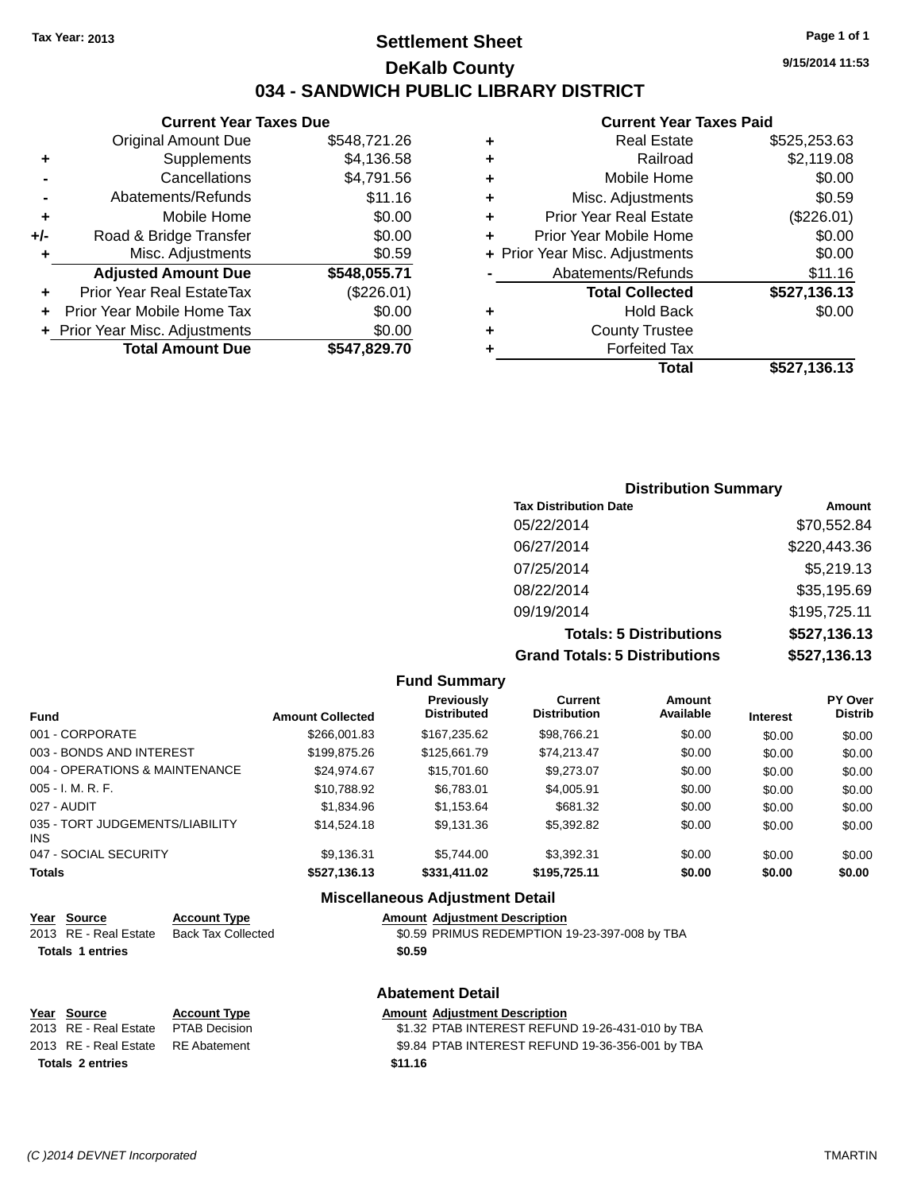Tax Year: 2013

# Settlement Sheet

## DeKalb County

## 034 - SANDWICH PUBLIC LIBRARY DISTRICT

9/15/2014 11:53

### Current Year Taxes Due

| | | |
|---|---|---|
| | Original Amount Due | $548,721.26 |
| + | Supplements | $4,136.58 |
| - | Cancellations | $4,791.56 |
| - | Abatements/Refunds | $11.16 |
| + | Mobile Home | $0.00 |
| +/- | Road & Bridge Transfer | $0.00 |
| + | Misc. Adjustments | $0.59 |
| | **Adjusted Amount Due** | **$548,055.71** |
| + | Prior Year Real EstateTax | ($226.01) |
| + | Prior Year Mobile Home Tax | $0.00 |
| + | Prior Year Misc. Adjustments | $0.00 |
| | **Total Amount Due** | **$547,829.70** |

### Current Year Taxes Paid

| | | |
|---|---|---|
| + | Real Estate | $525,253.63 |
| + | Railroad | $2,119.08 |
| + | Mobile Home | $0.00 |
| + | Misc. Adjustments | $0.59 |
| + | Prior Year Real Estate | ($226.01) |
| + | Prior Year Mobile Home | $0.00 |
| + | Prior Year Misc. Adjustments | $0.00 |
| - | Abatements/Refunds | $11.16 |
| | **Total Collected** | **$527,136.13** |
| + | Hold Back | $0.00 |
| + | County Trustee | |
| + | Forfeited Tax | |
| | **Total** | **$527,136.13** |

### Distribution Summary

| Tax Distribution Date | Amount |
|---|---|
| 05/22/2014 | $70,552.84 |
| 06/27/2014 | $220,443.36 |
| 07/25/2014 | $5,219.13 |
| 08/22/2014 | $35,195.69 |
| 09/19/2014 | $195,725.11 |
| **Totals: 5 Distributions** | **$527,136.13** |
| **Grand Totals: 5 Distributions** | **$527,136.13** |

### Fund Summary

| Fund | Amount Collected | Previously Distributed | Current Distribution | Amount Available | Interest | PY Over Distrib |
|---|---|---|---|---|---|---|
| 001 - CORPORATE | $266,001.83 | $167,235.62 | $98,766.21 | $0.00 | $0.00 | $0.00 |
| 003 - BONDS AND INTEREST | $199,875.26 | $125,661.79 | $74,213.47 | $0.00 | $0.00 | $0.00 |
| 004 - OPERATIONS & MAINTENANCE | $24,974.67 | $15,701.60 | $9,273.07 | $0.00 | $0.00 | $0.00 |
| 005 - I. M. R. F. | $10,788.92 | $6,783.01 | $4,005.91 | $0.00 | $0.00 | $0.00 |
| 027 - AUDIT | $1,834.96 | $1,153.64 | $681.32 | $0.00 | $0.00 | $0.00 |
| 035 - TORT JUDGEMENTS/LIABILITY INS | $14,524.18 | $9,131.36 | $5,392.82 | $0.00 | $0.00 | $0.00 |
| 047 - SOCIAL SECURITY | $9,136.31 | $5,744.00 | $3,392.31 | $0.00 | $0.00 | $0.00 |
| **Totals** | **$527,136.13** | **$331,411.02** | **$195,725.11** | **$0.00** | **$0.00** | **$0.00** |

### Miscellaneous Adjustment Detail

| Year | Source | Account Type | Amount | Adjustment Description |
|---|---|---|---|---|
| 2013 | RE - Real Estate | Back Tax Collected | $0.59 | PRIMUS REDEMPTION 19-23-397-008 by TBA |
| **Totals** | **1 entries** | | **$0.59** | |

### Abatement Detail

| Year | Source | Account Type | Amount | Adjustment Description |
|---|---|---|---|---|
| 2013 | RE - Real Estate | PTAB Decision | $1.32 | PTAB INTEREST REFUND 19-26-431-010 by TBA |
| 2013 | RE - Real Estate | RE Abatement | $9.84 | PTAB INTEREST REFUND 19-36-356-001 by TBA |
| **Totals** | **2 entries** | | **$11.16** | |

(C )2014 DEVNET Incorporated TMARTIN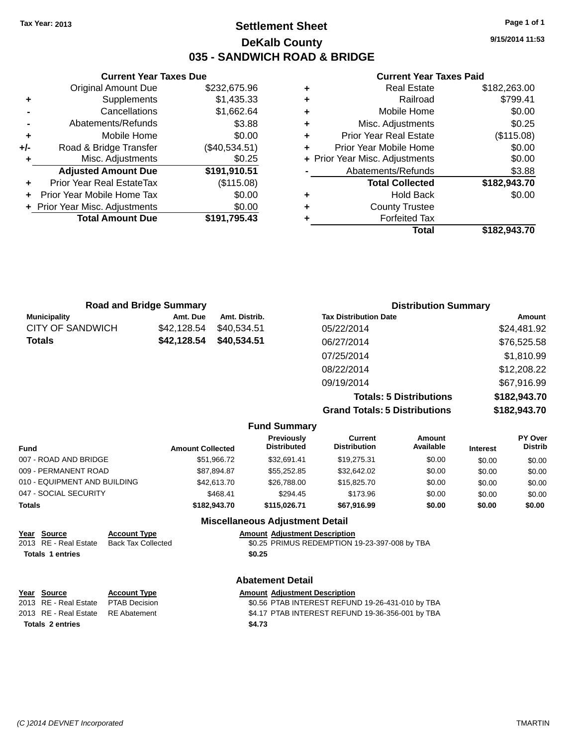Tax Year: 2013

# Settlement Sheet
## DeKalb County
## 035 - SANDWICH ROAD & BRIDGE

9/15/2014 11:53

### Current Year Taxes Due

| | | |
|---|---|---|
| | Original Amount Due | $232,675.96 |
| + | Supplements | $1,435.33 |
| - | Cancellations | $1,662.64 |
| - | Abatements/Refunds | $3.88 |
| + | Mobile Home | $0.00 |
| +/- | Road & Bridge Transfer | ($40,534.51) |
| + | Misc. Adjustments | $0.25 |
| | **Adjusted Amount Due** | **$191,910.51** |
| + | Prior Year Real EstateTax | ($115.08) |
| + | Prior Year Mobile Home Tax | $0.00 |
| + | Prior Year Misc. Adjustments | $0.00 |
| | **Total Amount Due** | **$191,795.43** |

### Current Year Taxes Paid

| | | |
|---|---|---|
| + | Real Estate | $182,263.00 |
| + | Railroad | $799.41 |
| + | Mobile Home | $0.00 |
| + | Misc. Adjustments | $0.25 |
| + | Prior Year Real Estate | ($115.08) |
| + | Prior Year Mobile Home | $0.00 |
| + | Prior Year Misc. Adjustments | $0.00 |
| - | Abatements/Refunds | $3.88 |
| | **Total Collected** | **$182,943.70** |
| + | Hold Back | $0.00 |
| + | County Trustee | |
| + | Forfeited Tax | |
| | **Total** | **$182,943.70** |

### Road and Bridge Summary

| Municipality | Amt. Due | Amt. Distrib. |
|---|---|---|
| CITY OF SANDWICH | $42,128.54 | $40,534.51 |
| **Totals** | **$42,128.54** | **$40,534.51** |

### Distribution Summary

| Tax Distribution Date | Amount |
|---|---|
| 05/22/2014 | $24,481.92 |
| 06/27/2014 | $76,525.58 |
| 07/25/2014 | $1,810.99 |
| 08/22/2014 | $12,208.22 |
| 09/19/2014 | $67,916.99 |
| **Totals: 5 Distributions** | **$182,943.70** |
| **Grand Totals: 5 Distributions** | **$182,943.70** |

### Fund Summary

| Fund | Amount Collected | Previously Distributed | Current Distribution | Amount Available | Interest | PY Over Distrib |
|---|---|---|---|---|---|---|
| 007 - ROAD AND BRIDGE | $51,966.72 | $32,691.41 | $19,275.31 | $0.00 | $0.00 | $0.00 |
| 009 - PERMANENT ROAD | $87,894.87 | $55,252.85 | $32,642.02 | $0.00 | $0.00 | $0.00 |
| 010 - EQUIPMENT AND BUILDING | $42,613.70 | $26,788.00 | $15,825.70 | $0.00 | $0.00 | $0.00 |
| 047 - SOCIAL SECURITY | $468.41 | $294.45 | $173.96 | $0.00 | $0.00 | $0.00 |
| **Totals** | **$182,943.70** | **$115,026.71** | **$67,916.99** | **$0.00** | **$0.00** | **$0.00** |

### Miscellaneous Adjustment Detail

| Year | Source | Account Type | Amount | Adjustment Description |
|---|---|---|---|---|
| 2013 | RE - Real Estate | Back Tax Collected | $0.25 | PRIMUS REDEMPTION 19-23-397-008 by TBA |
| **Totals 1 entries** | | | **$0.25** | |

### Abatement Detail

| Year | Source | Account Type | Amount | Adjustment Description |
|---|---|---|---|---|
| 2013 | RE - Real Estate | PTAB Decision | $0.56 | PTAB INTEREST REFUND 19-26-431-010 by TBA |
| 2013 | RE - Real Estate | RE Abatement | $4.17 | PTAB INTEREST REFUND 19-36-356-001 by TBA |
| **Totals 2 entries** | | | **$4.73** | |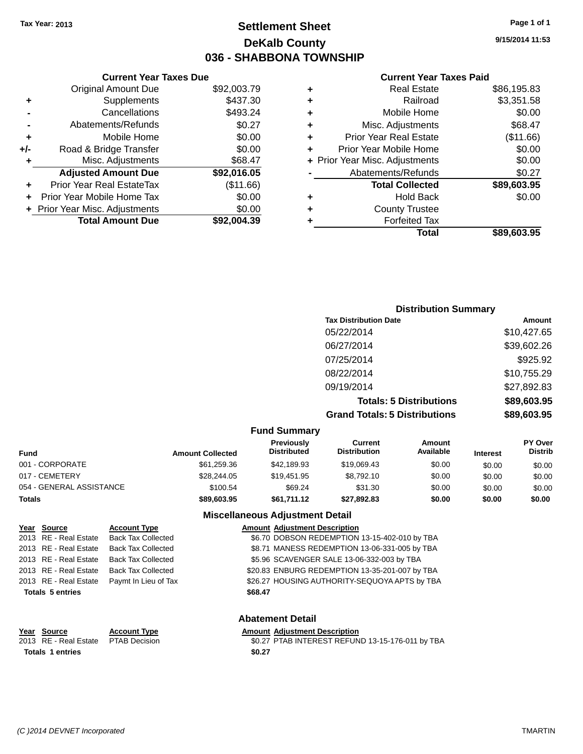Tax Year: 2013

# Settlement Sheet
## DeKalb County
## 036 - SHABBONA TOWNSHIP

9/15/2014 11:53

### Current Year Taxes Due

| | | |
|---|---|---|
| | Original Amount Due | $92,003.79 |
| + | Supplements | $437.30 |
| - | Cancellations | $493.24 |
| - | Abatements/Refunds | $0.27 |
| + | Mobile Home | $0.00 |
| +/- | Road & Bridge Transfer | $0.00 |
| + | Misc. Adjustments | $68.47 |
| | **Adjusted Amount Due** | **$92,016.05** |
| + | Prior Year Real EstateTax | ($11.66) |
| + | Prior Year Mobile Home Tax | $0.00 |
| + | Prior Year Misc. Adjustments | $0.00 |
| | **Total Amount Due** | **$92,004.39** |

### Current Year Taxes Paid

| | | |
|---|---|---|
| + | Real Estate | $86,195.83 |
| + | Railroad | $3,351.58 |
| + | Mobile Home | $0.00 |
| + | Misc. Adjustments | $68.47 |
| + | Prior Year Real Estate | ($11.66) |
| + | Prior Year Mobile Home | $0.00 |
| + | Prior Year Misc. Adjustments | $0.00 |
| - | Abatements/Refunds | $0.27 |
| | **Total Collected** | **$89,603.95** |
| + | Hold Back | $0.00 |
| + | County Trustee | |
| + | Forfeited Tax | |
| | **Total** | **$89,603.95** |

### Distribution Summary

| Tax Distribution Date | Amount |
|---|---|
| 05/22/2014 | $10,427.65 |
| 06/27/2014 | $39,602.26 |
| 07/25/2014 | $925.92 |
| 08/22/2014 | $10,755.29 |
| 09/19/2014 | $27,892.83 |
| **Totals: 5 Distributions** | **$89,603.95** |
| **Grand Totals: 5 Distributions** | **$89,603.95** |

### Fund Summary

| Fund | Amount Collected | Previously Distributed | Current Distribution | Amount Available | Interest | PY Over Distrib |
|---|---|---|---|---|---|---|
| 001 - CORPORATE | $61,259.36 | $42,189.93 | $19,069.43 | $0.00 | $0.00 | $0.00 |
| 017 - CEMETERY | $28,244.05 | $19,451.95 | $8,792.10 | $0.00 | $0.00 | $0.00 |
| 054 - GENERAL ASSISTANCE | $100.54 | $69.24 | $31.30 | $0.00 | $0.00 | $0.00 |
| **Totals** | **$89,603.95** | **$61,711.12** | **$27,892.83** | **$0.00** | **$0.00** | **$0.00** |

### Miscellaneous Adjustment Detail

| Year | Source | Account Type | Amount | Adjustment Description |
|---|---|---|---|---|
| 2013 | RE - Real Estate | Back Tax Collected | $6.70 | DOBSON REDEMPTION 13-15-402-010 by TBA |
| 2013 | RE - Real Estate | Back Tax Collected | $8.71 | MANESS REDEMPTION 13-06-331-005 by TBA |
| 2013 | RE - Real Estate | Back Tax Collected | $5.96 | SCAVENGER SALE 13-06-332-003 by TBA |
| 2013 | RE - Real Estate | Back Tax Collected | $20.83 | ENBURG REDEMPTION 13-35-201-007 by TBA |
| 2013 | RE - Real Estate | Paymt In Lieu of Tax | $26.27 | HOUSING AUTHORITY-SEQUOYA APTS by TBA |
| **Totals 5 entries** | | | **$68.47** | |

### Abatement Detail

| Year | Source | Account Type | Amount | Adjustment Description |
|---|---|---|---|---|
| 2013 | RE - Real Estate | PTAB Decision | $0.27 | PTAB INTEREST REFUND 13-15-176-011 by TBA |
| **Totals 1 entries** | | | **$0.27** | |

(C )2014 DEVNET Incorporated — TMARTIN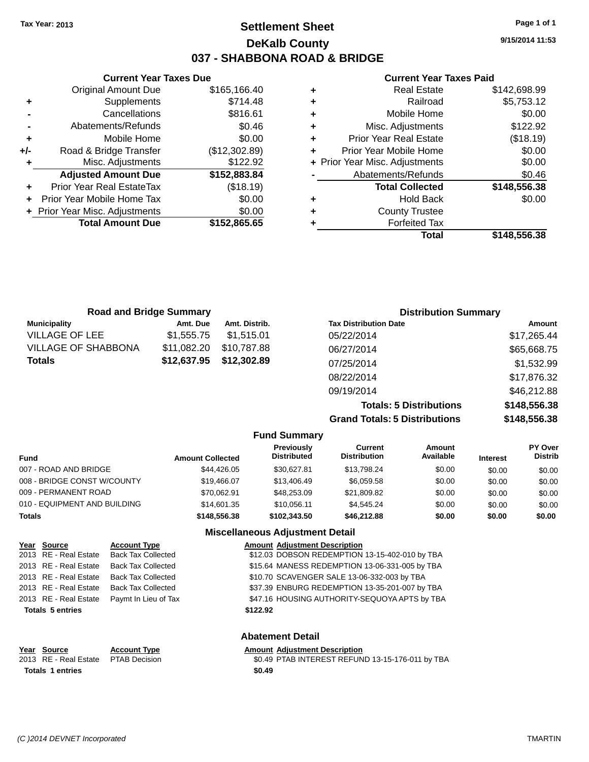Tax Year: 2013

# Settlement Sheet
## DeKalb County
## 037 - SHABBONA ROAD & BRIDGE

9/15/2014 11:53

### Current Year Taxes Due

| | | |
|---|---|---|
| | Original Amount Due | $165,166.40 |
| + | Supplements | $714.48 |
| - | Cancellations | $816.61 |
| - | Abatements/Refunds | $0.46 |
| + | Mobile Home | $0.00 |
| +/- | Road & Bridge Transfer | ($12,302.89) |
| + | Misc. Adjustments | $122.92 |
| | **Adjusted Amount Due** | **$152,883.84** |
| + | Prior Year Real EstateTax | ($18.19) |
| + | Prior Year Mobile Home Tax | $0.00 |
| + | Prior Year Misc. Adjustments | $0.00 |
| | **Total Amount Due** | **$152,865.65** |

### Current Year Taxes Paid

| | | |
|---|---|---|
| + | Real Estate | $142,698.99 |
| + | Railroad | $5,753.12 |
| + | Mobile Home | $0.00 |
| + | Misc. Adjustments | $122.92 |
| + | Prior Year Real Estate | ($18.19) |
| + | Prior Year Mobile Home | $0.00 |
| + | Prior Year Misc. Adjustments | $0.00 |
| - | Abatements/Refunds | $0.46 |
| | **Total Collected** | **$148,556.38** |
| + | Hold Back | $0.00 |
| + | County Trustee | |
| + | Forfeited Tax | |
| | **Total** | **$148,556.38** |

### Road and Bridge Summary

| Municipality | Amt. Due | Amt. Distrib. |
|---|---|---|
| VILLAGE OF LEE | $1,555.75 | $1,515.01 |
| VILLAGE OF SHABBONA | $11,082.20 | $10,787.88 |
| **Totals** | **$12,637.95** | **$12,302.89** |

### Distribution Summary

| Tax Distribution Date | Amount |
|---|---|
| 05/22/2014 | $17,265.44 |
| 06/27/2014 | $65,668.75 |
| 07/25/2014 | $1,532.99 |
| 08/22/2014 | $17,876.32 |
| 09/19/2014 | $46,212.88 |
| **Totals: 5 Distributions** | **$148,556.38** |
| **Grand Totals: 5 Distributions** | **$148,556.38** |

### Fund Summary

| Fund | Amount Collected | Previously Distributed | Current Distribution | Amount Available | Interest | PY Over Distrib |
|---|---|---|---|---|---|---|
| 007 - ROAD AND BRIDGE | $44,426.05 | $30,627.81 | $13,798.24 | $0.00 | $0.00 | $0.00 |
| 008 - BRIDGE CONST W/COUNTY | $19,466.07 | $13,406.49 | $6,059.58 | $0.00 | $0.00 | $0.00 |
| 009 - PERMANENT ROAD | $70,062.91 | $48,253.09 | $21,809.82 | $0.00 | $0.00 | $0.00 |
| 010 - EQUIPMENT AND BUILDING | $14,601.35 | $10,056.11 | $4,545.24 | $0.00 | $0.00 | $0.00 |
| **Totals** | **$148,556.38** | **$102,343.50** | **$46,212.88** | **$0.00** | **$0.00** | **$0.00** |

### Miscellaneous Adjustment Detail

| Year | Source | Account Type | Amount | Adjustment Description |
|---|---|---|---|---|
| 2013 | RE - Real Estate | Back Tax Collected | $12.03 | DOBSON REDEMPTION 13-15-402-010 by TBA |
| 2013 | RE - Real Estate | Back Tax Collected | $15.64 | MANESS REDEMPTION 13-06-331-005 by TBA |
| 2013 | RE - Real Estate | Back Tax Collected | $10.70 | SCAVENGER SALE 13-06-332-003 by TBA |
| 2013 | RE - Real Estate | Back Tax Collected | $37.39 | ENBURG REDEMPTION 13-35-201-007 by TBA |
| 2013 | RE - Real Estate | Paymt In Lieu of Tax | $47.16 | HOUSING AUTHORITY-SEQUOYA APTS by TBA |
| **Totals 5 entries** | | | **$122.92** | |

### Abatement Detail

| Year | Source | Account Type | Amount | Adjustment Description |
|---|---|---|---|---|
| 2013 | RE - Real Estate | PTAB Decision | $0.49 | PTAB INTEREST REFUND 13-15-176-011 by TBA |
| **Totals 1 entries** | | | **$0.49** | |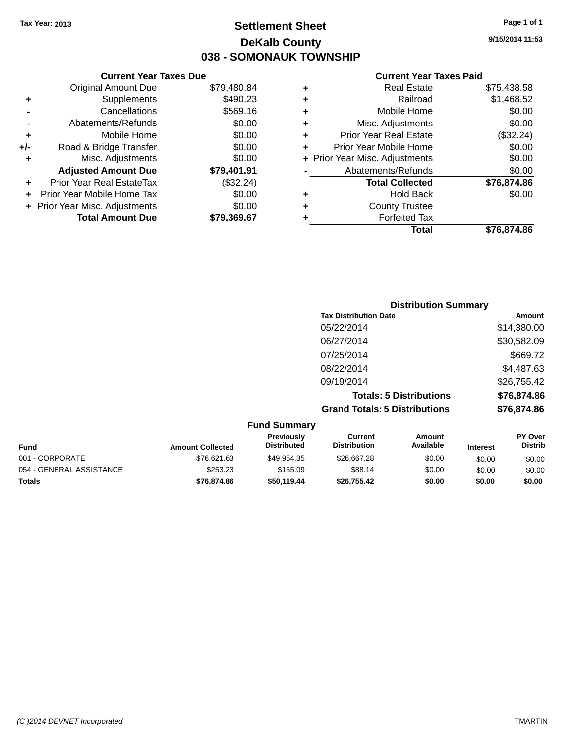Tax Year: 2013

# Settlement Sheet

## DeKalb County

## 038 - SOMONAUK TOWNSHIP

9/15/2014 11:53

### Current Year Taxes Due

| | | |
|---|---|---|
| | Original Amount Due | $79,480.84 |
| + | Supplements | $490.23 |
| - | Cancellations | $569.16 |
| - | Abatements/Refunds | $0.00 |
| + | Mobile Home | $0.00 |
| +/- | Road & Bridge Transfer | $0.00 |
| + | Misc. Adjustments | $0.00 |
| | **Adjusted Amount Due** | **$79,401.91** |
| + | Prior Year Real EstateTax | ($32.24) |
| + | Prior Year Mobile Home Tax | $0.00 |
| + | Prior Year Misc. Adjustments | $0.00 |
| | **Total Amount Due** | **$79,369.67** |

### Current Year Taxes Paid

| | | |
|---|---|---|
| + | Real Estate | $75,438.58 |
| + | Railroad | $1,468.52 |
| + | Mobile Home | $0.00 |
| + | Misc. Adjustments | $0.00 |
| + | Prior Year Real Estate | ($32.24) |
| + | Prior Year Mobile Home | $0.00 |
| + | Prior Year Misc. Adjustments | $0.00 |
| - | Abatements/Refunds | $0.00 |
| | **Total Collected** | **$76,874.86** |
| + | Hold Back | $0.00 |
| + | County Trustee | |
| + | Forfeited Tax | |
| | **Total** | **$76,874.86** |

### Distribution Summary

| Tax Distribution Date | Amount |
|---|---|
| 05/22/2014 | $14,380.00 |
| 06/27/2014 | $30,582.09 |
| 07/25/2014 | $669.72 |
| 08/22/2014 | $4,487.63 |
| 09/19/2014 | $26,755.42 |
| **Totals: 5 Distributions** | **$76,874.86** |
| **Grand Totals: 5 Distributions** | **$76,874.86** |

### Fund Summary

| Fund | Amount Collected | Previously Distributed | Current Distribution | Amount Available | Interest | PY Over Distrib |
|---|---|---|---|---|---|---|
| 001 - CORPORATE | $76,621.63 | $49,954.35 | $26,667.28 | $0.00 | $0.00 | $0.00 |
| 054 - GENERAL ASSISTANCE | $253.23 | $165.09 | $88.14 | $0.00 | $0.00 | $0.00 |
| **Totals** | **$76,874.86** | **$50,119.44** | **$26,755.42** | **$0.00** | **$0.00** | **$0.00** |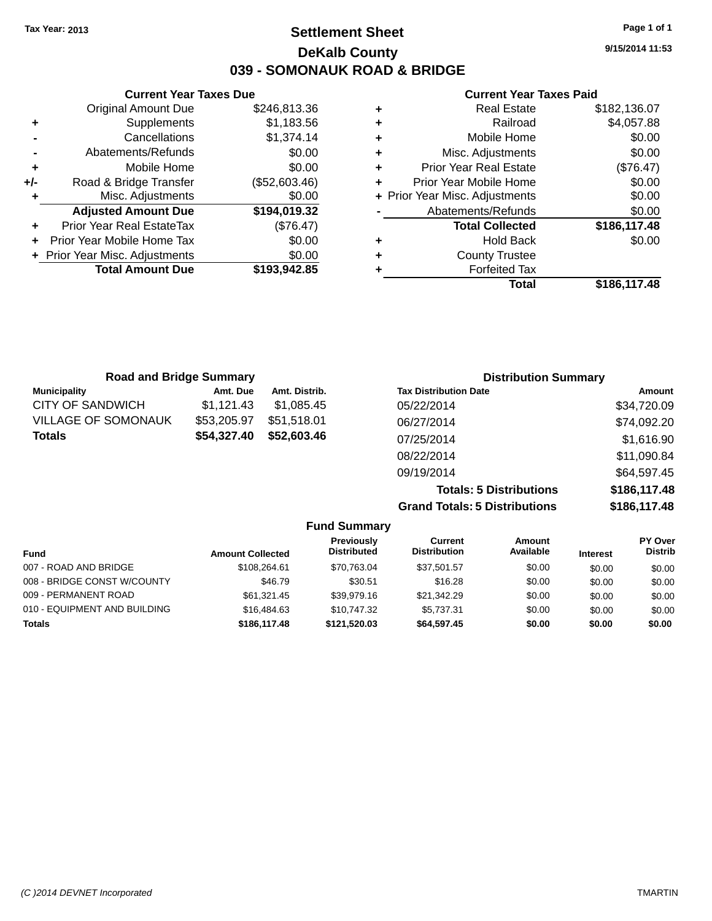Tax Year: 2013

# Settlement Sheet

## DeKalb County

## 039 - SOMONAUK ROAD & BRIDGE

9/15/2014 11:53

### Current Year Taxes Due

| | | |
|---|---|---|
| | Original Amount Due | $246,813.36 |
| + | Supplements | $1,183.56 |
| - | Cancellations | $1,374.14 |
| - | Abatements/Refunds | $0.00 |
| + | Mobile Home | $0.00 |
| +/- | Road & Bridge Transfer | ($52,603.46) |
| + | Misc. Adjustments | $0.00 |
| | **Adjusted Amount Due** | **$194,019.32** |
| + | Prior Year Real EstateTax | ($76.47) |
| + | Prior Year Mobile Home Tax | $0.00 |
| + | Prior Year Misc. Adjustments | $0.00 |
| | **Total Amount Due** | **$193,942.85** |

### Current Year Taxes Paid

| | | |
|---|---|---|
| + | Real Estate | $182,136.07 |
| + | Railroad | $4,057.88 |
| + | Mobile Home | $0.00 |
| + | Misc. Adjustments | $0.00 |
| + | Prior Year Real Estate | ($76.47) |
| + | Prior Year Mobile Home | $0.00 |
| + | Prior Year Misc. Adjustments | $0.00 |
| - | Abatements/Refunds | $0.00 |
| | **Total Collected** | **$186,117.48** |
| + | Hold Back | $0.00 |
| + | County Trustee | |
| + | Forfeited Tax | |
| | **Total** | **$186,117.48** |

### Road and Bridge Summary

| Municipality | Amt. Due | Amt. Distrib. |
|---|---|---|
| CITY OF SANDWICH | $1,121.43 | $1,085.45 |
| VILLAGE OF SOMONAUK | $53,205.97 | $51,518.01 |
| **Totals** | **$54,327.40** | **$52,603.46** |

### Distribution Summary

| Tax Distribution Date | Amount |
|---|---|
| 05/22/2014 | $34,720.09 |
| 06/27/2014 | $74,092.20 |
| 07/25/2014 | $1,616.90 |
| 08/22/2014 | $11,090.84 |
| 09/19/2014 | $64,597.45 |
| **Totals: 5 Distributions** | **$186,117.48** |
| **Grand Totals: 5 Distributions** | **$186,117.48** |

### Fund Summary

| Fund | Amount Collected | Previously Distributed | Current Distribution | Amount Available | Interest | PY Over Distrib |
|---|---|---|---|---|---|---|
| 007 - ROAD AND BRIDGE | $108,264.61 | $70,763.04 | $37,501.57 | $0.00 | $0.00 | $0.00 |
| 008 - BRIDGE CONST W/COUNTY | $46.79 | $30.51 | $16.28 | $0.00 | $0.00 | $0.00 |
| 009 - PERMANENT ROAD | $61,321.45 | $39,979.16 | $21,342.29 | $0.00 | $0.00 | $0.00 |
| 010 - EQUIPMENT AND BUILDING | $16,484.63 | $10,747.32 | $5,737.31 | $0.00 | $0.00 | $0.00 |
| **Totals** | **$186,117.48** | **$121,520.03** | **$64,597.45** | **$0.00** | **$0.00** | **$0.00** |

(C )2014 DEVNET Incorporated TMARTIN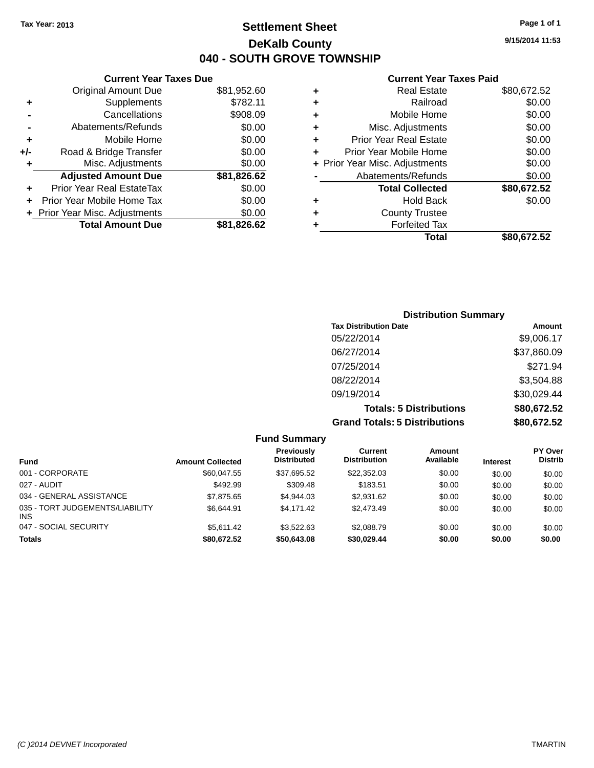Tax Year: 2013

# Settlement Sheet

## DeKalb County

## 040 - SOUTH GROVE TOWNSHIP

9/15/2014 11:53

### Current Year Taxes Due

| | | |
|---|---|---|
| | Original Amount Due | $81,952.60 |
| + | Supplements | $782.11 |
| - | Cancellations | $908.09 |
| - | Abatements/Refunds | $0.00 |
| + | Mobile Home | $0.00 |
| +/- | Road & Bridge Transfer | $0.00 |
| + | Misc. Adjustments | $0.00 |
| | **Adjusted Amount Due** | **$81,826.62** |
| + | Prior Year Real EstateTax | $0.00 |
| + | Prior Year Mobile Home Tax | $0.00 |
| + | Prior Year Misc. Adjustments | $0.00 |
| | **Total Amount Due** | **$81,826.62** |

### Current Year Taxes Paid

| | | |
|---|---|---|
| + | Real Estate | $80,672.52 |
| + | Railroad | $0.00 |
| + | Mobile Home | $0.00 |
| + | Misc. Adjustments | $0.00 |
| + | Prior Year Real Estate | $0.00 |
| + | Prior Year Mobile Home | $0.00 |
| + | Prior Year Misc. Adjustments | $0.00 |
| - | Abatements/Refunds | $0.00 |
| | **Total Collected** | **$80,672.52** |
| + | Hold Back | $0.00 |
| + | County Trustee | |
| + | Forfeited Tax | |
| | **Total** | **$80,672.52** |

### Distribution Summary

| Tax Distribution Date | Amount |
|---|---|
| 05/22/2014 | $9,006.17 |
| 06/27/2014 | $37,860.09 |
| 07/25/2014 | $271.94 |
| 08/22/2014 | $3,504.88 |
| 09/19/2014 | $30,029.44 |
| **Totals: 5 Distributions** | **$80,672.52** |
| **Grand Totals: 5 Distributions** | **$80,672.52** |

### Fund Summary

| Fund | Amount Collected | Previously Distributed | Current Distribution | Amount Available | Interest | PY Over Distrib |
|---|---|---|---|---|---|---|
| 001 - CORPORATE | $60,047.55 | $37,695.52 | $22,352.03 | $0.00 | $0.00 | $0.00 |
| 027 - AUDIT | $492.99 | $309.48 | $183.51 | $0.00 | $0.00 | $0.00 |
| 034 - GENERAL ASSISTANCE | $7,875.65 | $4,944.03 | $2,931.62 | $0.00 | $0.00 | $0.00 |
| 035 - TORT JUDGEMENTS/LIABILITY INS | $6,644.91 | $4,171.42 | $2,473.49 | $0.00 | $0.00 | $0.00 |
| 047 - SOCIAL SECURITY | $5,611.42 | $3,522.63 | $2,088.79 | $0.00 | $0.00 | $0.00 |
| **Totals** | **$80,672.52** | **$50,643.08** | **$30,029.44** | **$0.00** | **$0.00** | **$0.00** |

(C )2014 DEVNET Incorporated TMARTIN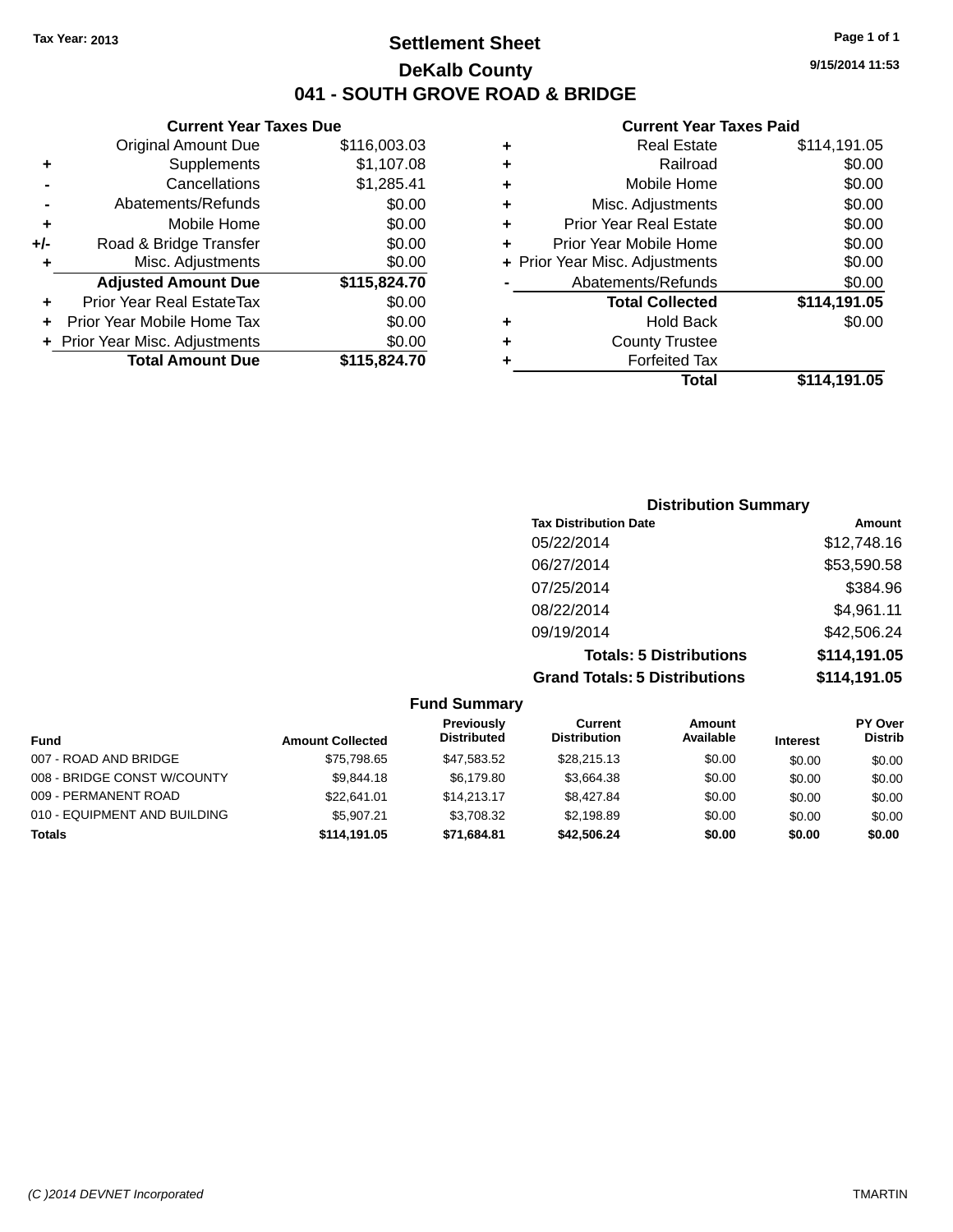Tax Year: 2013

# Settlement Sheet

## DeKalb County

## 041 - SOUTH GROVE ROAD & BRIDGE

9/15/2014 11:53

### Current Year Taxes Due

| | | |
|---|---|---|
| | Original Amount Due | $116,003.03 |
| + | Supplements | $1,107.08 |
| - | Cancellations | $1,285.41 |
| - | Abatements/Refunds | $0.00 |
| + | Mobile Home | $0.00 |
| +/- | Road & Bridge Transfer | $0.00 |
| + | Misc. Adjustments | $0.00 |
| | **Adjusted Amount Due** | **$115,824.70** |
| + | Prior Year Real EstateTax | $0.00 |
| + | Prior Year Mobile Home Tax | $0.00 |
| + | Prior Year Misc. Adjustments | $0.00 |
| | **Total Amount Due** | **$115,824.70** |

### Current Year Taxes Paid

| | | |
|---|---|---|
| + | Real Estate | $114,191.05 |
| + | Railroad | $0.00 |
| + | Mobile Home | $0.00 |
| + | Misc. Adjustments | $0.00 |
| + | Prior Year Real Estate | $0.00 |
| + | Prior Year Mobile Home | $0.00 |
| + | Prior Year Misc. Adjustments | $0.00 |
| - | Abatements/Refunds | $0.00 |
| | **Total Collected** | **$114,191.05** |
| + | Hold Back | $0.00 |
| + | County Trustee | |
| + | Forfeited Tax | |
| | **Total** | **$114,191.05** |

### Distribution Summary

| Tax Distribution Date | Amount |
|---|---|
| 05/22/2014 | $12,748.16 |
| 06/27/2014 | $53,590.58 |
| 07/25/2014 | $384.96 |
| 08/22/2014 | $4,961.11 |
| 09/19/2014 | $42,506.24 |
| **Totals: 5 Distributions** | **$114,191.05** |
| **Grand Totals: 5 Distributions** | **$114,191.05** |

### Fund Summary

| Fund | Amount Collected | Previously Distributed | Current Distribution | Amount Available | Interest | PY Over Distrib |
|---|---|---|---|---|---|---|
| 007 - ROAD AND BRIDGE | $75,798.65 | $47,583.52 | $28,215.13 | $0.00 | $0.00 | $0.00 |
| 008 - BRIDGE CONST W/COUNTY | $9,844.18 | $6,179.80 | $3,664.38 | $0.00 | $0.00 | $0.00 |
| 009 - PERMANENT ROAD | $22,641.01 | $14,213.17 | $8,427.84 | $0.00 | $0.00 | $0.00 |
| 010 - EQUIPMENT AND BUILDING | $5,907.21 | $3,708.32 | $2,198.89 | $0.00 | $0.00 | $0.00 |
| **Totals** | **$114,191.05** | **$71,684.81** | **$42,506.24** | **$0.00** | **$0.00** | **$0.00** |

(C )2014 DEVNET Incorporated TMARTIN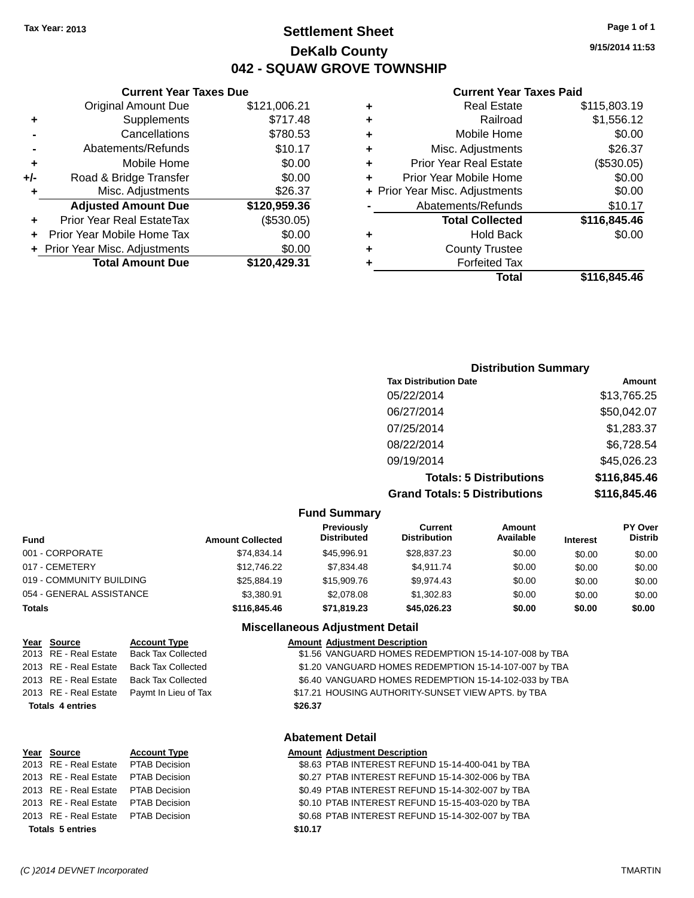Tax Year: 2013

# Settlement Sheet

## DeKalb County

## 042 - SQUAW GROVE TOWNSHIP

9/15/2014 11:53

### Current Year Taxes Due

| | | |
|---|---|---|
| | Original Amount Due | $121,006.21 |
| + | Supplements | $717.48 |
| - | Cancellations | $780.53 |
| - | Abatements/Refunds | $10.17 |
| + | Mobile Home | $0.00 |
| +/- | Road & Bridge Transfer | $0.00 |
| + | Misc. Adjustments | $26.37 |
| | **Adjusted Amount Due** | **$120,959.36** |
| + | Prior Year Real EstateTax | ($530.05) |
| + | Prior Year Mobile Home Tax | $0.00 |
| + | Prior Year Misc. Adjustments | $0.00 |
| | **Total Amount Due** | **$120,429.31** |

### Current Year Taxes Paid

| | | |
|---|---|---|
| + | Real Estate | $115,803.19 |
| + | Railroad | $1,556.12 |
| + | Mobile Home | $0.00 |
| + | Misc. Adjustments | $26.37 |
| + | Prior Year Real Estate | ($530.05) |
| + | Prior Year Mobile Home | $0.00 |
| + | Prior Year Misc. Adjustments | $0.00 |
| - | Abatements/Refunds | $10.17 |
| | **Total Collected** | **$116,845.46** |
| + | Hold Back | $0.00 |
| + | County Trustee | |
| + | Forfeited Tax | |
| | **Total** | **$116,845.46** |

### Distribution Summary

| Tax Distribution Date | Amount |
|---|---|
| 05/22/2014 | $13,765.25 |
| 06/27/2014 | $50,042.07 |
| 07/25/2014 | $1,283.37 |
| 08/22/2014 | $6,728.54 |
| 09/19/2014 | $45,026.23 |
| **Totals: 5 Distributions** | **$116,845.46** |
| **Grand Totals: 5 Distributions** | **$116,845.46** |

### Fund Summary

| Fund | Amount Collected | Previously Distributed | Current Distribution | Amount Available | Interest | PY Over Distrib |
|---|---|---|---|---|---|---|
| 001 - CORPORATE | $74,834.14 | $45,996.91 | $28,837.23 | $0.00 | $0.00 | $0.00 |
| 017 - CEMETERY | $12,746.22 | $7,834.48 | $4,911.74 | $0.00 | $0.00 | $0.00 |
| 019 - COMMUNITY BUILDING | $25,884.19 | $15,909.76 | $9,974.43 | $0.00 | $0.00 | $0.00 |
| 054 - GENERAL ASSISTANCE | $3,380.91 | $2,078.08 | $1,302.83 | $0.00 | $0.00 | $0.00 |
| **Totals** | **$116,845.46** | **$71,819.23** | **$45,026.23** | **$0.00** | **$0.00** | **$0.00** |

### Miscellaneous Adjustment Detail

| Year | Source | Account Type | Amount | Adjustment Description |
|---|---|---|---|---|
| 2013 | RE - Real Estate | Back Tax Collected | $1.56 | VANGUARD HOMES REDEMPTION 15-14-107-008 by TBA |
| 2013 | RE - Real Estate | Back Tax Collected | $1.20 | VANGUARD HOMES REDEMPTION 15-14-107-007 by TBA |
| 2013 | RE - Real Estate | Back Tax Collected | $6.40 | VANGUARD HOMES REDEMPTION 15-14-102-033 by TBA |
| 2013 | RE - Real Estate | Paymt In Lieu of Tax | $17.21 | HOUSING AUTHORITY-SUNSET VIEW APTS. by TBA |
| **Totals 4 entries** | | | **$26.37** | |

### Abatement Detail

| Year | Source | Account Type | Amount | Adjustment Description |
|---|---|---|---|---|
| 2013 | RE - Real Estate | PTAB Decision | $8.63 | PTAB INTEREST REFUND 15-14-400-041 by TBA |
| 2013 | RE - Real Estate | PTAB Decision | $0.27 | PTAB INTEREST REFUND 15-14-302-006 by TBA |
| 2013 | RE - Real Estate | PTAB Decision | $0.49 | PTAB INTEREST REFUND 15-14-302-007 by TBA |
| 2013 | RE - Real Estate | PTAB Decision | $0.10 | PTAB INTEREST REFUND 15-15-403-020 by TBA |
| 2013 | RE - Real Estate | PTAB Decision | $0.68 | PTAB INTEREST REFUND 15-14-302-007 by TBA |
| **Totals 5 entries** | | | **$10.17** | |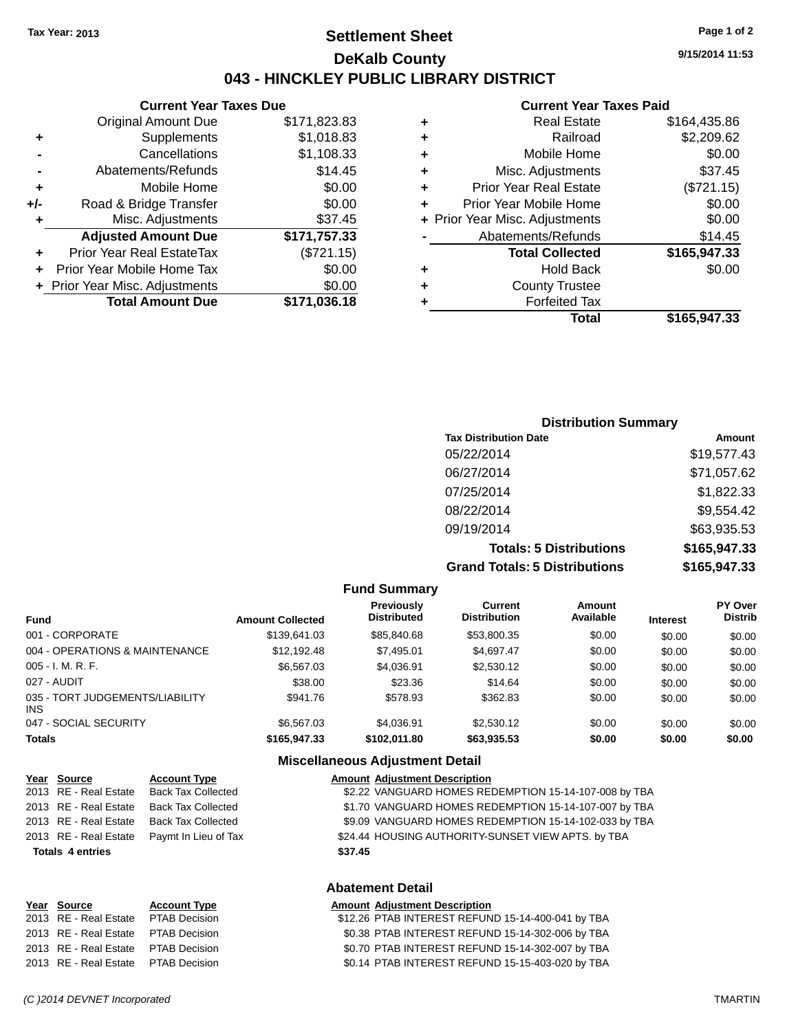Tax Year: 2013

# Settlement Sheet

## DeKalb County

## 043 - HINCKLEY PUBLIC LIBRARY DISTRICT

9/15/2014 11:53

### Current Year Taxes Due

| | | |
|---|---|---|
| | Original Amount Due | $171,823.83 |
| + | Supplements | $1,018.83 |
| - | Cancellations | $1,108.33 |
| - | Abatements/Refunds | $14.45 |
| + | Mobile Home | $0.00 |
| +/- | Road & Bridge Transfer | $0.00 |
| + | Misc. Adjustments | $37.45 |
| | **Adjusted Amount Due** | **$171,757.33** |
| + | Prior Year Real EstateTax | ($721.15) |
| + | Prior Year Mobile Home Tax | $0.00 |
| + | Prior Year Misc. Adjustments | $0.00 |
| | **Total Amount Due** | **$171,036.18** |

### Current Year Taxes Paid

| | | |
|---|---|---|
| + | Real Estate | $164,435.86 |
| + | Railroad | $2,209.62 |
| + | Mobile Home | $0.00 |
| + | Misc. Adjustments | $37.45 |
| + | Prior Year Real Estate | ($721.15) |
| + | Prior Year Mobile Home | $0.00 |
| + | Prior Year Misc. Adjustments | $0.00 |
| - | Abatements/Refunds | $14.45 |
| | **Total Collected** | **$165,947.33** |
| + | Hold Back | $0.00 |
| + | County Trustee | |
| + | Forfeited Tax | |
| | **Total** | **$165,947.33** |

### Distribution Summary

| Tax Distribution Date | Amount |
|---|---|
| 05/22/2014 | $19,577.43 |
| 06/27/2014 | $71,057.62 |
| 07/25/2014 | $1,822.33 |
| 08/22/2014 | $9,554.42 |
| 09/19/2014 | $63,935.53 |
| **Totals: 5 Distributions** | **$165,947.33** |
| **Grand Totals: 5 Distributions** | **$165,947.33** |

### Fund Summary

| Fund | Amount Collected | Previously Distributed | Current Distribution | Amount Available | Interest | PY Over Distrib |
|---|---|---|---|---|---|---|
| 001 - CORPORATE | $139,641.03 | $85,840.68 | $53,800.35 | $0.00 | $0.00 | $0.00 |
| 004 - OPERATIONS & MAINTENANCE | $12,192.48 | $7,495.01 | $4,697.47 | $0.00 | $0.00 | $0.00 |
| 005 - I. M. R. F. | $6,567.03 | $4,036.91 | $2,530.12 | $0.00 | $0.00 | $0.00 |
| 027 - AUDIT | $38.00 | $23.36 | $14.64 | $0.00 | $0.00 | $0.00 |
| 035 - TORT JUDGEMENTS/LIABILITY INS | $941.76 | $578.93 | $362.83 | $0.00 | $0.00 | $0.00 |
| 047 - SOCIAL SECURITY | $6,567.03 | $4,036.91 | $2,530.12 | $0.00 | $0.00 | $0.00 |
| **Totals** | **$165,947.33** | **$102,011.80** | **$63,935.53** | **$0.00** | **$0.00** | **$0.00** |

### Miscellaneous Adjustment Detail

| Year | Source | Account Type | Amount | Adjustment Description |
|---|---|---|---|---|
| 2013 | RE - Real Estate | Back Tax Collected | $2.22 | VANGUARD HOMES REDEMPTION 15-14-107-008 by TBA |
| 2013 | RE - Real Estate | Back Tax Collected | $1.70 | VANGUARD HOMES REDEMPTION 15-14-107-007 by TBA |
| 2013 | RE - Real Estate | Back Tax Collected | $9.09 | VANGUARD HOMES REDEMPTION 15-14-102-033 by TBA |
| 2013 | RE - Real Estate | Paymt In Lieu of Tax | $24.44 | HOUSING AUTHORITY-SUNSET VIEW APTS. by TBA |
| **Totals 4 entries** | | | **$37.45** | |

### Abatement Detail

| Year | Source | Account Type | Amount | Adjustment Description |
|---|---|---|---|---|
| 2013 | RE - Real Estate | PTAB Decision | $12.26 | PTAB INTEREST REFUND 15-14-400-041 by TBA |
| 2013 | RE - Real Estate | PTAB Decision | $0.38 | PTAB INTEREST REFUND 15-14-302-006 by TBA |
| 2013 | RE - Real Estate | PTAB Decision | $0.70 | PTAB INTEREST REFUND 15-14-302-007 by TBA |
| 2013 | RE - Real Estate | PTAB Decision | $0.14 | PTAB INTEREST REFUND 15-15-403-020 by TBA |

(C )2014 DEVNET Incorporated — TMARTIN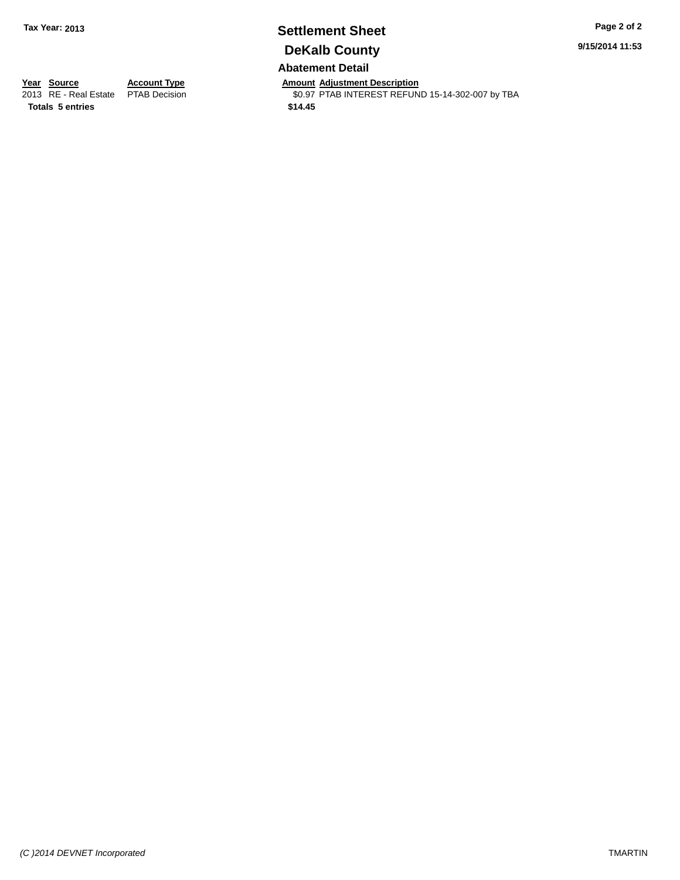Tax Year: 2013

# Settlement Sheet

## DeKalb County

9/15/2014 11:53

### Abatement Detail

| Year | Source | Account Type | Amount | Adjustment Description |
|---|---|---|---|---|
| 2013 | RE - Real Estate | PTAB Decision | $0.97 | PTAB INTEREST REFUND 15-14-302-007 by TBA |
| **Totals** | **5 entries** | | **$14.45** | |

*(C )2014 DEVNET Incorporated*

TMARTIN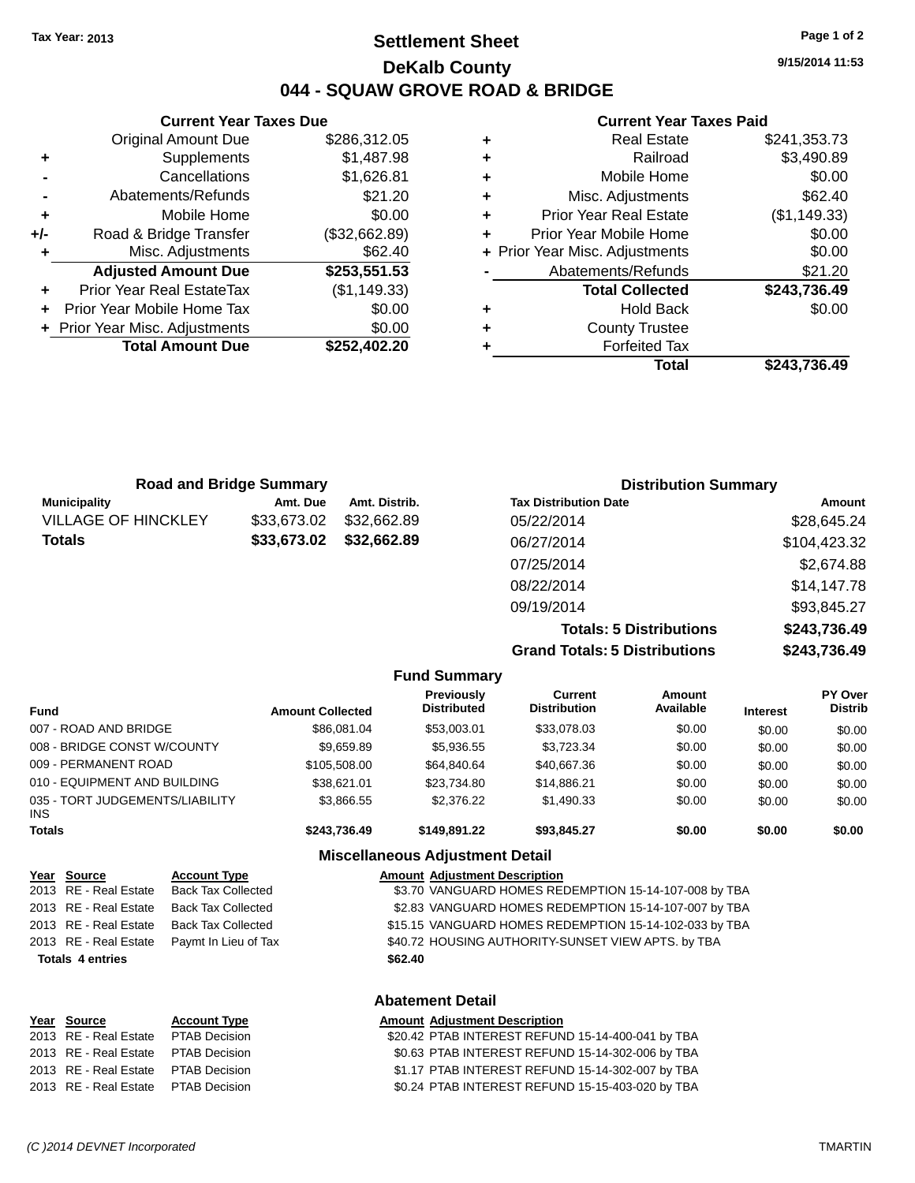Tax Year: 2013

# Settlement Sheet

## DeKalb County

## 044 - SQUAW GROVE ROAD & BRIDGE

9/15/2014 11:53

### Current Year Taxes Due

| | | |
|---|---|---|
| | Original Amount Due | $286,312.05 |
| + | Supplements | $1,487.98 |
| - | Cancellations | $1,626.81 |
| - | Abatements/Refunds | $21.20 |
| + | Mobile Home | $0.00 |
| +/- | Road & Bridge Transfer | ($32,662.89) |
| + | Misc. Adjustments | $62.40 |
| | **Adjusted Amount Due** | **$253,551.53** |
| + | Prior Year Real EstateTax | ($1,149.33) |
| + | Prior Year Mobile Home Tax | $0.00 |
| + | Prior Year Misc. Adjustments | $0.00 |
| | **Total Amount Due** | **$252,402.20** |

### Current Year Taxes Paid

| | | |
|---|---|---|
| + | Real Estate | $241,353.73 |
| + | Railroad | $3,490.89 |
| + | Mobile Home | $0.00 |
| + | Misc. Adjustments | $62.40 |
| + | Prior Year Real Estate | ($1,149.33) |
| + | Prior Year Mobile Home | $0.00 |
| + | Prior Year Misc. Adjustments | $0.00 |
| - | Abatements/Refunds | $21.20 |
| | **Total Collected** | **$243,736.49** |
| + | Hold Back | $0.00 |
| + | County Trustee | |
| + | Forfeited Tax | |
| | **Total** | **$243,736.49** |

### Road and Bridge Summary

| Municipality | Amt. Due | Amt. Distrib. |
|---|---|---|
| VILLAGE OF HINCKLEY | $33,673.02 | $32,662.89 |
| **Totals** | **$33,673.02** | **$32,662.89** |

### Distribution Summary

| Tax Distribution Date | Amount |
|---|---|
| 05/22/2014 | $28,645.24 |
| 06/27/2014 | $104,423.32 |
| 07/25/2014 | $2,674.88 |
| 08/22/2014 | $14,147.78 |
| 09/19/2014 | $93,845.27 |
| **Totals: 5 Distributions** | **$243,736.49** |
| **Grand Totals: 5 Distributions** | **$243,736.49** |

### Fund Summary

| Fund | Amount Collected | Previously Distributed | Current Distribution | Amount Available | Interest | PY Over Distrib |
|---|---|---|---|---|---|---|
| 007 - ROAD AND BRIDGE | $86,081.04 | $53,003.01 | $33,078.03 | $0.00 | $0.00 | $0.00 |
| 008 - BRIDGE CONST W/COUNTY | $9,659.89 | $5,936.55 | $3,723.34 | $0.00 | $0.00 | $0.00 |
| 009 - PERMANENT ROAD | $105,508.00 | $64,840.64 | $40,667.36 | $0.00 | $0.00 | $0.00 |
| 010 - EQUIPMENT AND BUILDING | $38,621.01 | $23,734.80 | $14,886.21 | $0.00 | $0.00 | $0.00 |
| 035 - TORT JUDGEMENTS/LIABILITY INS | $3,866.55 | $2,376.22 | $1,490.33 | $0.00 | $0.00 | $0.00 |
| **Totals** | **$243,736.49** | **$149,891.22** | **$93,845.27** | **$0.00** | **$0.00** | **$0.00** |

### Miscellaneous Adjustment Detail

| Year | Source | Account Type | Amount | Adjustment Description |
|---|---|---|---|---|
| 2013 | RE - Real Estate | Back Tax Collected | $3.70 | VANGUARD HOMES REDEMPTION 15-14-107-008 by TBA |
| 2013 | RE - Real Estate | Back Tax Collected | $2.83 | VANGUARD HOMES REDEMPTION 15-14-107-007 by TBA |
| 2013 | RE - Real Estate | Back Tax Collected | $15.15 | VANGUARD HOMES REDEMPTION 15-14-102-033 by TBA |
| 2013 | RE - Real Estate | Paymt In Lieu of Tax | $40.72 | HOUSING AUTHORITY-SUNSET VIEW APTS. by TBA |
| **Totals** | **4 entries** | | **$62.40** | |

### Abatement Detail

| Year | Source | Account Type | Amount | Adjustment Description |
|---|---|---|---|---|
| 2013 | RE - Real Estate | PTAB Decision | $20.42 | PTAB INTEREST REFUND 15-14-400-041 by TBA |
| 2013 | RE - Real Estate | PTAB Decision | $0.63 | PTAB INTEREST REFUND 15-14-302-006 by TBA |
| 2013 | RE - Real Estate | PTAB Decision | $1.17 | PTAB INTEREST REFUND 15-14-302-007 by TBA |
| 2013 | RE - Real Estate | PTAB Decision | $0.24 | PTAB INTEREST REFUND 15-15-403-020 by TBA |

(C )2014 DEVNET Incorporated TMARTIN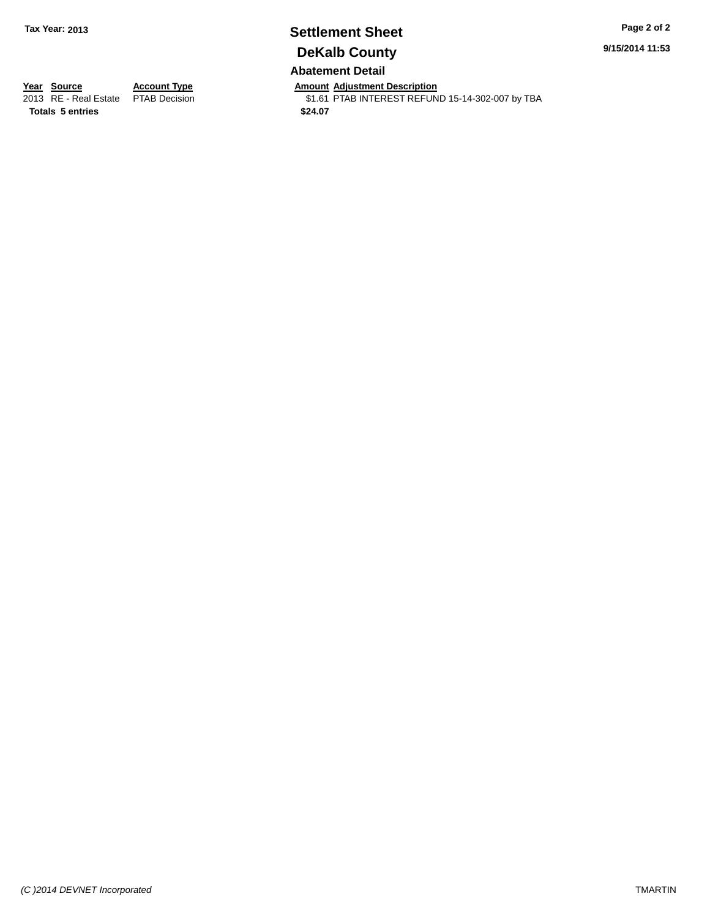# Settlement Sheet

## DeKalb County

Tax Year: 2013

9/15/2014 11:53

### Abatement Detail

| Year | Source | Account Type | Amount | Adjustment Description |
|---|---|---|---|---|
| 2013 | RE - Real Estate | PTAB Decision | $1.61 | PTAB INTEREST REFUND 15-14-302-007 by TBA |
| **Totals** | **5 entries** | | **$24.07** | |

*(C )2014 DEVNET Incorporated*

TMARTIN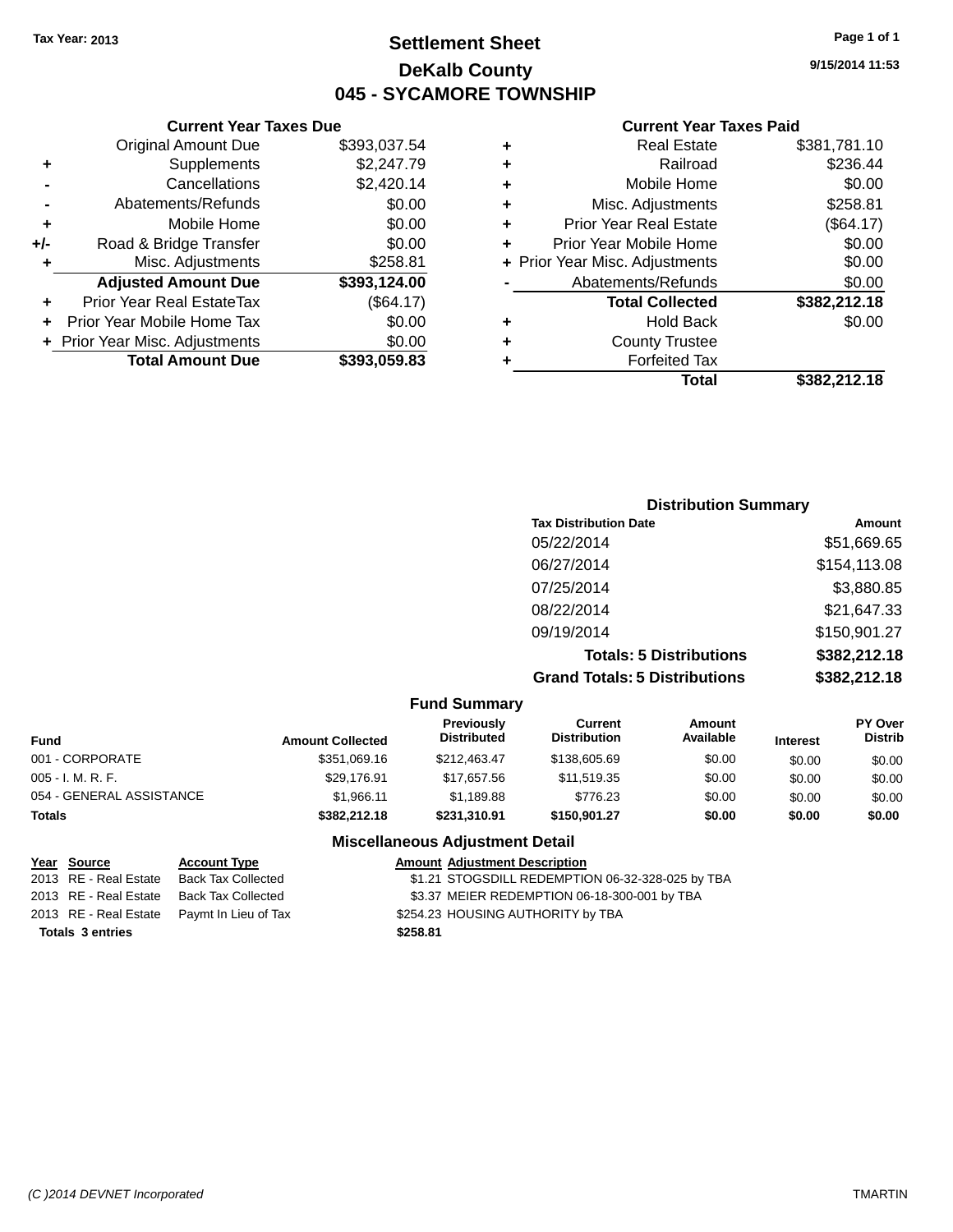Tax Year: 2013

# Settlement Sheet

## DeKalb County

## 045 - SYCAMORE TOWNSHIP

9/15/2014 11:53

### Current Year Taxes Due

| | | |
|---|---|---|
| | Original Amount Due | $393,037.54 |
| + | Supplements | $2,247.79 |
| - | Cancellations | $2,420.14 |
| - | Abatements/Refunds | $0.00 |
| + | Mobile Home | $0.00 |
| +/- | Road & Bridge Transfer | $0.00 |
| + | Misc. Adjustments | $258.81 |
| | **Adjusted Amount Due** | **$393,124.00** |
| + | Prior Year Real EstateTax | ($64.17) |
| + | Prior Year Mobile Home Tax | $0.00 |
| + | Prior Year Misc. Adjustments | $0.00 |
| | **Total Amount Due** | **$393,059.83** |

### Current Year Taxes Paid

| | | |
|---|---|---|
| + | Real Estate | $381,781.10 |
| + | Railroad | $236.44 |
| + | Mobile Home | $0.00 |
| + | Misc. Adjustments | $258.81 |
| + | Prior Year Real Estate | ($64.17) |
| + | Prior Year Mobile Home | $0.00 |
| + | Prior Year Misc. Adjustments | $0.00 |
| - | Abatements/Refunds | $0.00 |
| | **Total Collected** | **$382,212.18** |
| + | Hold Back | $0.00 |
| + | County Trustee | |
| + | Forfeited Tax | |
| | **Total** | **$382,212.18** |

### Distribution Summary

| Tax Distribution Date | Amount |
|---|---|
| 05/22/2014 | $51,669.65 |
| 06/27/2014 | $154,113.08 |
| 07/25/2014 | $3,880.85 |
| 08/22/2014 | $21,647.33 |
| 09/19/2014 | $150,901.27 |
| **Totals: 5 Distributions** | **$382,212.18** |
| **Grand Totals: 5 Distributions** | **$382,212.18** |

### Fund Summary

| Fund | Amount Collected | Previously Distributed | Current Distribution | Amount Available | Interest | PY Over Distrib |
|---|---|---|---|---|---|---|
| 001 - CORPORATE | $351,069.16 | $212,463.47 | $138,605.69 | $0.00 | $0.00 | $0.00 |
| 005 - I. M. R. F. | $29,176.91 | $17,657.56 | $11,519.35 | $0.00 | $0.00 | $0.00 |
| 054 - GENERAL ASSISTANCE | $1,966.11 | $1,189.88 | $776.23 | $0.00 | $0.00 | $0.00 |
| **Totals** | **$382,212.18** | **$231,310.91** | **$150,901.27** | **$0.00** | **$0.00** | **$0.00** |

### Miscellaneous Adjustment Detail

| Year | Source | Account Type | Amount | Adjustment Description |
|---|---|---|---|---|
| 2013 | RE - Real Estate | Back Tax Collected | $1.21 | STOGSDILL REDEMPTION 06-32-328-025 by TBA |
| 2013 | RE - Real Estate | Back Tax Collected | $3.37 | MEIER REDEMPTION 06-18-300-001 by TBA |
| 2013 | RE - Real Estate | Paymt In Lieu of Tax | $254.23 | HOUSING AUTHORITY by TBA |
| **Totals 3 entries** | | | **$258.81** | |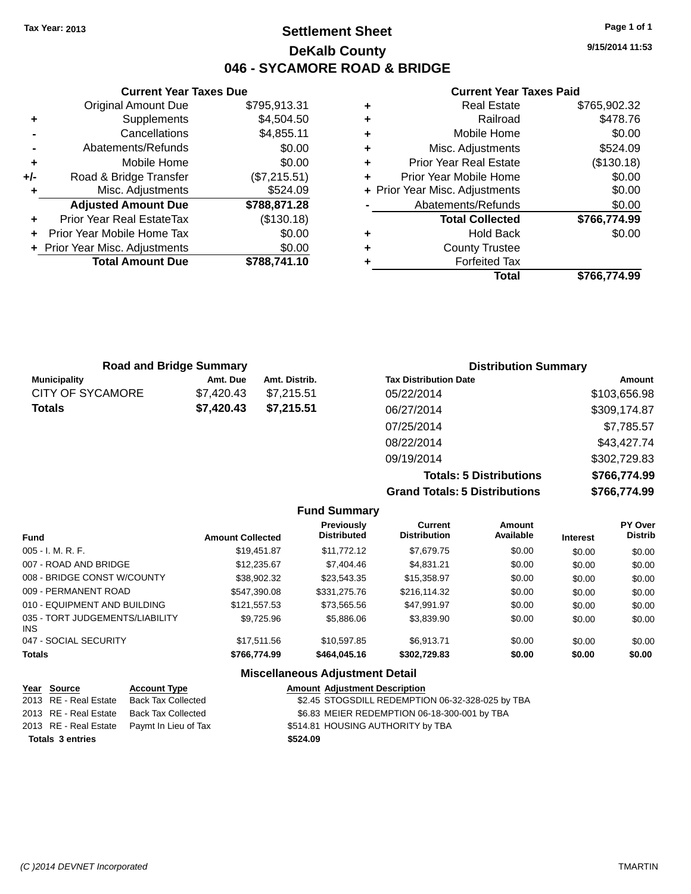Tax Year: 2013

# Settlement Sheet
## DeKalb County
## 046 - SYCAMORE ROAD & BRIDGE

9/15/2014 11:53

### Current Year Taxes Due

| | | |
|---|---|---|
| | Original Amount Due | $795,913.31 |
| + | Supplements | $4,504.50 |
| - | Cancellations | $4,855.11 |
| - | Abatements/Refunds | $0.00 |
| + | Mobile Home | $0.00 |
| +/- | Road & Bridge Transfer | ($7,215.51) |
| + | Misc. Adjustments | $524.09 |
| | **Adjusted Amount Due** | **$788,871.28** |
| + | Prior Year Real EstateTax | ($130.18) |
| + | Prior Year Mobile Home Tax | $0.00 |
| + | Prior Year Misc. Adjustments | $0.00 |
| | **Total Amount Due** | **$788,741.10** |

### Current Year Taxes Paid

| | | |
|---|---|---|
| + | Real Estate | $765,902.32 |
| + | Railroad | $478.76 |
| + | Mobile Home | $0.00 |
| + | Misc. Adjustments | $524.09 |
| + | Prior Year Real Estate | ($130.18) |
| + | Prior Year Mobile Home | $0.00 |
| + | Prior Year Misc. Adjustments | $0.00 |
| - | Abatements/Refunds | $0.00 |
| | **Total Collected** | **$766,774.99** |
| + | Hold Back | $0.00 |
| + | County Trustee | |
| + | Forfeited Tax | |
| | **Total** | **$766,774.99** |

### Road and Bridge Summary

| Municipality | Amt. Due | Amt. Distrib. |
|---|---|---|
| CITY OF SYCAMORE | $7,420.43 | $7,215.51 |
| **Totals** | **$7,420.43** | **$7,215.51** |

### Distribution Summary

| Tax Distribution Date | Amount |
|---|---|
| 05/22/2014 | $103,656.98 |
| 06/27/2014 | $309,174.87 |
| 07/25/2014 | $7,785.57 |
| 08/22/2014 | $43,427.74 |
| 09/19/2014 | $302,729.83 |
| **Totals: 5 Distributions** | **$766,774.99** |
| **Grand Totals: 5 Distributions** | **$766,774.99** |

### Fund Summary

| Fund | Amount Collected | Previously Distributed | Current Distribution | Amount Available | Interest | PY Over Distrib |
|---|---|---|---|---|---|---|
| 005 - I. M. R. F. | $19,451.87 | $11,772.12 | $7,679.75 | $0.00 | $0.00 | $0.00 |
| 007 - ROAD AND BRIDGE | $12,235.67 | $7,404.46 | $4,831.21 | $0.00 | $0.00 | $0.00 |
| 008 - BRIDGE CONST W/COUNTY | $38,902.32 | $23,543.35 | $15,358.97 | $0.00 | $0.00 | $0.00 |
| 009 - PERMANENT ROAD | $547,390.08 | $331,275.76 | $216,114.32 | $0.00 | $0.00 | $0.00 |
| 010 - EQUIPMENT AND BUILDING | $121,557.53 | $73,565.56 | $47,991.97 | $0.00 | $0.00 | $0.00 |
| 035 - TORT JUDGEMENTS/LIABILITY INS | $9,725.96 | $5,886.06 | $3,839.90 | $0.00 | $0.00 | $0.00 |
| 047 - SOCIAL SECURITY | $17,511.56 | $10,597.85 | $6,913.71 | $0.00 | $0.00 | $0.00 |
| **Totals** | **$766,774.99** | **$464,045.16** | **$302,729.83** | **$0.00** | **$0.00** | **$0.00** |

### Miscellaneous Adjustment Detail

| Year | Source | Account Type | Amount | Adjustment Description |
|---|---|---|---|---|
| 2013 | RE - Real Estate | Back Tax Collected | $2.45 | STOGSDILL REDEMPTION 06-32-328-025 by TBA |
| 2013 | RE - Real Estate | Back Tax Collected | $6.83 | MEIER REDEMPTION 06-18-300-001 by TBA |
| 2013 | RE - Real Estate | Paymt In Lieu of Tax | $514.81 | HOUSING AUTHORITY by TBA |
| **Totals 3 entries** | | | **$524.09** | |

(C )2014 DEVNET Incorporated — TMARTIN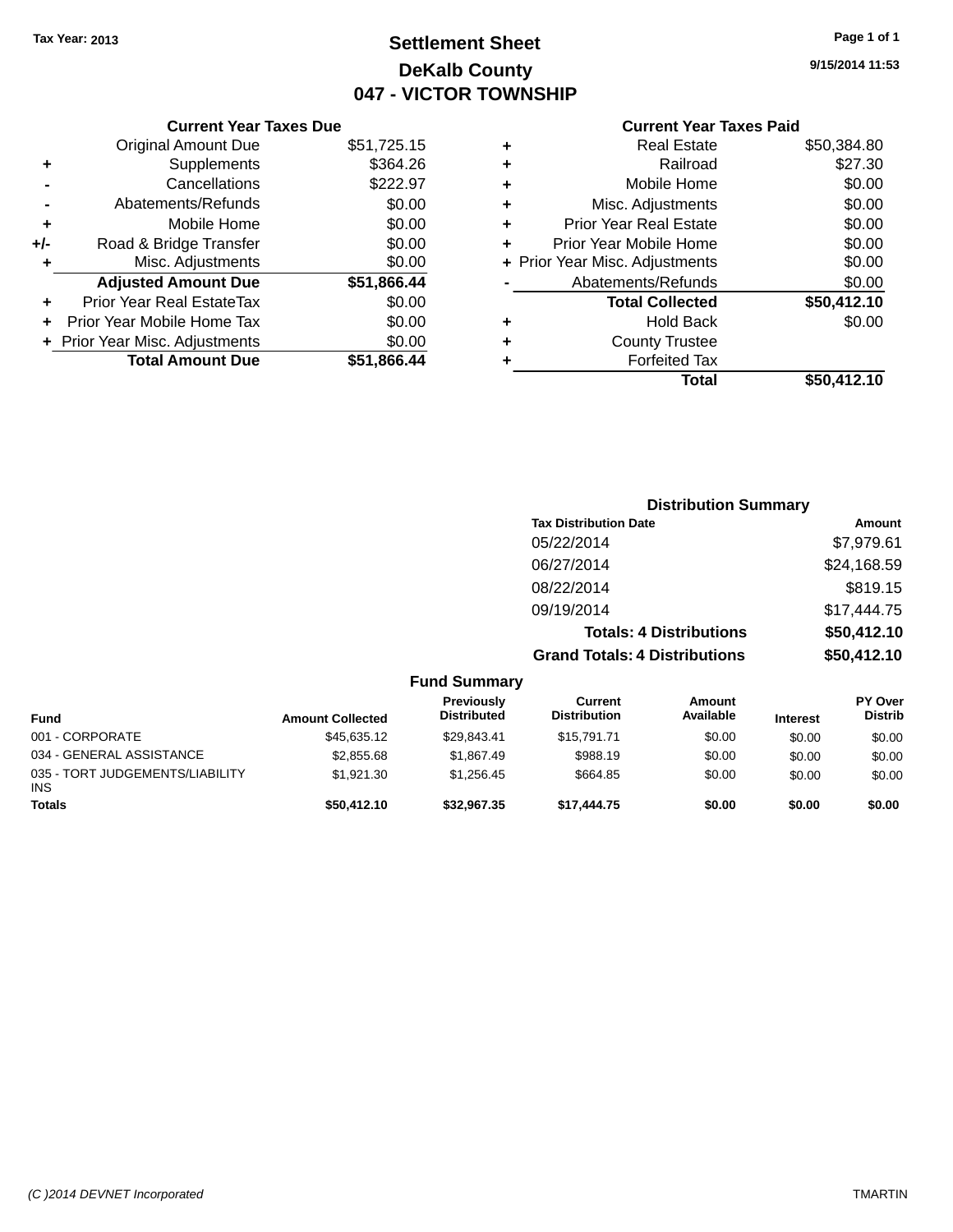Tax Year: 2013

# Settlement Sheet
## DeKalb County
## 047 - VICTOR TOWNSHIP

9/15/2014 11:53

### Current Year Taxes Due

| | | |
|---|---|---|
| | Original Amount Due | $51,725.15 |
| + | Supplements | $364.26 |
| - | Cancellations | $222.97 |
| - | Abatements/Refunds | $0.00 |
| + | Mobile Home | $0.00 |
| +/- | Road & Bridge Transfer | $0.00 |
| + | Misc. Adjustments | $0.00 |
| | **Adjusted Amount Due** | **$51,866.44** |
| + | Prior Year Real EstateTax | $0.00 |
| + | Prior Year Mobile Home Tax | $0.00 |
| + | Prior Year Misc. Adjustments | $0.00 |
| | **Total Amount Due** | **$51,866.44** |

### Current Year Taxes Paid

| | | |
|---|---|---|
| + | Real Estate | $50,384.80 |
| + | Railroad | $27.30 |
| + | Mobile Home | $0.00 |
| + | Misc. Adjustments | $0.00 |
| + | Prior Year Real Estate | $0.00 |
| + | Prior Year Mobile Home | $0.00 |
| + | Prior Year Misc. Adjustments | $0.00 |
| - | Abatements/Refunds | $0.00 |
| | **Total Collected** | **$50,412.10** |
| + | Hold Back | $0.00 |
| + | County Trustee | |
| + | Forfeited Tax | |
| | **Total** | **$50,412.10** |

### Distribution Summary

| Tax Distribution Date | Amount |
|---|---|
| 05/22/2014 | $7,979.61 |
| 06/27/2014 | $24,168.59 |
| 08/22/2014 | $819.15 |
| 09/19/2014 | $17,444.75 |
| **Totals: 4 Distributions** | **$50,412.10** |
| **Grand Totals: 4 Distributions** | **$50,412.10** |

### Fund Summary

| Fund | Amount Collected | Previously Distributed | Current Distribution | Amount Available | Interest | PY Over Distrib |
|---|---|---|---|---|---|---|
| 001 - CORPORATE | $45,635.12 | $29,843.41 | $15,791.71 | $0.00 | $0.00 | $0.00 |
| 034 - GENERAL ASSISTANCE | $2,855.68 | $1,867.49 | $988.19 | $0.00 | $0.00 | $0.00 |
| 035 - TORT JUDGEMENTS/LIABILITY INS | $1,921.30 | $1,256.45 | $664.85 | $0.00 | $0.00 | $0.00 |
| **Totals** | **$50,412.10** | **$32,967.35** | **$17,444.75** | **$0.00** | **$0.00** | **$0.00** |

(C )2014 DEVNET Incorporated TMARTIN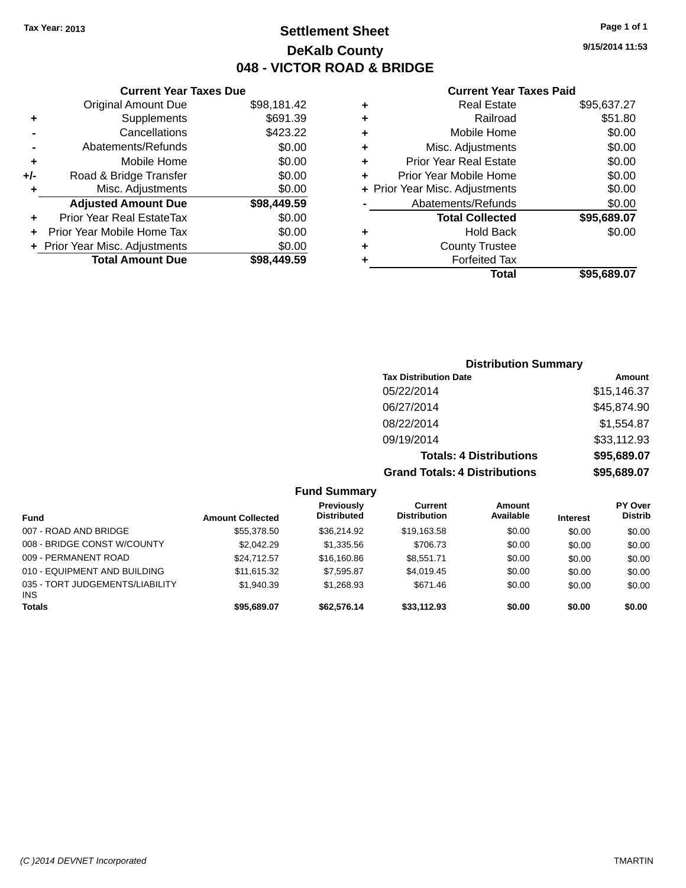Tax Year: 2013

# Settlement Sheet

## DeKalb County

## 048 - VICTOR ROAD & BRIDGE

9/15/2014 11:53

### Current Year Taxes Due

| | | |
|---|---|---|
| | Original Amount Due | $98,181.42 |
| + | Supplements | $691.39 |
| - | Cancellations | $423.22 |
| - | Abatements/Refunds | $0.00 |
| + | Mobile Home | $0.00 |
| +/- | Road & Bridge Transfer | $0.00 |
| + | Misc. Adjustments | $0.00 |
| | **Adjusted Amount Due** | **$98,449.59** |
| + | Prior Year Real EstateTax | $0.00 |
| + | Prior Year Mobile Home Tax | $0.00 |
| + | Prior Year Misc. Adjustments | $0.00 |
| | **Total Amount Due** | **$98,449.59** |

### Current Year Taxes Paid

| | | |
|---|---|---|
| + | Real Estate | $95,637.27 |
| + | Railroad | $51.80 |
| + | Mobile Home | $0.00 |
| + | Misc. Adjustments | $0.00 |
| + | Prior Year Real Estate | $0.00 |
| + | Prior Year Mobile Home | $0.00 |
| + | Prior Year Misc. Adjustments | $0.00 |
| - | Abatements/Refunds | $0.00 |
| | **Total Collected** | **$95,689.07** |
| + | Hold Back | $0.00 |
| + | County Trustee | |
| + | Forfeited Tax | |
| | **Total** | **$95,689.07** |

### Distribution Summary

| Tax Distribution Date | Amount |
|---|---|
| 05/22/2014 | $15,146.37 |
| 06/27/2014 | $45,874.90 |
| 08/22/2014 | $1,554.87 |
| 09/19/2014 | $33,112.93 |
| **Totals: 4 Distributions** | **$95,689.07** |
| **Grand Totals: 4 Distributions** | **$95,689.07** |

### Fund Summary

| Fund | Amount Collected | Previously Distributed | Current Distribution | Amount Available | Interest | PY Over Distrib |
|---|---|---|---|---|---|---|
| 007 - ROAD AND BRIDGE | $55,378.50 | $36,214.92 | $19,163.58 | $0.00 | $0.00 | $0.00 |
| 008 - BRIDGE CONST W/COUNTY | $2,042.29 | $1,335.56 | $706.73 | $0.00 | $0.00 | $0.00 |
| 009 - PERMANENT ROAD | $24,712.57 | $16,160.86 | $8,551.71 | $0.00 | $0.00 | $0.00 |
| 010 - EQUIPMENT AND BUILDING | $11,615.32 | $7,595.87 | $4,019.45 | $0.00 | $0.00 | $0.00 |
| 035 - TORT JUDGEMENTS/LIABILITY INS | $1,940.39 | $1,268.93 | $671.46 | $0.00 | $0.00 | $0.00 |
| **Totals** | **$95,689.07** | **$62,576.14** | **$33,112.93** | **$0.00** | **$0.00** | **$0.00** |

(C )2014 DEVNET Incorporated TMARTIN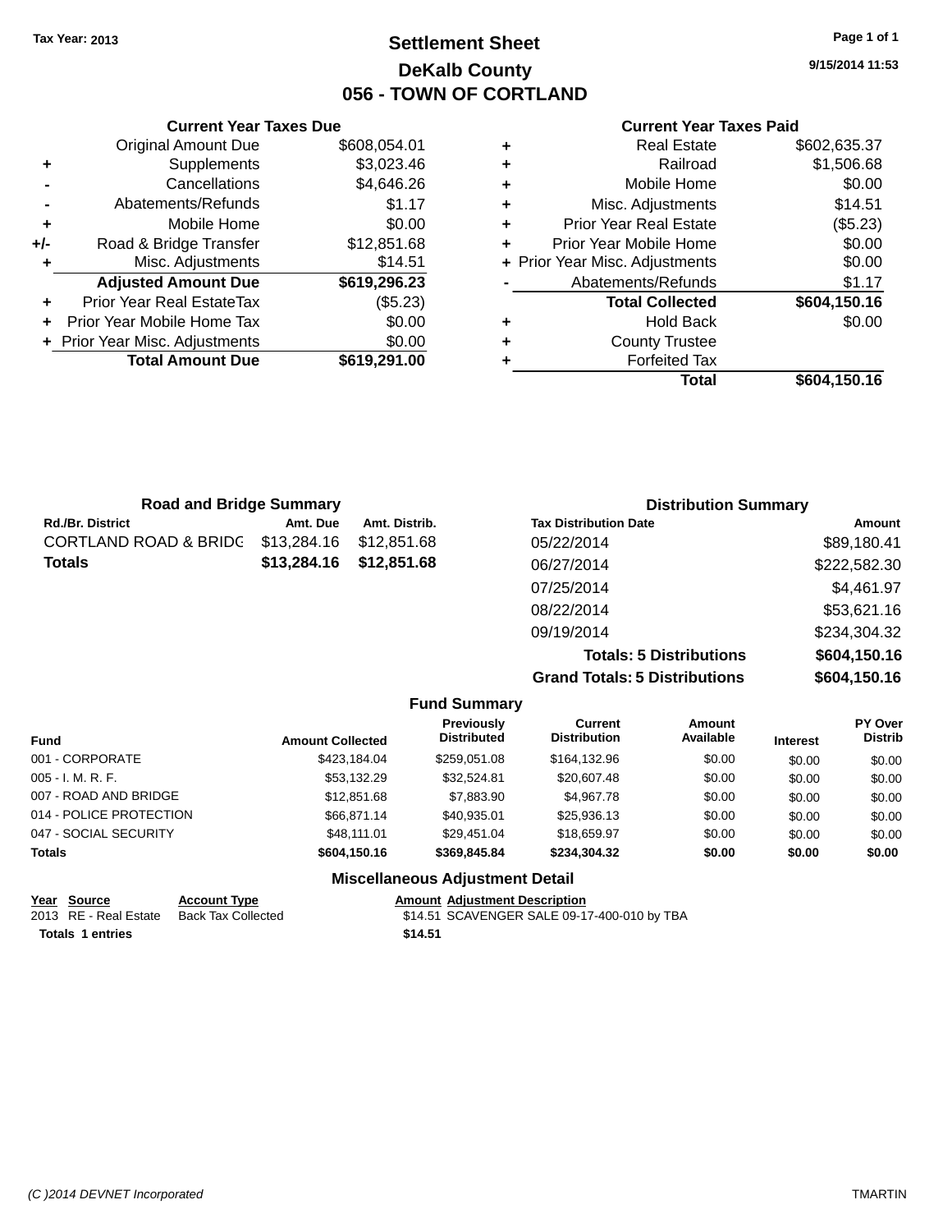Tax Year: 2013

# Settlement Sheet

## DeKalb County

## 056 - TOWN OF CORTLAND

9/15/2014 11:53

### Current Year Taxes Due

| | | |
|---|---|---|
| | Original Amount Due | $608,054.01 |
| + | Supplements | $3,023.46 |
| - | Cancellations | $4,646.26 |
| - | Abatements/Refunds | $1.17 |
| + | Mobile Home | $0.00 |
| +/- | Road & Bridge Transfer | $12,851.68 |
| + | Misc. Adjustments | $14.51 |
| | **Adjusted Amount Due** | **$619,296.23** |
| + | Prior Year Real EstateTax | ($5.23) |
| + | Prior Year Mobile Home Tax | $0.00 |
| + | Prior Year Misc. Adjustments | $0.00 |
| | **Total Amount Due** | **$619,291.00** |

### Current Year Taxes Paid

| | | |
|---|---|---|
| + | Real Estate | $602,635.37 |
| + | Railroad | $1,506.68 |
| + | Mobile Home | $0.00 |
| + | Misc. Adjustments | $14.51 |
| + | Prior Year Real Estate | ($5.23) |
| + | Prior Year Mobile Home | $0.00 |
| + | Prior Year Misc. Adjustments | $0.00 |
| - | Abatements/Refunds | $1.17 |
| | **Total Collected** | **$604,150.16** |
| + | Hold Back | $0.00 |
| + | County Trustee | |
| + | Forfeited Tax | |
| | **Total** | **$604,150.16** |

### Road and Bridge Summary

| Rd./Br. District | Amt. Due | Amt. Distrib. |
|---|---|---|
| CORTLAND ROAD & BRIDG | $13,284.16 | $12,851.68 |
| **Totals** | **$13,284.16** | **$12,851.68** |

### Distribution Summary

| Tax Distribution Date | Amount |
|---|---|
| 05/22/2014 | $89,180.41 |
| 06/27/2014 | $222,582.30 |
| 07/25/2014 | $4,461.97 |
| 08/22/2014 | $53,621.16 |
| 09/19/2014 | $234,304.32 |
| **Totals: 5 Distributions** | **$604,150.16** |
| **Grand Totals: 5 Distributions** | **$604,150.16** |

### Fund Summary

| Fund | Amount Collected | Previously Distributed | Current Distribution | Amount Available | Interest | PY Over Distrib |
|---|---|---|---|---|---|---|
| 001 - CORPORATE | $423,184.04 | $259,051.08 | $164,132.96 | $0.00 | $0.00 | $0.00 |
| 005 - I. M. R. F. | $53,132.29 | $32,524.81 | $20,607.48 | $0.00 | $0.00 | $0.00 |
| 007 - ROAD AND BRIDGE | $12,851.68 | $7,883.90 | $4,967.78 | $0.00 | $0.00 | $0.00 |
| 014 - POLICE PROTECTION | $66,871.14 | $40,935.01 | $25,936.13 | $0.00 | $0.00 | $0.00 |
| 047 - SOCIAL SECURITY | $48,111.01 | $29,451.04 | $18,659.97 | $0.00 | $0.00 | $0.00 |
| **Totals** | **$604,150.16** | **$369,845.84** | **$234,304.32** | **$0.00** | **$0.00** | **$0.00** |

### Miscellaneous Adjustment Detail

| Year | Source | Account Type | Amount | Adjustment Description |
|---|---|---|---|---|
| 2013 | RE - Real Estate | Back Tax Collected | $14.51 | SCAVENGER SALE 09-17-400-010 by TBA |
| **Totals** | **1 entries** | | **$14.51** | |

(C )2014 DEVNET Incorporated TMARTIN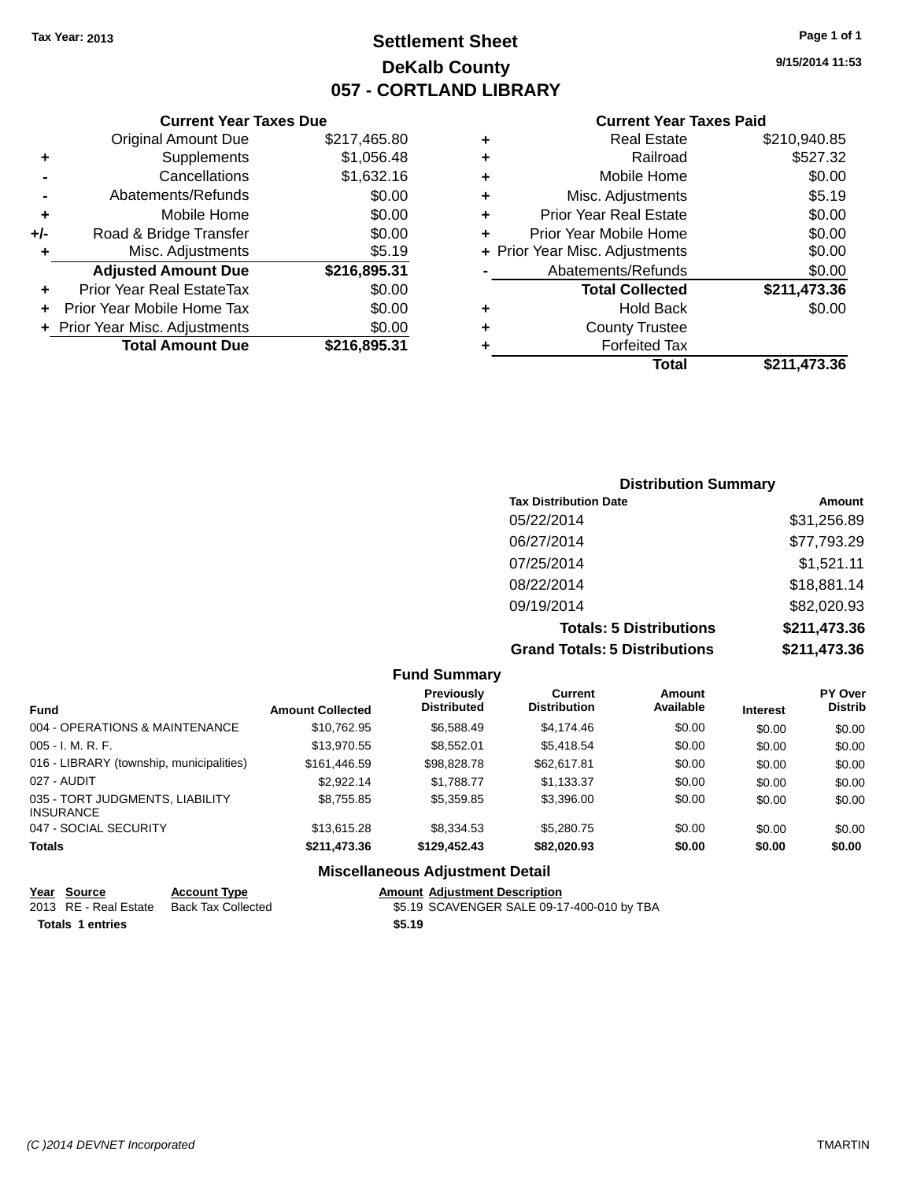Tax Year: 2013

# Settlement Sheet

## DeKalb County

## 057 - CORTLAND LIBRARY

9/15/2014 11:53

### Current Year Taxes Due

| | | |
|---|---|---|
| | Original Amount Due | $217,465.80 |
| + | Supplements | $1,056.48 |
| - | Cancellations | $1,632.16 |
| - | Abatements/Refunds | $0.00 |
| + | Mobile Home | $0.00 |
| +/- | Road & Bridge Transfer | $0.00 |
| + | Misc. Adjustments | $5.19 |
| | **Adjusted Amount Due** | **$216,895.31** |
| + | Prior Year Real EstateTax | $0.00 |
| + | Prior Year Mobile Home Tax | $0.00 |
| + | Prior Year Misc. Adjustments | $0.00 |
| | **Total Amount Due** | **$216,895.31** |

### Current Year Taxes Paid

| | | |
|---|---|---|
| + | Real Estate | $210,940.85 |
| + | Railroad | $527.32 |
| + | Mobile Home | $0.00 |
| + | Misc. Adjustments | $5.19 |
| + | Prior Year Real Estate | $0.00 |
| + | Prior Year Mobile Home | $0.00 |
| + | Prior Year Misc. Adjustments | $0.00 |
| - | Abatements/Refunds | $0.00 |
| | **Total Collected** | **$211,473.36** |
| + | Hold Back | $0.00 |
| + | County Trustee | |
| + | Forfeited Tax | |
| | **Total** | **$211,473.36** |

### Distribution Summary

| Tax Distribution Date | Amount |
|---|---|
| 05/22/2014 | $31,256.89 |
| 06/27/2014 | $77,793.29 |
| 07/25/2014 | $1,521.11 |
| 08/22/2014 | $18,881.14 |
| 09/19/2014 | $82,020.93 |
| **Totals: 5 Distributions** | **$211,473.36** |
| **Grand Totals: 5 Distributions** | **$211,473.36** |

### Fund Summary

| Fund | Amount Collected | Previously Distributed | Current Distribution | Amount Available | Interest | PY Over Distrib |
|---|---|---|---|---|---|---|
| 004 - OPERATIONS & MAINTENANCE | $10,762.95 | $6,588.49 | $4,174.46 | $0.00 | $0.00 | $0.00 |
| 005 - I. M. R. F. | $13,970.55 | $8,552.01 | $5,418.54 | $0.00 | $0.00 | $0.00 |
| 016 - LIBRARY (township, municipalities) | $161,446.59 | $98,828.78 | $62,617.81 | $0.00 | $0.00 | $0.00 |
| 027 - AUDIT | $2,922.14 | $1,788.77 | $1,133.37 | $0.00 | $0.00 | $0.00 |
| 035 - TORT JUDGMENTS, LIABILITY INSURANCE | $8,755.85 | $5,359.85 | $3,396.00 | $0.00 | $0.00 | $0.00 |
| 047 - SOCIAL SECURITY | $13,615.28 | $8,334.53 | $5,280.75 | $0.00 | $0.00 | $0.00 |
| **Totals** | **$211,473.36** | **$129,452.43** | **$82,020.93** | **$0.00** | **$0.00** | **$0.00** |

### Miscellaneous Adjustment Detail

| Year | Source | Account Type | Amount | Adjustment Description |
|---|---|---|---|---|
| 2013 | RE - Real Estate | Back Tax Collected | $5.19 | SCAVENGER SALE 09-17-400-010 by TBA |
| **Totals 1 entries** | | | **$5.19** | |

(C )2014 DEVNET Incorporated

TMARTIN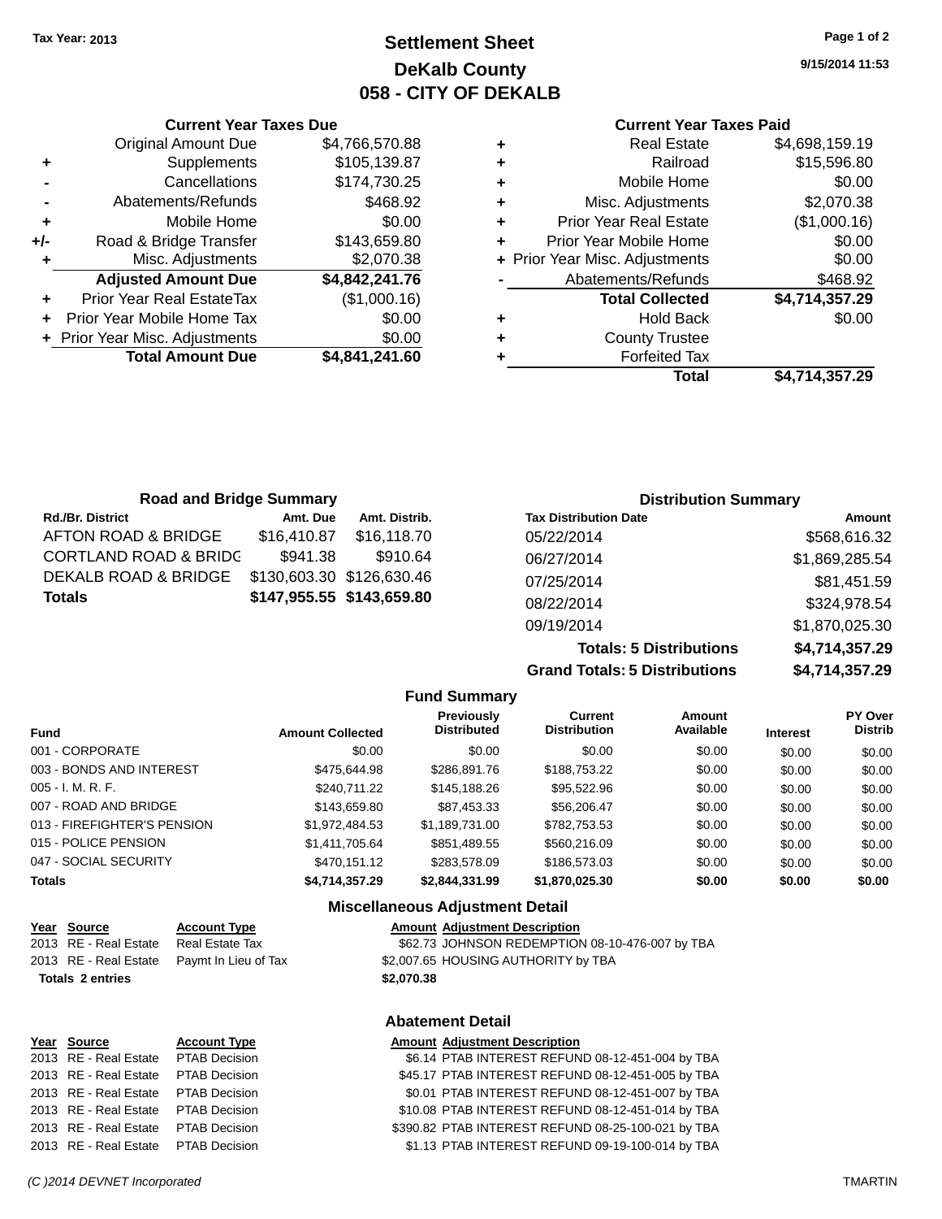Tax Year: 2013

# Settlement Sheet
## DeKalb County
## 058 - CITY OF DEKALB

9/15/2014 11:53

### Current Year Taxes Due

| | | |
|---|---|---|
| | Original Amount Due | $4,766,570.88 |
| + | Supplements | $105,139.87 |
| - | Cancellations | $174,730.25 |
| - | Abatements/Refunds | $468.92 |
| + | Mobile Home | $0.00 |
| +/- | Road & Bridge Transfer | $143,659.80 |
| + | Misc. Adjustments | $2,070.38 |
| | **Adjusted Amount Due** | **$4,842,241.76** |
| + | Prior Year Real EstateTax | ($1,000.16) |
| + | Prior Year Mobile Home Tax | $0.00 |
| + | Prior Year Misc. Adjustments | $0.00 |
| | **Total Amount Due** | **$4,841,241.60** |

### Current Year Taxes Paid

| | | |
|---|---|---|
| + | Real Estate | $4,698,159.19 |
| + | Railroad | $15,596.80 |
| + | Mobile Home | $0.00 |
| + | Misc. Adjustments | $2,070.38 |
| + | Prior Year Real Estate | ($1,000.16) |
| + | Prior Year Mobile Home | $0.00 |
| + | Prior Year Misc. Adjustments | $0.00 |
| - | Abatements/Refunds | $468.92 |
| | **Total Collected** | **$4,714,357.29** |
| + | Hold Back | $0.00 |
| + | County Trustee | |
| + | Forfeited Tax | |
| | **Total** | **$4,714,357.29** |

### Road and Bridge Summary

| Rd./Br. District | Amt. Due | Amt. Distrib. |
|---|---|---|
| AFTON ROAD & BRIDGE | $16,410.87 | $16,118.70 |
| CORTLAND ROAD & BRIDG | $941.38 | $910.64 |
| DEKALB ROAD & BRIDGE | $130,603.30 | $126,630.46 |
| **Totals** | **$147,955.55** | **$143,659.80** |

### Distribution Summary

| Tax Distribution Date | Amount |
|---|---|
| 05/22/2014 | $568,616.32 |
| 06/27/2014 | $1,869,285.54 |
| 07/25/2014 | $81,451.59 |
| 08/22/2014 | $324,978.54 |
| 09/19/2014 | $1,870,025.30 |
| **Totals: 5 Distributions** | **$4,714,357.29** |
| **Grand Totals: 5 Distributions** | **$4,714,357.29** |

### Fund Summary

| Fund | Amount Collected | Previously Distributed | Current Distribution | Amount Available | Interest | PY Over Distrib |
|---|---|---|---|---|---|---|
| 001 - CORPORATE | $0.00 | $0.00 | $0.00 | $0.00 | $0.00 | $0.00 |
| 003 - BONDS AND INTEREST | $475,644.98 | $286,891.76 | $188,753.22 | $0.00 | $0.00 | $0.00 |
| 005 - I. M. R. F. | $240,711.22 | $145,188.26 | $95,522.96 | $0.00 | $0.00 | $0.00 |
| 007 - ROAD AND BRIDGE | $143,659.80 | $87,453.33 | $56,206.47 | $0.00 | $0.00 | $0.00 |
| 013 - FIREFIGHTER'S PENSION | $1,972,484.53 | $1,189,731.00 | $782,753.53 | $0.00 | $0.00 | $0.00 |
| 015 - POLICE PENSION | $1,411,705.64 | $851,489.55 | $560,216.09 | $0.00 | $0.00 | $0.00 |
| 047 - SOCIAL SECURITY | $470,151.12 | $283,578.09 | $186,573.03 | $0.00 | $0.00 | $0.00 |
| **Totals** | **$4,714,357.29** | **$2,844,331.99** | **$1,870,025.30** | **$0.00** | **$0.00** | **$0.00** |

### Miscellaneous Adjustment Detail

| Year | Source | Account Type | Amount | Adjustment Description |
|---|---|---|---|---|
| 2013 | RE - Real Estate | Real Estate Tax | $62.73 | JOHNSON REDEMPTION 08-10-476-007 by TBA |
| 2013 | RE - Real Estate | Paymt In Lieu of Tax | $2,007.65 | HOUSING AUTHORITY by TBA |
| **Totals 2 entries** | | | **$2,070.38** | |

### Abatement Detail

| Year | Source | Account Type | Amount | Adjustment Description |
|---|---|---|---|---|
| 2013 | RE - Real Estate | PTAB Decision | $6.14 | PTAB INTEREST REFUND 08-12-451-004 by TBA |
| 2013 | RE - Real Estate | PTAB Decision | $45.17 | PTAB INTEREST REFUND 08-12-451-005 by TBA |
| 2013 | RE - Real Estate | PTAB Decision | $0.01 | PTAB INTEREST REFUND 08-12-451-007 by TBA |
| 2013 | RE - Real Estate | PTAB Decision | $10.08 | PTAB INTEREST REFUND 08-12-451-014 by TBA |
| 2013 | RE - Real Estate | PTAB Decision | $390.82 | PTAB INTEREST REFUND 08-25-100-021 by TBA |
| 2013 | RE - Real Estate | PTAB Decision | $1.13 | PTAB INTEREST REFUND 09-19-100-014 by TBA |

(C )2014 DEVNET Incorporated TMARTIN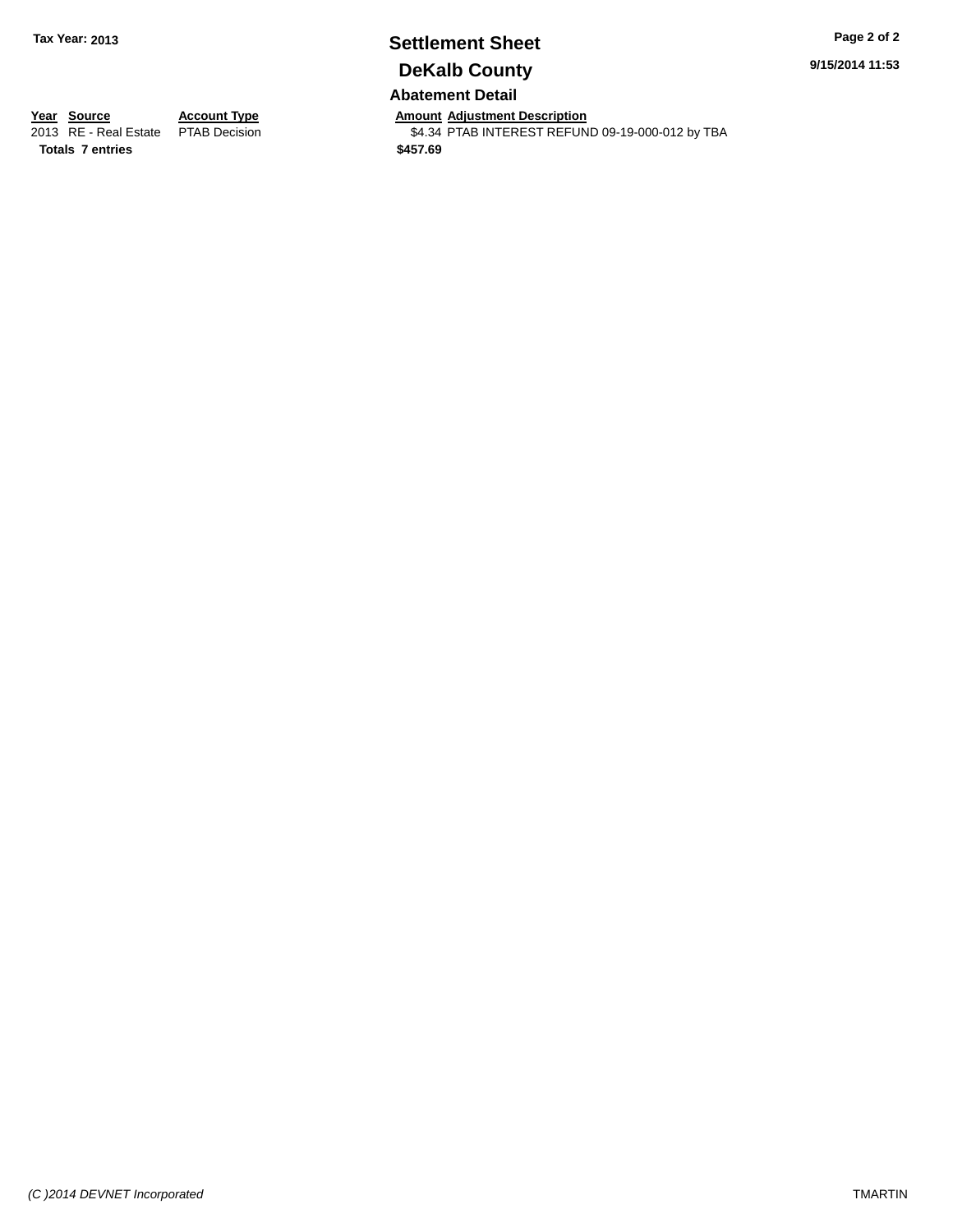**Tax Year: 2013**

# Settlement Sheet

## DeKalb County

### Abatement Detail

| Year | Source | Account Type | Amount | Adjustment Description |
|---|---|---|---|---|
| 2013 | RE - Real Estate | PTAB Decision | $4.34 | PTAB INTEREST REFUND 09-19-000-012 by TBA |
| **Totals** | **7 entries** | | **$457.69** | |

*(C )2014 DEVNET Incorporated*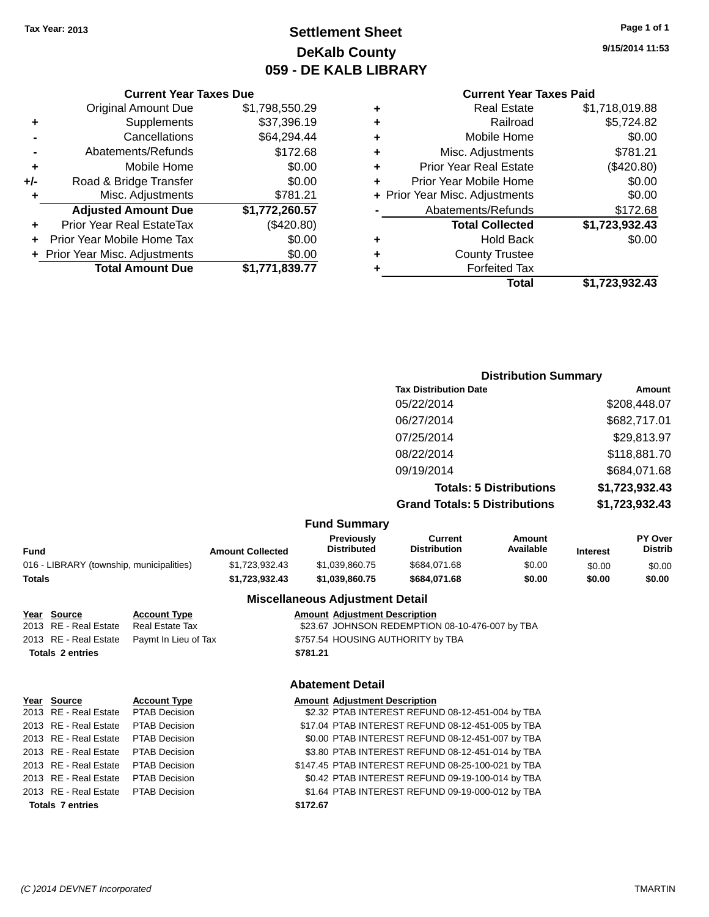Tax Year: 2013

# Settlement Sheet

## DeKalb County

## 059 - DE KALB LIBRARY

9/15/2014 11:53

### Current Year Taxes Due

| | | |
|---|---|---|
| | Original Amount Due | $1,798,550.29 |
| + | Supplements | $37,396.19 |
| - | Cancellations | $64,294.44 |
| - | Abatements/Refunds | $172.68 |
| + | Mobile Home | $0.00 |
| +/- | Road & Bridge Transfer | $0.00 |
| + | Misc. Adjustments | $781.21 |
| | **Adjusted Amount Due** | **$1,772,260.57** |
| + | Prior Year Real EstateTax | ($420.80) |
| + | Prior Year Mobile Home Tax | $0.00 |
| + | Prior Year Misc. Adjustments | $0.00 |
| | **Total Amount Due** | **$1,771,839.77** |

### Current Year Taxes Paid

| | | |
|---|---|---|
| + | Real Estate | $1,718,019.88 |
| + | Railroad | $5,724.82 |
| + | Mobile Home | $0.00 |
| + | Misc. Adjustments | $781.21 |
| + | Prior Year Real Estate | ($420.80) |
| + | Prior Year Mobile Home | $0.00 |
| + | Prior Year Misc. Adjustments | $0.00 |
| - | Abatements/Refunds | $172.68 |
| | **Total Collected** | **$1,723,932.43** |
| + | Hold Back | $0.00 |
| + | County Trustee | |
| + | Forfeited Tax | |
| | **Total** | **$1,723,932.43** |

### Distribution Summary

| Tax Distribution Date | Amount |
|---|---|
| 05/22/2014 | $208,448.07 |
| 06/27/2014 | $682,717.01 |
| 07/25/2014 | $29,813.97 |
| 08/22/2014 | $118,881.70 |
| 09/19/2014 | $684,071.68 |
| **Totals: 5 Distributions** | **$1,723,932.43** |
| **Grand Totals: 5 Distributions** | **$1,723,932.43** |

### Fund Summary

| Fund | Amount Collected | Previously Distributed | Current Distribution | Amount Available | Interest | PY Over Distrib |
|---|---|---|---|---|---|---|
| 016 - LIBRARY (township, municipalities) | $1,723,932.43 | $1,039,860.75 | $684,071.68 | $0.00 | $0.00 | $0.00 |
| **Totals** | **$1,723,932.43** | **$1,039,860.75** | **$684,071.68** | **$0.00** | **$0.00** | **$0.00** |

### Miscellaneous Adjustment Detail

| Year | Source | Account Type | Amount | Adjustment Description |
|---|---|---|---|---|
| 2013 | RE - Real Estate | Real Estate Tax | $23.67 | JOHNSON REDEMPTION 08-10-476-007 by TBA |
| 2013 | RE - Real Estate | Paymt In Lieu of Tax | $757.54 | HOUSING AUTHORITY by TBA |
| **Totals** | **2 entries** | | **$781.21** | |

### Abatement Detail

| Year | Source | Account Type | Amount | Adjustment Description |
|---|---|---|---|---|
| 2013 | RE - Real Estate | PTAB Decision | $2.32 | PTAB INTEREST REFUND 08-12-451-004 by TBA |
| 2013 | RE - Real Estate | PTAB Decision | $17.04 | PTAB INTEREST REFUND 08-12-451-005 by TBA |
| 2013 | RE - Real Estate | PTAB Decision | $0.00 | PTAB INTEREST REFUND 08-12-451-007 by TBA |
| 2013 | RE - Real Estate | PTAB Decision | $3.80 | PTAB INTEREST REFUND 08-12-451-014 by TBA |
| 2013 | RE - Real Estate | PTAB Decision | $147.45 | PTAB INTEREST REFUND 08-25-100-021 by TBA |
| 2013 | RE - Real Estate | PTAB Decision | $0.42 | PTAB INTEREST REFUND 09-19-100-014 by TBA |
| 2013 | RE - Real Estate | PTAB Decision | $1.64 | PTAB INTEREST REFUND 09-19-000-012 by TBA |
| **Totals** | **7 entries** | | **$172.67** | |

(C )2014 DEVNET Incorporated TMARTIN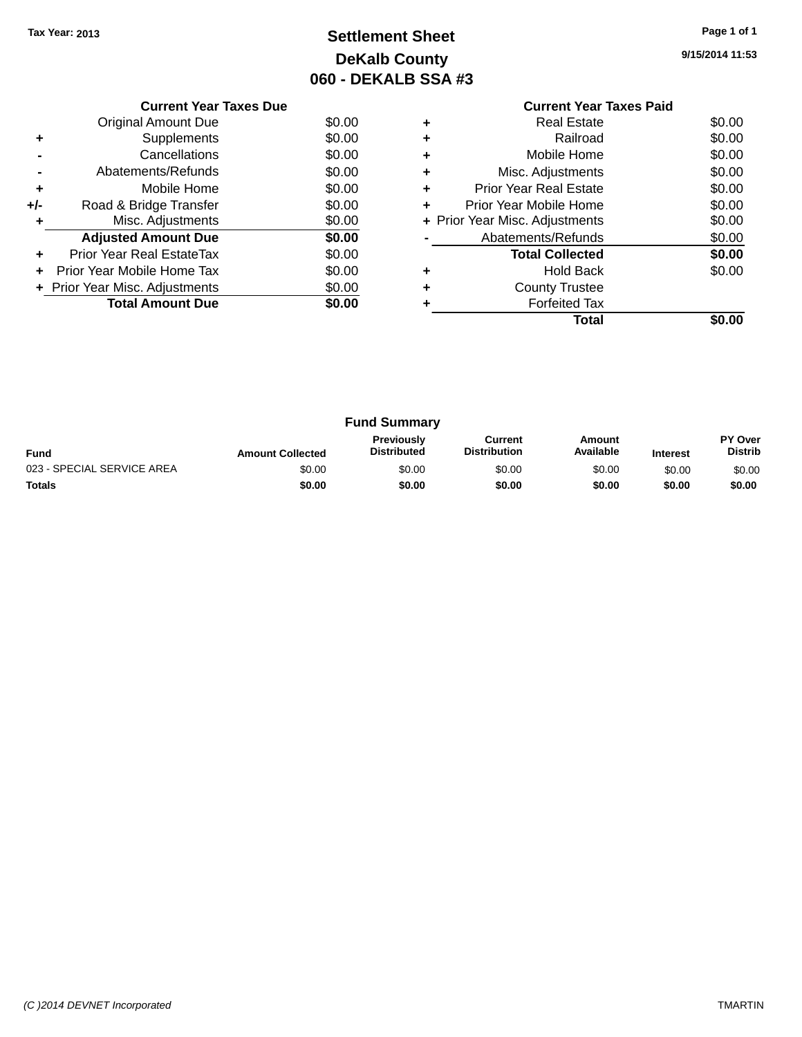Tax Year: 2013

# Settlement Sheet

## DeKalb County

## 060 - DEKALB SSA #3

9/15/2014 11:53

| | Current Year Taxes Due | |
|---|---|---|
| | Original Amount Due | $0.00 |
| + | Supplements | $0.00 |
| - | Cancellations | $0.00 |
| - | Abatements/Refunds | $0.00 |
| + | Mobile Home | $0.00 |
| +/- | Road & Bridge Transfer | $0.00 |
| + | Misc. Adjustments | $0.00 |
| | **Adjusted Amount Due** | **$0.00** |
| + | Prior Year Real EstateTax | $0.00 |
| + | Prior Year Mobile Home Tax | $0.00 |
| + | Prior Year Misc. Adjustments | $0.00 |
| | **Total Amount Due** | **$0.00** |

| | Current Year Taxes Paid | |
|---|---|---|
| + | Real Estate | $0.00 |
| + | Railroad | $0.00 |
| + | Mobile Home | $0.00 |
| + | Misc. Adjustments | $0.00 |
| + | Prior Year Real Estate | $0.00 |
| + | Prior Year Mobile Home | $0.00 |
| + | Prior Year Misc. Adjustments | $0.00 |
| - | Abatements/Refunds | $0.00 |
| | **Total Collected** | **$0.00** |
| + | Hold Back | $0.00 |
| + | County Trustee | |
| + | Forfeited Tax | |
| | **Total** | **$0.00** |

### Fund Summary

| Fund | Amount Collected | Previously Distributed | Current Distribution | Amount Available | Interest | PY Over Distrib |
|---|---|---|---|---|---|---|
| 023 - SPECIAL SERVICE AREA | $0.00 | $0.00 | $0.00 | $0.00 | $0.00 | $0.00 |
| **Totals** | **$0.00** | **$0.00** | **$0.00** | **$0.00** | **$0.00** | **$0.00** |

(C )2014 DEVNET Incorporated TMARTIN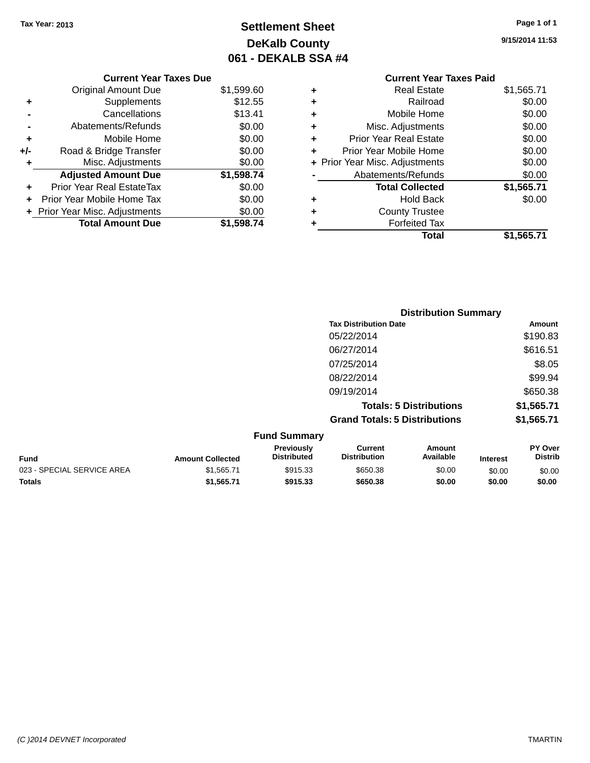Tax Year: 2013

# Settlement Sheet
## DeKalb County
## 061 - DEKALB SSA #4

9/15/2014 11:53

| | Current Year Taxes Due | |
|---|---|---|
| | Original Amount Due | $1,599.60 |
| + | Supplements | $12.55 |
| - | Cancellations | $13.41 |
| - | Abatements/Refunds | $0.00 |
| + | Mobile Home | $0.00 |
| +/- | Road & Bridge Transfer | $0.00 |
| + | Misc. Adjustments | $0.00 |
| | **Adjusted Amount Due** | **$1,598.74** |
| + | Prior Year Real EstateTax | $0.00 |
| + | Prior Year Mobile Home Tax | $0.00 |
| + | Prior Year Misc. Adjustments | $0.00 |
| | **Total Amount Due** | **$1,598.74** |

| | Current Year Taxes Paid | |
|---|---|---|
| + | Real Estate | $1,565.71 |
| + | Railroad | $0.00 |
| + | Mobile Home | $0.00 |
| + | Misc. Adjustments | $0.00 |
| + | Prior Year Real Estate | $0.00 |
| + | Prior Year Mobile Home | $0.00 |
| + | Prior Year Misc. Adjustments | $0.00 |
| - | Abatements/Refunds | $0.00 |
| | **Total Collected** | **$1,565.71** |
| + | Hold Back | $0.00 |
| + | County Trustee | |
| + | Forfeited Tax | |
| | **Total** | **$1,565.71** |

### Distribution Summary

| Tax Distribution Date | Amount |
|---|---|
| 05/22/2014 | $190.83 |
| 06/27/2014 | $616.51 |
| 07/25/2014 | $8.05 |
| 08/22/2014 | $99.94 |
| 09/19/2014 | $650.38 |
| **Totals: 5 Distributions** | **$1,565.71** |
| **Grand Totals: 5 Distributions** | **$1,565.71** |

### Fund Summary

| Fund | Amount Collected | Previously Distributed | Current Distribution | Amount Available | Interest | PY Over Distrib |
|---|---|---|---|---|---|---|
| 023 - SPECIAL SERVICE AREA | $1,565.71 | $915.33 | $650.38 | $0.00 | $0.00 | $0.00 |
| **Totals** | **$1,565.71** | **$915.33** | **$650.38** | **$0.00** | **$0.00** | **$0.00** |

(C )2014 DEVNET Incorporated TMARTIN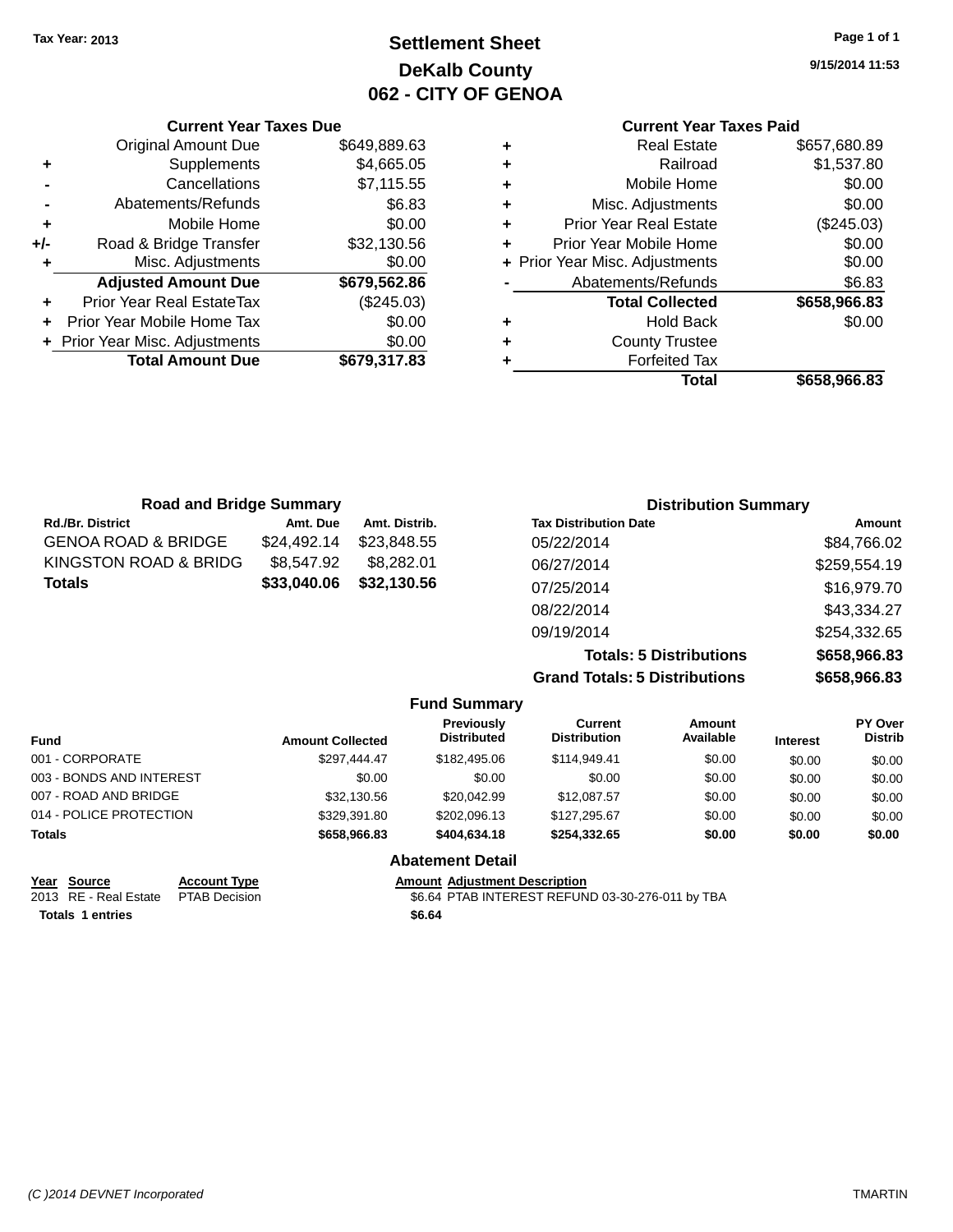Tax Year: 2013

# Settlement Sheet

## DeKalb County

## 062 - CITY OF GENOA

9/15/2014 11:53

### Current Year Taxes Due

| | | |
|---|---|---|
| | Original Amount Due | $649,889.63 |
| + | Supplements | $4,665.05 |
| - | Cancellations | $7,115.55 |
| - | Abatements/Refunds | $6.83 |
| + | Mobile Home | $0.00 |
| +/- | Road & Bridge Transfer | $32,130.56 |
| + | Misc. Adjustments | $0.00 |
| | **Adjusted Amount Due** | **$679,562.86** |
| + | Prior Year Real EstateTax | ($245.03) |
| + | Prior Year Mobile Home Tax | $0.00 |
| + | Prior Year Misc. Adjustments | $0.00 |
| | **Total Amount Due** | **$679,317.83** |

### Current Year Taxes Paid

| | | |
|---|---|---|
| + | Real Estate | $657,680.89 |
| + | Railroad | $1,537.80 |
| + | Mobile Home | $0.00 |
| + | Misc. Adjustments | $0.00 |
| + | Prior Year Real Estate | ($245.03) |
| + | Prior Year Mobile Home | $0.00 |
| + | Prior Year Misc. Adjustments | $0.00 |
| - | Abatements/Refunds | $6.83 |
| | **Total Collected** | **$658,966.83** |
| + | Hold Back | $0.00 |
| + | County Trustee | |
| + | Forfeited Tax | |
| | **Total** | **$658,966.83** |

### Road and Bridge Summary

| Rd./Br. District | Amt. Due | Amt. Distrib. |
|---|---|---|
| GENOA ROAD & BRIDGE | $24,492.14 | $23,848.55 |
| KINGSTON ROAD & BRIDG | $8,547.92 | $8,282.01 |
| **Totals** | **$33,040.06** | **$32,130.56** |

### Distribution Summary

| Tax Distribution Date | Amount |
|---|---|
| 05/22/2014 | $84,766.02 |
| 06/27/2014 | $259,554.19 |
| 07/25/2014 | $16,979.70 |
| 08/22/2014 | $43,334.27 |
| 09/19/2014 | $254,332.65 |
| **Totals: 5 Distributions** | **$658,966.83** |
| **Grand Totals: 5 Distributions** | **$658,966.83** |

### Fund Summary

| Fund | Amount Collected | Previously Distributed | Current Distribution | Amount Available | Interest | PY Over Distrib |
|---|---|---|---|---|---|---|
| 001 - CORPORATE | $297,444.47 | $182,495.06 | $114,949.41 | $0.00 | $0.00 | $0.00 |
| 003 - BONDS AND INTEREST | $0.00 | $0.00 | $0.00 | $0.00 | $0.00 | $0.00 |
| 007 - ROAD AND BRIDGE | $32,130.56 | $20,042.99 | $12,087.57 | $0.00 | $0.00 | $0.00 |
| 014 - POLICE PROTECTION | $329,391.80 | $202,096.13 | $127,295.67 | $0.00 | $0.00 | $0.00 |
| **Totals** | **$658,966.83** | **$404,634.18** | **$254,332.65** | **$0.00** | **$0.00** | **$0.00** |

### Abatement Detail

| Year | Source | Account Type | Amount | Adjustment Description |
|---|---|---|---|---|
| 2013 | RE - Real Estate | PTAB Decision | $6.64 | PTAB INTEREST REFUND 03-30-276-011 by TBA |
| **Totals** | **1 entries** | | **$6.64** | |

(C )2014 DEVNET Incorporated TMARTIN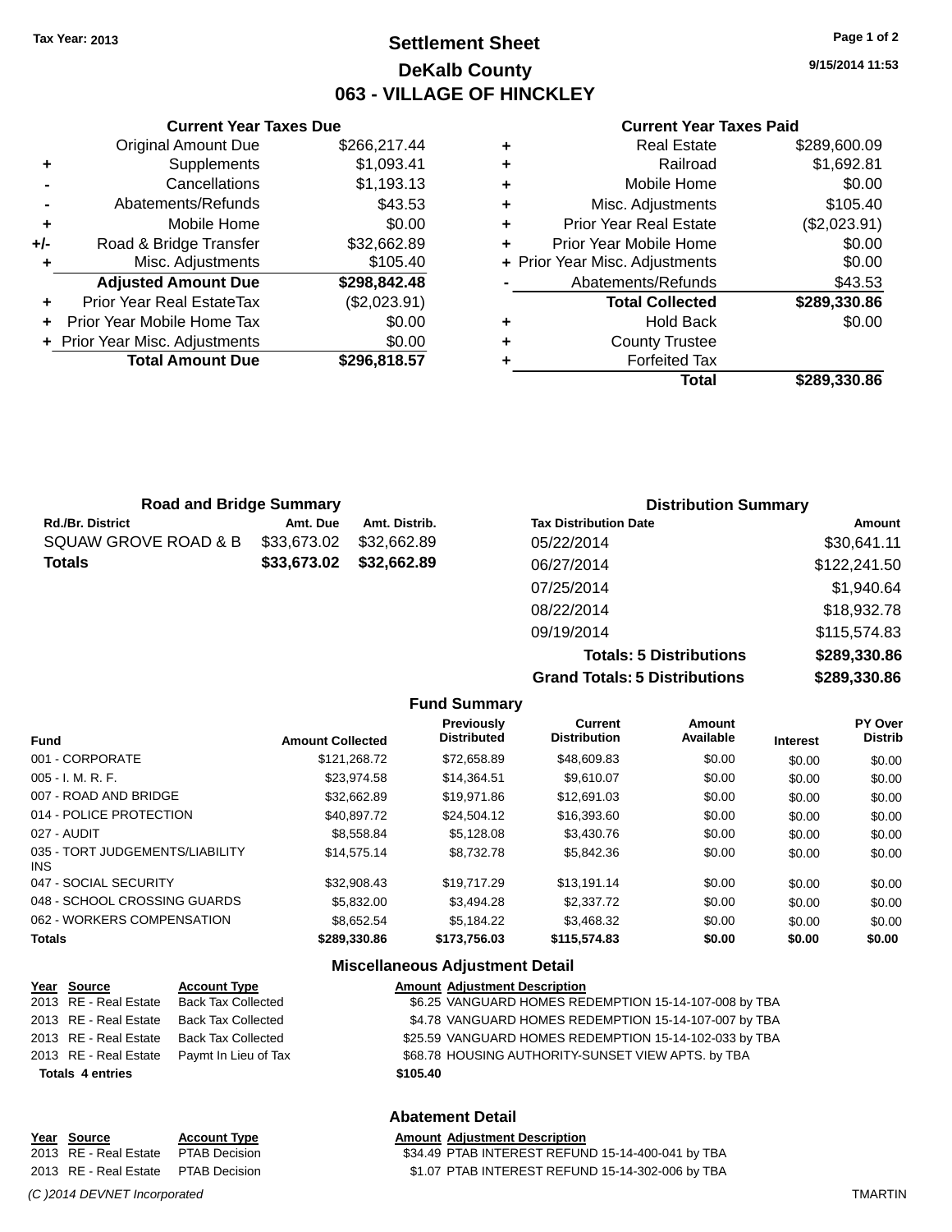Tax Year: 2013

# Settlement Sheet

## DeKalb County

## 063 - VILLAGE OF HINCKLEY

9/15/2014 11:53

### Current Year Taxes Due

| | | |
|---|---|---|
| | Original Amount Due | $266,217.44 |
| + | Supplements | $1,093.41 |
| - | Cancellations | $1,193.13 |
| - | Abatements/Refunds | $43.53 |
| + | Mobile Home | $0.00 |
| +/- | Road & Bridge Transfer | $32,662.89 |
| + | Misc. Adjustments | $105.40 |
| | **Adjusted Amount Due** | **$298,842.48** |
| + | Prior Year Real EstateTax | ($2,023.91) |
| + | Prior Year Mobile Home Tax | $0.00 |
| + | Prior Year Misc. Adjustments | $0.00 |
| | **Total Amount Due** | **$296,818.57** |

### Current Year Taxes Paid

| | | |
|---|---|---|
| + | Real Estate | $289,600.09 |
| + | Railroad | $1,692.81 |
| + | Mobile Home | $0.00 |
| + | Misc. Adjustments | $105.40 |
| + | Prior Year Real Estate | ($2,023.91) |
| + | Prior Year Mobile Home | $0.00 |
| + | Prior Year Misc. Adjustments | $0.00 |
| - | Abatements/Refunds | $43.53 |
| | **Total Collected** | **$289,330.86** |
| + | Hold Back | $0.00 |
| + | County Trustee | |
| + | Forfeited Tax | |
| | **Total** | **$289,330.86** |

### Road and Bridge Summary

| Rd./Br. District | Amt. Due | Amt. Distrib. |
|---|---|---|
| SQUAW GROVE ROAD & B | $33,673.02 | $32,662.89 |
| **Totals** | **$33,673.02** | **$32,662.89** |

### Distribution Summary

| Tax Distribution Date | Amount |
|---|---|
| 05/22/2014 | $30,641.11 |
| 06/27/2014 | $122,241.50 |
| 07/25/2014 | $1,940.64 |
| 08/22/2014 | $18,932.78 |
| 09/19/2014 | $115,574.83 |
| **Totals: 5 Distributions** | **$289,330.86** |
| **Grand Totals: 5 Distributions** | **$289,330.86** |

### Fund Summary

| Fund | Amount Collected | Previously Distributed | Current Distribution | Amount Available | Interest | PY Over Distrib |
|---|---|---|---|---|---|---|
| 001 - CORPORATE | $121,268.72 | $72,658.89 | $48,609.83 | $0.00 | $0.00 | $0.00 |
| 005 - I. M. R. F. | $23,974.58 | $14,364.51 | $9,610.07 | $0.00 | $0.00 | $0.00 |
| 007 - ROAD AND BRIDGE | $32,662.89 | $19,971.86 | $12,691.03 | $0.00 | $0.00 | $0.00 |
| 014 - POLICE PROTECTION | $40,897.72 | $24,504.12 | $16,393.60 | $0.00 | $0.00 | $0.00 |
| 027 - AUDIT | $8,558.84 | $5,128.08 | $3,430.76 | $0.00 | $0.00 | $0.00 |
| 035 - TORT JUDGEMENTS/LIABILITY INS | $14,575.14 | $8,732.78 | $5,842.36 | $0.00 | $0.00 | $0.00 |
| 047 - SOCIAL SECURITY | $32,908.43 | $19,717.29 | $13,191.14 | $0.00 | $0.00 | $0.00 |
| 048 - SCHOOL CROSSING GUARDS | $5,832.00 | $3,494.28 | $2,337.72 | $0.00 | $0.00 | $0.00 |
| 062 - WORKERS COMPENSATION | $8,652.54 | $5,184.22 | $3,468.32 | $0.00 | $0.00 | $0.00 |
| **Totals** | **$289,330.86** | **$173,756.03** | **$115,574.83** | **$0.00** | **$0.00** | **$0.00** |

### Miscellaneous Adjustment Detail

| Year | Source | Account Type | Amount | Adjustment Description |
|---|---|---|---|---|
| 2013 | RE - Real Estate | Back Tax Collected | $6.25 | VANGUARD HOMES REDEMPTION 15-14-107-008 by TBA |
| 2013 | RE - Real Estate | Back Tax Collected | $4.78 | VANGUARD HOMES REDEMPTION 15-14-107-007 by TBA |
| 2013 | RE - Real Estate | Back Tax Collected | $25.59 | VANGUARD HOMES REDEMPTION 15-14-102-033 by TBA |
| 2013 | RE - Real Estate | Paymt In Lieu of Tax | $68.78 | HOUSING AUTHORITY-SUNSET VIEW APTS. by TBA |
| **Totals 4 entries** | | | **$105.40** | |

### Abatement Detail

| Year | Source | Account Type | Amount | Adjustment Description |
|---|---|---|---|---|
| 2013 | RE - Real Estate | PTAB Decision | $34.49 | PTAB INTEREST REFUND 15-14-400-041 by TBA |
| 2013 | RE - Real Estate | PTAB Decision | $1.07 | PTAB INTEREST REFUND 15-14-302-006 by TBA |

(C )2014 DEVNET Incorporated TMARTIN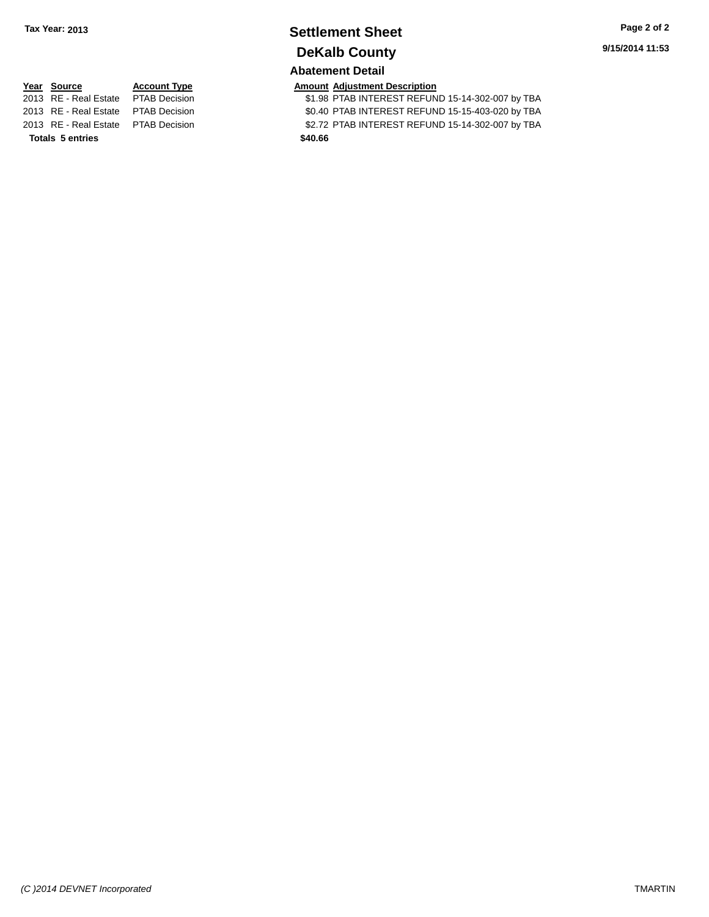**Tax Year: 2013**

# Settlement Sheet

## DeKalb County

**9/15/2014 11:53**

### Abatement Detail

| Year | Source | Account Type | Amount | Adjustment Description |
|---|---|---|---|---|
| 2013 | RE - Real Estate | PTAB Decision | $1.98 | PTAB INTEREST REFUND 15-14-302-007 by TBA |
| 2013 | RE - Real Estate | PTAB Decision | $0.40 | PTAB INTEREST REFUND 15-15-403-020 by TBA |
| 2013 | RE - Real Estate | PTAB Decision | $2.72 | PTAB INTEREST REFUND 15-14-302-007 by TBA |
| **Totals** | **5 entries** | | **$40.66** | |

*(C )2014 DEVNET Incorporated* TMARTIN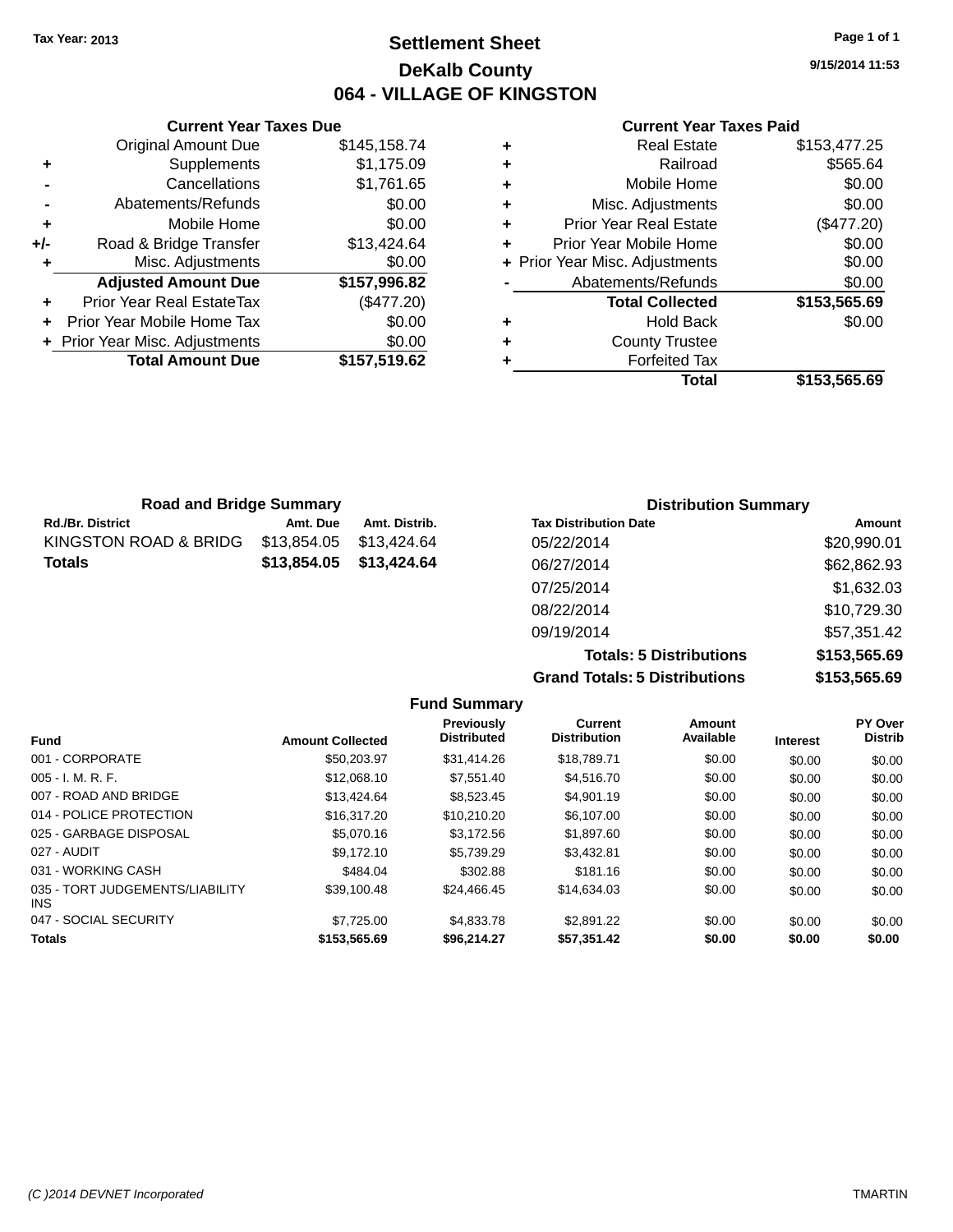Tax Year: 2013

# Settlement Sheet

## DeKalb County

## 064 - VILLAGE OF KINGSTON

9/15/2014 11:53

### Current Year Taxes Due

| | | |
|---|---|---|
| | Original Amount Due | $145,158.74 |
| + | Supplements | $1,175.09 |
| - | Cancellations | $1,761.65 |
| - | Abatements/Refunds | $0.00 |
| + | Mobile Home | $0.00 |
| +/- | Road & Bridge Transfer | $13,424.64 |
| + | Misc. Adjustments | $0.00 |
| | **Adjusted Amount Due** | **$157,996.82** |
| + | Prior Year Real EstateTax | ($477.20) |
| + | Prior Year Mobile Home Tax | $0.00 |
| + | Prior Year Misc. Adjustments | $0.00 |
| | **Total Amount Due** | **$157,519.62** |

### Current Year Taxes Paid

| | | |
|---|---|---|
| + | Real Estate | $153,477.25 |
| + | Railroad | $565.64 |
| + | Mobile Home | $0.00 |
| + | Misc. Adjustments | $0.00 |
| + | Prior Year Real Estate | ($477.20) |
| + | Prior Year Mobile Home | $0.00 |
| + | Prior Year Misc. Adjustments | $0.00 |
| - | Abatements/Refunds | $0.00 |
| | **Total Collected** | **$153,565.69** |
| + | Hold Back | $0.00 |
| + | County Trustee | |
| + | Forfeited Tax | |
| | **Total** | **$153,565.69** |

### Road and Bridge Summary

| Rd./Br. District | Amt. Due | Amt. Distrib. |
|---|---|---|
| KINGSTON ROAD & BRIDG | $13,854.05 | $13,424.64 |
| **Totals** | **$13,854.05** | **$13,424.64** |

### Distribution Summary

| Tax Distribution Date | Amount |
|---|---|
| 05/22/2014 | $20,990.01 |
| 06/27/2014 | $62,862.93 |
| 07/25/2014 | $1,632.03 |
| 08/22/2014 | $10,729.30 |
| 09/19/2014 | $57,351.42 |
| **Totals: 5 Distributions** | **$153,565.69** |
| **Grand Totals: 5 Distributions** | **$153,565.69** |

### Fund Summary

| Fund | Amount Collected | Previously Distributed | Current Distribution | Amount Available | Interest | PY Over Distrib |
|---|---|---|---|---|---|---|
| 001 - CORPORATE | $50,203.97 | $31,414.26 | $18,789.71 | $0.00 | $0.00 | $0.00 |
| 005 - I. M. R. F. | $12,068.10 | $7,551.40 | $4,516.70 | $0.00 | $0.00 | $0.00 |
| 007 - ROAD AND BRIDGE | $13,424.64 | $8,523.45 | $4,901.19 | $0.00 | $0.00 | $0.00 |
| 014 - POLICE PROTECTION | $16,317.20 | $10,210.20 | $6,107.00 | $0.00 | $0.00 | $0.00 |
| 025 - GARBAGE DISPOSAL | $5,070.16 | $3,172.56 | $1,897.60 | $0.00 | $0.00 | $0.00 |
| 027 - AUDIT | $9,172.10 | $5,739.29 | $3,432.81 | $0.00 | $0.00 | $0.00 |
| 031 - WORKING CASH | $484.04 | $302.88 | $181.16 | $0.00 | $0.00 | $0.00 |
| 035 - TORT JUDGEMENTS/LIABILITY INS | $39,100.48 | $24,466.45 | $14,634.03 | $0.00 | $0.00 | $0.00 |
| 047 - SOCIAL SECURITY | $7,725.00 | $4,833.78 | $2,891.22 | $0.00 | $0.00 | $0.00 |
| **Totals** | **$153,565.69** | **$96,214.27** | **$57,351.42** | **$0.00** | **$0.00** | **$0.00** |

(C )2014 DEVNET Incorporated TMARTIN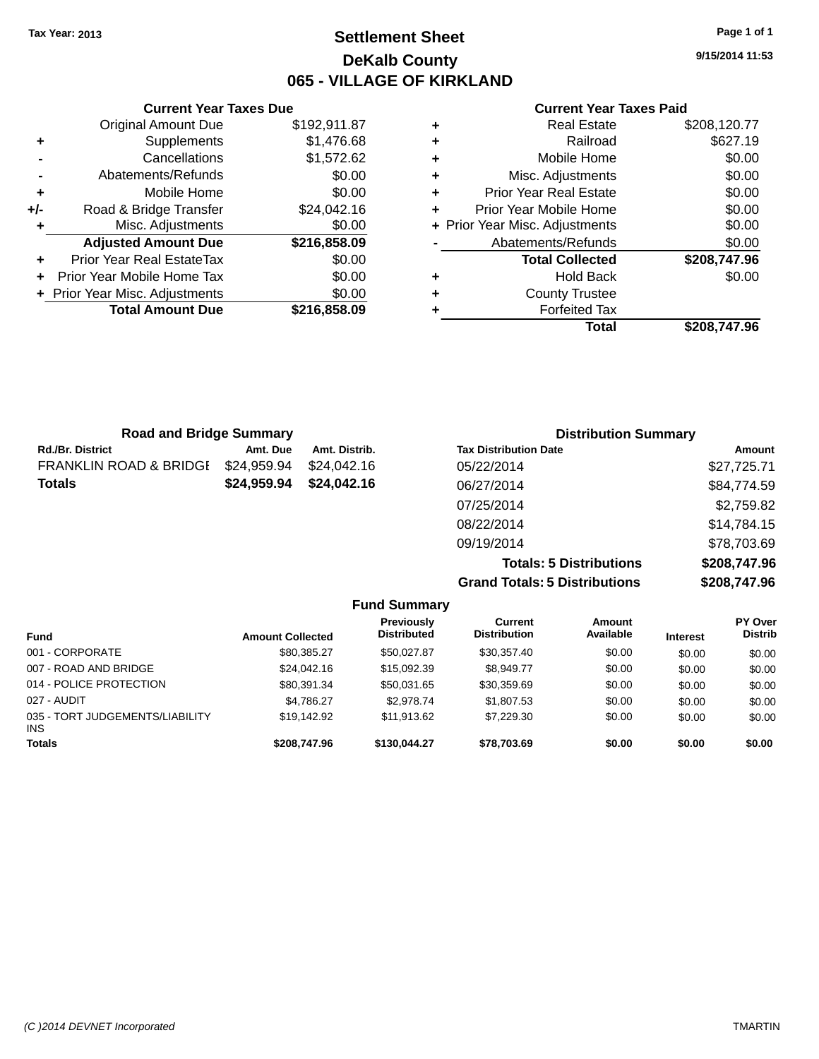Tax Year: 2013

# Settlement Sheet

## DeKalb County

## 065 - VILLAGE OF KIRKLAND

9/15/2014 11:53

### Current Year Taxes Due

| | | |
|---|---|---|
| | Original Amount Due | $192,911.87 |
| + | Supplements | $1,476.68 |
| - | Cancellations | $1,572.62 |
| - | Abatements/Refunds | $0.00 |
| + | Mobile Home | $0.00 |
| +/- | Road & Bridge Transfer | $24,042.16 |
| + | Misc. Adjustments | $0.00 |
| | **Adjusted Amount Due** | **$216,858.09** |
| + | Prior Year Real EstateTax | $0.00 |
| + | Prior Year Mobile Home Tax | $0.00 |
| + | Prior Year Misc. Adjustments | $0.00 |
| | **Total Amount Due** | **$216,858.09** |

### Current Year Taxes Paid

| | | |
|---|---|---|
| + | Real Estate | $208,120.77 |
| + | Railroad | $627.19 |
| + | Mobile Home | $0.00 |
| + | Misc. Adjustments | $0.00 |
| + | Prior Year Real Estate | $0.00 |
| + | Prior Year Mobile Home | $0.00 |
| + | Prior Year Misc. Adjustments | $0.00 |
| - | Abatements/Refunds | $0.00 |
| | **Total Collected** | **$208,747.96** |
| + | Hold Back | $0.00 |
| + | County Trustee | |
| + | Forfeited Tax | |
| | **Total** | **$208,747.96** |

### Road and Bridge Summary

| Rd./Br. District | Amt. Due | Amt. Distrib. |
|---|---|---|
| FRANKLIN ROAD & BRIDGE | $24,959.94 | $24,042.16 |
| **Totals** | **$24,959.94** | **$24,042.16** |

### Distribution Summary

| Tax Distribution Date | Amount |
|---|---|
| 05/22/2014 | $27,725.71 |
| 06/27/2014 | $84,774.59 |
| 07/25/2014 | $2,759.82 |
| 08/22/2014 | $14,784.15 |
| 09/19/2014 | $78,703.69 |
| **Totals: 5 Distributions** | **$208,747.96** |
| **Grand Totals: 5 Distributions** | **$208,747.96** |

### Fund Summary

| Fund | Amount Collected | Previously Distributed | Current Distribution | Amount Available | Interest | PY Over Distrib |
|---|---|---|---|---|---|---|
| 001 - CORPORATE | $80,385.27 | $50,027.87 | $30,357.40 | $0.00 | $0.00 | $0.00 |
| 007 - ROAD AND BRIDGE | $24,042.16 | $15,092.39 | $8,949.77 | $0.00 | $0.00 | $0.00 |
| 014 - POLICE PROTECTION | $80,391.34 | $50,031.65 | $30,359.69 | $0.00 | $0.00 | $0.00 |
| 027 - AUDIT | $4,786.27 | $2,978.74 | $1,807.53 | $0.00 | $0.00 | $0.00 |
| 035 - TORT JUDGEMENTS/LIABILITY INS | $19,142.92 | $11,913.62 | $7,229.30 | $0.00 | $0.00 | $0.00 |
| **Totals** | **$208,747.96** | **$130,044.27** | **$78,703.69** | **$0.00** | **$0.00** | **$0.00** |

(C )2014 DEVNET Incorporated

TMARTIN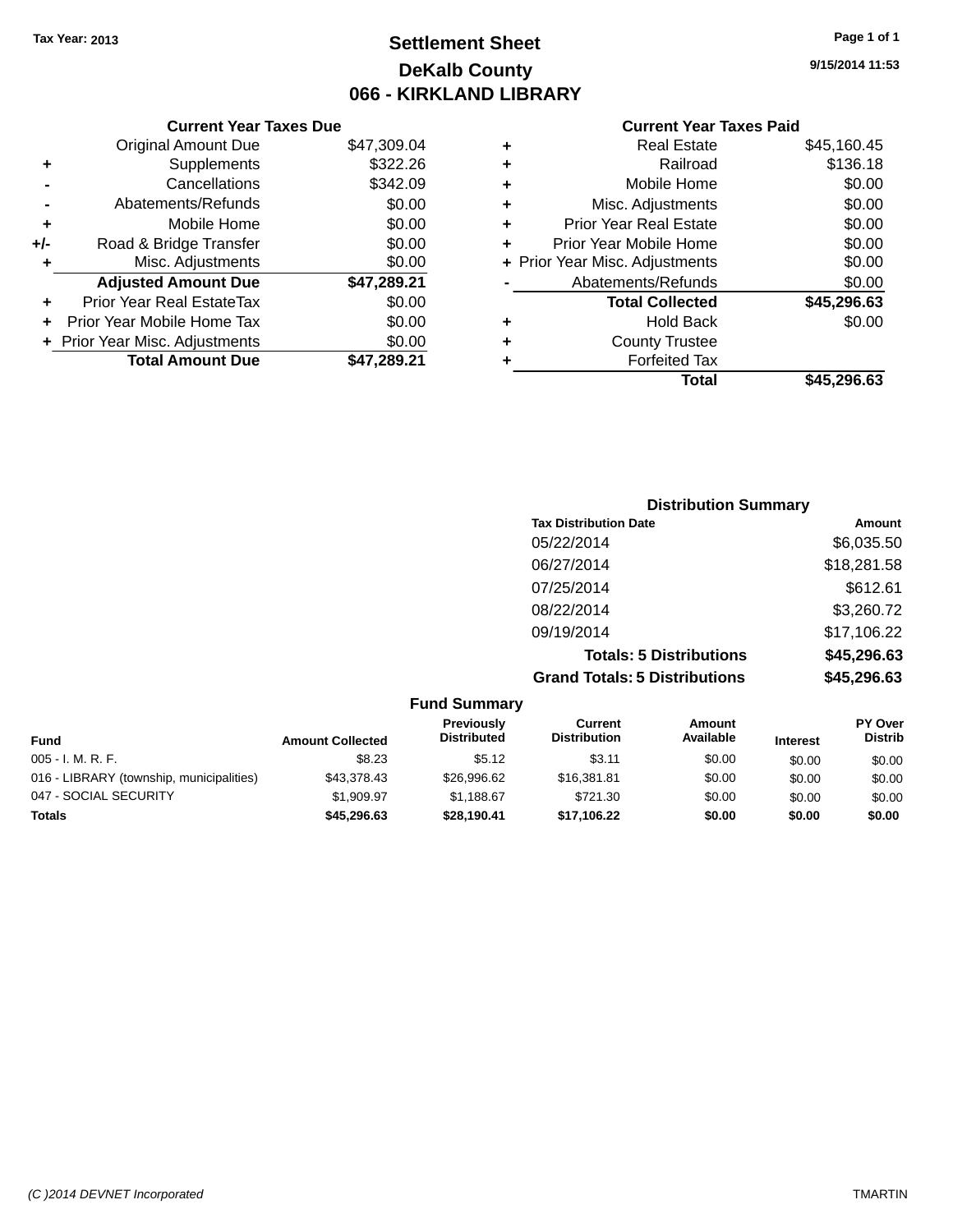Tax Year: 2013

# Settlement Sheet

## DeKalb County

## 066 - KIRKLAND LIBRARY

9/15/2014 11:53

### Current Year Taxes Due

| | | |
|---|---|---|
| | Original Amount Due | $47,309.04 |
| + | Supplements | $322.26 |
| - | Cancellations | $342.09 |
| - | Abatements/Refunds | $0.00 |
| + | Mobile Home | $0.00 |
| +/- | Road & Bridge Transfer | $0.00 |
| + | Misc. Adjustments | $0.00 |
| | **Adjusted Amount Due** | **$47,289.21** |
| + | Prior Year Real EstateTax | $0.00 |
| + | Prior Year Mobile Home Tax | $0.00 |
| + | Prior Year Misc. Adjustments | $0.00 |
| | **Total Amount Due** | **$47,289.21** |

### Current Year Taxes Paid

| | | |
|---|---|---|
| + | Real Estate | $45,160.45 |
| + | Railroad | $136.18 |
| + | Mobile Home | $0.00 |
| + | Misc. Adjustments | $0.00 |
| + | Prior Year Real Estate | $0.00 |
| + | Prior Year Mobile Home | $0.00 |
| + | Prior Year Misc. Adjustments | $0.00 |
| - | Abatements/Refunds | $0.00 |
| | **Total Collected** | **$45,296.63** |
| + | Hold Back | $0.00 |
| + | County Trustee | |
| + | Forfeited Tax | |
| | **Total** | **$45,296.63** |

### Distribution Summary

| Tax Distribution Date | Amount |
|---|---|
| 05/22/2014 | $6,035.50 |
| 06/27/2014 | $18,281.58 |
| 07/25/2014 | $612.61 |
| 08/22/2014 | $3,260.72 |
| 09/19/2014 | $17,106.22 |
| **Totals: 5 Distributions** | **$45,296.63** |
| **Grand Totals: 5 Distributions** | **$45,296.63** |

### Fund Summary

| Fund | Amount Collected | Previously Distributed | Current Distribution | Amount Available | Interest | PY Over Distrib |
|---|---|---|---|---|---|---|
| 005 - I. M. R. F. | $8.23 | $5.12 | $3.11 | $0.00 | $0.00 | $0.00 |
| 016 - LIBRARY (township, municipalities) | $43,378.43 | $26,996.62 | $16,381.81 | $0.00 | $0.00 | $0.00 |
| 047 - SOCIAL SECURITY | $1,909.97 | $1,188.67 | $721.30 | $0.00 | $0.00 | $0.00 |
| **Totals** | **$45,296.63** | **$28,190.41** | **$17,106.22** | **$0.00** | **$0.00** | **$0.00** |

(C )2014 DEVNET Incorporated

TMARTIN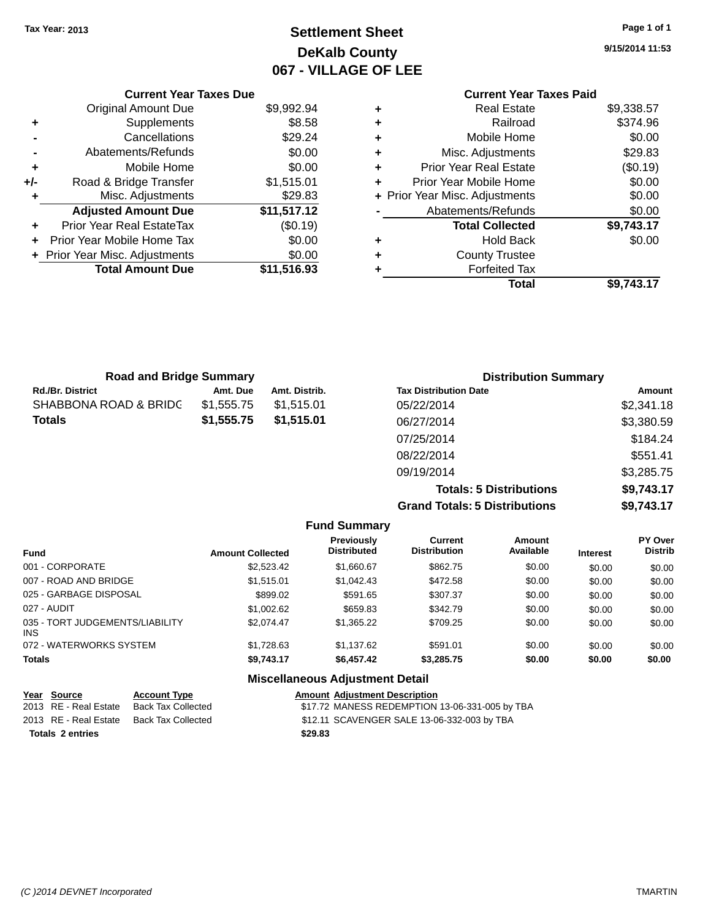Tax Year: 2013

# Settlement Sheet
## DeKalb County
## 067 - VILLAGE OF LEE

9/15/2014 11:53

| | Current Year Taxes Due | |
|---|---|---|
| | Original Amount Due | $9,992.94 |
| + | Supplements | $8.58 |
| - | Cancellations | $29.24 |
| - | Abatements/Refunds | $0.00 |
| + | Mobile Home | $0.00 |
| +/- | Road & Bridge Transfer | $1,515.01 |
| + | Misc. Adjustments | $29.83 |
| | **Adjusted Amount Due** | **$11,517.12** |
| + | Prior Year Real EstateTax | ($0.19) |
| + | Prior Year Mobile Home Tax | $0.00 |
| + | Prior Year Misc. Adjustments | $0.00 |
| | **Total Amount Due** | **$11,516.93** |

| | Current Year Taxes Paid | |
|---|---|---|
| + | Real Estate | $9,338.57 |
| + | Railroad | $374.96 |
| + | Mobile Home | $0.00 |
| + | Misc. Adjustments | $29.83 |
| + | Prior Year Real Estate | ($0.19) |
| + | Prior Year Mobile Home | $0.00 |
| + | Prior Year Misc. Adjustments | $0.00 |
| - | Abatements/Refunds | $0.00 |
| | **Total Collected** | **$9,743.17** |
| + | Hold Back | $0.00 |
| + | County Trustee | |
| + | Forfeited Tax | |
| | **Total** | **$9,743.17** |

### Road and Bridge Summary

| Rd./Br. District | Amt. Due | Amt. Distrib. |
|---|---|---|
| SHABBONA ROAD & BRIDG | $1,555.75 | $1,515.01 |
| **Totals** | **$1,555.75** | **$1,515.01** |

### Distribution Summary

| Tax Distribution Date | Amount |
|---|---|
| 05/22/2014 | $2,341.18 |
| 06/27/2014 | $3,380.59 |
| 07/25/2014 | $184.24 |
| 08/22/2014 | $551.41 |
| 09/19/2014 | $3,285.75 |
| **Totals: 5 Distributions** | **$9,743.17** |
| **Grand Totals: 5 Distributions** | **$9,743.17** |

### Fund Summary

| Fund | Amount Collected | Previously Distributed | Current Distribution | Amount Available | Interest | PY Over Distrib |
|---|---|---|---|---|---|---|
| 001 - CORPORATE | $2,523.42 | $1,660.67 | $862.75 | $0.00 | $0.00 | $0.00 |
| 007 - ROAD AND BRIDGE | $1,515.01 | $1,042.43 | $472.58 | $0.00 | $0.00 | $0.00 |
| 025 - GARBAGE DISPOSAL | $899.02 | $591.65 | $307.37 | $0.00 | $0.00 | $0.00 |
| 027 - AUDIT | $1,002.62 | $659.83 | $342.79 | $0.00 | $0.00 | $0.00 |
| 035 - TORT JUDGEMENTS/LIABILITY INS | $2,074.47 | $1,365.22 | $709.25 | $0.00 | $0.00 | $0.00 |
| 072 - WATERWORKS SYSTEM | $1,728.63 | $1,137.62 | $591.01 | $0.00 | $0.00 | $0.00 |
| **Totals** | **$9,743.17** | **$6,457.42** | **$3,285.75** | **$0.00** | **$0.00** | **$0.00** |

### Miscellaneous Adjustment Detail

| Year | Source | Account Type | Amount | Adjustment Description |
|---|---|---|---|---|
| 2013 | RE - Real Estate | Back Tax Collected | $17.72 | MANESS REDEMPTION 13-06-331-005 by TBA |
| 2013 | RE - Real Estate | Back Tax Collected | $12.11 | SCAVENGER SALE 13-06-332-003 by TBA |
| **Totals** | **2 entries** | | **$29.83** | |

(C )2014 DEVNET Incorporated — TMARTIN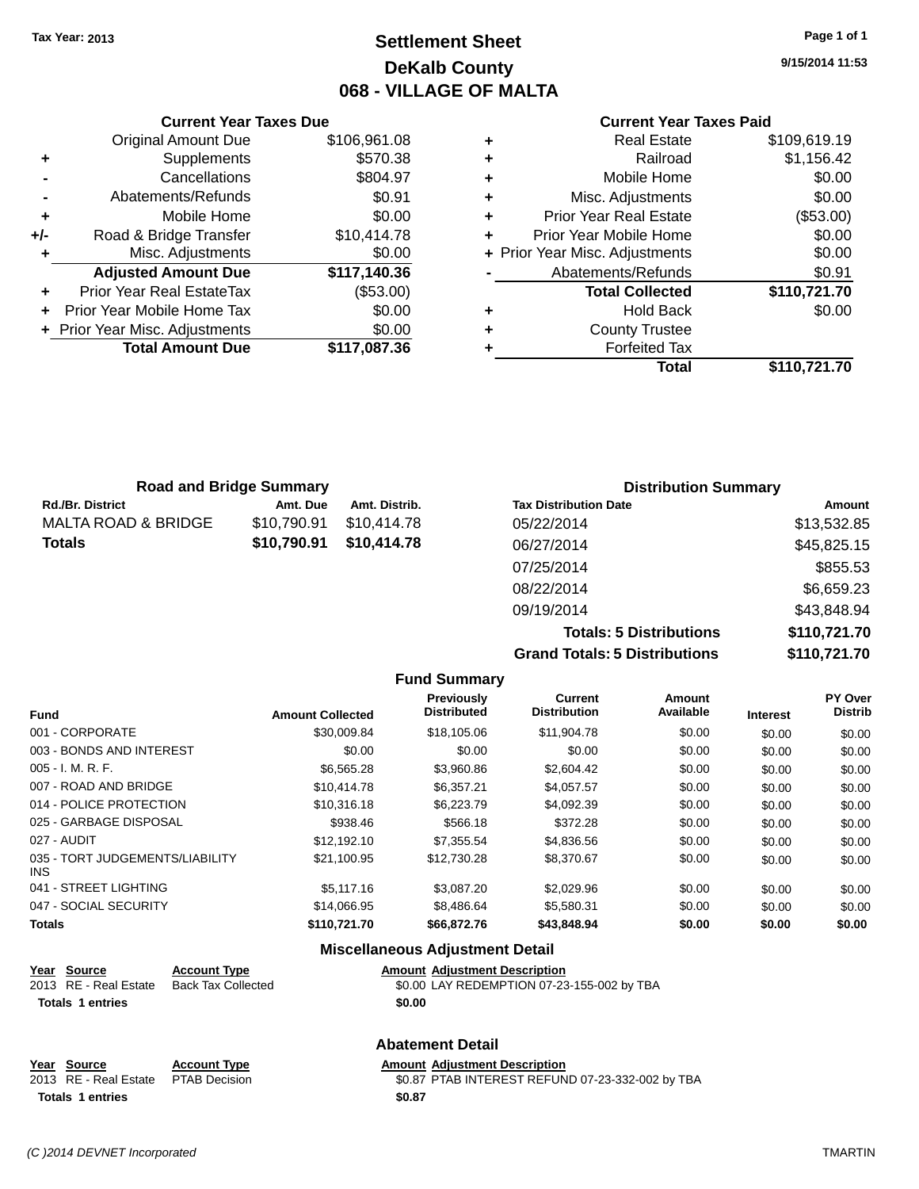Tax Year: 2013

# Settlement Sheet
## DeKalb County
## 068 - VILLAGE OF MALTA

9/15/2014 11:53

### Current Year Taxes Due

| | | |
|---|---|---|
| | Original Amount Due | $106,961.08 |
| + | Supplements | $570.38 |
| - | Cancellations | $804.97 |
| - | Abatements/Refunds | $0.91 |
| + | Mobile Home | $0.00 |
| +/- | Road & Bridge Transfer | $10,414.78 |
| + | Misc. Adjustments | $0.00 |
| | **Adjusted Amount Due** | **$117,140.36** |
| + | Prior Year Real EstateTax | ($53.00) |
| + | Prior Year Mobile Home Tax | $0.00 |
| + | Prior Year Misc. Adjustments | $0.00 |
| | **Total Amount Due** | **$117,087.36** |

### Current Year Taxes Paid

| | | |
|---|---|---|
| + | Real Estate | $109,619.19 |
| + | Railroad | $1,156.42 |
| + | Mobile Home | $0.00 |
| + | Misc. Adjustments | $0.00 |
| + | Prior Year Real Estate | ($53.00) |
| + | Prior Year Mobile Home | $0.00 |
| + | Prior Year Misc. Adjustments | $0.00 |
| - | Abatements/Refunds | $0.91 |
| | **Total Collected** | **$110,721.70** |
| + | Hold Back | $0.00 |
| + | County Trustee | |
| + | Forfeited Tax | |
| | **Total** | **$110,721.70** |

### Road and Bridge Summary

| Rd./Br. District | Amt. Due | Amt. Distrib. |
|---|---|---|
| MALTA ROAD & BRIDGE | $10,790.91 | $10,414.78 |
| **Totals** | **$10,790.91** | **$10,414.78** |

### Distribution Summary

| Tax Distribution Date | Amount |
|---|---|
| 05/22/2014 | $13,532.85 |
| 06/27/2014 | $45,825.15 |
| 07/25/2014 | $855.53 |
| 08/22/2014 | $6,659.23 |
| 09/19/2014 | $43,848.94 |
| **Totals: 5 Distributions** | **$110,721.70** |
| **Grand Totals: 5 Distributions** | **$110,721.70** |

### Fund Summary

| Fund | Amount Collected | Previously Distributed | Current Distribution | Amount Available | Interest | PY Over Distrib |
|---|---|---|---|---|---|---|
| 001 - CORPORATE | $30,009.84 | $18,105.06 | $11,904.78 | $0.00 | $0.00 | $0.00 |
| 003 - BONDS AND INTEREST | $0.00 | $0.00 | $0.00 | $0.00 | $0.00 | $0.00 |
| 005 - I. M. R. F. | $6,565.28 | $3,960.86 | $2,604.42 | $0.00 | $0.00 | $0.00 |
| 007 - ROAD AND BRIDGE | $10,414.78 | $6,357.21 | $4,057.57 | $0.00 | $0.00 | $0.00 |
| 014 - POLICE PROTECTION | $10,316.18 | $6,223.79 | $4,092.39 | $0.00 | $0.00 | $0.00 |
| 025 - GARBAGE DISPOSAL | $938.46 | $566.18 | $372.28 | $0.00 | $0.00 | $0.00 |
| 027 - AUDIT | $12,192.10 | $7,355.54 | $4,836.56 | $0.00 | $0.00 | $0.00 |
| 035 - TORT JUDGEMENTS/LIABILITY INS | $21,100.95 | $12,730.28 | $8,370.67 | $0.00 | $0.00 | $0.00 |
| 041 - STREET LIGHTING | $5,117.16 | $3,087.20 | $2,029.96 | $0.00 | $0.00 | $0.00 |
| 047 - SOCIAL SECURITY | $14,066.95 | $8,486.64 | $5,580.31 | $0.00 | $0.00 | $0.00 |
| **Totals** | **$110,721.70** | **$66,872.76** | **$43,848.94** | **$0.00** | **$0.00** | **$0.00** |

### Miscellaneous Adjustment Detail

| Year | Source | Account Type | Amount | Adjustment Description |
|---|---|---|---|---|
| 2013 | RE - Real Estate | Back Tax Collected | $0.00 | LAY REDEMPTION 07-23-155-002 by TBA |
| **Totals 1 entries** | | | **$0.00** | |

### Abatement Detail

| Year | Source | Account Type | Amount | Adjustment Description |
|---|---|---|---|---|
| 2013 | RE - Real Estate | PTAB Decision | $0.87 | PTAB INTEREST REFUND 07-23-332-002 by TBA |
| **Totals 1 entries** | | | **$0.87** | |

(C )2014 DEVNET Incorporated TMARTIN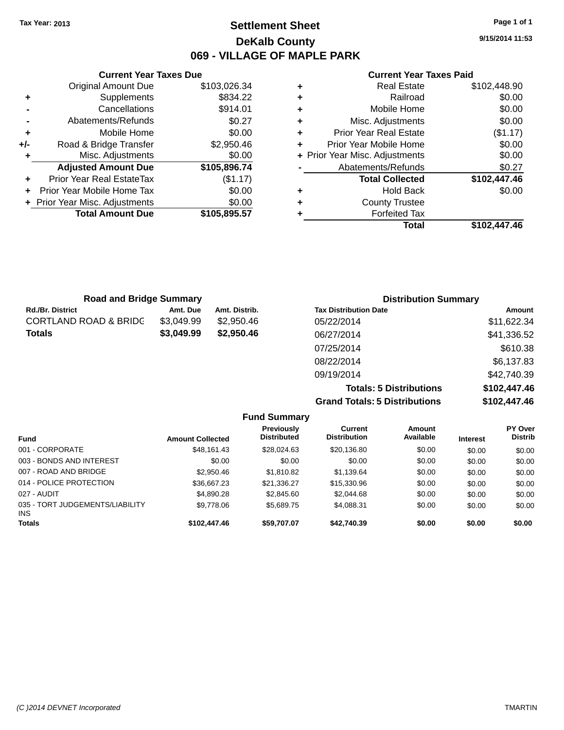Tax Year: 2013

# Settlement Sheet

## DeKalb County

## 069 - VILLAGE OF MAPLE PARK

9/15/2014 11:53

### Current Year Taxes Due

| | | |
|---|---|---|
| | Original Amount Due | $103,026.34 |
| + | Supplements | $834.22 |
| - | Cancellations | $914.01 |
| - | Abatements/Refunds | $0.27 |
| + | Mobile Home | $0.00 |
| +/- | Road & Bridge Transfer | $2,950.46 |
| + | Misc. Adjustments | $0.00 |
| | **Adjusted Amount Due** | **$105,896.74** |
| + | Prior Year Real EstateTax | ($1.17) |
| + | Prior Year Mobile Home Tax | $0.00 |
| + | Prior Year Misc. Adjustments | $0.00 |
| | **Total Amount Due** | **$105,895.57** |

### Current Year Taxes Paid

| | | |
|---|---|---|
| + | Real Estate | $102,448.90 |
| + | Railroad | $0.00 |
| + | Mobile Home | $0.00 |
| + | Misc. Adjustments | $0.00 |
| + | Prior Year Real Estate | ($1.17) |
| + | Prior Year Mobile Home | $0.00 |
| + | Prior Year Misc. Adjustments | $0.00 |
| - | Abatements/Refunds | $0.27 |
| | **Total Collected** | **$102,447.46** |
| + | Hold Back | $0.00 |
| + | County Trustee | |
| + | Forfeited Tax | |
| | **Total** | **$102,447.46** |

### Road and Bridge Summary

| Rd./Br. District | Amt. Due | Amt. Distrib. |
|---|---|---|
| CORTLAND ROAD & BRIDG | $3,049.99 | $2,950.46 |
| **Totals** | **$3,049.99** | **$2,950.46** |

### Distribution Summary

| Tax Distribution Date | Amount |
|---|---|
| 05/22/2014 | $11,622.34 |
| 06/27/2014 | $41,336.52 |
| 07/25/2014 | $610.38 |
| 08/22/2014 | $6,137.83 |
| 09/19/2014 | $42,740.39 |
| **Totals: 5 Distributions** | **$102,447.46** |
| **Grand Totals: 5 Distributions** | **$102,447.46** |

### Fund Summary

| Fund | Amount Collected | Previously Distributed | Current Distribution | Amount Available | Interest | PY Over Distrib |
|---|---|---|---|---|---|---|
| 001 - CORPORATE | $48,161.43 | $28,024.63 | $20,136.80 | $0.00 | $0.00 | $0.00 |
| 003 - BONDS AND INTEREST | $0.00 | $0.00 | $0.00 | $0.00 | $0.00 | $0.00 |
| 007 - ROAD AND BRIDGE | $2,950.46 | $1,810.82 | $1,139.64 | $0.00 | $0.00 | $0.00 |
| 014 - POLICE PROTECTION | $36,667.23 | $21,336.27 | $15,330.96 | $0.00 | $0.00 | $0.00 |
| 027 - AUDIT | $4,890.28 | $2,845.60 | $2,044.68 | $0.00 | $0.00 | $0.00 |
| 035 - TORT JUDGEMENTS/LIABILITY INS | $9,778.06 | $5,689.75 | $4,088.31 | $0.00 | $0.00 | $0.00 |
| **Totals** | **$102,447.46** | **$59,707.07** | **$42,740.39** | **$0.00** | **$0.00** | **$0.00** |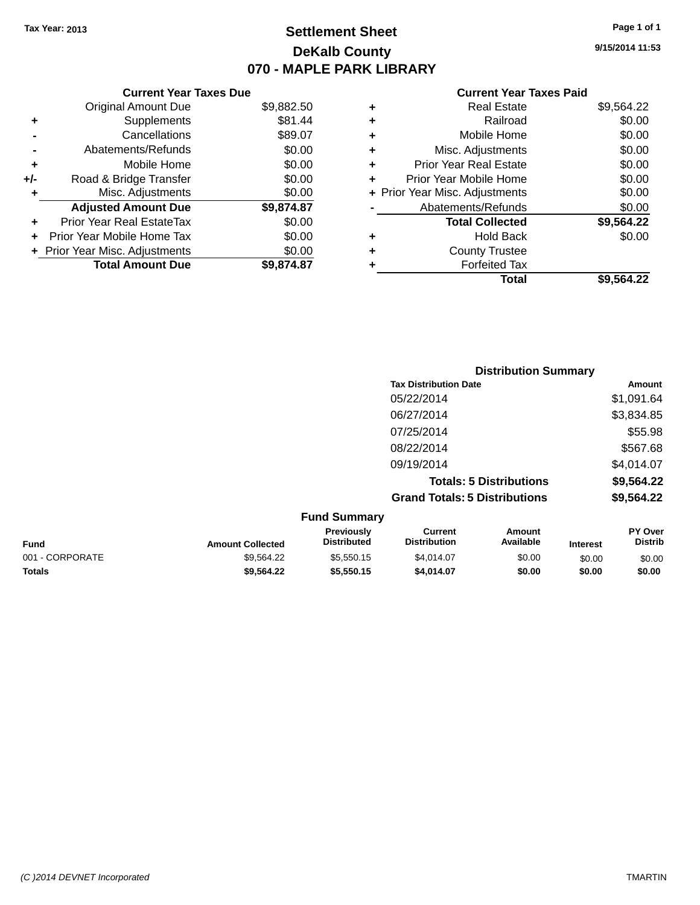Tax Year: 2013

# Settlement Sheet

## DeKalb County

## 070 - MAPLE PARK LIBRARY

9/15/2014 11:53

### Current Year Taxes Due

| | | |
|---|---|---|
| | Original Amount Due | $9,882.50 |
| + | Supplements | $81.44 |
| - | Cancellations | $89.07 |
| - | Abatements/Refunds | $0.00 |
| + | Mobile Home | $0.00 |
| +/- | Road & Bridge Transfer | $0.00 |
| + | Misc. Adjustments | $0.00 |
| | **Adjusted Amount Due** | **$9,874.87** |
| + | Prior Year Real EstateTax | $0.00 |
| + | Prior Year Mobile Home Tax | $0.00 |
| + | Prior Year Misc. Adjustments | $0.00 |
| | **Total Amount Due** | **$9,874.87** |

### Current Year Taxes Paid

| | | |
|---|---|---|
| + | Real Estate | $9,564.22 |
| + | Railroad | $0.00 |
| + | Mobile Home | $0.00 |
| + | Misc. Adjustments | $0.00 |
| + | Prior Year Real Estate | $0.00 |
| + | Prior Year Mobile Home | $0.00 |
| + | Prior Year Misc. Adjustments | $0.00 |
| - | Abatements/Refunds | $0.00 |
| | **Total Collected** | **$9,564.22** |
| + | Hold Back | $0.00 |
| + | County Trustee | |
| + | Forfeited Tax | |
| | **Total** | **$9,564.22** |

### Distribution Summary

| Tax Distribution Date | Amount |
|---|---|
| 05/22/2014 | $1,091.64 |
| 06/27/2014 | $3,834.85 |
| 07/25/2014 | $55.98 |
| 08/22/2014 | $567.68 |
| 09/19/2014 | $4,014.07 |
| **Totals: 5 Distributions** | **$9,564.22** |
| **Grand Totals: 5 Distributions** | **$9,564.22** |

### Fund Summary

| Fund | Amount Collected | Previously Distributed | Current Distribution | Amount Available | Interest | PY Over Distrib |
|---|---|---|---|---|---|---|
| 001 - CORPORATE | $9,564.22 | $5,550.15 | $4,014.07 | $0.00 | $0.00 | $0.00 |
| **Totals** | **$9,564.22** | **$5,550.15** | **$4,014.07** | **$0.00** | **$0.00** | **$0.00** |

(C )2014 DEVNET Incorporated TMARTIN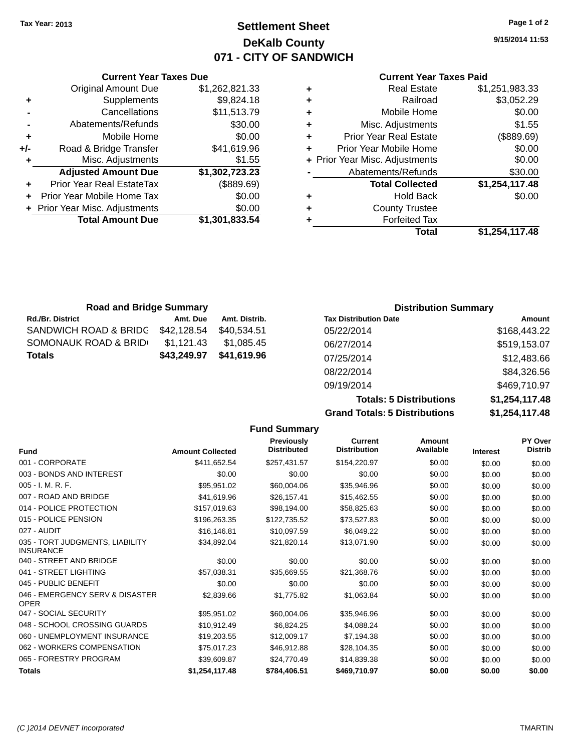**Tax Year: 2013**

# Settlement Sheet
## DeKalb County
## 071 - CITY OF SANDWICH

9/15/2014 11:53

### Current Year Taxes Due

| | | |
|---|---|---|
| | Original Amount Due | $1,262,821.33 |
| + | Supplements | $9,824.18 |
| - | Cancellations | $11,513.79 |
| - | Abatements/Refunds | $30.00 |
| + | Mobile Home | $0.00 |
| +/- | Road & Bridge Transfer | $41,619.96 |
| + | Misc. Adjustments | $1.55 |
| | **Adjusted Amount Due** | **$1,302,723.23** |
| + | Prior Year Real EstateTax | ($889.69) |
| + | Prior Year Mobile Home Tax | $0.00 |
| + | Prior Year Misc. Adjustments | $0.00 |
| | **Total Amount Due** | **$1,301,833.54** |

### Current Year Taxes Paid

| | | |
|---|---|---|
| + | Real Estate | $1,251,983.33 |
| + | Railroad | $3,052.29 |
| + | Mobile Home | $0.00 |
| + | Misc. Adjustments | $1.55 |
| + | Prior Year Real Estate | ($889.69) |
| + | Prior Year Mobile Home | $0.00 |
| + | Prior Year Misc. Adjustments | $0.00 |
| - | Abatements/Refunds | $30.00 |
| | **Total Collected** | **$1,254,117.48** |
| + | Hold Back | $0.00 |
| + | County Trustee | |
| + | Forfeited Tax | |
| | **Total** | **$1,254,117.48** |

### Road and Bridge Summary

| Rd./Br. District | Amt. Due | Amt. Distrib. |
|---|---|---|
| SANDWICH ROAD & BRIDG | $42,128.54 | $40,534.51 |
| SOMONAUK ROAD & BRID( | $1,121.43 | $1,085.45 |
| **Totals** | **$43,249.97** | **$41,619.96** |

### Distribution Summary

| Tax Distribution Date | Amount |
|---|---|
| 05/22/2014 | $168,443.22 |
| 06/27/2014 | $519,153.07 |
| 07/25/2014 | $12,483.66 |
| 08/22/2014 | $84,326.56 |
| 09/19/2014 | $469,710.97 |
| **Totals: 5 Distributions** | **$1,254,117.48** |
| **Grand Totals: 5 Distributions** | **$1,254,117.48** |

### Fund Summary

| Fund | Amount Collected | Previously Distributed | Current Distribution | Amount Available | Interest | PY Over Distrib |
|---|---|---|---|---|---|---|
| 001 - CORPORATE | $411,652.54 | $257,431.57 | $154,220.97 | $0.00 | $0.00 | $0.00 |
| 003 - BONDS AND INTEREST | $0.00 | $0.00 | $0.00 | $0.00 | $0.00 | $0.00 |
| 005 - I. M. R. F. | $95,951.02 | $60,004.06 | $35,946.96 | $0.00 | $0.00 | $0.00 |
| 007 - ROAD AND BRIDGE | $41,619.96 | $26,157.41 | $15,462.55 | $0.00 | $0.00 | $0.00 |
| 014 - POLICE PROTECTION | $157,019.63 | $98,194.00 | $58,825.63 | $0.00 | $0.00 | $0.00 |
| 015 - POLICE PENSION | $196,263.35 | $122,735.52 | $73,527.83 | $0.00 | $0.00 | $0.00 |
| 027 - AUDIT | $16,146.81 | $10,097.59 | $6,049.22 | $0.00 | $0.00 | $0.00 |
| 035 - TORT JUDGMENTS, LIABILITY INSURANCE | $34,892.04 | $21,820.14 | $13,071.90 | $0.00 | $0.00 | $0.00 |
| 040 - STREET AND BRIDGE | $0.00 | $0.00 | $0.00 | $0.00 | $0.00 | $0.00 |
| 041 - STREET LIGHTING | $57,038.31 | $35,669.55 | $21,368.76 | $0.00 | $0.00 | $0.00 |
| 045 - PUBLIC BENEFIT | $0.00 | $0.00 | $0.00 | $0.00 | $0.00 | $0.00 |
| 046 - EMERGENCY SERV & DISASTER OPER | $2,839.66 | $1,775.82 | $1,063.84 | $0.00 | $0.00 | $0.00 |
| 047 - SOCIAL SECURITY | $95,951.02 | $60,004.06 | $35,946.96 | $0.00 | $0.00 | $0.00 |
| 048 - SCHOOL CROSSING GUARDS | $10,912.49 | $6,824.25 | $4,088.24 | $0.00 | $0.00 | $0.00 |
| 060 - UNEMPLOYMENT INSURANCE | $19,203.55 | $12,009.17 | $7,194.38 | $0.00 | $0.00 | $0.00 |
| 062 - WORKERS COMPENSATION | $75,017.23 | $46,912.88 | $28,104.35 | $0.00 | $0.00 | $0.00 |
| 065 - FORESTRY PROGRAM | $39,609.87 | $24,770.49 | $14,839.38 | $0.00 | $0.00 | $0.00 |
| **Totals** | **$1,254,117.48** | **$784,406.51** | **$469,710.97** | **$0.00** | **$0.00** | **$0.00** |

(C )2014 DEVNET Incorporated TMARTIN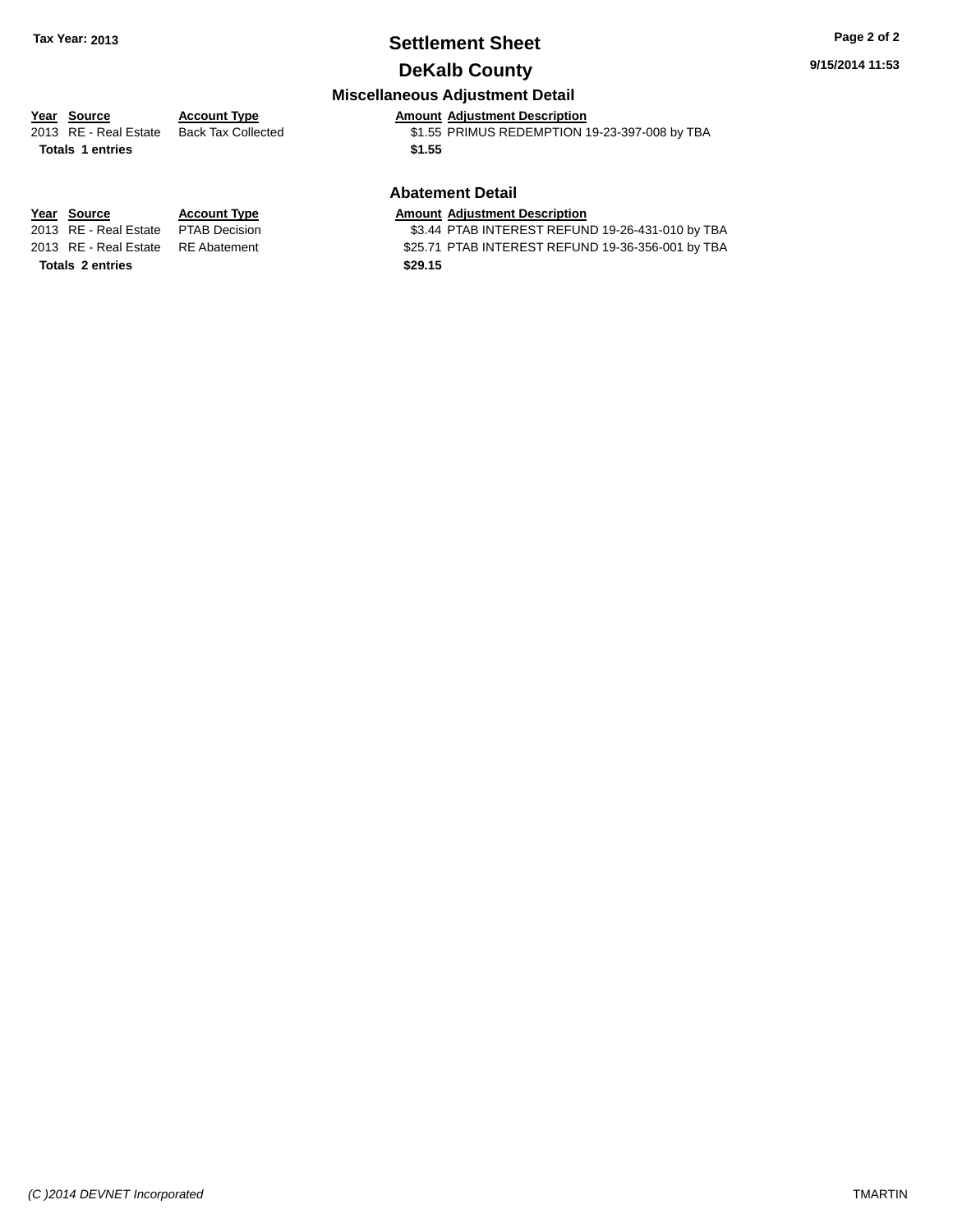# Settlement Sheet

**Tax Year: 2013**

## DeKalb County

9/15/2014 11:53

### Miscellaneous Adjustment Detail

| Year | Source | Account Type | Amount | Adjustment Description |
|---|---|---|---|---|
| 2013 | RE - Real Estate | Back Tax Collected | $1.55 | PRIMUS REDEMPTION 19-23-397-008 by TBA |
| **Totals** | **1 entries** | | **$1.55** | |

### Abatement Detail

| Year | Source | Account Type | Amount | Adjustment Description |
|---|---|---|---|---|
| 2013 | RE - Real Estate | PTAB Decision | $3.44 | PTAB INTEREST REFUND 19-26-431-010 by TBA |
| 2013 | RE - Real Estate | RE Abatement | $25.71 | PTAB INTEREST REFUND 19-36-356-001 by TBA |
| **Totals** | **2 entries** | | **$29.15** | |

*(C )2014 DEVNET Incorporated*

TMARTIN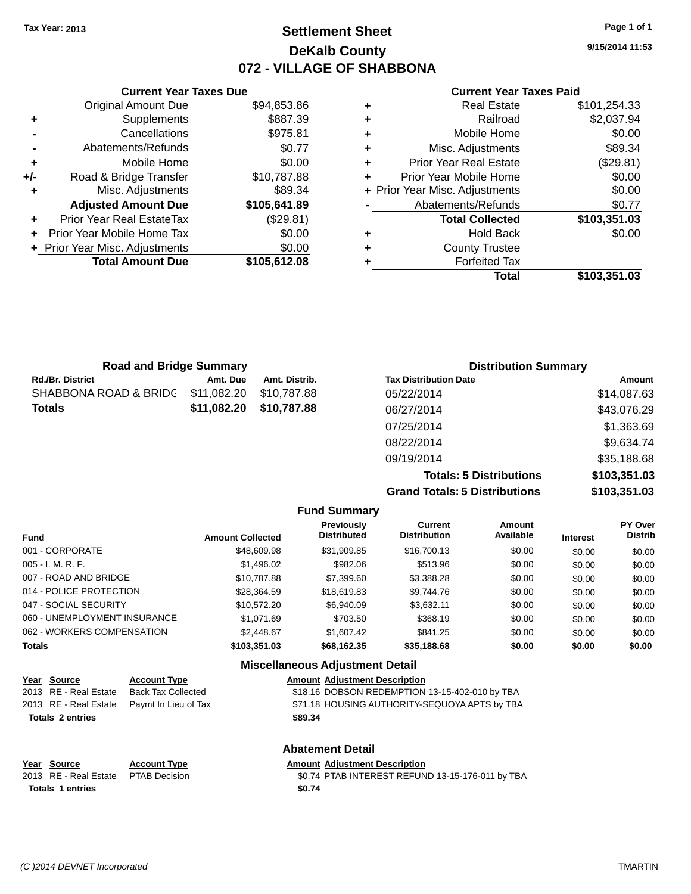Tax Year: 2013

# Settlement Sheet
## DeKalb County
## 072 - VILLAGE OF SHABBONA

9/15/2014 11:53

### Current Year Taxes Due

| | | |
|---|---|---|
| | Original Amount Due | $94,853.86 |
| + | Supplements | $887.39 |
| - | Cancellations | $975.81 |
| - | Abatements/Refunds | $0.77 |
| + | Mobile Home | $0.00 |
| +/- | Road & Bridge Transfer | $10,787.88 |
| + | Misc. Adjustments | $89.34 |
| | **Adjusted Amount Due** | **$105,641.89** |
| + | Prior Year Real EstateTax | ($29.81) |
| + | Prior Year Mobile Home Tax | $0.00 |
| + | Prior Year Misc. Adjustments | $0.00 |
| | **Total Amount Due** | **$105,612.08** |

### Current Year Taxes Paid

| | | |
|---|---|---|
| + | Real Estate | $101,254.33 |
| + | Railroad | $2,037.94 |
| + | Mobile Home | $0.00 |
| + | Misc. Adjustments | $89.34 |
| + | Prior Year Real Estate | ($29.81) |
| + | Prior Year Mobile Home | $0.00 |
| + | Prior Year Misc. Adjustments | $0.00 |
| - | Abatements/Refunds | $0.77 |
| | **Total Collected** | **$103,351.03** |
| + | Hold Back | $0.00 |
| + | County Trustee | |
| + | Forfeited Tax | |
| | **Total** | **$103,351.03** |

### Road and Bridge Summary

| Rd./Br. District | Amt. Due | Amt. Distrib. |
|---|---|---|
| SHABBONA ROAD & BRIDG | $11,082.20 | $10,787.88 |
| **Totals** | **$11,082.20** | **$10,787.88** |

### Distribution Summary

| Tax Distribution Date | Amount |
|---|---|
| 05/22/2014 | $14,087.63 |
| 06/27/2014 | $43,076.29 |
| 07/25/2014 | $1,363.69 |
| 08/22/2014 | $9,634.74 |
| 09/19/2014 | $35,188.68 |
| **Totals: 5 Distributions** | **$103,351.03** |
| **Grand Totals: 5 Distributions** | **$103,351.03** |

### Fund Summary

| Fund | Amount Collected | Previously Distributed | Current Distribution | Amount Available | Interest | PY Over Distrib |
|---|---|---|---|---|---|---|
| 001 - CORPORATE | $48,609.98 | $31,909.85 | $16,700.13 | $0.00 | $0.00 | $0.00 |
| 005 - I. M. R. F. | $1,496.02 | $982.06 | $513.96 | $0.00 | $0.00 | $0.00 |
| 007 - ROAD AND BRIDGE | $10,787.88 | $7,399.60 | $3,388.28 | $0.00 | $0.00 | $0.00 |
| 014 - POLICE PROTECTION | $28,364.59 | $18,619.83 | $9,744.76 | $0.00 | $0.00 | $0.00 |
| 047 - SOCIAL SECURITY | $10,572.20 | $6,940.09 | $3,632.11 | $0.00 | $0.00 | $0.00 |
| 060 - UNEMPLOYMENT INSURANCE | $1,071.69 | $703.50 | $368.19 | $0.00 | $0.00 | $0.00 |
| 062 - WORKERS COMPENSATION | $2,448.67 | $1,607.42 | $841.25 | $0.00 | $0.00 | $0.00 |
| **Totals** | **$103,351.03** | **$68,162.35** | **$35,188.68** | **$0.00** | **$0.00** | **$0.00** |

### Miscellaneous Adjustment Detail

| Year | Source | Account Type | Amount | Adjustment Description |
|---|---|---|---|---|
| 2013 | RE - Real Estate | Back Tax Collected | $18.16 | DOBSON REDEMPTION 13-15-402-010 by TBA |
| 2013 | RE - Real Estate | Paymt In Lieu of Tax | $71.18 | HOUSING AUTHORITY-SEQUOYA APTS by TBA |
| **Totals 2 entries** | | | **$89.34** | |

### Abatement Detail

| Year | Source | Account Type | Amount | Adjustment Description |
|---|---|---|---|---|
| 2013 | RE - Real Estate | PTAB Decision | $0.74 | PTAB INTEREST REFUND 13-15-176-011 by TBA |
| **Totals 1 entries** | | | **$0.74** | |

(C )2014 DEVNET Incorporated TMARTIN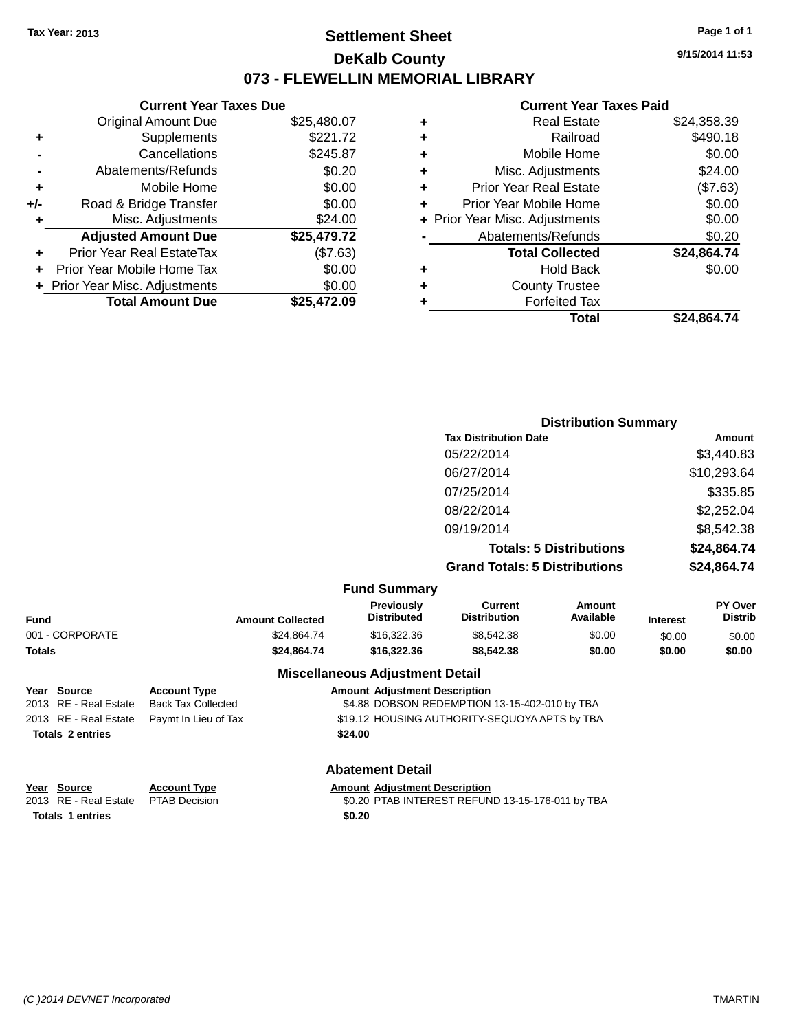Tax Year: 2013

# Settlement Sheet

## DeKalb County

## 073 - FLEWELLIN MEMORIAL LIBRARY

9/15/2014 11:53

### Current Year Taxes Due

| | | |
|---|---|---|
| | Original Amount Due | $25,480.07 |
| + | Supplements | $221.72 |
| - | Cancellations | $245.87 |
| - | Abatements/Refunds | $0.20 |
| + | Mobile Home | $0.00 |
| +/- | Road & Bridge Transfer | $0.00 |
| + | Misc. Adjustments | $24.00 |
| | **Adjusted Amount Due** | **$25,479.72** |
| + | Prior Year Real EstateTax | ($7.63) |
| + | Prior Year Mobile Home Tax | $0.00 |
| + | Prior Year Misc. Adjustments | $0.00 |
| | **Total Amount Due** | **$25,472.09** |

### Current Year Taxes Paid

| | | |
|---|---|---|
| + | Real Estate | $24,358.39 |
| + | Railroad | $490.18 |
| + | Mobile Home | $0.00 |
| + | Misc. Adjustments | $24.00 |
| + | Prior Year Real Estate | ($7.63) |
| + | Prior Year Mobile Home | $0.00 |
| + | Prior Year Misc. Adjustments | $0.00 |
| - | Abatements/Refunds | $0.20 |
| | **Total Collected** | **$24,864.74** |
| + | Hold Back | $0.00 |
| + | County Trustee | |
| + | Forfeited Tax | |
| | **Total** | **$24,864.74** |

### Distribution Summary

| Tax Distribution Date | Amount |
|---|---|
| 05/22/2014 | $3,440.83 |
| 06/27/2014 | $10,293.64 |
| 07/25/2014 | $335.85 |
| 08/22/2014 | $2,252.04 |
| 09/19/2014 | $8,542.38 |
| **Totals: 5 Distributions** | **$24,864.74** |
| **Grand Totals: 5 Distributions** | **$24,864.74** |

### Fund Summary

| Fund | Amount Collected | Previously Distributed | Current Distribution | Amount Available | Interest | PY Over Distrib |
|---|---|---|---|---|---|---|
| 001 - CORPORATE | $24,864.74 | $16,322.36 | $8,542.38 | $0.00 | $0.00 | $0.00 |
| **Totals** | **$24,864.74** | **$16,322.36** | **$8,542.38** | **$0.00** | **$0.00** | **$0.00** |

### Miscellaneous Adjustment Detail

| Year | Source | Account Type | Amount | Adjustment Description |
|---|---|---|---|---|
| 2013 | RE - Real Estate | Back Tax Collected | $4.88 | DOBSON REDEMPTION 13-15-402-010 by TBA |
| 2013 | RE - Real Estate | Paymt In Lieu of Tax | $19.12 | HOUSING AUTHORITY-SEQUOYA APTS by TBA |
| **Totals 2 entries** | | | **$24.00** | |

### Abatement Detail

| Year | Source | Account Type | Amount | Adjustment Description |
|---|---|---|---|---|
| 2013 | RE - Real Estate | PTAB Decision | $0.20 | PTAB INTEREST REFUND 13-15-176-011 by TBA |
| **Totals 1 entries** | | | **$0.20** | |

(C )2014 DEVNET Incorporated TMARTIN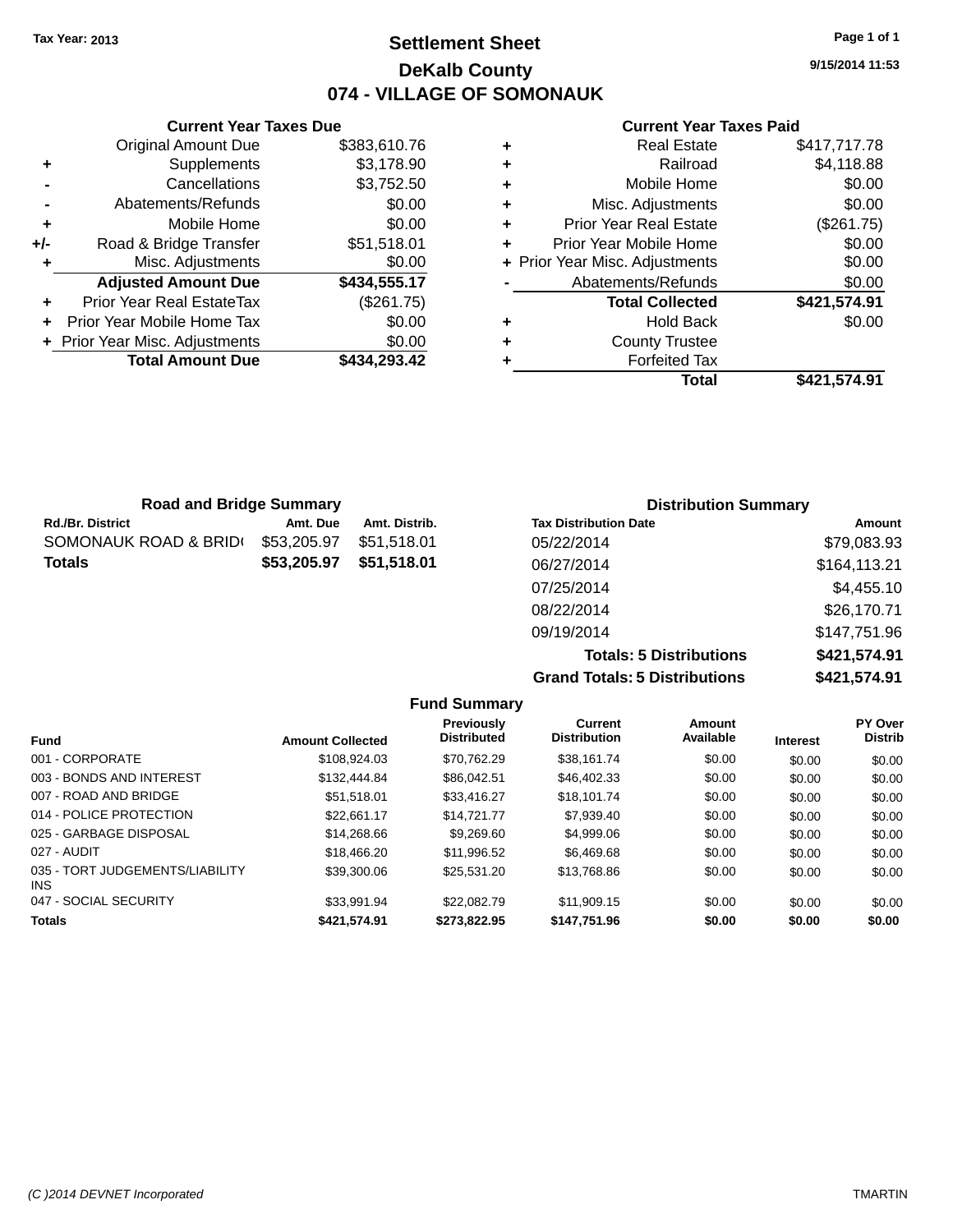Tax Year: 2013

# Settlement Sheet

## DeKalb County

## 074 - VILLAGE OF SOMONAUK

9/15/2014 11:53

### Current Year Taxes Due

| | | |
|---|---|---|
| | Original Amount Due | $383,610.76 |
| + | Supplements | $3,178.90 |
| - | Cancellations | $3,752.50 |
| - | Abatements/Refunds | $0.00 |
| + | Mobile Home | $0.00 |
| +/- | Road & Bridge Transfer | $51,518.01 |
| + | Misc. Adjustments | $0.00 |
| | **Adjusted Amount Due** | **$434,555.17** |
| + | Prior Year Real EstateTax | ($261.75) |
| + | Prior Year Mobile Home Tax | $0.00 |
| + | Prior Year Misc. Adjustments | $0.00 |
| | **Total Amount Due** | **$434,293.42** |

### Current Year Taxes Paid

| | | |
|---|---|---|
| + | Real Estate | $417,717.78 |
| + | Railroad | $4,118.88 |
| + | Mobile Home | $0.00 |
| + | Misc. Adjustments | $0.00 |
| + | Prior Year Real Estate | ($261.75) |
| + | Prior Year Mobile Home | $0.00 |
| + | Prior Year Misc. Adjustments | $0.00 |
| - | Abatements/Refunds | $0.00 |
| | **Total Collected** | **$421,574.91** |
| + | Hold Back | $0.00 |
| + | County Trustee | |
| + | Forfeited Tax | |
| | **Total** | **$421,574.91** |

### Road and Bridge Summary

| Rd./Br. District | Amt. Due | Amt. Distrib. |
|---|---|---|
| SOMONAUK ROAD & BRIDG | $53,205.97 | $51,518.01 |
| **Totals** | **$53,205.97** | **$51,518.01** |

### Distribution Summary

| Tax Distribution Date | Amount |
|---|---|
| 05/22/2014 | $79,083.93 |
| 06/27/2014 | $164,113.21 |
| 07/25/2014 | $4,455.10 |
| 08/22/2014 | $26,170.71 |
| 09/19/2014 | $147,751.96 |
| **Totals: 5 Distributions** | **$421,574.91** |
| **Grand Totals: 5 Distributions** | **$421,574.91** |

### Fund Summary

| Fund | Amount Collected | Previously Distributed | Current Distribution | Amount Available | Interest | PY Over Distrib |
|---|---|---|---|---|---|---|
| 001 - CORPORATE | $108,924.03 | $70,762.29 | $38,161.74 | $0.00 | $0.00 | $0.00 |
| 003 - BONDS AND INTEREST | $132,444.84 | $86,042.51 | $46,402.33 | $0.00 | $0.00 | $0.00 |
| 007 - ROAD AND BRIDGE | $51,518.01 | $33,416.27 | $18,101.74 | $0.00 | $0.00 | $0.00 |
| 014 - POLICE PROTECTION | $22,661.17 | $14,721.77 | $7,939.40 | $0.00 | $0.00 | $0.00 |
| 025 - GARBAGE DISPOSAL | $14,268.66 | $9,269.60 | $4,999.06 | $0.00 | $0.00 | $0.00 |
| 027 - AUDIT | $18,466.20 | $11,996.52 | $6,469.68 | $0.00 | $0.00 | $0.00 |
| 035 - TORT JUDGEMENTS/LIABILITY INS | $39,300.06 | $25,531.20 | $13,768.86 | $0.00 | $0.00 | $0.00 |
| 047 - SOCIAL SECURITY | $33,991.94 | $22,082.79 | $11,909.15 | $0.00 | $0.00 | $0.00 |
| **Totals** | **$421,574.91** | **$273,822.95** | **$147,751.96** | **$0.00** | **$0.00** | **$0.00** |

(C )2014 DEVNET Incorporated TMARTIN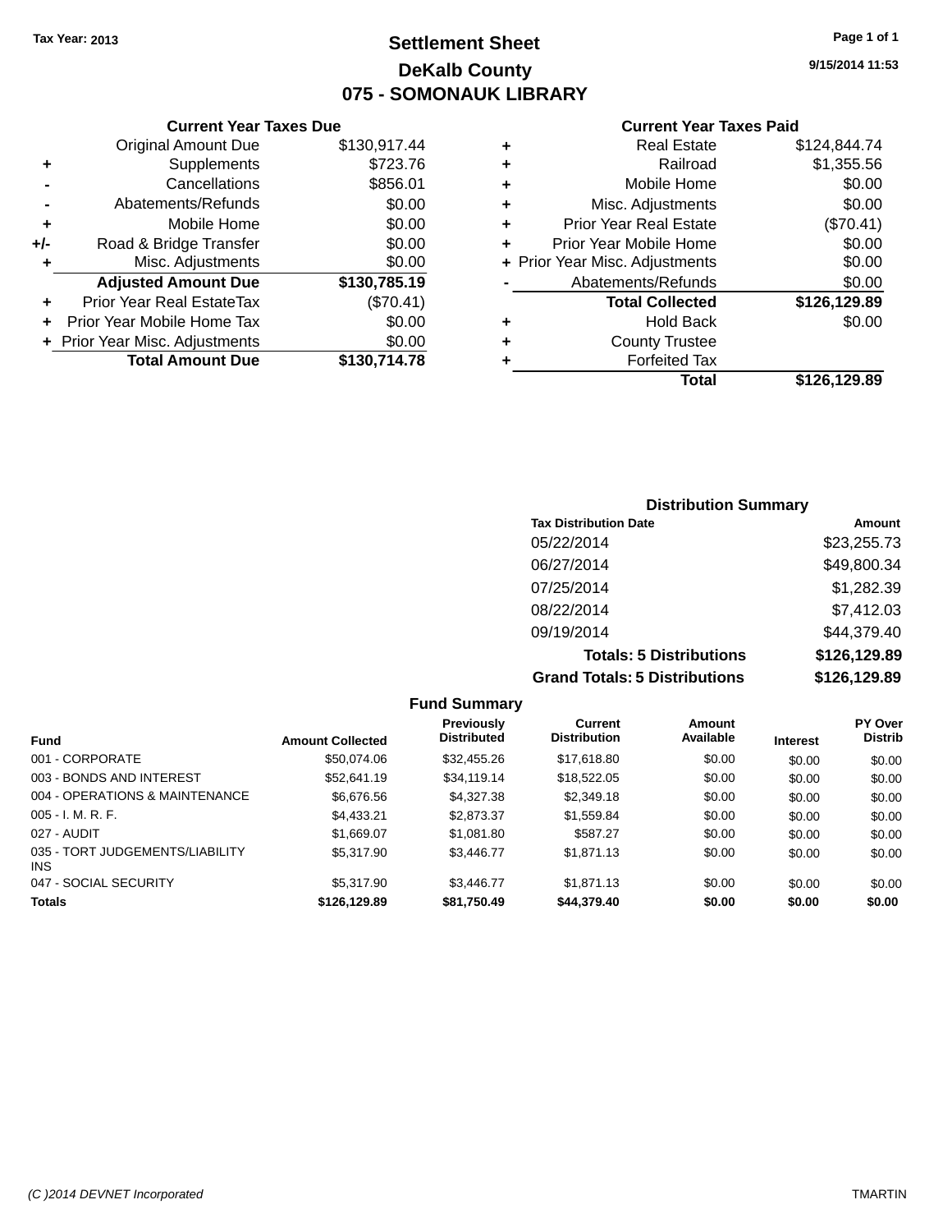Tax Year: 2013

# Settlement Sheet

## DeKalb County

## 075 - SOMONAUK LIBRARY

9/15/2014 11:53

### Current Year Taxes Due

| | | |
|---|---|---|
| | Original Amount Due | $130,917.44 |
| + | Supplements | $723.76 |
| - | Cancellations | $856.01 |
| - | Abatements/Refunds | $0.00 |
| + | Mobile Home | $0.00 |
| +/- | Road & Bridge Transfer | $0.00 |
| + | Misc. Adjustments | $0.00 |
| | **Adjusted Amount Due** | **$130,785.19** |
| + | Prior Year Real EstateTax | ($70.41) |
| + | Prior Year Mobile Home Tax | $0.00 |
| + | Prior Year Misc. Adjustments | $0.00 |
| | **Total Amount Due** | **$130,714.78** |

### Current Year Taxes Paid

| | | |
|---|---|---|
| + | Real Estate | $124,844.74 |
| + | Railroad | $1,355.56 |
| + | Mobile Home | $0.00 |
| + | Misc. Adjustments | $0.00 |
| + | Prior Year Real Estate | ($70.41) |
| + | Prior Year Mobile Home | $0.00 |
| + | Prior Year Misc. Adjustments | $0.00 |
| - | Abatements/Refunds | $0.00 |
| | **Total Collected** | **$126,129.89** |
| + | Hold Back | $0.00 |
| + | County Trustee | |
| + | Forfeited Tax | |
| | **Total** | **$126,129.89** |

### Distribution Summary

| Tax Distribution Date | Amount |
|---|---|
| 05/22/2014 | $23,255.73 |
| 06/27/2014 | $49,800.34 |
| 07/25/2014 | $1,282.39 |
| 08/22/2014 | $7,412.03 |
| 09/19/2014 | $44,379.40 |
| **Totals: 5 Distributions** | **$126,129.89** |
| **Grand Totals: 5 Distributions** | **$126,129.89** |

### Fund Summary

| Fund | Amount Collected | Previously Distributed | Current Distribution | Amount Available | Interest | PY Over Distrib |
|---|---|---|---|---|---|---|
| 001 - CORPORATE | $50,074.06 | $32,455.26 | $17,618.80 | $0.00 | $0.00 | $0.00 |
| 003 - BONDS AND INTEREST | $52,641.19 | $34,119.14 | $18,522.05 | $0.00 | $0.00 | $0.00 |
| 004 - OPERATIONS & MAINTENANCE | $6,676.56 | $4,327.38 | $2,349.18 | $0.00 | $0.00 | $0.00 |
| 005 - I. M. R. F. | $4,433.21 | $2,873.37 | $1,559.84 | $0.00 | $0.00 | $0.00 |
| 027 - AUDIT | $1,669.07 | $1,081.80 | $587.27 | $0.00 | $0.00 | $0.00 |
| 035 - TORT JUDGEMENTS/LIABILITY INS | $5,317.90 | $3,446.77 | $1,871.13 | $0.00 | $0.00 | $0.00 |
| 047 - SOCIAL SECURITY | $5,317.90 | $3,446.77 | $1,871.13 | $0.00 | $0.00 | $0.00 |
| **Totals** | **$126,129.89** | **$81,750.49** | **$44,379.40** | **$0.00** | **$0.00** | **$0.00** |

(C )2014 DEVNET Incorporated TMARTIN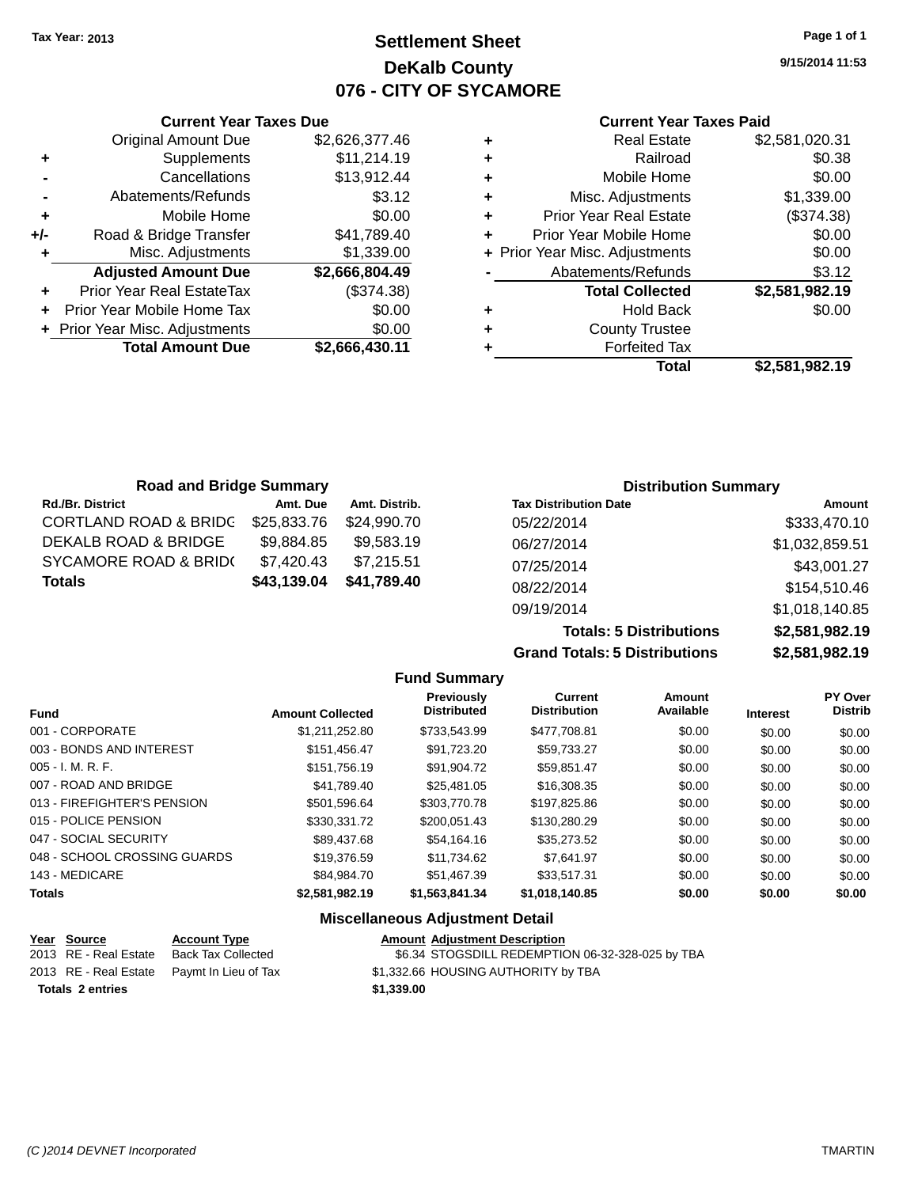Tax Year: 2013

# Settlement Sheet
## DeKalb County
## 076 - CITY OF SYCAMORE

9/15/2014 11:53

### Current Year Taxes Due

| | | |
|---|---|---|
| | Original Amount Due | $2,626,377.46 |
| + | Supplements | $11,214.19 |
| - | Cancellations | $13,912.44 |
| - | Abatements/Refunds | $3.12 |
| + | Mobile Home | $0.00 |
| +/- | Road & Bridge Transfer | $41,789.40 |
| + | Misc. Adjustments | $1,339.00 |
| | **Adjusted Amount Due** | **$2,666,804.49** |
| + | Prior Year Real EstateTax | ($374.38) |
| + | Prior Year Mobile Home Tax | $0.00 |
| + | Prior Year Misc. Adjustments | $0.00 |
| | **Total Amount Due** | **$2,666,430.11** |

### Current Year Taxes Paid

| | | |
|---|---|---|
| + | Real Estate | $2,581,020.31 |
| + | Railroad | $0.38 |
| + | Mobile Home | $0.00 |
| + | Misc. Adjustments | $1,339.00 |
| + | Prior Year Real Estate | ($374.38) |
| + | Prior Year Mobile Home | $0.00 |
| + | Prior Year Misc. Adjustments | $0.00 |
| - | Abatements/Refunds | $3.12 |
| | **Total Collected** | **$2,581,982.19** |
| + | Hold Back | $0.00 |
| + | County Trustee | |
| + | Forfeited Tax | |
| | **Total** | **$2,581,982.19** |

### Road and Bridge Summary

| Rd./Br. District | Amt. Due | Amt. Distrib. |
|---|---|---|
| CORTLAND ROAD & BRIDG | $25,833.76 | $24,990.70 |
| DEKALB ROAD & BRIDGE | $9,884.85 | $9,583.19 |
| SYCAMORE ROAD & BRID( | $7,420.43 | $7,215.51 |
| **Totals** | **$43,139.04** | **$41,789.40** |

### Distribution Summary

| Tax Distribution Date | Amount |
|---|---|
| 05/22/2014 | $333,470.10 |
| 06/27/2014 | $1,032,859.51 |
| 07/25/2014 | $43,001.27 |
| 08/22/2014 | $154,510.46 |
| 09/19/2014 | $1,018,140.85 |
| **Totals: 5 Distributions** | **$2,581,982.19** |
| **Grand Totals: 5 Distributions** | **$2,581,982.19** |

### Fund Summary

| Fund | Amount Collected | Previously Distributed | Current Distribution | Amount Available | Interest | PY Over Distrib |
|---|---|---|---|---|---|---|
| 001 - CORPORATE | $1,211,252.80 | $733,543.99 | $477,708.81 | $0.00 | $0.00 | $0.00 |
| 003 - BONDS AND INTEREST | $151,456.47 | $91,723.20 | $59,733.27 | $0.00 | $0.00 | $0.00 |
| 005 - I. M. R. F. | $151,756.19 | $91,904.72 | $59,851.47 | $0.00 | $0.00 | $0.00 |
| 007 - ROAD AND BRIDGE | $41,789.40 | $25,481.05 | $16,308.35 | $0.00 | $0.00 | $0.00 |
| 013 - FIREFIGHTER'S PENSION | $501,596.64 | $303,770.78 | $197,825.86 | $0.00 | $0.00 | $0.00 |
| 015 - POLICE PENSION | $330,331.72 | $200,051.43 | $130,280.29 | $0.00 | $0.00 | $0.00 |
| 047 - SOCIAL SECURITY | $89,437.68 | $54,164.16 | $35,273.52 | $0.00 | $0.00 | $0.00 |
| 048 - SCHOOL CROSSING GUARDS | $19,376.59 | $11,734.62 | $7,641.97 | $0.00 | $0.00 | $0.00 |
| 143 - MEDICARE | $84,984.70 | $51,467.39 | $33,517.31 | $0.00 | $0.00 | $0.00 |
| **Totals** | **$2,581,982.19** | **$1,563,841.34** | **$1,018,140.85** | **$0.00** | **$0.00** | **$0.00** |

### Miscellaneous Adjustment Detail

| Year | Source | Account Type | Amount | Adjustment Description |
|---|---|---|---|---|
| 2013 | RE - Real Estate | Back Tax Collected | $6.34 | STOGSDILL REDEMPTION 06-32-328-025 by TBA |
| 2013 | RE - Real Estate | Paymt In Lieu of Tax | $1,332.66 | HOUSING AUTHORITY by TBA |
| **Totals** | **2 entries** | | **$1,339.00** | |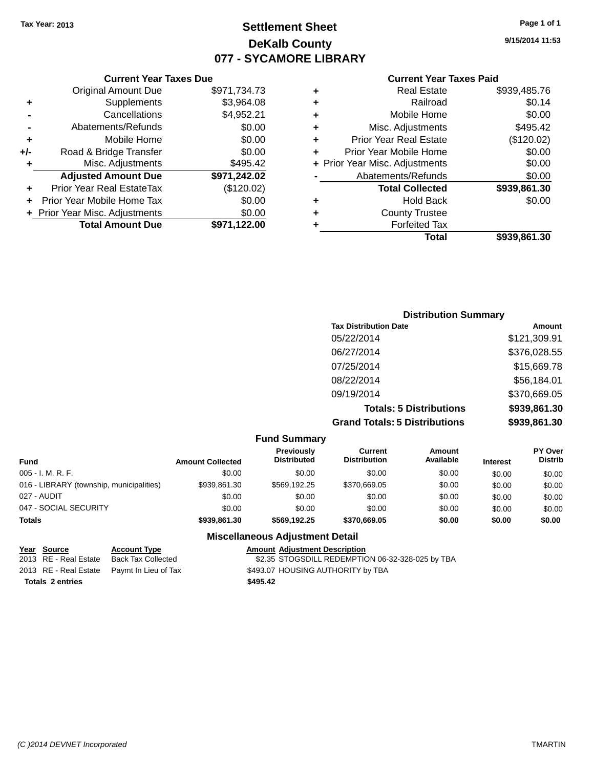Tax Year: 2013

# Settlement Sheet

## DeKalb County

## 077 - SYCAMORE LIBRARY

9/15/2014 11:53

### Current Year Taxes Due

| | | |
|---|---|---|
| | Original Amount Due | $971,734.73 |
| + | Supplements | $3,964.08 |
| - | Cancellations | $4,952.21 |
| - | Abatements/Refunds | $0.00 |
| + | Mobile Home | $0.00 |
| +/- | Road & Bridge Transfer | $0.00 |
| + | Misc. Adjustments | $495.42 |
| | **Adjusted Amount Due** | **$971,242.02** |
| + | Prior Year Real EstateTax | ($120.02) |
| + | Prior Year Mobile Home Tax | $0.00 |
| + | Prior Year Misc. Adjustments | $0.00 |
| | **Total Amount Due** | **$971,122.00** |

### Current Year Taxes Paid

| | | |
|---|---|---|
| + | Real Estate | $939,485.76 |
| + | Railroad | $0.14 |
| + | Mobile Home | $0.00 |
| + | Misc. Adjustments | $495.42 |
| + | Prior Year Real Estate | ($120.02) |
| + | Prior Year Mobile Home | $0.00 |
| + | Prior Year Misc. Adjustments | $0.00 |
| - | Abatements/Refunds | $0.00 |
| | **Total Collected** | **$939,861.30** |
| + | Hold Back | $0.00 |
| + | County Trustee | |
| + | Forfeited Tax | |
| | **Total** | **$939,861.30** |

### Distribution Summary

| Tax Distribution Date | Amount |
|---|---|
| 05/22/2014 | $121,309.91 |
| 06/27/2014 | $376,028.55 |
| 07/25/2014 | $15,669.78 |
| 08/22/2014 | $56,184.01 |
| 09/19/2014 | $370,669.05 |
| **Totals: 5 Distributions** | **$939,861.30** |
| **Grand Totals: 5 Distributions** | **$939,861.30** |

### Fund Summary

| Fund | Amount Collected | Previously Distributed | Current Distribution | Amount Available | Interest | PY Over Distrib |
|---|---|---|---|---|---|---|
| 005 - I. M. R. F. | $0.00 | $0.00 | $0.00 | $0.00 | $0.00 | $0.00 |
| 016 - LIBRARY (township, municipalities) | $939,861.30 | $569,192.25 | $370,669.05 | $0.00 | $0.00 | $0.00 |
| 027 - AUDIT | $0.00 | $0.00 | $0.00 | $0.00 | $0.00 | $0.00 |
| 047 - SOCIAL SECURITY | $0.00 | $0.00 | $0.00 | $0.00 | $0.00 | $0.00 |
| **Totals** | **$939,861.30** | **$569,192.25** | **$370,669.05** | **$0.00** | **$0.00** | **$0.00** |

### Miscellaneous Adjustment Detail

| Year | Source | Account Type | Amount | Adjustment Description |
|---|---|---|---|---|
| 2013 | RE - Real Estate | Back Tax Collected | $2.35 | STOGSDILL REDEMPTION 06-32-328-025 by TBA |
| 2013 | RE - Real Estate | Paymt In Lieu of Tax | $493.07 | HOUSING AUTHORITY by TBA |
| **Totals 2 entries** | | | **$495.42** | |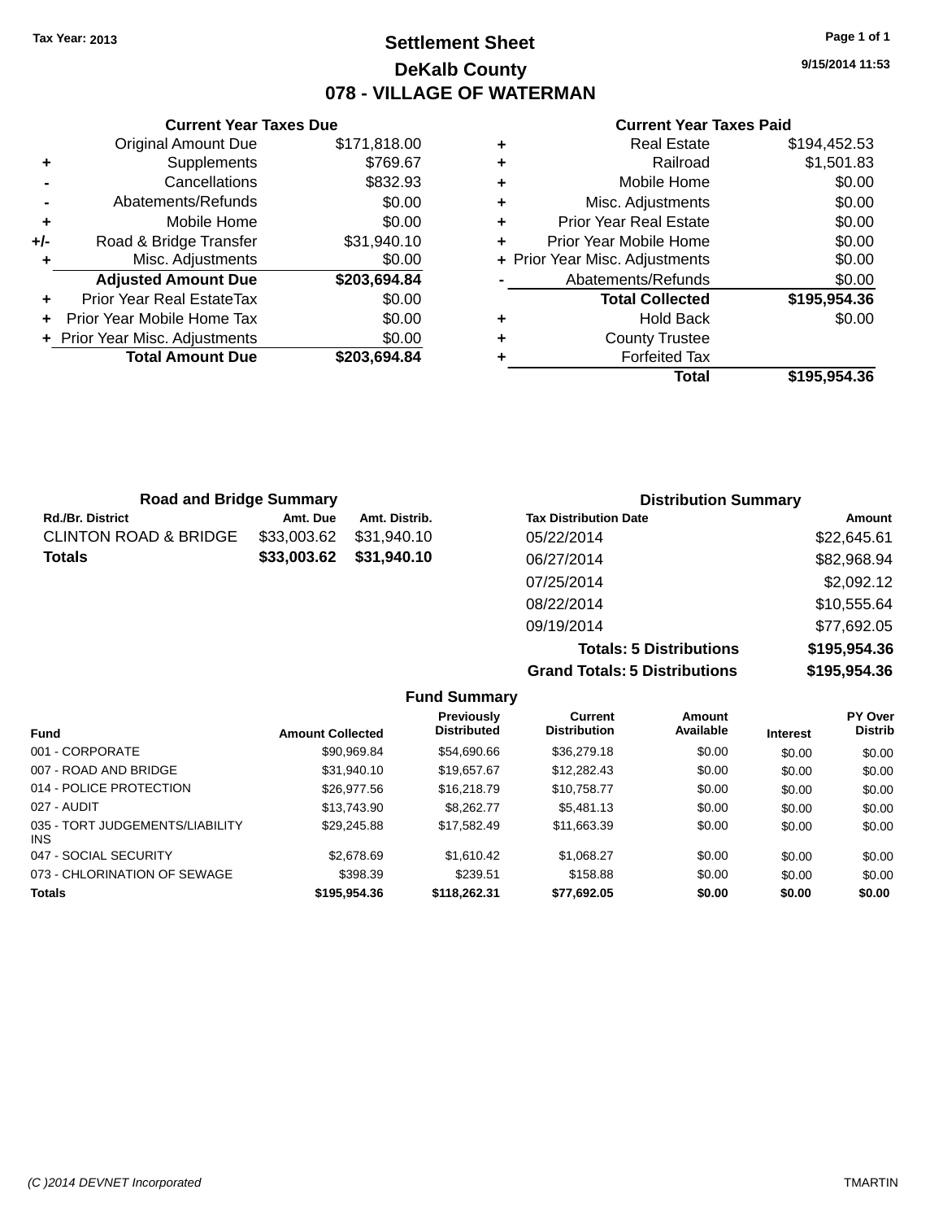Tax Year: 2013

# Settlement Sheet

## DeKalb County

## 078 - VILLAGE OF WATERMAN

9/15/2014 11:53

| | Current Year Taxes Due | |
|---|---|---|
| | Original Amount Due | $171,818.00 |
| + | Supplements | $769.67 |
| - | Cancellations | $832.93 |
| - | Abatements/Refunds | $0.00 |
| + | Mobile Home | $0.00 |
| +/- | Road & Bridge Transfer | $31,940.10 |
| + | Misc. Adjustments | $0.00 |
| | **Adjusted Amount Due** | **$203,694.84** |
| + | Prior Year Real EstateTax | $0.00 |
| + | Prior Year Mobile Home Tax | $0.00 |
| + | Prior Year Misc. Adjustments | $0.00 |
| | **Total Amount Due** | **$203,694.84** |

| | Current Year Taxes Paid | |
|---|---|---|
| + | Real Estate | $194,452.53 |
| + | Railroad | $1,501.83 |
| + | Mobile Home | $0.00 |
| + | Misc. Adjustments | $0.00 |
| + | Prior Year Real Estate | $0.00 |
| + | Prior Year Mobile Home | $0.00 |
| + | Prior Year Misc. Adjustments | $0.00 |
| - | Abatements/Refunds | $0.00 |
| | **Total Collected** | **$195,954.36** |
| + | Hold Back | $0.00 |
| + | County Trustee | |
| + | Forfeited Tax | |
| | **Total** | **$195,954.36** |

### Road and Bridge Summary

| Rd./Br. District | Amt. Due | Amt. Distrib. |
|---|---|---|
| CLINTON ROAD & BRIDGE | $33,003.62 | $31,940.10 |
| **Totals** | **$33,003.62** | **$31,940.10** |

### Distribution Summary

| Tax Distribution Date | Amount |
|---|---|
| 05/22/2014 | $22,645.61 |
| 06/27/2014 | $82,968.94 |
| 07/25/2014 | $2,092.12 |
| 08/22/2014 | $10,555.64 |
| 09/19/2014 | $77,692.05 |
| **Totals: 5 Distributions** | **$195,954.36** |
| **Grand Totals: 5 Distributions** | **$195,954.36** |

### Fund Summary

| Fund | Amount Collected | Previously Distributed | Current Distribution | Amount Available | Interest | PY Over Distrib |
|---|---|---|---|---|---|---|
| 001 - CORPORATE | $90,969.84 | $54,690.66 | $36,279.18 | $0.00 | $0.00 | $0.00 |
| 007 - ROAD AND BRIDGE | $31,940.10 | $19,657.67 | $12,282.43 | $0.00 | $0.00 | $0.00 |
| 014 - POLICE PROTECTION | $26,977.56 | $16,218.79 | $10,758.77 | $0.00 | $0.00 | $0.00 |
| 027 - AUDIT | $13,743.90 | $8,262.77 | $5,481.13 | $0.00 | $0.00 | $0.00 |
| 035 - TORT JUDGEMENTS/LIABILITY INS | $29,245.88 | $17,582.49 | $11,663.39 | $0.00 | $0.00 | $0.00 |
| 047 - SOCIAL SECURITY | $2,678.69 | $1,610.42 | $1,068.27 | $0.00 | $0.00 | $0.00 |
| 073 - CHLORINATION OF SEWAGE | $398.39 | $239.51 | $158.88 | $0.00 | $0.00 | $0.00 |
| **Totals** | **$195,954.36** | **$118,262.31** | **$77,692.05** | **$0.00** | **$0.00** | **$0.00** |

(C )2014 DEVNET Incorporated TMARTIN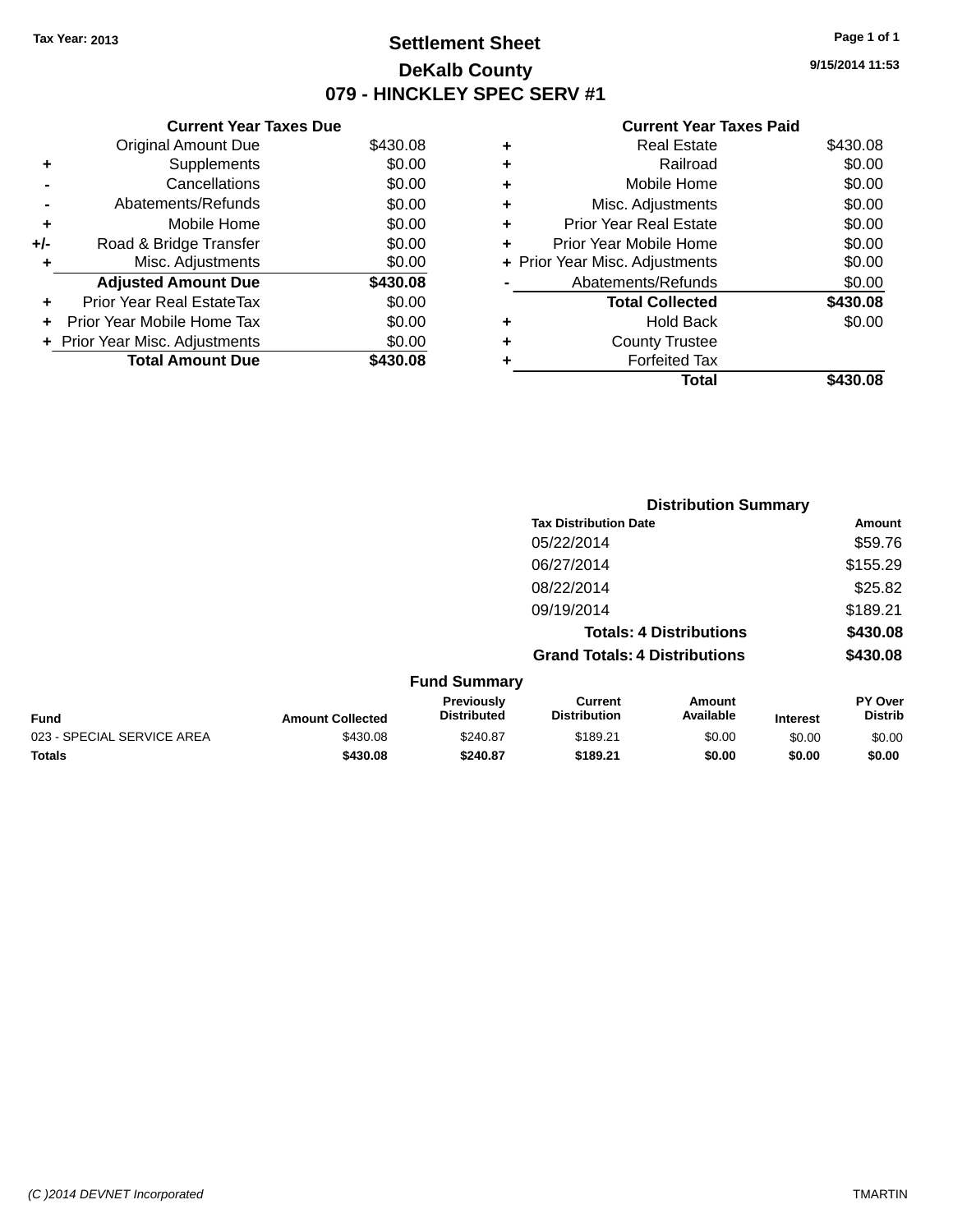Tax Year: 2013

# Settlement Sheet

## DeKalb County

## 079 - HINCKLEY SPEC SERV #1

9/15/2014 11:53

### Current Year Taxes Due

| | | Amount |
|---|---|---|
| | Original Amount Due | $430.08 |
| + | Supplements | $0.00 |
| - | Cancellations | $0.00 |
| - | Abatements/Refunds | $0.00 |
| + | Mobile Home | $0.00 |
| +/- | Road & Bridge Transfer | $0.00 |
| + | Misc. Adjustments | $0.00 |
| | **Adjusted Amount Due** | **$430.08** |
| + | Prior Year Real EstateTax | $0.00 |
| + | Prior Year Mobile Home Tax | $0.00 |
| + | Prior Year Misc. Adjustments | $0.00 |
| | **Total Amount Due** | **$430.08** |

### Current Year Taxes Paid

| | | Amount |
|---|---|---|
| + | Real Estate | $430.08 |
| + | Railroad | $0.00 |
| + | Mobile Home | $0.00 |
| + | Misc. Adjustments | $0.00 |
| + | Prior Year Real Estate | $0.00 |
| + | Prior Year Mobile Home | $0.00 |
| + | Prior Year Misc. Adjustments | $0.00 |
| - | Abatements/Refunds | $0.00 |
| | **Total Collected** | **$430.08** |
| + | Hold Back | $0.00 |
| + | County Trustee | |
| + | Forfeited Tax | |
| | **Total** | **$430.08** |

### Distribution Summary

| Tax Distribution Date | Amount |
|---|---|
| 05/22/2014 | $59.76 |
| 06/27/2014 | $155.29 |
| 08/22/2014 | $25.82 |
| 09/19/2014 | $189.21 |
| **Totals: 4 Distributions** | **$430.08** |
| **Grand Totals: 4 Distributions** | **$430.08** |

### Fund Summary

| Fund | Amount Collected | Previously Distributed | Current Distribution | Amount Available | Interest | PY Over Distrib |
|---|---|---|---|---|---|---|
| 023 - SPECIAL SERVICE AREA | $430.08 | $240.87 | $189.21 | $0.00 | $0.00 | $0.00 |
| **Totals** | **$430.08** | **$240.87** | **$189.21** | **$0.00** | **$0.00** | **$0.00** |

(C )2014 DEVNET Incorporated TMARTIN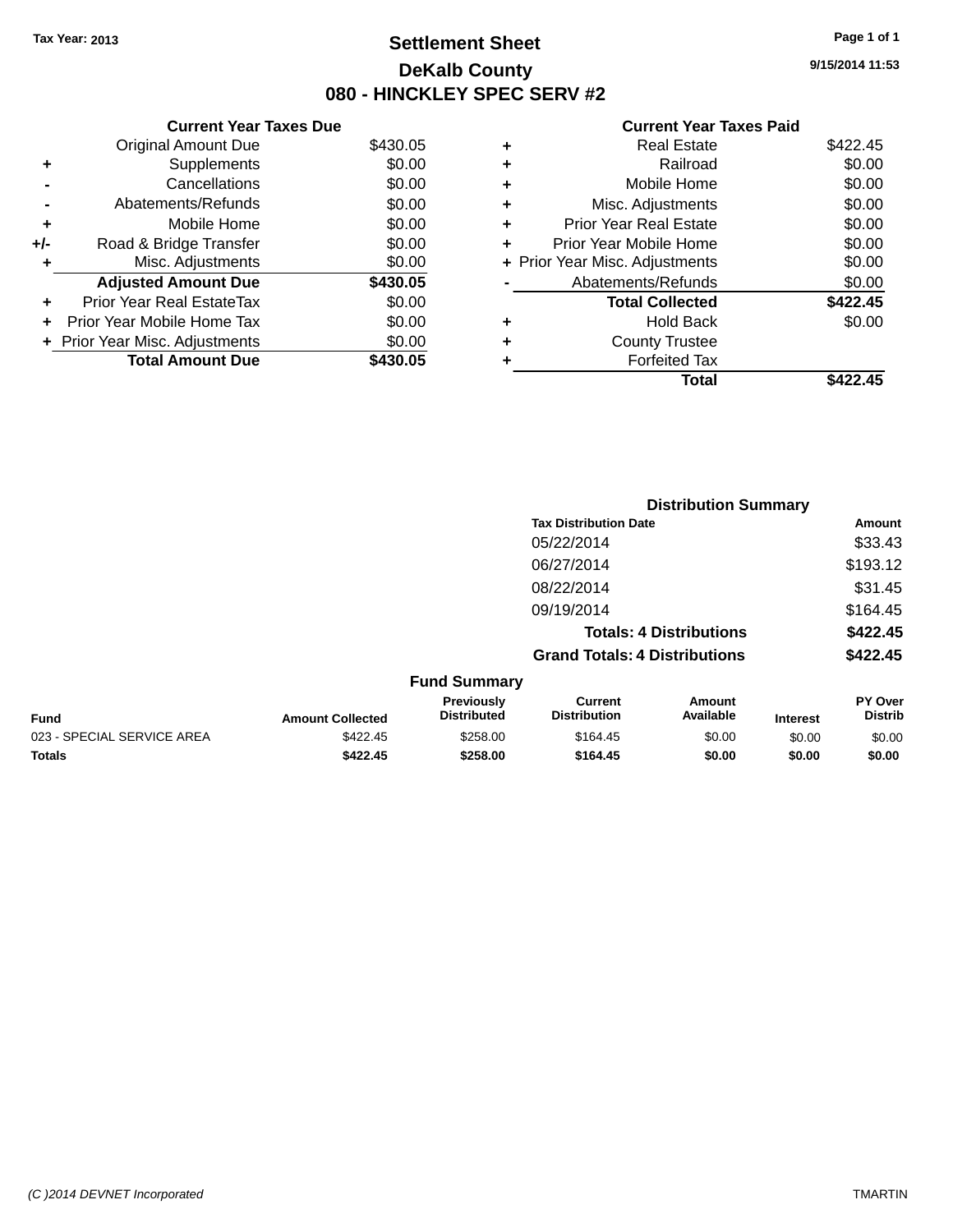Tax Year: 2013

# Settlement Sheet

## DeKalb County

## 080 - HINCKLEY SPEC SERV #2

9/15/2014 11:53

| | Current Year Taxes Due | |
|---|---|---|
| | Original Amount Due | $430.05 |
| + | Supplements | $0.00 |
| - | Cancellations | $0.00 |
| - | Abatements/Refunds | $0.00 |
| + | Mobile Home | $0.00 |
| +/- | Road & Bridge Transfer | $0.00 |
| + | Misc. Adjustments | $0.00 |
| | **Adjusted Amount Due** | **$430.05** |
| + | Prior Year Real EstateTax | $0.00 |
| + | Prior Year Mobile Home Tax | $0.00 |
| + | Prior Year Misc. Adjustments | $0.00 |
| | **Total Amount Due** | **$430.05** |

| | Current Year Taxes Paid | |
|---|---|---|
| + | Real Estate | $422.45 |
| + | Railroad | $0.00 |
| + | Mobile Home | $0.00 |
| + | Misc. Adjustments | $0.00 |
| + | Prior Year Real Estate | $0.00 |
| + | Prior Year Mobile Home | $0.00 |
| + | Prior Year Misc. Adjustments | $0.00 |
| - | Abatements/Refunds | $0.00 |
| | **Total Collected** | **$422.45** |
| + | Hold Back | $0.00 |
| + | County Trustee | |
| + | Forfeited Tax | |
| | **Total** | **$422.45** |

### Distribution Summary

| Tax Distribution Date | Amount |
|---|---|
| 05/22/2014 | $33.43 |
| 06/27/2014 | $193.12 |
| 08/22/2014 | $31.45 |
| 09/19/2014 | $164.45 |
| **Totals: 4 Distributions** | **$422.45** |
| **Grand Totals: 4 Distributions** | **$422.45** |

### Fund Summary

| Fund | Amount Collected | Previously Distributed | Current Distribution | Amount Available | Interest | PY Over Distrib |
|---|---|---|---|---|---|---|
| 023 - SPECIAL SERVICE AREA | $422.45 | $258.00 | $164.45 | $0.00 | $0.00 | $0.00 |
| **Totals** | **$422.45** | **$258.00** | **$164.45** | **$0.00** | **$0.00** | **$0.00** |

(C )2014 DEVNET Incorporated TMARTIN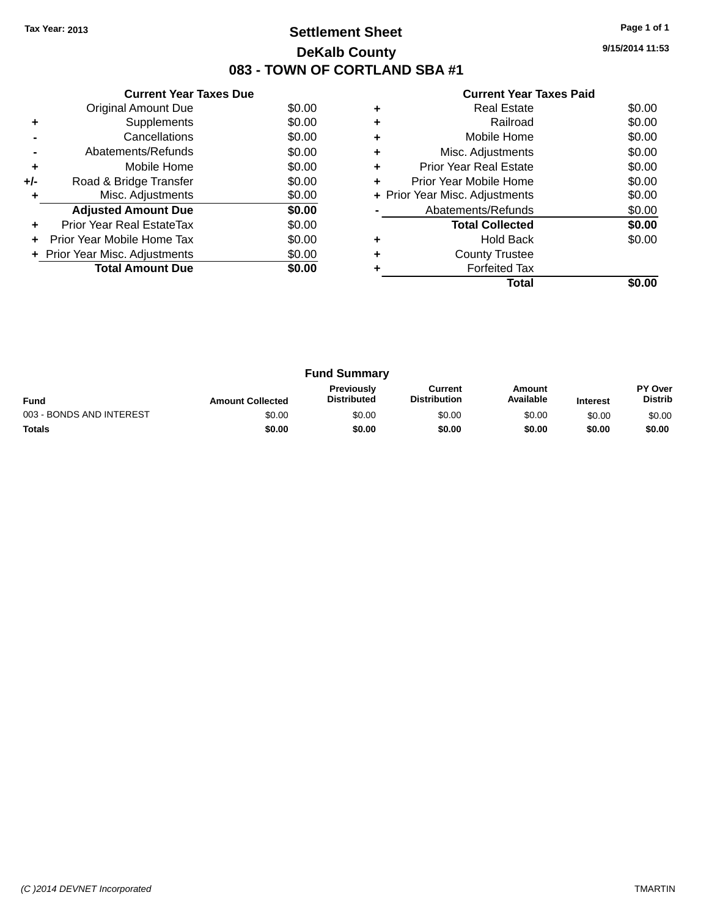Tax Year: 2013

# Settlement Sheet

## DeKalb County

## 083 - TOWN OF CORTLAND SBA #1

9/15/2014 11:53

### Current Year Taxes Due

| | | |
|---|---|---|
| | Original Amount Due | $0.00 |
| + | Supplements | $0.00 |
| - | Cancellations | $0.00 |
| - | Abatements/Refunds | $0.00 |
| + | Mobile Home | $0.00 |
| +/- | Road & Bridge Transfer | $0.00 |
| + | Misc. Adjustments | $0.00 |
| | **Adjusted Amount Due** | **$0.00** |
| + | Prior Year Real EstateTax | $0.00 |
| + | Prior Year Mobile Home Tax | $0.00 |
| + | Prior Year Misc. Adjustments | $0.00 |
| | **Total Amount Due** | **$0.00** |

### Current Year Taxes Paid

| | | |
|---|---|---|
| + | Real Estate | $0.00 |
| + | Railroad | $0.00 |
| + | Mobile Home | $0.00 |
| + | Misc. Adjustments | $0.00 |
| + | Prior Year Real Estate | $0.00 |
| + | Prior Year Mobile Home | $0.00 |
| + | Prior Year Misc. Adjustments | $0.00 |
| - | Abatements/Refunds | $0.00 |
| | **Total Collected** | **$0.00** |
| + | Hold Back | $0.00 |
| + | County Trustee | |
| + | Forfeited Tax | |
| | **Total** | **$0.00** |

### Fund Summary

| Fund | Amount Collected | Previously Distributed | Current Distribution | Amount Available | Interest | PY Over Distrib |
|---|---|---|---|---|---|---|
| 003 - BONDS AND INTEREST | $0.00 | $0.00 | $0.00 | $0.00 | $0.00 | $0.00 |
| **Totals** | **$0.00** | **$0.00** | **$0.00** | **$0.00** | **$0.00** | **$0.00** |

*(C )2014 DEVNET Incorporated* TMARTIN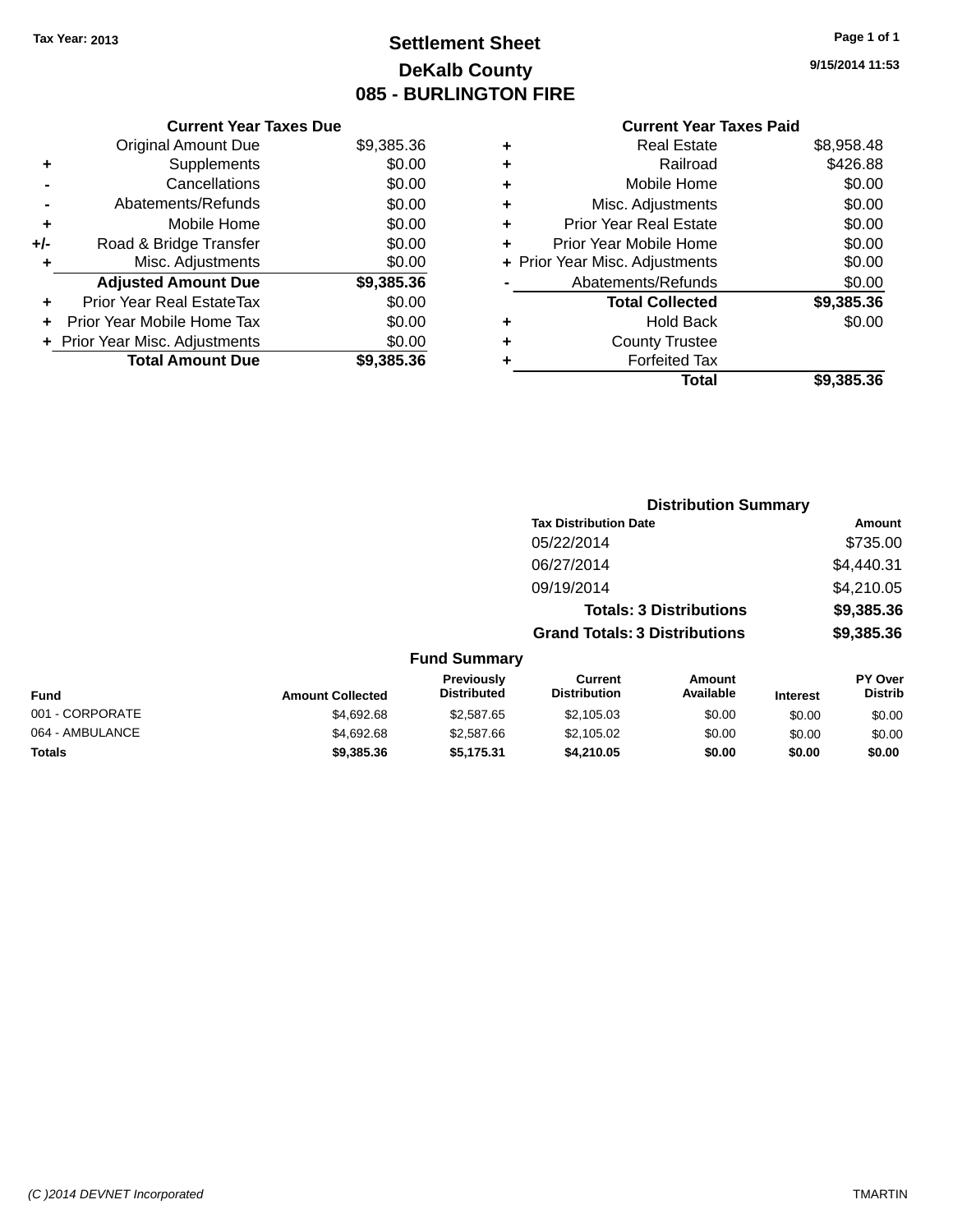Tax Year: 2013

# Settlement Sheet
## DeKalb County
## 085 - BURLINGTON FIRE

9/15/2014 11:53

### Current Year Taxes Due

| | | |
|---|---|---|
| | Original Amount Due | $9,385.36 |
| + | Supplements | $0.00 |
| - | Cancellations | $0.00 |
| - | Abatements/Refunds | $0.00 |
| + | Mobile Home | $0.00 |
| +/- | Road & Bridge Transfer | $0.00 |
| + | Misc. Adjustments | $0.00 |
| | **Adjusted Amount Due** | **$9,385.36** |
| + | Prior Year Real EstateTax | $0.00 |
| + | Prior Year Mobile Home Tax | $0.00 |
| + | Prior Year Misc. Adjustments | $0.00 |
| | **Total Amount Due** | **$9,385.36** |

### Current Year Taxes Paid

| | | |
|---|---|---|
| + | Real Estate | $8,958.48 |
| + | Railroad | $426.88 |
| + | Mobile Home | $0.00 |
| + | Misc. Adjustments | $0.00 |
| + | Prior Year Real Estate | $0.00 |
| + | Prior Year Mobile Home | $0.00 |
| + | Prior Year Misc. Adjustments | $0.00 |
| - | Abatements/Refunds | $0.00 |
| | **Total Collected** | **$9,385.36** |
| + | Hold Back | $0.00 |
| + | County Trustee | |
| + | Forfeited Tax | |
| | **Total** | **$9,385.36** |

### Distribution Summary

| Tax Distribution Date | Amount |
|---|---|
| 05/22/2014 | $735.00 |
| 06/27/2014 | $4,440.31 |
| 09/19/2014 | $4,210.05 |
| **Totals: 3 Distributions** | **$9,385.36** |
| **Grand Totals: 3 Distributions** | **$9,385.36** |

### Fund Summary

| Fund | Amount Collected | Previously Distributed | Current Distribution | Amount Available | Interest | PY Over Distrib |
|---|---|---|---|---|---|---|
| 001 - CORPORATE | $4,692.68 | $2,587.65 | $2,105.03 | $0.00 | $0.00 | $0.00 |
| 064 - AMBULANCE | $4,692.68 | $2,587.66 | $2,105.02 | $0.00 | $0.00 | $0.00 |
| **Totals** | **$9,385.36** | **$5,175.31** | **$4,210.05** | **$0.00** | **$0.00** | **$0.00** |

(C )2014 DEVNET Incorporated TMARTIN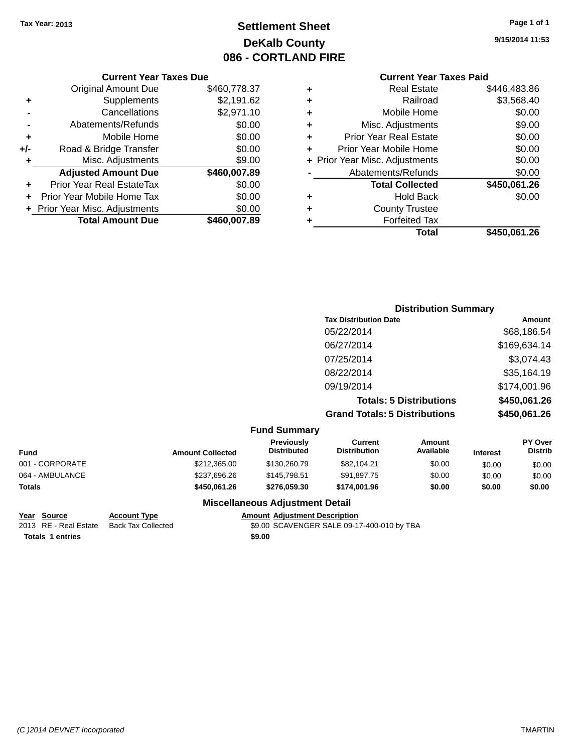Tax Year: 2013

# Settlement Sheet
## DeKalb County
## 086 - CORTLAND FIRE

9/15/2014 11:53

### Current Year Taxes Due

| | | |
|---|---|---|
| | Original Amount Due | $460,778.37 |
| + | Supplements | $2,191.62 |
| - | Cancellations | $2,971.10 |
| - | Abatements/Refunds | $0.00 |
| + | Mobile Home | $0.00 |
| +/- | Road & Bridge Transfer | $0.00 |
| + | Misc. Adjustments | $9.00 |
| | **Adjusted Amount Due** | **$460,007.89** |
| + | Prior Year Real EstateTax | $0.00 |
| + | Prior Year Mobile Home Tax | $0.00 |
| + | Prior Year Misc. Adjustments | $0.00 |
| | **Total Amount Due** | **$460,007.89** |

### Current Year Taxes Paid

| | | |
|---|---|---|
| + | Real Estate | $446,483.86 |
| + | Railroad | $3,568.40 |
| + | Mobile Home | $0.00 |
| + | Misc. Adjustments | $9.00 |
| + | Prior Year Real Estate | $0.00 |
| + | Prior Year Mobile Home | $0.00 |
| + | Prior Year Misc. Adjustments | $0.00 |
| - | Abatements/Refunds | $0.00 |
| | **Total Collected** | **$450,061.26** |
| + | Hold Back | $0.00 |
| + | County Trustee | |
| + | Forfeited Tax | |
| | **Total** | **$450,061.26** |

### Distribution Summary

| Tax Distribution Date | Amount |
|---|---|
| 05/22/2014 | $68,186.54 |
| 06/27/2014 | $169,634.14 |
| 07/25/2014 | $3,074.43 |
| 08/22/2014 | $35,164.19 |
| 09/19/2014 | $174,001.96 |
| **Totals: 5 Distributions** | **$450,061.26** |
| **Grand Totals: 5 Distributions** | **$450,061.26** |

### Fund Summary

| Fund | Amount Collected | Previously Distributed | Current Distribution | Amount Available | Interest | PY Over Distrib |
|---|---|---|---|---|---|---|
| 001 - CORPORATE | $212,365.00 | $130,260.79 | $82,104.21 | $0.00 | $0.00 | $0.00 |
| 064 - AMBULANCE | $237,696.26 | $145,798.51 | $91,897.75 | $0.00 | $0.00 | $0.00 |
| **Totals** | **$450,061.26** | **$276,059.30** | **$174,001.96** | **$0.00** | **$0.00** | **$0.00** |

### Miscellaneous Adjustment Detail

| Year | Source | Account Type | Amount | Adjustment Description |
|---|---|---|---|---|
| 2013 | RE - Real Estate | Back Tax Collected | $9.00 | SCAVENGER SALE 09-17-400-010 by TBA |
| **Totals** | **1 entries** | | **$9.00** | |

(C )2014 DEVNET Incorporated TMARTIN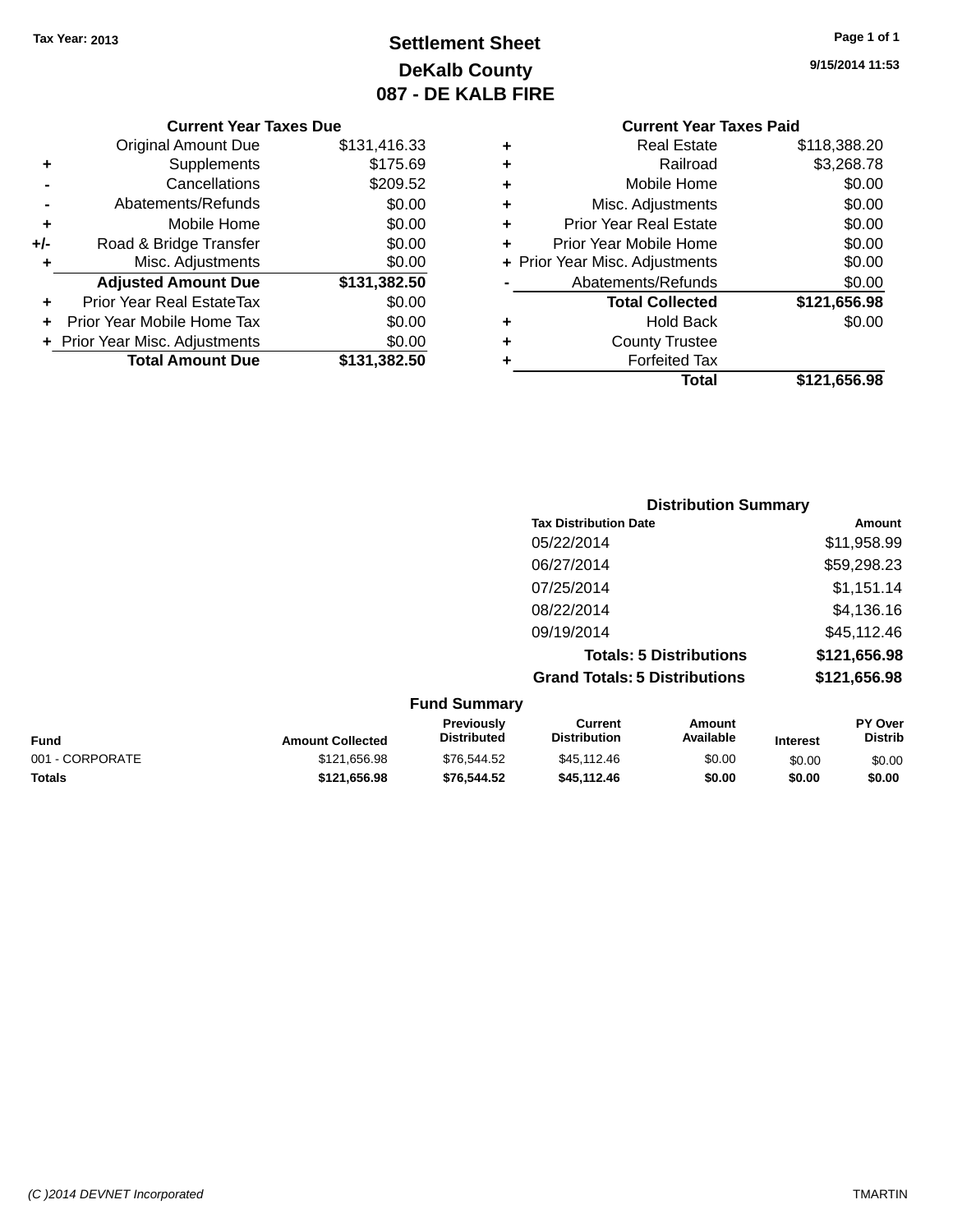Tax Year: 2013

# Settlement Sheet

## DeKalb County

## 087 - DE KALB FIRE

9/15/2014 11:53

### Current Year Taxes Due

| | | |
|---|---|---|
| | Original Amount Due | $131,416.33 |
| + | Supplements | $175.69 |
| - | Cancellations | $209.52 |
| - | Abatements/Refunds | $0.00 |
| + | Mobile Home | $0.00 |
| +/- | Road & Bridge Transfer | $0.00 |
| + | Misc. Adjustments | $0.00 |
| | **Adjusted Amount Due** | **$131,382.50** |
| + | Prior Year Real EstateTax | $0.00 |
| + | Prior Year Mobile Home Tax | $0.00 |
| + | Prior Year Misc. Adjustments | $0.00 |
| | **Total Amount Due** | **$131,382.50** |

### Current Year Taxes Paid

| | | |
|---|---|---|
| + | Real Estate | $118,388.20 |
| + | Railroad | $3,268.78 |
| + | Mobile Home | $0.00 |
| + | Misc. Adjustments | $0.00 |
| + | Prior Year Real Estate | $0.00 |
| + | Prior Year Mobile Home | $0.00 |
| + | Prior Year Misc. Adjustments | $0.00 |
| - | Abatements/Refunds | $0.00 |
| | **Total Collected** | **$121,656.98** |
| + | Hold Back | $0.00 |
| + | County Trustee | |
| + | Forfeited Tax | |
| | **Total** | **$121,656.98** |

### Distribution Summary

| Tax Distribution Date | Amount |
|---|---|
| 05/22/2014 | $11,958.99 |
| 06/27/2014 | $59,298.23 |
| 07/25/2014 | $1,151.14 |
| 08/22/2014 | $4,136.16 |
| 09/19/2014 | $45,112.46 |
| **Totals: 5 Distributions** | **$121,656.98** |
| **Grand Totals: 5 Distributions** | **$121,656.98** |

### Fund Summary

| Fund | Amount Collected | Previously Distributed | Current Distribution | Amount Available | Interest | PY Over Distrib |
|---|---|---|---|---|---|---|
| 001 - CORPORATE | $121,656.98 | $76,544.52 | $45,112.46 | $0.00 | $0.00 | $0.00 |
| **Totals** | **$121,656.98** | **$76,544.52** | **$45,112.46** | **$0.00** | **$0.00** | **$0.00** |

(C )2014 DEVNET Incorporated — TMARTIN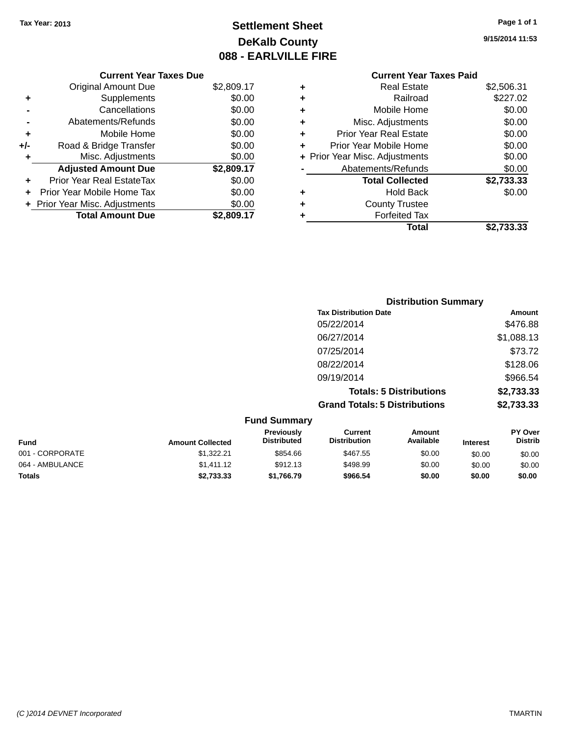Tax Year: 2013

# Settlement Sheet

## DeKalb County

## 088 - EARLVILLE FIRE

9/15/2014 11:53

### Current Year Taxes Due

| | | |
|---|---|---|
| | Original Amount Due | $2,809.17 |
| + | Supplements | $0.00 |
| - | Cancellations | $0.00 |
| - | Abatements/Refunds | $0.00 |
| + | Mobile Home | $0.00 |
| +/- | Road & Bridge Transfer | $0.00 |
| + | Misc. Adjustments | $0.00 |
| | **Adjusted Amount Due** | **$2,809.17** |
| + | Prior Year Real EstateTax | $0.00 |
| + | Prior Year Mobile Home Tax | $0.00 |
| + | Prior Year Misc. Adjustments | $0.00 |
| | **Total Amount Due** | **$2,809.17** |

### Current Year Taxes Paid

| | | |
|---|---|---|
| + | Real Estate | $2,506.31 |
| + | Railroad | $227.02 |
| + | Mobile Home | $0.00 |
| + | Misc. Adjustments | $0.00 |
| + | Prior Year Real Estate | $0.00 |
| + | Prior Year Mobile Home | $0.00 |
| + | Prior Year Misc. Adjustments | $0.00 |
| - | Abatements/Refunds | $0.00 |
| | **Total Collected** | **$2,733.33** |
| + | Hold Back | $0.00 |
| + | County Trustee | |
| + | Forfeited Tax | |
| | **Total** | **$2,733.33** |

### Distribution Summary

| Tax Distribution Date | Amount |
|---|---|
| 05/22/2014 | $476.88 |
| 06/27/2014 | $1,088.13 |
| 07/25/2014 | $73.72 |
| 08/22/2014 | $128.06 |
| 09/19/2014 | $966.54 |
| **Totals: 5 Distributions** | **$2,733.33** |
| **Grand Totals: 5 Distributions** | **$2,733.33** |

### Fund Summary

| Fund | Amount Collected | Previously Distributed | Current Distribution | Amount Available | Interest | PY Over Distrib |
|---|---|---|---|---|---|---|
| 001 - CORPORATE | $1,322.21 | $854.66 | $467.55 | $0.00 | $0.00 | $0.00 |
| 064 - AMBULANCE | $1,411.12 | $912.13 | $498.99 | $0.00 | $0.00 | $0.00 |
| **Totals** | **$2,733.33** | **$1,766.79** | **$966.54** | **$0.00** | **$0.00** | **$0.00** |

(C )2014 DEVNET Incorporated TMARTIN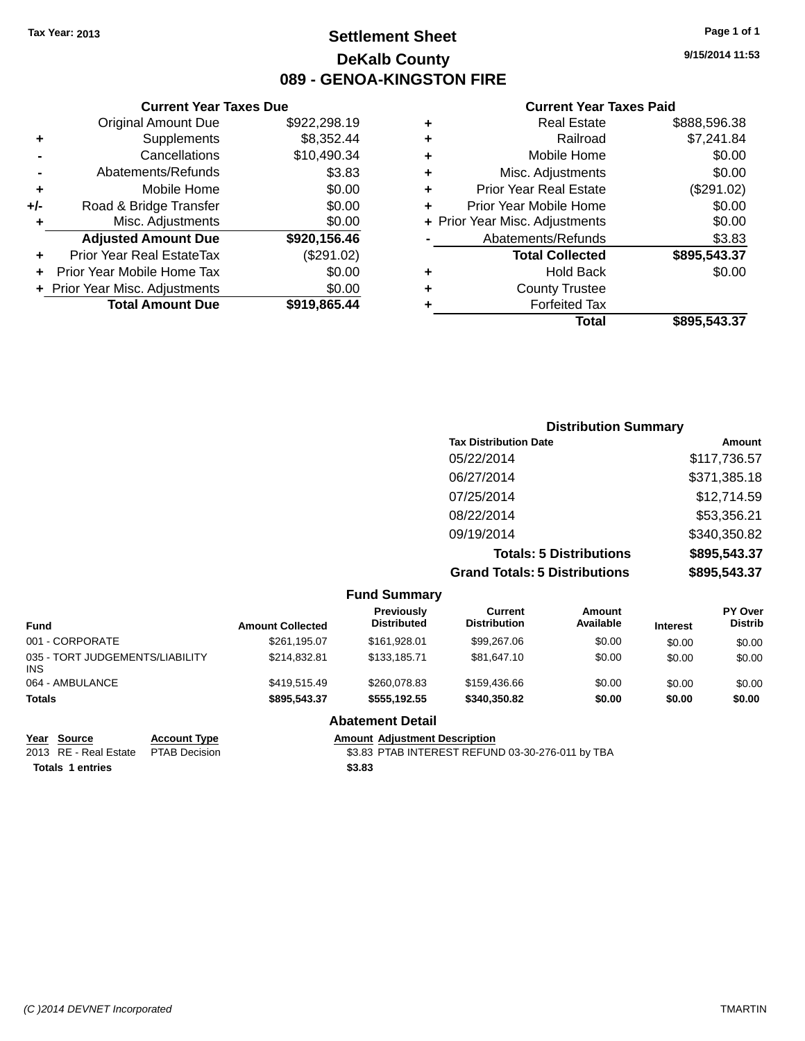Tax Year: 2013

# Settlement Sheet

## DeKalb County

## 089 - GENOA-KINGSTON FIRE

9/15/2014 11:53

### Current Year Taxes Due

| | | |
|---|---|---|
| | Original Amount Due | $922,298.19 |
| + | Supplements | $8,352.44 |
| - | Cancellations | $10,490.34 |
| - | Abatements/Refunds | $3.83 |
| + | Mobile Home | $0.00 |
| +/- | Road & Bridge Transfer | $0.00 |
| + | Misc. Adjustments | $0.00 |
| | **Adjusted Amount Due** | **$920,156.46** |
| + | Prior Year Real EstateTax | ($291.02) |
| + | Prior Year Mobile Home Tax | $0.00 |
| + | Prior Year Misc. Adjustments | $0.00 |
| | **Total Amount Due** | **$919,865.44** |

### Current Year Taxes Paid

| | | |
|---|---|---|
| + | Real Estate | $888,596.38 |
| + | Railroad | $7,241.84 |
| + | Mobile Home | $0.00 |
| + | Misc. Adjustments | $0.00 |
| + | Prior Year Real Estate | ($291.02) |
| + | Prior Year Mobile Home | $0.00 |
| + | Prior Year Misc. Adjustments | $0.00 |
| - | Abatements/Refunds | $3.83 |
| | **Total Collected** | **$895,543.37** |
| + | Hold Back | $0.00 |
| + | County Trustee | |
| + | Forfeited Tax | |
| | **Total** | **$895,543.37** |

### Distribution Summary

| Tax Distribution Date | Amount |
|---|---|
| 05/22/2014 | $117,736.57 |
| 06/27/2014 | $371,385.18 |
| 07/25/2014 | $12,714.59 |
| 08/22/2014 | $53,356.21 |
| 09/19/2014 | $340,350.82 |
| **Totals: 5 Distributions** | **$895,543.37** |
| **Grand Totals: 5 Distributions** | **$895,543.37** |

### Fund Summary

| Fund | Amount Collected | Previously Distributed | Current Distribution | Amount Available | Interest | PY Over Distrib |
|---|---|---|---|---|---|---|
| 001 - CORPORATE | $261,195.07 | $161,928.01 | $99,267.06 | $0.00 | $0.00 | $0.00 |
| 035 - TORT JUDGEMENTS/LIABILITY INS | $214,832.81 | $133,185.71 | $81,647.10 | $0.00 | $0.00 | $0.00 |
| 064 - AMBULANCE | $419,515.49 | $260,078.83 | $159,436.66 | $0.00 | $0.00 | $0.00 |
| **Totals** | **$895,543.37** | **$555,192.55** | **$340,350.82** | **$0.00** | **$0.00** | **$0.00** |

### Abatement Detail

| Year | Source | Account Type | Amount | Adjustment Description |
|---|---|---|---|---|
| 2013 | RE - Real Estate | PTAB Decision | $3.83 | PTAB INTEREST REFUND 03-30-276-011 by TBA |
| **Totals 1 entries** | | | **$3.83** | |

(C )2014 DEVNET Incorporated — TMARTIN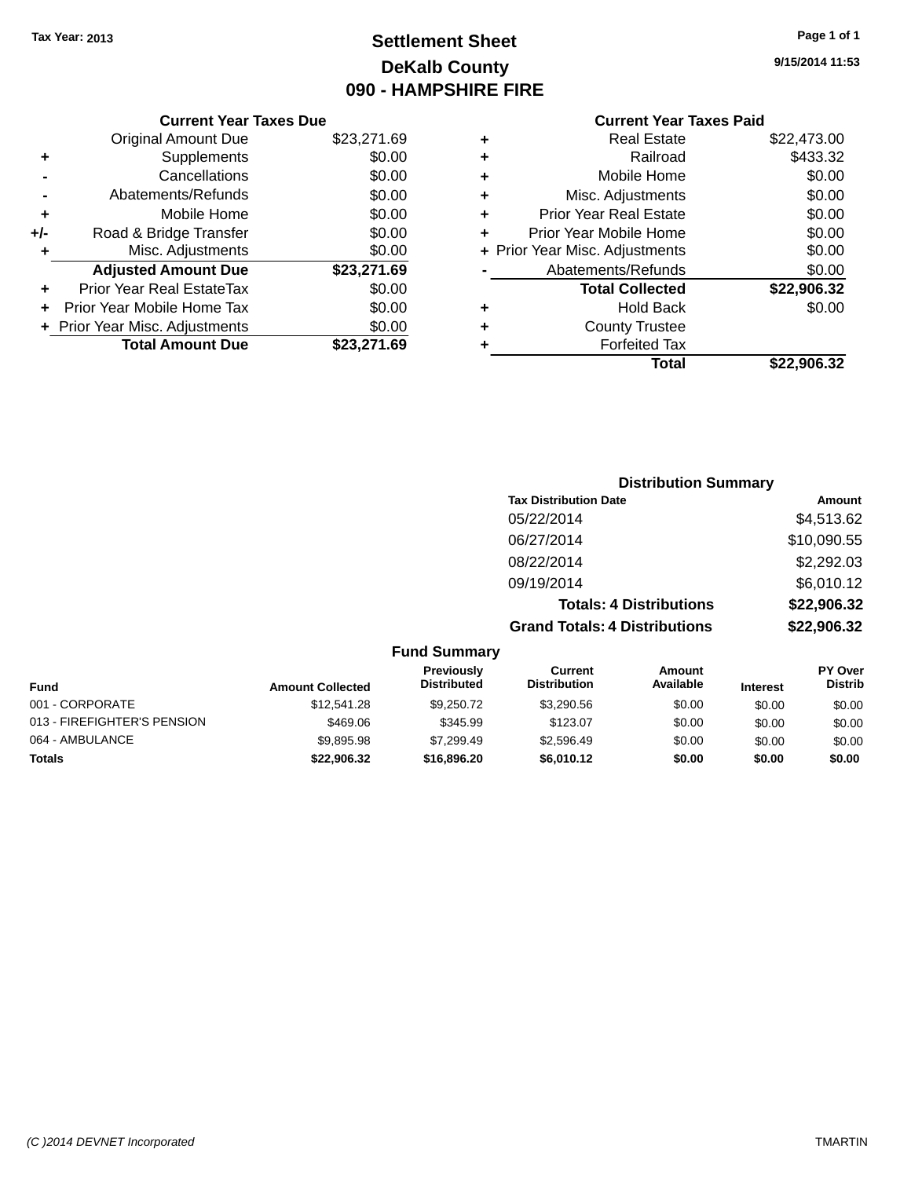Tax Year: 2013

# Settlement Sheet

## DeKalb County

## 090 - HAMPSHIRE FIRE

9/15/2014 11:53

### Current Year Taxes Due

| | | |
|---|---|---|
| | Original Amount Due | $23,271.69 |
| + | Supplements | $0.00 |
| - | Cancellations | $0.00 |
| - | Abatements/Refunds | $0.00 |
| + | Mobile Home | $0.00 |
| +/- | Road & Bridge Transfer | $0.00 |
| + | Misc. Adjustments | $0.00 |
| | **Adjusted Amount Due** | **$23,271.69** |
| + | Prior Year Real EstateTax | $0.00 |
| + | Prior Year Mobile Home Tax | $0.00 |
| + | Prior Year Misc. Adjustments | $0.00 |
| | **Total Amount Due** | **$23,271.69** |

### Current Year Taxes Paid

| | | |
|---|---|---|
| + | Real Estate | $22,473.00 |
| + | Railroad | $433.32 |
| + | Mobile Home | $0.00 |
| + | Misc. Adjustments | $0.00 |
| + | Prior Year Real Estate | $0.00 |
| + | Prior Year Mobile Home | $0.00 |
| + | Prior Year Misc. Adjustments | $0.00 |
| - | Abatements/Refunds | $0.00 |
| | **Total Collected** | **$22,906.32** |
| + | Hold Back | $0.00 |
| + | County Trustee | |
| + | Forfeited Tax | |
| | **Total** | **$22,906.32** |

### Distribution Summary

| Tax Distribution Date | Amount |
|---|---|
| 05/22/2014 | $4,513.62 |
| 06/27/2014 | $10,090.55 |
| 08/22/2014 | $2,292.03 |
| 09/19/2014 | $6,010.12 |
| **Totals: 4 Distributions** | **$22,906.32** |
| **Grand Totals: 4 Distributions** | **$22,906.32** |

### Fund Summary

| Fund | Amount Collected | Previously Distributed | Current Distribution | Amount Available | Interest | PY Over Distrib |
|---|---|---|---|---|---|---|
| 001 - CORPORATE | $12,541.28 | $9,250.72 | $3,290.56 | $0.00 | $0.00 | $0.00 |
| 013 - FIREFIGHTER'S PENSION | $469.06 | $345.99 | $123.07 | $0.00 | $0.00 | $0.00 |
| 064 - AMBULANCE | $9,895.98 | $7,299.49 | $2,596.49 | $0.00 | $0.00 | $0.00 |
| **Totals** | **$22,906.32** | **$16,896.20** | **$6,010.12** | **$0.00** | **$0.00** | **$0.00** |

(C )2014 DEVNET Incorporated — TMARTIN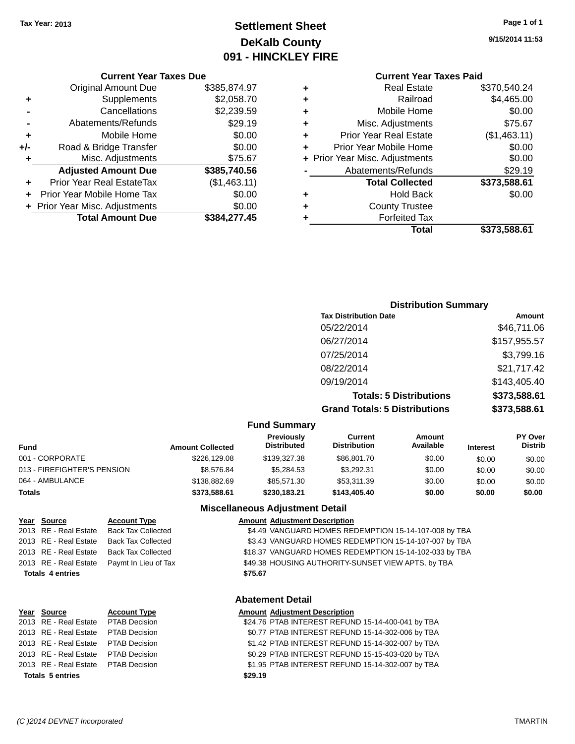Tax Year: 2013

# Settlement Sheet
## DeKalb County
## 091 - HINCKLEY FIRE

9/15/2014 11:53

### Current Year Taxes Due

| | | |
|---|---|---|
| | Original Amount Due | $385,874.97 |
| + | Supplements | $2,058.70 |
| - | Cancellations | $2,239.59 |
| - | Abatements/Refunds | $29.19 |
| + | Mobile Home | $0.00 |
| +/- | Road & Bridge Transfer | $0.00 |
| + | Misc. Adjustments | $75.67 |
| | **Adjusted Amount Due** | **$385,740.56** |
| + | Prior Year Real EstateTax | ($1,463.11) |
| + | Prior Year Mobile Home Tax | $0.00 |
| + | Prior Year Misc. Adjustments | $0.00 |
| | **Total Amount Due** | **$384,277.45** |

### Current Year Taxes Paid

| | | |
|---|---|---|
| + | Real Estate | $370,540.24 |
| + | Railroad | $4,465.00 |
| + | Mobile Home | $0.00 |
| + | Misc. Adjustments | $75.67 |
| + | Prior Year Real Estate | ($1,463.11) |
| + | Prior Year Mobile Home | $0.00 |
| + | Prior Year Misc. Adjustments | $0.00 |
| - | Abatements/Refunds | $29.19 |
| | **Total Collected** | **$373,588.61** |
| + | Hold Back | $0.00 |
| + | County Trustee | |
| + | Forfeited Tax | |
| | **Total** | **$373,588.61** |

### Distribution Summary

| Tax Distribution Date | Amount |
|---|---|
| 05/22/2014 | $46,711.06 |
| 06/27/2014 | $157,955.57 |
| 07/25/2014 | $3,799.16 |
| 08/22/2014 | $21,717.42 |
| 09/19/2014 | $143,405.40 |
| **Totals: 5 Distributions** | **$373,588.61** |
| **Grand Totals: 5 Distributions** | **$373,588.61** |

### Fund Summary

| Fund | Amount Collected | Previously Distributed | Current Distribution | Amount Available | Interest | PY Over Distrib |
|---|---|---|---|---|---|---|
| 001 - CORPORATE | $226,129.08 | $139,327.38 | $86,801.70 | $0.00 | $0.00 | $0.00 |
| 013 - FIREFIGHTER'S PENSION | $8,576.84 | $5,284.53 | $3,292.31 | $0.00 | $0.00 | $0.00 |
| 064 - AMBULANCE | $138,882.69 | $85,571.30 | $53,311.39 | $0.00 | $0.00 | $0.00 |
| **Totals** | **$373,588.61** | **$230,183.21** | **$143,405.40** | **$0.00** | **$0.00** | **$0.00** |

### Miscellaneous Adjustment Detail

| Year | Source | Account Type | Amount | Adjustment Description |
|---|---|---|---|---|
| 2013 | RE - Real Estate | Back Tax Collected | $4.49 | VANGUARD HOMES REDEMPTION 15-14-107-008 by TBA |
| 2013 | RE - Real Estate | Back Tax Collected | $3.43 | VANGUARD HOMES REDEMPTION 15-14-107-007 by TBA |
| 2013 | RE - Real Estate | Back Tax Collected | $18.37 | VANGUARD HOMES REDEMPTION 15-14-102-033 by TBA |
| 2013 | RE - Real Estate | Paymt In Lieu of Tax | $49.38 | HOUSING AUTHORITY-SUNSET VIEW APTS. by TBA |
| **Totals 4 entries** | | | **$75.67** | |

### Abatement Detail

| Year | Source | Account Type | Amount | Adjustment Description |
|---|---|---|---|---|
| 2013 | RE - Real Estate | PTAB Decision | $24.76 | PTAB INTEREST REFUND 15-14-400-041 by TBA |
| 2013 | RE - Real Estate | PTAB Decision | $0.77 | PTAB INTEREST REFUND 15-14-302-006 by TBA |
| 2013 | RE - Real Estate | PTAB Decision | $1.42 | PTAB INTEREST REFUND 15-14-302-007 by TBA |
| 2013 | RE - Real Estate | PTAB Decision | $0.29 | PTAB INTEREST REFUND 15-15-403-020 by TBA |
| 2013 | RE - Real Estate | PTAB Decision | $1.95 | PTAB INTEREST REFUND 15-14-302-007 by TBA |
| **Totals 5 entries** | | | **$29.19** | |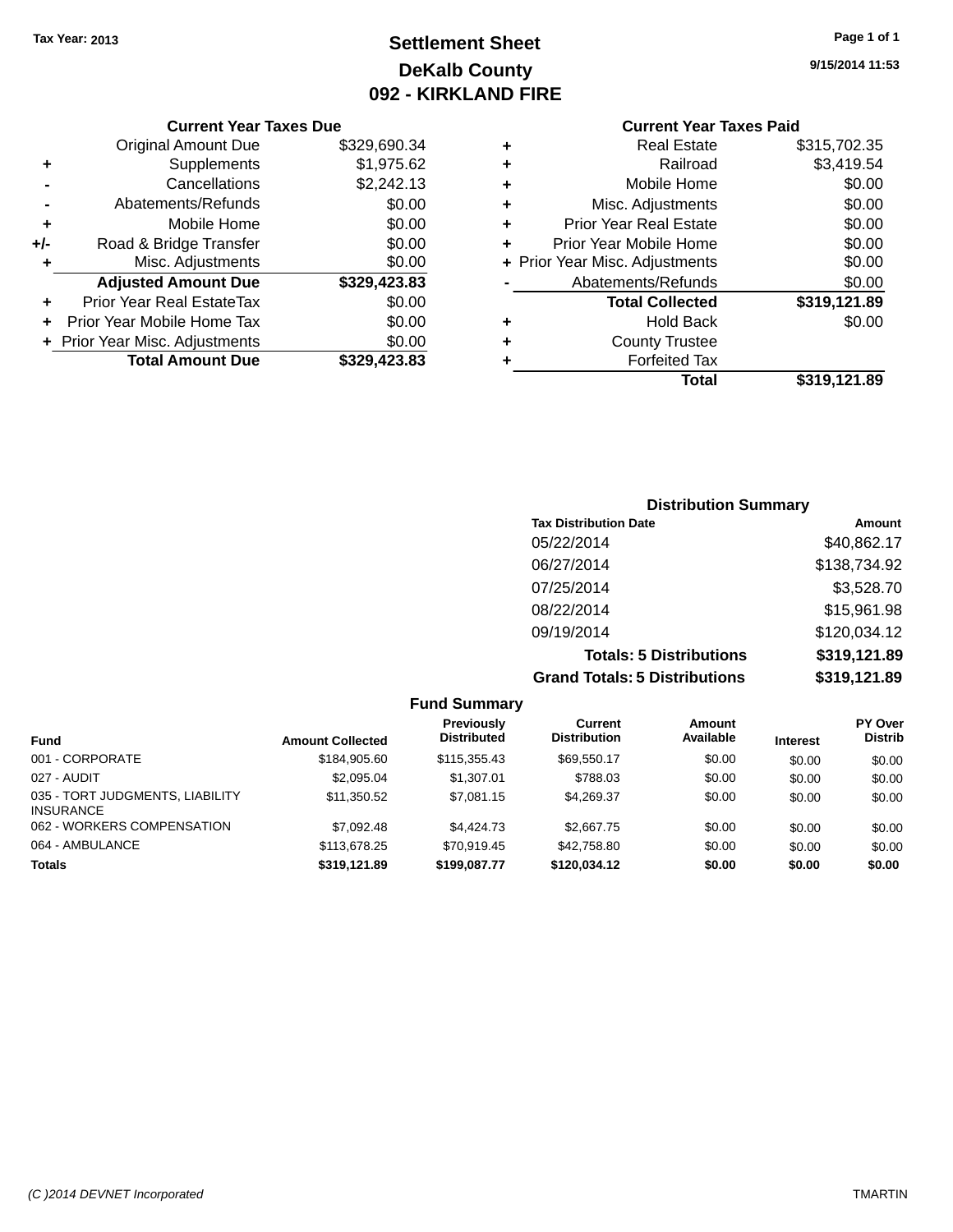Tax Year: 2013

# Settlement Sheet
## DeKalb County
## 092 - KIRKLAND FIRE

9/15/2014 11:53

### Current Year Taxes Due

| | | |
|---|---|---|
| | Original Amount Due | $329,690.34 |
| + | Supplements | $1,975.62 |
| - | Cancellations | $2,242.13 |
| - | Abatements/Refunds | $0.00 |
| + | Mobile Home | $0.00 |
| +/- | Road & Bridge Transfer | $0.00 |
| + | Misc. Adjustments | $0.00 |
| | **Adjusted Amount Due** | **$329,423.83** |
| + | Prior Year Real EstateTax | $0.00 |
| + | Prior Year Mobile Home Tax | $0.00 |
| + | Prior Year Misc. Adjustments | $0.00 |
| | **Total Amount Due** | **$329,423.83** |

### Current Year Taxes Paid

| | | |
|---|---|---|
| + | Real Estate | $315,702.35 |
| + | Railroad | $3,419.54 |
| + | Mobile Home | $0.00 |
| + | Misc. Adjustments | $0.00 |
| + | Prior Year Real Estate | $0.00 |
| + | Prior Year Mobile Home | $0.00 |
| + | Prior Year Misc. Adjustments | $0.00 |
| - | Abatements/Refunds | $0.00 |
| | **Total Collected** | **$319,121.89** |
| + | Hold Back | $0.00 |
| + | County Trustee | |
| + | Forfeited Tax | |
| | **Total** | **$319,121.89** |

### Distribution Summary

| Tax Distribution Date | Amount |
|---|---|
| 05/22/2014 | $40,862.17 |
| 06/27/2014 | $138,734.92 |
| 07/25/2014 | $3,528.70 |
| 08/22/2014 | $15,961.98 |
| 09/19/2014 | $120,034.12 |
| **Totals: 5 Distributions** | **$319,121.89** |
| **Grand Totals: 5 Distributions** | **$319,121.89** |

### Fund Summary

| Fund | Amount Collected | Previously Distributed | Current Distribution | Amount Available | Interest | PY Over Distrib |
|---|---|---|---|---|---|---|
| 001 - CORPORATE | $184,905.60 | $115,355.43 | $69,550.17 | $0.00 | $0.00 | $0.00 |
| 027 - AUDIT | $2,095.04 | $1,307.01 | $788.03 | $0.00 | $0.00 | $0.00 |
| 035 - TORT JUDGMENTS, LIABILITY INSURANCE | $11,350.52 | $7,081.15 | $4,269.37 | $0.00 | $0.00 | $0.00 |
| 062 - WORKERS COMPENSATION | $7,092.48 | $4,424.73 | $2,667.75 | $0.00 | $0.00 | $0.00 |
| 064 - AMBULANCE | $113,678.25 | $70,919.45 | $42,758.80 | $0.00 | $0.00 | $0.00 |
| **Totals** | **$319,121.89** | **$199,087.77** | **$120,034.12** | **$0.00** | **$0.00** | **$0.00** |

(C )2014 DEVNET Incorporated

TMARTIN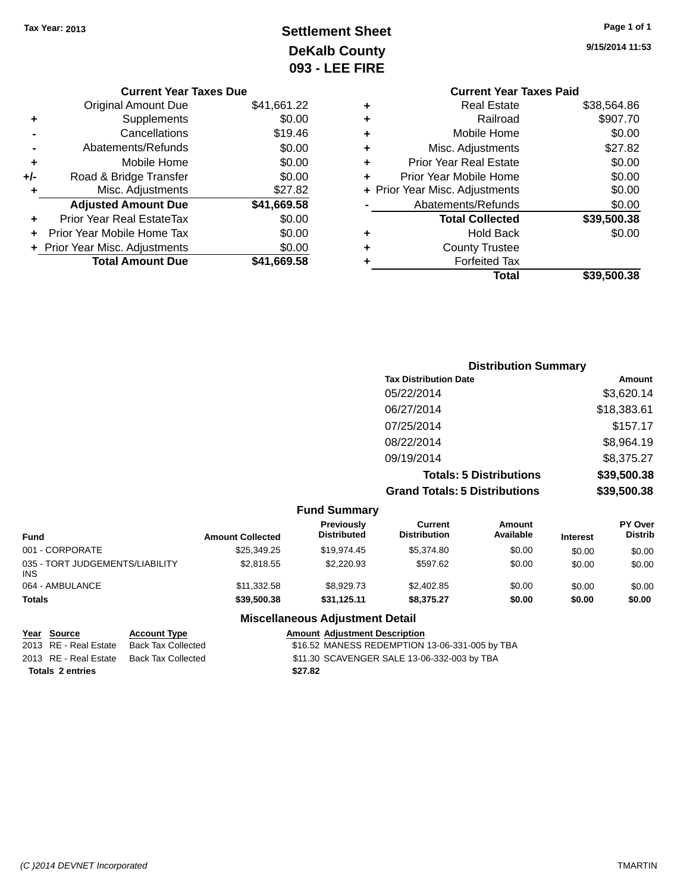Tax Year: 2013

# Settlement Sheet
## DeKalb County
## 093 - LEE FIRE

9/15/2014 11:53

### Current Year Taxes Due

| | | |
|---|---|---|
| | Original Amount Due | $41,661.22 |
| + | Supplements | $0.00 |
| - | Cancellations | $19.46 |
| - | Abatements/Refunds | $0.00 |
| + | Mobile Home | $0.00 |
| +/- | Road & Bridge Transfer | $0.00 |
| + | Misc. Adjustments | $27.82 |
| | **Adjusted Amount Due** | **$41,669.58** |
| + | Prior Year Real EstateTax | $0.00 |
| + | Prior Year Mobile Home Tax | $0.00 |
| + | Prior Year Misc. Adjustments | $0.00 |
| | **Total Amount Due** | **$41,669.58** |

### Current Year Taxes Paid

| | | |
|---|---|---|
| + | Real Estate | $38,564.86 |
| + | Railroad | $907.70 |
| + | Mobile Home | $0.00 |
| + | Misc. Adjustments | $27.82 |
| + | Prior Year Real Estate | $0.00 |
| + | Prior Year Mobile Home | $0.00 |
| + | Prior Year Misc. Adjustments | $0.00 |
| - | Abatements/Refunds | $0.00 |
| | **Total Collected** | **$39,500.38** |
| + | Hold Back | $0.00 |
| + | County Trustee | |
| + | Forfeited Tax | |
| | **Total** | **$39,500.38** |

### Distribution Summary

| Tax Distribution Date | Amount |
|---|---|
| 05/22/2014 | $3,620.14 |
| 06/27/2014 | $18,383.61 |
| 07/25/2014 | $157.17 |
| 08/22/2014 | $8,964.19 |
| 09/19/2014 | $8,375.27 |
| **Totals: 5 Distributions** | **$39,500.38** |
| **Grand Totals: 5 Distributions** | **$39,500.38** |

### Fund Summary

| Fund | Amount Collected | Previously Distributed | Current Distribution | Amount Available | Interest | PY Over Distrib |
|---|---|---|---|---|---|---|
| 001 - CORPORATE | $25,349.25 | $19,974.45 | $5,374.80 | $0.00 | $0.00 | $0.00 |
| 035 - TORT JUDGEMENTS/LIABILITY INS | $2,818.55 | $2,220.93 | $597.62 | $0.00 | $0.00 | $0.00 |
| 064 - AMBULANCE | $11,332.58 | $8,929.73 | $2,402.85 | $0.00 | $0.00 | $0.00 |
| **Totals** | **$39,500.38** | **$31,125.11** | **$8,375.27** | **$0.00** | **$0.00** | **$0.00** |

### Miscellaneous Adjustment Detail

| Year | Source | Account Type | Amount | Adjustment Description |
|---|---|---|---|---|
| 2013 | RE - Real Estate | Back Tax Collected | $16.52 | MANESS REDEMPTION 13-06-331-005 by TBA |
| 2013 | RE - Real Estate | Back Tax Collected | $11.30 | SCAVENGER SALE 13-06-332-003 by TBA |
| **Totals 2 entries** | | | **$27.82** | |

(C )2014 DEVNET Incorporated TMARTIN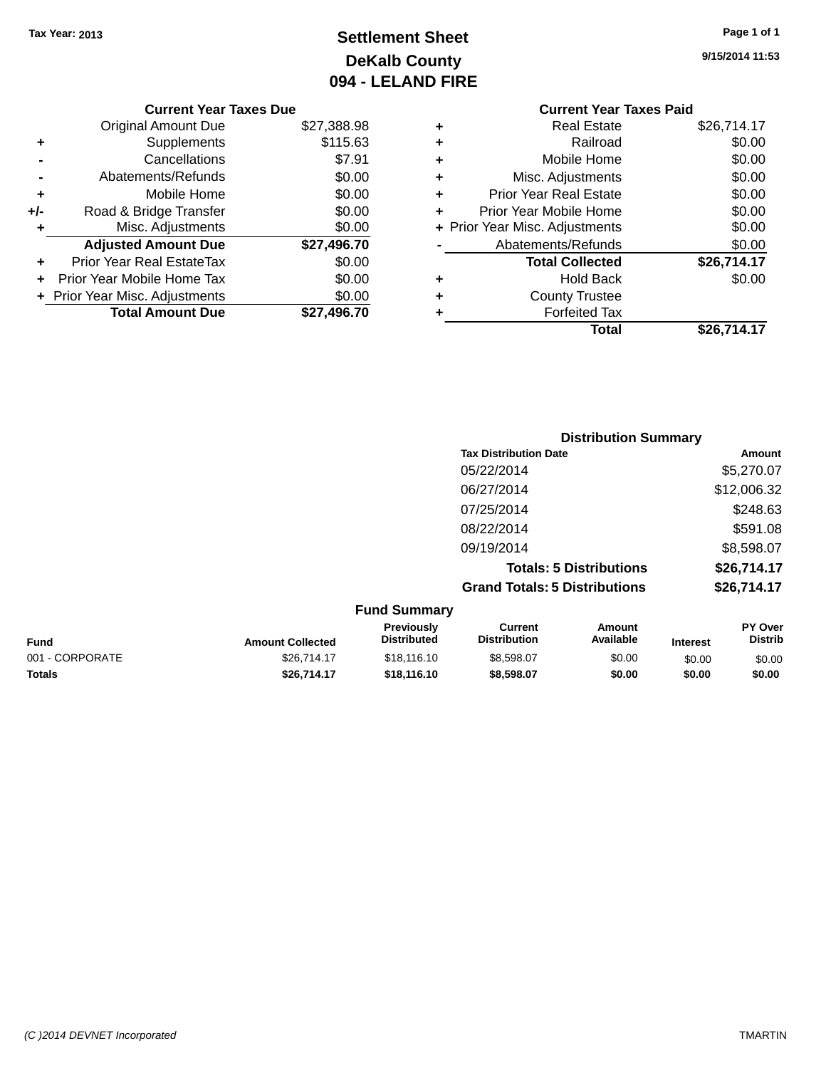Tax Year: 2013

# Settlement Sheet

## DeKalb County

## 094 - LELAND FIRE

9/15/2014 11:53

### Current Year Taxes Due

| | | |
|---|---|---|
| | Original Amount Due | $27,388.98 |
| + | Supplements | $115.63 |
| - | Cancellations | $7.91 |
| - | Abatements/Refunds | $0.00 |
| + | Mobile Home | $0.00 |
| +/- | Road & Bridge Transfer | $0.00 |
| + | Misc. Adjustments | $0.00 |
| | **Adjusted Amount Due** | **$27,496.70** |
| + | Prior Year Real EstateTax | $0.00 |
| + | Prior Year Mobile Home Tax | $0.00 |
| + | Prior Year Misc. Adjustments | $0.00 |
| | **Total Amount Due** | **$27,496.70** |

### Current Year Taxes Paid

| | | |
|---|---|---|
| + | Real Estate | $26,714.17 |
| + | Railroad | $0.00 |
| + | Mobile Home | $0.00 |
| + | Misc. Adjustments | $0.00 |
| + | Prior Year Real Estate | $0.00 |
| + | Prior Year Mobile Home | $0.00 |
| + | Prior Year Misc. Adjustments | $0.00 |
| - | Abatements/Refunds | $0.00 |
| | **Total Collected** | **$26,714.17** |
| + | Hold Back | $0.00 |
| + | County Trustee | |
| + | Forfeited Tax | |
| | **Total** | **$26,714.17** |

### Distribution Summary

| Tax Distribution Date | Amount |
|---|---|
| 05/22/2014 | $5,270.07 |
| 06/27/2014 | $12,006.32 |
| 07/25/2014 | $248.63 |
| 08/22/2014 | $591.08 |
| 09/19/2014 | $8,598.07 |
| **Totals: 5 Distributions** | **$26,714.17** |
| **Grand Totals: 5 Distributions** | **$26,714.17** |

### Fund Summary

| Fund | Amount Collected | Previously Distributed | Current Distribution | Amount Available | Interest | PY Over Distrib |
|---|---|---|---|---|---|---|
| 001 - CORPORATE | $26,714.17 | $18,116.10 | $8,598.07 | $0.00 | $0.00 | $0.00 |
| **Totals** | **$26,714.17** | **$18,116.10** | **$8,598.07** | **$0.00** | **$0.00** | **$0.00** |

(C )2014 DEVNET Incorporated TMARTIN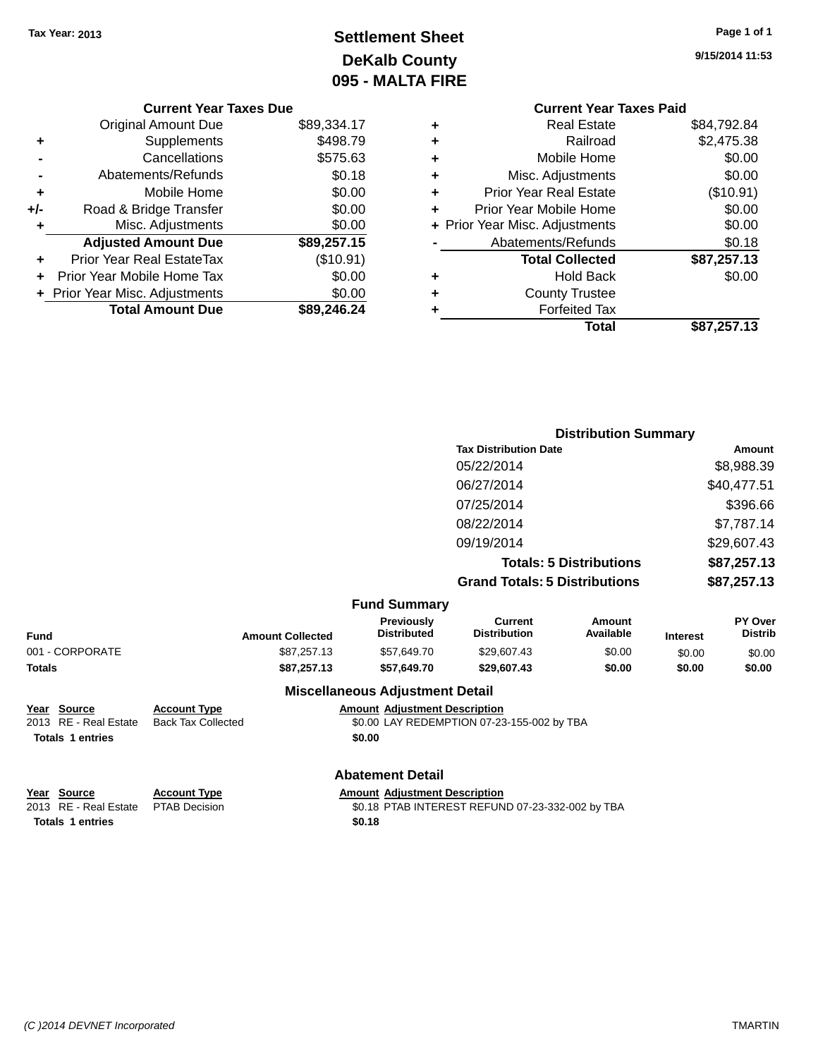**Tax Year: 2013**

# Settlement Sheet
## DeKalb County
## 095 - MALTA FIRE

9/15/2014 11:53

### Current Year Taxes Due

| | | |
|---|---|---|
| | Original Amount Due | $89,334.17 |
| + | Supplements | $498.79 |
| - | Cancellations | $575.63 |
| - | Abatements/Refunds | $0.18 |
| + | Mobile Home | $0.00 |
| +/- | Road & Bridge Transfer | $0.00 |
| + | Misc. Adjustments | $0.00 |
| | **Adjusted Amount Due** | **$89,257.15** |
| + | Prior Year Real EstateTax | ($10.91) |
| + | Prior Year Mobile Home Tax | $0.00 |
| + | Prior Year Misc. Adjustments | $0.00 |
| | **Total Amount Due** | **$89,246.24** |

### Current Year Taxes Paid

| | | |
|---|---|---|
| + | Real Estate | $84,792.84 |
| + | Railroad | $2,475.38 |
| + | Mobile Home | $0.00 |
| + | Misc. Adjustments | $0.00 |
| + | Prior Year Real Estate | ($10.91) |
| + | Prior Year Mobile Home | $0.00 |
| + | Prior Year Misc. Adjustments | $0.00 |
| - | Abatements/Refunds | $0.18 |
| | **Total Collected** | **$87,257.13** |
| + | Hold Back | $0.00 |
| + | County Trustee | |
| + | Forfeited Tax | |
| | **Total** | **$87,257.13** |

### Distribution Summary

| Tax Distribution Date | Amount |
|---|---|
| 05/22/2014 | $8,988.39 |
| 06/27/2014 | $40,477.51 |
| 07/25/2014 | $396.66 |
| 08/22/2014 | $7,787.14 |
| 09/19/2014 | $29,607.43 |
| **Totals: 5 Distributions** | **$87,257.13** |
| **Grand Totals: 5 Distributions** | **$87,257.13** |

### Fund Summary

| Fund | Amount Collected | Previously Distributed | Current Distribution | Amount Available | Interest | PY Over Distrib |
|---|---|---|---|---|---|---|
| 001 - CORPORATE | $87,257.13 | $57,649.70 | $29,607.43 | $0.00 | $0.00 | $0.00 |
| **Totals** | **$87,257.13** | **$57,649.70** | **$29,607.43** | **$0.00** | **$0.00** | **$0.00** |

### Miscellaneous Adjustment Detail

| Year | Source | Account Type | Amount | Adjustment Description |
|---|---|---|---|---|
| 2013 | RE - Real Estate | Back Tax Collected | $0.00 | LAY REDEMPTION 07-23-155-002 by TBA |
| **Totals** | **1 entries** | | **$0.00** | |

### Abatement Detail

| Year | Source | Account Type | Amount | Adjustment Description |
|---|---|---|---|---|
| 2013 | RE - Real Estate | PTAB Decision | $0.18 | PTAB INTEREST REFUND 07-23-332-002 by TBA |
| **Totals** | **1 entries** | | **$0.18** | |

(C )2014 DEVNET Incorporated TMARTIN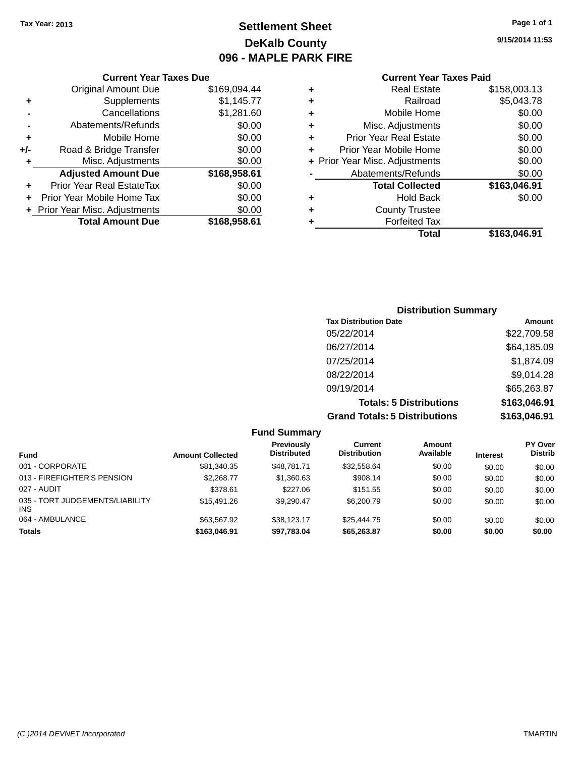Tax Year: 2013

# Settlement Sheet

## DeKalb County

## 096 - MAPLE PARK FIRE

9/15/2014 11:53

### Current Year Taxes Due

| | | Amount |
|---|---|---|
| | Original Amount Due | $169,094.44 |
| + | Supplements | $1,145.77 |
| - | Cancellations | $1,281.60 |
| - | Abatements/Refunds | $0.00 |
| + | Mobile Home | $0.00 |
| +/- | Road & Bridge Transfer | $0.00 |
| + | Misc. Adjustments | $0.00 |
| | **Adjusted Amount Due** | **$168,958.61** |
| + | Prior Year Real EstateTax | $0.00 |
| + | Prior Year Mobile Home Tax | $0.00 |
| + | Prior Year Misc. Adjustments | $0.00 |
| | **Total Amount Due** | **$168,958.61** |

### Current Year Taxes Paid

| | | Amount |
|---|---|---|
| + | Real Estate | $158,003.13 |
| + | Railroad | $5,043.78 |
| + | Mobile Home | $0.00 |
| + | Misc. Adjustments | $0.00 |
| + | Prior Year Real Estate | $0.00 |
| + | Prior Year Mobile Home | $0.00 |
| + | Prior Year Misc. Adjustments | $0.00 |
| - | Abatements/Refunds | $0.00 |
| | **Total Collected** | **$163,046.91** |
| + | Hold Back | $0.00 |
| + | County Trustee | |
| + | Forfeited Tax | |
| | **Total** | **$163,046.91** |

### Distribution Summary

| Tax Distribution Date | Amount |
|---|---|
| 05/22/2014 | $22,709.58 |
| 06/27/2014 | $64,185.09 |
| 07/25/2014 | $1,874.09 |
| 08/22/2014 | $9,014.28 |
| 09/19/2014 | $65,263.87 |
| **Totals: 5 Distributions** | **$163,046.91** |
| **Grand Totals: 5 Distributions** | **$163,046.91** |

### Fund Summary

| Fund | Amount Collected | Previously Distributed | Current Distribution | Amount Available | Interest | PY Over Distrib |
|---|---|---|---|---|---|---|
| 001 - CORPORATE | $81,340.35 | $48,781.71 | $32,558.64 | $0.00 | $0.00 | $0.00 |
| 013 - FIREFIGHTER'S PENSION | $2,268.77 | $1,360.63 | $908.14 | $0.00 | $0.00 | $0.00 |
| 027 - AUDIT | $378.61 | $227.06 | $151.55 | $0.00 | $0.00 | $0.00 |
| 035 - TORT JUDGEMENTS/LIABILITY INS | $15,491.26 | $9,290.47 | $6,200.79 | $0.00 | $0.00 | $0.00 |
| 064 - AMBULANCE | $63,567.92 | $38,123.17 | $25,444.75 | $0.00 | $0.00 | $0.00 |
| **Totals** | **$163,046.91** | **$97,783.04** | **$65,263.87** | **$0.00** | **$0.00** | **$0.00** |

(C )2014 DEVNET Incorporated TMARTIN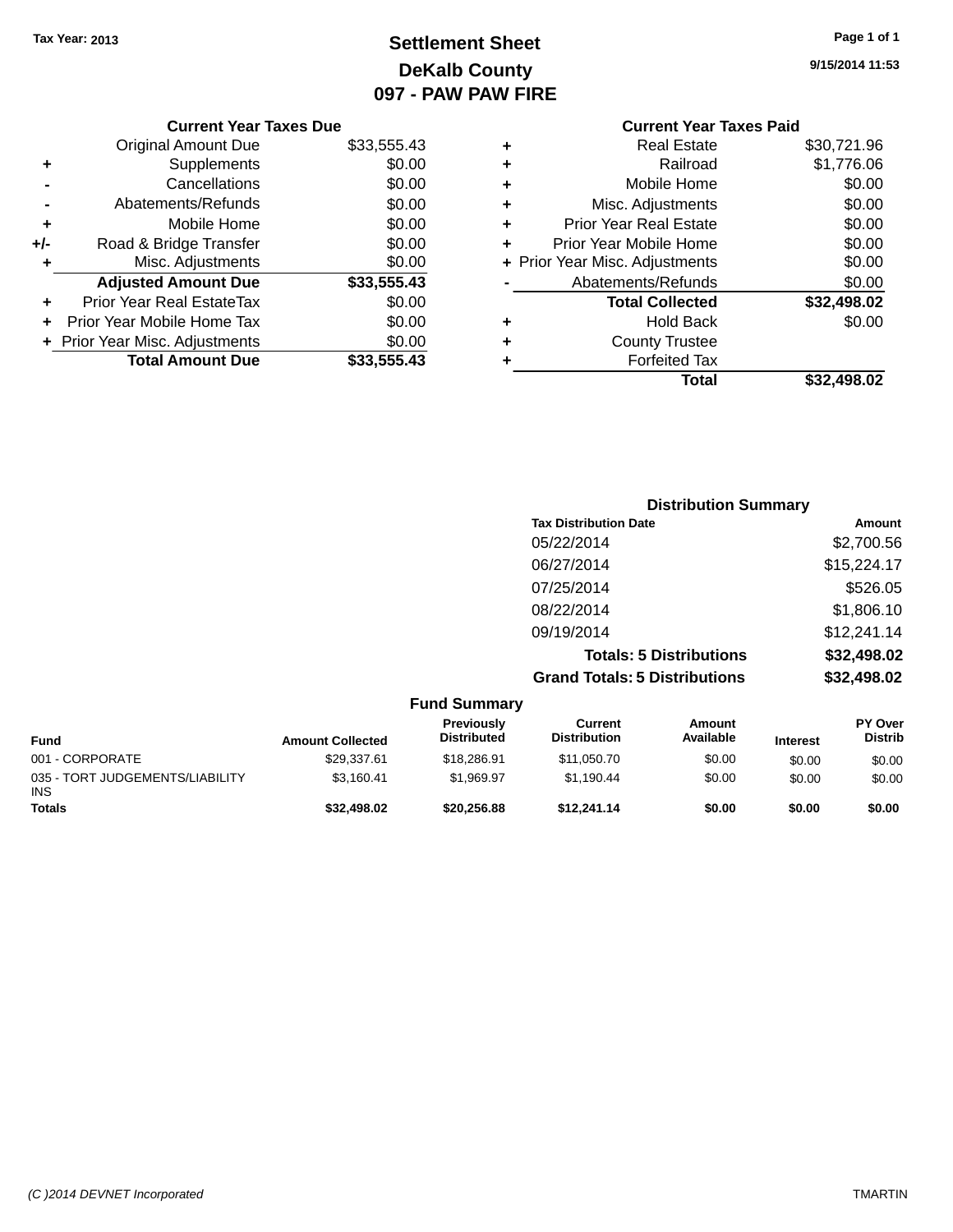Tax Year: 2013

# Settlement Sheet
## DeKalb County
## 097 - PAW PAW FIRE

9/15/2014 11:53

### Current Year Taxes Due

| | | |
|---|---|---|
| | Original Amount Due | $33,555.43 |
| + | Supplements | $0.00 |
| - | Cancellations | $0.00 |
| - | Abatements/Refunds | $0.00 |
| + | Mobile Home | $0.00 |
| +/- | Road & Bridge Transfer | $0.00 |
| + | Misc. Adjustments | $0.00 |
| | **Adjusted Amount Due** | **$33,555.43** |
| + | Prior Year Real EstateTax | $0.00 |
| + | Prior Year Mobile Home Tax | $0.00 |
| + | Prior Year Misc. Adjustments | $0.00 |
| | **Total Amount Due** | **$33,555.43** |

### Current Year Taxes Paid

| | | |
|---|---|---|
| + | Real Estate | $30,721.96 |
| + | Railroad | $1,776.06 |
| + | Mobile Home | $0.00 |
| + | Misc. Adjustments | $0.00 |
| + | Prior Year Real Estate | $0.00 |
| + | Prior Year Mobile Home | $0.00 |
| + | Prior Year Misc. Adjustments | $0.00 |
| - | Abatements/Refunds | $0.00 |
| | **Total Collected** | **$32,498.02** |
| + | Hold Back | $0.00 |
| + | County Trustee | |
| + | Forfeited Tax | |
| | **Total** | **$32,498.02** |

### Distribution Summary

| Tax Distribution Date | Amount |
|---|---|
| 05/22/2014 | $2,700.56 |
| 06/27/2014 | $15,224.17 |
| 07/25/2014 | $526.05 |
| 08/22/2014 | $1,806.10 |
| 09/19/2014 | $12,241.14 |
| **Totals: 5 Distributions** | **$32,498.02** |
| **Grand Totals: 5 Distributions** | **$32,498.02** |

### Fund Summary

| Fund | Amount Collected | Previously Distributed | Current Distribution | Amount Available | Interest | PY Over Distrib |
|---|---|---|---|---|---|---|
| 001 - CORPORATE | $29,337.61 | $18,286.91 | $11,050.70 | $0.00 | $0.00 | $0.00 |
| 035 - TORT JUDGEMENTS/LIABILITY INS | $3,160.41 | $1,969.97 | $1,190.44 | $0.00 | $0.00 | $0.00 |
| **Totals** | **$32,498.02** | **$20,256.88** | **$12,241.14** | **$0.00** | **$0.00** | **$0.00** |

(C )2014 DEVNET Incorporated TMARTIN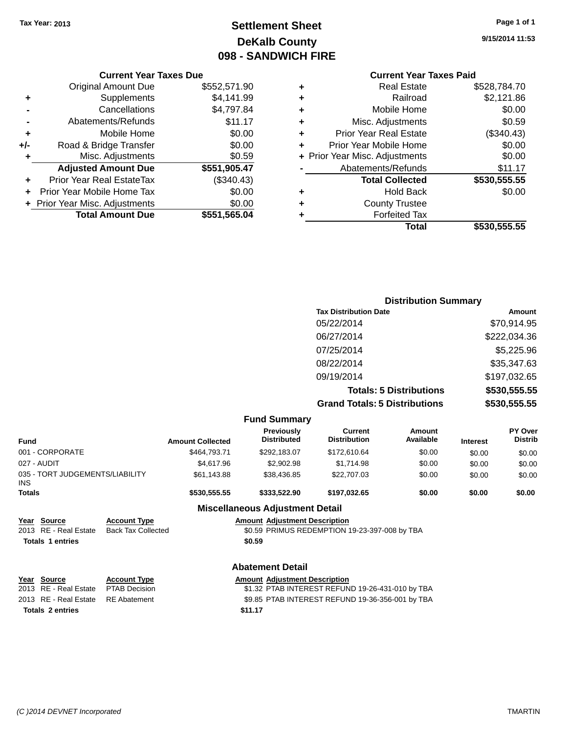Tax Year: 2013

# Settlement Sheet
## DeKalb County
## 098 - SANDWICH FIRE

9/15/2014 11:53

### Current Year Taxes Due

| | | |
|---|---|---|
| | Original Amount Due | $552,571.90 |
| + | Supplements | $4,141.99 |
| - | Cancellations | $4,797.84 |
| - | Abatements/Refunds | $11.17 |
| + | Mobile Home | $0.00 |
| +/- | Road & Bridge Transfer | $0.00 |
| + | Misc. Adjustments | $0.59 |
| | **Adjusted Amount Due** | **$551,905.47** |
| + | Prior Year Real EstateTax | ($340.43) |
| + | Prior Year Mobile Home Tax | $0.00 |
| + | Prior Year Misc. Adjustments | $0.00 |
| | **Total Amount Due** | **$551,565.04** |

### Current Year Taxes Paid

| | | |
|---|---|---|
| + | Real Estate | $528,784.70 |
| + | Railroad | $2,121.86 |
| + | Mobile Home | $0.00 |
| + | Misc. Adjustments | $0.59 |
| + | Prior Year Real Estate | ($340.43) |
| + | Prior Year Mobile Home | $0.00 |
| + | Prior Year Misc. Adjustments | $0.00 |
| - | Abatements/Refunds | $11.17 |
| | **Total Collected** | **$530,555.55** |
| + | Hold Back | $0.00 |
| + | County Trustee | |
| + | Forfeited Tax | |
| | **Total** | **$530,555.55** |

### Distribution Summary

| Tax Distribution Date | Amount |
|---|---|
| 05/22/2014 | $70,914.95 |
| 06/27/2014 | $222,034.36 |
| 07/25/2014 | $5,225.96 |
| 08/22/2014 | $35,347.63 |
| 09/19/2014 | $197,032.65 |
| **Totals: 5 Distributions** | **$530,555.55** |
| **Grand Totals: 5 Distributions** | **$530,555.55** |

### Fund Summary

| Fund | Amount Collected | Previously Distributed | Current Distribution | Amount Available | Interest | PY Over Distrib |
|---|---|---|---|---|---|---|
| 001 - CORPORATE | $464,793.71 | $292,183.07 | $172,610.64 | $0.00 | $0.00 | $0.00 |
| 027 - AUDIT | $4,617.96 | $2,902.98 | $1,714.98 | $0.00 | $0.00 | $0.00 |
| 035 - TORT JUDGEMENTS/LIABILITY INS | $61,143.88 | $38,436.85 | $22,707.03 | $0.00 | $0.00 | $0.00 |
| **Totals** | **$530,555.55** | **$333,522.90** | **$197,032.65** | **$0.00** | **$0.00** | **$0.00** |

### Miscellaneous Adjustment Detail

| Year | Source | Account Type | Amount | Adjustment Description |
|---|---|---|---|---|
| 2013 | RE - Real Estate | Back Tax Collected | $0.59 | PRIMUS REDEMPTION 19-23-397-008 by TBA |
| **Totals** | **1 entries** | | **$0.59** | |

### Abatement Detail

| Year | Source | Account Type | Amount | Adjustment Description |
|---|---|---|---|---|
| 2013 | RE - Real Estate | PTAB Decision | $1.32 | PTAB INTEREST REFUND 19-26-431-010 by TBA |
| 2013 | RE - Real Estate | RE Abatement | $9.85 | PTAB INTEREST REFUND 19-36-356-001 by TBA |
| **Totals** | **2 entries** | | **$11.17** | |

(C )2014 DEVNET Incorporated TMARTIN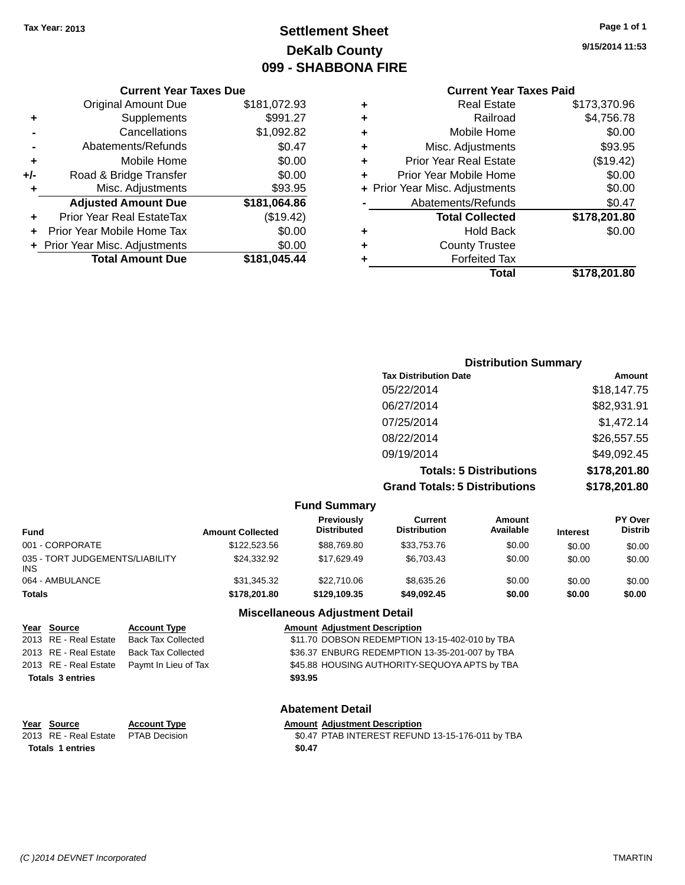Tax Year: 2013

# Settlement Sheet
## DeKalb County
## 099 - SHABBONA FIRE

9/15/2014 11:53

### Current Year Taxes Due

| | | |
|---|---|---|
| | Original Amount Due | $181,072.93 |
| + | Supplements | $991.27 |
| - | Cancellations | $1,092.82 |
| - | Abatements/Refunds | $0.47 |
| + | Mobile Home | $0.00 |
| +/- | Road & Bridge Transfer | $0.00 |
| + | Misc. Adjustments | $93.95 |
| | **Adjusted Amount Due** | **$181,064.86** |
| + | Prior Year Real EstateTax | ($19.42) |
| + | Prior Year Mobile Home Tax | $0.00 |
| + | Prior Year Misc. Adjustments | $0.00 |
| | **Total Amount Due** | **$181,045.44** |

### Current Year Taxes Paid

| | | |
|---|---|---|
| + | Real Estate | $173,370.96 |
| + | Railroad | $4,756.78 |
| + | Mobile Home | $0.00 |
| + | Misc. Adjustments | $93.95 |
| + | Prior Year Real Estate | ($19.42) |
| + | Prior Year Mobile Home | $0.00 |
| + | Prior Year Misc. Adjustments | $0.00 |
| - | Abatements/Refunds | $0.47 |
| | **Total Collected** | **$178,201.80** |
| + | Hold Back | $0.00 |
| + | County Trustee | |
| + | Forfeited Tax | |
| | **Total** | **$178,201.80** |

### Distribution Summary

| Tax Distribution Date | Amount |
|---|---|
| 05/22/2014 | $18,147.75 |
| 06/27/2014 | $82,931.91 |
| 07/25/2014 | $1,472.14 |
| 08/22/2014 | $26,557.55 |
| 09/19/2014 | $49,092.45 |
| **Totals: 5 Distributions** | **$178,201.80** |
| **Grand Totals: 5 Distributions** | **$178,201.80** |

### Fund Summary

| Fund | Amount Collected | Previously Distributed | Current Distribution | Amount Available | Interest | PY Over Distrib |
|---|---|---|---|---|---|---|
| 001 - CORPORATE | $122,523.56 | $88,769.80 | $33,753.76 | $0.00 | $0.00 | $0.00 |
| 035 - TORT JUDGEMENTS/LIABILITY INS | $24,332.92 | $17,629.49 | $6,703.43 | $0.00 | $0.00 | $0.00 |
| 064 - AMBULANCE | $31,345.32 | $22,710.06 | $8,635.26 | $0.00 | $0.00 | $0.00 |
| **Totals** | **$178,201.80** | **$129,109.35** | **$49,092.45** | **$0.00** | **$0.00** | **$0.00** |

### Miscellaneous Adjustment Detail

| Year | Source | Account Type | Amount | Adjustment Description |
|---|---|---|---|---|
| 2013 | RE - Real Estate | Back Tax Collected | $11.70 | DOBSON REDEMPTION 13-15-402-010 by TBA |
| 2013 | RE - Real Estate | Back Tax Collected | $36.37 | ENBURG REDEMPTION 13-35-201-007 by TBA |
| 2013 | RE - Real Estate | Paymt In Lieu of Tax | $45.88 | HOUSING AUTHORITY-SEQUOYA APTS by TBA |
| **Totals 3 entries** | | | **$93.95** | |

### Abatement Detail

| Year | Source | Account Type | Amount | Adjustment Description |
|---|---|---|---|---|
| 2013 | RE - Real Estate | PTAB Decision | $0.47 | PTAB INTEREST REFUND 13-15-176-011 by TBA |
| **Totals 1 entries** | | | **$0.47** | |

(C )2014 DEVNET Incorporated TMARTIN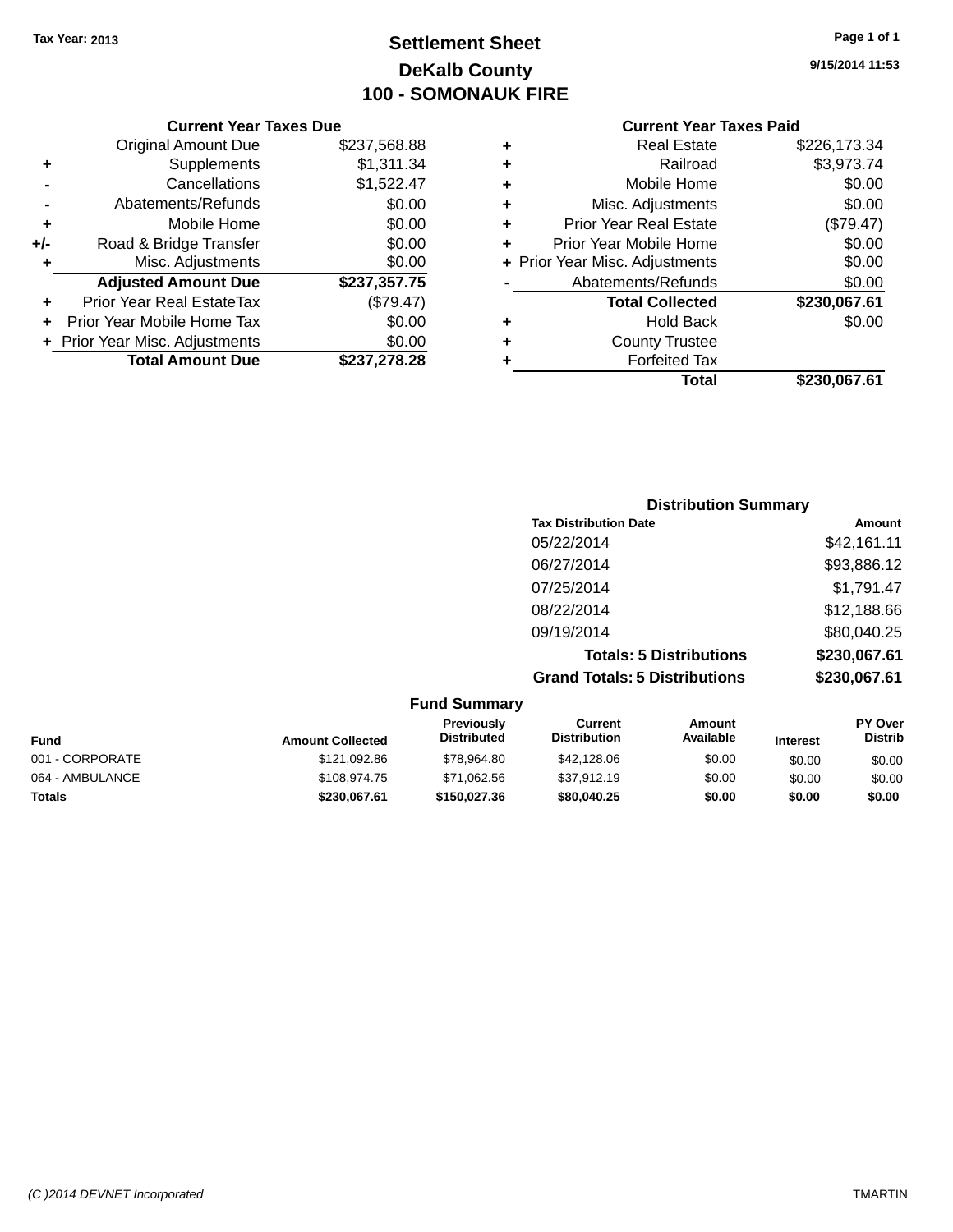Tax Year: 2013

# Settlement Sheet
## DeKalb County
## 100 - SOMONAUK FIRE

9/15/2014 11:53

### Current Year Taxes Due

| | | |
|---|---|---|
| | Original Amount Due | $237,568.88 |
| + | Supplements | $1,311.34 |
| - | Cancellations | $1,522.47 |
| - | Abatements/Refunds | $0.00 |
| + | Mobile Home | $0.00 |
| +/- | Road & Bridge Transfer | $0.00 |
| + | Misc. Adjustments | $0.00 |
| | **Adjusted Amount Due** | **$237,357.75** |
| + | Prior Year Real EstateTax | ($79.47) |
| + | Prior Year Mobile Home Tax | $0.00 |
| + | Prior Year Misc. Adjustments | $0.00 |
| | **Total Amount Due** | **$237,278.28** |

### Current Year Taxes Paid

| | | |
|---|---|---|
| + | Real Estate | $226,173.34 |
| + | Railroad | $3,973.74 |
| + | Mobile Home | $0.00 |
| + | Misc. Adjustments | $0.00 |
| + | Prior Year Real Estate | ($79.47) |
| + | Prior Year Mobile Home | $0.00 |
| + | Prior Year Misc. Adjustments | $0.00 |
| - | Abatements/Refunds | $0.00 |
| | **Total Collected** | **$230,067.61** |
| + | Hold Back | $0.00 |
| + | County Trustee | |
| + | Forfeited Tax | |
| | **Total** | **$230,067.61** |

### Distribution Summary

| Tax Distribution Date | Amount |
|---|---|
| 05/22/2014 | $42,161.11 |
| 06/27/2014 | $93,886.12 |
| 07/25/2014 | $1,791.47 |
| 08/22/2014 | $12,188.66 |
| 09/19/2014 | $80,040.25 |
| **Totals: 5 Distributions** | **$230,067.61** |
| **Grand Totals: 5 Distributions** | **$230,067.61** |

### Fund Summary

| Fund | Amount Collected | Previously Distributed | Current Distribution | Amount Available | Interest | PY Over Distrib |
|---|---|---|---|---|---|---|
| 001 - CORPORATE | $121,092.86 | $78,964.80 | $42,128.06 | $0.00 | $0.00 | $0.00 |
| 064 - AMBULANCE | $108,974.75 | $71,062.56 | $37,912.19 | $0.00 | $0.00 | $0.00 |
| **Totals** | **$230,067.61** | **$150,027.36** | **$80,040.25** | **$0.00** | **$0.00** | **$0.00** |

(C )2014 DEVNET Incorporated TMARTIN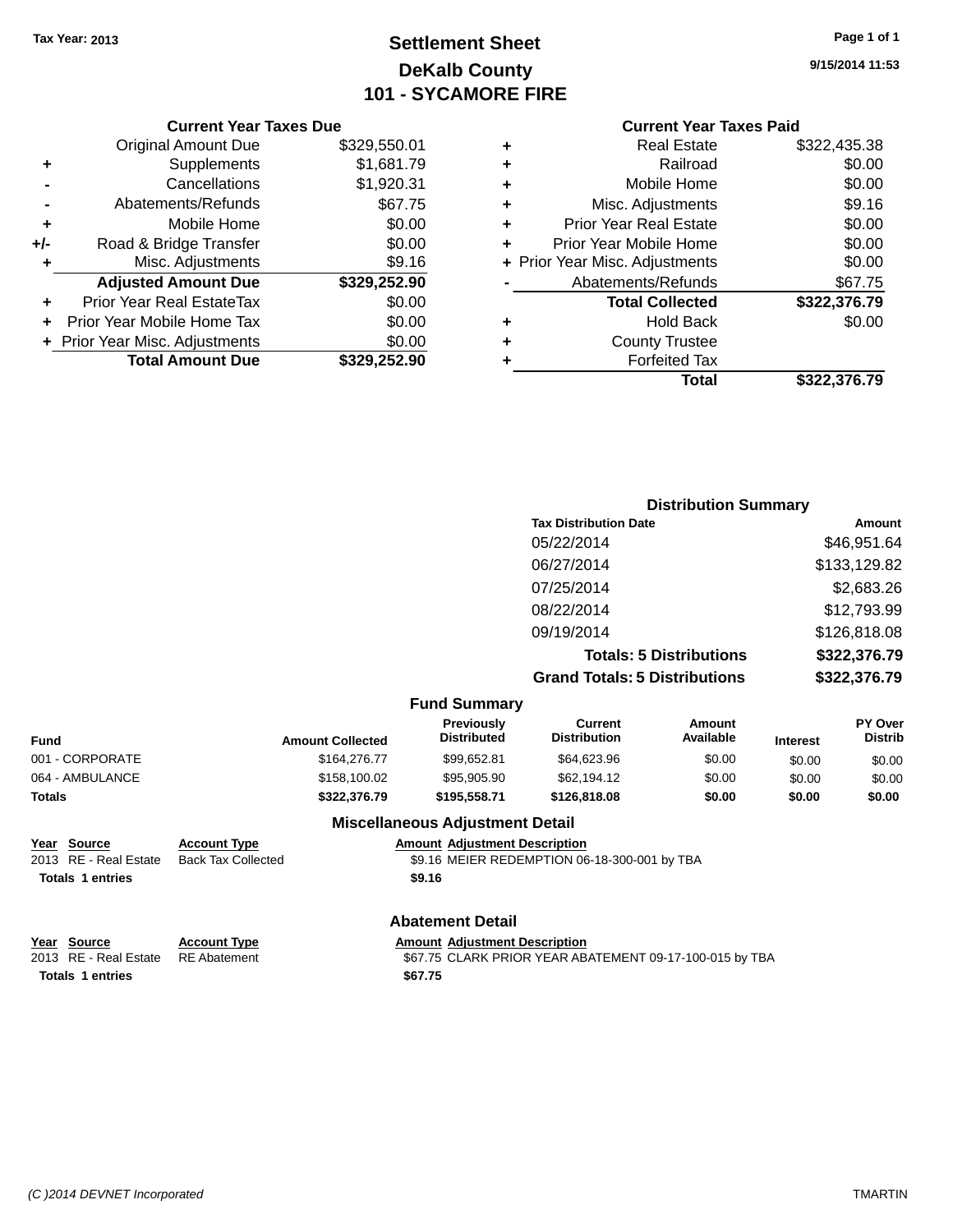Tax Year: 2013

# Settlement Sheet

## DeKalb County

## 101 - SYCAMORE FIRE

9/15/2014 11:53

### Current Year Taxes Due

| | | |
|---|---|---|
| | Original Amount Due | $329,550.01 |
| + | Supplements | $1,681.79 |
| - | Cancellations | $1,920.31 |
| - | Abatements/Refunds | $67.75 |
| + | Mobile Home | $0.00 |
| +/- | Road & Bridge Transfer | $0.00 |
| + | Misc. Adjustments | $9.16 |
| | **Adjusted Amount Due** | **$329,252.90** |
| + | Prior Year Real EstateTax | $0.00 |
| + | Prior Year Mobile Home Tax | $0.00 |
| + | Prior Year Misc. Adjustments | $0.00 |
| | **Total Amount Due** | **$329,252.90** |

### Current Year Taxes Paid

| | | |
|---|---|---|
| + | Real Estate | $322,435.38 |
| + | Railroad | $0.00 |
| + | Mobile Home | $0.00 |
| + | Misc. Adjustments | $9.16 |
| + | Prior Year Real Estate | $0.00 |
| + | Prior Year Mobile Home | $0.00 |
| + | Prior Year Misc. Adjustments | $0.00 |
| - | Abatements/Refunds | $67.75 |
| | **Total Collected** | **$322,376.79** |
| + | Hold Back | $0.00 |
| + | County Trustee | |
| + | Forfeited Tax | |
| | **Total** | **$322,376.79** |

### Distribution Summary

| Tax Distribution Date | Amount |
|---|---|
| 05/22/2014 | $46,951.64 |
| 06/27/2014 | $133,129.82 |
| 07/25/2014 | $2,683.26 |
| 08/22/2014 | $12,793.99 |
| 09/19/2014 | $126,818.08 |
| **Totals: 5 Distributions** | **$322,376.79** |
| **Grand Totals: 5 Distributions** | **$322,376.79** |

### Fund Summary

| Fund | Amount Collected | Previously Distributed | Current Distribution | Amount Available | Interest | PY Over Distrib |
|---|---|---|---|---|---|---|
| 001 - CORPORATE | $164,276.77 | $99,652.81 | $64,623.96 | $0.00 | $0.00 | $0.00 |
| 064 - AMBULANCE | $158,100.02 | $95,905.90 | $62,194.12 | $0.00 | $0.00 | $0.00 |
| **Totals** | **$322,376.79** | **$195,558.71** | **$126,818.08** | **$0.00** | **$0.00** | **$0.00** |

### Miscellaneous Adjustment Detail

| Year | Source | Account Type | Amount | Adjustment Description |
|---|---|---|---|---|
| 2013 | RE - Real Estate | Back Tax Collected | $9.16 | MEIER REDEMPTION 06-18-300-001 by TBA |
| **Totals 1 entries** | | | **$9.16** | |

### Abatement Detail

| Year | Source | Account Type | Amount | Adjustment Description |
|---|---|---|---|---|
| 2013 | RE - Real Estate | RE Abatement | $67.75 | CLARK PRIOR YEAR ABATEMENT 09-17-100-015 by TBA |
| **Totals 1 entries** | | | **$67.75** | |

(C )2014 DEVNET Incorporated TMARTIN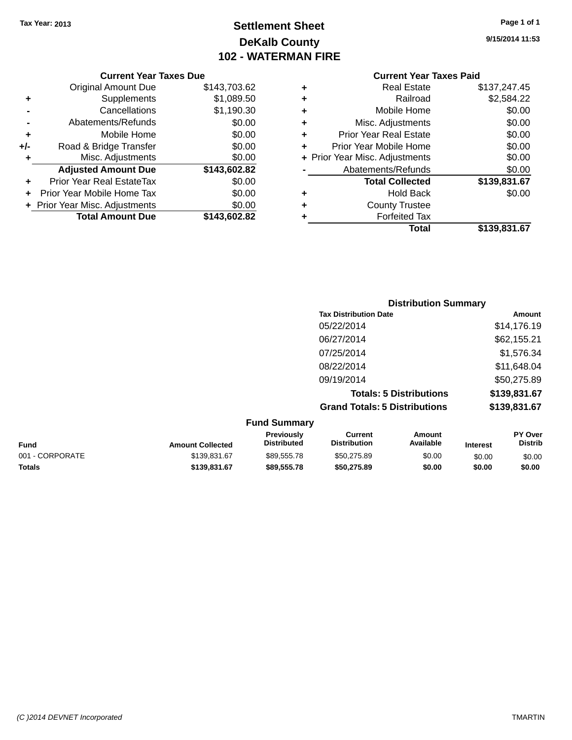Tax Year: 2013

# Settlement Sheet

## DeKalb County

## 102 - WATERMAN FIRE

9/15/2014 11:53

### Current Year Taxes Due

| | | |
|---|---|---|
| | Original Amount Due | $143,703.62 |
| + | Supplements | $1,089.50 |
| - | Cancellations | $1,190.30 |
| - | Abatements/Refunds | $0.00 |
| + | Mobile Home | $0.00 |
| +/- | Road & Bridge Transfer | $0.00 |
| + | Misc. Adjustments | $0.00 |
| | **Adjusted Amount Due** | **$143,602.82** |
| + | Prior Year Real EstateTax | $0.00 |
| + | Prior Year Mobile Home Tax | $0.00 |
| + | Prior Year Misc. Adjustments | $0.00 |
| | **Total Amount Due** | **$143,602.82** |

### Current Year Taxes Paid

| | | |
|---|---|---|
| + | Real Estate | $137,247.45 |
| + | Railroad | $2,584.22 |
| + | Mobile Home | $0.00 |
| + | Misc. Adjustments | $0.00 |
| + | Prior Year Real Estate | $0.00 |
| + | Prior Year Mobile Home | $0.00 |
| + | Prior Year Misc. Adjustments | $0.00 |
| - | Abatements/Refunds | $0.00 |
| | **Total Collected** | **$139,831.67** |
| + | Hold Back | $0.00 |
| + | County Trustee | |
| + | Forfeited Tax | |
| | **Total** | **$139,831.67** |

### Distribution Summary

| Tax Distribution Date | Amount |
|---|---|
| 05/22/2014 | $14,176.19 |
| 06/27/2014 | $62,155.21 |
| 07/25/2014 | $1,576.34 |
| 08/22/2014 | $11,648.04 |
| 09/19/2014 | $50,275.89 |
| **Totals: 5 Distributions** | **$139,831.67** |
| **Grand Totals: 5 Distributions** | **$139,831.67** |

### Fund Summary

| Fund | Amount Collected | Previously Distributed | Current Distribution | Amount Available | Interest | PY Over Distrib |
|---|---|---|---|---|---|---|
| 001 - CORPORATE | $139,831.67 | $89,555.78 | $50,275.89 | $0.00 | $0.00 | $0.00 |
| **Totals** | **$139,831.67** | **$89,555.78** | **$50,275.89** | **$0.00** | **$0.00** | **$0.00** |

(C )2014 DEVNET Incorporated TMARTIN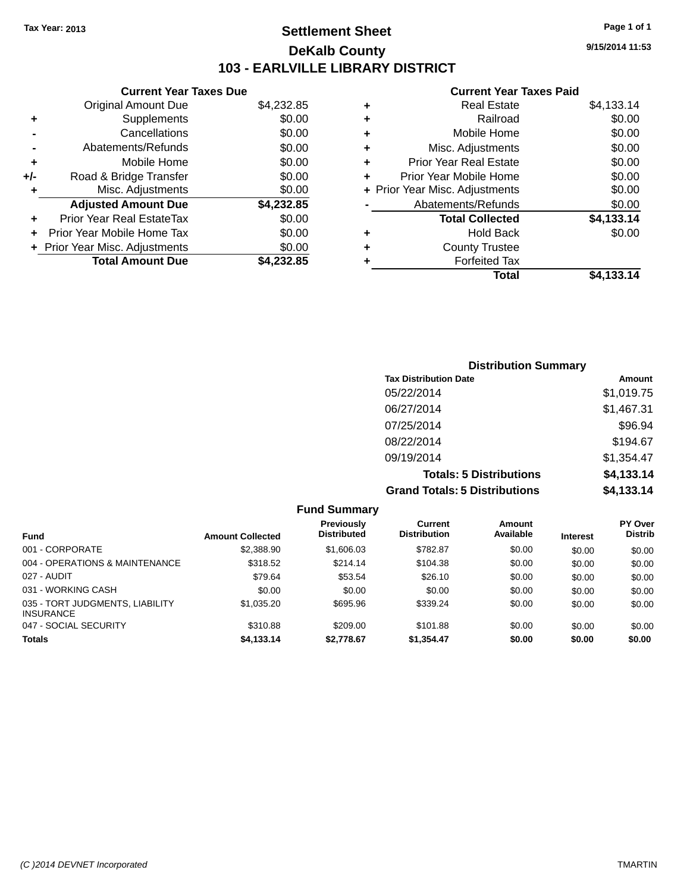Tax Year: 2013

# Settlement Sheet

## DeKalb County

## 103 - EARLVILLE LIBRARY DISTRICT

9/15/2014 11:53

### Current Year Taxes Due

| | | |
|---|---|---|
| | Original Amount Due | $4,232.85 |
| + | Supplements | $0.00 |
| - | Cancellations | $0.00 |
| - | Abatements/Refunds | $0.00 |
| + | Mobile Home | $0.00 |
| +/- | Road & Bridge Transfer | $0.00 |
| + | Misc. Adjustments | $0.00 |
| | **Adjusted Amount Due** | **$4,232.85** |
| + | Prior Year Real EstateTax | $0.00 |
| + | Prior Year Mobile Home Tax | $0.00 |
| + | Prior Year Misc. Adjustments | $0.00 |
| | **Total Amount Due** | **$4,232.85** |

### Current Year Taxes Paid

| | | |
|---|---|---|
| + | Real Estate | $4,133.14 |
| + | Railroad | $0.00 |
| + | Mobile Home | $0.00 |
| + | Misc. Adjustments | $0.00 |
| + | Prior Year Real Estate | $0.00 |
| + | Prior Year Mobile Home | $0.00 |
| + | Prior Year Misc. Adjustments | $0.00 |
| - | Abatements/Refunds | $0.00 |
| | **Total Collected** | **$4,133.14** |
| + | Hold Back | $0.00 |
| + | County Trustee | |
| + | Forfeited Tax | |
| | **Total** | **$4,133.14** |

### Distribution Summary

| Tax Distribution Date | Amount |
|---|---|
| 05/22/2014 | $1,019.75 |
| 06/27/2014 | $1,467.31 |
| 07/25/2014 | $96.94 |
| 08/22/2014 | $194.67 |
| 09/19/2014 | $1,354.47 |
| **Totals: 5 Distributions** | **$4,133.14** |
| **Grand Totals: 5 Distributions** | **$4,133.14** |

### Fund Summary

| Fund | Amount Collected | Previously Distributed | Current Distribution | Amount Available | Interest | PY Over Distrib |
|---|---|---|---|---|---|---|
| 001 - CORPORATE | $2,388.90 | $1,606.03 | $782.87 | $0.00 | $0.00 | $0.00 |
| 004 - OPERATIONS & MAINTENANCE | $318.52 | $214.14 | $104.38 | $0.00 | $0.00 | $0.00 |
| 027 - AUDIT | $79.64 | $53.54 | $26.10 | $0.00 | $0.00 | $0.00 |
| 031 - WORKING CASH | $0.00 | $0.00 | $0.00 | $0.00 | $0.00 | $0.00 |
| 035 - TORT JUDGMENTS, LIABILITY INSURANCE | $1,035.20 | $695.96 | $339.24 | $0.00 | $0.00 | $0.00 |
| 047 - SOCIAL SECURITY | $310.88 | $209.00 | $101.88 | $0.00 | $0.00 | $0.00 |
| **Totals** | **$4,133.14** | **$2,778.67** | **$1,354.47** | **$0.00** | **$0.00** | **$0.00** |

(C )2014 DEVNET Incorporated TMARTIN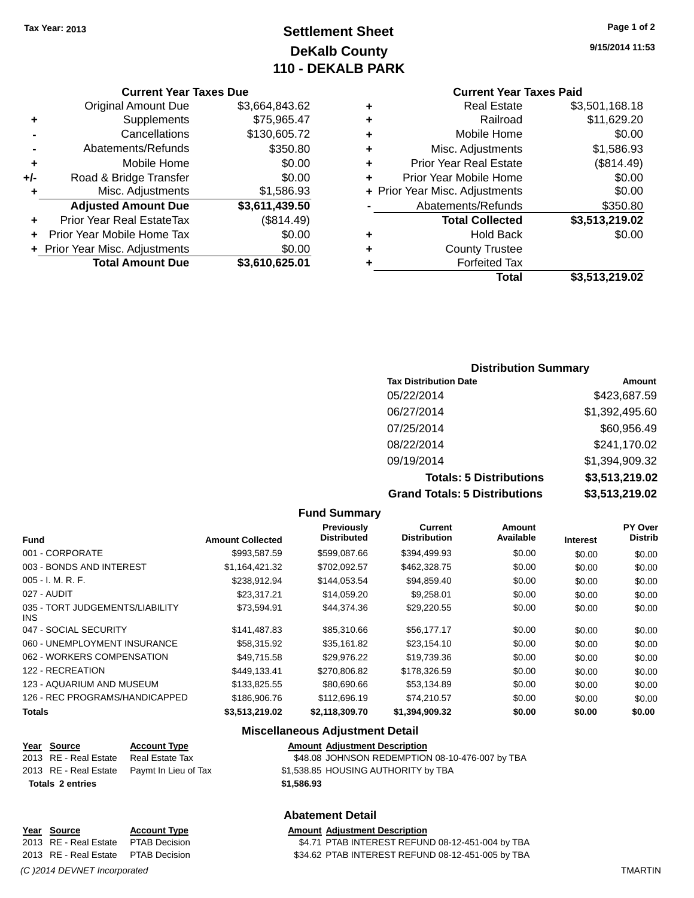Tax Year: 2013

# Settlement Sheet
## DeKalb County
## 110 - DEKALB PARK

9/15/2014 11:53

### Current Year Taxes Due

| | | |
|---|---|---|
| | Original Amount Due | $3,664,843.62 |
| + | Supplements | $75,965.47 |
| - | Cancellations | $130,605.72 |
| - | Abatements/Refunds | $350.80 |
| + | Mobile Home | $0.00 |
| +/- | Road & Bridge Transfer | $0.00 |
| + | Misc. Adjustments | $1,586.93 |
| | **Adjusted Amount Due** | **$3,611,439.50** |
| + | Prior Year Real EstateTax | ($814.49) |
| + | Prior Year Mobile Home Tax | $0.00 |
| + | Prior Year Misc. Adjustments | $0.00 |
| | **Total Amount Due** | **$3,610,625.01** |

### Current Year Taxes Paid

| | | |
|---|---|---|
| + | Real Estate | $3,501,168.18 |
| + | Railroad | $11,629.20 |
| + | Mobile Home | $0.00 |
| + | Misc. Adjustments | $1,586.93 |
| + | Prior Year Real Estate | ($814.49) |
| + | Prior Year Mobile Home | $0.00 |
| + | Prior Year Misc. Adjustments | $0.00 |
| - | Abatements/Refunds | $350.80 |
| | **Total Collected** | **$3,513,219.02** |
| + | Hold Back | $0.00 |
| + | County Trustee | |
| + | Forfeited Tax | |
| | **Total** | **$3,513,219.02** |

### Distribution Summary

| Tax Distribution Date | Amount |
|---|---|
| 05/22/2014 | $423,687.59 |
| 06/27/2014 | $1,392,495.60 |
| 07/25/2014 | $60,956.49 |
| 08/22/2014 | $241,170.02 |
| 09/19/2014 | $1,394,909.32 |
| **Totals: 5 Distributions** | **$3,513,219.02** |
| **Grand Totals: 5 Distributions** | **$3,513,219.02** |

### Fund Summary

| Fund | Amount Collected | Previously Distributed | Current Distribution | Amount Available | Interest | PY Over Distrib |
|---|---|---|---|---|---|---|
| 001 - CORPORATE | $993,587.59 | $599,087.66 | $394,499.93 | $0.00 | $0.00 | $0.00 |
| 003 - BONDS AND INTEREST | $1,164,421.32 | $702,092.57 | $462,328.75 | $0.00 | $0.00 | $0.00 |
| 005 - I. M. R. F. | $238,912.94 | $144,053.54 | $94,859.40 | $0.00 | $0.00 | $0.00 |
| 027 - AUDIT | $23,317.21 | $14,059.20 | $9,258.01 | $0.00 | $0.00 | $0.00 |
| 035 - TORT JUDGEMENTS/LIABILITY INS | $73,594.91 | $44,374.36 | $29,220.55 | $0.00 | $0.00 | $0.00 |
| 047 - SOCIAL SECURITY | $141,487.83 | $85,310.66 | $56,177.17 | $0.00 | $0.00 | $0.00 |
| 060 - UNEMPLOYMENT INSURANCE | $58,315.92 | $35,161.82 | $23,154.10 | $0.00 | $0.00 | $0.00 |
| 062 - WORKERS COMPENSATION | $49,715.58 | $29,976.22 | $19,739.36 | $0.00 | $0.00 | $0.00 |
| 122 - RECREATION | $449,133.41 | $270,806.82 | $178,326.59 | $0.00 | $0.00 | $0.00 |
| 123 - AQUARIUM AND MUSEUM | $133,825.55 | $80,690.66 | $53,134.89 | $0.00 | $0.00 | $0.00 |
| 126 - REC PROGRAMS/HANDICAPPED | $186,906.76 | $112,696.19 | $74,210.57 | $0.00 | $0.00 | $0.00 |
| **Totals** | **$3,513,219.02** | **$2,118,309.70** | **$1,394,909.32** | **$0.00** | **$0.00** | **$0.00** |

### Miscellaneous Adjustment Detail

| Year | Source | Account Type | Amount | Adjustment Description |
|---|---|---|---|---|
| 2013 | RE - Real Estate | Real Estate Tax | $48.08 | JOHNSON REDEMPTION 08-10-476-007 by TBA |
| 2013 | RE - Real Estate | Paymt In Lieu of Tax | $1,538.85 | HOUSING AUTHORITY by TBA |
| **Totals 2 entries** | | | **$1,586.93** | |

### Abatement Detail

| Year | Source | Account Type | Amount | Adjustment Description |
|---|---|---|---|---|
| 2013 | RE - Real Estate | PTAB Decision | $4.71 | PTAB INTEREST REFUND 08-12-451-004 by TBA |
| 2013 | RE - Real Estate | PTAB Decision | $34.62 | PTAB INTEREST REFUND 08-12-451-005 by TBA |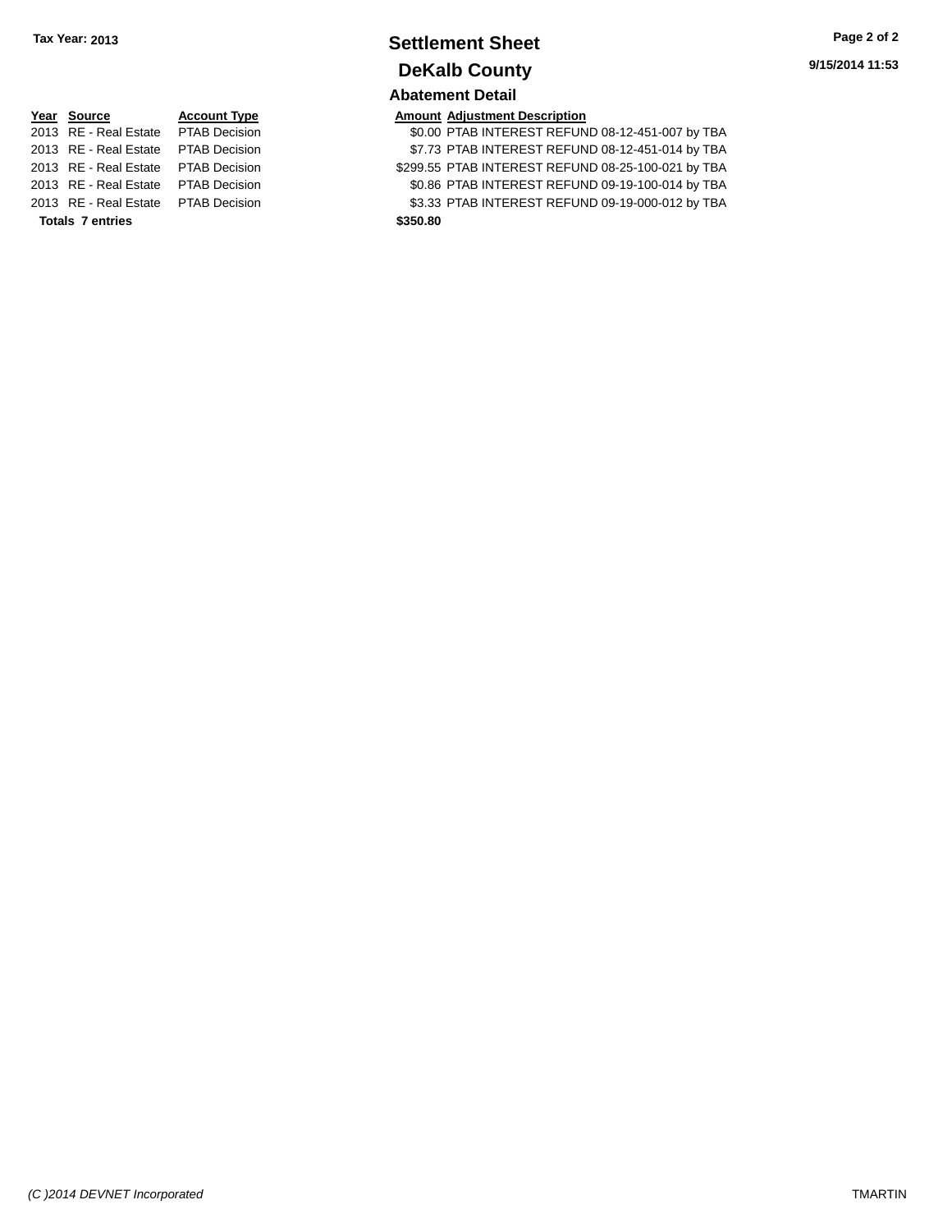Tax Year: 2013

# Settlement Sheet

## DeKalb County

9/15/2014 11:53

### Abatement Detail

| Year | Source | Account Type | Amount | Adjustment Description |
|---|---|---|---|---|
| 2013 | RE - Real Estate | PTAB Decision | $0.00 | PTAB INTEREST REFUND 08-12-451-007 by TBA |
| 2013 | RE - Real Estate | PTAB Decision | $7.73 | PTAB INTEREST REFUND 08-12-451-014 by TBA |
| 2013 | RE - Real Estate | PTAB Decision | $299.55 | PTAB INTEREST REFUND 08-25-100-021 by TBA |
| 2013 | RE - Real Estate | PTAB Decision | $0.86 | PTAB INTEREST REFUND 09-19-100-014 by TBA |
| 2013 | RE - Real Estate | PTAB Decision | $3.33 | PTAB INTEREST REFUND 09-19-000-012 by TBA |
| **Totals 7 entries** | | | **$350.80** | |

(C )2014 DEVNET Incorporated

TMARTIN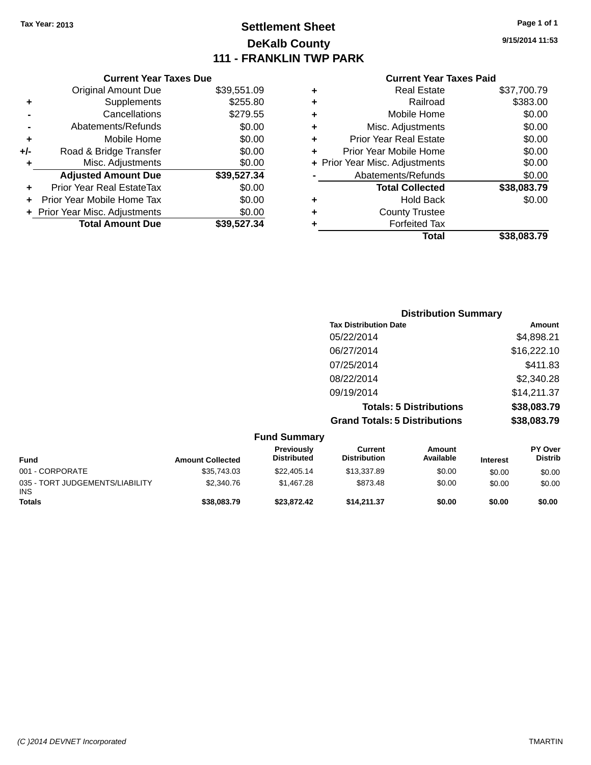Tax Year: 2013

# Settlement Sheet

## DeKalb County

## 111 - FRANKLIN TWP PARK

9/15/2014 11:53

### Current Year Taxes Due

| | | |
|---|---|---|
| | Original Amount Due | $39,551.09 |
| + | Supplements | $255.80 |
| - | Cancellations | $279.55 |
| - | Abatements/Refunds | $0.00 |
| + | Mobile Home | $0.00 |
| +/- | Road & Bridge Transfer | $0.00 |
| + | Misc. Adjustments | $0.00 |
| | **Adjusted Amount Due** | **$39,527.34** |
| + | Prior Year Real EstateTax | $0.00 |
| + | Prior Year Mobile Home Tax | $0.00 |
| + | Prior Year Misc. Adjustments | $0.00 |
| | **Total Amount Due** | **$39,527.34** |

### Current Year Taxes Paid

| | | |
|---|---|---|
| + | Real Estate | $37,700.79 |
| + | Railroad | $383.00 |
| + | Mobile Home | $0.00 |
| + | Misc. Adjustments | $0.00 |
| + | Prior Year Real Estate | $0.00 |
| + | Prior Year Mobile Home | $0.00 |
| + | Prior Year Misc. Adjustments | $0.00 |
| - | Abatements/Refunds | $0.00 |
| | **Total Collected** | **$38,083.79** |
| + | Hold Back | $0.00 |
| + | County Trustee | |
| + | Forfeited Tax | |
| | **Total** | **$38,083.79** |

### Distribution Summary

| Tax Distribution Date | Amount |
|---|---|
| 05/22/2014 | $4,898.21 |
| 06/27/2014 | $16,222.10 |
| 07/25/2014 | $411.83 |
| 08/22/2014 | $2,340.28 |
| 09/19/2014 | $14,211.37 |
| **Totals: 5 Distributions** | **$38,083.79** |
| **Grand Totals: 5 Distributions** | **$38,083.79** |

### Fund Summary

| Fund | Amount Collected | Previously Distributed | Current Distribution | Amount Available | Interest | PY Over Distrib |
|---|---|---|---|---|---|---|
| 001 - CORPORATE | $35,743.03 | $22,405.14 | $13,337.89 | $0.00 | $0.00 | $0.00 |
| 035 - TORT JUDGEMENTS/LIABILITY INS | $2,340.76 | $1,467.28 | $873.48 | $0.00 | $0.00 | $0.00 |
| **Totals** | **$38,083.79** | **$23,872.42** | **$14,211.37** | **$0.00** | **$0.00** | **$0.00** |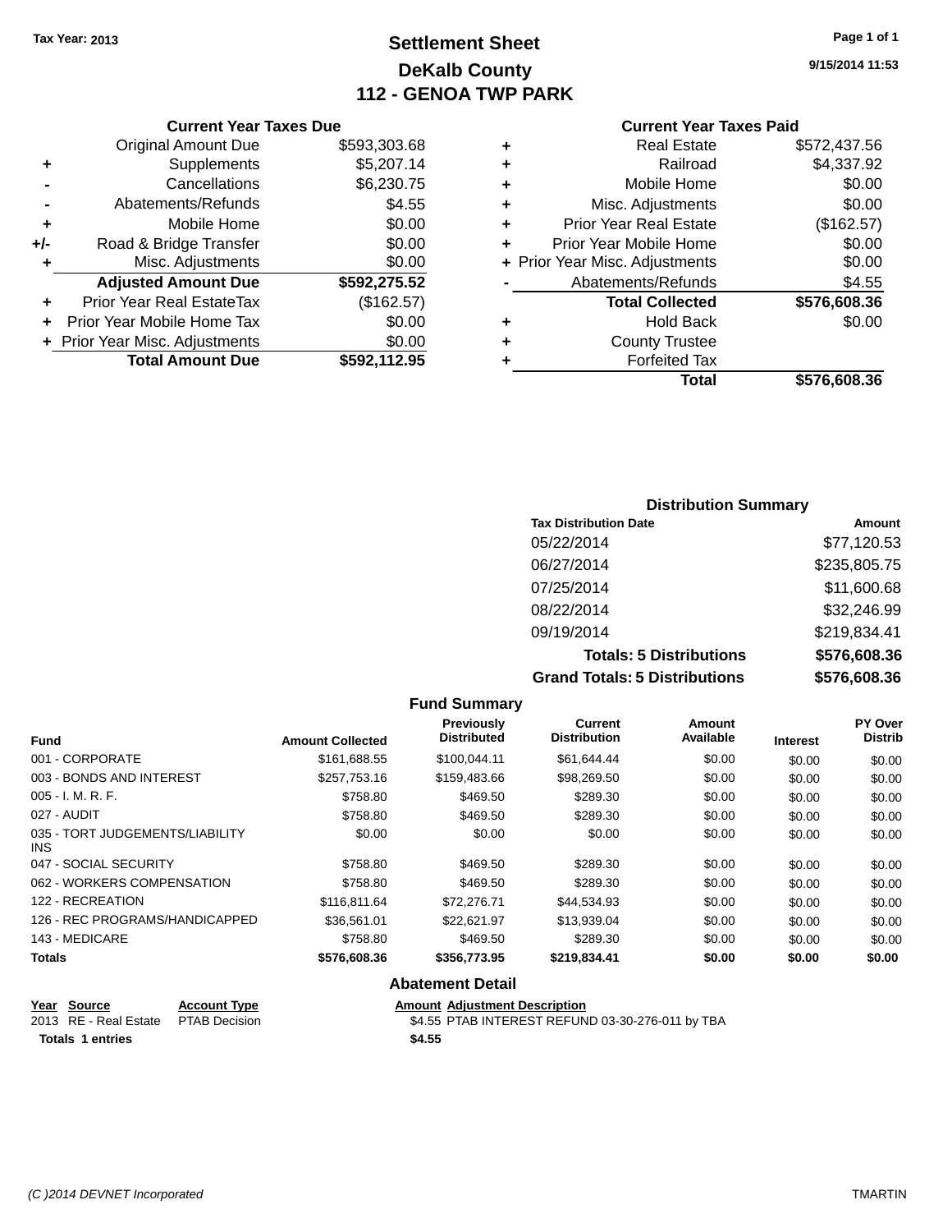Tax Year: 2013

# Settlement Sheet
## DeKalb County
## 112 - GENOA TWP PARK

9/15/2014 11:53

### Current Year Taxes Due

| | | |
|---|---|---|
| | Original Amount Due | $593,303.68 |
| + | Supplements | $5,207.14 |
| - | Cancellations | $6,230.75 |
| - | Abatements/Refunds | $4.55 |
| + | Mobile Home | $0.00 |
| +/- | Road & Bridge Transfer | $0.00 |
| + | Misc. Adjustments | $0.00 |
| | **Adjusted Amount Due** | **$592,275.52** |
| + | Prior Year Real EstateTax | ($162.57) |
| + | Prior Year Mobile Home Tax | $0.00 |
| + | Prior Year Misc. Adjustments | $0.00 |
| | **Total Amount Due** | **$592,112.95** |

### Current Year Taxes Paid

| | | |
|---|---|---|
| + | Real Estate | $572,437.56 |
| + | Railroad | $4,337.92 |
| + | Mobile Home | $0.00 |
| + | Misc. Adjustments | $0.00 |
| + | Prior Year Real Estate | ($162.57) |
| + | Prior Year Mobile Home | $0.00 |
| + | Prior Year Misc. Adjustments | $0.00 |
| - | Abatements/Refunds | $4.55 |
| | **Total Collected** | **$576,608.36** |
| + | Hold Back | $0.00 |
| + | County Trustee | |
| + | Forfeited Tax | |
| | **Total** | **$576,608.36** |

### Distribution Summary

| Tax Distribution Date | Amount |
|---|---|
| 05/22/2014 | $77,120.53 |
| 06/27/2014 | $235,805.75 |
| 07/25/2014 | $11,600.68 |
| 08/22/2014 | $32,246.99 |
| 09/19/2014 | $219,834.41 |
| **Totals: 5 Distributions** | **$576,608.36** |
| **Grand Totals: 5 Distributions** | **$576,608.36** |

### Fund Summary

| Fund | Amount Collected | Previously Distributed | Current Distribution | Amount Available | Interest | PY Over Distrib |
|---|---|---|---|---|---|---|
| 001 - CORPORATE | $161,688.55 | $100,044.11 | $61,644.44 | $0.00 | $0.00 | $0.00 |
| 003 - BONDS AND INTEREST | $257,753.16 | $159,483.66 | $98,269.50 | $0.00 | $0.00 | $0.00 |
| 005 - I. M. R. F. | $758.80 | $469.50 | $289.30 | $0.00 | $0.00 | $0.00 |
| 027 - AUDIT | $758.80 | $469.50 | $289.30 | $0.00 | $0.00 | $0.00 |
| 035 - TORT JUDGEMENTS/LIABILITY INS | $0.00 | $0.00 | $0.00 | $0.00 | $0.00 | $0.00 |
| 047 - SOCIAL SECURITY | $758.80 | $469.50 | $289.30 | $0.00 | $0.00 | $0.00 |
| 062 - WORKERS COMPENSATION | $758.80 | $469.50 | $289.30 | $0.00 | $0.00 | $0.00 |
| 122 - RECREATION | $116,811.64 | $72,276.71 | $44,534.93 | $0.00 | $0.00 | $0.00 |
| 126 - REC PROGRAMS/HANDICAPPED | $36,561.01 | $22,621.97 | $13,939.04 | $0.00 | $0.00 | $0.00 |
| 143 - MEDICARE | $758.80 | $469.50 | $289.30 | $0.00 | $0.00 | $0.00 |
| **Totals** | **$576,608.36** | **$356,773.95** | **$219,834.41** | **$0.00** | **$0.00** | **$0.00** |

### Abatement Detail

| Year | Source | Account Type | Amount | Adjustment Description |
|---|---|---|---|---|
| 2013 | RE - Real Estate | PTAB Decision | $4.55 | PTAB INTEREST REFUND 03-30-276-011 by TBA |
| **Totals 1 entries** | | | **$4.55** | |

(C )2014 DEVNET Incorporated TMARTIN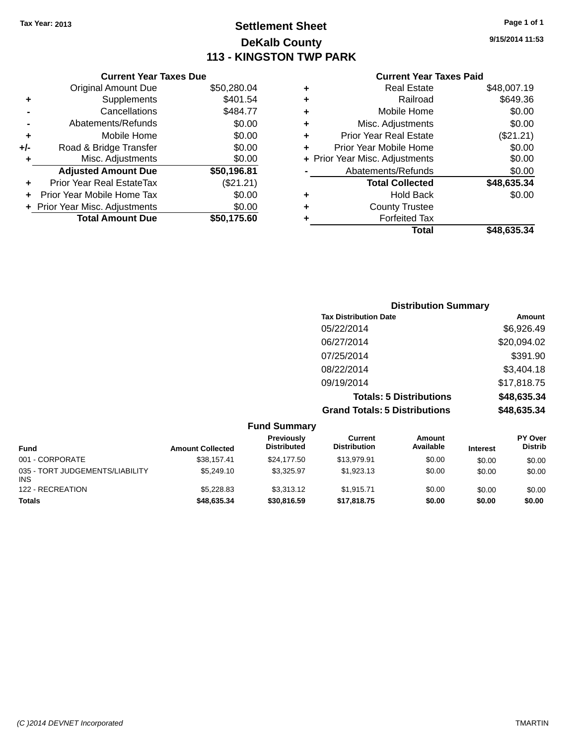Tax Year: 2013

# Settlement Sheet

## DeKalb County

## 113 - KINGSTON TWP PARK

9/15/2014 11:53

### Current Year Taxes Due

| | | |
|---|---|---|
| | Original Amount Due | $50,280.04 |
| + | Supplements | $401.54 |
| - | Cancellations | $484.77 |
| - | Abatements/Refunds | $0.00 |
| + | Mobile Home | $0.00 |
| +/- | Road & Bridge Transfer | $0.00 |
| + | Misc. Adjustments | $0.00 |
| | **Adjusted Amount Due** | **$50,196.81** |
| + | Prior Year Real EstateTax | ($21.21) |
| + | Prior Year Mobile Home Tax | $0.00 |
| + | Prior Year Misc. Adjustments | $0.00 |
| | **Total Amount Due** | **$50,175.60** |

### Current Year Taxes Paid

| | | |
|---|---|---|
| + | Real Estate | $48,007.19 |
| + | Railroad | $649.36 |
| + | Mobile Home | $0.00 |
| + | Misc. Adjustments | $0.00 |
| + | Prior Year Real Estate | ($21.21) |
| + | Prior Year Mobile Home | $0.00 |
| + | Prior Year Misc. Adjustments | $0.00 |
| - | Abatements/Refunds | $0.00 |
| | **Total Collected** | **$48,635.34** |
| + | Hold Back | $0.00 |
| + | County Trustee | |
| + | Forfeited Tax | |
| | **Total** | **$48,635.34** |

### Distribution Summary

| Tax Distribution Date | Amount |
|---|---|
| 05/22/2014 | $6,926.49 |
| 06/27/2014 | $20,094.02 |
| 07/25/2014 | $391.90 |
| 08/22/2014 | $3,404.18 |
| 09/19/2014 | $17,818.75 |
| **Totals: 5 Distributions** | **$48,635.34** |
| **Grand Totals: 5 Distributions** | **$48,635.34** |

### Fund Summary

| Fund | Amount Collected | Previously Distributed | Current Distribution | Amount Available | Interest | PY Over Distrib |
|---|---|---|---|---|---|---|
| 001 - CORPORATE | $38,157.41 | $24,177.50 | $13,979.91 | $0.00 | $0.00 | $0.00 |
| 035 - TORT JUDGEMENTS/LIABILITY INS | $5,249.10 | $3,325.97 | $1,923.13 | $0.00 | $0.00 | $0.00 |
| 122 - RECREATION | $5,228.83 | $3,313.12 | $1,915.71 | $0.00 | $0.00 | $0.00 |
| **Totals** | **$48,635.34** | **$30,816.59** | **$17,818.75** | **$0.00** | **$0.00** | **$0.00** |

(C )2014 DEVNET Incorporated TMARTIN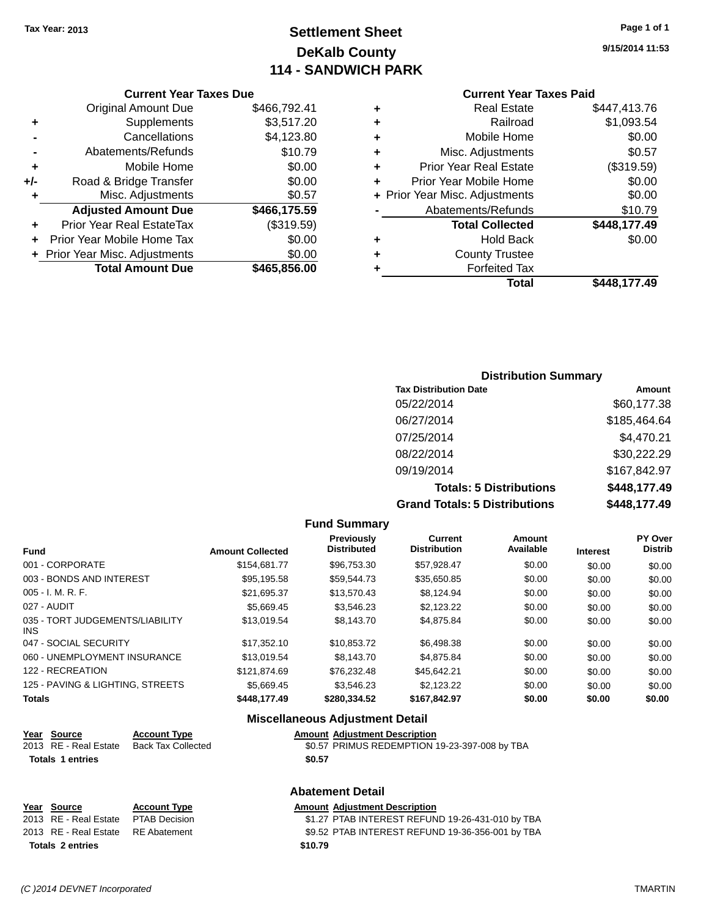Tax Year: 2013

# Settlement Sheet
## DeKalb County
## 114 - SANDWICH PARK

9/15/2014 11:53

### Current Year Taxes Due

| | | |
|---|---|---|
| | Original Amount Due | $466,792.41 |
| + | Supplements | $3,517.20 |
| - | Cancellations | $4,123.80 |
| - | Abatements/Refunds | $10.79 |
| + | Mobile Home | $0.00 |
| +/- | Road & Bridge Transfer | $0.00 |
| + | Misc. Adjustments | $0.57 |
| | **Adjusted Amount Due** | **$466,175.59** |
| + | Prior Year Real EstateTax | ($319.59) |
| + | Prior Year Mobile Home Tax | $0.00 |
| + | Prior Year Misc. Adjustments | $0.00 |
| | **Total Amount Due** | **$465,856.00** |

### Current Year Taxes Paid

| | | |
|---|---|---|
| + | Real Estate | $447,413.76 |
| + | Railroad | $1,093.54 |
| + | Mobile Home | $0.00 |
| + | Misc. Adjustments | $0.57 |
| + | Prior Year Real Estate | ($319.59) |
| + | Prior Year Mobile Home | $0.00 |
| + | Prior Year Misc. Adjustments | $0.00 |
| - | Abatements/Refunds | $10.79 |
| | **Total Collected** | **$448,177.49** |
| + | Hold Back | $0.00 |
| + | County Trustee | |
| + | Forfeited Tax | |
| | **Total** | **$448,177.49** |

### Distribution Summary

| Tax Distribution Date | Amount |
|---|---|
| 05/22/2014 | $60,177.38 |
| 06/27/2014 | $185,464.64 |
| 07/25/2014 | $4,470.21 |
| 08/22/2014 | $30,222.29 |
| 09/19/2014 | $167,842.97 |
| **Totals: 5 Distributions** | **$448,177.49** |
| **Grand Totals: 5 Distributions** | **$448,177.49** |

### Fund Summary

| Fund | Amount Collected | Previously Distributed | Current Distribution | Amount Available | Interest | PY Over Distrib |
|---|---|---|---|---|---|---|
| 001 - CORPORATE | $154,681.77 | $96,753.30 | $57,928.47 | $0.00 | $0.00 | $0.00 |
| 003 - BONDS AND INTEREST | $95,195.58 | $59,544.73 | $35,650.85 | $0.00 | $0.00 | $0.00 |
| 005 - I. M. R. F. | $21,695.37 | $13,570.43 | $8,124.94 | $0.00 | $0.00 | $0.00 |
| 027 - AUDIT | $5,669.45 | $3,546.23 | $2,123.22 | $0.00 | $0.00 | $0.00 |
| 035 - TORT JUDGEMENTS/LIABILITY INS | $13,019.54 | $8,143.70 | $4,875.84 | $0.00 | $0.00 | $0.00 |
| 047 - SOCIAL SECURITY | $17,352.10 | $10,853.72 | $6,498.38 | $0.00 | $0.00 | $0.00 |
| 060 - UNEMPLOYMENT INSURANCE | $13,019.54 | $8,143.70 | $4,875.84 | $0.00 | $0.00 | $0.00 |
| 122 - RECREATION | $121,874.69 | $76,232.48 | $45,642.21 | $0.00 | $0.00 | $0.00 |
| 125 - PAVING & LIGHTING, STREETS | $5,669.45 | $3,546.23 | $2,123.22 | $0.00 | $0.00 | $0.00 |
| **Totals** | **$448,177.49** | **$280,334.52** | **$167,842.97** | **$0.00** | **$0.00** | **$0.00** |

### Miscellaneous Adjustment Detail

| Year | Source | Account Type | Amount | Adjustment Description |
|---|---|---|---|---|
| 2013 | RE - Real Estate | Back Tax Collected | $0.57 | PRIMUS REDEMPTION 19-23-397-008 by TBA |
| **Totals 1 entries** | | | **$0.57** | |

### Abatement Detail

| Year | Source | Account Type | Amount | Adjustment Description |
|---|---|---|---|---|
| 2013 | RE - Real Estate | PTAB Decision | $1.27 | PTAB INTEREST REFUND 19-26-431-010 by TBA |
| 2013 | RE - Real Estate | RE Abatement | $9.52 | PTAB INTEREST REFUND 19-36-356-001 by TBA |
| **Totals 2 entries** | | | **$10.79** | |

(C )2014 DEVNET Incorporated TMARTIN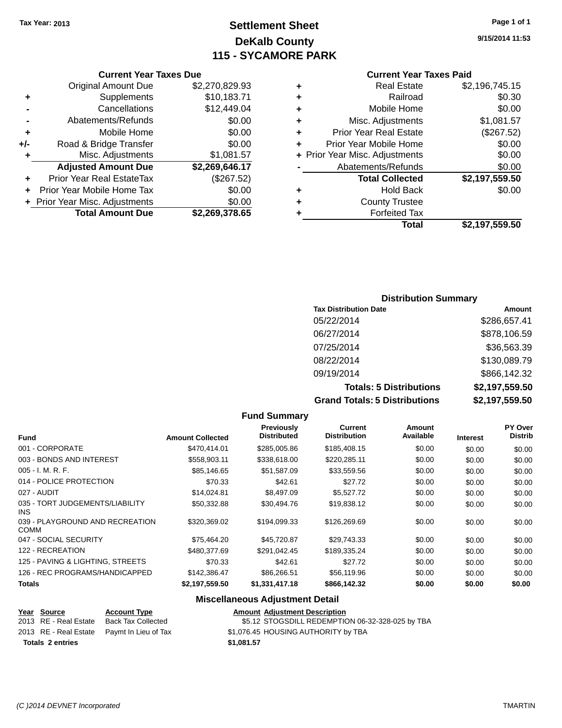Tax Year: 2013

# Settlement Sheet
## DeKalb County
## 115 - SYCAMORE PARK

9/15/2014 11:53

### Current Year Taxes Due

| | | |
|---|---|---|
| | Original Amount Due | $2,270,829.93 |
| + | Supplements | $10,183.71 |
| - | Cancellations | $12,449.04 |
| - | Abatements/Refunds | $0.00 |
| + | Mobile Home | $0.00 |
| +/- | Road & Bridge Transfer | $0.00 |
| + | Misc. Adjustments | $1,081.57 |
| | **Adjusted Amount Due** | **$2,269,646.17** |
| + | Prior Year Real EstateTax | ($267.52) |
| + | Prior Year Mobile Home Tax | $0.00 |
| + | Prior Year Misc. Adjustments | $0.00 |
| | **Total Amount Due** | **$2,269,378.65** |

### Current Year Taxes Paid

| | | |
|---|---|---|
| + | Real Estate | $2,196,745.15 |
| + | Railroad | $0.30 |
| + | Mobile Home | $0.00 |
| + | Misc. Adjustments | $1,081.57 |
| + | Prior Year Real Estate | ($267.52) |
| + | Prior Year Mobile Home | $0.00 |
| + | Prior Year Misc. Adjustments | $0.00 |
| - | Abatements/Refunds | $0.00 |
| | **Total Collected** | **$2,197,559.50** |
| + | Hold Back | $0.00 |
| + | County Trustee | |
| + | Forfeited Tax | |
| | **Total** | **$2,197,559.50** |

### Distribution Summary

| Tax Distribution Date | Amount |
|---|---|
| 05/22/2014 | $286,657.41 |
| 06/27/2014 | $878,106.59 |
| 07/25/2014 | $36,563.39 |
| 08/22/2014 | $130,089.79 |
| 09/19/2014 | $866,142.32 |
| **Totals: 5 Distributions** | **$2,197,559.50** |
| **Grand Totals: 5 Distributions** | **$2,197,559.50** |

### Fund Summary

| Fund | Amount Collected | Previously Distributed | Current Distribution | Amount Available | Interest | PY Over Distrib |
|---|---|---|---|---|---|---|
| 001 - CORPORATE | $470,414.01 | $285,005.86 | $185,408.15 | $0.00 | $0.00 | $0.00 |
| 003 - BONDS AND INTEREST | $558,903.11 | $338,618.00 | $220,285.11 | $0.00 | $0.00 | $0.00 |
| 005 - I. M. R. F. | $85,146.65 | $51,587.09 | $33,559.56 | $0.00 | $0.00 | $0.00 |
| 014 - POLICE PROTECTION | $70.33 | $42.61 | $27.72 | $0.00 | $0.00 | $0.00 |
| 027 - AUDIT | $14,024.81 | $8,497.09 | $5,527.72 | $0.00 | $0.00 | $0.00 |
| 035 - TORT JUDGEMENTS/LIABILITY INS | $50,332.88 | $30,494.76 | $19,838.12 | $0.00 | $0.00 | $0.00 |
| 039 - PLAYGROUND AND RECREATION COMM | $320,369.02 | $194,099.33 | $126,269.69 | $0.00 | $0.00 | $0.00 |
| 047 - SOCIAL SECURITY | $75,464.20 | $45,720.87 | $29,743.33 | $0.00 | $0.00 | $0.00 |
| 122 - RECREATION | $480,377.69 | $291,042.45 | $189,335.24 | $0.00 | $0.00 | $0.00 |
| 125 - PAVING & LIGHTING, STREETS | $70.33 | $42.61 | $27.72 | $0.00 | $0.00 | $0.00 |
| 126 - REC PROGRAMS/HANDICAPPED | $142,386.47 | $86,266.51 | $56,119.96 | $0.00 | $0.00 | $0.00 |
| **Totals** | **$2,197,559.50** | **$1,331,417.18** | **$866,142.32** | **$0.00** | **$0.00** | **$0.00** |

### Miscellaneous Adjustment Detail

| Year | Source | Account Type | Amount | Adjustment Description |
|---|---|---|---|---|
| 2013 | RE - Real Estate | Back Tax Collected | $5.12 | STOGSDILL REDEMPTION 06-32-328-025 by TBA |
| 2013 | RE - Real Estate | Paymt In Lieu of Tax | $1,076.45 | HOUSING AUTHORITY by TBA |
| **Totals 2 entries** | | | **$1,081.57** | |

(C )2014 DEVNET Incorporated — TMARTIN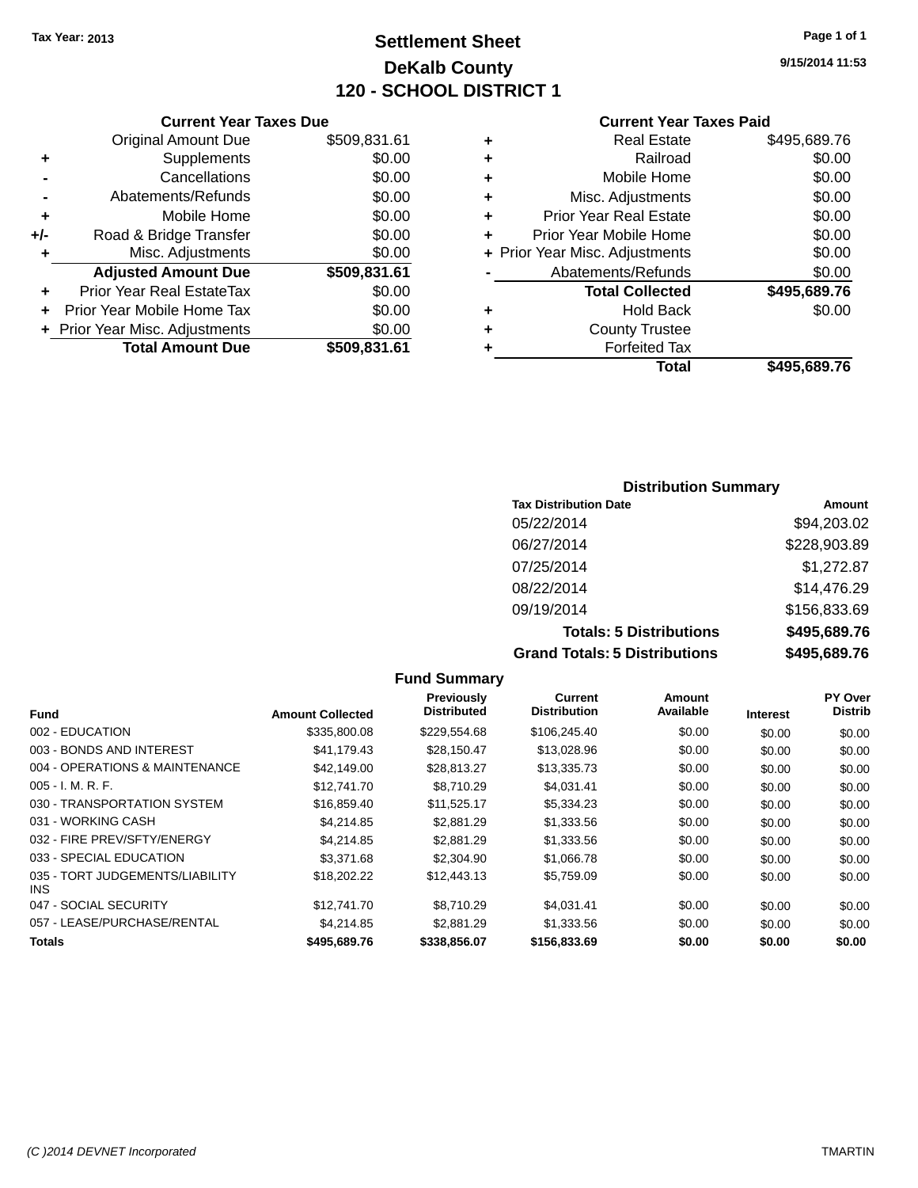Tax Year: 2013

# Settlement Sheet

## DeKalb County

## 120 - SCHOOL DISTRICT 1

9/15/2014 11:53

### Current Year Taxes Due

| | | |
|---|---|---|
| | Original Amount Due | $509,831.61 |
| + | Supplements | $0.00 |
| - | Cancellations | $0.00 |
| - | Abatements/Refunds | $0.00 |
| + | Mobile Home | $0.00 |
| +/- | Road & Bridge Transfer | $0.00 |
| + | Misc. Adjustments | $0.00 |
| | **Adjusted Amount Due** | **$509,831.61** |
| + | Prior Year Real EstateTax | $0.00 |
| + | Prior Year Mobile Home Tax | $0.00 |
| + | Prior Year Misc. Adjustments | $0.00 |
| | **Total Amount Due** | **$509,831.61** |

### Current Year Taxes Paid

| | | |
|---|---|---|
| + | Real Estate | $495,689.76 |
| + | Railroad | $0.00 |
| + | Mobile Home | $0.00 |
| + | Misc. Adjustments | $0.00 |
| + | Prior Year Real Estate | $0.00 |
| + | Prior Year Mobile Home | $0.00 |
| + | Prior Year Misc. Adjustments | $0.00 |
| - | Abatements/Refunds | $0.00 |
| | **Total Collected** | **$495,689.76** |
| + | Hold Back | $0.00 |
| + | County Trustee | |
| + | Forfeited Tax | |
| | **Total** | **$495,689.76** |

### Distribution Summary

| Tax Distribution Date | Amount |
|---|---|
| 05/22/2014 | $94,203.02 |
| 06/27/2014 | $228,903.89 |
| 07/25/2014 | $1,272.87 |
| 08/22/2014 | $14,476.29 |
| 09/19/2014 | $156,833.69 |
| **Totals: 5 Distributions** | **$495,689.76** |
| **Grand Totals: 5 Distributions** | **$495,689.76** |

### Fund Summary

| Fund | Amount Collected | Previously Distributed | Current Distribution | Amount Available | Interest | PY Over Distrib |
|---|---|---|---|---|---|---|
| 002 - EDUCATION | $335,800.08 | $229,554.68 | $106,245.40 | $0.00 | $0.00 | $0.00 |
| 003 - BONDS AND INTEREST | $41,179.43 | $28,150.47 | $13,028.96 | $0.00 | $0.00 | $0.00 |
| 004 - OPERATIONS & MAINTENANCE | $42,149.00 | $28,813.27 | $13,335.73 | $0.00 | $0.00 | $0.00 |
| 005 - I. M. R. F. | $12,741.70 | $8,710.29 | $4,031.41 | $0.00 | $0.00 | $0.00 |
| 030 - TRANSPORTATION SYSTEM | $16,859.40 | $11,525.17 | $5,334.23 | $0.00 | $0.00 | $0.00 |
| 031 - WORKING CASH | $4,214.85 | $2,881.29 | $1,333.56 | $0.00 | $0.00 | $0.00 |
| 032 - FIRE PREV/SFTY/ENERGY | $4,214.85 | $2,881.29 | $1,333.56 | $0.00 | $0.00 | $0.00 |
| 033 - SPECIAL EDUCATION | $3,371.68 | $2,304.90 | $1,066.78 | $0.00 | $0.00 | $0.00 |
| 035 - TORT JUDGEMENTS/LIABILITY INS | $18,202.22 | $12,443.13 | $5,759.09 | $0.00 | $0.00 | $0.00 |
| 047 - SOCIAL SECURITY | $12,741.70 | $8,710.29 | $4,031.41 | $0.00 | $0.00 | $0.00 |
| 057 - LEASE/PURCHASE/RENTAL | $4,214.85 | $2,881.29 | $1,333.56 | $0.00 | $0.00 | $0.00 |
| **Totals** | **$495,689.76** | **$338,856.07** | **$156,833.69** | **$0.00** | **$0.00** | **$0.00** |

(C )2014 DEVNET Incorporated TMARTIN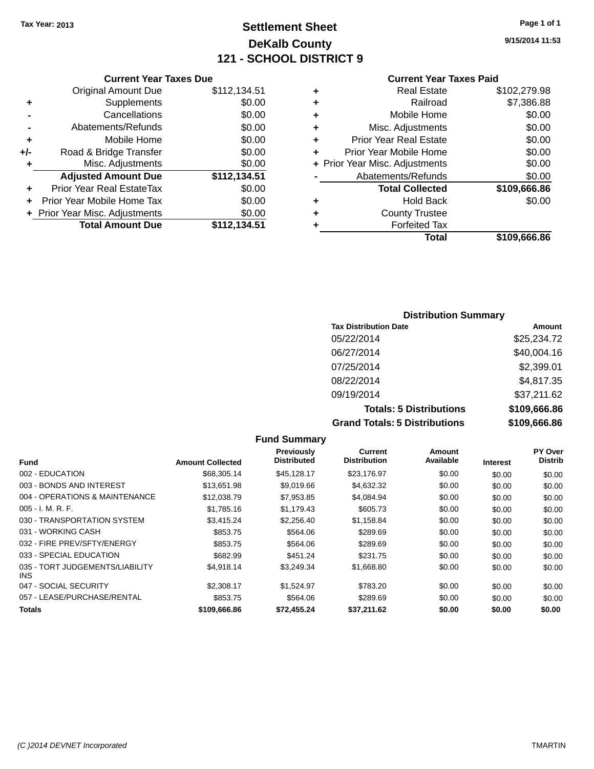Tax Year: 2013

# Settlement Sheet

## DeKalb County

## 121 - SCHOOL DISTRICT 9

9/15/2014 11:53

### Current Year Taxes Due

| | | |
|---|---|---|
| | Original Amount Due | $112,134.51 |
| + | Supplements | $0.00 |
| - | Cancellations | $0.00 |
| - | Abatements/Refunds | $0.00 |
| + | Mobile Home | $0.00 |
| +/- | Road & Bridge Transfer | $0.00 |
| + | Misc. Adjustments | $0.00 |
| | **Adjusted Amount Due** | **$112,134.51** |
| + | Prior Year Real EstateTax | $0.00 |
| + | Prior Year Mobile Home Tax | $0.00 |
| + | Prior Year Misc. Adjustments | $0.00 |
| | **Total Amount Due** | **$112,134.51** |

### Current Year Taxes Paid

| | | |
|---|---|---|
| + | Real Estate | $102,279.98 |
| + | Railroad | $7,386.88 |
| + | Mobile Home | $0.00 |
| + | Misc. Adjustments | $0.00 |
| + | Prior Year Real Estate | $0.00 |
| + | Prior Year Mobile Home | $0.00 |
| + | Prior Year Misc. Adjustments | $0.00 |
| - | Abatements/Refunds | $0.00 |
| | **Total Collected** | **$109,666.86** |
| + | Hold Back | $0.00 |
| + | County Trustee | |
| + | Forfeited Tax | |
| | **Total** | **$109,666.86** |

### Distribution Summary

| Tax Distribution Date | Amount |
|---|---|
| 05/22/2014 | $25,234.72 |
| 06/27/2014 | $40,004.16 |
| 07/25/2014 | $2,399.01 |
| 08/22/2014 | $4,817.35 |
| 09/19/2014 | $37,211.62 |
| **Totals: 5 Distributions** | **$109,666.86** |
| **Grand Totals: 5 Distributions** | **$109,666.86** |

### Fund Summary

| Fund | Amount Collected | Previously Distributed | Current Distribution | Amount Available | Interest | PY Over Distrib |
|---|---|---|---|---|---|---|
| 002 - EDUCATION | $68,305.14 | $45,128.17 | $23,176.97 | $0.00 | $0.00 | $0.00 |
| 003 - BONDS AND INTEREST | $13,651.98 | $9,019.66 | $4,632.32 | $0.00 | $0.00 | $0.00 |
| 004 - OPERATIONS & MAINTENANCE | $12,038.79 | $7,953.85 | $4,084.94 | $0.00 | $0.00 | $0.00 |
| 005 - I. M. R. F. | $1,785.16 | $1,179.43 | $605.73 | $0.00 | $0.00 | $0.00 |
| 030 - TRANSPORTATION SYSTEM | $3,415.24 | $2,256.40 | $1,158.84 | $0.00 | $0.00 | $0.00 |
| 031 - WORKING CASH | $853.75 | $564.06 | $289.69 | $0.00 | $0.00 | $0.00 |
| 032 - FIRE PREV/SFTY/ENERGY | $853.75 | $564.06 | $289.69 | $0.00 | $0.00 | $0.00 |
| 033 - SPECIAL EDUCATION | $682.99 | $451.24 | $231.75 | $0.00 | $0.00 | $0.00 |
| 035 - TORT JUDGEMENTS/LIABILITY INS | $4,918.14 | $3,249.34 | $1,668.80 | $0.00 | $0.00 | $0.00 |
| 047 - SOCIAL SECURITY | $2,308.17 | $1,524.97 | $783.20 | $0.00 | $0.00 | $0.00 |
| 057 - LEASE/PURCHASE/RENTAL | $853.75 | $564.06 | $289.69 | $0.00 | $0.00 | $0.00 |
| **Totals** | **$109,666.86** | **$72,455.24** | **$37,211.62** | **$0.00** | **$0.00** | **$0.00** |

(C )2014 DEVNET Incorporated TMARTIN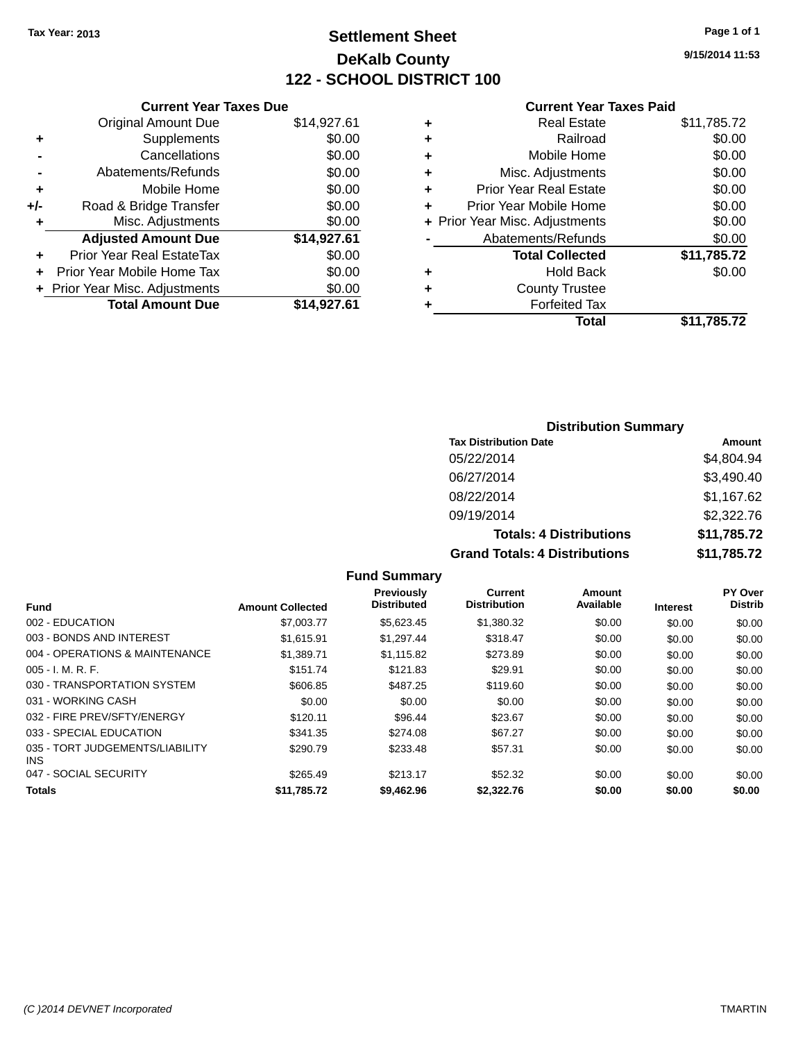Tax Year: 2013

# Settlement Sheet

## DeKalb County

## 122 - SCHOOL DISTRICT 100

9/15/2014 11:53

### Current Year Taxes Due

| | | |
|---|---|---|
| | Original Amount Due | $14,927.61 |
| + | Supplements | $0.00 |
| - | Cancellations | $0.00 |
| - | Abatements/Refunds | $0.00 |
| + | Mobile Home | $0.00 |
| +/- | Road & Bridge Transfer | $0.00 |
| + | Misc. Adjustments | $0.00 |
| | **Adjusted Amount Due** | **$14,927.61** |
| + | Prior Year Real EstateTax | $0.00 |
| + | Prior Year Mobile Home Tax | $0.00 |
| + | Prior Year Misc. Adjustments | $0.00 |
| | **Total Amount Due** | **$14,927.61** |

### Current Year Taxes Paid

| | | |
|---|---|---|
| + | Real Estate | $11,785.72 |
| + | Railroad | $0.00 |
| + | Mobile Home | $0.00 |
| + | Misc. Adjustments | $0.00 |
| + | Prior Year Real Estate | $0.00 |
| + | Prior Year Mobile Home | $0.00 |
| + | Prior Year Misc. Adjustments | $0.00 |
| - | Abatements/Refunds | $0.00 |
| | **Total Collected** | **$11,785.72** |
| + | Hold Back | $0.00 |
| + | County Trustee | |
| + | Forfeited Tax | |
| | **Total** | **$11,785.72** |

### Distribution Summary

| Tax Distribution Date | Amount |
|---|---|
| 05/22/2014 | $4,804.94 |
| 06/27/2014 | $3,490.40 |
| 08/22/2014 | $1,167.62 |
| 09/19/2014 | $2,322.76 |
| **Totals: 4 Distributions** | **$11,785.72** |
| **Grand Totals: 4 Distributions** | **$11,785.72** |

### Fund Summary

| Fund | Amount Collected | Previously Distributed | Current Distribution | Amount Available | Interest | PY Over Distrib |
|---|---|---|---|---|---|---|
| 002 - EDUCATION | $7,003.77 | $5,623.45 | $1,380.32 | $0.00 | $0.00 | $0.00 |
| 003 - BONDS AND INTEREST | $1,615.91 | $1,297.44 | $318.47 | $0.00 | $0.00 | $0.00 |
| 004 - OPERATIONS & MAINTENANCE | $1,389.71 | $1,115.82 | $273.89 | $0.00 | $0.00 | $0.00 |
| 005 - I. M. R. F. | $151.74 | $121.83 | $29.91 | $0.00 | $0.00 | $0.00 |
| 030 - TRANSPORTATION SYSTEM | $606.85 | $487.25 | $119.60 | $0.00 | $0.00 | $0.00 |
| 031 - WORKING CASH | $0.00 | $0.00 | $0.00 | $0.00 | $0.00 | $0.00 |
| 032 - FIRE PREV/SFTY/ENERGY | $120.11 | $96.44 | $23.67 | $0.00 | $0.00 | $0.00 |
| 033 - SPECIAL EDUCATION | $341.35 | $274.08 | $67.27 | $0.00 | $0.00 | $0.00 |
| 035 - TORT JUDGEMENTS/LIABILITY INS | $290.79 | $233.48 | $57.31 | $0.00 | $0.00 | $0.00 |
| 047 - SOCIAL SECURITY | $265.49 | $213.17 | $52.32 | $0.00 | $0.00 | $0.00 |
| **Totals** | **$11,785.72** | **$9,462.96** | **$2,322.76** | **$0.00** | **$0.00** | **$0.00** |

(C )2014 DEVNET Incorporated TMARTIN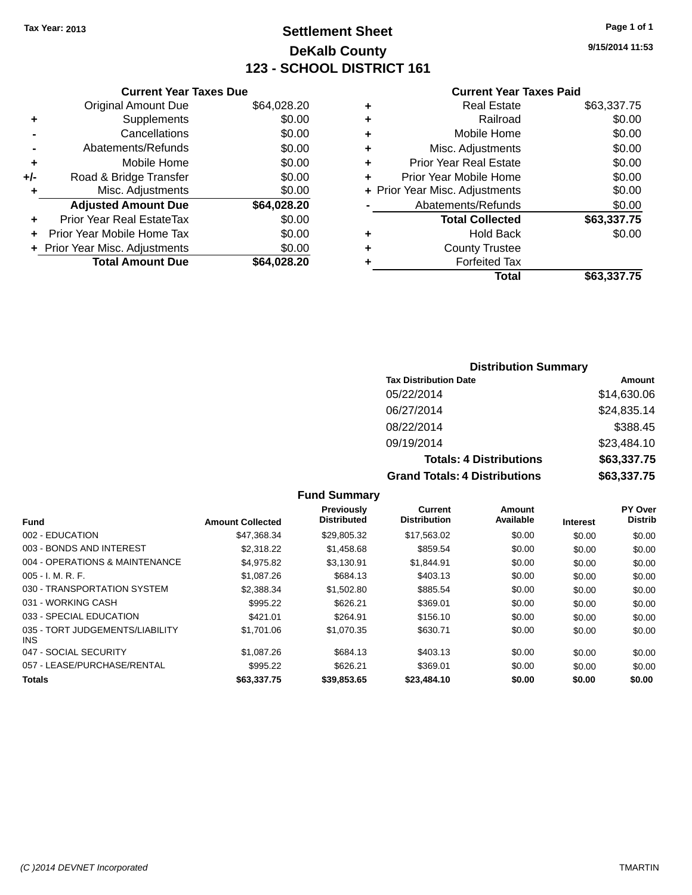Tax Year: 2013

# Settlement Sheet

## DeKalb County

## 123 - SCHOOL DISTRICT 161

9/15/2014 11:53

### Current Year Taxes Due

| | | |
|---|---|---|
| | Original Amount Due | $64,028.20 |
| + | Supplements | $0.00 |
| - | Cancellations | $0.00 |
| - | Abatements/Refunds | $0.00 |
| + | Mobile Home | $0.00 |
| +/- | Road & Bridge Transfer | $0.00 |
| + | Misc. Adjustments | $0.00 |
| | **Adjusted Amount Due** | **$64,028.20** |
| + | Prior Year Real EstateTax | $0.00 |
| + | Prior Year Mobile Home Tax | $0.00 |
| + | Prior Year Misc. Adjustments | $0.00 |
| | **Total Amount Due** | **$64,028.20** |

### Current Year Taxes Paid

| | | |
|---|---|---|
| + | Real Estate | $63,337.75 |
| + | Railroad | $0.00 |
| + | Mobile Home | $0.00 |
| + | Misc. Adjustments | $0.00 |
| + | Prior Year Real Estate | $0.00 |
| + | Prior Year Mobile Home | $0.00 |
| + | Prior Year Misc. Adjustments | $0.00 |
| - | Abatements/Refunds | $0.00 |
| | **Total Collected** | **$63,337.75** |
| + | Hold Back | $0.00 |
| + | County Trustee | |
| + | Forfeited Tax | |
| | **Total** | **$63,337.75** |

### Distribution Summary

| Tax Distribution Date | Amount |
|---|---|
| 05/22/2014 | $14,630.06 |
| 06/27/2014 | $24,835.14 |
| 08/22/2014 | $388.45 |
| 09/19/2014 | $23,484.10 |
| **Totals: 4 Distributions** | **$63,337.75** |
| **Grand Totals: 4 Distributions** | **$63,337.75** |

### Fund Summary

| Fund | Amount Collected | Previously Distributed | Current Distribution | Amount Available | Interest | PY Over Distrib |
|---|---|---|---|---|---|---|
| 002 - EDUCATION | $47,368.34 | $29,805.32 | $17,563.02 | $0.00 | $0.00 | $0.00 |
| 003 - BONDS AND INTEREST | $2,318.22 | $1,458.68 | $859.54 | $0.00 | $0.00 | $0.00 |
| 004 - OPERATIONS & MAINTENANCE | $4,975.82 | $3,130.91 | $1,844.91 | $0.00 | $0.00 | $0.00 |
| 005 - I. M. R. F. | $1,087.26 | $684.13 | $403.13 | $0.00 | $0.00 | $0.00 |
| 030 - TRANSPORTATION SYSTEM | $2,388.34 | $1,502.80 | $885.54 | $0.00 | $0.00 | $0.00 |
| 031 - WORKING CASH | $995.22 | $626.21 | $369.01 | $0.00 | $0.00 | $0.00 |
| 033 - SPECIAL EDUCATION | $421.01 | $264.91 | $156.10 | $0.00 | $0.00 | $0.00 |
| 035 - TORT JUDGEMENTS/LIABILITY INS | $1,701.06 | $1,070.35 | $630.71 | $0.00 | $0.00 | $0.00 |
| 047 - SOCIAL SECURITY | $1,087.26 | $684.13 | $403.13 | $0.00 | $0.00 | $0.00 |
| 057 - LEASE/PURCHASE/RENTAL | $995.22 | $626.21 | $369.01 | $0.00 | $0.00 | $0.00 |
| **Totals** | **$63,337.75** | **$39,853.65** | **$23,484.10** | **$0.00** | **$0.00** | **$0.00** |

(C )2014 DEVNET Incorporated TMARTIN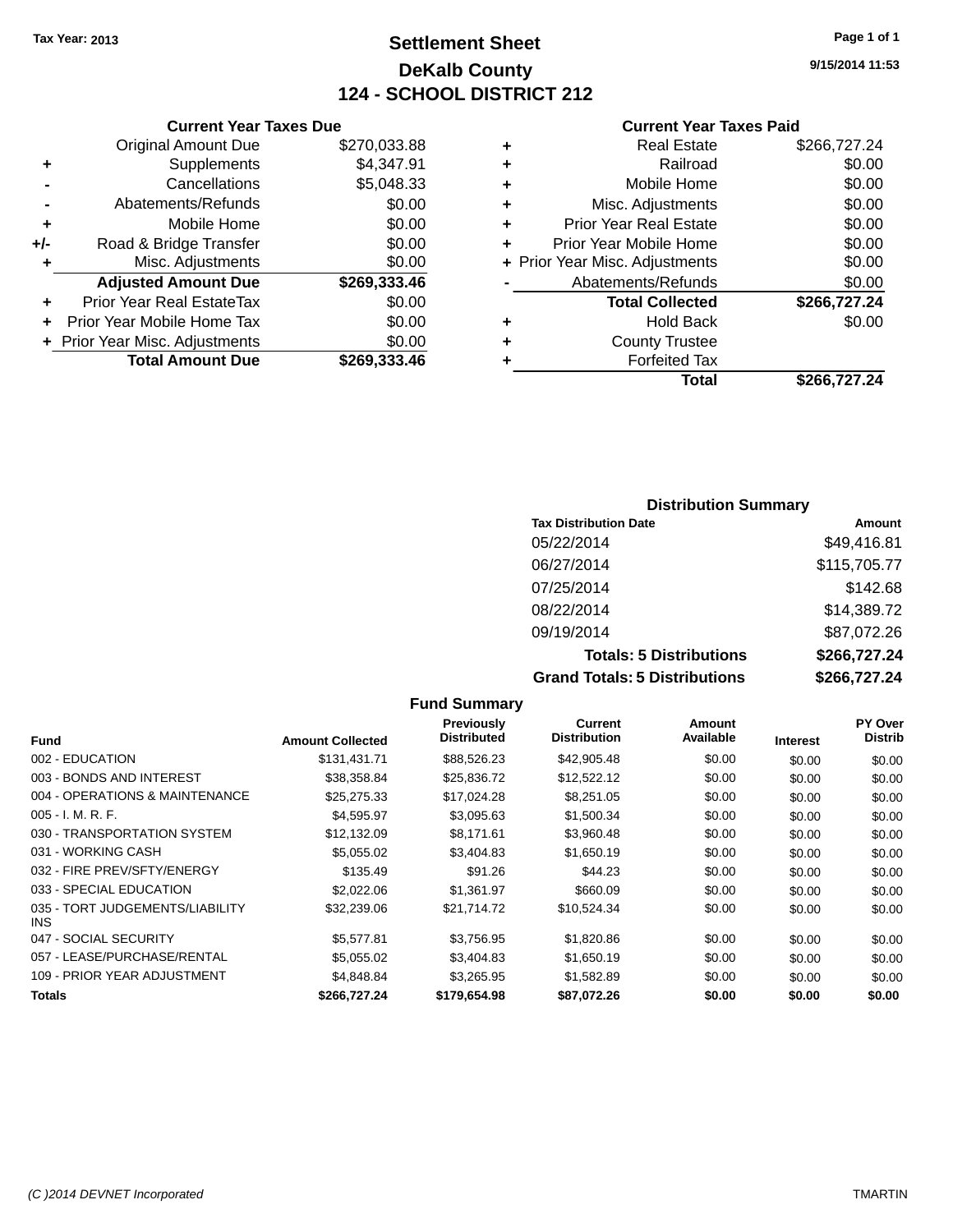Tax Year: 2013

# Settlement Sheet
## DeKalb County
## 124 - SCHOOL DISTRICT 212

9/15/2014 11:53

### Current Year Taxes Due

| | | |
|---|---|---|
| | Original Amount Due | $270,033.88 |
| + | Supplements | $4,347.91 |
| - | Cancellations | $5,048.33 |
| - | Abatements/Refunds | $0.00 |
| + | Mobile Home | $0.00 |
| +/- | Road & Bridge Transfer | $0.00 |
| + | Misc. Adjustments | $0.00 |
| | **Adjusted Amount Due** | **$269,333.46** |
| + | Prior Year Real EstateTax | $0.00 |
| + | Prior Year Mobile Home Tax | $0.00 |
| + | Prior Year Misc. Adjustments | $0.00 |
| | **Total Amount Due** | **$269,333.46** |

### Current Year Taxes Paid

| | | |
|---|---|---|
| + | Real Estate | $266,727.24 |
| + | Railroad | $0.00 |
| + | Mobile Home | $0.00 |
| + | Misc. Adjustments | $0.00 |
| + | Prior Year Real Estate | $0.00 |
| + | Prior Year Mobile Home | $0.00 |
| + | Prior Year Misc. Adjustments | $0.00 |
| - | Abatements/Refunds | $0.00 |
| | **Total Collected** | **$266,727.24** |
| + | Hold Back | $0.00 |
| + | County Trustee | |
| + | Forfeited Tax | |
| | **Total** | **$266,727.24** |

### Distribution Summary

| Tax Distribution Date | Amount |
|---|---|
| 05/22/2014 | $49,416.81 |
| 06/27/2014 | $115,705.77 |
| 07/25/2014 | $142.68 |
| 08/22/2014 | $14,389.72 |
| 09/19/2014 | $87,072.26 |
| **Totals: 5 Distributions** | **$266,727.24** |
| **Grand Totals: 5 Distributions** | **$266,727.24** |

### Fund Summary

| Fund | Amount Collected | Previously Distributed | Current Distribution | Amount Available | Interest | PY Over Distrib |
|---|---|---|---|---|---|---|
| 002 - EDUCATION | $131,431.71 | $88,526.23 | $42,905.48 | $0.00 | $0.00 | $0.00 |
| 003 - BONDS AND INTEREST | $38,358.84 | $25,836.72 | $12,522.12 | $0.00 | $0.00 | $0.00 |
| 004 - OPERATIONS & MAINTENANCE | $25,275.33 | $17,024.28 | $8,251.05 | $0.00 | $0.00 | $0.00 |
| 005 - I. M. R. F. | $4,595.97 | $3,095.63 | $1,500.34 | $0.00 | $0.00 | $0.00 |
| 030 - TRANSPORTATION SYSTEM | $12,132.09 | $8,171.61 | $3,960.48 | $0.00 | $0.00 | $0.00 |
| 031 - WORKING CASH | $5,055.02 | $3,404.83 | $1,650.19 | $0.00 | $0.00 | $0.00 |
| 032 - FIRE PREV/SFTY/ENERGY | $135.49 | $91.26 | $44.23 | $0.00 | $0.00 | $0.00 |
| 033 - SPECIAL EDUCATION | $2,022.06 | $1,361.97 | $660.09 | $0.00 | $0.00 | $0.00 |
| 035 - TORT JUDGEMENTS/LIABILITY INS | $32,239.06 | $21,714.72 | $10,524.34 | $0.00 | $0.00 | $0.00 |
| 047 - SOCIAL SECURITY | $5,577.81 | $3,756.95 | $1,820.86 | $0.00 | $0.00 | $0.00 |
| 057 - LEASE/PURCHASE/RENTAL | $5,055.02 | $3,404.83 | $1,650.19 | $0.00 | $0.00 | $0.00 |
| 109 - PRIOR YEAR ADJUSTMENT | $4,848.84 | $3,265.95 | $1,582.89 | $0.00 | $0.00 | $0.00 |
| **Totals** | **$266,727.24** | **$179,654.98** | **$87,072.26** | **$0.00** | **$0.00** | **$0.00** |

(C )2014 DEVNET Incorporated TMARTIN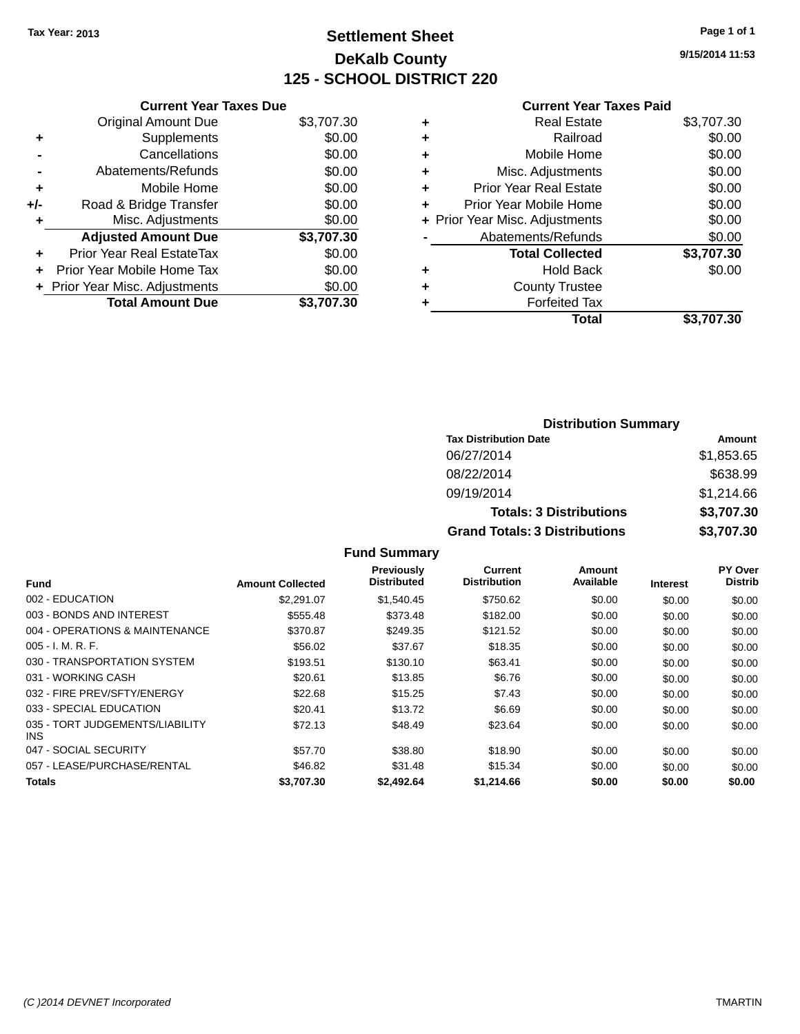Tax Year: 2013

# Settlement Sheet

## DeKalb County

## 125 - SCHOOL DISTRICT 220

9/15/2014 11:53

### Current Year Taxes Due

| | | |
|---|---|---|
| | Original Amount Due | $3,707.30 |
| + | Supplements | $0.00 |
| - | Cancellations | $0.00 |
| - | Abatements/Refunds | $0.00 |
| + | Mobile Home | $0.00 |
| +/- | Road & Bridge Transfer | $0.00 |
| + | Misc. Adjustments | $0.00 |
| | **Adjusted Amount Due** | **$3,707.30** |
| + | Prior Year Real EstateTax | $0.00 |
| + | Prior Year Mobile Home Tax | $0.00 |
| + | Prior Year Misc. Adjustments | $0.00 |
| | **Total Amount Due** | **$3,707.30** |

### Current Year Taxes Paid

| | | |
|---|---|---|
| + | Real Estate | $3,707.30 |
| + | Railroad | $0.00 |
| + | Mobile Home | $0.00 |
| + | Misc. Adjustments | $0.00 |
| + | Prior Year Real Estate | $0.00 |
| + | Prior Year Mobile Home | $0.00 |
| + | Prior Year Misc. Adjustments | $0.00 |
| - | Abatements/Refunds | $0.00 |
| | **Total Collected** | **$3,707.30** |
| + | Hold Back | $0.00 |
| + | County Trustee | |
| + | Forfeited Tax | |
| | **Total** | **$3,707.30** |

### Distribution Summary

| Tax Distribution Date | Amount |
|---|---|
| 06/27/2014 | $1,853.65 |
| 08/22/2014 | $638.99 |
| 09/19/2014 | $1,214.66 |
| **Totals: 3 Distributions** | **$3,707.30** |
| **Grand Totals: 3 Distributions** | **$3,707.30** |

### Fund Summary

| Fund | Amount Collected | Previously Distributed | Current Distribution | Amount Available | Interest | PY Over Distrib |
|---|---|---|---|---|---|---|
| 002 - EDUCATION | $2,291.07 | $1,540.45 | $750.62 | $0.00 | $0.00 | $0.00 |
| 003 - BONDS AND INTEREST | $555.48 | $373.48 | $182.00 | $0.00 | $0.00 | $0.00 |
| 004 - OPERATIONS & MAINTENANCE | $370.87 | $249.35 | $121.52 | $0.00 | $0.00 | $0.00 |
| 005 - I. M. R. F. | $56.02 | $37.67 | $18.35 | $0.00 | $0.00 | $0.00 |
| 030 - TRANSPORTATION SYSTEM | $193.51 | $130.10 | $63.41 | $0.00 | $0.00 | $0.00 |
| 031 - WORKING CASH | $20.61 | $13.85 | $6.76 | $0.00 | $0.00 | $0.00 |
| 032 - FIRE PREV/SFTY/ENERGY | $22.68 | $15.25 | $7.43 | $0.00 | $0.00 | $0.00 |
| 033 - SPECIAL EDUCATION | $20.41 | $13.72 | $6.69 | $0.00 | $0.00 | $0.00 |
| 035 - TORT JUDGEMENTS/LIABILITY INS | $72.13 | $48.49 | $23.64 | $0.00 | $0.00 | $0.00 |
| 047 - SOCIAL SECURITY | $57.70 | $38.80 | $18.90 | $0.00 | $0.00 | $0.00 |
| 057 - LEASE/PURCHASE/RENTAL | $46.82 | $31.48 | $15.34 | $0.00 | $0.00 | $0.00 |
| **Totals** | **$3,707.30** | **$2,492.64** | **$1,214.66** | **$0.00** | **$0.00** | **$0.00** |

(C )2014 DEVNET Incorporated TMARTIN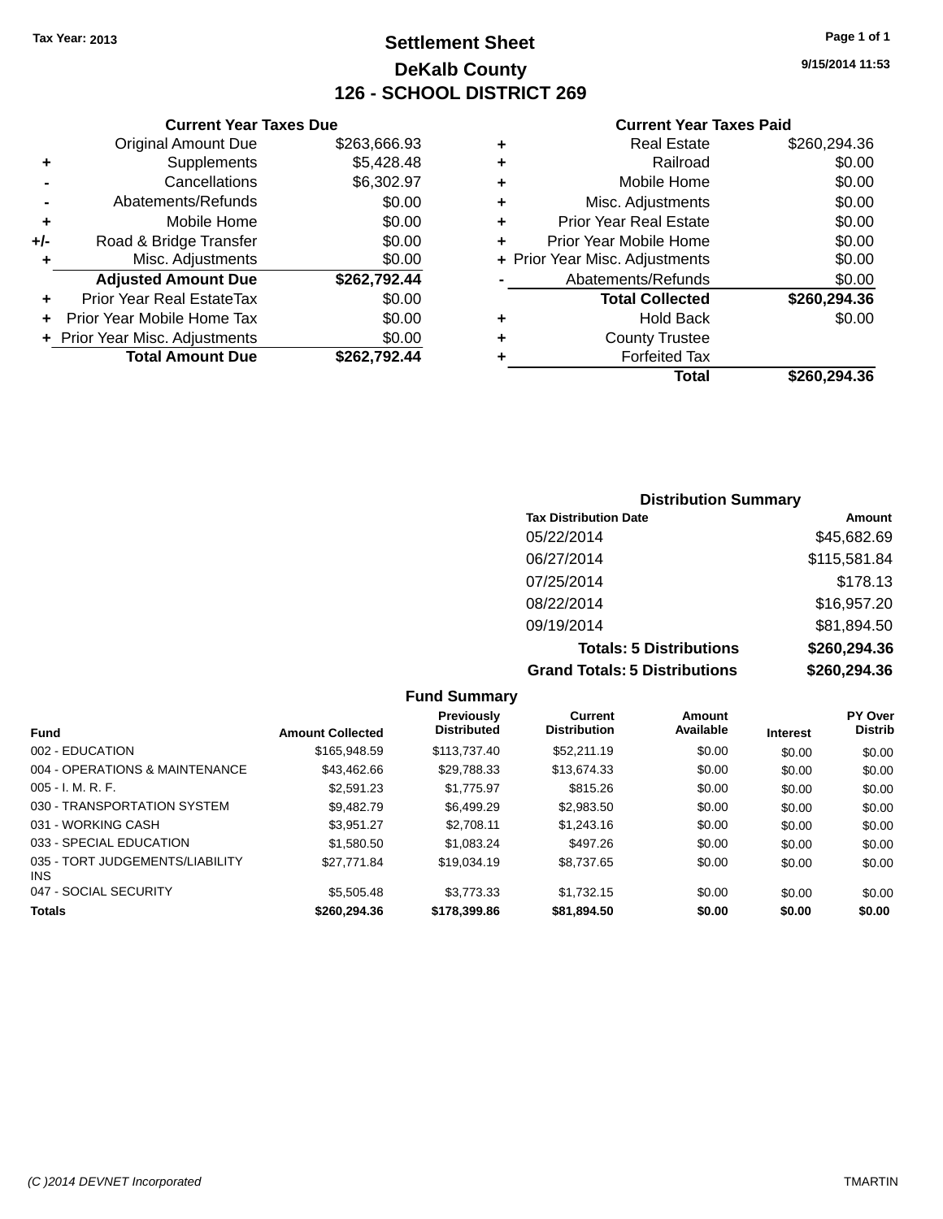Tax Year: 2013

# Settlement Sheet

## DeKalb County

## 126 - SCHOOL DISTRICT 269

9/15/2014 11:53

### Current Year Taxes Due

| | | |
|---|---|---|
| | Original Amount Due | $263,666.93 |
| + | Supplements | $5,428.48 |
| - | Cancellations | $6,302.97 |
| - | Abatements/Refunds | $0.00 |
| + | Mobile Home | $0.00 |
| +/- | Road & Bridge Transfer | $0.00 |
| + | Misc. Adjustments | $0.00 |
| | **Adjusted Amount Due** | **$262,792.44** |
| + | Prior Year Real EstateTax | $0.00 |
| + | Prior Year Mobile Home Tax | $0.00 |
| + | Prior Year Misc. Adjustments | $0.00 |
| | **Total Amount Due** | **$262,792.44** |

### Current Year Taxes Paid

| | | |
|---|---|---|
| + | Real Estate | $260,294.36 |
| + | Railroad | $0.00 |
| + | Mobile Home | $0.00 |
| + | Misc. Adjustments | $0.00 |
| + | Prior Year Real Estate | $0.00 |
| + | Prior Year Mobile Home | $0.00 |
| + | Prior Year Misc. Adjustments | $0.00 |
| - | Abatements/Refunds | $0.00 |
| | **Total Collected** | **$260,294.36** |
| + | Hold Back | $0.00 |
| + | County Trustee | |
| + | Forfeited Tax | |
| | **Total** | **$260,294.36** |

### Distribution Summary

| Tax Distribution Date | Amount |
|---|---|
| 05/22/2014 | $45,682.69 |
| 06/27/2014 | $115,581.84 |
| 07/25/2014 | $178.13 |
| 08/22/2014 | $16,957.20 |
| 09/19/2014 | $81,894.50 |
| **Totals: 5 Distributions** | **$260,294.36** |
| **Grand Totals: 5 Distributions** | **$260,294.36** |

### Fund Summary

| Fund | Amount Collected | Previously Distributed | Current Distribution | Amount Available | Interest | PY Over Distrib |
|---|---|---|---|---|---|---|
| 002 - EDUCATION | $165,948.59 | $113,737.40 | $52,211.19 | $0.00 | $0.00 | $0.00 |
| 004 - OPERATIONS & MAINTENANCE | $43,462.66 | $29,788.33 | $13,674.33 | $0.00 | $0.00 | $0.00 |
| 005 - I. M. R. F. | $2,591.23 | $1,775.97 | $815.26 | $0.00 | $0.00 | $0.00 |
| 030 - TRANSPORTATION SYSTEM | $9,482.79 | $6,499.29 | $2,983.50 | $0.00 | $0.00 | $0.00 |
| 031 - WORKING CASH | $3,951.27 | $2,708.11 | $1,243.16 | $0.00 | $0.00 | $0.00 |
| 033 - SPECIAL EDUCATION | $1,580.50 | $1,083.24 | $497.26 | $0.00 | $0.00 | $0.00 |
| 035 - TORT JUDGEMENTS/LIABILITY INS | $27,771.84 | $19,034.19 | $8,737.65 | $0.00 | $0.00 | $0.00 |
| 047 - SOCIAL SECURITY | $5,505.48 | $3,773.33 | $1,732.15 | $0.00 | $0.00 | $0.00 |
| **Totals** | **$260,294.36** | **$178,399.86** | **$81,894.50** | **$0.00** | **$0.00** | **$0.00** |

(C )2014 DEVNET Incorporated TMARTIN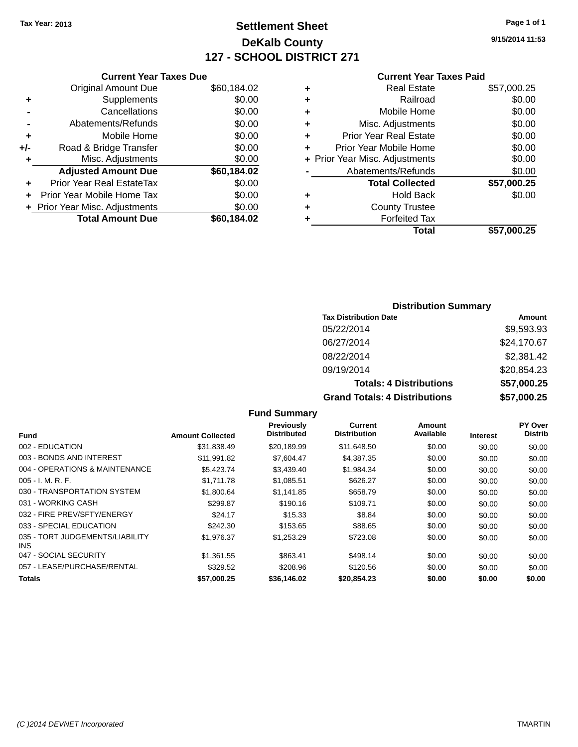Tax Year: 2013

# Settlement Sheet

## DeKalb County

## 127 - SCHOOL DISTRICT 271

9/15/2014 11:53

### Current Year Taxes Due

| | | |
|---|---|---|
| | Original Amount Due | $60,184.02 |
| + | Supplements | $0.00 |
| - | Cancellations | $0.00 |
| - | Abatements/Refunds | $0.00 |
| + | Mobile Home | $0.00 |
| +/- | Road & Bridge Transfer | $0.00 |
| + | Misc. Adjustments | $0.00 |
| | **Adjusted Amount Due** | **$60,184.02** |
| + | Prior Year Real EstateTax | $0.00 |
| + | Prior Year Mobile Home Tax | $0.00 |
| + | Prior Year Misc. Adjustments | $0.00 |
| | **Total Amount Due** | **$60,184.02** |

### Current Year Taxes Paid

| | | |
|---|---|---|
| + | Real Estate | $57,000.25 |
| + | Railroad | $0.00 |
| + | Mobile Home | $0.00 |
| + | Misc. Adjustments | $0.00 |
| + | Prior Year Real Estate | $0.00 |
| + | Prior Year Mobile Home | $0.00 |
| + | Prior Year Misc. Adjustments | $0.00 |
| - | Abatements/Refunds | $0.00 |
| | **Total Collected** | **$57,000.25** |
| + | Hold Back | $0.00 |
| + | County Trustee | |
| + | Forfeited Tax | |
| | **Total** | **$57,000.25** |

### Distribution Summary

| Tax Distribution Date | Amount |
|---|---|
| 05/22/2014 | $9,593.93 |
| 06/27/2014 | $24,170.67 |
| 08/22/2014 | $2,381.42 |
| 09/19/2014 | $20,854.23 |
| **Totals: 4 Distributions** | **$57,000.25** |
| **Grand Totals: 4 Distributions** | **$57,000.25** |

### Fund Summary

| Fund | Amount Collected | Previously Distributed | Current Distribution | Amount Available | Interest | PY Over Distrib |
|---|---|---|---|---|---|---|
| 002 - EDUCATION | $31,838.49 | $20,189.99 | $11,648.50 | $0.00 | $0.00 | $0.00 |
| 003 - BONDS AND INTEREST | $11,991.82 | $7,604.47 | $4,387.35 | $0.00 | $0.00 | $0.00 |
| 004 - OPERATIONS & MAINTENANCE | $5,423.74 | $3,439.40 | $1,984.34 | $0.00 | $0.00 | $0.00 |
| 005 - I. M. R. F. | $1,711.78 | $1,085.51 | $626.27 | $0.00 | $0.00 | $0.00 |
| 030 - TRANSPORTATION SYSTEM | $1,800.64 | $1,141.85 | $658.79 | $0.00 | $0.00 | $0.00 |
| 031 - WORKING CASH | $299.87 | $190.16 | $109.71 | $0.00 | $0.00 | $0.00 |
| 032 - FIRE PREV/SFTY/ENERGY | $24.17 | $15.33 | $8.84 | $0.00 | $0.00 | $0.00 |
| 033 - SPECIAL EDUCATION | $242.30 | $153.65 | $88.65 | $0.00 | $0.00 | $0.00 |
| 035 - TORT JUDGEMENTS/LIABILITY INS | $1,976.37 | $1,253.29 | $723.08 | $0.00 | $0.00 | $0.00 |
| 047 - SOCIAL SECURITY | $1,361.55 | $863.41 | $498.14 | $0.00 | $0.00 | $0.00 |
| 057 - LEASE/PURCHASE/RENTAL | $329.52 | $208.96 | $120.56 | $0.00 | $0.00 | $0.00 |
| **Totals** | **$57,000.25** | **$36,146.02** | **$20,854.23** | **$0.00** | **$0.00** | **$0.00** |

(C )2014 DEVNET Incorporated TMARTIN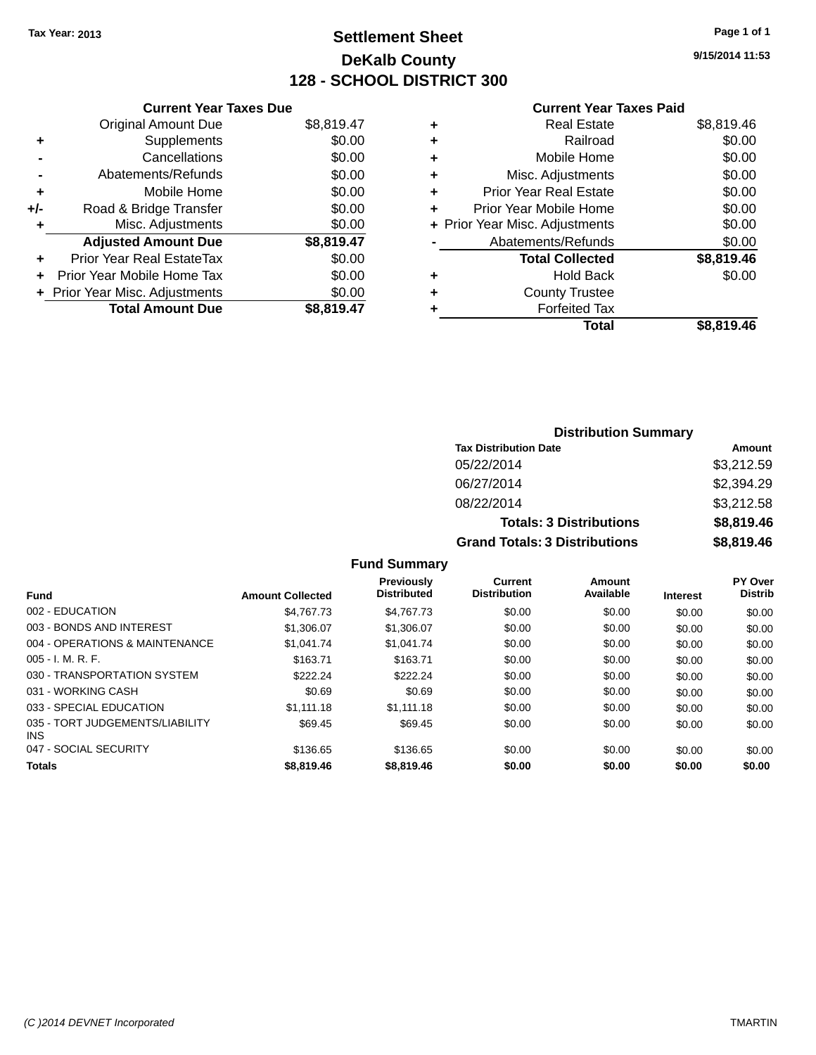Tax Year: 2013

# Settlement Sheet

## DeKalb County

## 128 - SCHOOL DISTRICT 300

9/15/2014 11:53

### Current Year Taxes Due

| | | |
|---|---|---|
| | Original Amount Due | $8,819.47 |
| + | Supplements | $0.00 |
| - | Cancellations | $0.00 |
| - | Abatements/Refunds | $0.00 |
| + | Mobile Home | $0.00 |
| +/- | Road & Bridge Transfer | $0.00 |
| + | Misc. Adjustments | $0.00 |
| | **Adjusted Amount Due** | **$8,819.47** |
| + | Prior Year Real EstateTax | $0.00 |
| + | Prior Year Mobile Home Tax | $0.00 |
| + | Prior Year Misc. Adjustments | $0.00 |
| | **Total Amount Due** | **$8,819.47** |

### Current Year Taxes Paid

| | | |
|---|---|---|
| + | Real Estate | $8,819.46 |
| + | Railroad | $0.00 |
| + | Mobile Home | $0.00 |
| + | Misc. Adjustments | $0.00 |
| + | Prior Year Real Estate | $0.00 |
| + | Prior Year Mobile Home | $0.00 |
| + | Prior Year Misc. Adjustments | $0.00 |
| - | Abatements/Refunds | $0.00 |
| | **Total Collected** | **$8,819.46** |
| + | Hold Back | $0.00 |
| + | County Trustee | |
| + | Forfeited Tax | |
| | **Total** | **$8,819.46** |

### Distribution Summary

| Tax Distribution Date | Amount |
|---|---|
| 05/22/2014 | $3,212.59 |
| 06/27/2014 | $2,394.29 |
| 08/22/2014 | $3,212.58 |
| **Totals: 3 Distributions** | **$8,819.46** |
| **Grand Totals: 3 Distributions** | **$8,819.46** |

### Fund Summary

| Fund | Amount Collected | Previously Distributed | Current Distribution | Amount Available | Interest | PY Over Distrib |
|---|---|---|---|---|---|---|
| 002 - EDUCATION | $4,767.73 | $4,767.73 | $0.00 | $0.00 | $0.00 | $0.00 |
| 003 - BONDS AND INTEREST | $1,306.07 | $1,306.07 | $0.00 | $0.00 | $0.00 | $0.00 |
| 004 - OPERATIONS & MAINTENANCE | $1,041.74 | $1,041.74 | $0.00 | $0.00 | $0.00 | $0.00 |
| 005 - I. M. R. F. | $163.71 | $163.71 | $0.00 | $0.00 | $0.00 | $0.00 |
| 030 - TRANSPORTATION SYSTEM | $222.24 | $222.24 | $0.00 | $0.00 | $0.00 | $0.00 |
| 031 - WORKING CASH | $0.69 | $0.69 | $0.00 | $0.00 | $0.00 | $0.00 |
| 033 - SPECIAL EDUCATION | $1,111.18 | $1,111.18 | $0.00 | $0.00 | $0.00 | $0.00 |
| 035 - TORT JUDGEMENTS/LIABILITY INS | $69.45 | $69.45 | $0.00 | $0.00 | $0.00 | $0.00 |
| 047 - SOCIAL SECURITY | $136.65 | $136.65 | $0.00 | $0.00 | $0.00 | $0.00 |
| **Totals** | **$8,819.46** | **$8,819.46** | **$0.00** | **$0.00** | **$0.00** | **$0.00** |

(C )2014 DEVNET Incorporated TMARTIN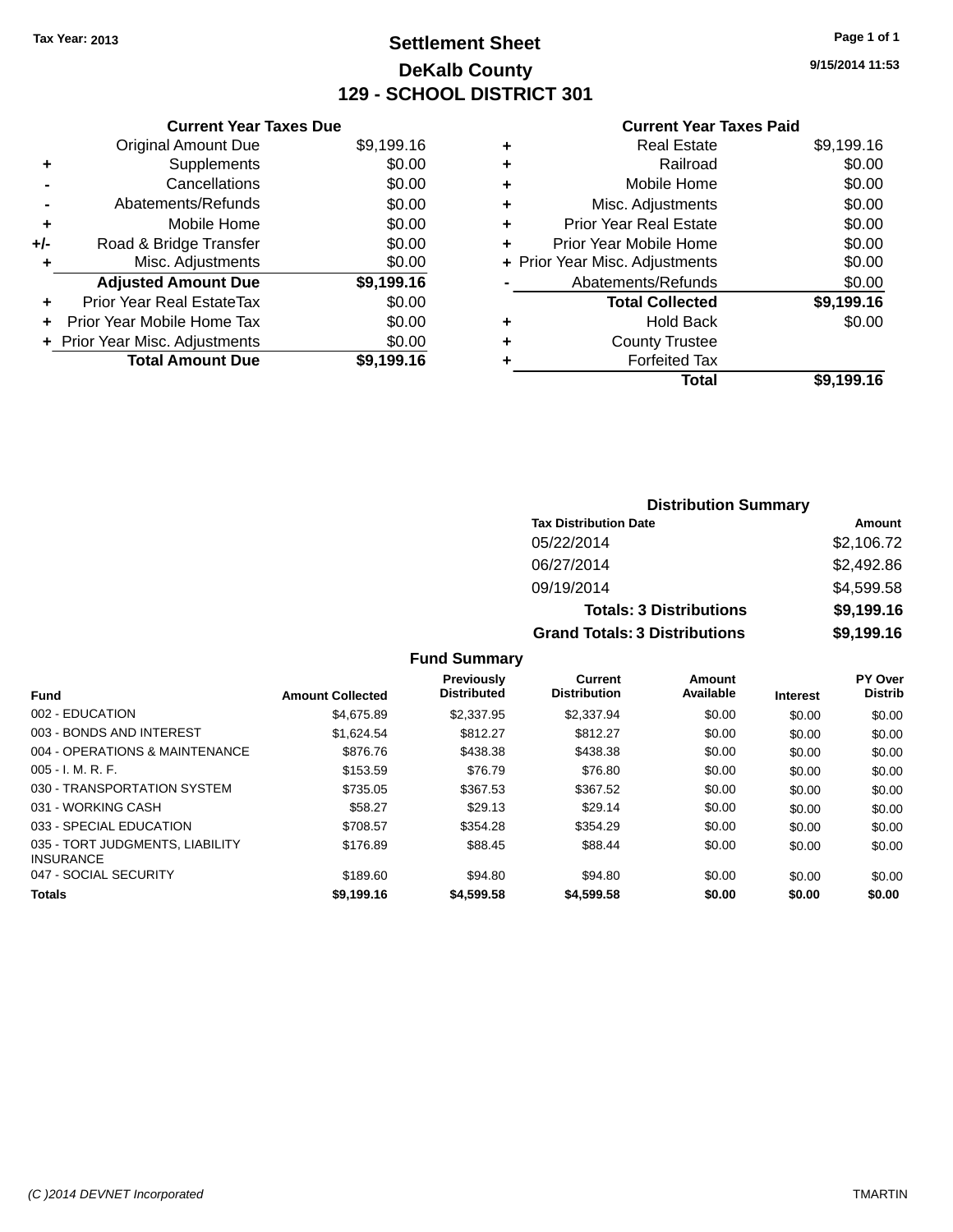Tax Year: 2013

# Settlement Sheet

## DeKalb County

## 129 - SCHOOL DISTRICT 301

9/15/2014 11:53

### Current Year Taxes Due

| | | |
|---|---|---|
| | Original Amount Due | $9,199.16 |
| + | Supplements | $0.00 |
| - | Cancellations | $0.00 |
| - | Abatements/Refunds | $0.00 |
| + | Mobile Home | $0.00 |
| +/- | Road & Bridge Transfer | $0.00 |
| + | Misc. Adjustments | $0.00 |
| | **Adjusted Amount Due** | **$9,199.16** |
| + | Prior Year Real EstateTax | $0.00 |
| + | Prior Year Mobile Home Tax | $0.00 |
| + | Prior Year Misc. Adjustments | $0.00 |
| | **Total Amount Due** | **$9,199.16** |

### Current Year Taxes Paid

| | | |
|---|---|---|
| + | Real Estate | $9,199.16 |
| + | Railroad | $0.00 |
| + | Mobile Home | $0.00 |
| + | Misc. Adjustments | $0.00 |
| + | Prior Year Real Estate | $0.00 |
| + | Prior Year Mobile Home | $0.00 |
| + | Prior Year Misc. Adjustments | $0.00 |
| - | Abatements/Refunds | $0.00 |
| | **Total Collected** | **$9,199.16** |
| + | Hold Back | $0.00 |
| + | County Trustee | |
| + | Forfeited Tax | |
| | **Total** | **$9,199.16** |

### Distribution Summary

| Tax Distribution Date | Amount |
|---|---|
| 05/22/2014 | $2,106.72 |
| 06/27/2014 | $2,492.86 |
| 09/19/2014 | $4,599.58 |
| **Totals: 3 Distributions** | **$9,199.16** |
| **Grand Totals: 3 Distributions** | **$9,199.16** |

### Fund Summary

| Fund | Amount Collected | Previously Distributed | Current Distribution | Amount Available | Interest | PY Over Distrib |
|---|---|---|---|---|---|---|
| 002 - EDUCATION | $4,675.89 | $2,337.95 | $2,337.94 | $0.00 | $0.00 | $0.00 |
| 003 - BONDS AND INTEREST | $1,624.54 | $812.27 | $812.27 | $0.00 | $0.00 | $0.00 |
| 004 - OPERATIONS & MAINTENANCE | $876.76 | $438.38 | $438.38 | $0.00 | $0.00 | $0.00 |
| 005 - I. M. R. F. | $153.59 | $76.79 | $76.80 | $0.00 | $0.00 | $0.00 |
| 030 - TRANSPORTATION SYSTEM | $735.05 | $367.53 | $367.52 | $0.00 | $0.00 | $0.00 |
| 031 - WORKING CASH | $58.27 | $29.13 | $29.14 | $0.00 | $0.00 | $0.00 |
| 033 - SPECIAL EDUCATION | $708.57 | $354.28 | $354.29 | $0.00 | $0.00 | $0.00 |
| 035 - TORT JUDGMENTS, LIABILITY INSURANCE | $176.89 | $88.45 | $88.44 | $0.00 | $0.00 | $0.00 |
| 047 - SOCIAL SECURITY | $189.60 | $94.80 | $94.80 | $0.00 | $0.00 | $0.00 |
| **Totals** | **$9,199.16** | **$4,599.58** | **$4,599.58** | **$0.00** | **$0.00** | **$0.00** |

(C )2014 DEVNET Incorporated — TMARTIN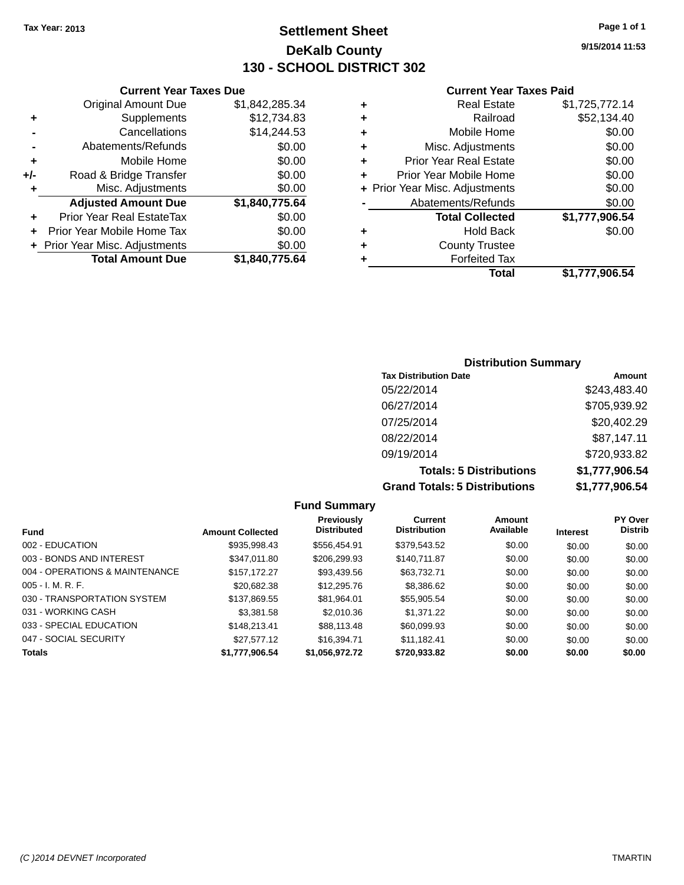Tax Year: 2013

# Settlement Sheet

## DeKalb County

## 130 - SCHOOL DISTRICT 302

9/15/2014 11:53

### Current Year Taxes Due

| | | |
|---|---|---|
| | Original Amount Due | $1,842,285.34 |
| + | Supplements | $12,734.83 |
| - | Cancellations | $14,244.53 |
| - | Abatements/Refunds | $0.00 |
| + | Mobile Home | $0.00 |
| +/- | Road & Bridge Transfer | $0.00 |
| + | Misc. Adjustments | $0.00 |
| | **Adjusted Amount Due** | **$1,840,775.64** |
| + | Prior Year Real EstateTax | $0.00 |
| + | Prior Year Mobile Home Tax | $0.00 |
| + | Prior Year Misc. Adjustments | $0.00 |
| | **Total Amount Due** | **$1,840,775.64** |

### Current Year Taxes Paid

| | | |
|---|---|---|
| + | Real Estate | $1,725,772.14 |
| + | Railroad | $52,134.40 |
| + | Mobile Home | $0.00 |
| + | Misc. Adjustments | $0.00 |
| + | Prior Year Real Estate | $0.00 |
| + | Prior Year Mobile Home | $0.00 |
| + | Prior Year Misc. Adjustments | $0.00 |
| - | Abatements/Refunds | $0.00 |
| | **Total Collected** | **$1,777,906.54** |
| + | Hold Back | $0.00 |
| + | County Trustee | |
| + | Forfeited Tax | |
| | **Total** | **$1,777,906.54** |

### Distribution Summary

| Tax Distribution Date | Amount |
|---|---|
| 05/22/2014 | $243,483.40 |
| 06/27/2014 | $705,939.92 |
| 07/25/2014 | $20,402.29 |
| 08/22/2014 | $87,147.11 |
| 09/19/2014 | $720,933.82 |
| **Totals: 5 Distributions** | **$1,777,906.54** |
| **Grand Totals: 5 Distributions** | **$1,777,906.54** |

### Fund Summary

| Fund | Amount Collected | Previously Distributed | Current Distribution | Amount Available | Interest | PY Over Distrib |
|---|---|---|---|---|---|---|
| 002 - EDUCATION | $935,998.43 | $556,454.91 | $379,543.52 | $0.00 | $0.00 | $0.00 |
| 003 - BONDS AND INTEREST | $347,011.80 | $206,299.93 | $140,711.87 | $0.00 | $0.00 | $0.00 |
| 004 - OPERATIONS & MAINTENANCE | $157,172.27 | $93,439.56 | $63,732.71 | $0.00 | $0.00 | $0.00 |
| 005 - I. M. R. F. | $20,682.38 | $12,295.76 | $8,386.62 | $0.00 | $0.00 | $0.00 |
| 030 - TRANSPORTATION SYSTEM | $137,869.55 | $81,964.01 | $55,905.54 | $0.00 | $0.00 | $0.00 |
| 031 - WORKING CASH | $3,381.58 | $2,010.36 | $1,371.22 | $0.00 | $0.00 | $0.00 |
| 033 - SPECIAL EDUCATION | $148,213.41 | $88,113.48 | $60,099.93 | $0.00 | $0.00 | $0.00 |
| 047 - SOCIAL SECURITY | $27,577.12 | $16,394.71 | $11,182.41 | $0.00 | $0.00 | $0.00 |
| **Totals** | **$1,777,906.54** | **$1,056,972.72** | **$720,933.82** | **$0.00** | **$0.00** | **$0.00** |

(C )2014 DEVNET Incorporated TMARTIN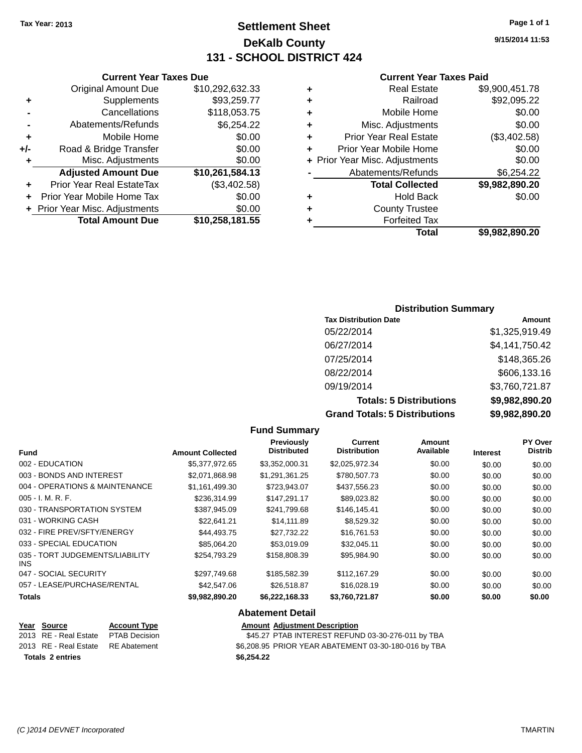Tax Year: 2013

# Settlement Sheet
## DeKalb County
## 131 - SCHOOL DISTRICT 424

9/15/2014 11:53

### Current Year Taxes Due

| | | |
|---|---|---|
| | Original Amount Due | $10,292,632.33 |
| + | Supplements | $93,259.77 |
| - | Cancellations | $118,053.75 |
| - | Abatements/Refunds | $6,254.22 |
| + | Mobile Home | $0.00 |
| +/- | Road & Bridge Transfer | $0.00 |
| + | Misc. Adjustments | $0.00 |
| | **Adjusted Amount Due** | **$10,261,584.13** |
| + | Prior Year Real EstateTax | ($3,402.58) |
| + | Prior Year Mobile Home Tax | $0.00 |
| + | Prior Year Misc. Adjustments | $0.00 |
| | **Total Amount Due** | **$10,258,181.55** |

### Current Year Taxes Paid

| | | |
|---|---|---|
| + | Real Estate | $9,900,451.78 |
| + | Railroad | $92,095.22 |
| + | Mobile Home | $0.00 |
| + | Misc. Adjustments | $0.00 |
| + | Prior Year Real Estate | ($3,402.58) |
| + | Prior Year Mobile Home | $0.00 |
| + | Prior Year Misc. Adjustments | $0.00 |
| - | Abatements/Refunds | $6,254.22 |
| | **Total Collected** | **$9,982,890.20** |
| + | Hold Back | $0.00 |
| + | County Trustee | |
| + | Forfeited Tax | |
| | **Total** | **$9,982,890.20** |

### Distribution Summary

| Tax Distribution Date | Amount |
|---|---|
| 05/22/2014 | $1,325,919.49 |
| 06/27/2014 | $4,141,750.42 |
| 07/25/2014 | $148,365.26 |
| 08/22/2014 | $606,133.16 |
| 09/19/2014 | $3,760,721.87 |
| **Totals: 5 Distributions** | **$9,982,890.20** |
| **Grand Totals: 5 Distributions** | **$9,982,890.20** |

### Fund Summary

| Fund | Amount Collected | Previously Distributed | Current Distribution | Amount Available | Interest | PY Over Distrib |
|---|---|---|---|---|---|---|
| 002 - EDUCATION | $5,377,972.65 | $3,352,000.31 | $2,025,972.34 | $0.00 | $0.00 | $0.00 |
| 003 - BONDS AND INTEREST | $2,071,868.98 | $1,291,361.25 | $780,507.73 | $0.00 | $0.00 | $0.00 |
| 004 - OPERATIONS & MAINTENANCE | $1,161,499.30 | $723,943.07 | $437,556.23 | $0.00 | $0.00 | $0.00 |
| 005 - I. M. R. F. | $236,314.99 | $147,291.17 | $89,023.82 | $0.00 | $0.00 | $0.00 |
| 030 - TRANSPORTATION SYSTEM | $387,945.09 | $241,799.68 | $146,145.41 | $0.00 | $0.00 | $0.00 |
| 031 - WORKING CASH | $22,641.21 | $14,111.89 | $8,529.32 | $0.00 | $0.00 | $0.00 |
| 032 - FIRE PREV/SFTY/ENERGY | $44,493.75 | $27,732.22 | $16,761.53 | $0.00 | $0.00 | $0.00 |
| 033 - SPECIAL EDUCATION | $85,064.20 | $53,019.09 | $32,045.11 | $0.00 | $0.00 | $0.00 |
| 035 - TORT JUDGEMENTS/LIABILITY INS | $254,793.29 | $158,808.39 | $95,984.90 | $0.00 | $0.00 | $0.00 |
| 047 - SOCIAL SECURITY | $297,749.68 | $185,582.39 | $112,167.29 | $0.00 | $0.00 | $0.00 |
| 057 - LEASE/PURCHASE/RENTAL | $42,547.06 | $26,518.87 | $16,028.19 | $0.00 | $0.00 | $0.00 |
| **Totals** | **$9,982,890.20** | **$6,222,168.33** | **$3,760,721.87** | **$0.00** | **$0.00** | **$0.00** |

### Abatement Detail

| Year | Source | Account Type | Amount | Adjustment Description |
|---|---|---|---|---|
| 2013 | RE - Real Estate | PTAB Decision | $45.27 | PTAB INTEREST REFUND 03-30-276-011 by TBA |
| 2013 | RE - Real Estate | RE Abatement | $6,208.95 | PRIOR YEAR ABATEMENT 03-30-180-016 by TBA |
| **Totals 2 entries** | | | **$6,254.22** | |

(C )2014 DEVNET Incorporated TMARTIN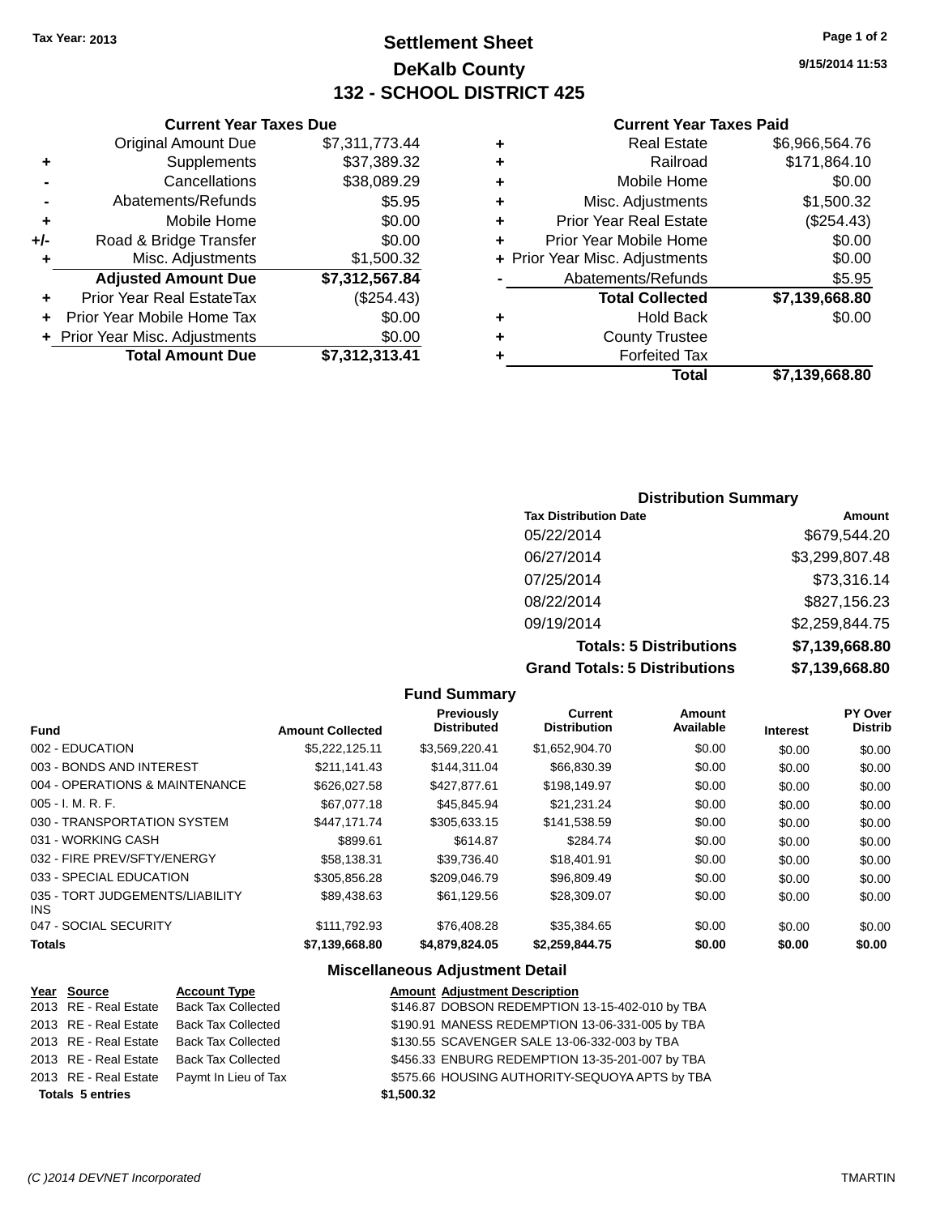Tax Year: 2013

# Settlement Sheet
## DeKalb County
## 132 - SCHOOL DISTRICT 425

9/15/2014 11:53

### Current Year Taxes Due

| | | |
|---|---|---|
| | Original Amount Due | $7,311,773.44 |
| + | Supplements | $37,389.32 |
| - | Cancellations | $38,089.29 |
| - | Abatements/Refunds | $5.95 |
| + | Mobile Home | $0.00 |
| +/- | Road & Bridge Transfer | $0.00 |
| + | Misc. Adjustments | $1,500.32 |
| | **Adjusted Amount Due** | **$7,312,567.84** |
| + | Prior Year Real EstateTax | ($254.43) |
| + | Prior Year Mobile Home Tax | $0.00 |
| + | Prior Year Misc. Adjustments | $0.00 |
| | **Total Amount Due** | **$7,312,313.41** |

### Current Year Taxes Paid

| | | |
|---|---|---|
| + | Real Estate | $6,966,564.76 |
| + | Railroad | $171,864.10 |
| + | Mobile Home | $0.00 |
| + | Misc. Adjustments | $1,500.32 |
| + | Prior Year Real Estate | ($254.43) |
| + | Prior Year Mobile Home | $0.00 |
| + | Prior Year Misc. Adjustments | $0.00 |
| - | Abatements/Refunds | $5.95 |
| | **Total Collected** | **$7,139,668.80** |
| + | Hold Back | $0.00 |
| + | County Trustee | |
| + | Forfeited Tax | |
| | **Total** | **$7,139,668.80** |

### Distribution Summary

| Tax Distribution Date | Amount |
|---|---|
| 05/22/2014 | $679,544.20 |
| 06/27/2014 | $3,299,807.48 |
| 07/25/2014 | $73,316.14 |
| 08/22/2014 | $827,156.23 |
| 09/19/2014 | $2,259,844.75 |
| **Totals: 5 Distributions** | **$7,139,668.80** |
| **Grand Totals: 5 Distributions** | **$7,139,668.80** |

### Fund Summary

| Fund | Amount Collected | Previously Distributed | Current Distribution | Amount Available | Interest | PY Over Distrib |
|---|---|---|---|---|---|---|
| 002 - EDUCATION | $5,222,125.11 | $3,569,220.41 | $1,652,904.70 | $0.00 | $0.00 | $0.00 |
| 003 - BONDS AND INTEREST | $211,141.43 | $144,311.04 | $66,830.39 | $0.00 | $0.00 | $0.00 |
| 004 - OPERATIONS & MAINTENANCE | $626,027.58 | $427,877.61 | $198,149.97 | $0.00 | $0.00 | $0.00 |
| 005 - I. M. R. F. | $67,077.18 | $45,845.94 | $21,231.24 | $0.00 | $0.00 | $0.00 |
| 030 - TRANSPORTATION SYSTEM | $447,171.74 | $305,633.15 | $141,538.59 | $0.00 | $0.00 | $0.00 |
| 031 - WORKING CASH | $899.61 | $614.87 | $284.74 | $0.00 | $0.00 | $0.00 |
| 032 - FIRE PREV/SFTY/ENERGY | $58,138.31 | $39,736.40 | $18,401.91 | $0.00 | $0.00 | $0.00 |
| 033 - SPECIAL EDUCATION | $305,856.28 | $209,046.79 | $96,809.49 | $0.00 | $0.00 | $0.00 |
| 035 - TORT JUDGEMENTS/LIABILITY INS | $89,438.63 | $61,129.56 | $28,309.07 | $0.00 | $0.00 | $0.00 |
| 047 - SOCIAL SECURITY | $111,792.93 | $76,408.28 | $35,384.65 | $0.00 | $0.00 | $0.00 |
| **Totals** | **$7,139,668.80** | **$4,879,824.05** | **$2,259,844.75** | **$0.00** | **$0.00** | **$0.00** |

### Miscellaneous Adjustment Detail

| Year | Source | Account Type | Amount | Adjustment Description |
|---|---|---|---|---|
| 2013 | RE - Real Estate | Back Tax Collected | $146.87 | DOBSON REDEMPTION 13-15-402-010 by TBA |
| 2013 | RE - Real Estate | Back Tax Collected | $190.91 | MANESS REDEMPTION 13-06-331-005 by TBA |
| 2013 | RE - Real Estate | Back Tax Collected | $130.55 | SCAVENGER SALE 13-06-332-003 by TBA |
| 2013 | RE - Real Estate | Back Tax Collected | $456.33 | ENBURG REDEMPTION 13-35-201-007 by TBA |
| 2013 | RE - Real Estate | Paymt In Lieu of Tax | $575.66 | HOUSING AUTHORITY-SEQUOYA APTS by TBA |
| **Totals 5 entries** | | | **$1,500.32** | |

(C )2014 DEVNET Incorporated TMARTIN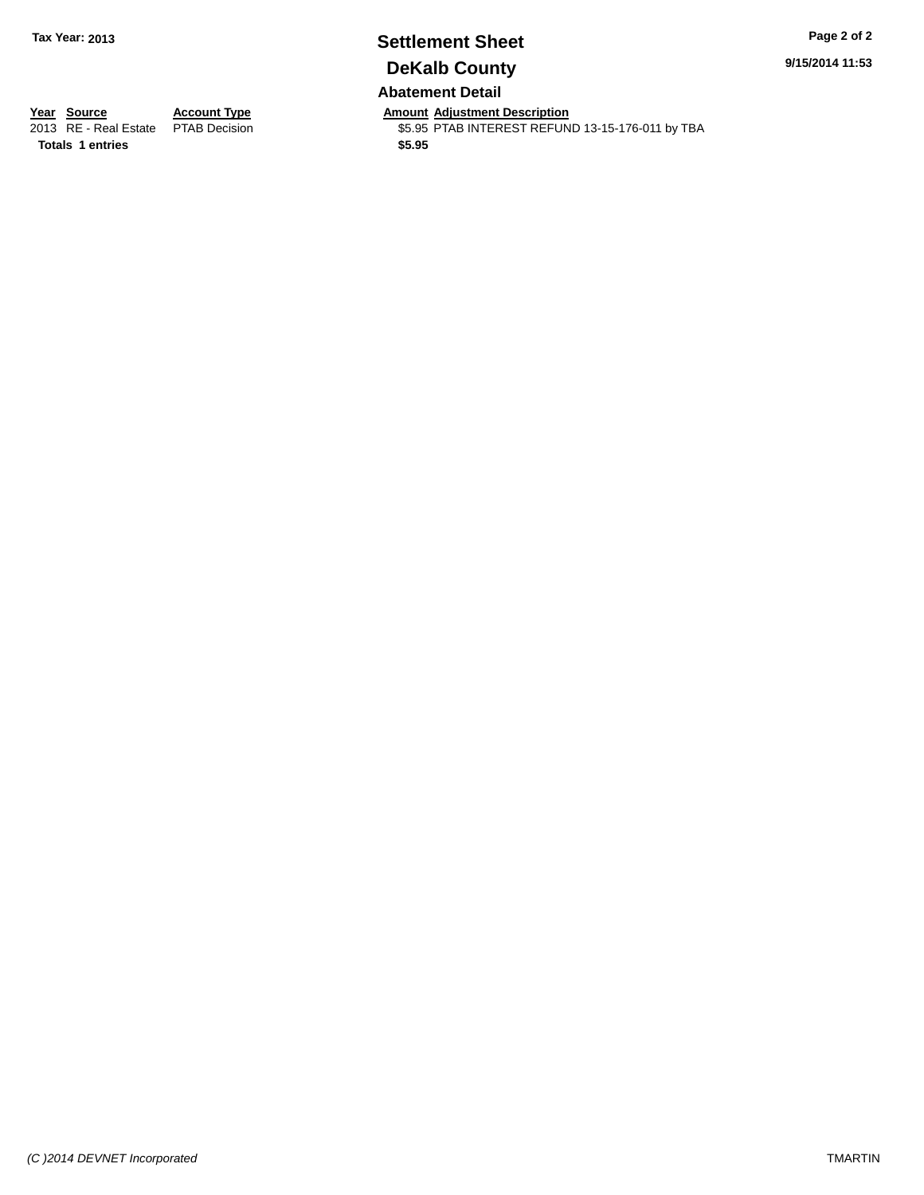**Tax Year: 2013**

# Settlement Sheet

## DeKalb County

9/15/2014 11:53

### Abatement Detail

| Year | Source | Account Type | Amount | Adjustment Description |
|---|---|---|---|---|
| 2013 | RE - Real Estate | PTAB Decision | $5.95 | PTAB INTEREST REFUND 13-15-176-011 by TBA |
| **Totals** | **1 entries** | | **$5.95** | |

*(C )2014 DEVNET Incorporated*

TMARTIN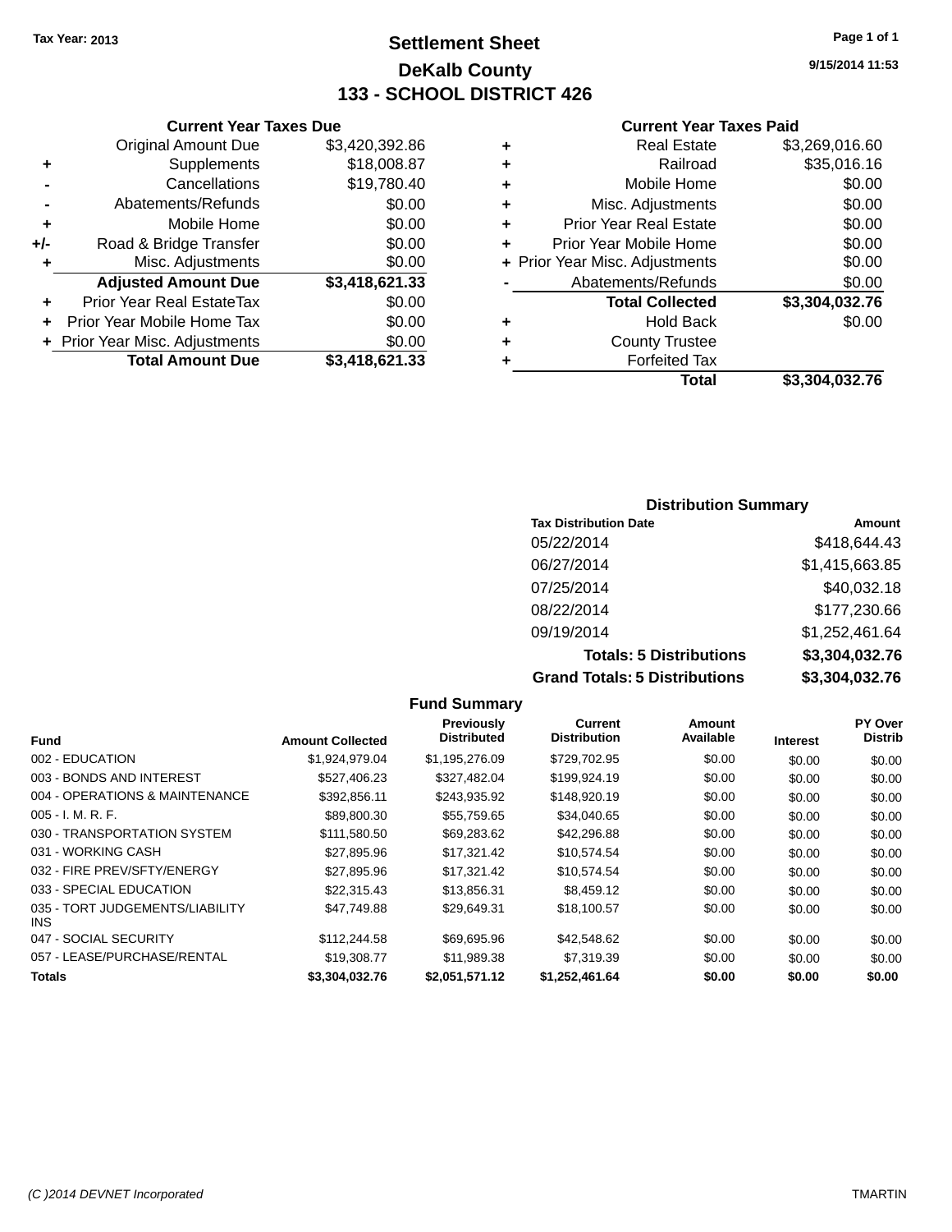Tax Year: 2013

# Settlement Sheet

## DeKalb County

## 133 - SCHOOL DISTRICT 426

9/15/2014 11:53

### Current Year Taxes Due

| | | |
|---|---|---|
| | Original Amount Due | $3,420,392.86 |
| + | Supplements | $18,008.87 |
| - | Cancellations | $19,780.40 |
| - | Abatements/Refunds | $0.00 |
| + | Mobile Home | $0.00 |
| +/- | Road & Bridge Transfer | $0.00 |
| + | Misc. Adjustments | $0.00 |
| | **Adjusted Amount Due** | **$3,418,621.33** |
| + | Prior Year Real EstateTax | $0.00 |
| + | Prior Year Mobile Home Tax | $0.00 |
| + | Prior Year Misc. Adjustments | $0.00 |
| | **Total Amount Due** | **$3,418,621.33** |

### Current Year Taxes Paid

| | | |
|---|---|---|
| + | Real Estate | $3,269,016.60 |
| + | Railroad | $35,016.16 |
| + | Mobile Home | $0.00 |
| + | Misc. Adjustments | $0.00 |
| + | Prior Year Real Estate | $0.00 |
| + | Prior Year Mobile Home | $0.00 |
| + | Prior Year Misc. Adjustments | $0.00 |
| - | Abatements/Refunds | $0.00 |
| | **Total Collected** | **$3,304,032.76** |
| + | Hold Back | $0.00 |
| + | County Trustee | |
| + | Forfeited Tax | |
| | **Total** | **$3,304,032.76** |

### Distribution Summary

| Tax Distribution Date | Amount |
|---|---|
| 05/22/2014 | $418,644.43 |
| 06/27/2014 | $1,415,663.85 |
| 07/25/2014 | $40,032.18 |
| 08/22/2014 | $177,230.66 |
| 09/19/2014 | $1,252,461.64 |
| **Totals: 5 Distributions** | **$3,304,032.76** |
| **Grand Totals: 5 Distributions** | **$3,304,032.76** |

### Fund Summary

| Fund | Amount Collected | Previously Distributed | Current Distribution | Amount Available | Interest | PY Over Distrib |
|---|---|---|---|---|---|---|
| 002 - EDUCATION | $1,924,979.04 | $1,195,276.09 | $729,702.95 | $0.00 | $0.00 | $0.00 |
| 003 - BONDS AND INTEREST | $527,406.23 | $327,482.04 | $199,924.19 | $0.00 | $0.00 | $0.00 |
| 004 - OPERATIONS & MAINTENANCE | $392,856.11 | $243,935.92 | $148,920.19 | $0.00 | $0.00 | $0.00 |
| 005 - I. M. R. F. | $89,800.30 | $55,759.65 | $34,040.65 | $0.00 | $0.00 | $0.00 |
| 030 - TRANSPORTATION SYSTEM | $111,580.50 | $69,283.62 | $42,296.88 | $0.00 | $0.00 | $0.00 |
| 031 - WORKING CASH | $27,895.96 | $17,321.42 | $10,574.54 | $0.00 | $0.00 | $0.00 |
| 032 - FIRE PREV/SFTY/ENERGY | $27,895.96 | $17,321.42 | $10,574.54 | $0.00 | $0.00 | $0.00 |
| 033 - SPECIAL EDUCATION | $22,315.43 | $13,856.31 | $8,459.12 | $0.00 | $0.00 | $0.00 |
| 035 - TORT JUDGEMENTS/LIABILITY INS | $47,749.88 | $29,649.31 | $18,100.57 | $0.00 | $0.00 | $0.00 |
| 047 - SOCIAL SECURITY | $112,244.58 | $69,695.96 | $42,548.62 | $0.00 | $0.00 | $0.00 |
| 057 - LEASE/PURCHASE/RENTAL | $19,308.77 | $11,989.38 | $7,319.39 | $0.00 | $0.00 | $0.00 |
| **Totals** | **$3,304,032.76** | **$2,051,571.12** | **$1,252,461.64** | **$0.00** | **$0.00** | **$0.00** |

(C )2014 DEVNET Incorporated — TMARTIN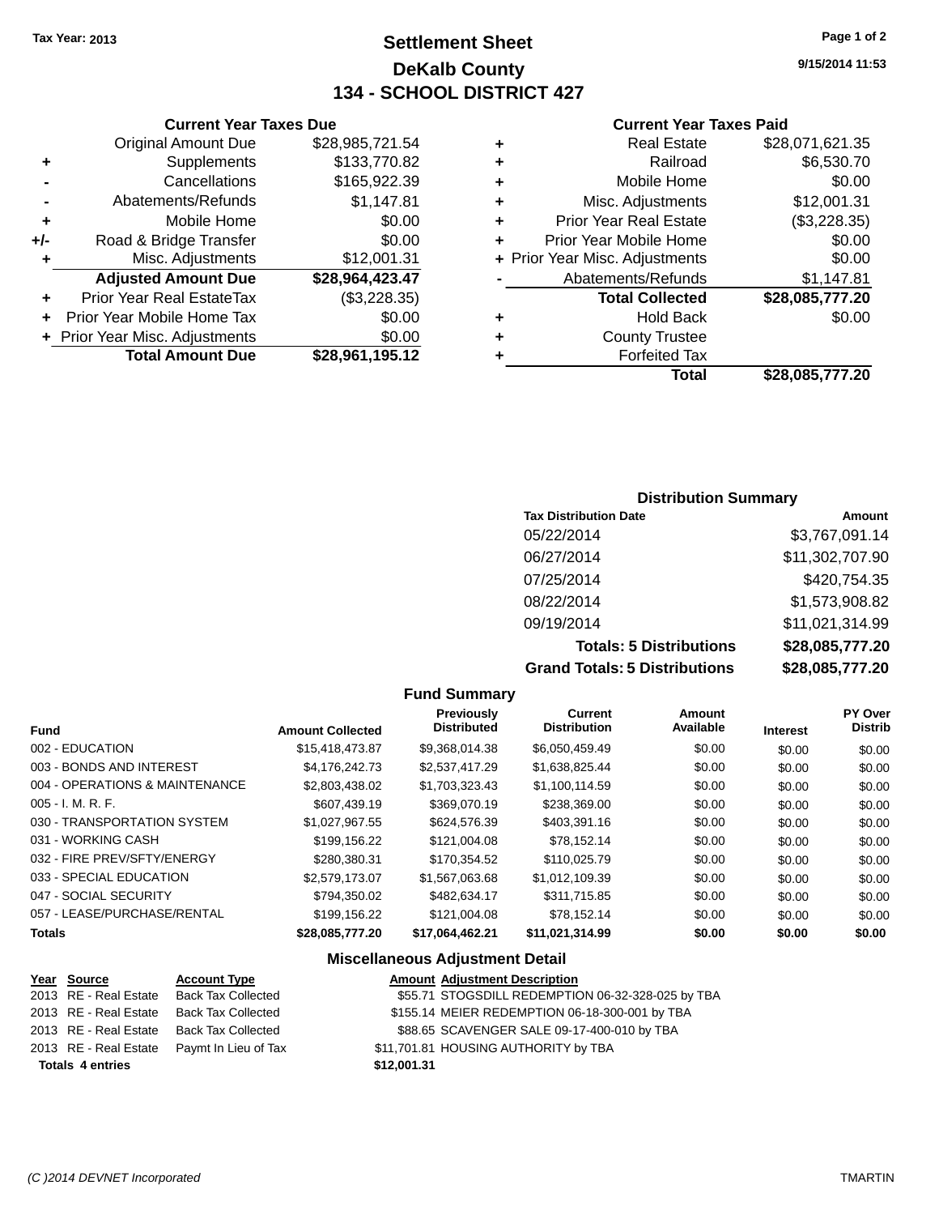Tax Year: 2013

# Settlement Sheet

## DeKalb County

## 134 - SCHOOL DISTRICT 427

9/15/2014 11:53

### Current Year Taxes Due

| | | |
|---|---|---|
| | Original Amount Due | $28,985,721.54 |
| + | Supplements | $133,770.82 |
| - | Cancellations | $165,922.39 |
| - | Abatements/Refunds | $1,147.81 |
| + | Mobile Home | $0.00 |
| +/- | Road & Bridge Transfer | $0.00 |
| + | Misc. Adjustments | $12,001.31 |
| | **Adjusted Amount Due** | **$28,964,423.47** |
| + | Prior Year Real EstateTax | ($3,228.35) |
| + | Prior Year Mobile Home Tax | $0.00 |
| + | Prior Year Misc. Adjustments | $0.00 |
| | **Total Amount Due** | **$28,961,195.12** |

### Current Year Taxes Paid

| | | |
|---|---|---|
| + | Real Estate | $28,071,621.35 |
| + | Railroad | $6,530.70 |
| + | Mobile Home | $0.00 |
| + | Misc. Adjustments | $12,001.31 |
| + | Prior Year Real Estate | ($3,228.35) |
| + | Prior Year Mobile Home | $0.00 |
| + | Prior Year Misc. Adjustments | $0.00 |
| - | Abatements/Refunds | $1,147.81 |
| | **Total Collected** | **$28,085,777.20** |
| + | Hold Back | $0.00 |
| + | County Trustee | |
| + | Forfeited Tax | |
| | **Total** | **$28,085,777.20** |

### Distribution Summary

| Tax Distribution Date | Amount |
|---|---|
| 05/22/2014 | $3,767,091.14 |
| 06/27/2014 | $11,302,707.90 |
| 07/25/2014 | $420,754.35 |
| 08/22/2014 | $1,573,908.82 |
| 09/19/2014 | $11,021,314.99 |
| **Totals: 5 Distributions** | **$28,085,777.20** |
| **Grand Totals: 5 Distributions** | **$28,085,777.20** |

### Fund Summary

| Fund | Amount Collected | Previously Distributed | Current Distribution | Amount Available | Interest | PY Over Distrib |
|---|---|---|---|---|---|---|
| 002 - EDUCATION | $15,418,473.87 | $9,368,014.38 | $6,050,459.49 | $0.00 | $0.00 | $0.00 |
| 003 - BONDS AND INTEREST | $4,176,242.73 | $2,537,417.29 | $1,638,825.44 | $0.00 | $0.00 | $0.00 |
| 004 - OPERATIONS & MAINTENANCE | $2,803,438.02 | $1,703,323.43 | $1,100,114.59 | $0.00 | $0.00 | $0.00 |
| 005 - I. M. R. F. | $607,439.19 | $369,070.19 | $238,369.00 | $0.00 | $0.00 | $0.00 |
| 030 - TRANSPORTATION SYSTEM | $1,027,967.55 | $624,576.39 | $403,391.16 | $0.00 | $0.00 | $0.00 |
| 031 - WORKING CASH | $199,156.22 | $121,004.08 | $78,152.14 | $0.00 | $0.00 | $0.00 |
| 032 - FIRE PREV/SFTY/ENERGY | $280,380.31 | $170,354.52 | $110,025.79 | $0.00 | $0.00 | $0.00 |
| 033 - SPECIAL EDUCATION | $2,579,173.07 | $1,567,063.68 | $1,012,109.39 | $0.00 | $0.00 | $0.00 |
| 047 - SOCIAL SECURITY | $794,350.02 | $482,634.17 | $311,715.85 | $0.00 | $0.00 | $0.00 |
| 057 - LEASE/PURCHASE/RENTAL | $199,156.22 | $121,004.08 | $78,152.14 | $0.00 | $0.00 | $0.00 |
| **Totals** | **$28,085,777.20** | **$17,064,462.21** | **$11,021,314.99** | **$0.00** | **$0.00** | **$0.00** |

### Miscellaneous Adjustment Detail

| Year | Source | Account Type | Amount | Adjustment Description |
|---|---|---|---|---|
| 2013 | RE - Real Estate | Back Tax Collected | $55.71 | STOGSDILL REDEMPTION 06-32-328-025 by TBA |
| 2013 | RE - Real Estate | Back Tax Collected | $155.14 | MEIER REDEMPTION 06-18-300-001 by TBA |
| 2013 | RE - Real Estate | Back Tax Collected | $88.65 | SCAVENGER SALE 09-17-400-010 by TBA |
| 2013 | RE - Real Estate | Paymt In Lieu of Tax | $11,701.81 | HOUSING AUTHORITY by TBA |
| **Totals 4 entries** | | | **$12,001.31** | |

(C )2014 DEVNET Incorporated — TMARTIN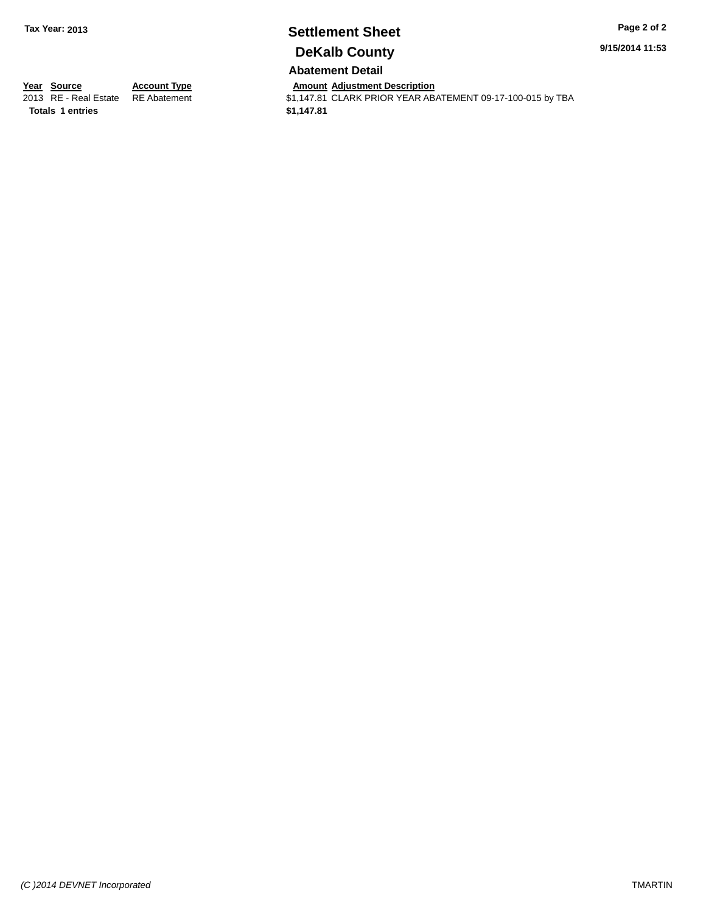Tax Year: 2013

# Settlement Sheet

## DeKalb County

9/15/2014 11:53

### Abatement Detail

| Year | Source | Account Type | Amount | Adjustment Description |
|---|---|---|---|---|
| 2013 | RE - Real Estate | RE Abatement | $1,147.81 | CLARK PRIOR YEAR ABATEMENT 09-17-100-015 by TBA |
| **Totals** | **1 entries** | | **$1,147.81** | |

*(C )2014 DEVNET Incorporated*

TMARTIN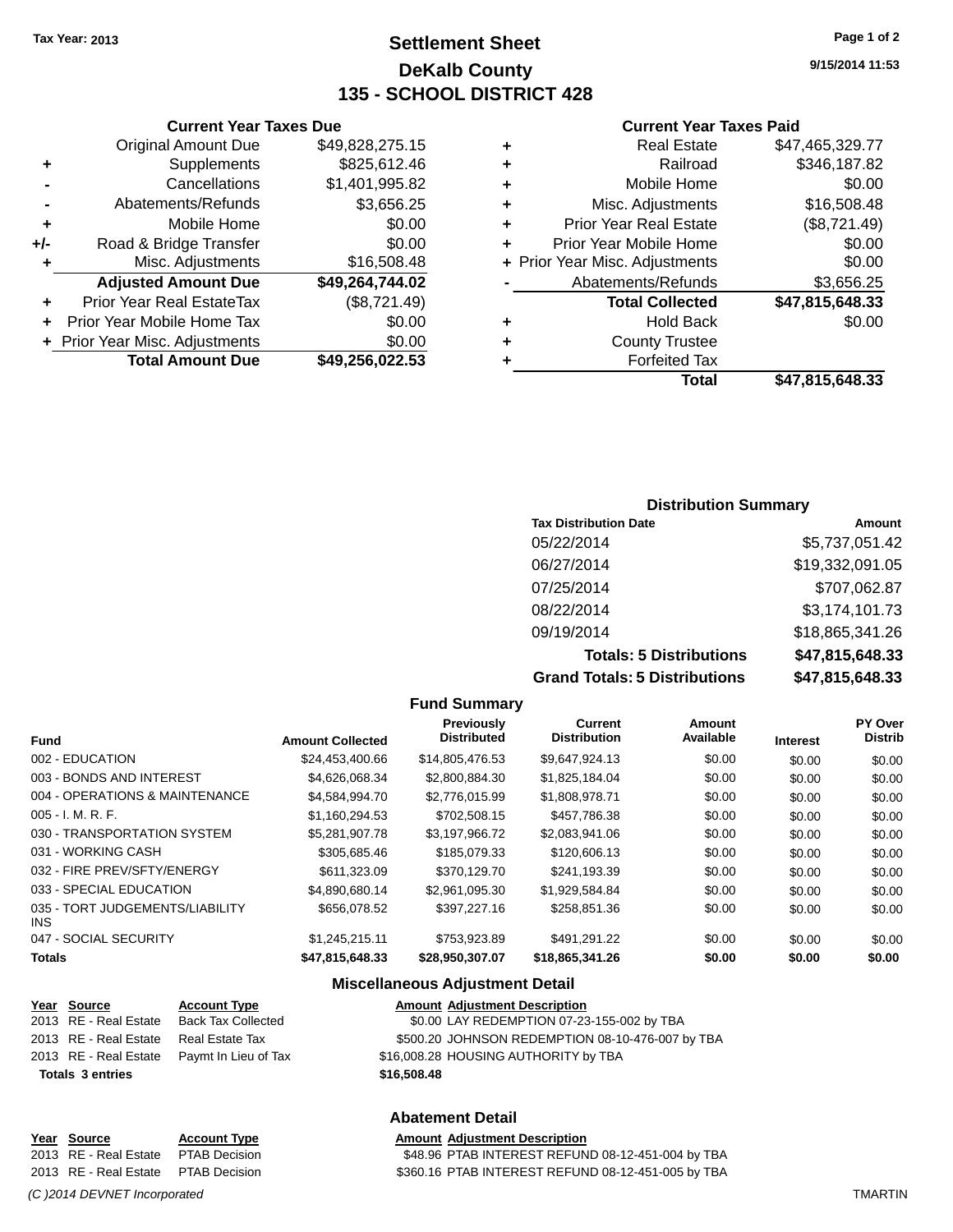Tax Year: 2013

# Settlement Sheet
## DeKalb County
## 135 - SCHOOL DISTRICT 428

9/15/2014 11:53

### Current Year Taxes Due

| | | |
|---|---|---|
| | Original Amount Due | $49,828,275.15 |
| + | Supplements | $825,612.46 |
| - | Cancellations | $1,401,995.82 |
| - | Abatements/Refunds | $3,656.25 |
| + | Mobile Home | $0.00 |
| +/- | Road & Bridge Transfer | $0.00 |
| + | Misc. Adjustments | $16,508.48 |
| | **Adjusted Amount Due** | **$49,264,744.02** |
| + | Prior Year Real EstateTax | ($8,721.49) |
| + | Prior Year Mobile Home Tax | $0.00 |
| + | Prior Year Misc. Adjustments | $0.00 |
| | **Total Amount Due** | **$49,256,022.53** |

### Current Year Taxes Paid

| | | |
|---|---|---|
| + | Real Estate | $47,465,329.77 |
| + | Railroad | $346,187.82 |
| + | Mobile Home | $0.00 |
| + | Misc. Adjustments | $16,508.48 |
| + | Prior Year Real Estate | ($8,721.49) |
| + | Prior Year Mobile Home | $0.00 |
| + | Prior Year Misc. Adjustments | $0.00 |
| - | Abatements/Refunds | $3,656.25 |
| | **Total Collected** | **$47,815,648.33** |
| + | Hold Back | $0.00 |
| + | County Trustee | |
| + | Forfeited Tax | |
| | **Total** | **$47,815,648.33** |

### Distribution Summary

| Tax Distribution Date | Amount |
|---|---|
| 05/22/2014 | $5,737,051.42 |
| 06/27/2014 | $19,332,091.05 |
| 07/25/2014 | $707,062.87 |
| 08/22/2014 | $3,174,101.73 |
| 09/19/2014 | $18,865,341.26 |
| **Totals: 5 Distributions** | **$47,815,648.33** |
| **Grand Totals: 5 Distributions** | **$47,815,648.33** |

### Fund Summary

| Fund | Amount Collected | Previously Distributed | Current Distribution | Amount Available | Interest | PY Over Distrib |
|---|---|---|---|---|---|---|
| 002 - EDUCATION | $24,453,400.66 | $14,805,476.53 | $9,647,924.13 | $0.00 | $0.00 | $0.00 |
| 003 - BONDS AND INTEREST | $4,626,068.34 | $2,800,884.30 | $1,825,184.04 | $0.00 | $0.00 | $0.00 |
| 004 - OPERATIONS & MAINTENANCE | $4,584,994.70 | $2,776,015.99 | $1,808,978.71 | $0.00 | $0.00 | $0.00 |
| 005 - I. M. R. F. | $1,160,294.53 | $702,508.15 | $457,786.38 | $0.00 | $0.00 | $0.00 |
| 030 - TRANSPORTATION SYSTEM | $5,281,907.78 | $3,197,966.72 | $2,083,941.06 | $0.00 | $0.00 | $0.00 |
| 031 - WORKING CASH | $305,685.46 | $185,079.33 | $120,606.13 | $0.00 | $0.00 | $0.00 |
| 032 - FIRE PREV/SFTY/ENERGY | $611,323.09 | $370,129.70 | $241,193.39 | $0.00 | $0.00 | $0.00 |
| 033 - SPECIAL EDUCATION | $4,890,680.14 | $2,961,095.30 | $1,929,584.84 | $0.00 | $0.00 | $0.00 |
| 035 - TORT JUDGEMENTS/LIABILITY INS | $656,078.52 | $397,227.16 | $258,851.36 | $0.00 | $0.00 | $0.00 |
| 047 - SOCIAL SECURITY | $1,245,215.11 | $753,923.89 | $491,291.22 | $0.00 | $0.00 | $0.00 |
| **Totals** | **$47,815,648.33** | **$28,950,307.07** | **$18,865,341.26** | **$0.00** | **$0.00** | **$0.00** |

### Miscellaneous Adjustment Detail

| Year | Source | Account Type | Amount | Adjustment Description |
|---|---|---|---|---|
| 2013 | RE - Real Estate | Back Tax Collected | $0.00 | LAY REDEMPTION 07-23-155-002 by TBA |
| 2013 | RE - Real Estate | Real Estate Tax | $500.20 | JOHNSON REDEMPTION 08-10-476-007 by TBA |
| 2013 | RE - Real Estate | Paymt In Lieu of Tax | $16,008.28 | HOUSING AUTHORITY by TBA |
| **Totals** | **3 entries** | | **$16,508.48** | |

### Abatement Detail

| Year | Source | Account Type | Amount | Adjustment Description |
|---|---|---|---|---|
| 2013 | RE - Real Estate | PTAB Decision | $48.96 | PTAB INTEREST REFUND 08-12-451-004 by TBA |
| 2013 | RE - Real Estate | PTAB Decision | $360.16 | PTAB INTEREST REFUND 08-12-451-005 by TBA |

(C )2014 DEVNET Incorporated TMARTIN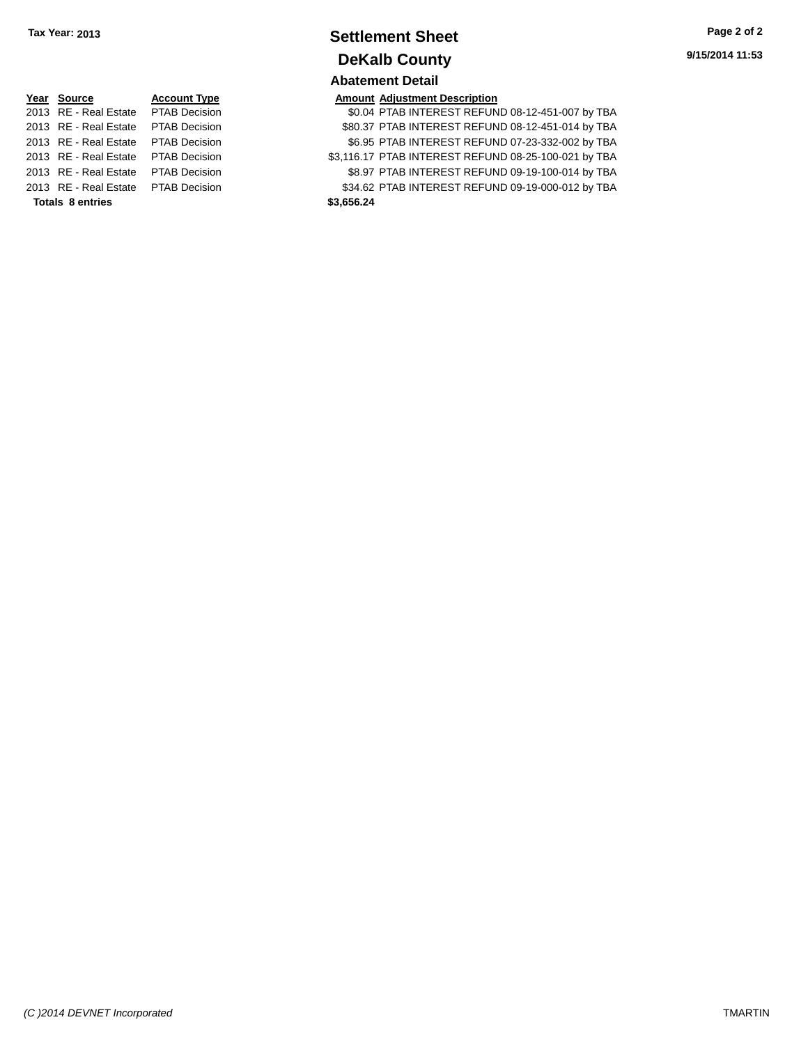Tax Year: 2013

# Settlement Sheet

## DeKalb County

9/15/2014 11:53

### Abatement Detail

| Year | Source | Account Type | Amount | Adjustment Description |
|---|---|---|---|---|
| 2013 | RE - Real Estate | PTAB Decision | $0.04 | PTAB INTEREST REFUND 08-12-451-007 by TBA |
| 2013 | RE - Real Estate | PTAB Decision | $80.37 | PTAB INTEREST REFUND 08-12-451-014 by TBA |
| 2013 | RE - Real Estate | PTAB Decision | $6.95 | PTAB INTEREST REFUND 07-23-332-002 by TBA |
| 2013 | RE - Real Estate | PTAB Decision | $3,116.17 | PTAB INTEREST REFUND 08-25-100-021 by TBA |
| 2013 | RE - Real Estate | PTAB Decision | $8.97 | PTAB INTEREST REFUND 09-19-100-014 by TBA |
| 2013 | RE - Real Estate | PTAB Decision | $34.62 | PTAB INTEREST REFUND 09-19-000-012 by TBA |
| **Totals 8 entries** | | | **$3,656.24** | |

*(C )2014 DEVNET Incorporated*

TMARTIN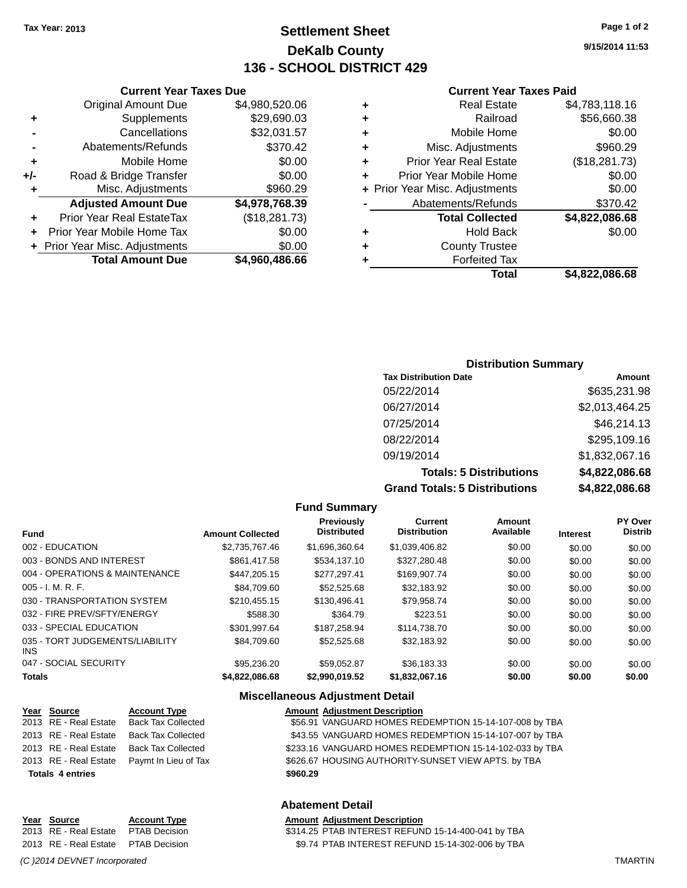Tax Year: 2013

# Settlement Sheet

## DeKalb County

## 136 - SCHOOL DISTRICT 429

9/15/2014 11:53

### Current Year Taxes Due

| | | |
|---|---|---|
| | Original Amount Due | $4,980,520.06 |
| + | Supplements | $29,690.03 |
| - | Cancellations | $32,031.57 |
| - | Abatements/Refunds | $370.42 |
| + | Mobile Home | $0.00 |
| +/- | Road & Bridge Transfer | $0.00 |
| + | Misc. Adjustments | $960.29 |
| | **Adjusted Amount Due** | **$4,978,768.39** |
| + | Prior Year Real EstateTax | ($18,281.73) |
| + | Prior Year Mobile Home Tax | $0.00 |
| + | Prior Year Misc. Adjustments | $0.00 |
| | **Total Amount Due** | **$4,960,486.66** |

### Current Year Taxes Paid

| | | |
|---|---|---|
| + | Real Estate | $4,783,118.16 |
| + | Railroad | $56,660.38 |
| + | Mobile Home | $0.00 |
| + | Misc. Adjustments | $960.29 |
| + | Prior Year Real Estate | ($18,281.73) |
| + | Prior Year Mobile Home | $0.00 |
| + | Prior Year Misc. Adjustments | $0.00 |
| - | Abatements/Refunds | $370.42 |
| | **Total Collected** | **$4,822,086.68** |
| + | Hold Back | $0.00 |
| + | County Trustee | |
| + | Forfeited Tax | |
| | **Total** | **$4,822,086.68** |

### Distribution Summary

| Tax Distribution Date | Amount |
|---|---|
| 05/22/2014 | $635,231.98 |
| 06/27/2014 | $2,013,464.25 |
| 07/25/2014 | $46,214.13 |
| 08/22/2014 | $295,109.16 |
| 09/19/2014 | $1,832,067.16 |
| **Totals: 5 Distributions** | **$4,822,086.68** |
| **Grand Totals: 5 Distributions** | **$4,822,086.68** |

### Fund Summary

| Fund | Amount Collected | Previously Distributed | Current Distribution | Amount Available | Interest | PY Over Distrib |
|---|---|---|---|---|---|---|
| 002 - EDUCATION | $2,735,767.46 | $1,696,360.64 | $1,039,406.82 | $0.00 | $0.00 | $0.00 |
| 003 - BONDS AND INTEREST | $861,417.58 | $534,137.10 | $327,280.48 | $0.00 | $0.00 | $0.00 |
| 004 - OPERATIONS & MAINTENANCE | $447,205.15 | $277,297.41 | $169,907.74 | $0.00 | $0.00 | $0.00 |
| 005 - I. M. R. F. | $84,709.60 | $52,525.68 | $32,183.92 | $0.00 | $0.00 | $0.00 |
| 030 - TRANSPORTATION SYSTEM | $210,455.15 | $130,496.41 | $79,958.74 | $0.00 | $0.00 | $0.00 |
| 032 - FIRE PREV/SFTY/ENERGY | $588.30 | $364.79 | $223.51 | $0.00 | $0.00 | $0.00 |
| 033 - SPECIAL EDUCATION | $301,997.64 | $187,258.94 | $114,738.70 | $0.00 | $0.00 | $0.00 |
| 035 - TORT JUDGEMENTS/LIABILITY INS | $84,709.60 | $52,525.68 | $32,183.92 | $0.00 | $0.00 | $0.00 |
| 047 - SOCIAL SECURITY | $95,236.20 | $59,052.87 | $36,183.33 | $0.00 | $0.00 | $0.00 |
| **Totals** | **$4,822,086.68** | **$2,990,019.52** | **$1,832,067.16** | **$0.00** | **$0.00** | **$0.00** |

### Miscellaneous Adjustment Detail

| Year | Source | Account Type | Amount | Adjustment Description |
|---|---|---|---|---|
| 2013 | RE - Real Estate | Back Tax Collected | $56.91 | VANGUARD HOMES REDEMPTION 15-14-107-008 by TBA |
| 2013 | RE - Real Estate | Back Tax Collected | $43.55 | VANGUARD HOMES REDEMPTION 15-14-107-007 by TBA |
| 2013 | RE - Real Estate | Back Tax Collected | $233.16 | VANGUARD HOMES REDEMPTION 15-14-102-033 by TBA |
| 2013 | RE - Real Estate | Paymt In Lieu of Tax | $626.67 | HOUSING AUTHORITY-SUNSET VIEW APTS. by TBA |
| **Totals 4 entries** | | | **$960.29** | |

### Abatement Detail

| Year | Source | Account Type | Amount | Adjustment Description |
|---|---|---|---|---|
| 2013 | RE - Real Estate | PTAB Decision | $314.25 | PTAB INTEREST REFUND 15-14-400-041 by TBA |
| 2013 | RE - Real Estate | PTAB Decision | $9.74 | PTAB INTEREST REFUND 15-14-302-006 by TBA |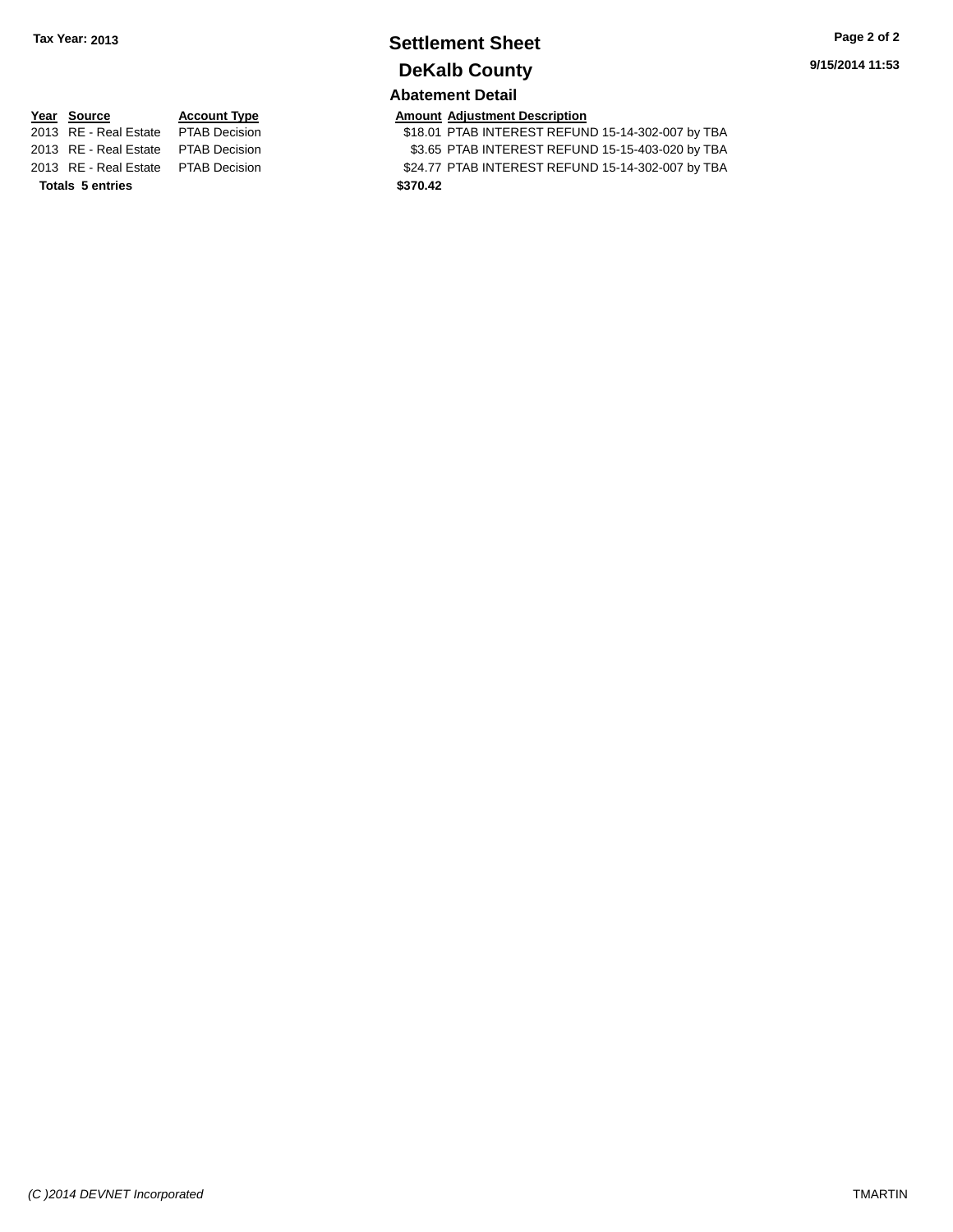**Tax Year: 2013**

# Settlement Sheet
## DeKalb County

9/15/2014 11:53

### Abatement Detail

| Year | Source | Account Type | Amount | Adjustment Description |
|---|---|---|---|---|
| 2013 | RE - Real Estate | PTAB Decision | $18.01 | PTAB INTEREST REFUND 15-14-302-007 by TBA |
| 2013 | RE - Real Estate | PTAB Decision | $3.65 | PTAB INTEREST REFUND 15-15-403-020 by TBA |
| 2013 | RE - Real Estate | PTAB Decision | $24.77 | PTAB INTEREST REFUND 15-14-302-007 by TBA |
| **Totals 5 entries** | | | **$370.42** | |

*(C )2014 DEVNET Incorporated* TMARTIN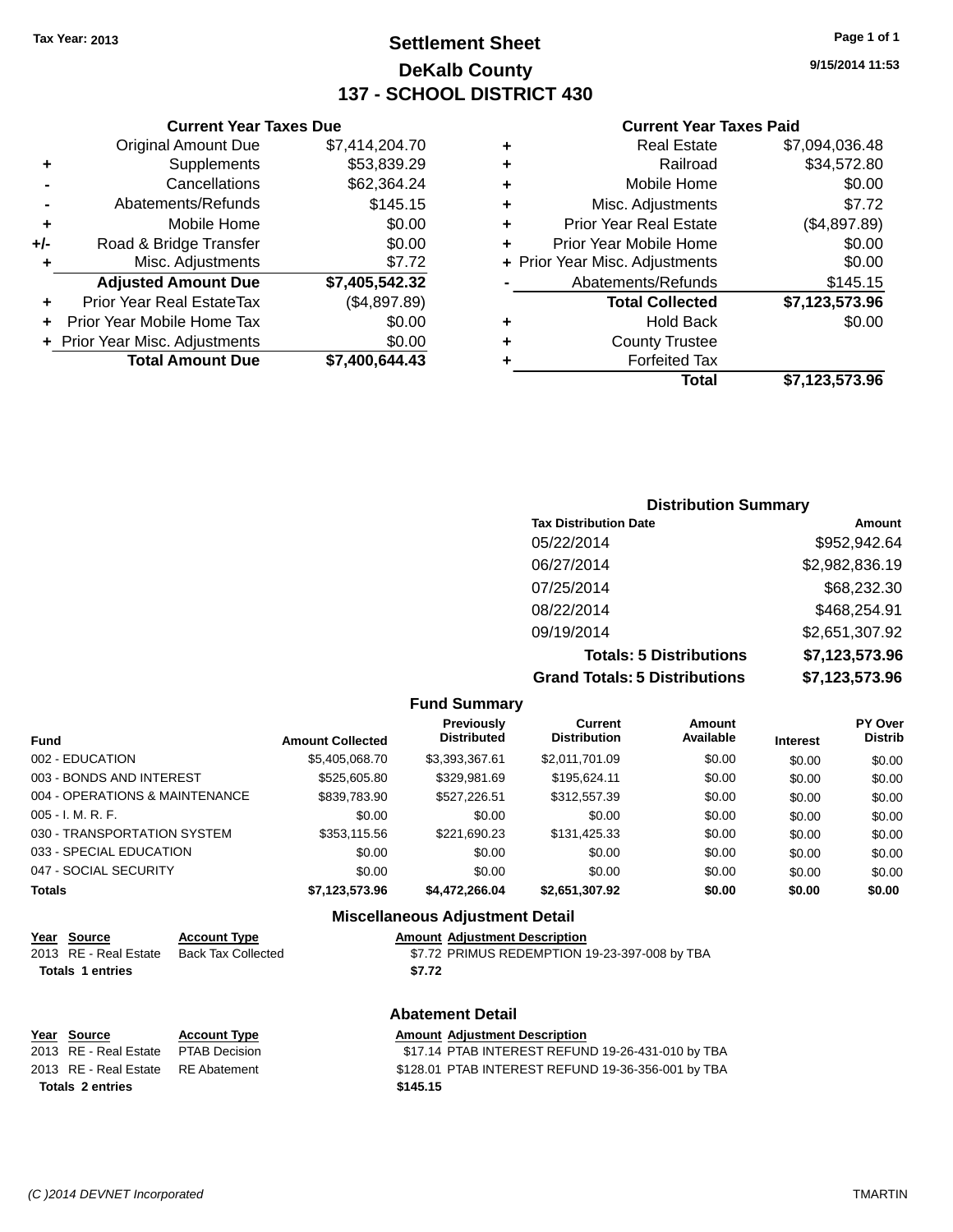Tax Year: 2013

# Settlement Sheet

## DeKalb County

## 137 - SCHOOL DISTRICT 430

9/15/2014 11:53

### Current Year Taxes Due

| | | |
|---|---|---|
| | Original Amount Due | $7,414,204.70 |
| + | Supplements | $53,839.29 |
| - | Cancellations | $62,364.24 |
| - | Abatements/Refunds | $145.15 |
| + | Mobile Home | $0.00 |
| +/- | Road & Bridge Transfer | $0.00 |
| + | Misc. Adjustments | $7.72 |
| | **Adjusted Amount Due** | **$7,405,542.32** |
| + | Prior Year Real EstateTax | ($4,897.89) |
| + | Prior Year Mobile Home Tax | $0.00 |
| + | Prior Year Misc. Adjustments | $0.00 |
| | **Total Amount Due** | **$7,400,644.43** |

### Current Year Taxes Paid

| | | |
|---|---|---|
| + | Real Estate | $7,094,036.48 |
| + | Railroad | $34,572.80 |
| + | Mobile Home | $0.00 |
| + | Misc. Adjustments | $7.72 |
| + | Prior Year Real Estate | ($4,897.89) |
| + | Prior Year Mobile Home | $0.00 |
| + | Prior Year Misc. Adjustments | $0.00 |
| - | Abatements/Refunds | $145.15 |
| | **Total Collected** | **$7,123,573.96** |
| + | Hold Back | $0.00 |
| + | County Trustee | |
| + | Forfeited Tax | |
| | **Total** | **$7,123,573.96** |

### Distribution Summary

| Tax Distribution Date | Amount |
|---|---|
| 05/22/2014 | $952,942.64 |
| 06/27/2014 | $2,982,836.19 |
| 07/25/2014 | $68,232.30 |
| 08/22/2014 | $468,254.91 |
| 09/19/2014 | $2,651,307.92 |
| **Totals: 5 Distributions** | **$7,123,573.96** |
| **Grand Totals: 5 Distributions** | **$7,123,573.96** |

### Fund Summary

| Fund | Amount Collected | Previously Distributed | Current Distribution | Amount Available | Interest | PY Over Distrib |
|---|---|---|---|---|---|---|
| 002 - EDUCATION | $5,405,068.70 | $3,393,367.61 | $2,011,701.09 | $0.00 | $0.00 | $0.00 |
| 003 - BONDS AND INTEREST | $525,605.80 | $329,981.69 | $195,624.11 | $0.00 | $0.00 | $0.00 |
| 004 - OPERATIONS & MAINTENANCE | $839,783.90 | $527,226.51 | $312,557.39 | $0.00 | $0.00 | $0.00 |
| 005 - I. M. R. F. | $0.00 | $0.00 | $0.00 | $0.00 | $0.00 | $0.00 |
| 030 - TRANSPORTATION SYSTEM | $353,115.56 | $221,690.23 | $131,425.33 | $0.00 | $0.00 | $0.00 |
| 033 - SPECIAL EDUCATION | $0.00 | $0.00 | $0.00 | $0.00 | $0.00 | $0.00 |
| 047 - SOCIAL SECURITY | $0.00 | $0.00 | $0.00 | $0.00 | $0.00 | $0.00 |
| **Totals** | **$7,123,573.96** | **$4,472,266.04** | **$2,651,307.92** | **$0.00** | **$0.00** | **$0.00** |

### Miscellaneous Adjustment Detail

| Year | Source | Account Type | Amount | Adjustment Description |
|---|---|---|---|---|
| 2013 | RE - Real Estate | Back Tax Collected | $7.72 | PRIMUS REDEMPTION 19-23-397-008 by TBA |
| **Totals 1 entries** | | | **$7.72** | |

### Abatement Detail

| Year | Source | Account Type | Amount | Adjustment Description |
|---|---|---|---|---|
| 2013 | RE - Real Estate | PTAB Decision | $17.14 | PTAB INTEREST REFUND 19-26-431-010 by TBA |
| 2013 | RE - Real Estate | RE Abatement | $128.01 | PTAB INTEREST REFUND 19-36-356-001 by TBA |
| **Totals 2 entries** | | | **$145.15** | |

(C )2014 DEVNET Incorporated TMARTIN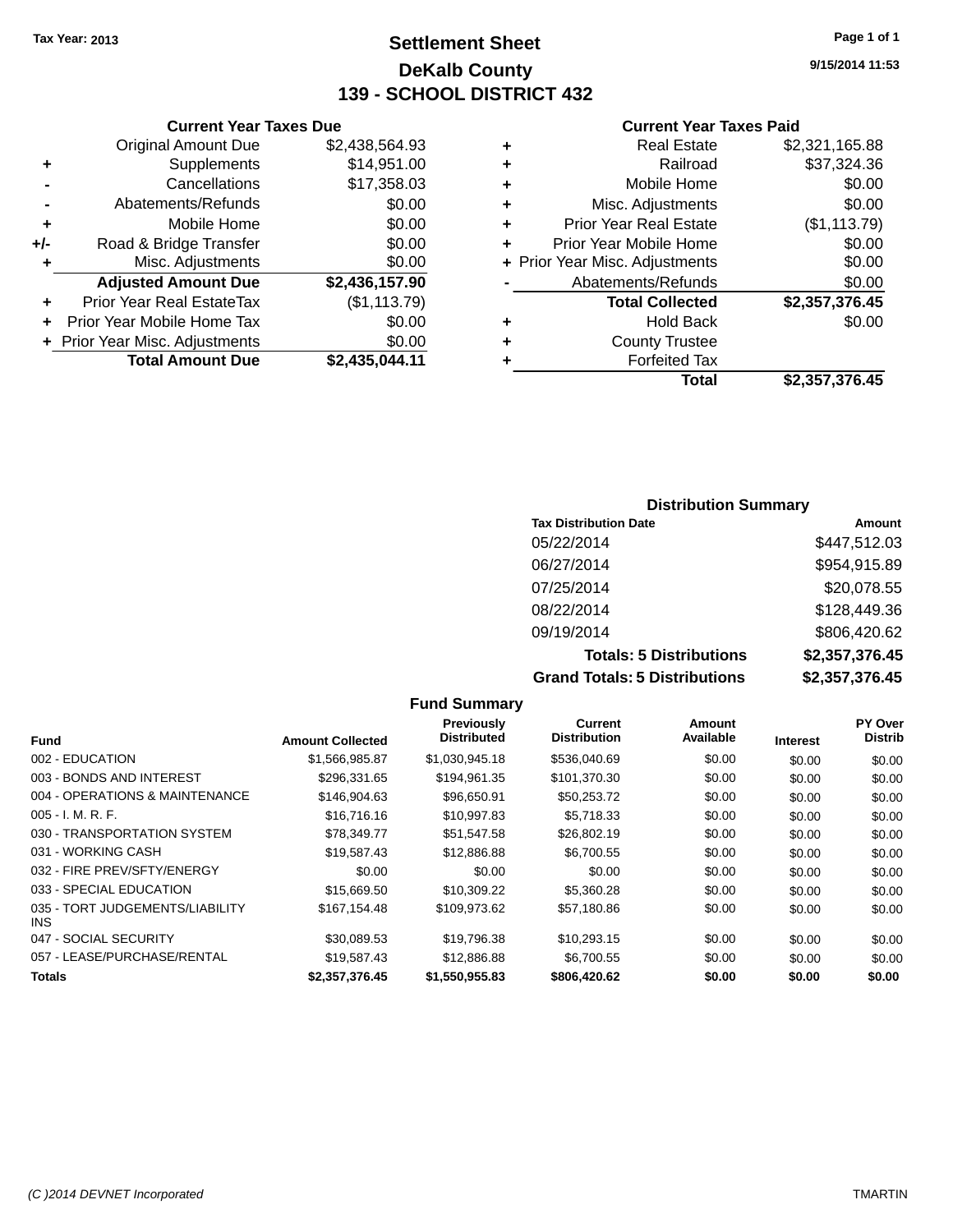Tax Year: 2013

# Settlement Sheet

## DeKalb County

## 139 - SCHOOL DISTRICT 432

9/15/2014 11:53

### Current Year Taxes Due

| | | |
|---|---|---|
| | Original Amount Due | $2,438,564.93 |
| + | Supplements | $14,951.00 |
| - | Cancellations | $17,358.03 |
| - | Abatements/Refunds | $0.00 |
| + | Mobile Home | $0.00 |
| +/- | Road & Bridge Transfer | $0.00 |
| + | Misc. Adjustments | $0.00 |
| | **Adjusted Amount Due** | **$2,436,157.90** |
| + | Prior Year Real EstateTax | ($1,113.79) |
| + | Prior Year Mobile Home Tax | $0.00 |
| + | Prior Year Misc. Adjustments | $0.00 |
| | **Total Amount Due** | **$2,435,044.11** |

### Current Year Taxes Paid

| | | |
|---|---|---|
| + | Real Estate | $2,321,165.88 |
| + | Railroad | $37,324.36 |
| + | Mobile Home | $0.00 |
| + | Misc. Adjustments | $0.00 |
| + | Prior Year Real Estate | ($1,113.79) |
| + | Prior Year Mobile Home | $0.00 |
| + | Prior Year Misc. Adjustments | $0.00 |
| - | Abatements/Refunds | $0.00 |
| | **Total Collected** | **$2,357,376.45** |
| + | Hold Back | $0.00 |
| + | County Trustee | |
| + | Forfeited Tax | |
| | **Total** | **$2,357,376.45** |

### Distribution Summary

| Tax Distribution Date | Amount |
|---|---|
| 05/22/2014 | $447,512.03 |
| 06/27/2014 | $954,915.89 |
| 07/25/2014 | $20,078.55 |
| 08/22/2014 | $128,449.36 |
| 09/19/2014 | $806,420.62 |
| **Totals: 5 Distributions** | **$2,357,376.45** |
| **Grand Totals: 5 Distributions** | **$2,357,376.45** |

### Fund Summary

| Fund | Amount Collected | Previously Distributed | Current Distribution | Amount Available | Interest | PY Over Distrib |
|---|---|---|---|---|---|---|
| 002 - EDUCATION | $1,566,985.87 | $1,030,945.18 | $536,040.69 | $0.00 | $0.00 | $0.00 |
| 003 - BONDS AND INTEREST | $296,331.65 | $194,961.35 | $101,370.30 | $0.00 | $0.00 | $0.00 |
| 004 - OPERATIONS & MAINTENANCE | $146,904.63 | $96,650.91 | $50,253.72 | $0.00 | $0.00 | $0.00 |
| 005 - I. M. R. F. | $16,716.16 | $10,997.83 | $5,718.33 | $0.00 | $0.00 | $0.00 |
| 030 - TRANSPORTATION SYSTEM | $78,349.77 | $51,547.58 | $26,802.19 | $0.00 | $0.00 | $0.00 |
| 031 - WORKING CASH | $19,587.43 | $12,886.88 | $6,700.55 | $0.00 | $0.00 | $0.00 |
| 032 - FIRE PREV/SFTY/ENERGY | $0.00 | $0.00 | $0.00 | $0.00 | $0.00 | $0.00 |
| 033 - SPECIAL EDUCATION | $15,669.50 | $10,309.22 | $5,360.28 | $0.00 | $0.00 | $0.00 |
| 035 - TORT JUDGEMENTS/LIABILITY INS | $167,154.48 | $109,973.62 | $57,180.86 | $0.00 | $0.00 | $0.00 |
| 047 - SOCIAL SECURITY | $30,089.53 | $19,796.38 | $10,293.15 | $0.00 | $0.00 | $0.00 |
| 057 - LEASE/PURCHASE/RENTAL | $19,587.43 | $12,886.88 | $6,700.55 | $0.00 | $0.00 | $0.00 |
| **Totals** | **$2,357,376.45** | **$1,550,955.83** | **$806,420.62** | **$0.00** | **$0.00** | **$0.00** |

(C )2014 DEVNET Incorporated — TMARTIN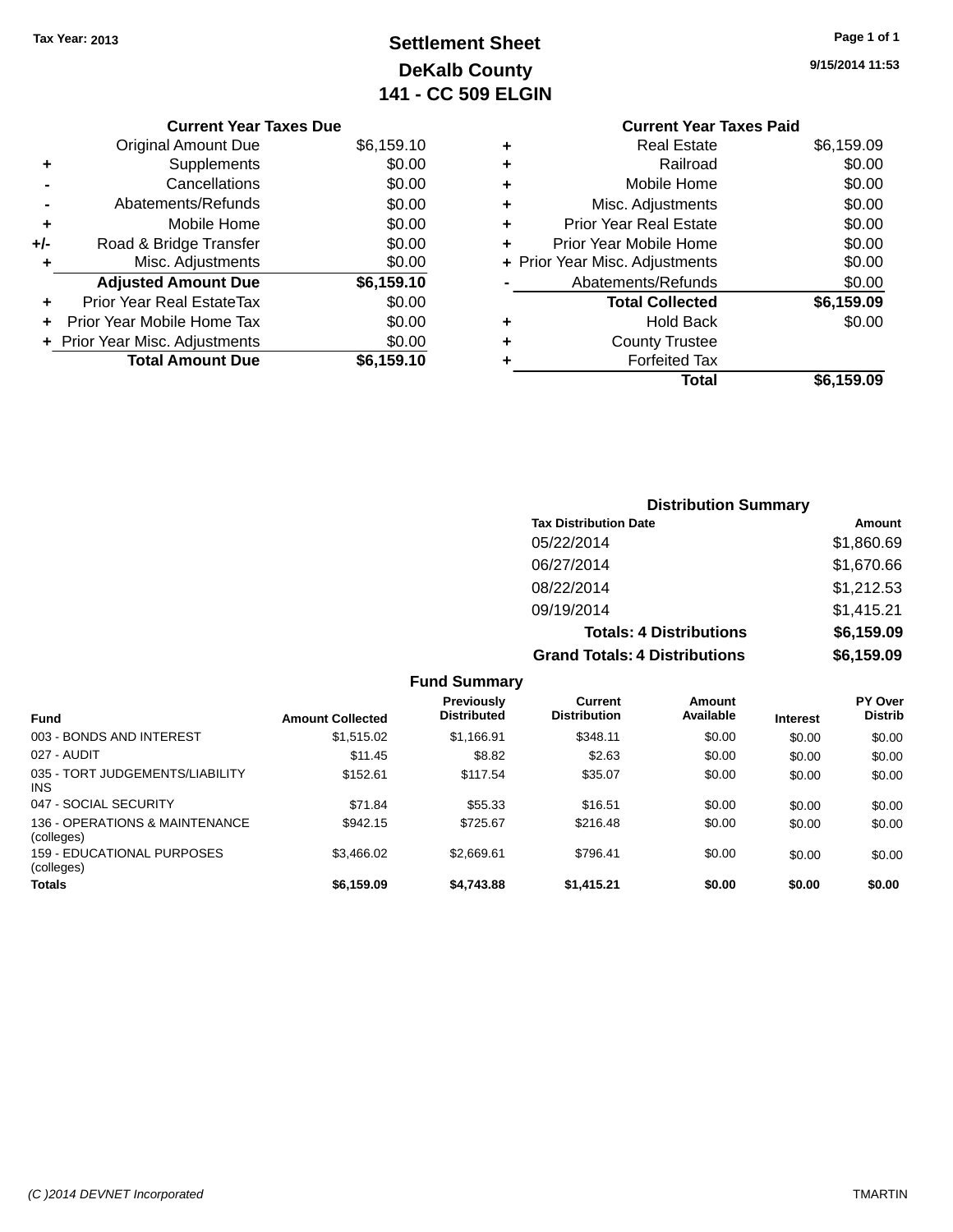Tax Year: 2013

# Settlement Sheet
## DeKalb County
## 141 - CC 509 ELGIN

9/15/2014 11:53

### Current Year Taxes Due

| | | |
|---|---|---|
| | Original Amount Due | $6,159.10 |
| + | Supplements | $0.00 |
| - | Cancellations | $0.00 |
| - | Abatements/Refunds | $0.00 |
| + | Mobile Home | $0.00 |
| +/- | Road & Bridge Transfer | $0.00 |
| + | Misc. Adjustments | $0.00 |
| | **Adjusted Amount Due** | **$6,159.10** |
| + | Prior Year Real EstateTax | $0.00 |
| + | Prior Year Mobile Home Tax | $0.00 |
| + | Prior Year Misc. Adjustments | $0.00 |
| | **Total Amount Due** | **$6,159.10** |

### Current Year Taxes Paid

| | | |
|---|---|---|
| + | Real Estate | $6,159.09 |
| + | Railroad | $0.00 |
| + | Mobile Home | $0.00 |
| + | Misc. Adjustments | $0.00 |
| + | Prior Year Real Estate | $0.00 |
| + | Prior Year Mobile Home | $0.00 |
| + | Prior Year Misc. Adjustments | $0.00 |
| - | Abatements/Refunds | $0.00 |
| | **Total Collected** | **$6,159.09** |
| + | Hold Back | $0.00 |
| + | County Trustee | |
| + | Forfeited Tax | |
| | **Total** | **$6,159.09** |

### Distribution Summary

| Tax Distribution Date | Amount |
|---|---|
| 05/22/2014 | $1,860.69 |
| 06/27/2014 | $1,670.66 |
| 08/22/2014 | $1,212.53 |
| 09/19/2014 | $1,415.21 |
| **Totals: 4 Distributions** | **$6,159.09** |
| **Grand Totals: 4 Distributions** | **$6,159.09** |

### Fund Summary

| Fund | Amount Collected | Previously Distributed | Current Distribution | Amount Available | Interest | PY Over Distrib |
|---|---|---|---|---|---|---|
| 003 - BONDS AND INTEREST | $1,515.02 | $1,166.91 | $348.11 | $0.00 | $0.00 | $0.00 |
| 027 - AUDIT | $11.45 | $8.82 | $2.63 | $0.00 | $0.00 | $0.00 |
| 035 - TORT JUDGEMENTS/LIABILITY INS | $152.61 | $117.54 | $35.07 | $0.00 | $0.00 | $0.00 |
| 047 - SOCIAL SECURITY | $71.84 | $55.33 | $16.51 | $0.00 | $0.00 | $0.00 |
| 136 - OPERATIONS & MAINTENANCE (colleges) | $942.15 | $725.67 | $216.48 | $0.00 | $0.00 | $0.00 |
| 159 - EDUCATIONAL PURPOSES (colleges) | $3,466.02 | $2,669.61 | $796.41 | $0.00 | $0.00 | $0.00 |
| **Totals** | **$6,159.09** | **$4,743.88** | **$1,415.21** | **$0.00** | **$0.00** | **$0.00** |

(C )2014 DEVNET Incorporated TMARTIN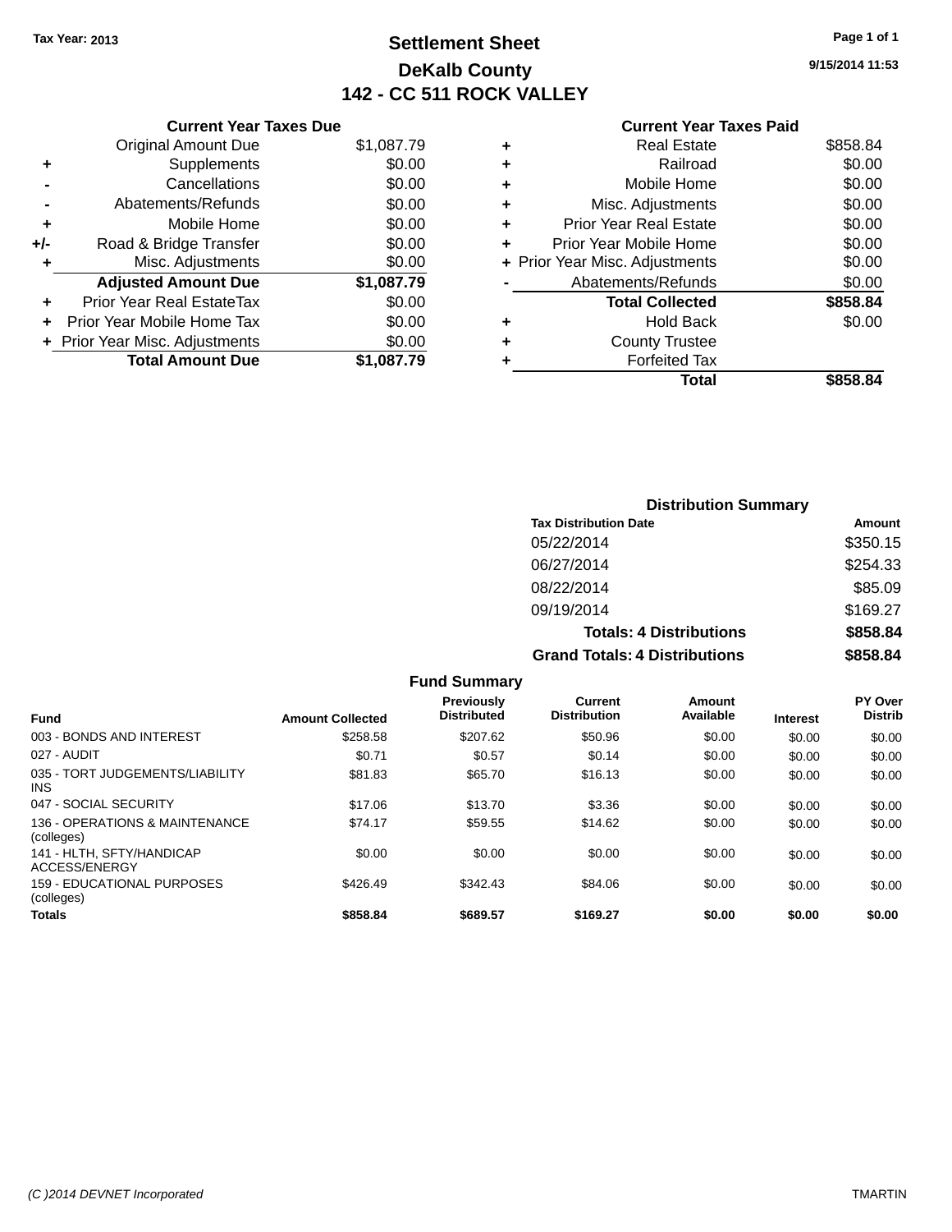Tax Year: 2013

# Settlement Sheet

## DeKalb County

## 142 - CC 511 ROCK VALLEY

9/15/2014 11:53

| | Current Year Taxes Due | |
|---|---|---|
| | Original Amount Due | $1,087.79 |
| + | Supplements | $0.00 |
| - | Cancellations | $0.00 |
| - | Abatements/Refunds | $0.00 |
| + | Mobile Home | $0.00 |
| +/- | Road & Bridge Transfer | $0.00 |
| + | Misc. Adjustments | $0.00 |
| | **Adjusted Amount Due** | **$1,087.79** |
| + | Prior Year Real EstateTax | $0.00 |
| + | Prior Year Mobile Home Tax | $0.00 |
| + | Prior Year Misc. Adjustments | $0.00 |
| | **Total Amount Due** | **$1,087.79** |

| | Current Year Taxes Paid | |
|---|---|---|
| + | Real Estate | $858.84 |
| + | Railroad | $0.00 |
| + | Mobile Home | $0.00 |
| + | Misc. Adjustments | $0.00 |
| + | Prior Year Real Estate | $0.00 |
| + | Prior Year Mobile Home | $0.00 |
| + | Prior Year Misc. Adjustments | $0.00 |
| - | Abatements/Refunds | $0.00 |
| | **Total Collected** | **$858.84** |
| + | Hold Back | $0.00 |
| + | County Trustee | |
| + | Forfeited Tax | |
| | **Total** | **$858.84** |

### Distribution Summary

| Tax Distribution Date | Amount |
|---|---|
| 05/22/2014 | $350.15 |
| 06/27/2014 | $254.33 |
| 08/22/2014 | $85.09 |
| 09/19/2014 | $169.27 |
| **Totals: 4 Distributions** | **$858.84** |
| **Grand Totals: 4 Distributions** | **$858.84** |

### Fund Summary

| Fund | Amount Collected | Previously Distributed | Current Distribution | Amount Available | Interest | PY Over Distrib |
|---|---|---|---|---|---|---|
| 003 - BONDS AND INTEREST | $258.58 | $207.62 | $50.96 | $0.00 | $0.00 | $0.00 |
| 027 - AUDIT | $0.71 | $0.57 | $0.14 | $0.00 | $0.00 | $0.00 |
| 035 - TORT JUDGEMENTS/LIABILITY INS | $81.83 | $65.70 | $16.13 | $0.00 | $0.00 | $0.00 |
| 047 - SOCIAL SECURITY | $17.06 | $13.70 | $3.36 | $0.00 | $0.00 | $0.00 |
| 136 - OPERATIONS & MAINTENANCE (colleges) | $74.17 | $59.55 | $14.62 | $0.00 | $0.00 | $0.00 |
| 141 - HLTH, SFTY/HANDICAP ACCESS/ENERGY | $0.00 | $0.00 | $0.00 | $0.00 | $0.00 | $0.00 |
| 159 - EDUCATIONAL PURPOSES (colleges) | $426.49 | $342.43 | $84.06 | $0.00 | $0.00 | $0.00 |
| **Totals** | **$858.84** | **$689.57** | **$169.27** | **$0.00** | **$0.00** | **$0.00** |

(C )2014 DEVNET Incorporated TMARTIN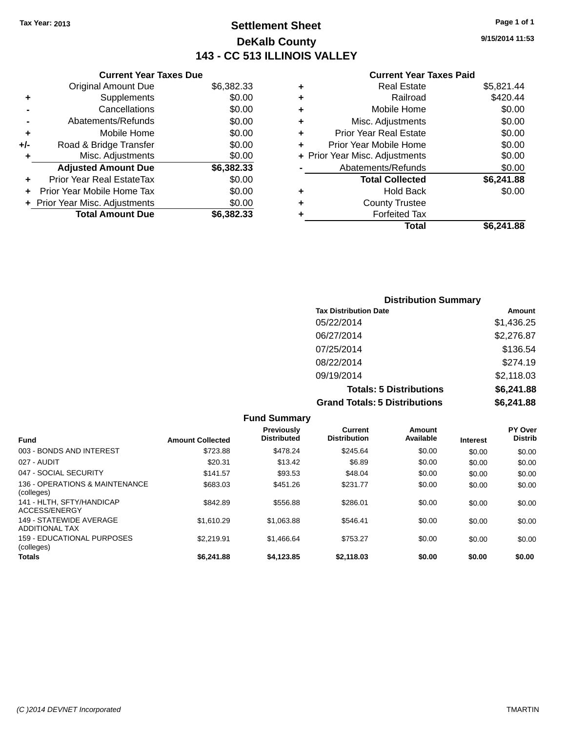**Tax Year: 2013**

# Settlement Sheet

## DeKalb County

## 143 - CC 513 ILLINOIS VALLEY

9/15/2014 11:53

### Current Year Taxes Due

| | | |
|---|---|---|
| | Original Amount Due | $6,382.33 |
| + | Supplements | $0.00 |
| - | Cancellations | $0.00 |
| - | Abatements/Refunds | $0.00 |
| + | Mobile Home | $0.00 |
| +/- | Road & Bridge Transfer | $0.00 |
| + | Misc. Adjustments | $0.00 |
| | **Adjusted Amount Due** | **$6,382.33** |
| + | Prior Year Real EstateTax | $0.00 |
| + | Prior Year Mobile Home Tax | $0.00 |
| + | Prior Year Misc. Adjustments | $0.00 |
| | **Total Amount Due** | **$6,382.33** |

### Current Year Taxes Paid

| | | |
|---|---|---|
| + | Real Estate | $5,821.44 |
| + | Railroad | $420.44 |
| + | Mobile Home | $0.00 |
| + | Misc. Adjustments | $0.00 |
| + | Prior Year Real Estate | $0.00 |
| + | Prior Year Mobile Home | $0.00 |
| + | Prior Year Misc. Adjustments | $0.00 |
| - | Abatements/Refunds | $0.00 |
| | **Total Collected** | **$6,241.88** |
| + | Hold Back | $0.00 |
| + | County Trustee | |
| + | Forfeited Tax | |
| | **Total** | **$6,241.88** |

### Distribution Summary

| Tax Distribution Date | Amount |
|---|---|
| 05/22/2014 | $1,436.25 |
| 06/27/2014 | $2,276.87 |
| 07/25/2014 | $136.54 |
| 08/22/2014 | $274.19 |
| 09/19/2014 | $2,118.03 |
| **Totals: 5 Distributions** | **$6,241.88** |
| **Grand Totals: 5 Distributions** | **$6,241.88** |

### Fund Summary

| Fund | Amount Collected | Previously Distributed | Current Distribution | Amount Available | Interest | PY Over Distrib |
|---|---|---|---|---|---|---|
| 003 - BONDS AND INTEREST | $723.88 | $478.24 | $245.64 | $0.00 | $0.00 | $0.00 |
| 027 - AUDIT | $20.31 | $13.42 | $6.89 | $0.00 | $0.00 | $0.00 |
| 047 - SOCIAL SECURITY | $141.57 | $93.53 | $48.04 | $0.00 | $0.00 | $0.00 |
| 136 - OPERATIONS & MAINTENANCE (colleges) | $683.03 | $451.26 | $231.77 | $0.00 | $0.00 | $0.00 |
| 141 - HLTH, SFTY/HANDICAP ACCESS/ENERGY | $842.89 | $556.88 | $286.01 | $0.00 | $0.00 | $0.00 |
| 149 - STATEWIDE AVERAGE ADDITIONAL TAX | $1,610.29 | $1,063.88 | $546.41 | $0.00 | $0.00 | $0.00 |
| 159 - EDUCATIONAL PURPOSES (colleges) | $2,219.91 | $1,466.64 | $753.27 | $0.00 | $0.00 | $0.00 |
| **Totals** | **$6,241.88** | **$4,123.85** | **$2,118.03** | **$0.00** | **$0.00** | **$0.00** |

(C )2014 DEVNET Incorporated TMARTIN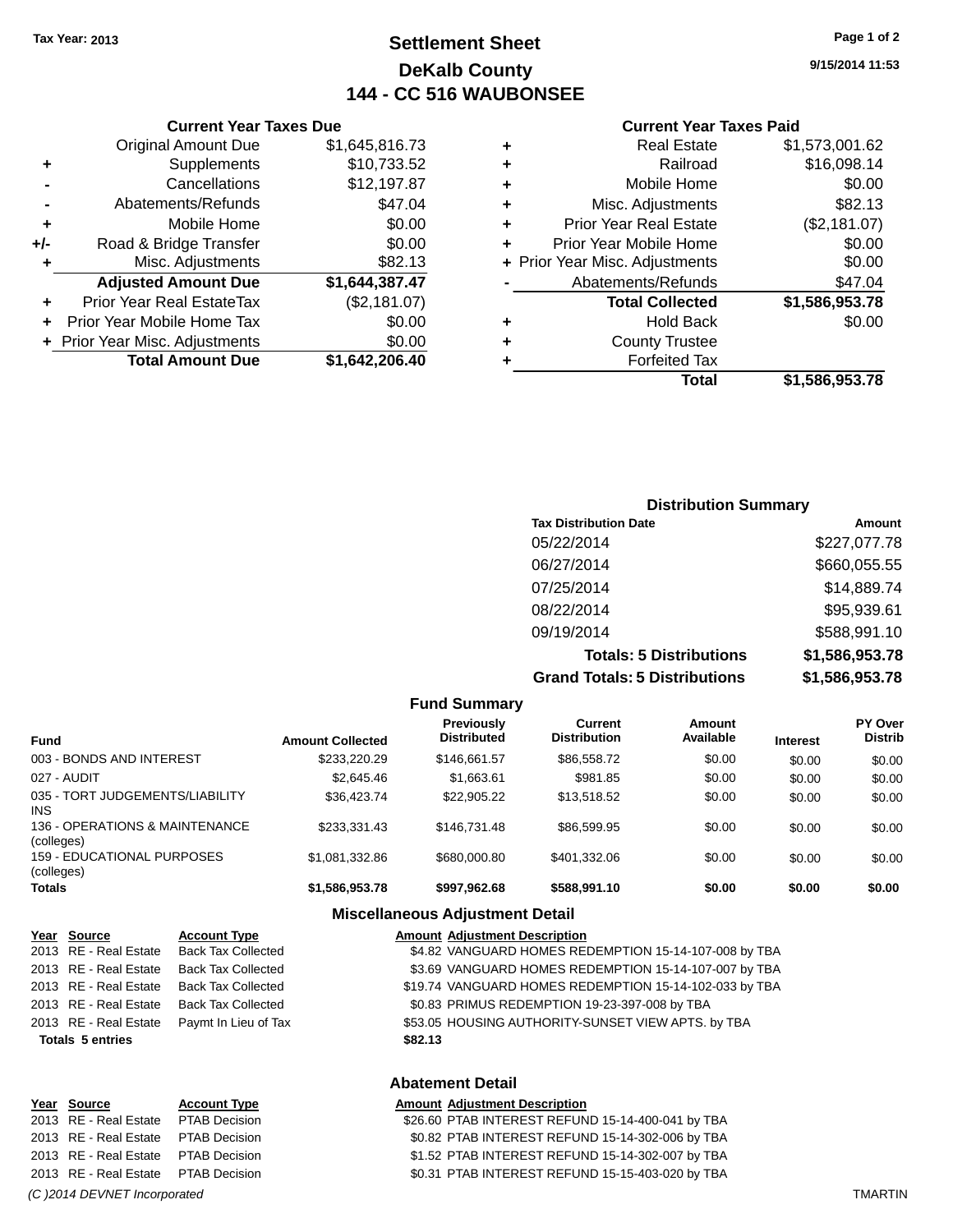Tax Year: 2013

# Settlement Sheet
## DeKalb County
## 144 - CC 516 WAUBONSEE

9/15/2014 11:53

### Current Year Taxes Due

| | | |
|---|---|---|
| | Original Amount Due | $1,645,816.73 |
| + | Supplements | $10,733.52 |
| - | Cancellations | $12,197.87 |
| - | Abatements/Refunds | $47.04 |
| + | Mobile Home | $0.00 |
| +/- | Road & Bridge Transfer | $0.00 |
| + | Misc. Adjustments | $82.13 |
| | **Adjusted Amount Due** | **$1,644,387.47** |
| + | Prior Year Real EstateTax | ($2,181.07) |
| + | Prior Year Mobile Home Tax | $0.00 |
| + | Prior Year Misc. Adjustments | $0.00 |
| | **Total Amount Due** | **$1,642,206.40** |

### Current Year Taxes Paid

| | | |
|---|---|---|
| + | Real Estate | $1,573,001.62 |
| + | Railroad | $16,098.14 |
| + | Mobile Home | $0.00 |
| + | Misc. Adjustments | $82.13 |
| + | Prior Year Real Estate | ($2,181.07) |
| + | Prior Year Mobile Home | $0.00 |
| + | Prior Year Misc. Adjustments | $0.00 |
| - | Abatements/Refunds | $47.04 |
| | **Total Collected** | **$1,586,953.78** |
| + | Hold Back | $0.00 |
| + | County Trustee | |
| + | Forfeited Tax | |
| | **Total** | **$1,586,953.78** |

### Distribution Summary

| Tax Distribution Date | Amount |
|---|---|
| 05/22/2014 | $227,077.78 |
| 06/27/2014 | $660,055.55 |
| 07/25/2014 | $14,889.74 |
| 08/22/2014 | $95,939.61 |
| 09/19/2014 | $588,991.10 |
| **Totals: 5 Distributions** | **$1,586,953.78** |
| **Grand Totals: 5 Distributions** | **$1,586,953.78** |

### Fund Summary

| Fund | Amount Collected | Previously Distributed | Current Distribution | Amount Available | Interest | PY Over Distrib |
|---|---|---|---|---|---|---|
| 003 - BONDS AND INTEREST | $233,220.29 | $146,661.57 | $86,558.72 | $0.00 | $0.00 | $0.00 |
| 027 - AUDIT | $2,645.46 | $1,663.61 | $981.85 | $0.00 | $0.00 | $0.00 |
| 035 - TORT JUDGEMENTS/LIABILITY INS | $36,423.74 | $22,905.22 | $13,518.52 | $0.00 | $0.00 | $0.00 |
| 136 - OPERATIONS & MAINTENANCE (colleges) | $233,331.43 | $146,731.48 | $86,599.95 | $0.00 | $0.00 | $0.00 |
| 159 - EDUCATIONAL PURPOSES (colleges) | $1,081,332.86 | $680,000.80 | $401,332.06 | $0.00 | $0.00 | $0.00 |
| **Totals** | **$1,586,953.78** | **$997,962.68** | **$588,991.10** | **$0.00** | **$0.00** | **$0.00** |

### Miscellaneous Adjustment Detail

| Year | Source | Account Type | Amount | Adjustment Description |
|---|---|---|---|---|
| 2013 | RE - Real Estate | Back Tax Collected | $4.82 | VANGUARD HOMES REDEMPTION 15-14-107-008 by TBA |
| 2013 | RE - Real Estate | Back Tax Collected | $3.69 | VANGUARD HOMES REDEMPTION 15-14-107-007 by TBA |
| 2013 | RE - Real Estate | Back Tax Collected | $19.74 | VANGUARD HOMES REDEMPTION 15-14-102-033 by TBA |
| 2013 | RE - Real Estate | Back Tax Collected | $0.83 | PRIMUS REDEMPTION 19-23-397-008 by TBA |
| 2013 | RE - Real Estate | Paymt In Lieu of Tax | $53.05 | HOUSING AUTHORITY-SUNSET VIEW APTS. by TBA |
| **Totals 5 entries** | | | **$82.13** | |

### Abatement Detail

| Year | Source | Account Type | Amount | Adjustment Description |
|---|---|---|---|---|
| 2013 | RE - Real Estate | PTAB Decision | $26.60 | PTAB INTEREST REFUND 15-14-400-041 by TBA |
| 2013 | RE - Real Estate | PTAB Decision | $0.82 | PTAB INTEREST REFUND 15-14-302-006 by TBA |
| 2013 | RE - Real Estate | PTAB Decision | $1.52 | PTAB INTEREST REFUND 15-14-302-007 by TBA |
| 2013 | RE - Real Estate | PTAB Decision | $0.31 | PTAB INTEREST REFUND 15-15-403-020 by TBA |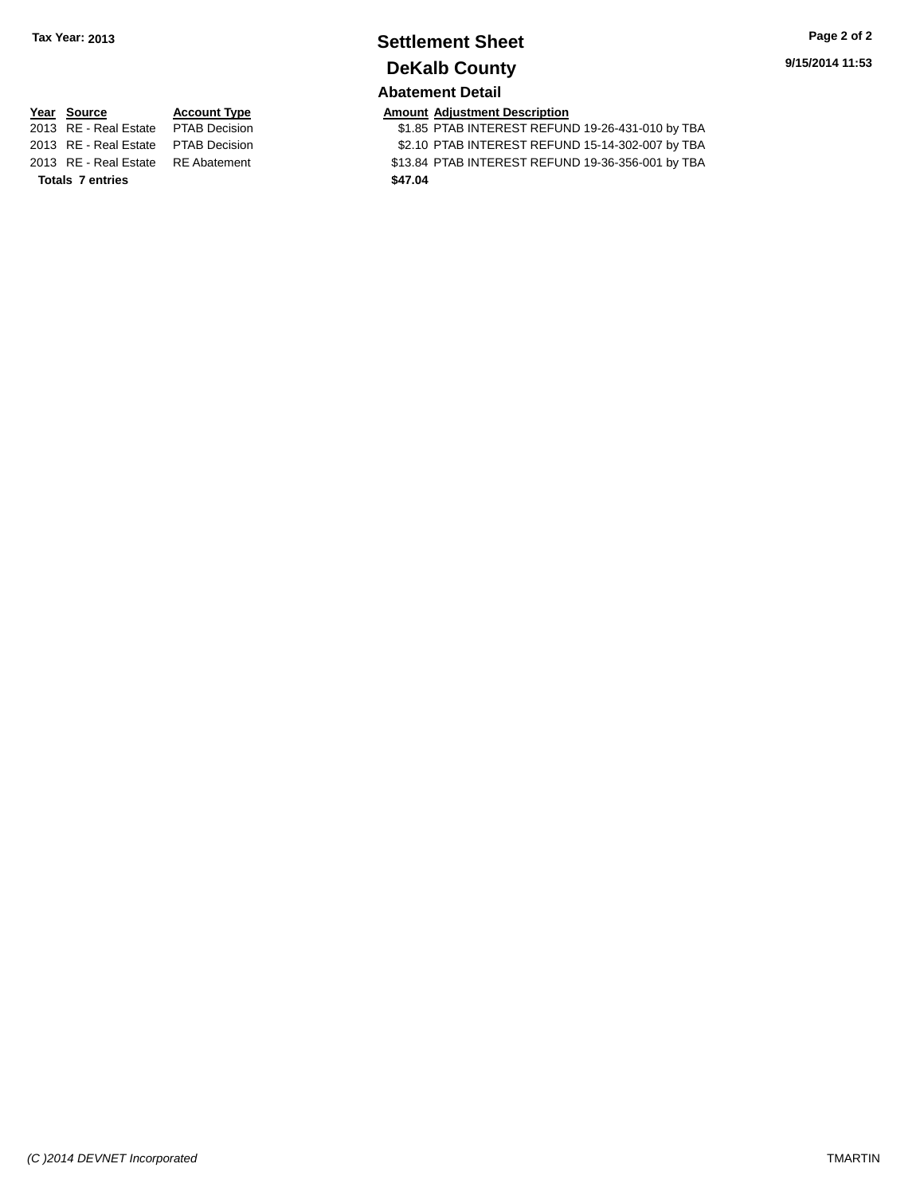**Tax Year: 2013**

# Settlement Sheet

## DeKalb County

9/15/2014 11:53

### Abatement Detail

| Year | Source | Account Type | Amount | Adjustment Description |
|---|---|---|---|---|
| 2013 | RE - Real Estate | PTAB Decision | $1.85 | PTAB INTEREST REFUND 19-26-431-010 by TBA |
| 2013 | RE - Real Estate | PTAB Decision | $2.10 | PTAB INTEREST REFUND 15-14-302-007 by TBA |
| 2013 | RE - Real Estate | RE Abatement | $13.84 | PTAB INTEREST REFUND 19-36-356-001 by TBA |
| **Totals** | **7 entries** | | **$47.04** | |

*(C )2014 DEVNET Incorporated* TMARTIN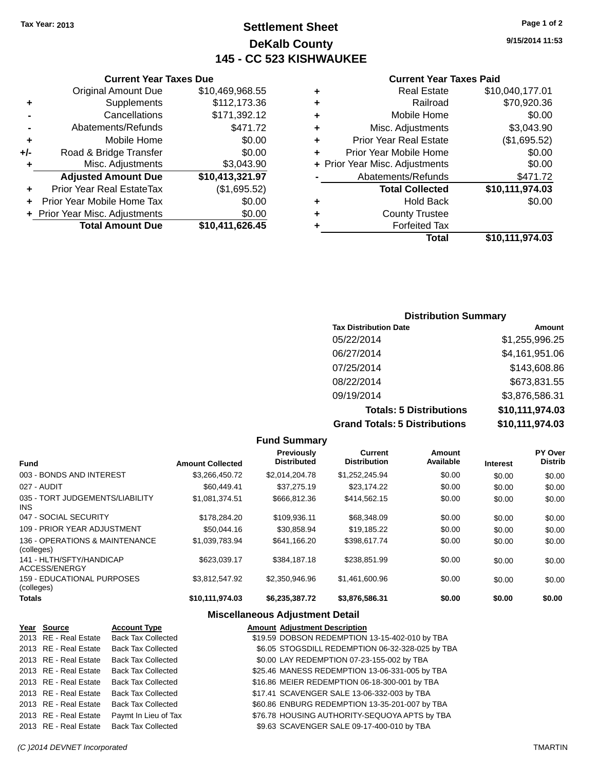Tax Year: 2013

# Settlement Sheet
## DeKalb County
## 145 - CC 523 KISHWAUKEE

9/15/2014 11:53

### Current Year Taxes Due

| | | |
|---|---|---|
| | Original Amount Due | $10,469,968.55 |
| + | Supplements | $112,173.36 |
| - | Cancellations | $171,392.12 |
| - | Abatements/Refunds | $471.72 |
| + | Mobile Home | $0.00 |
| +/- | Road & Bridge Transfer | $0.00 |
| + | Misc. Adjustments | $3,043.90 |
| | **Adjusted Amount Due** | **$10,413,321.97** |
| + | Prior Year Real EstateTax | ($1,695.52) |
| + | Prior Year Mobile Home Tax | $0.00 |
| + | Prior Year Misc. Adjustments | $0.00 |
| | **Total Amount Due** | **$10,411,626.45** |

### Current Year Taxes Paid

| | | |
|---|---|---|
| + | Real Estate | $10,040,177.01 |
| + | Railroad | $70,920.36 |
| + | Mobile Home | $0.00 |
| + | Misc. Adjustments | $3,043.90 |
| + | Prior Year Real Estate | ($1,695.52) |
| + | Prior Year Mobile Home | $0.00 |
| + | Prior Year Misc. Adjustments | $0.00 |
| - | Abatements/Refunds | $471.72 |
| | **Total Collected** | **$10,111,974.03** |
| + | Hold Back | $0.00 |
| + | County Trustee | |
| + | Forfeited Tax | |
| | **Total** | **$10,111,974.03** |

### Distribution Summary

| Tax Distribution Date | Amount |
|---|---|
| 05/22/2014 | $1,255,996.25 |
| 06/27/2014 | $4,161,951.06 |
| 07/25/2014 | $143,608.86 |
| 08/22/2014 | $673,831.55 |
| 09/19/2014 | $3,876,586.31 |
| **Totals: 5 Distributions** | **$10,111,974.03** |
| **Grand Totals: 5 Distributions** | **$10,111,974.03** |

### Fund Summary

| Fund | Amount Collected | Previously Distributed | Current Distribution | Amount Available | Interest | PY Over Distrib |
|---|---|---|---|---|---|---|
| 003 - BONDS AND INTEREST | $3,266,450.72 | $2,014,204.78 | $1,252,245.94 | $0.00 | $0.00 | $0.00 |
| 027 - AUDIT | $60,449.41 | $37,275.19 | $23,174.22 | $0.00 | $0.00 | $0.00 |
| 035 - TORT JUDGEMENTS/LIABILITY INS | $1,081,374.51 | $666,812.36 | $414,562.15 | $0.00 | $0.00 | $0.00 |
| 047 - SOCIAL SECURITY | $178,284.20 | $109,936.11 | $68,348.09 | $0.00 | $0.00 | $0.00 |
| 109 - PRIOR YEAR ADJUSTMENT | $50,044.16 | $30,858.94 | $19,185.22 | $0.00 | $0.00 | $0.00 |
| 136 - OPERATIONS & MAINTENANCE (colleges) | $1,039,783.94 | $641,166.20 | $398,617.74 | $0.00 | $0.00 | $0.00 |
| 141 - HLTH/SFTY/HANDICAP ACCESS/ENERGY | $623,039.17 | $384,187.18 | $238,851.99 | $0.00 | $0.00 | $0.00 |
| 159 - EDUCATIONAL PURPOSES (colleges) | $3,812,547.92 | $2,350,946.96 | $1,461,600.96 | $0.00 | $0.00 | $0.00 |
| **Totals** | **$10,111,974.03** | **$6,235,387.72** | **$3,876,586.31** | **$0.00** | **$0.00** | **$0.00** |

### Miscellaneous Adjustment Detail

| Year | Source | Account Type | Amount | Adjustment Description |
|---|---|---|---|---|
| 2013 | RE - Real Estate | Back Tax Collected | $19.59 | DOBSON REDEMPTION 13-15-402-010 by TBA |
| 2013 | RE - Real Estate | Back Tax Collected | $6.05 | STOGSDILL REDEMPTION 06-32-328-025 by TBA |
| 2013 | RE - Real Estate | Back Tax Collected | $0.00 | LAY REDEMPTION 07-23-155-002 by TBA |
| 2013 | RE - Real Estate | Back Tax Collected | $25.46 | MANESS REDEMPTION 13-06-331-005 by TBA |
| 2013 | RE - Real Estate | Back Tax Collected | $16.86 | MEIER REDEMPTION 06-18-300-001 by TBA |
| 2013 | RE - Real Estate | Back Tax Collected | $17.41 | SCAVENGER SALE 13-06-332-003 by TBA |
| 2013 | RE - Real Estate | Back Tax Collected | $60.86 | ENBURG REDEMPTION 13-35-201-007 by TBA |
| 2013 | RE - Real Estate | Paymt In Lieu of Tax | $76.78 | HOUSING AUTHORITY-SEQUOYA APTS by TBA |
| 2013 | RE - Real Estate | Back Tax Collected | $9.63 | SCAVENGER SALE 09-17-400-010 by TBA |

(C )2014 DEVNET Incorporated TMARTIN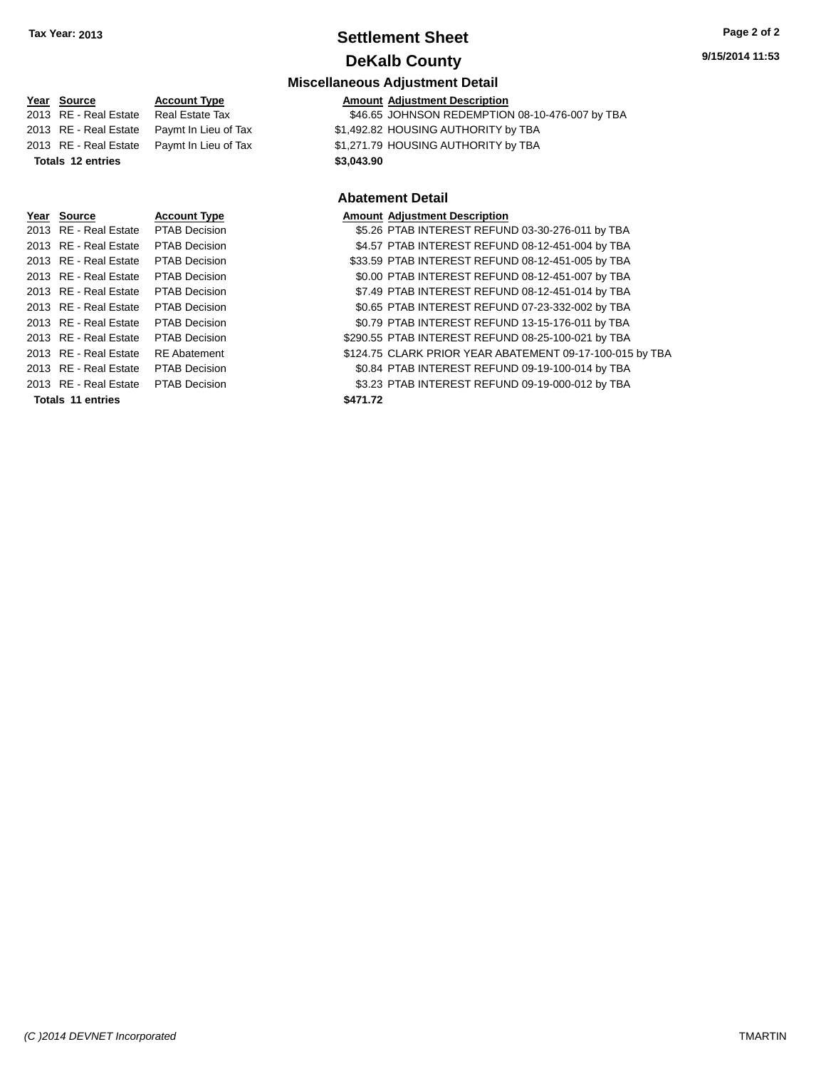**Tax Year: 2013**

# Settlement Sheet

## DeKalb County

**9/15/2014 11:53**

### Miscellaneous Adjustment Detail

| Year | Source | Account Type | Amount | Adjustment Description |
|---|---|---|---|---|
| 2013 | RE - Real Estate | Real Estate Tax | $46.65 | JOHNSON REDEMPTION 08-10-476-007 by TBA |
| 2013 | RE - Real Estate | Paymt In Lieu of Tax | $1,492.82 | HOUSING AUTHORITY by TBA |
| 2013 | RE - Real Estate | Paymt In Lieu of Tax | $1,271.79 | HOUSING AUTHORITY by TBA |
| **Totals** | **12 entries** | | **$3,043.90** | |

### Abatement Detail

| Year | Source | Account Type | Amount | Adjustment Description |
|---|---|---|---|---|
| 2013 | RE - Real Estate | PTAB Decision | $5.26 | PTAB INTEREST REFUND 03-30-276-011 by TBA |
| 2013 | RE - Real Estate | PTAB Decision | $4.57 | PTAB INTEREST REFUND 08-12-451-004 by TBA |
| 2013 | RE - Real Estate | PTAB Decision | $33.59 | PTAB INTEREST REFUND 08-12-451-005 by TBA |
| 2013 | RE - Real Estate | PTAB Decision | $0.00 | PTAB INTEREST REFUND 08-12-451-007 by TBA |
| 2013 | RE - Real Estate | PTAB Decision | $7.49 | PTAB INTEREST REFUND 08-12-451-014 by TBA |
| 2013 | RE - Real Estate | PTAB Decision | $0.65 | PTAB INTEREST REFUND 07-23-332-002 by TBA |
| 2013 | RE - Real Estate | PTAB Decision | $0.79 | PTAB INTEREST REFUND 13-15-176-011 by TBA |
| 2013 | RE - Real Estate | PTAB Decision | $290.55 | PTAB INTEREST REFUND 08-25-100-021 by TBA |
| 2013 | RE - Real Estate | RE Abatement | $124.75 | CLARK PRIOR YEAR ABATEMENT 09-17-100-015 by TBA |
| 2013 | RE - Real Estate | PTAB Decision | $0.84 | PTAB INTEREST REFUND 09-19-100-014 by TBA |
| 2013 | RE - Real Estate | PTAB Decision | $3.23 | PTAB INTEREST REFUND 09-19-000-012 by TBA |
| **Totals** | **11 entries** | | **$471.72** | |

*(C )2014 DEVNET Incorporated* TMARTIN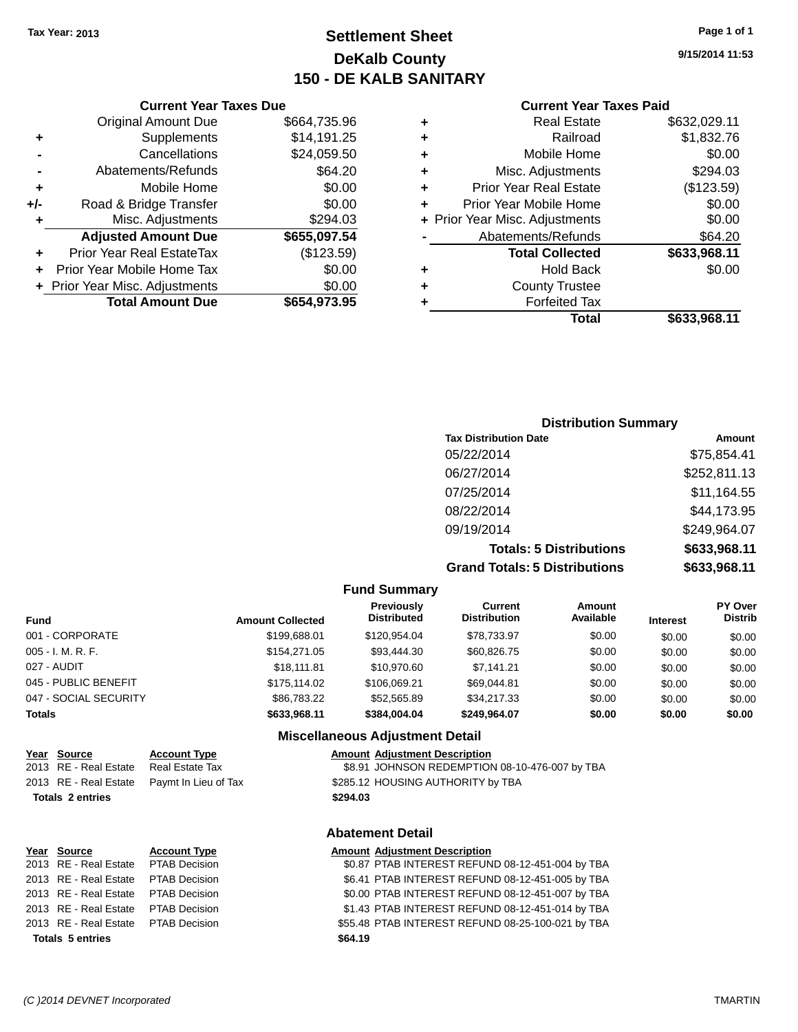Tax Year: 2013

# Settlement Sheet
## DeKalb County
## 150 - DE KALB SANITARY

9/15/2014 11:53

### Current Year Taxes Due

| | | |
|---|---|---|
| | Original Amount Due | $664,735.96 |
| + | Supplements | $14,191.25 |
| - | Cancellations | $24,059.50 |
| - | Abatements/Refunds | $64.20 |
| + | Mobile Home | $0.00 |
| +/- | Road & Bridge Transfer | $0.00 |
| + | Misc. Adjustments | $294.03 |
| | **Adjusted Amount Due** | **$655,097.54** |
| + | Prior Year Real EstateTax | ($123.59) |
| + | Prior Year Mobile Home Tax | $0.00 |
| + | Prior Year Misc. Adjustments | $0.00 |
| | **Total Amount Due** | **$654,973.95** |

### Current Year Taxes Paid

| | | |
|---|---|---|
| + | Real Estate | $632,029.11 |
| + | Railroad | $1,832.76 |
| + | Mobile Home | $0.00 |
| + | Misc. Adjustments | $294.03 |
| + | Prior Year Real Estate | ($123.59) |
| + | Prior Year Mobile Home | $0.00 |
| + | Prior Year Misc. Adjustments | $0.00 |
| - | Abatements/Refunds | $64.20 |
| | **Total Collected** | **$633,968.11** |
| + | Hold Back | $0.00 |
| + | County Trustee | |
| + | Forfeited Tax | |
| | **Total** | **$633,968.11** |

### Distribution Summary

| Tax Distribution Date | Amount |
|---|---|
| 05/22/2014 | $75,854.41 |
| 06/27/2014 | $252,811.13 |
| 07/25/2014 | $11,164.55 |
| 08/22/2014 | $44,173.95 |
| 09/19/2014 | $249,964.07 |
| **Totals: 5 Distributions** | **$633,968.11** |
| **Grand Totals: 5 Distributions** | **$633,968.11** |

### Fund Summary

| Fund | Amount Collected | Previously Distributed | Current Distribution | Amount Available | Interest | PY Over Distrib |
|---|---|---|---|---|---|---|
| 001 - CORPORATE | $199,688.01 | $120,954.04 | $78,733.97 | $0.00 | $0.00 | $0.00 |
| 005 - I. M. R. F. | $154,271.05 | $93,444.30 | $60,826.75 | $0.00 | $0.00 | $0.00 |
| 027 - AUDIT | $18,111.81 | $10,970.60 | $7,141.21 | $0.00 | $0.00 | $0.00 |
| 045 - PUBLIC BENEFIT | $175,114.02 | $106,069.21 | $69,044.81 | $0.00 | $0.00 | $0.00 |
| 047 - SOCIAL SECURITY | $86,783.22 | $52,565.89 | $34,217.33 | $0.00 | $0.00 | $0.00 |
| **Totals** | **$633,968.11** | **$384,004.04** | **$249,964.07** | **$0.00** | **$0.00** | **$0.00** |

### Miscellaneous Adjustment Detail

| Year | Source | Account Type | Amount | Adjustment Description |
|---|---|---|---|---|
| 2013 | RE - Real Estate | Real Estate Tax | $8.91 | JOHNSON REDEMPTION 08-10-476-007 by TBA |
| 2013 | RE - Real Estate | Paymt In Lieu of Tax | $285.12 | HOUSING AUTHORITY by TBA |
| **Totals 2 entries** | | | **$294.03** | |

### Abatement Detail

| Year | Source | Account Type | Amount | Adjustment Description |
|---|---|---|---|---|
| 2013 | RE - Real Estate | PTAB Decision | $0.87 | PTAB INTEREST REFUND 08-12-451-004 by TBA |
| 2013 | RE - Real Estate | PTAB Decision | $6.41 | PTAB INTEREST REFUND 08-12-451-005 by TBA |
| 2013 | RE - Real Estate | PTAB Decision | $0.00 | PTAB INTEREST REFUND 08-12-451-007 by TBA |
| 2013 | RE - Real Estate | PTAB Decision | $1.43 | PTAB INTEREST REFUND 08-12-451-014 by TBA |
| 2013 | RE - Real Estate | PTAB Decision | $55.48 | PTAB INTEREST REFUND 08-25-100-021 by TBA |
| **Totals 5 entries** | | | **$64.19** | |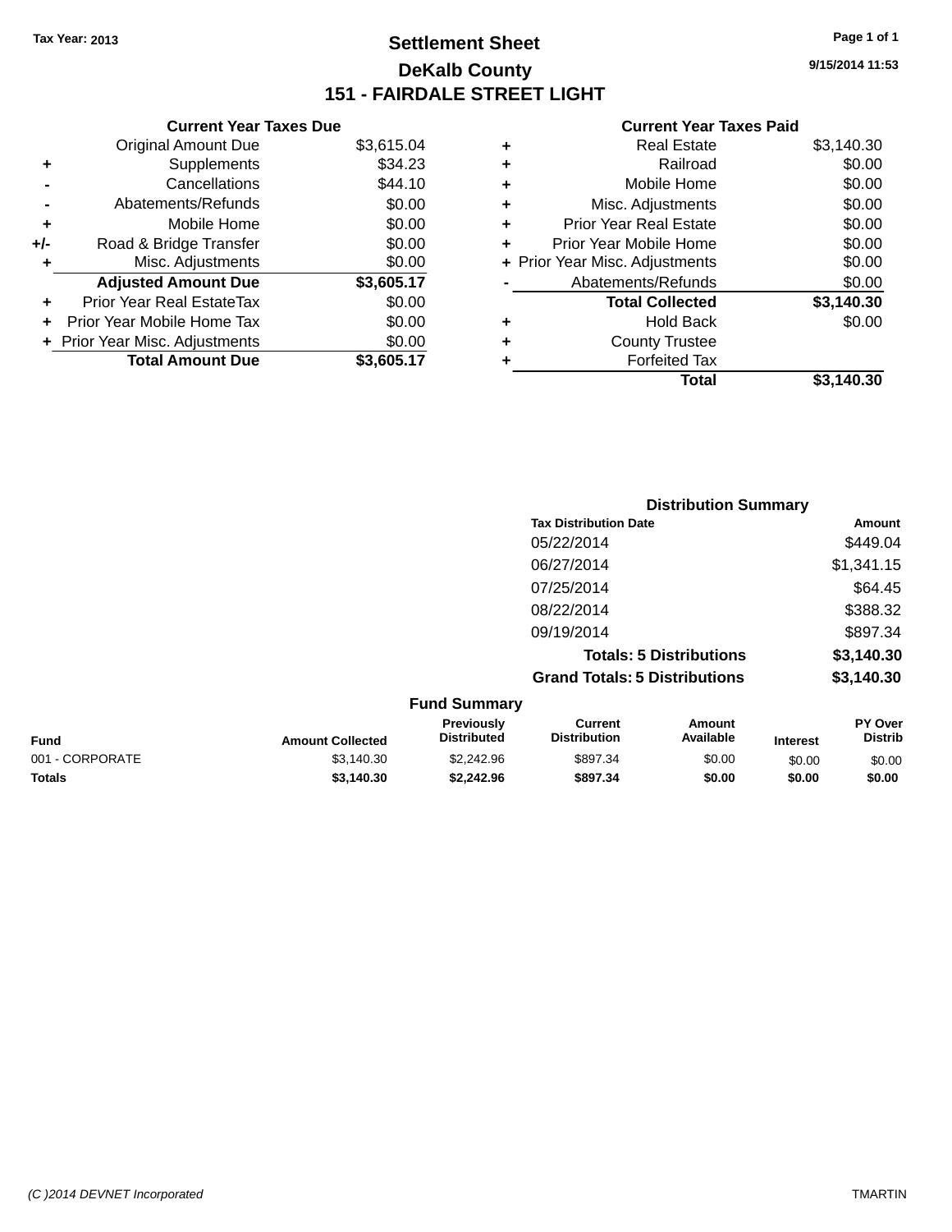Tax Year: 2013

# Settlement Sheet

## DeKalb County

## 151 - FAIRDALE STREET LIGHT

9/15/2014 11:53

| | Current Year Taxes Due | |
|---|---|---|
| | Original Amount Due | $3,615.04 |
| + | Supplements | $34.23 |
| - | Cancellations | $44.10 |
| - | Abatements/Refunds | $0.00 |
| + | Mobile Home | $0.00 |
| +/- | Road & Bridge Transfer | $0.00 |
| + | Misc. Adjustments | $0.00 |
| | **Adjusted Amount Due** | **$3,605.17** |
| + | Prior Year Real EstateTax | $0.00 |
| + | Prior Year Mobile Home Tax | $0.00 |
| + | Prior Year Misc. Adjustments | $0.00 |
| | **Total Amount Due** | **$3,605.17** |

| | Current Year Taxes Paid | |
|---|---|---|
| + | Real Estate | $3,140.30 |
| + | Railroad | $0.00 |
| + | Mobile Home | $0.00 |
| + | Misc. Adjustments | $0.00 |
| + | Prior Year Real Estate | $0.00 |
| + | Prior Year Mobile Home | $0.00 |
| + | Prior Year Misc. Adjustments | $0.00 |
| - | Abatements/Refunds | $0.00 |
| | **Total Collected** | **$3,140.30** |
| + | Hold Back | $0.00 |
| + | County Trustee | |
| + | Forfeited Tax | |
| | **Total** | **$3,140.30** |

### Distribution Summary

| Tax Distribution Date | Amount |
|---|---|
| 05/22/2014 | $449.04 |
| 06/27/2014 | $1,341.15 |
| 07/25/2014 | $64.45 |
| 08/22/2014 | $388.32 |
| 09/19/2014 | $897.34 |
| **Totals: 5 Distributions** | **$3,140.30** |
| **Grand Totals: 5 Distributions** | **$3,140.30** |

### Fund Summary

| Fund | Amount Collected | Previously Distributed | Current Distribution | Amount Available | Interest | PY Over Distrib |
|---|---|---|---|---|---|---|
| 001 - CORPORATE | $3,140.30 | $2,242.96 | $897.34 | $0.00 | $0.00 | $0.00 |
| **Totals** | **$3,140.30** | **$2,242.96** | **$897.34** | **$0.00** | **$0.00** | **$0.00** |

(C )2014 DEVNET Incorporated TMARTIN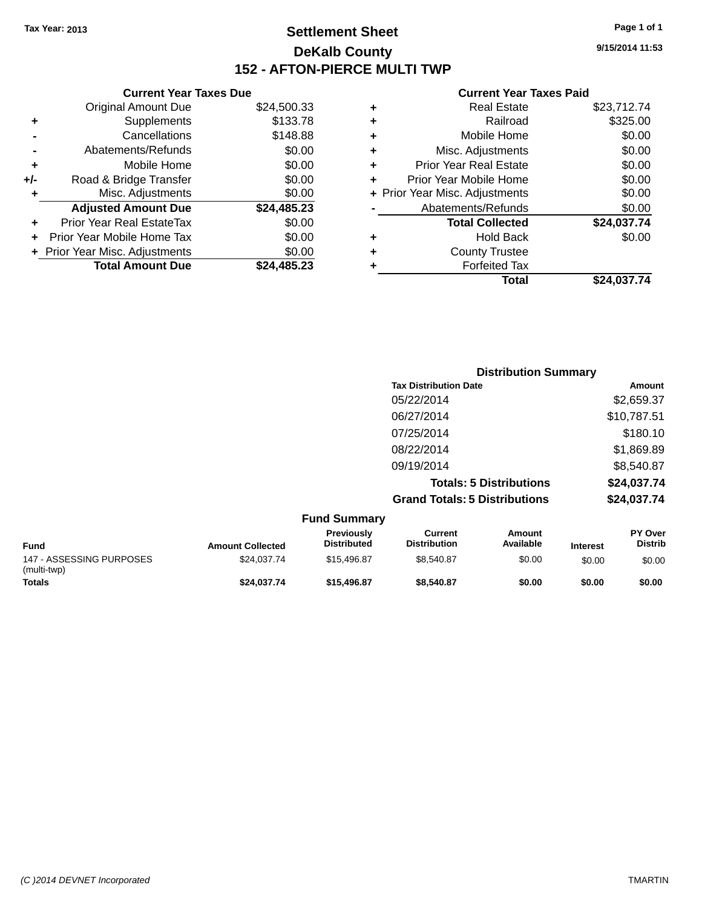Tax Year: 2013

# Settlement Sheet

## DeKalb County

## 152 - AFTON-PIERCE MULTI TWP

9/15/2014 11:53

**Current Year Taxes Due**

| | | |
|---|---|---|
| | Original Amount Due | $24,500.33 |
| + | Supplements | $133.78 |
| - | Cancellations | $148.88 |
| - | Abatements/Refunds | $0.00 |
| + | Mobile Home | $0.00 |
| +/- | Road & Bridge Transfer | $0.00 |
| + | Misc. Adjustments | $0.00 |
| | **Adjusted Amount Due** | **$24,485.23** |
| + | Prior Year Real EstateTax | $0.00 |
| + | Prior Year Mobile Home Tax | $0.00 |
| + | Prior Year Misc. Adjustments | $0.00 |
| | **Total Amount Due** | **$24,485.23** |

**Current Year Taxes Paid**

| | | |
|---|---|---|
| + | Real Estate | $23,712.74 |
| + | Railroad | $325.00 |
| + | Mobile Home | $0.00 |
| + | Misc. Adjustments | $0.00 |
| + | Prior Year Real Estate | $0.00 |
| + | Prior Year Mobile Home | $0.00 |
| + | Prior Year Misc. Adjustments | $0.00 |
| - | Abatements/Refunds | $0.00 |
| | **Total Collected** | **$24,037.74** |
| + | Hold Back | $0.00 |
| + | County Trustee | |
| + | Forfeited Tax | |
| | **Total** | **$24,037.74** |

**Distribution Summary**

| Tax Distribution Date | Amount |
|---|---|
| 05/22/2014 | $2,659.37 |
| 06/27/2014 | $10,787.51 |
| 07/25/2014 | $180.10 |
| 08/22/2014 | $1,869.89 |
| 09/19/2014 | $8,540.87 |
| **Totals: 5 Distributions** | **$24,037.74** |
| **Grand Totals: 5 Distributions** | **$24,037.74** |

**Fund Summary**

| Fund | Amount Collected | Previously Distributed | Current Distribution | Amount Available | Interest | PY Over Distrib |
|---|---|---|---|---|---|---|
| 147 - ASSESSING PURPOSES (multi-twp) | $24,037.74 | $15,496.87 | $8,540.87 | $0.00 | $0.00 | $0.00 |
| **Totals** | **$24,037.74** | **$15,496.87** | **$8,540.87** | **$0.00** | **$0.00** | **$0.00** |

(C )2014 DEVNET Incorporated TMARTIN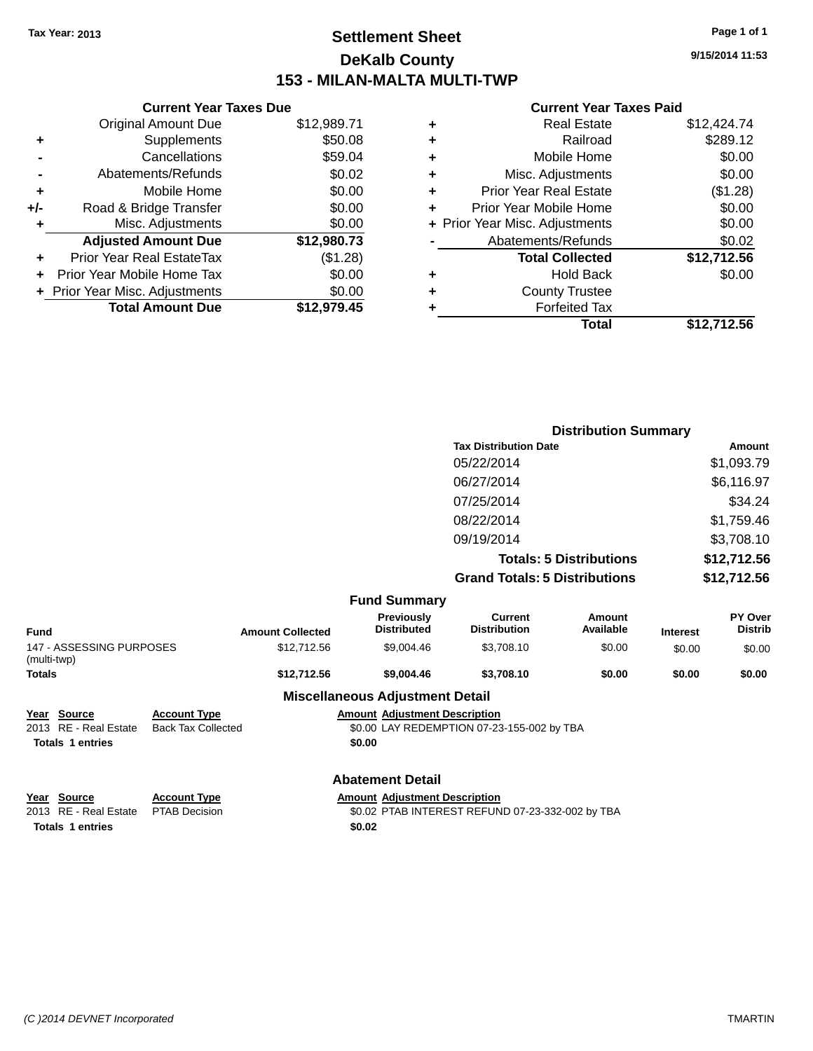Tax Year: 2013

# Settlement Sheet
## DeKalb County
## 153 - MILAN-MALTA MULTI-TWP

9/15/2014 11:53

### Current Year Taxes Due

| | | |
|---|---|---|
| | Original Amount Due | $12,989.71 |
| + | Supplements | $50.08 |
| - | Cancellations | $59.04 |
| - | Abatements/Refunds | $0.02 |
| + | Mobile Home | $0.00 |
| +/- | Road & Bridge Transfer | $0.00 |
| + | Misc. Adjustments | $0.00 |
| | **Adjusted Amount Due** | **$12,980.73** |
| + | Prior Year Real EstateTax | ($1.28) |
| + | Prior Year Mobile Home Tax | $0.00 |
| + | Prior Year Misc. Adjustments | $0.00 |
| | **Total Amount Due** | **$12,979.45** |

### Current Year Taxes Paid

| | | |
|---|---|---|
| + | Real Estate | $12,424.74 |
| + | Railroad | $289.12 |
| + | Mobile Home | $0.00 |
| + | Misc. Adjustments | $0.00 |
| + | Prior Year Real Estate | ($1.28) |
| + | Prior Year Mobile Home | $0.00 |
| + | Prior Year Misc. Adjustments | $0.00 |
| - | Abatements/Refunds | $0.02 |
| | **Total Collected** | **$12,712.56** |
| + | Hold Back | $0.00 |
| + | County Trustee | |
| + | Forfeited Tax | |
| | **Total** | **$12,712.56** |

### Distribution Summary

| Tax Distribution Date | Amount |
|---|---|
| 05/22/2014 | $1,093.79 |
| 06/27/2014 | $6,116.97 |
| 07/25/2014 | $34.24 |
| 08/22/2014 | $1,759.46 |
| 09/19/2014 | $3,708.10 |
| **Totals: 5 Distributions** | **$12,712.56** |
| **Grand Totals: 5 Distributions** | **$12,712.56** |

### Fund Summary

| Fund | Amount Collected | Previously Distributed | Current Distribution | Amount Available | Interest | PY Over Distrib |
|---|---|---|---|---|---|---|
| 147 - ASSESSING PURPOSES (multi-twp) | $12,712.56 | $9,004.46 | $3,708.10 | $0.00 | $0.00 | $0.00 |
| **Totals** | **$12,712.56** | **$9,004.46** | **$3,708.10** | **$0.00** | **$0.00** | **$0.00** |

### Miscellaneous Adjustment Detail

| Year | Source | Account Type | Amount | Adjustment Description |
|---|---|---|---|---|
| 2013 | RE - Real Estate | Back Tax Collected | $0.00 | LAY REDEMPTION 07-23-155-002 by TBA |
| **Totals** | **1 entries** | | **$0.00** | |

### Abatement Detail

| Year | Source | Account Type | Amount | Adjustment Description |
|---|---|---|---|---|
| 2013 | RE - Real Estate | PTAB Decision | $0.02 | PTAB INTEREST REFUND 07-23-332-002 by TBA |
| **Totals** | **1 entries** | | **$0.02** | |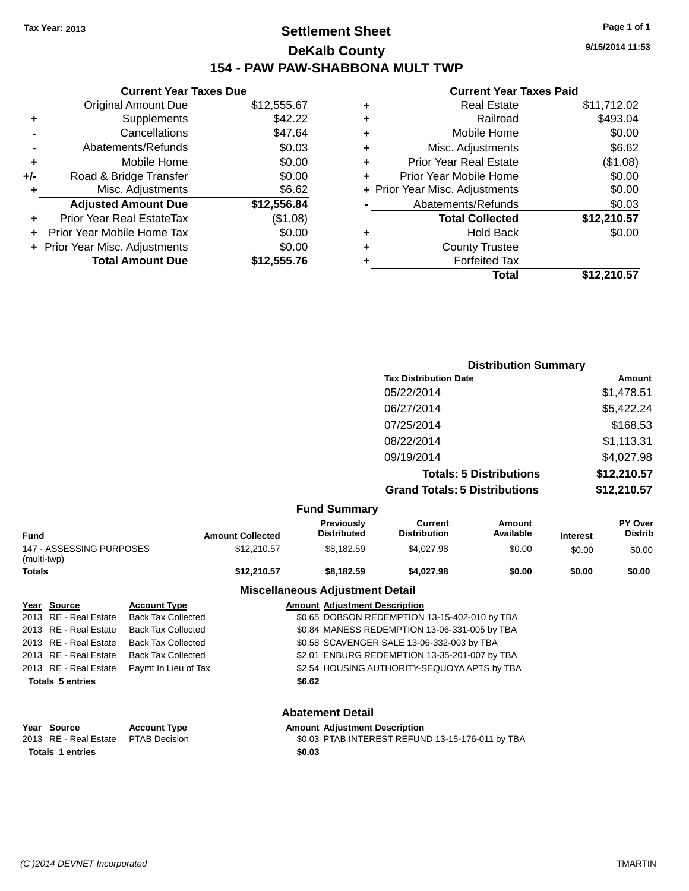Tax Year: 2013

# Settlement Sheet

## DeKalb County

## 154 - PAW PAW-SHABBONA MULT TWP

9/15/2014 11:53

### Current Year Taxes Due

| | | |
|---|---|---|
| | Original Amount Due | $12,555.67 |
| + | Supplements | $42.22 |
| - | Cancellations | $47.64 |
| - | Abatements/Refunds | $0.03 |
| + | Mobile Home | $0.00 |
| +/- | Road & Bridge Transfer | $0.00 |
| + | Misc. Adjustments | $6.62 |
| | **Adjusted Amount Due** | **$12,556.84** |
| + | Prior Year Real EstateTax | ($1.08) |
| + | Prior Year Mobile Home Tax | $0.00 |
| + | Prior Year Misc. Adjustments | $0.00 |
| | **Total Amount Due** | **$12,555.76** |

### Current Year Taxes Paid

| | | |
|---|---|---|
| + | Real Estate | $11,712.02 |
| + | Railroad | $493.04 |
| + | Mobile Home | $0.00 |
| + | Misc. Adjustments | $6.62 |
| + | Prior Year Real Estate | ($1.08) |
| + | Prior Year Mobile Home | $0.00 |
| + | Prior Year Misc. Adjustments | $0.00 |
| - | Abatements/Refunds | $0.03 |
| | **Total Collected** | **$12,210.57** |
| + | Hold Back | $0.00 |
| + | County Trustee | |
| + | Forfeited Tax | |
| | **Total** | **$12,210.57** |

### Distribution Summary

| Tax Distribution Date | Amount |
|---|---|
| 05/22/2014 | $1,478.51 |
| 06/27/2014 | $5,422.24 |
| 07/25/2014 | $168.53 |
| 08/22/2014 | $1,113.31 |
| 09/19/2014 | $4,027.98 |
| **Totals: 5 Distributions** | **$12,210.57** |
| **Grand Totals: 5 Distributions** | **$12,210.57** |

### Fund Summary

| Fund | Amount Collected | Previously Distributed | Current Distribution | Amount Available | Interest | PY Over Distrib |
|---|---|---|---|---|---|---|
| 147 - ASSESSING PURPOSES (multi-twp) | $12,210.57 | $8,182.59 | $4,027.98 | $0.00 | $0.00 | $0.00 |
| **Totals** | **$12,210.57** | **$8,182.59** | **$4,027.98** | **$0.00** | **$0.00** | **$0.00** |

### Miscellaneous Adjustment Detail

| Year | Source | Account Type | Amount | Adjustment Description |
|---|---|---|---|---|
| 2013 | RE - Real Estate | Back Tax Collected | $0.65 | DOBSON REDEMPTION 13-15-402-010 by TBA |
| 2013 | RE - Real Estate | Back Tax Collected | $0.84 | MANESS REDEMPTION 13-06-331-005 by TBA |
| 2013 | RE - Real Estate | Back Tax Collected | $0.58 | SCAVENGER SALE 13-06-332-003 by TBA |
| 2013 | RE - Real Estate | Back Tax Collected | $2.01 | ENBURG REDEMPTION 13-35-201-007 by TBA |
| 2013 | RE - Real Estate | Paymt In Lieu of Tax | $2.54 | HOUSING AUTHORITY-SEQUOYA APTS by TBA |
| **Totals 5 entries** | | | **$6.62** | |

### Abatement Detail

| Year | Source | Account Type | Amount | Adjustment Description |
|---|---|---|---|---|
| 2013 | RE - Real Estate | PTAB Decision | $0.03 | PTAB INTEREST REFUND 13-15-176-011 by TBA |
| **Totals 1 entries** | | | **$0.03** | |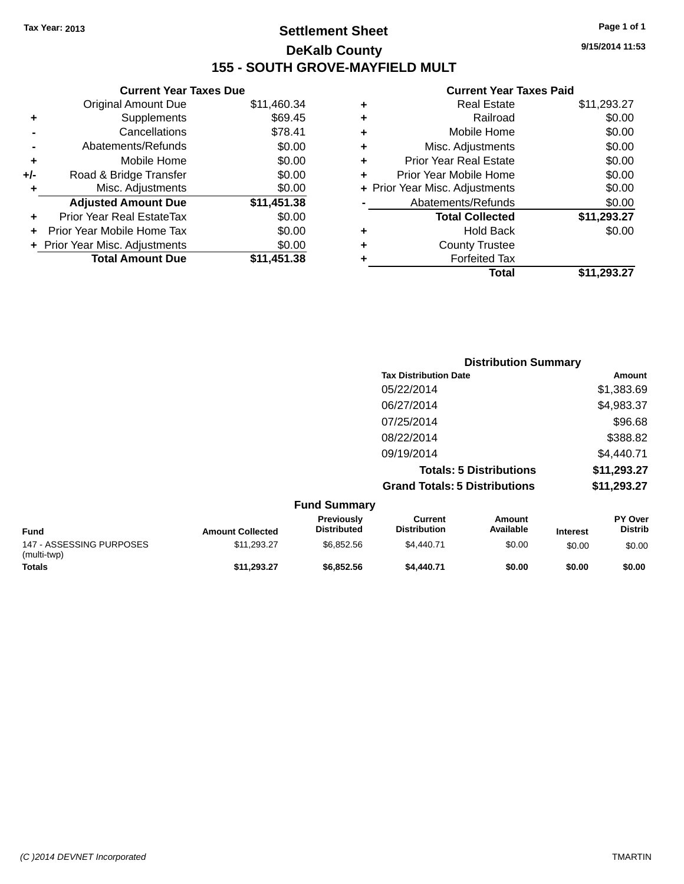Tax Year: 2013

# Settlement Sheet

## DeKalb County

## 155 - SOUTH GROVE-MAYFIELD MULT

9/15/2014 11:53

**Current Year Taxes Due**

| | | |
|---|---|---|
| | Original Amount Due | $11,460.34 |
| + | Supplements | $69.45 |
| - | Cancellations | $78.41 |
| - | Abatements/Refunds | $0.00 |
| + | Mobile Home | $0.00 |
| +/- | Road & Bridge Transfer | $0.00 |
| + | Misc. Adjustments | $0.00 |
| | **Adjusted Amount Due** | **$11,451.38** |
| + | Prior Year Real EstateTax | $0.00 |
| + | Prior Year Mobile Home Tax | $0.00 |
| + | Prior Year Misc. Adjustments | $0.00 |
| | **Total Amount Due** | **$11,451.38** |

**Current Year Taxes Paid**

| | | |
|---|---|---|
| + | Real Estate | $11,293.27 |
| + | Railroad | $0.00 |
| + | Mobile Home | $0.00 |
| + | Misc. Adjustments | $0.00 |
| + | Prior Year Real Estate | $0.00 |
| + | Prior Year Mobile Home | $0.00 |
| + | Prior Year Misc. Adjustments | $0.00 |
| - | Abatements/Refunds | $0.00 |
| | **Total Collected** | **$11,293.27** |
| + | Hold Back | $0.00 |
| + | County Trustee | |
| + | Forfeited Tax | |
| | **Total** | **$11,293.27** |

**Distribution Summary**

| Tax Distribution Date | Amount |
|---|---|
| 05/22/2014 | $1,383.69 |
| 06/27/2014 | $4,983.37 |
| 07/25/2014 | $96.68 |
| 08/22/2014 | $388.82 |
| 09/19/2014 | $4,440.71 |
| **Totals: 5 Distributions** | **$11,293.27** |
| **Grand Totals: 5 Distributions** | **$11,293.27** |

**Fund Summary**

| Fund | Amount Collected | Previously Distributed | Current Distribution | Amount Available | Interest | PY Over Distrib |
|---|---|---|---|---|---|---|
| 147 - ASSESSING PURPOSES (multi-twp) | $11,293.27 | $6,852.56 | $4,440.71 | $0.00 | $0.00 | $0.00 |
| **Totals** | **$11,293.27** | **$6,852.56** | **$4,440.71** | **$0.00** | **$0.00** | **$0.00** |

(C )2014 DEVNET Incorporated TMARTIN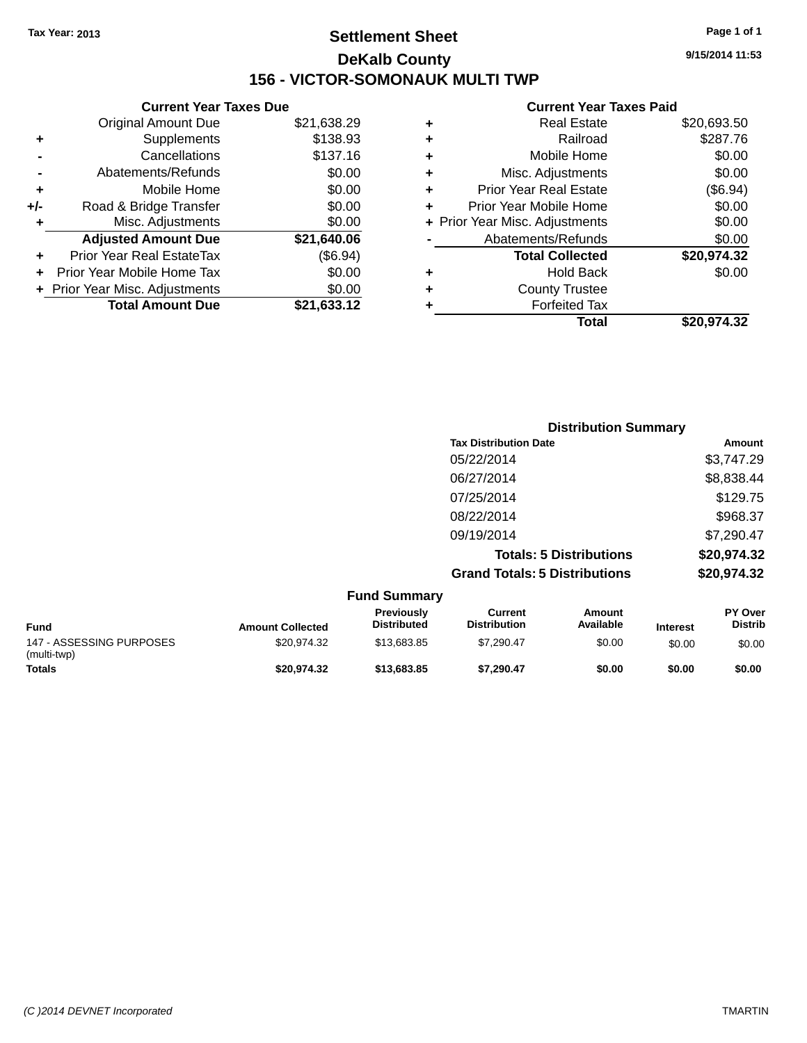Tax Year: 2013

# Settlement Sheet

## DeKalb County

## 156 - VICTOR-SOMONAUK MULTI TWP

9/15/2014 11:53

### Current Year Taxes Due

| | | |
|---|---|---|
| | Original Amount Due | $21,638.29 |
| + | Supplements | $138.93 |
| - | Cancellations | $137.16 |
| - | Abatements/Refunds | $0.00 |
| + | Mobile Home | $0.00 |
| +/- | Road & Bridge Transfer | $0.00 |
| + | Misc. Adjustments | $0.00 |
| | **Adjusted Amount Due** | **$21,640.06** |
| + | Prior Year Real EstateTax | ($6.94) |
| + | Prior Year Mobile Home Tax | $0.00 |
| + | Prior Year Misc. Adjustments | $0.00 |
| | **Total Amount Due** | **$21,633.12** |

### Current Year Taxes Paid

| | | |
|---|---|---|
| + | Real Estate | $20,693.50 |
| + | Railroad | $287.76 |
| + | Mobile Home | $0.00 |
| + | Misc. Adjustments | $0.00 |
| + | Prior Year Real Estate | ($6.94) |
| + | Prior Year Mobile Home | $0.00 |
| + | Prior Year Misc. Adjustments | $0.00 |
| - | Abatements/Refunds | $0.00 |
| | **Total Collected** | **$20,974.32** |
| + | Hold Back | $0.00 |
| + | County Trustee | |
| + | Forfeited Tax | |
| | **Total** | **$20,974.32** |

### Distribution Summary

| Tax Distribution Date | Amount |
|---|---|
| 05/22/2014 | $3,747.29 |
| 06/27/2014 | $8,838.44 |
| 07/25/2014 | $129.75 |
| 08/22/2014 | $968.37 |
| 09/19/2014 | $7,290.47 |
| **Totals: 5 Distributions** | **$20,974.32** |
| **Grand Totals: 5 Distributions** | **$20,974.32** |

### Fund Summary

| Fund | Amount Collected | Previously Distributed | Current Distribution | Amount Available | Interest | PY Over Distrib |
|---|---|---|---|---|---|---|
| 147 - ASSESSING PURPOSES (multi-twp) | $20,974.32 | $13,683.85 | $7,290.47 | $0.00 | $0.00 | $0.00 |
| **Totals** | **$20,974.32** | **$13,683.85** | **$7,290.47** | **$0.00** | **$0.00** | **$0.00** |

(C )2014 DEVNET Incorporated TMARTIN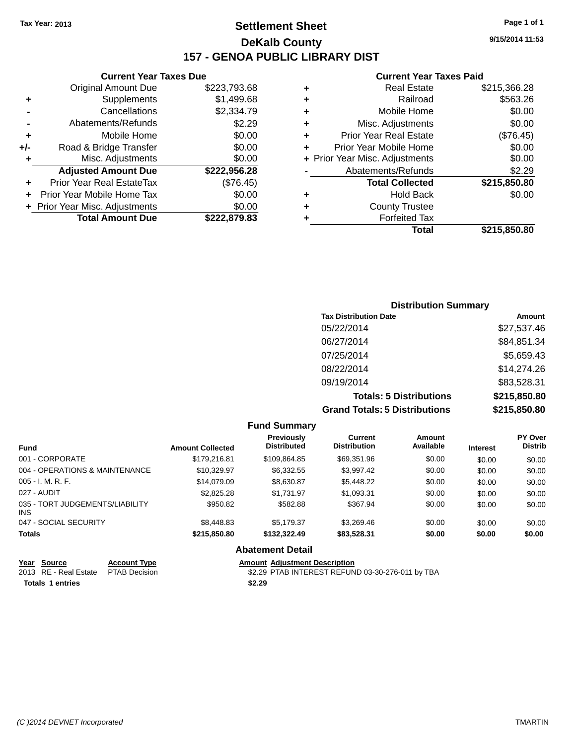Tax Year: 2013

# Settlement Sheet

## DeKalb County

## 157 - GENOA PUBLIC LIBRARY DIST

9/15/2014 11:53

### Current Year Taxes Due

| | | |
|---|---|---|
| | Original Amount Due | $223,793.68 |
| + | Supplements | $1,499.68 |
| - | Cancellations | $2,334.79 |
| - | Abatements/Refunds | $2.29 |
| + | Mobile Home | $0.00 |
| +/- | Road & Bridge Transfer | $0.00 |
| + | Misc. Adjustments | $0.00 |
| | **Adjusted Amount Due** | **$222,956.28** |
| + | Prior Year Real EstateTax | ($76.45) |
| + | Prior Year Mobile Home Tax | $0.00 |
| + | Prior Year Misc. Adjustments | $0.00 |
| | **Total Amount Due** | **$222,879.83** |

### Current Year Taxes Paid

| | | |
|---|---|---|
| + | Real Estate | $215,366.28 |
| + | Railroad | $563.26 |
| + | Mobile Home | $0.00 |
| + | Misc. Adjustments | $0.00 |
| + | Prior Year Real Estate | ($76.45) |
| + | Prior Year Mobile Home | $0.00 |
| + | Prior Year Misc. Adjustments | $0.00 |
| - | Abatements/Refunds | $2.29 |
| | **Total Collected** | **$215,850.80** |
| + | Hold Back | $0.00 |
| + | County Trustee | |
| + | Forfeited Tax | |
| | **Total** | **$215,850.80** |

### Distribution Summary

| Tax Distribution Date | Amount |
|---|---|
| 05/22/2014 | $27,537.46 |
| 06/27/2014 | $84,851.34 |
| 07/25/2014 | $5,659.43 |
| 08/22/2014 | $14,274.26 |
| 09/19/2014 | $83,528.31 |
| **Totals: 5 Distributions** | **$215,850.80** |
| **Grand Totals: 5 Distributions** | **$215,850.80** |

### Fund Summary

| Fund | Amount Collected | Previously Distributed | Current Distribution | Amount Available | Interest | PY Over Distrib |
|---|---|---|---|---|---|---|
| 001 - CORPORATE | $179,216.81 | $109,864.85 | $69,351.96 | $0.00 | $0.00 | $0.00 |
| 004 - OPERATIONS & MAINTENANCE | $10,329.97 | $6,332.55 | $3,997.42 | $0.00 | $0.00 | $0.00 |
| 005 - I. M. R. F. | $14,079.09 | $8,630.87 | $5,448.22 | $0.00 | $0.00 | $0.00 |
| 027 - AUDIT | $2,825.28 | $1,731.97 | $1,093.31 | $0.00 | $0.00 | $0.00 |
| 035 - TORT JUDGEMENTS/LIABILITY INS | $950.82 | $582.88 | $367.94 | $0.00 | $0.00 | $0.00 |
| 047 - SOCIAL SECURITY | $8,448.83 | $5,179.37 | $3,269.46 | $0.00 | $0.00 | $0.00 |
| **Totals** | **$215,850.80** | **$132,322.49** | **$83,528.31** | **$0.00** | **$0.00** | **$0.00** |

### Abatement Detail

| Year | Source | Account Type | Amount | Adjustment Description |
|---|---|---|---|---|
| 2013 | RE - Real Estate | PTAB Decision | $2.29 | PTAB INTEREST REFUND 03-30-276-011 by TBA |
| **Totals 1 entries** | | | **$2.29** | |

(C )2014 DEVNET Incorporated TMARTIN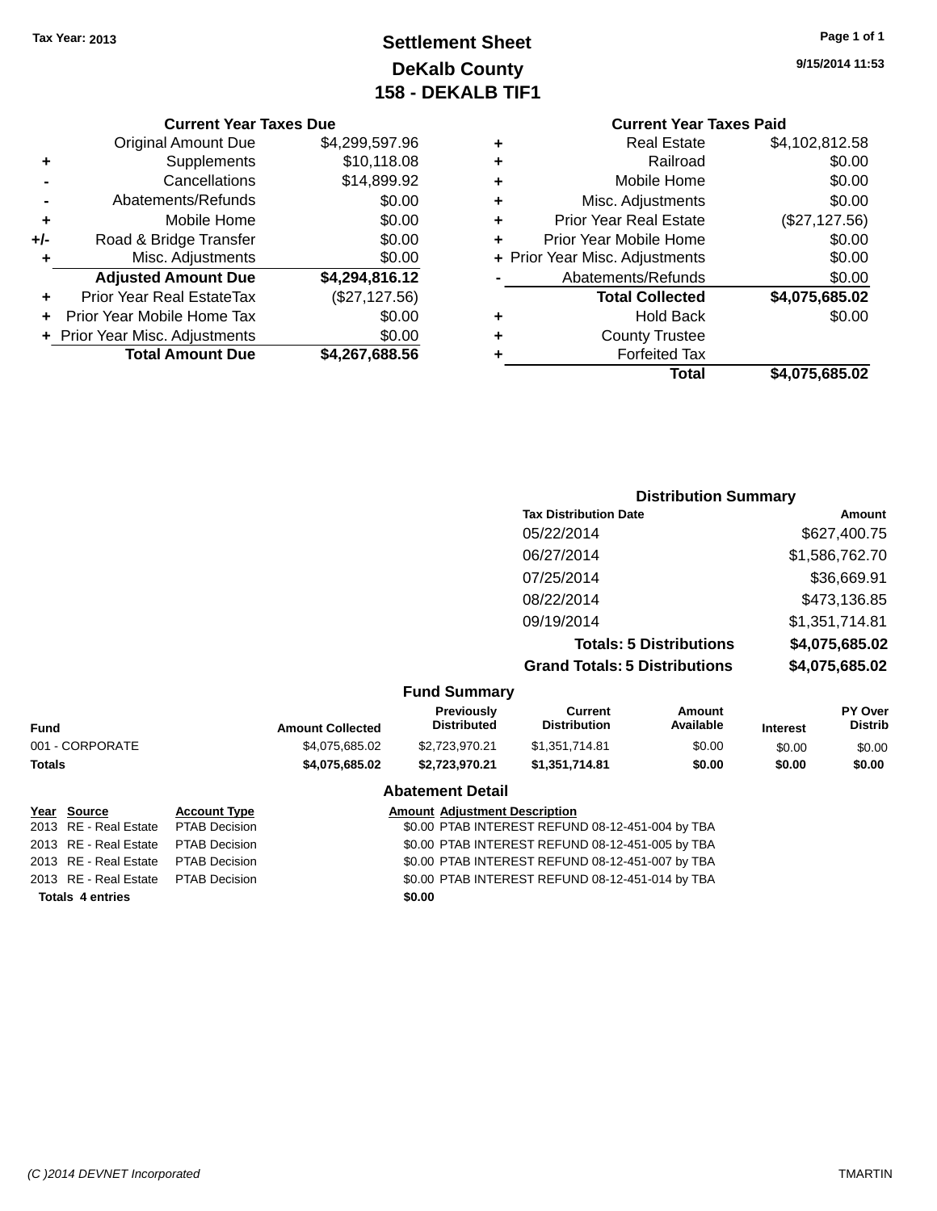Tax Year: 2013

# Settlement Sheet
## DeKalb County
## 158 - DEKALB TIF1

9/15/2014 11:53

### Current Year Taxes Due

| | | |
|---|---|---|
| | Original Amount Due | $4,299,597.96 |
| + | Supplements | $10,118.08 |
| - | Cancellations | $14,899.92 |
| - | Abatements/Refunds | $0.00 |
| + | Mobile Home | $0.00 |
| +/- | Road & Bridge Transfer | $0.00 |
| + | Misc. Adjustments | $0.00 |
| | **Adjusted Amount Due** | **$4,294,816.12** |
| + | Prior Year Real EstateTax | ($27,127.56) |
| + | Prior Year Mobile Home Tax | $0.00 |
| + | Prior Year Misc. Adjustments | $0.00 |
| | **Total Amount Due** | **$4,267,688.56** |

### Current Year Taxes Paid

| | | |
|---|---|---|
| + | Real Estate | $4,102,812.58 |
| + | Railroad | $0.00 |
| + | Mobile Home | $0.00 |
| + | Misc. Adjustments | $0.00 |
| + | Prior Year Real Estate | ($27,127.56) |
| + | Prior Year Mobile Home | $0.00 |
| + | Prior Year Misc. Adjustments | $0.00 |
| - | Abatements/Refunds | $0.00 |
| | **Total Collected** | **$4,075,685.02** |
| + | Hold Back | $0.00 |
| + | County Trustee | |
| + | Forfeited Tax | |
| | **Total** | **$4,075,685.02** |

### Distribution Summary

| Tax Distribution Date | Amount |
|---|---|
| 05/22/2014 | $627,400.75 |
| 06/27/2014 | $1,586,762.70 |
| 07/25/2014 | $36,669.91 |
| 08/22/2014 | $473,136.85 |
| 09/19/2014 | $1,351,714.81 |
| **Totals: 5 Distributions** | **$4,075,685.02** |
| **Grand Totals: 5 Distributions** | **$4,075,685.02** |

### Fund Summary

| Fund | Amount Collected | Previously Distributed | Current Distribution | Amount Available | Interest | PY Over Distrib |
|---|---|---|---|---|---|---|
| 001 - CORPORATE | $4,075,685.02 | $2,723,970.21 | $1,351,714.81 | $0.00 | $0.00 | $0.00 |
| **Totals** | **$4,075,685.02** | **$2,723,970.21** | **$1,351,714.81** | **$0.00** | **$0.00** | **$0.00** |

### Abatement Detail

| Year | Source | Account Type | Amount | Adjustment Description |
|---|---|---|---|---|
| 2013 | RE - Real Estate | PTAB Decision | $0.00 | PTAB INTEREST REFUND 08-12-451-004 by TBA |
| 2013 | RE - Real Estate | PTAB Decision | $0.00 | PTAB INTEREST REFUND 08-12-451-005 by TBA |
| 2013 | RE - Real Estate | PTAB Decision | $0.00 | PTAB INTEREST REFUND 08-12-451-007 by TBA |
| 2013 | RE - Real Estate | PTAB Decision | $0.00 | PTAB INTEREST REFUND 08-12-451-014 by TBA |
| **Totals 4 entries** | | | **$0.00** | |

(C )2014 DEVNET Incorporated — TMARTIN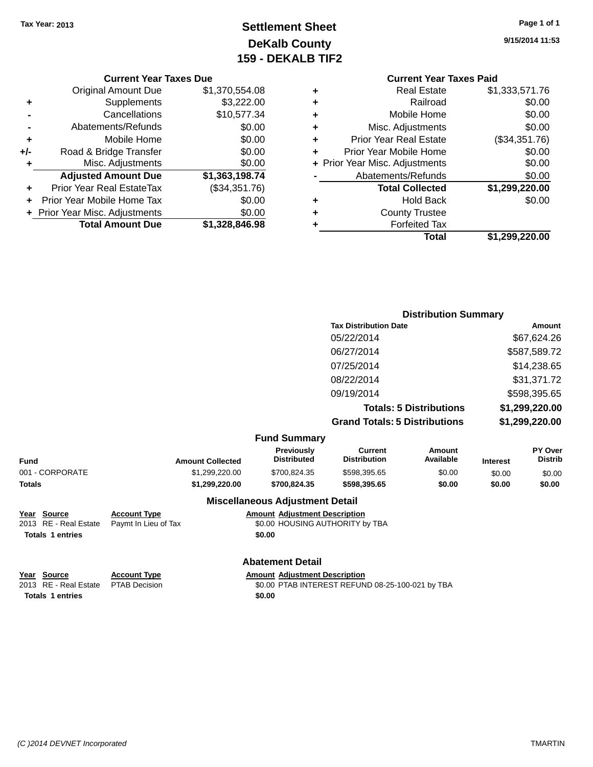Tax Year: 2013

# Settlement Sheet
## DeKalb County
## 159 - DEKALB TIF2

9/15/2014 11:53

### Current Year Taxes Due

| | | |
|---|---|---|
| | Original Amount Due | $1,370,554.08 |
| + | Supplements | $3,222.00 |
| - | Cancellations | $10,577.34 |
| - | Abatements/Refunds | $0.00 |
| + | Mobile Home | $0.00 |
| +/- | Road & Bridge Transfer | $0.00 |
| + | Misc. Adjustments | $0.00 |
| | **Adjusted Amount Due** | **$1,363,198.74** |
| + | Prior Year Real EstateTax | ($34,351.76) |
| + | Prior Year Mobile Home Tax | $0.00 |
| + | Prior Year Misc. Adjustments | $0.00 |
| | **Total Amount Due** | **$1,328,846.98** |

### Current Year Taxes Paid

| | | |
|---|---|---|
| + | Real Estate | $1,333,571.76 |
| + | Railroad | $0.00 |
| + | Mobile Home | $0.00 |
| + | Misc. Adjustments | $0.00 |
| + | Prior Year Real Estate | ($34,351.76) |
| + | Prior Year Mobile Home | $0.00 |
| + | Prior Year Misc. Adjustments | $0.00 |
| - | Abatements/Refunds | $0.00 |
| | **Total Collected** | **$1,299,220.00** |
| + | Hold Back | $0.00 |
| + | County Trustee | |
| + | Forfeited Tax | |
| | **Total** | **$1,299,220.00** |

### Distribution Summary

| Tax Distribution Date | Amount |
|---|---|
| 05/22/2014 | $67,624.26 |
| 06/27/2014 | $587,589.72 |
| 07/25/2014 | $14,238.65 |
| 08/22/2014 | $31,371.72 |
| 09/19/2014 | $598,395.65 |
| **Totals: 5 Distributions** | **$1,299,220.00** |
| **Grand Totals: 5 Distributions** | **$1,299,220.00** |

### Fund Summary

| Fund | Amount Collected | Previously Distributed | Current Distribution | Amount Available | Interest | PY Over Distrib |
|---|---|---|---|---|---|---|
| 001 - CORPORATE | $1,299,220.00 | $700,824.35 | $598,395.65 | $0.00 | $0.00 | $0.00 |
| **Totals** | **$1,299,220.00** | **$700,824.35** | **$598,395.65** | **$0.00** | **$0.00** | **$0.00** |

### Miscellaneous Adjustment Detail

| Year | Source | Account Type | Amount | Adjustment Description |
|---|---|---|---|---|
| 2013 | RE - Real Estate | Paymt In Lieu of Tax | $0.00 | HOUSING AUTHORITY by TBA |
| **Totals** | **1 entries** | | **$0.00** | |

### Abatement Detail

| Year | Source | Account Type | Amount | Adjustment Description |
|---|---|---|---|---|
| 2013 | RE - Real Estate | PTAB Decision | $0.00 | PTAB INTEREST REFUND 08-25-100-021 by TBA |
| **Totals** | **1 entries** | | **$0.00** | |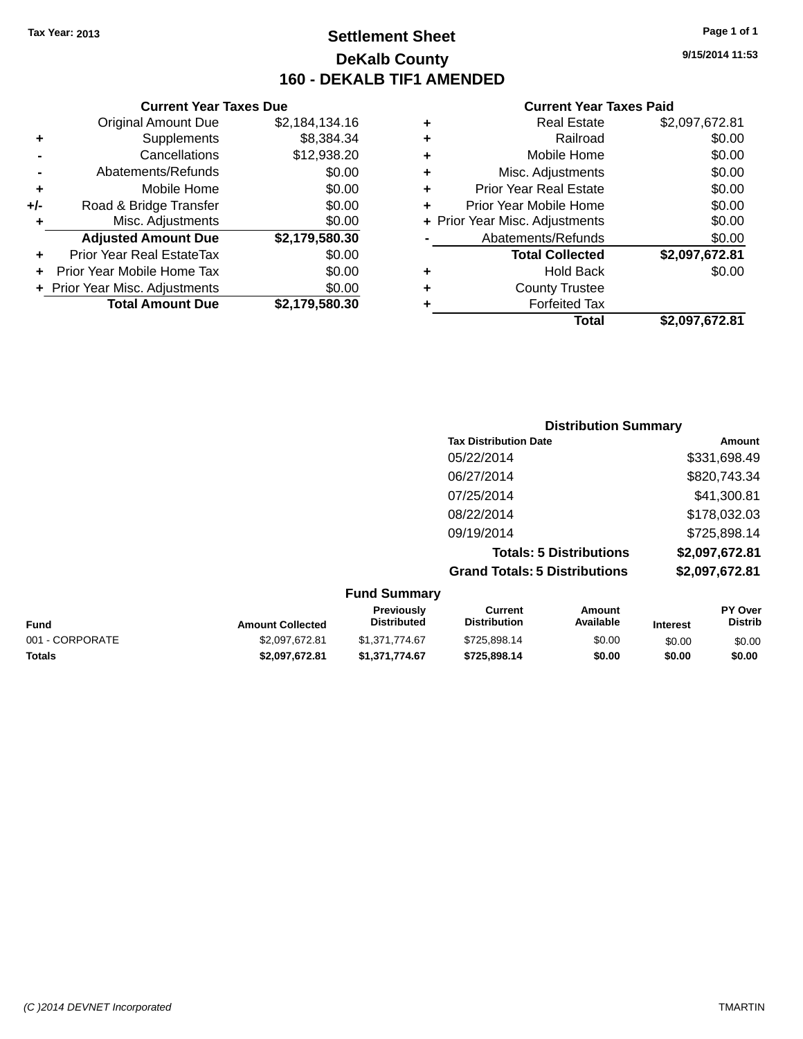Tax Year: 2013

# Settlement Sheet

## DeKalb County

## 160 - DEKALB TIF1 AMENDED

9/15/2014 11:53

### Current Year Taxes Due

| | | Amount |
|---|---|---|
| | Original Amount Due | $2,184,134.16 |
| + | Supplements | $8,384.34 |
| - | Cancellations | $12,938.20 |
| - | Abatements/Refunds | $0.00 |
| + | Mobile Home | $0.00 |
| +/- | Road & Bridge Transfer | $0.00 |
| + | Misc. Adjustments | $0.00 |
| | **Adjusted Amount Due** | **$2,179,580.30** |
| + | Prior Year Real EstateTax | $0.00 |
| + | Prior Year Mobile Home Tax | $0.00 |
| + | Prior Year Misc. Adjustments | $0.00 |
| | **Total Amount Due** | **$2,179,580.30** |

### Current Year Taxes Paid

| | | Amount |
|---|---|---|
| + | Real Estate | $2,097,672.81 |
| + | Railroad | $0.00 |
| + | Mobile Home | $0.00 |
| + | Misc. Adjustments | $0.00 |
| + | Prior Year Real Estate | $0.00 |
| + | Prior Year Mobile Home | $0.00 |
| + | Prior Year Misc. Adjustments | $0.00 |
| - | Abatements/Refunds | $0.00 |
| | **Total Collected** | **$2,097,672.81** |
| + | Hold Back | $0.00 |
| + | County Trustee | |
| + | Forfeited Tax | |
| | **Total** | **$2,097,672.81** |

### Distribution Summary

| Tax Distribution Date | Amount |
|---|---|
| 05/22/2014 | $331,698.49 |
| 06/27/2014 | $820,743.34 |
| 07/25/2014 | $41,300.81 |
| 08/22/2014 | $178,032.03 |
| 09/19/2014 | $725,898.14 |
| **Totals: 5 Distributions** | **$2,097,672.81** |
| **Grand Totals: 5 Distributions** | **$2,097,672.81** |

### Fund Summary

| Fund | Amount Collected | Previously Distributed | Current Distribution | Amount Available | Interest | PY Over Distrib |
|---|---|---|---|---|---|---|
| 001 - CORPORATE | $2,097,672.81 | $1,371,774.67 | $725,898.14 | $0.00 | $0.00 | $0.00 |
| **Totals** | **$2,097,672.81** | **$1,371,774.67** | **$725,898.14** | **$0.00** | **$0.00** | **$0.00** |

(C )2014 DEVNET Incorporated — TMARTIN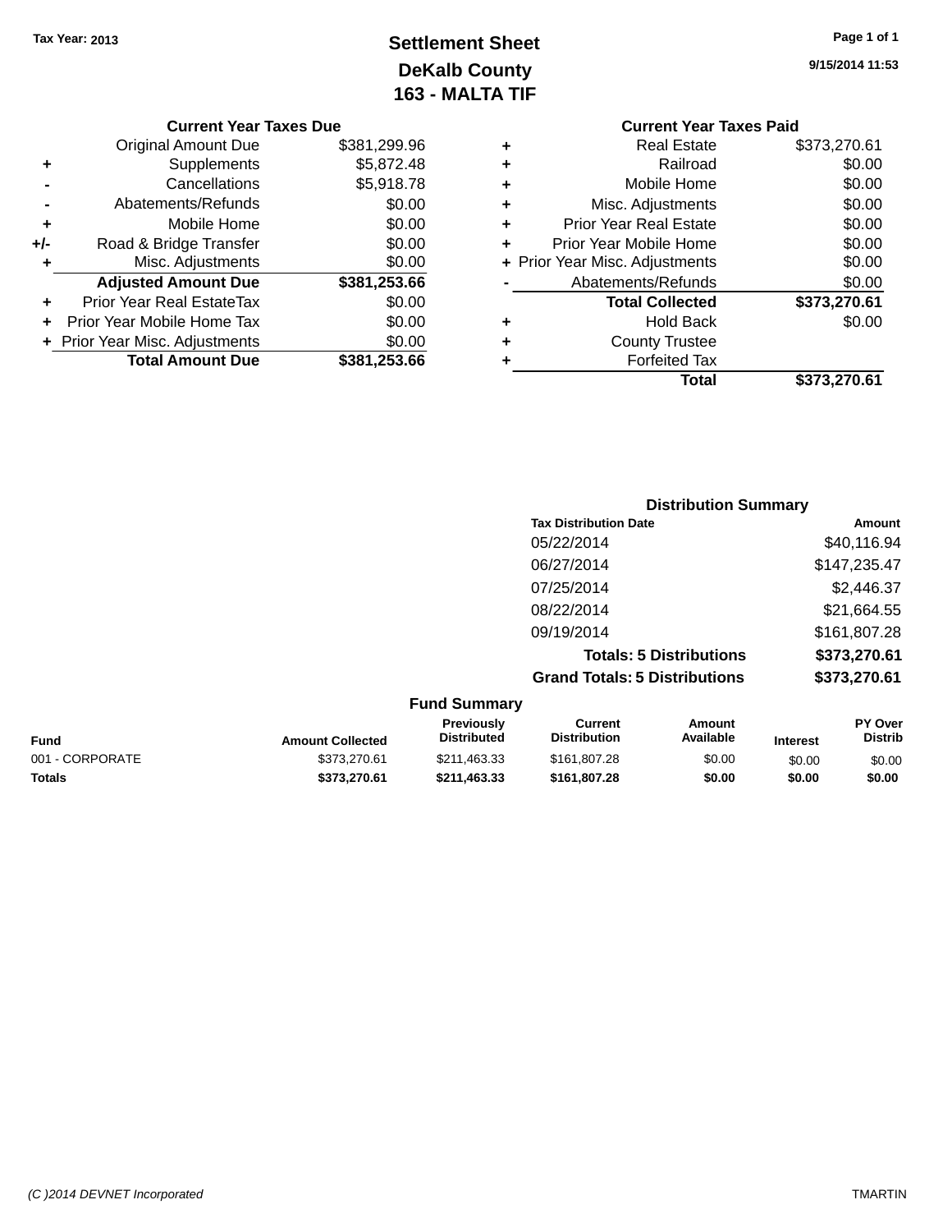Tax Year: 2013

# Settlement Sheet
## DeKalb County
## 163 - MALTA TIF

9/15/2014 11:53

### Current Year Taxes Due

| | | |
|---|---|---|
| | Original Amount Due | $381,299.96 |
| + | Supplements | $5,872.48 |
| - | Cancellations | $5,918.78 |
| - | Abatements/Refunds | $0.00 |
| + | Mobile Home | $0.00 |
| +/- | Road & Bridge Transfer | $0.00 |
| + | Misc. Adjustments | $0.00 |
| | **Adjusted Amount Due** | **$381,253.66** |
| + | Prior Year Real EstateTax | $0.00 |
| + | Prior Year Mobile Home Tax | $0.00 |
| + | Prior Year Misc. Adjustments | $0.00 |
| | **Total Amount Due** | **$381,253.66** |

### Current Year Taxes Paid

| | | |
|---|---|---|
| + | Real Estate | $373,270.61 |
| + | Railroad | $0.00 |
| + | Mobile Home | $0.00 |
| + | Misc. Adjustments | $0.00 |
| + | Prior Year Real Estate | $0.00 |
| + | Prior Year Mobile Home | $0.00 |
| + | Prior Year Misc. Adjustments | $0.00 |
| - | Abatements/Refunds | $0.00 |
| | **Total Collected** | **$373,270.61** |
| + | Hold Back | $0.00 |
| + | County Trustee | |
| + | Forfeited Tax | |
| | **Total** | **$373,270.61** |

### Distribution Summary

| Tax Distribution Date | Amount |
|---|---|
| 05/22/2014 | $40,116.94 |
| 06/27/2014 | $147,235.47 |
| 07/25/2014 | $2,446.37 |
| 08/22/2014 | $21,664.55 |
| 09/19/2014 | $161,807.28 |
| **Totals: 5 Distributions** | **$373,270.61** |
| **Grand Totals: 5 Distributions** | **$373,270.61** |

### Fund Summary

| Fund | Amount Collected | Previously Distributed | Current Distribution | Amount Available | Interest | PY Over Distrib |
|---|---|---|---|---|---|---|
| 001 - CORPORATE | $373,270.61 | $211,463.33 | $161,807.28 | $0.00 | $0.00 | $0.00 |
| **Totals** | **$373,270.61** | **$211,463.33** | **$161,807.28** | **$0.00** | **$0.00** | **$0.00** |

(C )2014 DEVNET Incorporated TMARTIN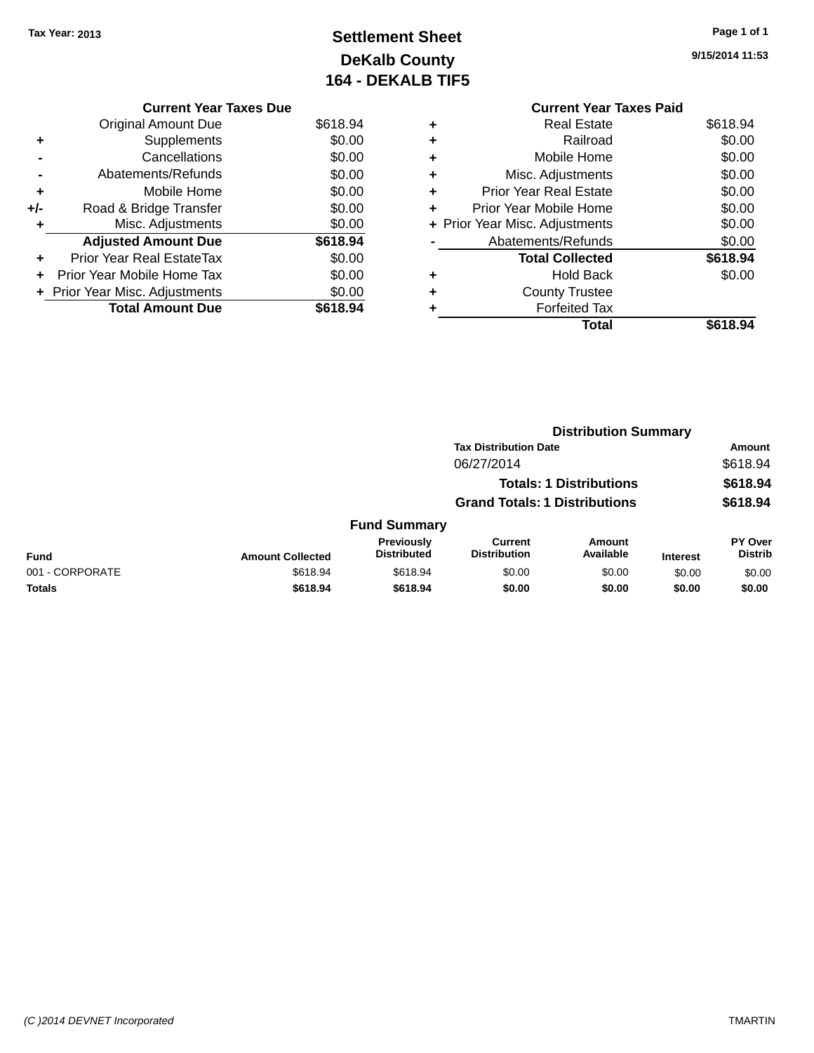Tax Year: 2013

# Settlement Sheet
## DeKalb County
## 164 - DEKALB TIF5

9/15/2014 11:53

**Current Year Taxes Due**

| | | |
|---|---|---|
| | Original Amount Due | $618.94 |
| + | Supplements | $0.00 |
| - | Cancellations | $0.00 |
| - | Abatements/Refunds | $0.00 |
| + | Mobile Home | $0.00 |
| +/- | Road & Bridge Transfer | $0.00 |
| + | Misc. Adjustments | $0.00 |
| | **Adjusted Amount Due** | **$618.94** |
| + | Prior Year Real EstateTax | $0.00 |
| + | Prior Year Mobile Home Tax | $0.00 |
| + | Prior Year Misc. Adjustments | $0.00 |
| | **Total Amount Due** | **$618.94** |

**Current Year Taxes Paid**

| | | |
|---|---|---|
| + | Real Estate | $618.94 |
| + | Railroad | $0.00 |
| + | Mobile Home | $0.00 |
| + | Misc. Adjustments | $0.00 |
| + | Prior Year Real Estate | $0.00 |
| + | Prior Year Mobile Home | $0.00 |
| + | Prior Year Misc. Adjustments | $0.00 |
| - | Abatements/Refunds | $0.00 |
| | **Total Collected** | **$618.94** |
| + | Hold Back | $0.00 |
| + | County Trustee | |
| + | Forfeited Tax | |
| | **Total** | **$618.94** |

**Distribution Summary**

| Tax Distribution Date | Amount |
|---|---|
| 06/27/2014 | $618.94 |
| **Totals: 1 Distributions** | **$618.94** |
| **Grand Totals: 1 Distributions** | **$618.94** |

**Fund Summary**

| Fund | Amount Collected | Previously Distributed | Current Distribution | Amount Available | Interest | PY Over Distrib |
|---|---|---|---|---|---|---|
| 001 - CORPORATE | $618.94 | $618.94 | $0.00 | $0.00 | $0.00 | $0.00 |
| **Totals** | **$618.94** | **$618.94** | **$0.00** | **$0.00** | **$0.00** | **$0.00** |

(C )2014 DEVNET Incorporated TMARTIN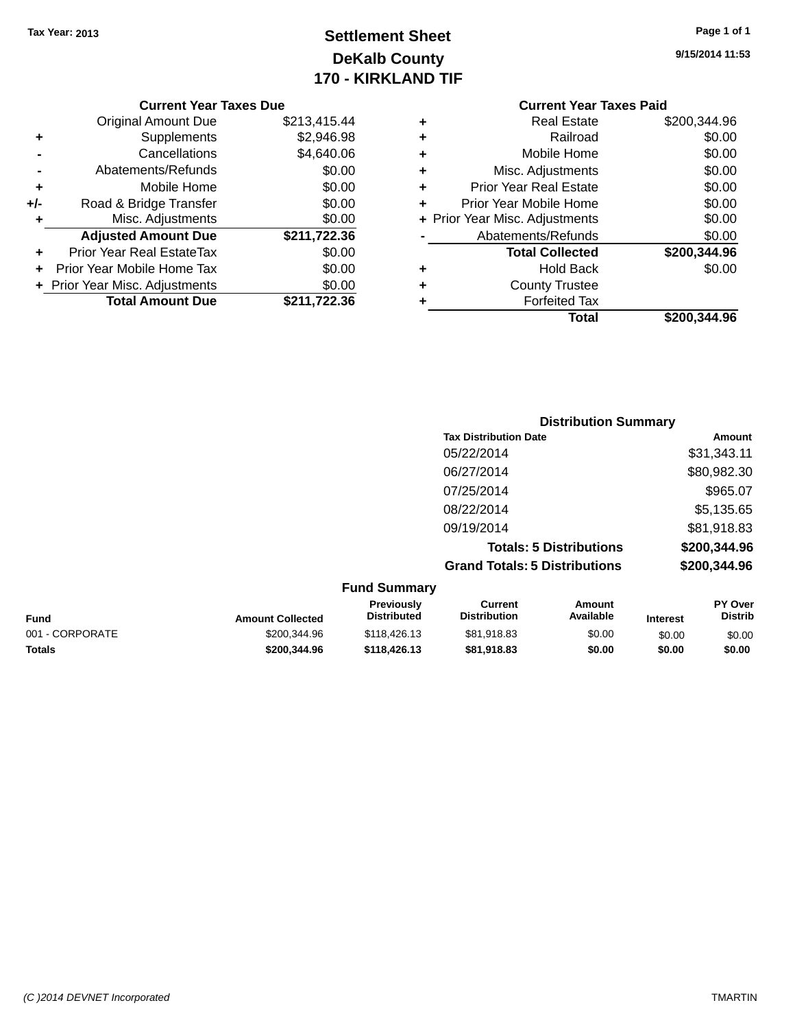Tax Year: 2013

# Settlement Sheet
## DeKalb County
## 170 - KIRKLAND TIF

9/15/2014 11:53

### Current Year Taxes Due

| | | |
|---|---|---|
| | Original Amount Due | $213,415.44 |
| + | Supplements | $2,946.98 |
| - | Cancellations | $4,640.06 |
| - | Abatements/Refunds | $0.00 |
| + | Mobile Home | $0.00 |
| +/- | Road & Bridge Transfer | $0.00 |
| + | Misc. Adjustments | $0.00 |
| | **Adjusted Amount Due** | **$211,722.36** |
| + | Prior Year Real EstateTax | $0.00 |
| + | Prior Year Mobile Home Tax | $0.00 |
| + | Prior Year Misc. Adjustments | $0.00 |
| | **Total Amount Due** | **$211,722.36** |

### Current Year Taxes Paid

| | | |
|---|---|---|
| + | Real Estate | $200,344.96 |
| + | Railroad | $0.00 |
| + | Mobile Home | $0.00 |
| + | Misc. Adjustments | $0.00 |
| + | Prior Year Real Estate | $0.00 |
| + | Prior Year Mobile Home | $0.00 |
| + | Prior Year Misc. Adjustments | $0.00 |
| - | Abatements/Refunds | $0.00 |
| | **Total Collected** | **$200,344.96** |
| + | Hold Back | $0.00 |
| + | County Trustee | |
| + | Forfeited Tax | |
| | **Total** | **$200,344.96** |

### Distribution Summary

| Tax Distribution Date | Amount |
|---|---|
| 05/22/2014 | $31,343.11 |
| 06/27/2014 | $80,982.30 |
| 07/25/2014 | $965.07 |
| 08/22/2014 | $5,135.65 |
| 09/19/2014 | $81,918.83 |
| **Totals: 5 Distributions** | **$200,344.96** |
| **Grand Totals: 5 Distributions** | **$200,344.96** |

### Fund Summary

| Fund | Amount Collected | Previously Distributed | Current Distribution | Amount Available | Interest | PY Over Distrib |
|---|---|---|---|---|---|---|
| 001 - CORPORATE | $200,344.96 | $118,426.13 | $81,918.83 | $0.00 | $0.00 | $0.00 |
| **Totals** | **$200,344.96** | **$118,426.13** | **$81,918.83** | **$0.00** | **$0.00** | **$0.00** |

(C )2014 DEVNET Incorporated TMARTIN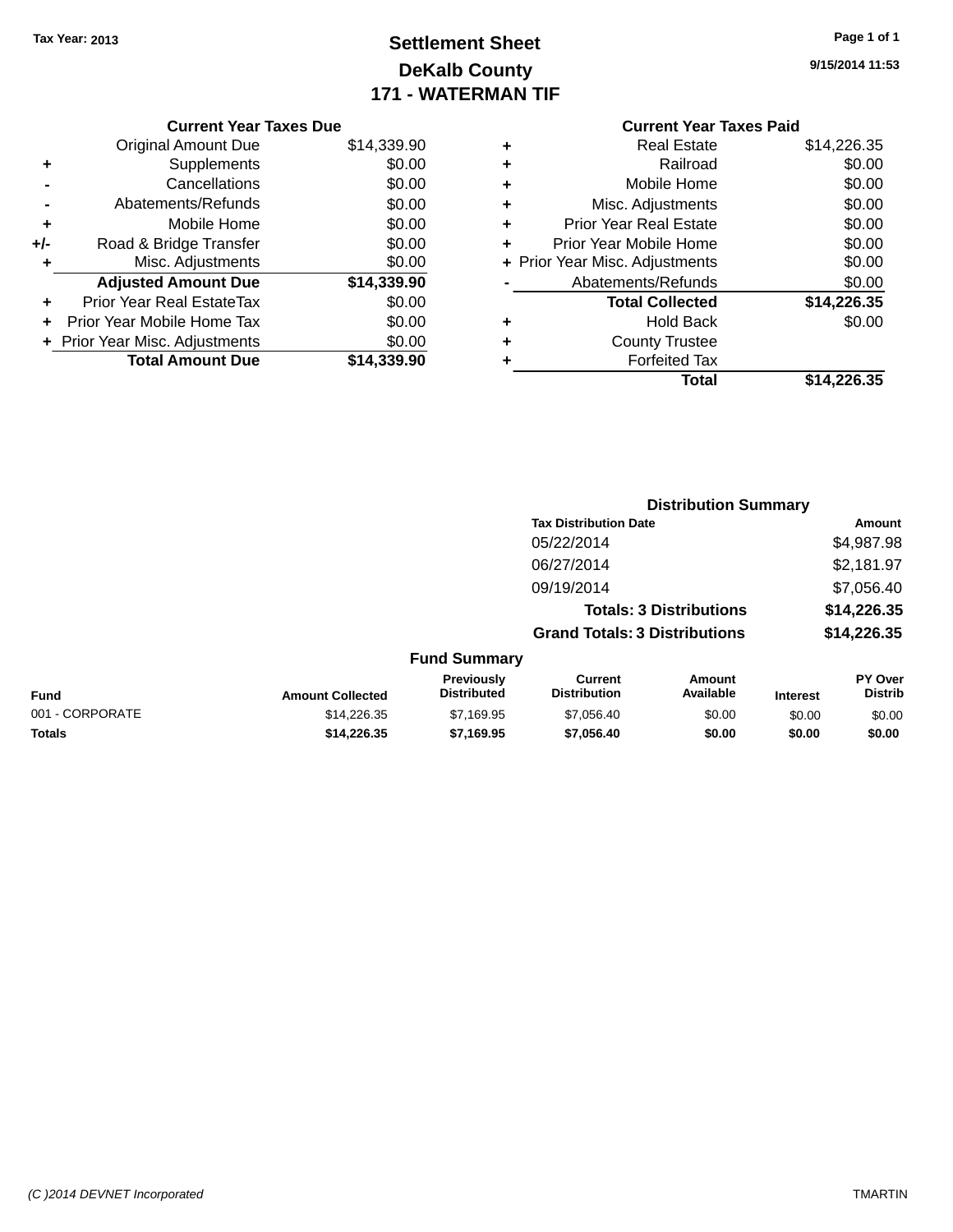Tax Year: 2013

# Settlement Sheet

## DeKalb County

## 171 - WATERMAN TIF

9/15/2014 11:53

**Current Year Taxes Due**

| | | |
|---|---|---|
| | Original Amount Due | $14,339.90 |
| + | Supplements | $0.00 |
| - | Cancellations | $0.00 |
| - | Abatements/Refunds | $0.00 |
| + | Mobile Home | $0.00 |
| +/- | Road & Bridge Transfer | $0.00 |
| + | Misc. Adjustments | $0.00 |
| | **Adjusted Amount Due** | **$14,339.90** |
| + | Prior Year Real EstateTax | $0.00 |
| + | Prior Year Mobile Home Tax | $0.00 |
| + | Prior Year Misc. Adjustments | $0.00 |
| | **Total Amount Due** | **$14,339.90** |

**Current Year Taxes Paid**

| | | |
|---|---|---|
| + | Real Estate | $14,226.35 |
| + | Railroad | $0.00 |
| + | Mobile Home | $0.00 |
| + | Misc. Adjustments | $0.00 |
| + | Prior Year Real Estate | $0.00 |
| + | Prior Year Mobile Home | $0.00 |
| + | Prior Year Misc. Adjustments | $0.00 |
| - | Abatements/Refunds | $0.00 |
| | **Total Collected** | **$14,226.35** |
| + | Hold Back | $0.00 |
| + | County Trustee | |
| + | Forfeited Tax | |
| | **Total** | **$14,226.35** |

**Distribution Summary**

| Tax Distribution Date | Amount |
|---|---|
| 05/22/2014 | $4,987.98 |
| 06/27/2014 | $2,181.97 |
| 09/19/2014 | $7,056.40 |
| **Totals: 3 Distributions** | **$14,226.35** |
| **Grand Totals: 3 Distributions** | **$14,226.35** |

**Fund Summary**

| Fund | Amount Collected | Previously Distributed | Current Distribution | Amount Available | Interest | PY Over Distrib |
|---|---|---|---|---|---|---|
| 001 - CORPORATE | $14,226.35 | $7,169.95 | $7,056.40 | $0.00 | $0.00 | $0.00 |
| **Totals** | **$14,226.35** | **$7,169.95** | **$7,056.40** | **$0.00** | **$0.00** | **$0.00** |

(C )2014 DEVNET Incorporated TMARTIN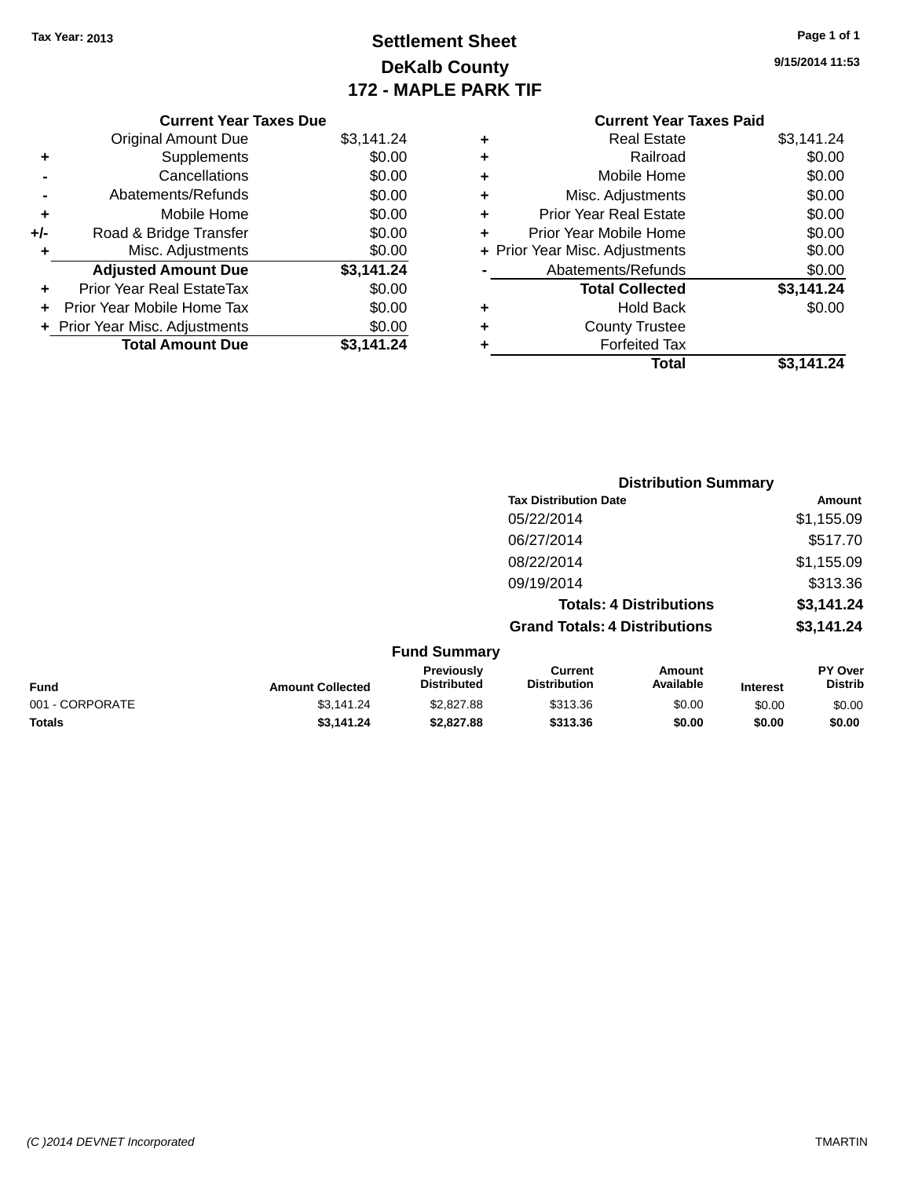Tax Year: 2013

# Settlement Sheet
## DeKalb County
## 172 - MAPLE PARK TIF

9/15/2014 11:53

### Current Year Taxes Due

| | | |
|---|---|---|
| | Original Amount Due | $3,141.24 |
| + | Supplements | $0.00 |
| - | Cancellations | $0.00 |
| - | Abatements/Refunds | $0.00 |
| + | Mobile Home | $0.00 |
| +/- | Road & Bridge Transfer | $0.00 |
| + | Misc. Adjustments | $0.00 |
| | **Adjusted Amount Due** | **$3,141.24** |
| + | Prior Year Real EstateTax | $0.00 |
| + | Prior Year Mobile Home Tax | $0.00 |
| + | Prior Year Misc. Adjustments | $0.00 |
| | **Total Amount Due** | **$3,141.24** |

### Current Year Taxes Paid

| | | |
|---|---|---|
| + | Real Estate | $3,141.24 |
| + | Railroad | $0.00 |
| + | Mobile Home | $0.00 |
| + | Misc. Adjustments | $0.00 |
| + | Prior Year Real Estate | $0.00 |
| + | Prior Year Mobile Home | $0.00 |
| + | Prior Year Misc. Adjustments | $0.00 |
| - | Abatements/Refunds | $0.00 |
| | **Total Collected** | **$3,141.24** |
| + | Hold Back | $0.00 |
| + | County Trustee | |
| + | Forfeited Tax | |
| | **Total** | **$3,141.24** |

### Distribution Summary

| Tax Distribution Date | Amount |
|---|---|
| 05/22/2014 | $1,155.09 |
| 06/27/2014 | $517.70 |
| 08/22/2014 | $1,155.09 |
| 09/19/2014 | $313.36 |
| **Totals: 4 Distributions** | **$3,141.24** |
| **Grand Totals: 4 Distributions** | **$3,141.24** |

### Fund Summary

| Fund | Amount Collected | Previously Distributed | Current Distribution | Amount Available | Interest | PY Over Distrib |
|---|---|---|---|---|---|---|
| 001 - CORPORATE | $3,141.24 | $2,827.88 | $313.36 | $0.00 | $0.00 | $0.00 |
| **Totals** | **$3,141.24** | **$2,827.88** | **$313.36** | **$0.00** | **$0.00** | **$0.00** |

(C )2014 DEVNET Incorporated    TMARTIN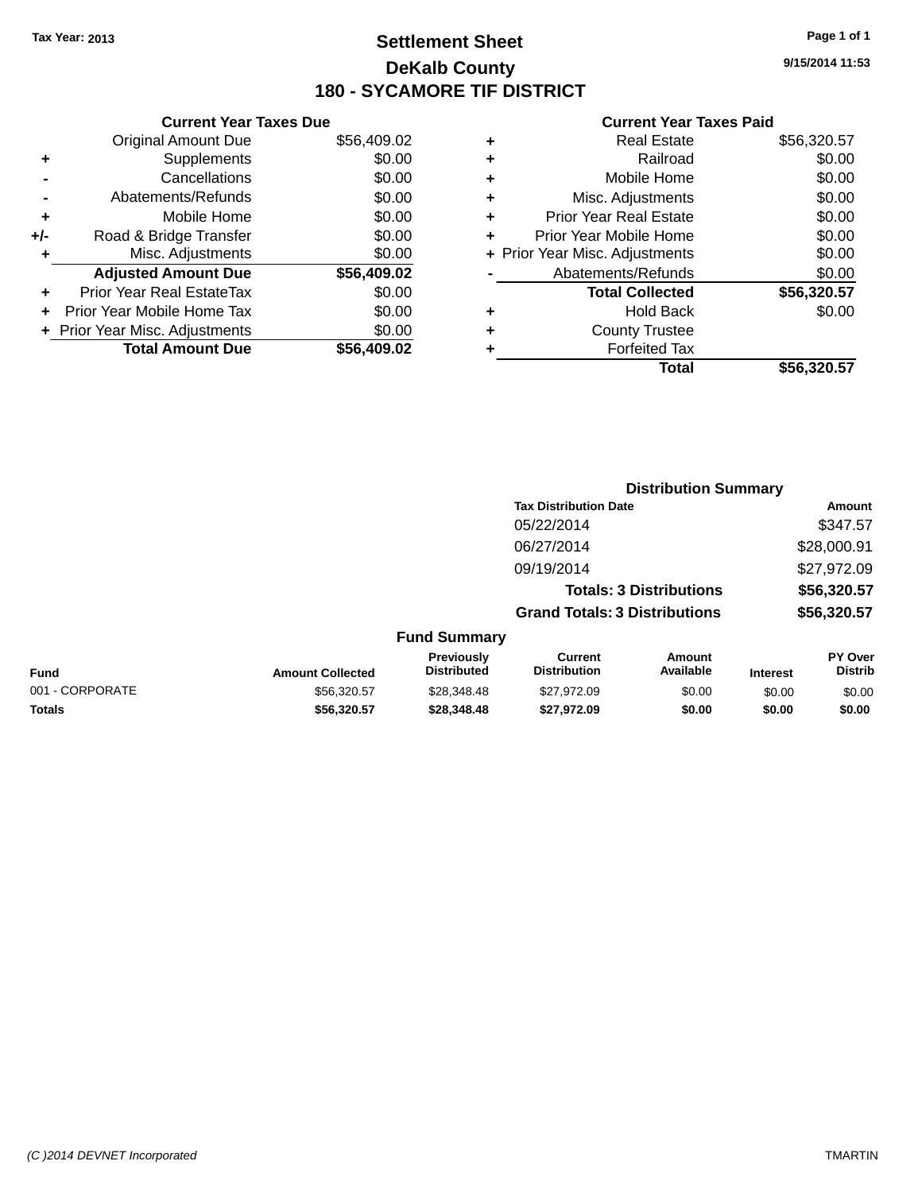Tax Year: 2013

# Settlement Sheet

## DeKalb County

## 180 - SYCAMORE TIF DISTRICT

9/15/2014 11:53

### Current Year Taxes Due

| | | |
|---|---|---|
| | Original Amount Due | $56,409.02 |
| + | Supplements | $0.00 |
| - | Cancellations | $0.00 |
| - | Abatements/Refunds | $0.00 |
| + | Mobile Home | $0.00 |
| +/- | Road & Bridge Transfer | $0.00 |
| + | Misc. Adjustments | $0.00 |
| | **Adjusted Amount Due** | **$56,409.02** |
| + | Prior Year Real EstateTax | $0.00 |
| + | Prior Year Mobile Home Tax | $0.00 |
| + | Prior Year Misc. Adjustments | $0.00 |
| | **Total Amount Due** | **$56,409.02** |

### Current Year Taxes Paid

| | | |
|---|---|---|
| + | Real Estate | $56,320.57 |
| + | Railroad | $0.00 |
| + | Mobile Home | $0.00 |
| + | Misc. Adjustments | $0.00 |
| + | Prior Year Real Estate | $0.00 |
| + | Prior Year Mobile Home | $0.00 |
| + | Prior Year Misc. Adjustments | $0.00 |
| - | Abatements/Refunds | $0.00 |
| | **Total Collected** | **$56,320.57** |
| + | Hold Back | $0.00 |
| + | County Trustee | |
| + | Forfeited Tax | |
| | **Total** | **$56,320.57** |

### Distribution Summary

| Tax Distribution Date | Amount |
|---|---|
| 05/22/2014 | $347.57 |
| 06/27/2014 | $28,000.91 |
| 09/19/2014 | $27,972.09 |
| **Totals: 3 Distributions** | **$56,320.57** |
| **Grand Totals: 3 Distributions** | **$56,320.57** |

### Fund Summary

| Fund | Amount Collected | Previously Distributed | Current Distribution | Amount Available | Interest | PY Over Distrib |
|---|---|---|---|---|---|---|
| 001 - CORPORATE | $56,320.57 | $28,348.48 | $27,972.09 | $0.00 | $0.00 | $0.00 |
| **Totals** | **$56,320.57** | **$28,348.48** | **$27,972.09** | **$0.00** | **$0.00** | **$0.00** |

(C )2014 DEVNET Incorporated

TMARTIN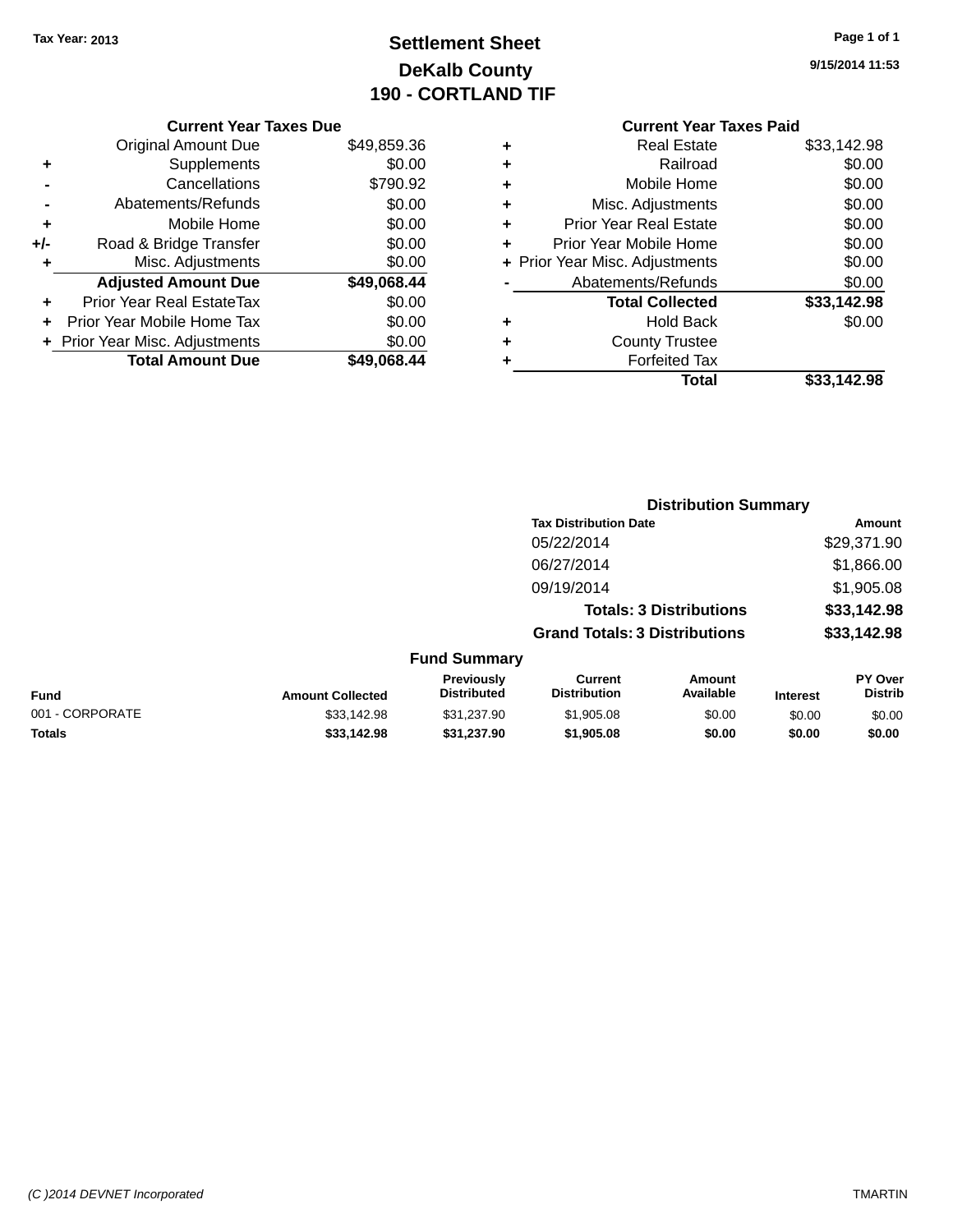Tax Year: 2013

# Settlement Sheet
## DeKalb County
## 190 - CORTLAND TIF

9/15/2014 11:53

### Current Year Taxes Due

| | | |
|---|---|---|
| | Original Amount Due | $49,859.36 |
| + | Supplements | $0.00 |
| - | Cancellations | $790.92 |
| - | Abatements/Refunds | $0.00 |
| + | Mobile Home | $0.00 |
| +/- | Road & Bridge Transfer | $0.00 |
| + | Misc. Adjustments | $0.00 |
| | **Adjusted Amount Due** | **$49,068.44** |
| + | Prior Year Real EstateTax | $0.00 |
| + | Prior Year Mobile Home Tax | $0.00 |
| + | Prior Year Misc. Adjustments | $0.00 |
| | **Total Amount Due** | **$49,068.44** |

### Current Year Taxes Paid

| | | |
|---|---|---|
| + | Real Estate | $33,142.98 |
| + | Railroad | $0.00 |
| + | Mobile Home | $0.00 |
| + | Misc. Adjustments | $0.00 |
| + | Prior Year Real Estate | $0.00 |
| + | Prior Year Mobile Home | $0.00 |
| + | Prior Year Misc. Adjustments | $0.00 |
| - | Abatements/Refunds | $0.00 |
| | **Total Collected** | **$33,142.98** |
| + | Hold Back | $0.00 |
| + | County Trustee | |
| + | Forfeited Tax | |
| | **Total** | **$33,142.98** |

### Distribution Summary

| Tax Distribution Date | Amount |
|---|---|
| 05/22/2014 | $29,371.90 |
| 06/27/2014 | $1,866.00 |
| 09/19/2014 | $1,905.08 |
| **Totals: 3 Distributions** | **$33,142.98** |
| **Grand Totals: 3 Distributions** | **$33,142.98** |

### Fund Summary

| Fund | Amount Collected | Previously Distributed | Current Distribution | Amount Available | Interest | PY Over Distrib |
|---|---|---|---|---|---|---|
| 001 - CORPORATE | $33,142.98 | $31,237.90 | $1,905.08 | $0.00 | $0.00 | $0.00 |
| **Totals** | **$33,142.98** | **$31,237.90** | **$1,905.08** | **$0.00** | **$0.00** | **$0.00** |

*(C )2014 DEVNET Incorporated* TMARTIN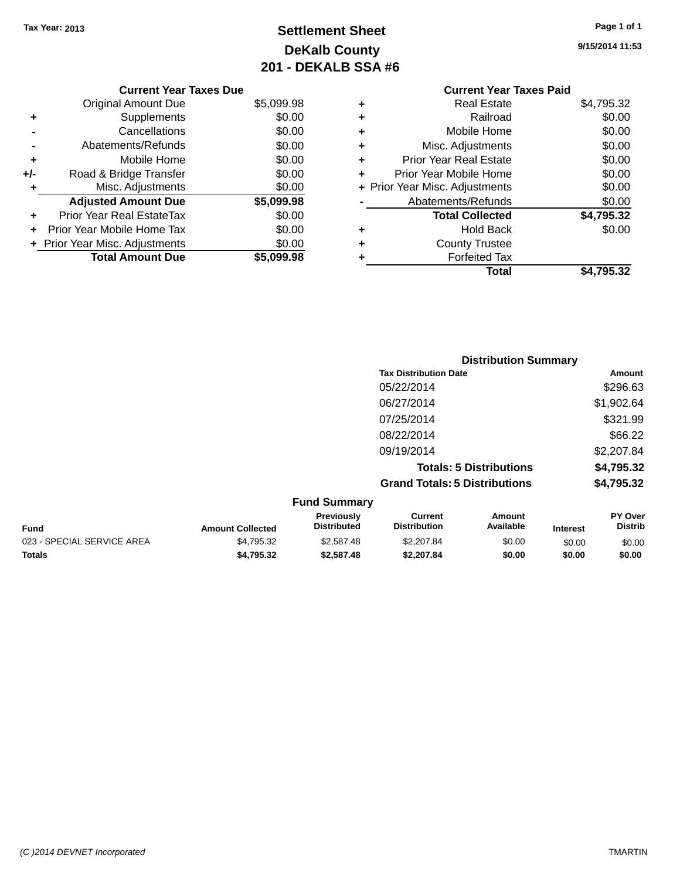Tax Year: 2013

# Settlement Sheet
## DeKalb County
## 201 - DEKALB SSA #6

9/15/2014 11:53

**Current Year Taxes Due**

| | | |
|---|---|---|
| | Original Amount Due | $5,099.98 |
| + | Supplements | $0.00 |
| - | Cancellations | $0.00 |
| - | Abatements/Refunds | $0.00 |
| + | Mobile Home | $0.00 |
| +/- | Road & Bridge Transfer | $0.00 |
| + | Misc. Adjustments | $0.00 |
| | **Adjusted Amount Due** | **$5,099.98** |
| + | Prior Year Real EstateTax | $0.00 |
| + | Prior Year Mobile Home Tax | $0.00 |
| + | Prior Year Misc. Adjustments | $0.00 |
| | **Total Amount Due** | **$5,099.98** |

**Current Year Taxes Paid**

| | | |
|---|---|---|
| + | Real Estate | $4,795.32 |
| + | Railroad | $0.00 |
| + | Mobile Home | $0.00 |
| + | Misc. Adjustments | $0.00 |
| + | Prior Year Real Estate | $0.00 |
| + | Prior Year Mobile Home | $0.00 |
| + | Prior Year Misc. Adjustments | $0.00 |
| - | Abatements/Refunds | $0.00 |
| | **Total Collected** | **$4,795.32** |
| + | Hold Back | $0.00 |
| + | County Trustee | |
| + | Forfeited Tax | |
| | **Total** | **$4,795.32** |

**Distribution Summary**

| Tax Distribution Date | Amount |
|---|---|
| 05/22/2014 | $296.63 |
| 06/27/2014 | $1,902.64 |
| 07/25/2014 | $321.99 |
| 08/22/2014 | $66.22 |
| 09/19/2014 | $2,207.84 |
| **Totals: 5 Distributions** | **$4,795.32** |
| **Grand Totals: 5 Distributions** | **$4,795.32** |

**Fund Summary**

| Fund | Amount Collected | Previously Distributed | Current Distribution | Amount Available | Interest | PY Over Distrib |
|---|---|---|---|---|---|---|
| 023 - SPECIAL SERVICE AREA | $4,795.32 | $2,587.48 | $2,207.84 | $0.00 | $0.00 | $0.00 |
| **Totals** | **$4,795.32** | **$2,587.48** | **$2,207.84** | **$0.00** | **$0.00** | **$0.00** |

(C )2014 DEVNET Incorporated TMARTIN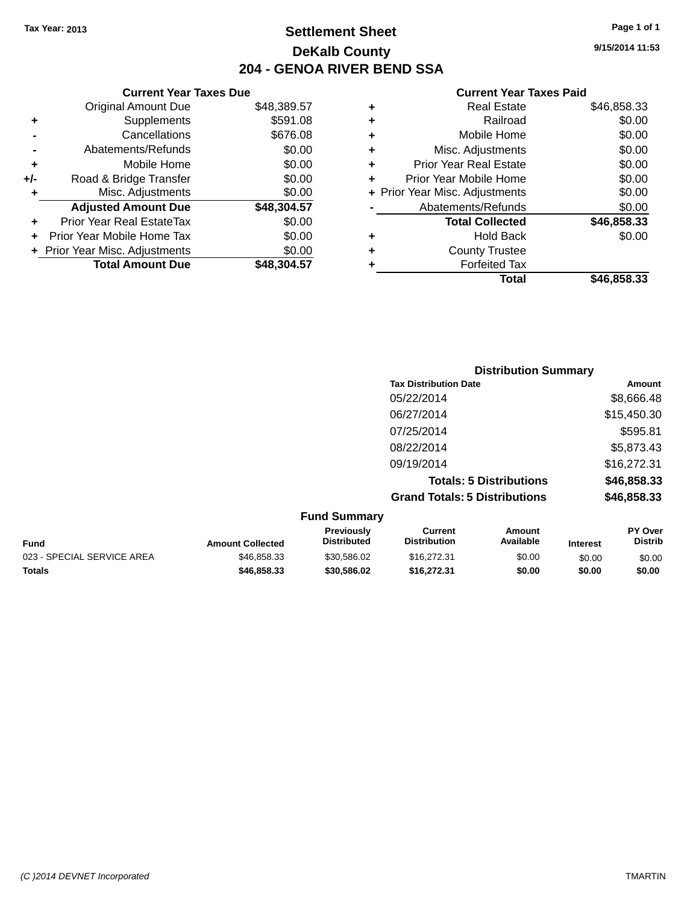Tax Year: 2013

# Settlement Sheet

## DeKalb County

## 204 - GENOA RIVER BEND SSA

9/15/2014 11:53

### Current Year Taxes Due

| | | |
|---|---|---|
| | Original Amount Due | $48,389.57 |
| + | Supplements | $591.08 |
| - | Cancellations | $676.08 |
| - | Abatements/Refunds | $0.00 |
| + | Mobile Home | $0.00 |
| +/- | Road & Bridge Transfer | $0.00 |
| + | Misc. Adjustments | $0.00 |
| | **Adjusted Amount Due** | **$48,304.57** |
| + | Prior Year Real EstateTax | $0.00 |
| + | Prior Year Mobile Home Tax | $0.00 |
| + | Prior Year Misc. Adjustments | $0.00 |
| | **Total Amount Due** | **$48,304.57** |

### Current Year Taxes Paid

| | | |
|---|---|---|
| + | Real Estate | $46,858.33 |
| + | Railroad | $0.00 |
| + | Mobile Home | $0.00 |
| + | Misc. Adjustments | $0.00 |
| + | Prior Year Real Estate | $0.00 |
| + | Prior Year Mobile Home | $0.00 |
| + | Prior Year Misc. Adjustments | $0.00 |
| - | Abatements/Refunds | $0.00 |
| | **Total Collected** | **$46,858.33** |
| + | Hold Back | $0.00 |
| + | County Trustee | |
| + | Forfeited Tax | |
| | **Total** | **$46,858.33** |

### Distribution Summary

| Tax Distribution Date | Amount |
|---|---|
| 05/22/2014 | $8,666.48 |
| 06/27/2014 | $15,450.30 |
| 07/25/2014 | $595.81 |
| 08/22/2014 | $5,873.43 |
| 09/19/2014 | $16,272.31 |
| **Totals: 5 Distributions** | **$46,858.33** |
| **Grand Totals: 5 Distributions** | **$46,858.33** |

### Fund Summary

| Fund | Amount Collected | Previously Distributed | Current Distribution | Amount Available | Interest | PY Over Distrib |
|---|---|---|---|---|---|---|
| 023 - SPECIAL SERVICE AREA | $46,858.33 | $30,586.02 | $16,272.31 | $0.00 | $0.00 | $0.00 |
| **Totals** | **$46,858.33** | **$30,586.02** | **$16,272.31** | **$0.00** | **$0.00** | **$0.00** |

(C )2014 DEVNET Incorporated TMARTIN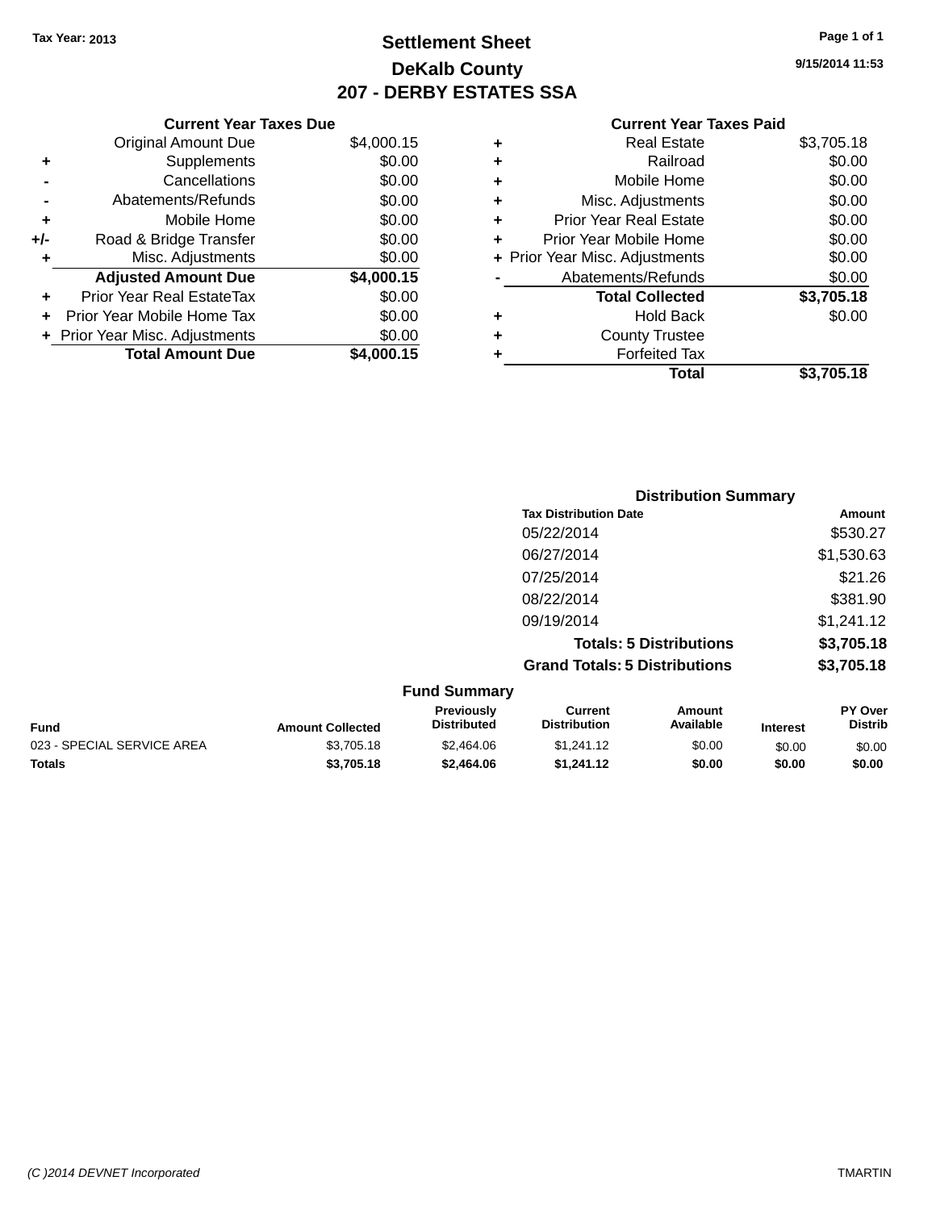Tax Year: 2013

# Settlement Sheet

## DeKalb County

## 207 - DERBY ESTATES SSA

9/15/2014 11:53

| | Current Year Taxes Due | |
|---|---|---|
| | Original Amount Due | $4,000.15 |
| + | Supplements | $0.00 |
| - | Cancellations | $0.00 |
| - | Abatements/Refunds | $0.00 |
| + | Mobile Home | $0.00 |
| +/- | Road & Bridge Transfer | $0.00 |
| + | Misc. Adjustments | $0.00 |
| | **Adjusted Amount Due** | **$4,000.15** |
| + | Prior Year Real EstateTax | $0.00 |
| + | Prior Year Mobile Home Tax | $0.00 |
| + | Prior Year Misc. Adjustments | $0.00 |
| | **Total Amount Due** | **$4,000.15** |

| | Current Year Taxes Paid | |
|---|---|---|
| + | Real Estate | $3,705.18 |
| + | Railroad | $0.00 |
| + | Mobile Home | $0.00 |
| + | Misc. Adjustments | $0.00 |
| + | Prior Year Real Estate | $0.00 |
| + | Prior Year Mobile Home | $0.00 |
| + | Prior Year Misc. Adjustments | $0.00 |
| - | Abatements/Refunds | $0.00 |
| | **Total Collected** | **$3,705.18** |
| + | Hold Back | $0.00 |
| + | County Trustee | |
| + | Forfeited Tax | |
| | **Total** | **$3,705.18** |

### Distribution Summary

| Tax Distribution Date | Amount |
|---|---|
| 05/22/2014 | $530.27 |
| 06/27/2014 | $1,530.63 |
| 07/25/2014 | $21.26 |
| 08/22/2014 | $381.90 |
| 09/19/2014 | $1,241.12 |
| **Totals: 5 Distributions** | **$3,705.18** |
| **Grand Totals: 5 Distributions** | **$3,705.18** |

### Fund Summary

| Fund | Amount Collected | Previously Distributed | Current Distribution | Amount Available | Interest | PY Over Distrib |
|---|---|---|---|---|---|---|
| 023 - SPECIAL SERVICE AREA | $3,705.18 | $2,464.06 | $1,241.12 | $0.00 | $0.00 | $0.00 |
| **Totals** | **$3,705.18** | **$2,464.06** | **$1,241.12** | **$0.00** | **$0.00** | **$0.00** |

(C )2014 DEVNET Incorporated TMARTIN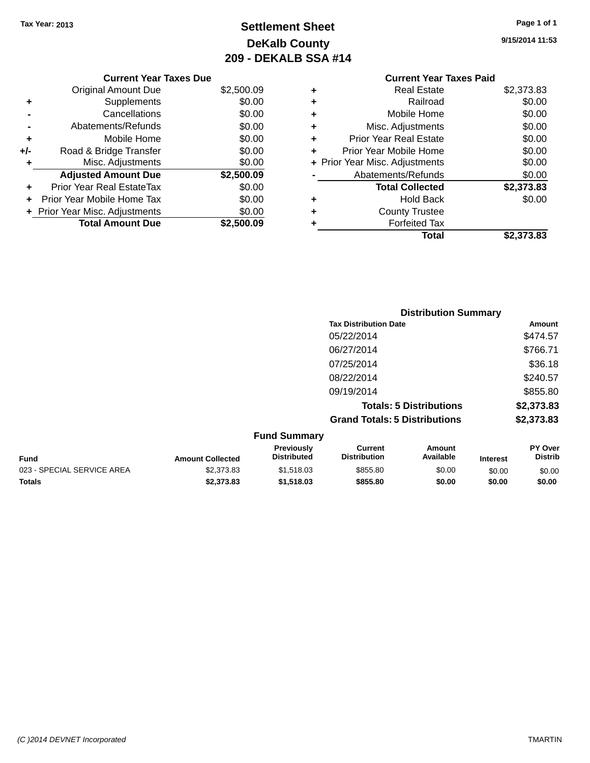Tax Year: 2013

# Settlement Sheet
## DeKalb County
## 209 - DEKALB SSA #14

9/15/2014 11:53

### Current Year Taxes Due

| | | |
|---|---|---|
| | Original Amount Due | $2,500.09 |
| + | Supplements | $0.00 |
| - | Cancellations | $0.00 |
| - | Abatements/Refunds | $0.00 |
| + | Mobile Home | $0.00 |
| +/- | Road & Bridge Transfer | $0.00 |
| + | Misc. Adjustments | $0.00 |
| | **Adjusted Amount Due** | **$2,500.09** |
| + | Prior Year Real EstateTax | $0.00 |
| + | Prior Year Mobile Home Tax | $0.00 |
| + | Prior Year Misc. Adjustments | $0.00 |
| | **Total Amount Due** | **$2,500.09** |

### Current Year Taxes Paid

| | | |
|---|---|---|
| + | Real Estate | $2,373.83 |
| + | Railroad | $0.00 |
| + | Mobile Home | $0.00 |
| + | Misc. Adjustments | $0.00 |
| + | Prior Year Real Estate | $0.00 |
| + | Prior Year Mobile Home | $0.00 |
| + | Prior Year Misc. Adjustments | $0.00 |
| - | Abatements/Refunds | $0.00 |
| | **Total Collected** | **$2,373.83** |
| + | Hold Back | $0.00 |
| + | County Trustee | |
| + | Forfeited Tax | |
| | **Total** | **$2,373.83** |

### Distribution Summary

| Tax Distribution Date | Amount |
|---|---|
| 05/22/2014 | $474.57 |
| 06/27/2014 | $766.71 |
| 07/25/2014 | $36.18 |
| 08/22/2014 | $240.57 |
| 09/19/2014 | $855.80 |
| **Totals: 5 Distributions** | **$2,373.83** |
| **Grand Totals: 5 Distributions** | **$2,373.83** |

### Fund Summary

| Fund | Amount Collected | Previously Distributed | Current Distribution | Amount Available | Interest | PY Over Distrib |
|---|---|---|---|---|---|---|
| 023 - SPECIAL SERVICE AREA | $2,373.83 | $1,518.03 | $855.80 | $0.00 | $0.00 | $0.00 |
| **Totals** | **$2,373.83** | **$1,518.03** | **$855.80** | **$0.00** | **$0.00** | **$0.00** |

(C )2014 DEVNET Incorporated

TMARTIN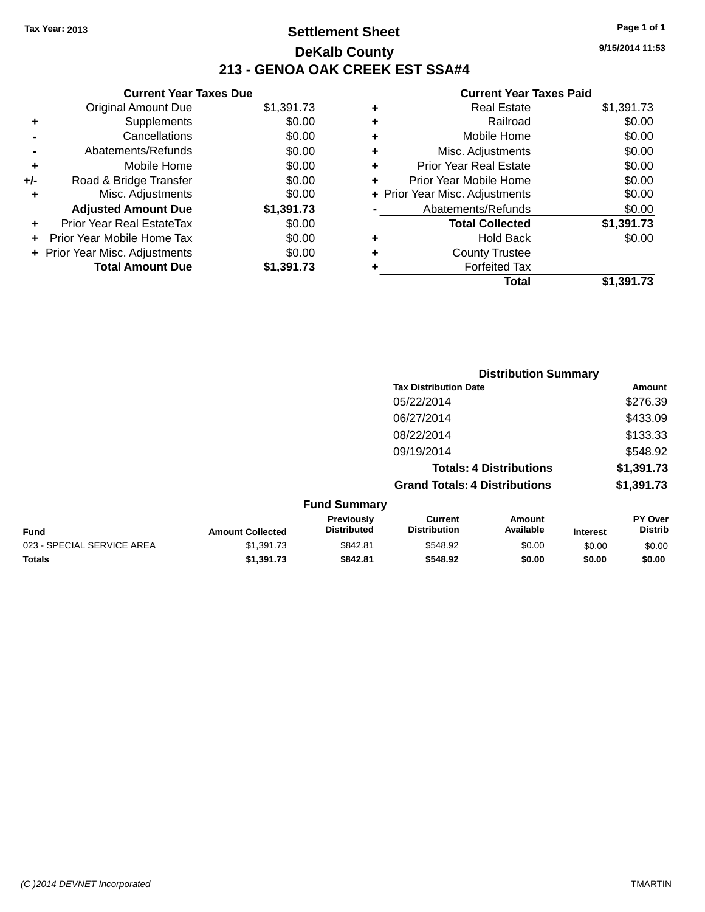Tax Year: 2013

# Settlement Sheet

## DeKalb County

## 213 - GENOA OAK CREEK EST SSA#4

9/15/2014 11:53

| | Current Year Taxes Due | |
|---|---|---|
| | Original Amount Due | $1,391.73 |
| + | Supplements | $0.00 |
| - | Cancellations | $0.00 |
| - | Abatements/Refunds | $0.00 |
| + | Mobile Home | $0.00 |
| +/- | Road & Bridge Transfer | $0.00 |
| + | Misc. Adjustments | $0.00 |
| | **Adjusted Amount Due** | **$1,391.73** |
| + | Prior Year Real EstateTax | $0.00 |
| + | Prior Year Mobile Home Tax | $0.00 |
| + | Prior Year Misc. Adjustments | $0.00 |
| | **Total Amount Due** | **$1,391.73** |

| | Current Year Taxes Paid | |
|---|---|---|
| + | Real Estate | $1,391.73 |
| + | Railroad | $0.00 |
| + | Mobile Home | $0.00 |
| + | Misc. Adjustments | $0.00 |
| + | Prior Year Real Estate | $0.00 |
| + | Prior Year Mobile Home | $0.00 |
| + | Prior Year Misc. Adjustments | $0.00 |
| - | Abatements/Refunds | $0.00 |
| | **Total Collected** | **$1,391.73** |
| + | Hold Back | $0.00 |
| + | County Trustee | |
| + | Forfeited Tax | |
| | **Total** | **$1,391.73** |

### Distribution Summary

| Tax Distribution Date | Amount |
|---|---|
| 05/22/2014 | $276.39 |
| 06/27/2014 | $433.09 |
| 08/22/2014 | $133.33 |
| 09/19/2014 | $548.92 |
| **Totals: 4 Distributions** | **$1,391.73** |
| **Grand Totals: 4 Distributions** | **$1,391.73** |

### Fund Summary

| Fund | Amount Collected | Previously Distributed | Current Distribution | Amount Available | Interest | PY Over Distrib |
|---|---|---|---|---|---|---|
| 023 - SPECIAL SERVICE AREA | $1,391.73 | $842.81 | $548.92 | $0.00 | $0.00 | $0.00 |
| **Totals** | **$1,391.73** | **$842.81** | **$548.92** | **$0.00** | **$0.00** | **$0.00** |

(C )2014 DEVNET Incorporated TMARTIN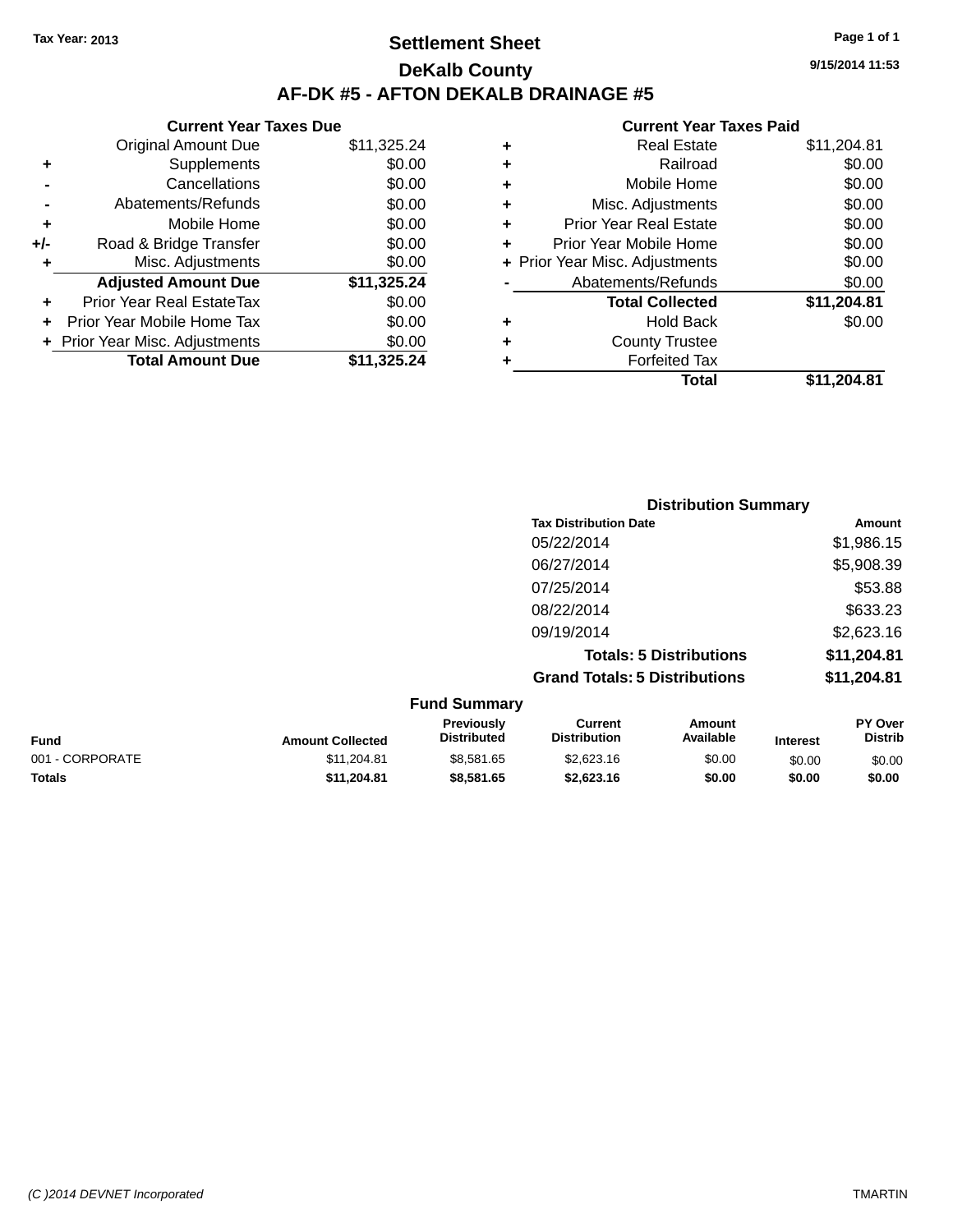Tax Year: 2013

# Settlement Sheet

## DeKalb County

## AF-DK #5 - AFTON DEKALB DRAINAGE #5

9/15/2014 11:53

### Current Year Taxes Due

| | | |
|---|---|---|
| | Original Amount Due | $11,325.24 |
| + | Supplements | $0.00 |
| - | Cancellations | $0.00 |
| - | Abatements/Refunds | $0.00 |
| + | Mobile Home | $0.00 |
| +/- | Road & Bridge Transfer | $0.00 |
| + | Misc. Adjustments | $0.00 |
| | **Adjusted Amount Due** | **$11,325.24** |
| + | Prior Year Real EstateTax | $0.00 |
| + | Prior Year Mobile Home Tax | $0.00 |
| + | Prior Year Misc. Adjustments | $0.00 |
| | **Total Amount Due** | **$11,325.24** |

### Current Year Taxes Paid

| | | |
|---|---|---|
| + | Real Estate | $11,204.81 |
| + | Railroad | $0.00 |
| + | Mobile Home | $0.00 |
| + | Misc. Adjustments | $0.00 |
| + | Prior Year Real Estate | $0.00 |
| + | Prior Year Mobile Home | $0.00 |
| + | Prior Year Misc. Adjustments | $0.00 |
| - | Abatements/Refunds | $0.00 |
| | **Total Collected** | **$11,204.81** |
| + | Hold Back | $0.00 |
| + | County Trustee | |
| + | Forfeited Tax | |
| | **Total** | **$11,204.81** |

### Distribution Summary

| Tax Distribution Date | Amount |
|---|---|
| 05/22/2014 | $1,986.15 |
| 06/27/2014 | $5,908.39 |
| 07/25/2014 | $53.88 |
| 08/22/2014 | $633.23 |
| 09/19/2014 | $2,623.16 |
| **Totals: 5 Distributions** | **$11,204.81** |
| **Grand Totals: 5 Distributions** | **$11,204.81** |

### Fund Summary

| Fund | Amount Collected | Previously Distributed | Current Distribution | Amount Available | Interest | PY Over Distrib |
|---|---|---|---|---|---|---|
| 001 - CORPORATE | $11,204.81 | $8,581.65 | $2,623.16 | $0.00 | $0.00 | $0.00 |
| **Totals** | **$11,204.81** | **$8,581.65** | **$2,623.16** | **$0.00** | **$0.00** | **$0.00** |

*(C )2014 DEVNET Incorporated* TMARTIN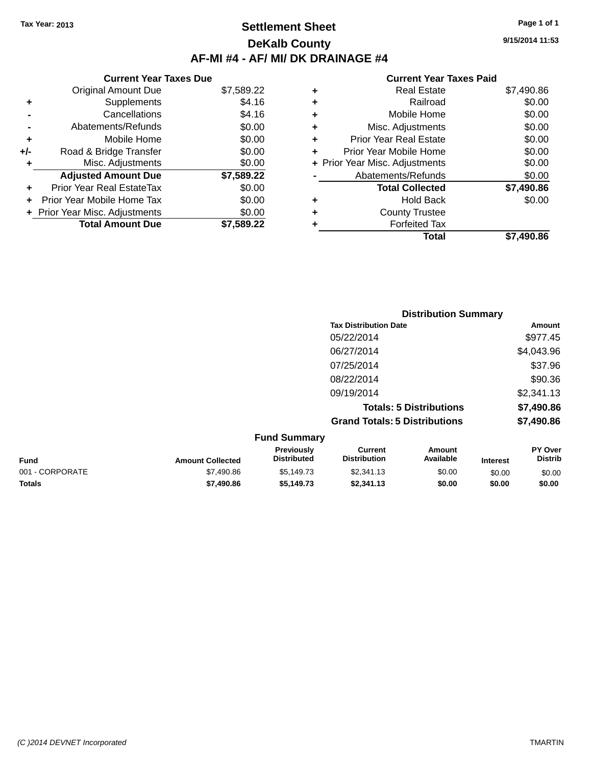Tax Year: 2013

# Settlement Sheet

## DeKalb County

## AF-MI #4 - AF/ MI/ DK DRAINAGE #4

9/15/2014 11:53

### Current Year Taxes Due

| | | |
|---|---|---|
| | Original Amount Due | $7,589.22 |
| + | Supplements | $4.16 |
| - | Cancellations | $4.16 |
| - | Abatements/Refunds | $0.00 |
| + | Mobile Home | $0.00 |
| +/- | Road & Bridge Transfer | $0.00 |
| + | Misc. Adjustments | $0.00 |
| | **Adjusted Amount Due** | **$7,589.22** |
| + | Prior Year Real EstateTax | $0.00 |
| + | Prior Year Mobile Home Tax | $0.00 |
| + | Prior Year Misc. Adjustments | $0.00 |
| | **Total Amount Due** | **$7,589.22** |

### Current Year Taxes Paid

| | | |
|---|---|---|
| + | Real Estate | $7,490.86 |
| + | Railroad | $0.00 |
| + | Mobile Home | $0.00 |
| + | Misc. Adjustments | $0.00 |
| + | Prior Year Real Estate | $0.00 |
| + | Prior Year Mobile Home | $0.00 |
| + | Prior Year Misc. Adjustments | $0.00 |
| - | Abatements/Refunds | $0.00 |
| | **Total Collected** | **$7,490.86** |
| + | Hold Back | $0.00 |
| + | County Trustee | |
| + | Forfeited Tax | |
| | **Total** | **$7,490.86** |

### Distribution Summary

| Tax Distribution Date | Amount |
|---|---|
| 05/22/2014 | $977.45 |
| 06/27/2014 | $4,043.96 |
| 07/25/2014 | $37.96 |
| 08/22/2014 | $90.36 |
| 09/19/2014 | $2,341.13 |
| **Totals: 5 Distributions** | **$7,490.86** |
| **Grand Totals: 5 Distributions** | **$7,490.86** |

### Fund Summary

| Fund | Amount Collected | Previously Distributed | Current Distribution | Amount Available | Interest | PY Over Distrib |
|---|---|---|---|---|---|---|
| 001 - CORPORATE | $7,490.86 | $5,149.73 | $2,341.13 | $0.00 | $0.00 | $0.00 |
| **Totals** | **$7,490.86** | **$5,149.73** | **$2,341.13** | **$0.00** | **$0.00** | **$0.00** |

*(C )2014 DEVNET Incorporated* TMARTIN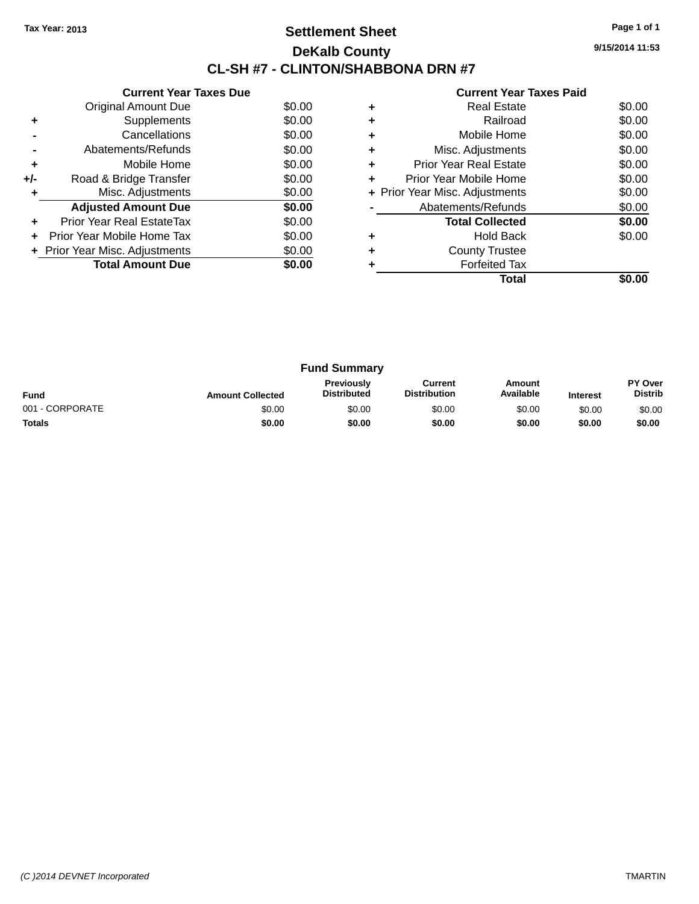Tax Year: 2013

# Settlement Sheet

## DeKalb County

## CL-SH #7 - CLINTON/SHABBONA DRN #7

9/15/2014 11:53

| | Current Year Taxes Due | |
|---|---|---|
| | Original Amount Due | $0.00 |
| + | Supplements | $0.00 |
| - | Cancellations | $0.00 |
| - | Abatements/Refunds | $0.00 |
| + | Mobile Home | $0.00 |
| +/- | Road & Bridge Transfer | $0.00 |
| + | Misc. Adjustments | $0.00 |
| | **Adjusted Amount Due** | **$0.00** |
| + | Prior Year Real EstateTax | $0.00 |
| + | Prior Year Mobile Home Tax | $0.00 |
| + | Prior Year Misc. Adjustments | $0.00 |
| | **Total Amount Due** | **$0.00** |

| | Current Year Taxes Paid | |
|---|---|---|
| + | Real Estate | $0.00 |
| + | Railroad | $0.00 |
| + | Mobile Home | $0.00 |
| + | Misc. Adjustments | $0.00 |
| + | Prior Year Real Estate | $0.00 |
| + | Prior Year Mobile Home | $0.00 |
| + | Prior Year Misc. Adjustments | $0.00 |
| - | Abatements/Refunds | $0.00 |
| | **Total Collected** | **$0.00** |
| + | Hold Back | $0.00 |
| + | County Trustee | |
| + | Forfeited Tax | |
| | **Total** | **$0.00** |

### Fund Summary

| Fund | Amount Collected | Previously Distributed | Current Distribution | Amount Available | Interest | PY Over Distrib |
|---|---|---|---|---|---|---|
| 001 - CORPORATE | $0.00 | $0.00 | $0.00 | $0.00 | $0.00 | $0.00 |
| **Totals** | **$0.00** | **$0.00** | **$0.00** | **$0.00** | **$0.00** | **$0.00** |

(C )2014 DEVNET Incorporated TMARTIN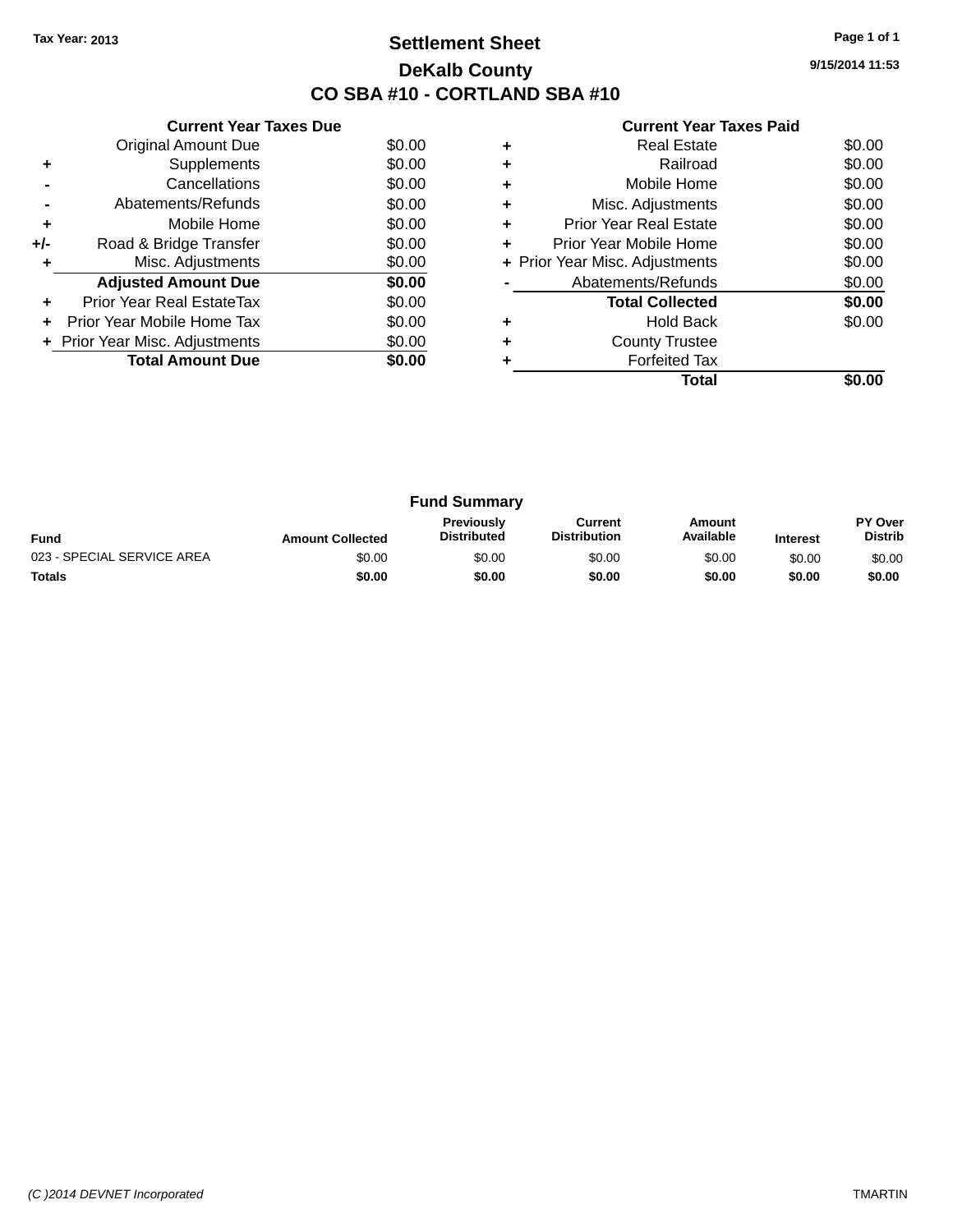Tax Year: 2013

# Settlement Sheet

## DeKalb County

## CO SBA #10 - CORTLAND SBA #10

9/15/2014 11:53

### Current Year Taxes Due

| | | |
|---|---|---|
| | Original Amount Due | $0.00 |
| + | Supplements | $0.00 |
| - | Cancellations | $0.00 |
| - | Abatements/Refunds | $0.00 |
| + | Mobile Home | $0.00 |
| +/- | Road & Bridge Transfer | $0.00 |
| + | Misc. Adjustments | $0.00 |
| | **Adjusted Amount Due** | **$0.00** |
| + | Prior Year Real EstateTax | $0.00 |
| + | Prior Year Mobile Home Tax | $0.00 |
| + | Prior Year Misc. Adjustments | $0.00 |
| | **Total Amount Due** | **$0.00** |

### Current Year Taxes Paid

| | | |
|---|---|---|
| + | Real Estate | $0.00 |
| + | Railroad | $0.00 |
| + | Mobile Home | $0.00 |
| + | Misc. Adjustments | $0.00 |
| + | Prior Year Real Estate | $0.00 |
| + | Prior Year Mobile Home | $0.00 |
| + | Prior Year Misc. Adjustments | $0.00 |
| - | Abatements/Refunds | $0.00 |
| | **Total Collected** | **$0.00** |
| + | Hold Back | $0.00 |
| + | County Trustee | |
| + | Forfeited Tax | |
| | **Total** | **$0.00** |

### Fund Summary

| Fund | Amount Collected | Previously Distributed | Current Distribution | Amount Available | Interest | PY Over Distrib |
|---|---|---|---|---|---|---|
| 023 - SPECIAL SERVICE AREA | $0.00 | $0.00 | $0.00 | $0.00 | $0.00 | $0.00 |
| **Totals** | **$0.00** | **$0.00** | **$0.00** | **$0.00** | **$0.00** | **$0.00** |

(C )2014 DEVNET Incorporated TMARTIN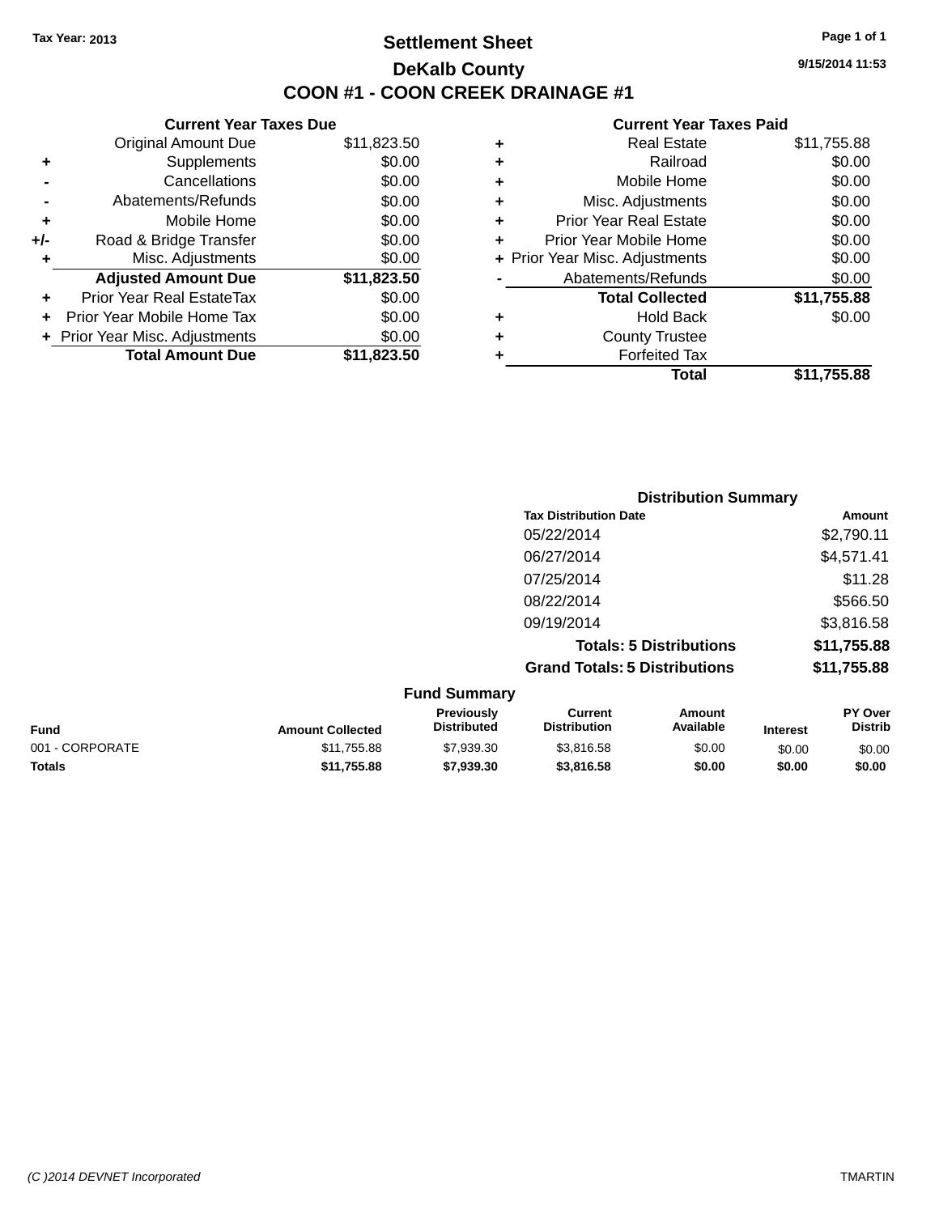Tax Year: 2013

# Settlement Sheet

## DeKalb County

## COON #1 - COON CREEK DRAINAGE #1

9/15/2014 11:53

### Current Year Taxes Due

| | | |
|---|---|---|
| | Original Amount Due | $11,823.50 |
| + | Supplements | $0.00 |
| - | Cancellations | $0.00 |
| - | Abatements/Refunds | $0.00 |
| + | Mobile Home | $0.00 |
| +/- | Road & Bridge Transfer | $0.00 |
| + | Misc. Adjustments | $0.00 |
| | **Adjusted Amount Due** | **$11,823.50** |
| + | Prior Year Real EstateTax | $0.00 |
| + | Prior Year Mobile Home Tax | $0.00 |
| + | Prior Year Misc. Adjustments | $0.00 |
| | **Total Amount Due** | **$11,823.50** |

### Current Year Taxes Paid

| | | |
|---|---|---|
| + | Real Estate | $11,755.88 |
| + | Railroad | $0.00 |
| + | Mobile Home | $0.00 |
| + | Misc. Adjustments | $0.00 |
| + | Prior Year Real Estate | $0.00 |
| + | Prior Year Mobile Home | $0.00 |
| + | Prior Year Misc. Adjustments | $0.00 |
| - | Abatements/Refunds | $0.00 |
| | **Total Collected** | **$11,755.88** |
| + | Hold Back | $0.00 |
| + | County Trustee | |
| + | Forfeited Tax | |
| | **Total** | **$11,755.88** |

### Distribution Summary

| Tax Distribution Date | Amount |
|---|---|
| 05/22/2014 | $2,790.11 |
| 06/27/2014 | $4,571.41 |
| 07/25/2014 | $11.28 |
| 08/22/2014 | $566.50 |
| 09/19/2014 | $3,816.58 |
| **Totals: 5 Distributions** | **$11,755.88** |
| **Grand Totals: 5 Distributions** | **$11,755.88** |

### Fund Summary

| Fund | Amount Collected | Previously Distributed | Current Distribution | Amount Available | Interest | PY Over Distrib |
|---|---|---|---|---|---|---|
| 001 - CORPORATE | $11,755.88 | $7,939.30 | $3,816.58 | $0.00 | $0.00 | $0.00 |
| **Totals** | **$11,755.88** | **$7,939.30** | **$3,816.58** | **$0.00** | **$0.00** | **$0.00** |

(C )2014 DEVNET Incorporated TMARTIN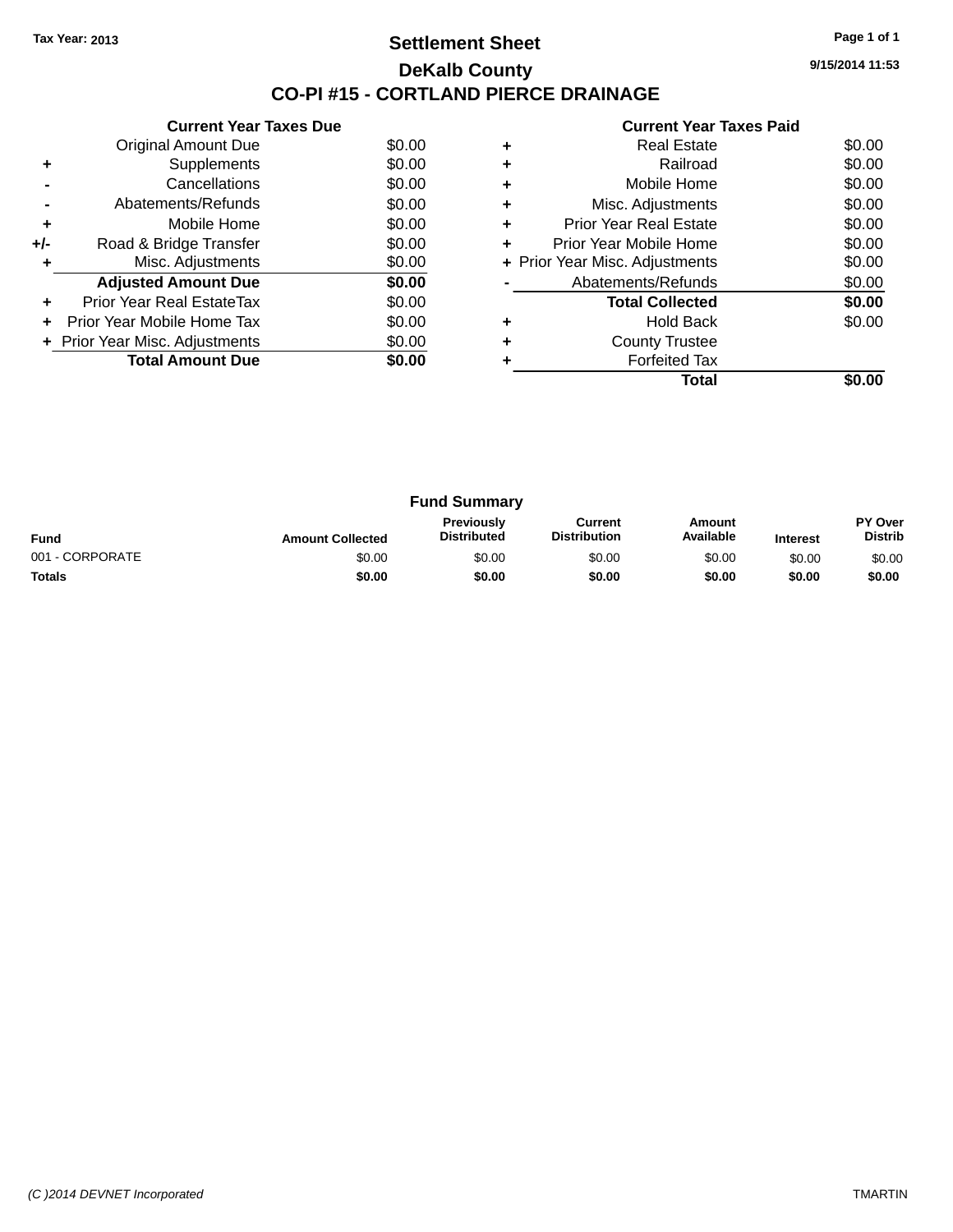Tax Year: 2013

# Settlement Sheet

## DeKalb County

## CO-PI #15 - CORTLAND PIERCE DRAINAGE

9/15/2014 11:53

**Current Year Taxes Due**

| | | |
|---|---|---|
| | Original Amount Due | $0.00 |
| + | Supplements | $0.00 |
| - | Cancellations | $0.00 |
| - | Abatements/Refunds | $0.00 |
| + | Mobile Home | $0.00 |
| +/- | Road & Bridge Transfer | $0.00 |
| + | Misc. Adjustments | $0.00 |
| | **Adjusted Amount Due** | **$0.00** |
| + | Prior Year Real EstateTax | $0.00 |
| + | Prior Year Mobile Home Tax | $0.00 |
| + | Prior Year Misc. Adjustments | $0.00 |
| | **Total Amount Due** | **$0.00** |

**Current Year Taxes Paid**

| | | |
|---|---|---|
| + | Real Estate | $0.00 |
| + | Railroad | $0.00 |
| + | Mobile Home | $0.00 |
| + | Misc. Adjustments | $0.00 |
| + | Prior Year Real Estate | $0.00 |
| + | Prior Year Mobile Home | $0.00 |
| + | Prior Year Misc. Adjustments | $0.00 |
| - | Abatements/Refunds | $0.00 |
| | **Total Collected** | **$0.00** |
| + | Hold Back | $0.00 |
| + | County Trustee | |
| + | Forfeited Tax | |
| | **Total** | **$0.00** |

**Fund Summary**

| Fund | Amount Collected | Previously Distributed | Current Distribution | Amount Available | Interest | PY Over Distrib |
|---|---|---|---|---|---|---|
| 001 - CORPORATE | $0.00 | $0.00 | $0.00 | $0.00 | $0.00 | $0.00 |
| **Totals** | **$0.00** | **$0.00** | **$0.00** | **$0.00** | **$0.00** | **$0.00** |

(C )2014 DEVNET Incorporated TMARTIN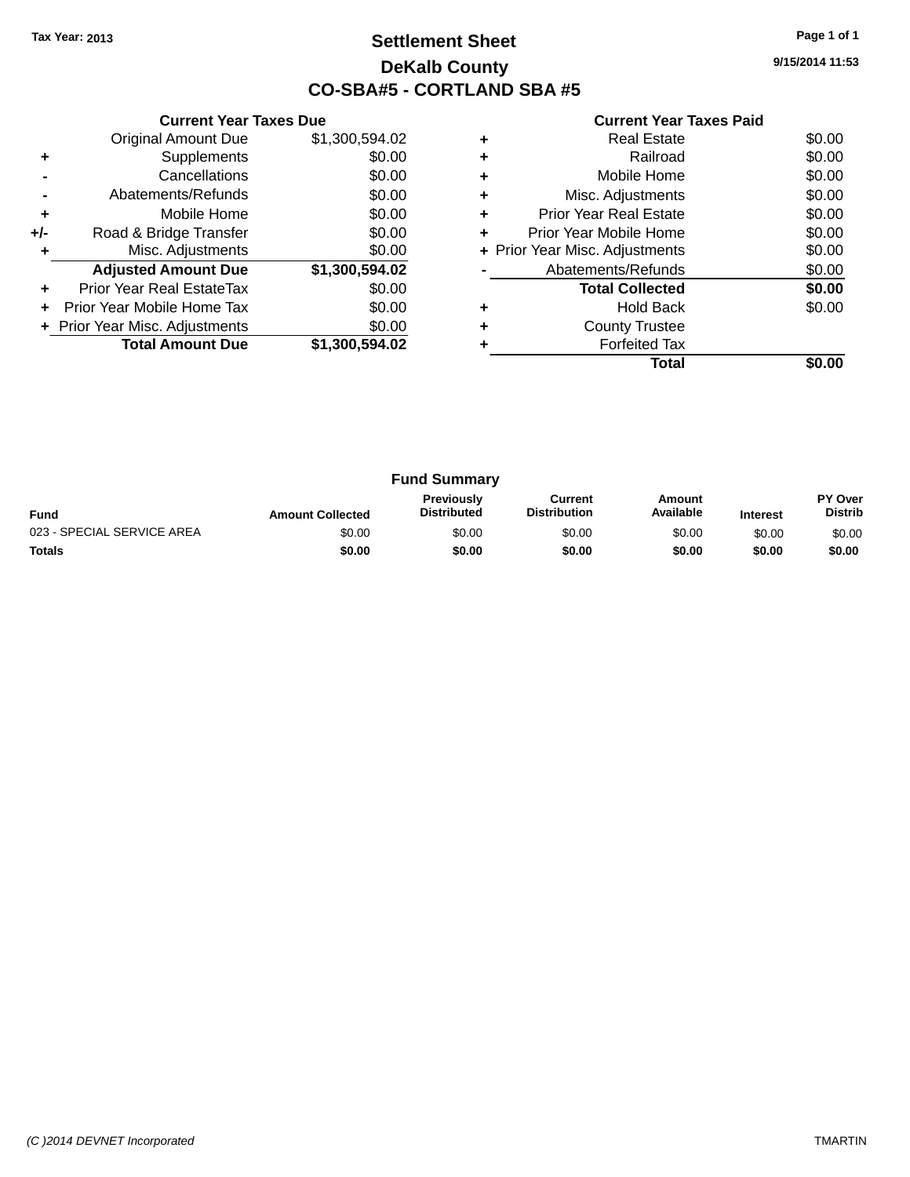Tax Year: 2013

# Settlement Sheet

## DeKalb County

## CO-SBA#5 - CORTLAND SBA #5

9/15/2014 11:53

### Current Year Taxes Due

| | | |
|---|---|---|
| | Original Amount Due | $1,300,594.02 |
| + | Supplements | $0.00 |
| - | Cancellations | $0.00 |
| - | Abatements/Refunds | $0.00 |
| + | Mobile Home | $0.00 |
| +/- | Road & Bridge Transfer | $0.00 |
| + | Misc. Adjustments | $0.00 |
| | **Adjusted Amount Due** | **$1,300,594.02** |
| + | Prior Year Real EstateTax | $0.00 |
| + | Prior Year Mobile Home Tax | $0.00 |
| + | Prior Year Misc. Adjustments | $0.00 |
| | **Total Amount Due** | **$1,300,594.02** |

### Current Year Taxes Paid

| | | |
|---|---|---|
| + | Real Estate | $0.00 |
| + | Railroad | $0.00 |
| + | Mobile Home | $0.00 |
| + | Misc. Adjustments | $0.00 |
| + | Prior Year Real Estate | $0.00 |
| + | Prior Year Mobile Home | $0.00 |
| + | Prior Year Misc. Adjustments | $0.00 |
| - | Abatements/Refunds | $0.00 |
| | **Total Collected** | **$0.00** |
| + | Hold Back | $0.00 |
| + | County Trustee | |
| + | Forfeited Tax | |
| | **Total** | **$0.00** |

### Fund Summary

| Fund | Amount Collected | Previously Distributed | Current Distribution | Amount Available | Interest | PY Over Distrib |
|---|---|---|---|---|---|---|
| 023 - SPECIAL SERVICE AREA | $0.00 | $0.00 | $0.00 | $0.00 | $0.00 | $0.00 |
| **Totals** | **$0.00** | **$0.00** | **$0.00** | **$0.00** | **$0.00** | **$0.00** |

(C )2014 DEVNET Incorporated TMARTIN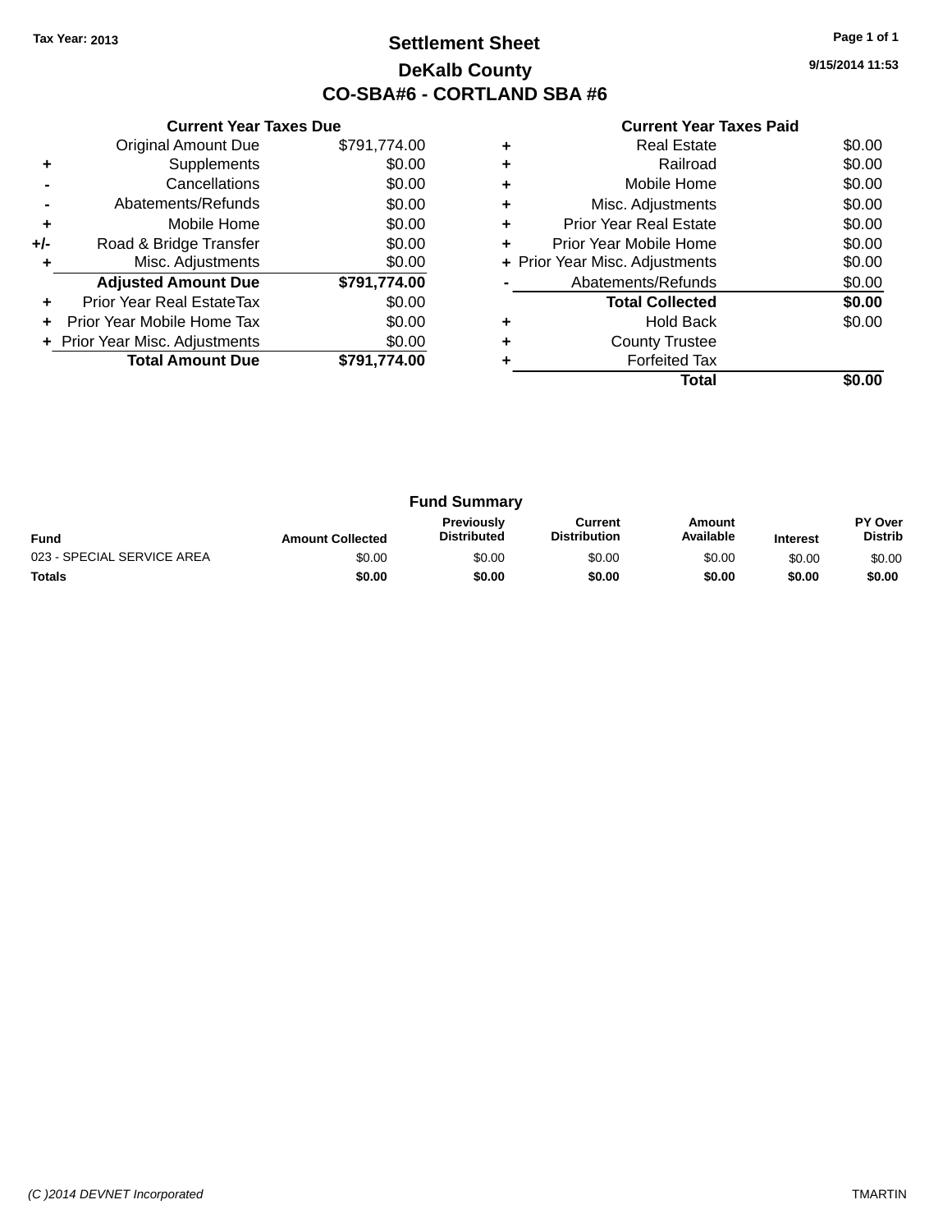Tax Year: 2013

# Settlement Sheet

## DeKalb County

## CO-SBA#6 - CORTLAND SBA #6

9/15/2014 11:53

### Current Year Taxes Due

| | | |
|---|---|---|
| | Original Amount Due | $791,774.00 |
| + | Supplements | $0.00 |
| - | Cancellations | $0.00 |
| - | Abatements/Refunds | $0.00 |
| + | Mobile Home | $0.00 |
| +/- | Road & Bridge Transfer | $0.00 |
| + | Misc. Adjustments | $0.00 |
| | **Adjusted Amount Due** | **$791,774.00** |
| + | Prior Year Real EstateTax | $0.00 |
| + | Prior Year Mobile Home Tax | $0.00 |
| + | Prior Year Misc. Adjustments | $0.00 |
| | **Total Amount Due** | **$791,774.00** |

### Current Year Taxes Paid

| | | |
|---|---|---|
| + | Real Estate | $0.00 |
| + | Railroad | $0.00 |
| + | Mobile Home | $0.00 |
| + | Misc. Adjustments | $0.00 |
| + | Prior Year Real Estate | $0.00 |
| + | Prior Year Mobile Home | $0.00 |
| + | Prior Year Misc. Adjustments | $0.00 |
| - | Abatements/Refunds | $0.00 |
| | **Total Collected** | **$0.00** |
| + | Hold Back | $0.00 |
| + | County Trustee | |
| + | Forfeited Tax | |
| | **Total** | **$0.00** |

### Fund Summary

| Fund | Amount Collected | Previously Distributed | Current Distribution | Amount Available | Interest | PY Over Distrib |
|---|---|---|---|---|---|---|
| 023 - SPECIAL SERVICE AREA | $0.00 | $0.00 | $0.00 | $0.00 | $0.00 | $0.00 |
| **Totals** | **$0.00** | **$0.00** | **$0.00** | **$0.00** | **$0.00** | **$0.00** |

*(C )2014 DEVNET Incorporated* TMARTIN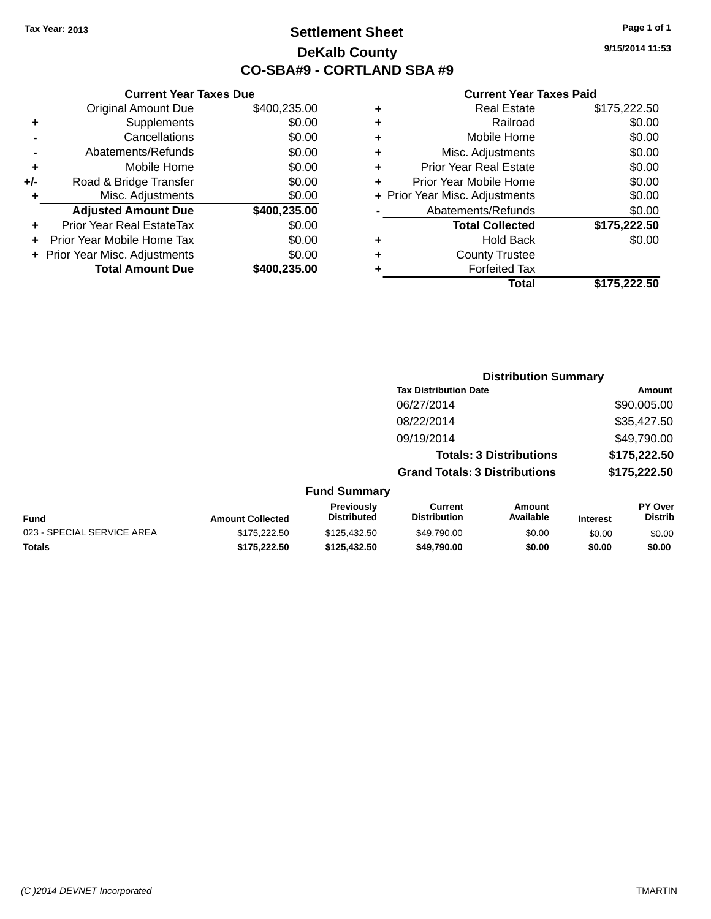Tax Year: 2013

# Settlement Sheet

## DeKalb County

## CO-SBA#9 - CORTLAND SBA #9

9/15/2014 11:53

**Current Year Taxes Due**

| | | |
|---|---|---|
| | Original Amount Due | $400,235.00 |
| + | Supplements | $0.00 |
| - | Cancellations | $0.00 |
| - | Abatements/Refunds | $0.00 |
| + | Mobile Home | $0.00 |
| +/- | Road & Bridge Transfer | $0.00 |
| + | Misc. Adjustments | $0.00 |
| | **Adjusted Amount Due** | **$400,235.00** |
| + | Prior Year Real EstateTax | $0.00 |
| + | Prior Year Mobile Home Tax | $0.00 |
| + | Prior Year Misc. Adjustments | $0.00 |
| | **Total Amount Due** | **$400,235.00** |

**Current Year Taxes Paid**

| | | |
|---|---|---|
| + | Real Estate | $175,222.50 |
| + | Railroad | $0.00 |
| + | Mobile Home | $0.00 |
| + | Misc. Adjustments | $0.00 |
| + | Prior Year Real Estate | $0.00 |
| + | Prior Year Mobile Home | $0.00 |
| + | Prior Year Misc. Adjustments | $0.00 |
| - | Abatements/Refunds | $0.00 |
| | **Total Collected** | **$175,222.50** |
| + | Hold Back | $0.00 |
| + | County Trustee | |
| + | Forfeited Tax | |
| | **Total** | **$175,222.50** |

**Distribution Summary**

| Tax Distribution Date | Amount |
|---|---|
| 06/27/2014 | $90,005.00 |
| 08/22/2014 | $35,427.50 |
| 09/19/2014 | $49,790.00 |
| **Totals: 3 Distributions** | **$175,222.50** |
| **Grand Totals: 3 Distributions** | **$175,222.50** |

**Fund Summary**

| Fund | Amount Collected | Previously Distributed | Current Distribution | Amount Available | Interest | PY Over Distrib |
|---|---|---|---|---|---|---|
| 023 - SPECIAL SERVICE AREA | $175,222.50 | $125,432.50 | $49,790.00 | $0.00 | $0.00 | $0.00 |
| **Totals** | **$175,222.50** | **$125,432.50** | **$49,790.00** | **$0.00** | **$0.00** | **$0.00** |

(C )2014 DEVNET Incorporated TMARTIN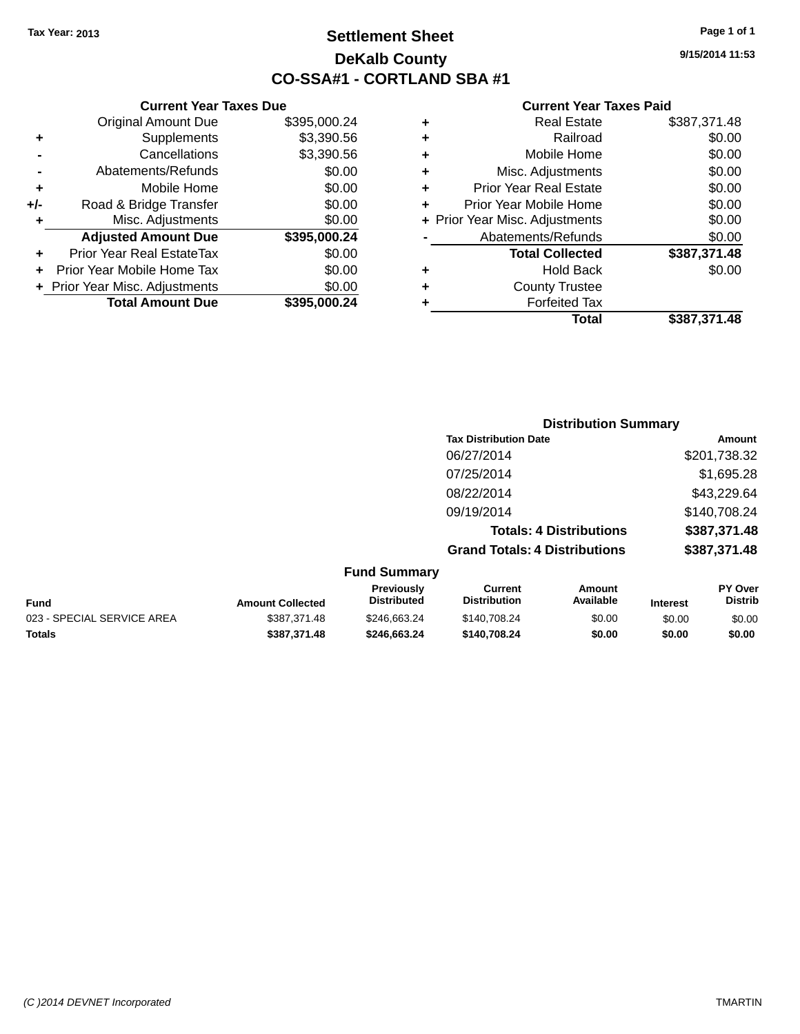Tax Year: 2013

# Settlement Sheet

## DeKalb County

## CO-SSA#1 - CORTLAND SBA #1

9/15/2014 11:53

### Current Year Taxes Due

| | | |
|---|---|---|
| | Original Amount Due | $395,000.24 |
| + | Supplements | $3,390.56 |
| - | Cancellations | $3,390.56 |
| - | Abatements/Refunds | $0.00 |
| + | Mobile Home | $0.00 |
| +/- | Road & Bridge Transfer | $0.00 |
| + | Misc. Adjustments | $0.00 |
| | **Adjusted Amount Due** | **$395,000.24** |
| + | Prior Year Real EstateTax | $0.00 |
| + | Prior Year Mobile Home Tax | $0.00 |
| + | Prior Year Misc. Adjustments | $0.00 |
| | **Total Amount Due** | **$395,000.24** |

### Current Year Taxes Paid

| | | |
|---|---|---|
| + | Real Estate | $387,371.48 |
| + | Railroad | $0.00 |
| + | Mobile Home | $0.00 |
| + | Misc. Adjustments | $0.00 |
| + | Prior Year Real Estate | $0.00 |
| + | Prior Year Mobile Home | $0.00 |
| + | Prior Year Misc. Adjustments | $0.00 |
| - | Abatements/Refunds | $0.00 |
| | **Total Collected** | **$387,371.48** |
| + | Hold Back | $0.00 |
| + | County Trustee | |
| + | Forfeited Tax | |
| | **Total** | **$387,371.48** |

### Distribution Summary

| Tax Distribution Date | Amount |
|---|---|
| 06/27/2014 | $201,738.32 |
| 07/25/2014 | $1,695.28 |
| 08/22/2014 | $43,229.64 |
| 09/19/2014 | $140,708.24 |
| **Totals: 4 Distributions** | **$387,371.48** |
| **Grand Totals: 4 Distributions** | **$387,371.48** |

### Fund Summary

| Fund | Amount Collected | Previously Distributed | Current Distribution | Amount Available | Interest | PY Over Distrib |
|---|---|---|---|---|---|---|
| 023 - SPECIAL SERVICE AREA | $387,371.48 | $246,663.24 | $140,708.24 | $0.00 | $0.00 | $0.00 |
| **Totals** | **$387,371.48** | **$246,663.24** | **$140,708.24** | **$0.00** | **$0.00** | **$0.00** |

(C )2014 DEVNET Incorporated TMARTIN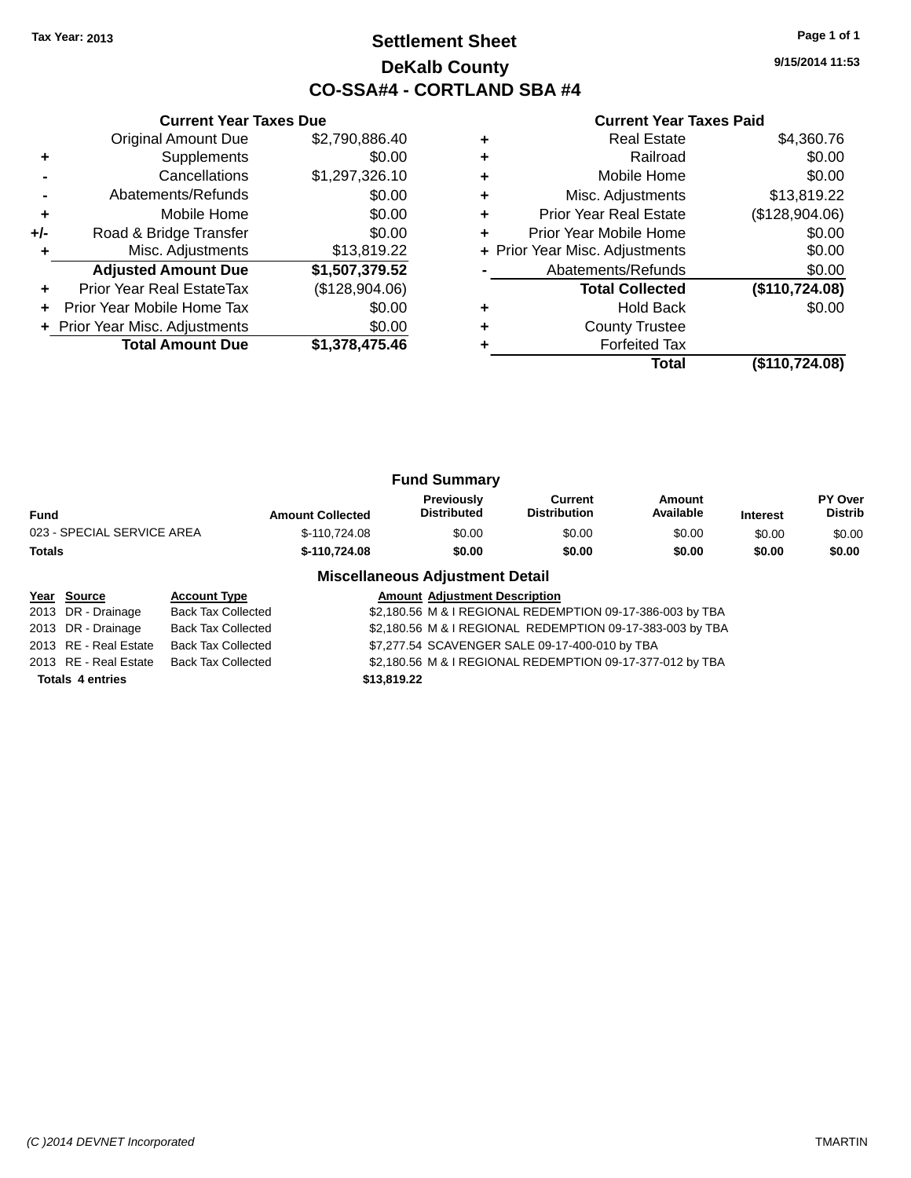Tax Year: 2013

# Settlement Sheet

## DeKalb County

## CO-SSA#4 - CORTLAND SBA #4

9/15/2014 11:53

### Current Year Taxes Due

| | | |
|---|---|---|
| | Original Amount Due | $2,790,886.40 |
| + | Supplements | $0.00 |
| - | Cancellations | $1,297,326.10 |
| - | Abatements/Refunds | $0.00 |
| + | Mobile Home | $0.00 |
| +/- | Road & Bridge Transfer | $0.00 |
| + | Misc. Adjustments | $13,819.22 |
| | **Adjusted Amount Due** | **$1,507,379.52** |
| + | Prior Year Real EstateTax | ($128,904.06) |
| + | Prior Year Mobile Home Tax | $0.00 |
| + | Prior Year Misc. Adjustments | $0.00 |
| | **Total Amount Due** | **$1,378,475.46** |

### Current Year Taxes Paid

| | | |
|---|---|---|
| + | Real Estate | $4,360.76 |
| + | Railroad | $0.00 |
| + | Mobile Home | $0.00 |
| + | Misc. Adjustments | $13,819.22 |
| + | Prior Year Real Estate | ($128,904.06) |
| + | Prior Year Mobile Home | $0.00 |
| + | Prior Year Misc. Adjustments | $0.00 |
| - | Abatements/Refunds | $0.00 |
| | **Total Collected** | **($110,724.08)** |
| + | Hold Back | $0.00 |
| + | County Trustee | |
| + | Forfeited Tax | |
| | **Total** | **($110,724.08)** |

### Fund Summary

| Fund | Amount Collected | Previously Distributed | Current Distribution | Amount Available | Interest | PY Over Distrib |
|---|---|---|---|---|---|---|
| 023 - SPECIAL SERVICE AREA | $-110,724.08 | $0.00 | $0.00 | $0.00 | $0.00 | $0.00 |
| **Totals** | **$-110,724.08** | **$0.00** | **$0.00** | **$0.00** | **$0.00** | **$0.00** |

### Miscellaneous Adjustment Detail

| Year | Source | Account Type | Amount | Adjustment Description |
|---|---|---|---|---|
| 2013 | DR - Drainage | Back Tax Collected | $2,180.56 | M & I REGIONAL REDEMPTION 09-17-386-003 by TBA |
| 2013 | DR - Drainage | Back Tax Collected | $2,180.56 | M & I REGIONAL REDEMPTION 09-17-383-003 by TBA |
| 2013 | RE - Real Estate | Back Tax Collected | $7,277.54 | SCAVENGER SALE 09-17-400-010 by TBA |
| 2013 | RE - Real Estate | Back Tax Collected | $2,180.56 | M & I REGIONAL REDEMPTION 09-17-377-012 by TBA |
| **Totals 4 entries** | | | **$13,819.22** | |

(C )2014 DEVNET Incorporated TMARTIN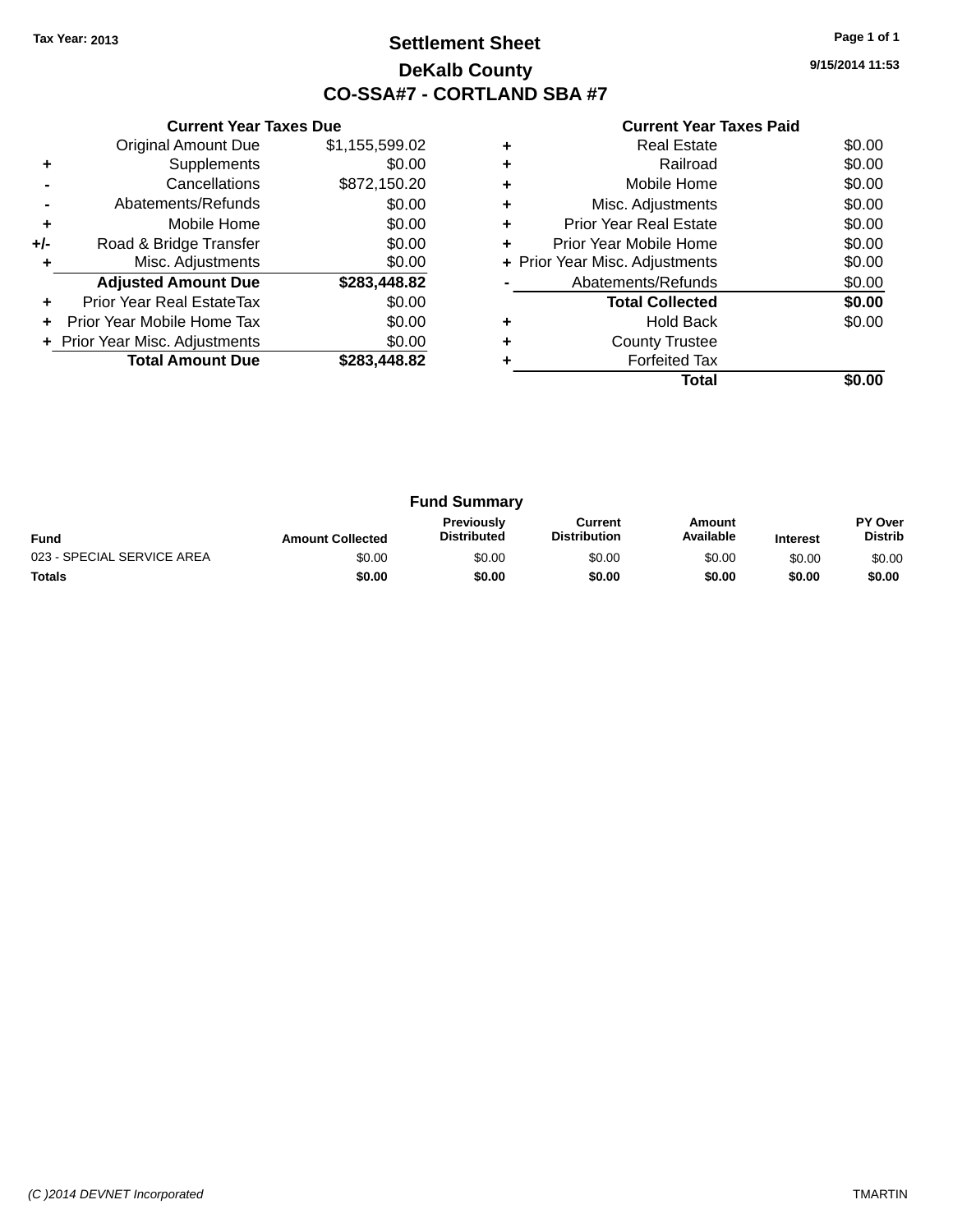Tax Year: 2013

# Settlement Sheet

## DeKalb County

## CO-SSA#7 - CORTLAND SBA #7

9/15/2014 11:53

**Current Year Taxes Due**

| | | |
|---|---|---|
| | Original Amount Due | $1,155,599.02 |
| + | Supplements | $0.00 |
| - | Cancellations | $872,150.20 |
| - | Abatements/Refunds | $0.00 |
| + | Mobile Home | $0.00 |
| +/- | Road & Bridge Transfer | $0.00 |
| + | Misc. Adjustments | $0.00 |
| | **Adjusted Amount Due** | **$283,448.82** |
| + | Prior Year Real EstateTax | $0.00 |
| + | Prior Year Mobile Home Tax | $0.00 |
| + | Prior Year Misc. Adjustments | $0.00 |
| | **Total Amount Due** | **$283,448.82** |

**Current Year Taxes Paid**

| | | |
|---|---|---|
| + | Real Estate | $0.00 |
| + | Railroad | $0.00 |
| + | Mobile Home | $0.00 |
| + | Misc. Adjustments | $0.00 |
| + | Prior Year Real Estate | $0.00 |
| + | Prior Year Mobile Home | $0.00 |
| + | Prior Year Misc. Adjustments | $0.00 |
| - | Abatements/Refunds | $0.00 |
| | **Total Collected** | **$0.00** |
| + | Hold Back | $0.00 |
| + | County Trustee | |
| + | Forfeited Tax | |
| | **Total** | **$0.00** |

**Fund Summary**

| Fund | Amount Collected | Previously Distributed | Current Distribution | Amount Available | Interest | PY Over Distrib |
|---|---|---|---|---|---|---|
| 023 - SPECIAL SERVICE AREA | $0.00 | $0.00 | $0.00 | $0.00 | $0.00 | $0.00 |
| **Totals** | **$0.00** | **$0.00** | **$0.00** | **$0.00** | **$0.00** | **$0.00** |

*(C )2014 DEVNET Incorporated* TMARTIN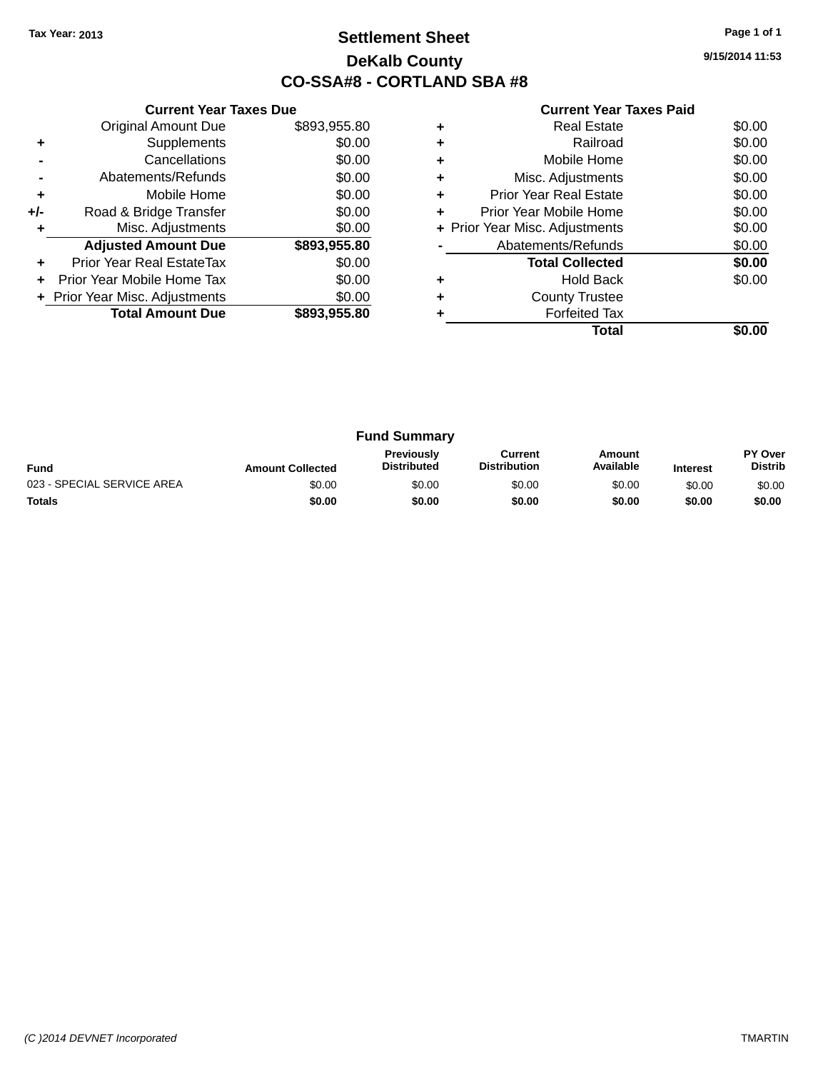Tax Year: 2013

# Settlement Sheet

## DeKalb County

## CO-SSA#8 - CORTLAND SBA #8

9/15/2014 11:53

### Current Year Taxes Due

| | | |
|---|---|---|
| | Original Amount Due | $893,955.80 |
| + | Supplements | $0.00 |
| - | Cancellations | $0.00 |
| - | Abatements/Refunds | $0.00 |
| + | Mobile Home | $0.00 |
| +/- | Road & Bridge Transfer | $0.00 |
| + | Misc. Adjustments | $0.00 |
| | **Adjusted Amount Due** | **$893,955.80** |
| + | Prior Year Real EstateTax | $0.00 |
| + | Prior Year Mobile Home Tax | $0.00 |
| + | Prior Year Misc. Adjustments | $0.00 |
| | **Total Amount Due** | **$893,955.80** |

### Current Year Taxes Paid

| | | |
|---|---|---|
| + | Real Estate | $0.00 |
| + | Railroad | $0.00 |
| + | Mobile Home | $0.00 |
| + | Misc. Adjustments | $0.00 |
| + | Prior Year Real Estate | $0.00 |
| + | Prior Year Mobile Home | $0.00 |
| + | Prior Year Misc. Adjustments | $0.00 |
| - | Abatements/Refunds | $0.00 |
| | **Total Collected** | **$0.00** |
| + | Hold Back | $0.00 |
| + | County Trustee | |
| + | Forfeited Tax | |
| | **Total** | **$0.00** |

### Fund Summary

| Fund | Amount Collected | Previously Distributed | Current Distribution | Amount Available | Interest | PY Over Distrib |
|---|---|---|---|---|---|---|
| 023 - SPECIAL SERVICE AREA | $0.00 | $0.00 | $0.00 | $0.00 | $0.00 | $0.00 |
| **Totals** | **$0.00** | **$0.00** | **$0.00** | **$0.00** | **$0.00** | **$0.00** |

(C )2014 DEVNET Incorporated

TMARTIN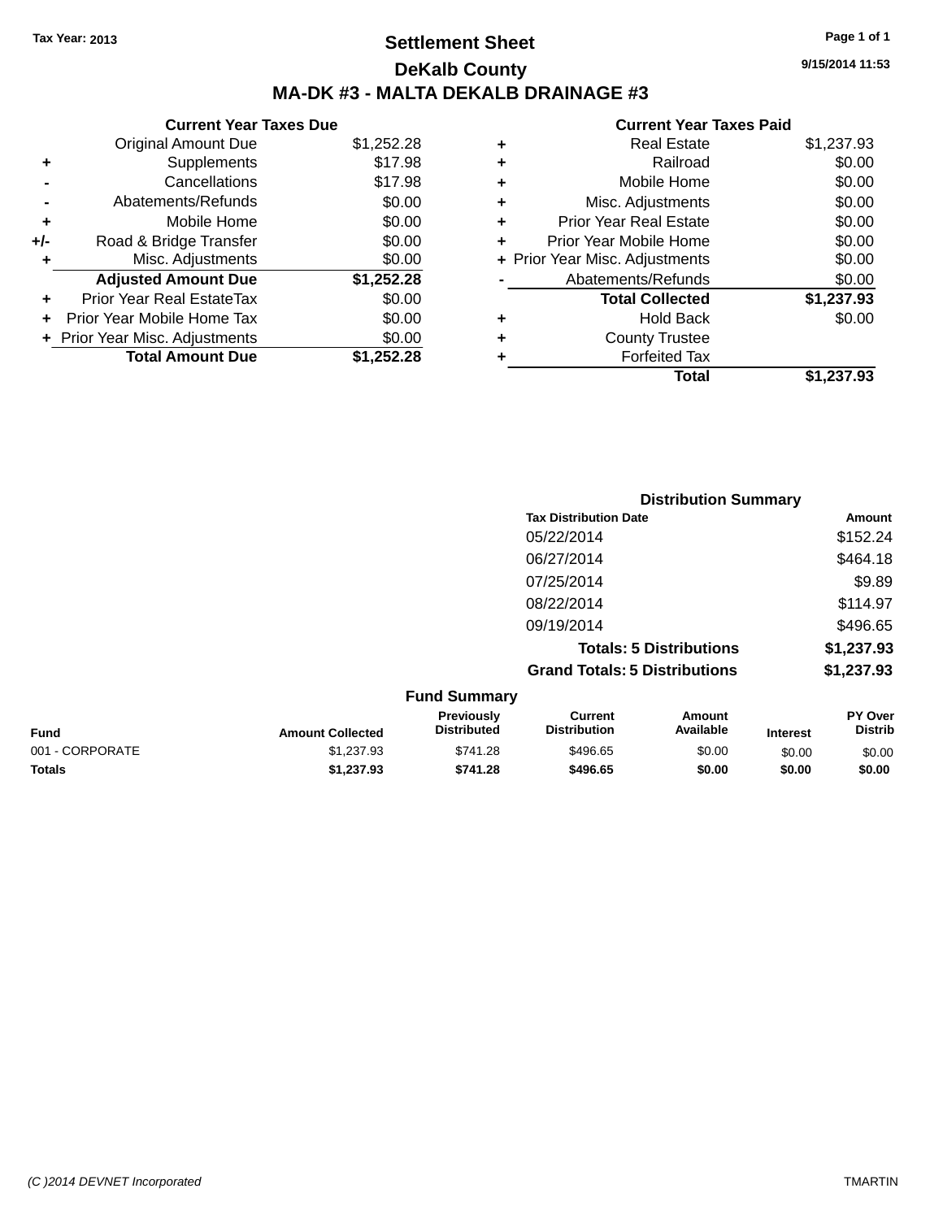Tax Year: 2013

# Settlement Sheet

## DeKalb County

## MA-DK #3 - MALTA DEKALB DRAINAGE #3

9/15/2014 11:53

### Current Year Taxes Due

| | | |
|---|---|---|
| | Original Amount Due | $1,252.28 |
| + | Supplements | $17.98 |
| - | Cancellations | $17.98 |
| - | Abatements/Refunds | $0.00 |
| + | Mobile Home | $0.00 |
| +/- | Road & Bridge Transfer | $0.00 |
| + | Misc. Adjustments | $0.00 |
| | **Adjusted Amount Due** | **$1,252.28** |
| + | Prior Year Real EstateTax | $0.00 |
| + | Prior Year Mobile Home Tax | $0.00 |
| + | Prior Year Misc. Adjustments | $0.00 |
| | **Total Amount Due** | **$1,252.28** |

### Current Year Taxes Paid

| | | |
|---|---|---|
| + | Real Estate | $1,237.93 |
| + | Railroad | $0.00 |
| + | Mobile Home | $0.00 |
| + | Misc. Adjustments | $0.00 |
| + | Prior Year Real Estate | $0.00 |
| + | Prior Year Mobile Home | $0.00 |
| + | Prior Year Misc. Adjustments | $0.00 |
| - | Abatements/Refunds | $0.00 |
| | **Total Collected** | **$1,237.93** |
| + | Hold Back | $0.00 |
| + | County Trustee | |
| + | Forfeited Tax | |
| | **Total** | **$1,237.93** |

### Distribution Summary

| Tax Distribution Date | Amount |
|---|---|
| 05/22/2014 | $152.24 |
| 06/27/2014 | $464.18 |
| 07/25/2014 | $9.89 |
| 08/22/2014 | $114.97 |
| 09/19/2014 | $496.65 |
| **Totals: 5 Distributions** | **$1,237.93** |
| **Grand Totals: 5 Distributions** | **$1,237.93** |

### Fund Summary

| Fund | Amount Collected | Previously Distributed | Current Distribution | Amount Available | Interest | PY Over Distrib |
|---|---|---|---|---|---|---|
| 001 - CORPORATE | $1,237.93 | $741.28 | $496.65 | $0.00 | $0.00 | $0.00 |
| **Totals** | **$1,237.93** | **$741.28** | **$496.65** | **$0.00** | **$0.00** | **$0.00** |

(C )2014 DEVNET Incorporated TMARTIN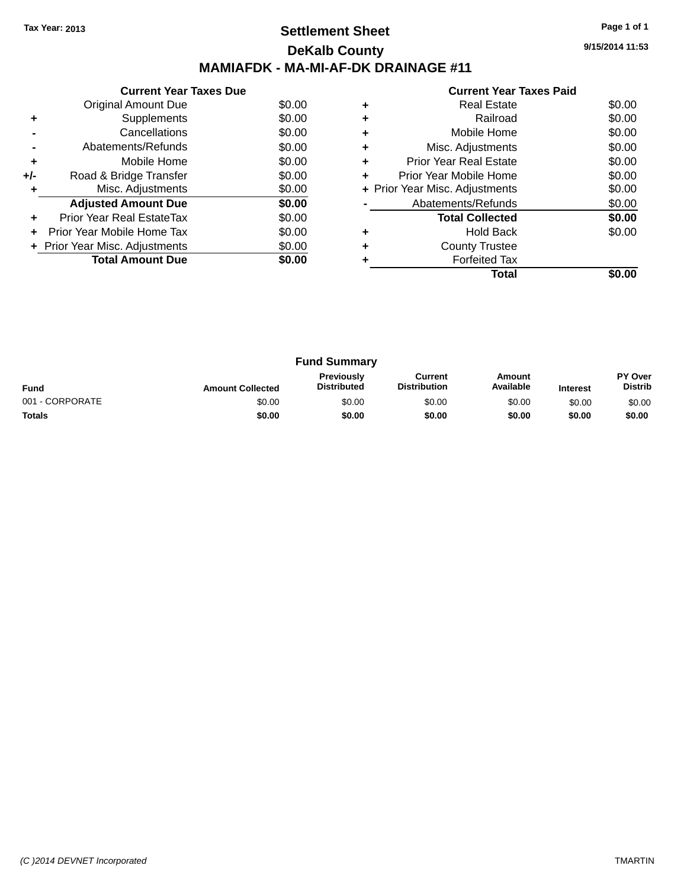Tax Year: 2013

# Settlement Sheet

## DeKalb County

## MAMIAFDK - MA-MI-AF-DK DRAINAGE #11

9/15/2014 11:53

### Current Year Taxes Due

| | | |
|---|---|---|
| | Original Amount Due | $0.00 |
| + | Supplements | $0.00 |
| - | Cancellations | $0.00 |
| - | Abatements/Refunds | $0.00 |
| + | Mobile Home | $0.00 |
| +/- | Road & Bridge Transfer | $0.00 |
| + | Misc. Adjustments | $0.00 |
| | **Adjusted Amount Due** | **$0.00** |
| + | Prior Year Real EstateTax | $0.00 |
| + | Prior Year Mobile Home Tax | $0.00 |
| + | Prior Year Misc. Adjustments | $0.00 |
| | **Total Amount Due** | **$0.00** |

### Current Year Taxes Paid

| | | |
|---|---|---|
| + | Real Estate | $0.00 |
| + | Railroad | $0.00 |
| + | Mobile Home | $0.00 |
| + | Misc. Adjustments | $0.00 |
| + | Prior Year Real Estate | $0.00 |
| + | Prior Year Mobile Home | $0.00 |
| + | Prior Year Misc. Adjustments | $0.00 |
| - | Abatements/Refunds | $0.00 |
| | **Total Collected** | **$0.00** |
| + | Hold Back | $0.00 |
| + | County Trustee | |
| + | Forfeited Tax | |
| | **Total** | **$0.00** |

### Fund Summary

| Fund | Amount Collected | Previously Distributed | Current Distribution | Amount Available | Interest | PY Over Distrib |
|---|---|---|---|---|---|---|
| 001 - CORPORATE | $0.00 | $0.00 | $0.00 | $0.00 | $0.00 | $0.00 |
| **Totals** | **$0.00** | **$0.00** | **$0.00** | **$0.00** | **$0.00** | **$0.00** |

(C )2014 DEVNET Incorporated TMARTIN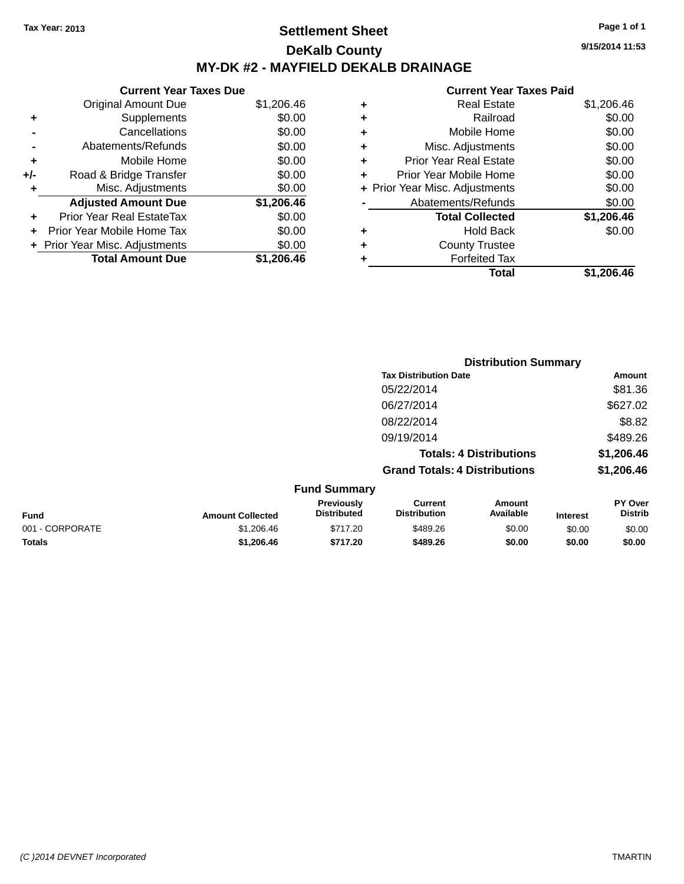Tax Year: 2013

# Settlement Sheet

## DeKalb County

## MY-DK #2 - MAYFIELD DEKALB DRAINAGE

9/15/2014 11:53

| | Current Year Taxes Due | |
|---|---|---|
| | Original Amount Due | $1,206.46 |
| + | Supplements | $0.00 |
| - | Cancellations | $0.00 |
| - | Abatements/Refunds | $0.00 |
| + | Mobile Home | $0.00 |
| +/- | Road & Bridge Transfer | $0.00 |
| + | Misc. Adjustments | $0.00 |
| | **Adjusted Amount Due** | **$1,206.46** |
| + | Prior Year Real EstateTax | $0.00 |
| + | Prior Year Mobile Home Tax | $0.00 |
| + | Prior Year Misc. Adjustments | $0.00 |
| | **Total Amount Due** | **$1,206.46** |

| | Current Year Taxes Paid | |
|---|---|---|
| + | Real Estate | $1,206.46 |
| + | Railroad | $0.00 |
| + | Mobile Home | $0.00 |
| + | Misc. Adjustments | $0.00 |
| + | Prior Year Real Estate | $0.00 |
| + | Prior Year Mobile Home | $0.00 |
| + | Prior Year Misc. Adjustments | $0.00 |
| - | Abatements/Refunds | $0.00 |
| | **Total Collected** | **$1,206.46** |
| + | Hold Back | $0.00 |
| + | County Trustee | |
| + | Forfeited Tax | |
| | **Total** | **$1,206.46** |

### Distribution Summary

| Tax Distribution Date | Amount |
|---|---|
| 05/22/2014 | $81.36 |
| 06/27/2014 | $627.02 |
| 08/22/2014 | $8.82 |
| 09/19/2014 | $489.26 |
| **Totals: 4 Distributions** | **$1,206.46** |
| **Grand Totals: 4 Distributions** | **$1,206.46** |

### Fund Summary

| Fund | Amount Collected | Previously Distributed | Current Distribution | Amount Available | Interest | PY Over Distrib |
|---|---|---|---|---|---|---|
| 001 - CORPORATE | $1,206.46 | $717.20 | $489.26 | $0.00 | $0.00 | $0.00 |
| **Totals** | **$1,206.46** | **$717.20** | **$489.26** | **$0.00** | **$0.00** | **$0.00** |

(C )2014 DEVNET Incorporated TMARTIN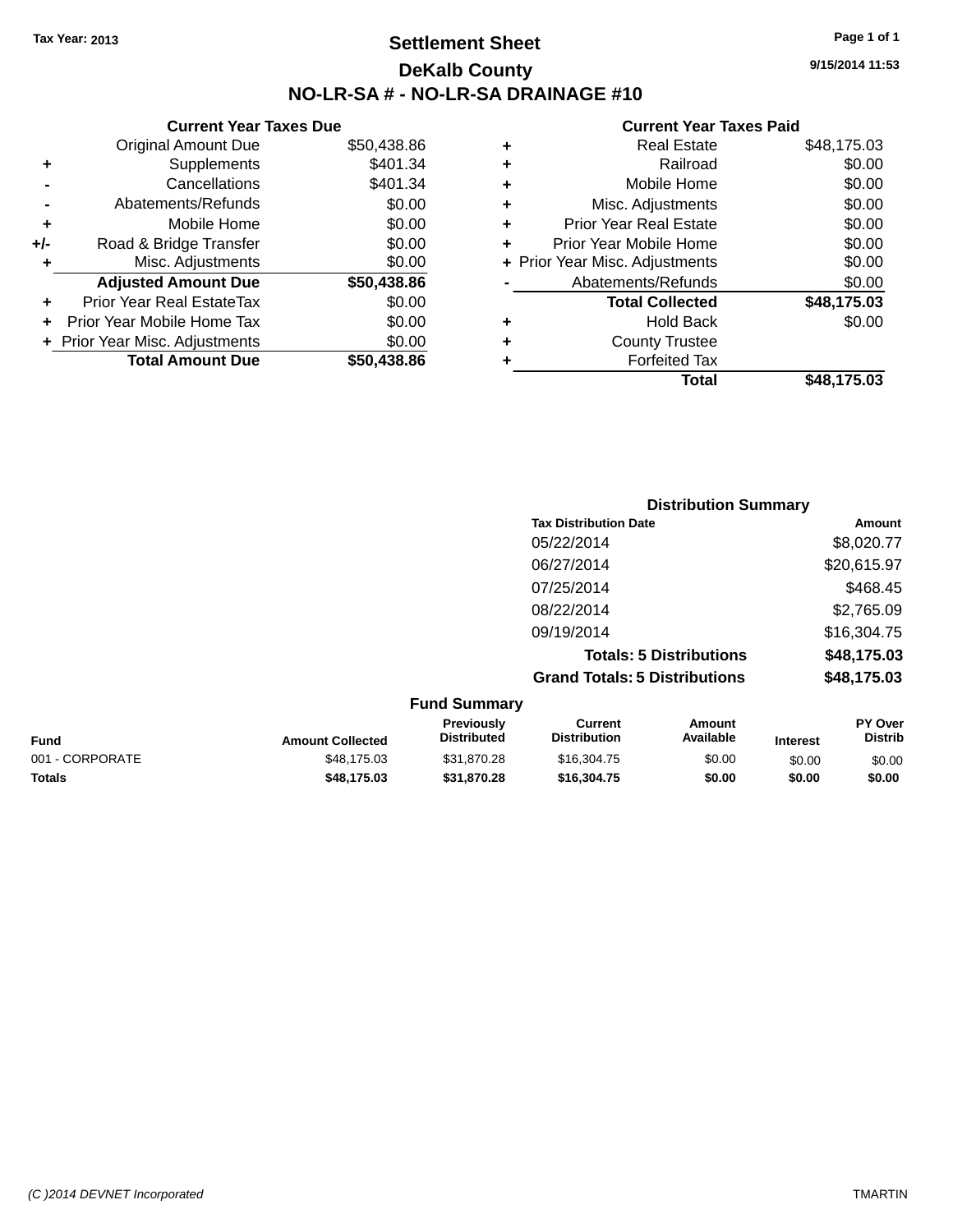Tax Year: 2013

# Settlement Sheet

## DeKalb County

## NO-LR-SA # - NO-LR-SA DRAINAGE #10

9/15/2014 11:53

### Current Year Taxes Due

| | | |
|---|---|---|
| | Original Amount Due | $50,438.86 |
| + | Supplements | $401.34 |
| - | Cancellations | $401.34 |
| - | Abatements/Refunds | $0.00 |
| + | Mobile Home | $0.00 |
| +/- | Road & Bridge Transfer | $0.00 |
| + | Misc. Adjustments | $0.00 |
| | **Adjusted Amount Due** | **$50,438.86** |
| + | Prior Year Real EstateTax | $0.00 |
| + | Prior Year Mobile Home Tax | $0.00 |
| + | Prior Year Misc. Adjustments | $0.00 |
| | **Total Amount Due** | **$50,438.86** |

### Current Year Taxes Paid

| | | |
|---|---|---|
| + | Real Estate | $48,175.03 |
| + | Railroad | $0.00 |
| + | Mobile Home | $0.00 |
| + | Misc. Adjustments | $0.00 |
| + | Prior Year Real Estate | $0.00 |
| + | Prior Year Mobile Home | $0.00 |
| + | Prior Year Misc. Adjustments | $0.00 |
| - | Abatements/Refunds | $0.00 |
| | **Total Collected** | **$48,175.03** |
| + | Hold Back | $0.00 |
| + | County Trustee | |
| + | Forfeited Tax | |
| | **Total** | **$48,175.03** |

### Distribution Summary

| Tax Distribution Date | Amount |
|---|---|
| 05/22/2014 | $8,020.77 |
| 06/27/2014 | $20,615.97 |
| 07/25/2014 | $468.45 |
| 08/22/2014 | $2,765.09 |
| 09/19/2014 | $16,304.75 |
| **Totals: 5 Distributions** | **$48,175.03** |
| **Grand Totals: 5 Distributions** | **$48,175.03** |

### Fund Summary

| Fund | Amount Collected | Previously Distributed | Current Distribution | Amount Available | Interest | PY Over Distrib |
|---|---|---|---|---|---|---|
| 001 - CORPORATE | $48,175.03 | $31,870.28 | $16,304.75 | $0.00 | $0.00 | $0.00 |
| **Totals** | **$48,175.03** | **$31,870.28** | **$16,304.75** | **$0.00** | **$0.00** | **$0.00** |

(C )2014 DEVNET Incorporated

TMARTIN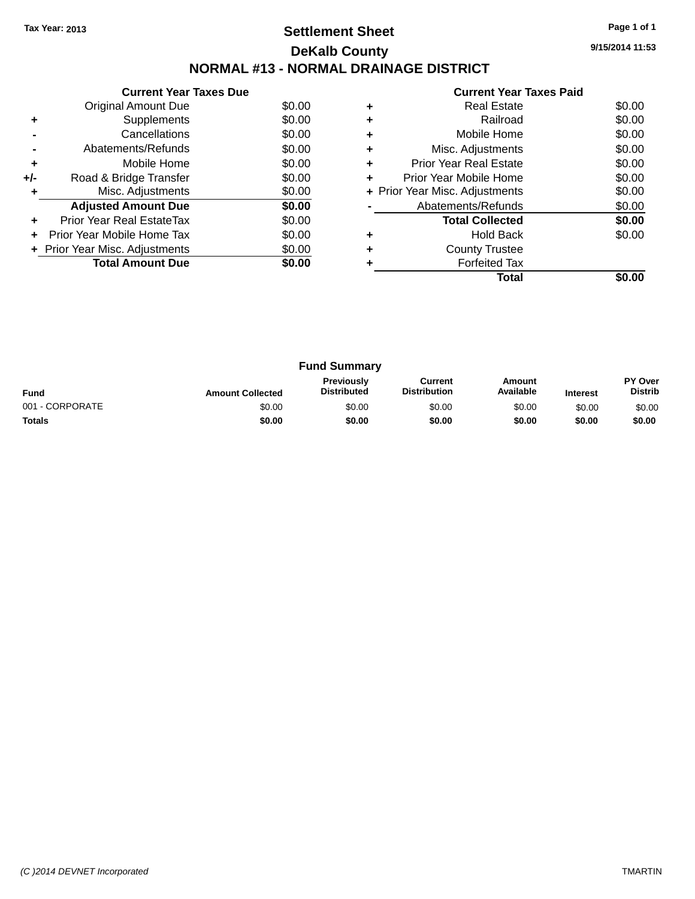Tax Year: 2013

# Settlement Sheet

## DeKalb County

9/15/2014 11:53

## NORMAL #13 - NORMAL DRAINAGE DISTRICT

| | Current Year Taxes Due | |
|---|---|---|
| | Original Amount Due | $0.00 |
| + | Supplements | $0.00 |
| - | Cancellations | $0.00 |
| - | Abatements/Refunds | $0.00 |
| + | Mobile Home | $0.00 |
| +/- | Road & Bridge Transfer | $0.00 |
| + | Misc. Adjustments | $0.00 |
| | **Adjusted Amount Due** | **$0.00** |
| + | Prior Year Real EstateTax | $0.00 |
| + | Prior Year Mobile Home Tax | $0.00 |
| + | Prior Year Misc. Adjustments | $0.00 |
| | **Total Amount Due** | **$0.00** |

| | Current Year Taxes Paid | |
|---|---|---|
| + | Real Estate | $0.00 |
| + | Railroad | $0.00 |
| + | Mobile Home | $0.00 |
| + | Misc. Adjustments | $0.00 |
| + | Prior Year Real Estate | $0.00 |
| + | Prior Year Mobile Home | $0.00 |
| + | Prior Year Misc. Adjustments | $0.00 |
| - | Abatements/Refunds | $0.00 |
| | **Total Collected** | **$0.00** |
| + | Hold Back | $0.00 |
| + | County Trustee | |
| + | Forfeited Tax | |
| | **Total** | **$0.00** |

### Fund Summary

| Fund | Amount Collected | Previously Distributed | Current Distribution | Amount Available | Interest | PY Over Distrib |
|---|---|---|---|---|---|---|
| 001 - CORPORATE | $0.00 | $0.00 | $0.00 | $0.00 | $0.00 | $0.00 |
| **Totals** | **$0.00** | **$0.00** | **$0.00** | **$0.00** | **$0.00** | **$0.00** |

(C )2014 DEVNET Incorporated

TMARTIN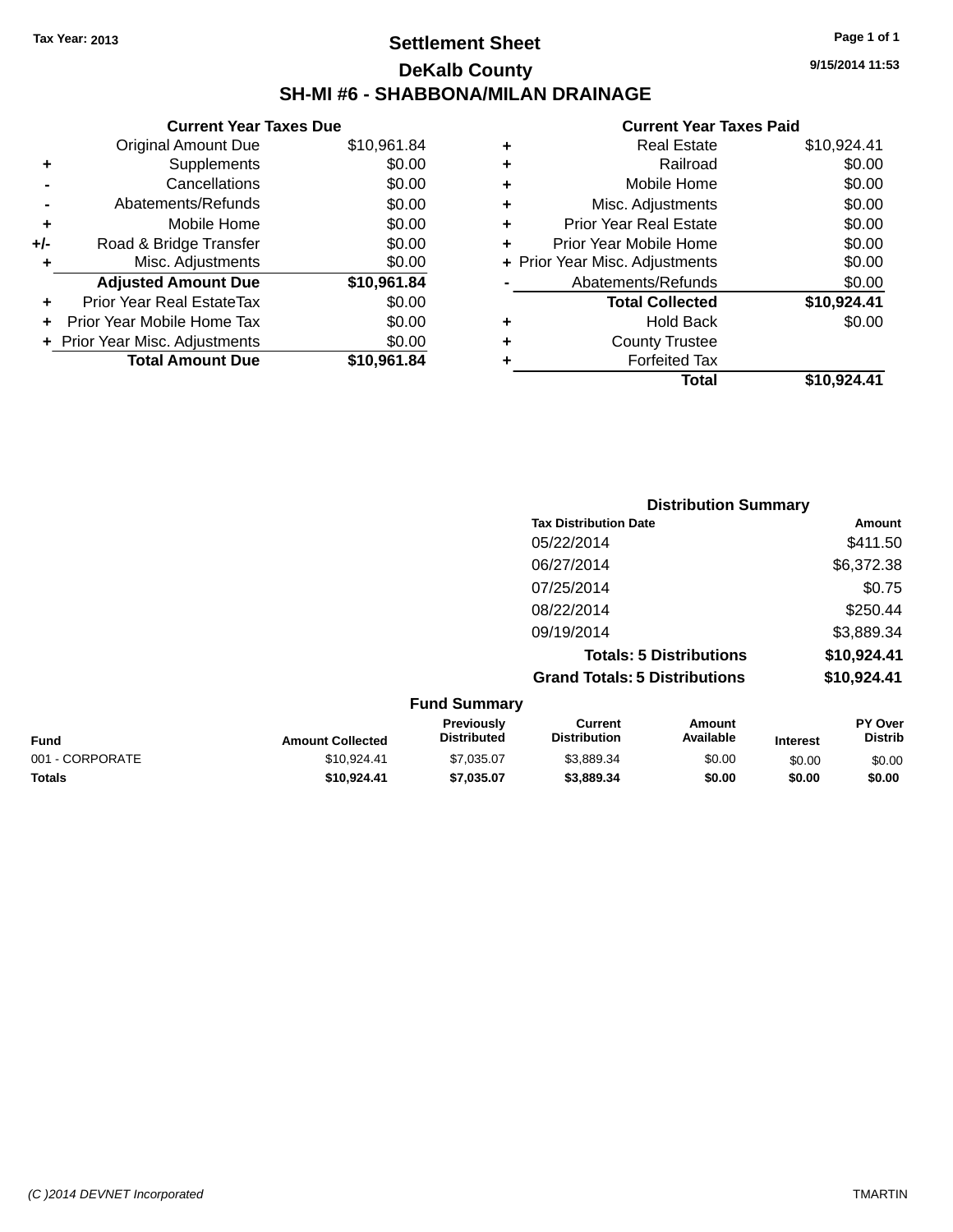Tax Year: 2013

# Settlement Sheet

## DeKalb County

## SH-MI #6 - SHABBONA/MILAN DRAINAGE

9/15/2014 11:53

### Current Year Taxes Due

| | | |
|---|---|---|
| | Original Amount Due | $10,961.84 |
| + | Supplements | $0.00 |
| - | Cancellations | $0.00 |
| - | Abatements/Refunds | $0.00 |
| + | Mobile Home | $0.00 |
| +/- | Road & Bridge Transfer | $0.00 |
| + | Misc. Adjustments | $0.00 |
| | **Adjusted Amount Due** | **$10,961.84** |
| + | Prior Year Real EstateTax | $0.00 |
| + | Prior Year Mobile Home Tax | $0.00 |
| + | Prior Year Misc. Adjustments | $0.00 |
| | **Total Amount Due** | **$10,961.84** |

### Current Year Taxes Paid

| | | |
|---|---|---|
| + | Real Estate | $10,924.41 |
| + | Railroad | $0.00 |
| + | Mobile Home | $0.00 |
| + | Misc. Adjustments | $0.00 |
| + | Prior Year Real Estate | $0.00 |
| + | Prior Year Mobile Home | $0.00 |
| + | Prior Year Misc. Adjustments | $0.00 |
| - | Abatements/Refunds | $0.00 |
| | **Total Collected** | **$10,924.41** |
| + | Hold Back | $0.00 |
| + | County Trustee | |
| + | Forfeited Tax | |
| | **Total** | **$10,924.41** |

### Distribution Summary

| Tax Distribution Date | Amount |
|---|---|
| 05/22/2014 | $411.50 |
| 06/27/2014 | $6,372.38 |
| 07/25/2014 | $0.75 |
| 08/22/2014 | $250.44 |
| 09/19/2014 | $3,889.34 |
| **Totals: 5 Distributions** | **$10,924.41** |
| **Grand Totals: 5 Distributions** | **$10,924.41** |

### Fund Summary

| Fund | Amount Collected | Previously Distributed | Current Distribution | Amount Available | Interest | PY Over Distrib |
|---|---|---|---|---|---|---|
| 001 - CORPORATE | $10,924.41 | $7,035.07 | $3,889.34 | $0.00 | $0.00 | $0.00 |
| **Totals** | **$10,924.41** | **$7,035.07** | **$3,889.34** | **$0.00** | **$0.00** | **$0.00** |

(C )2014 DEVNET Incorporated TMARTIN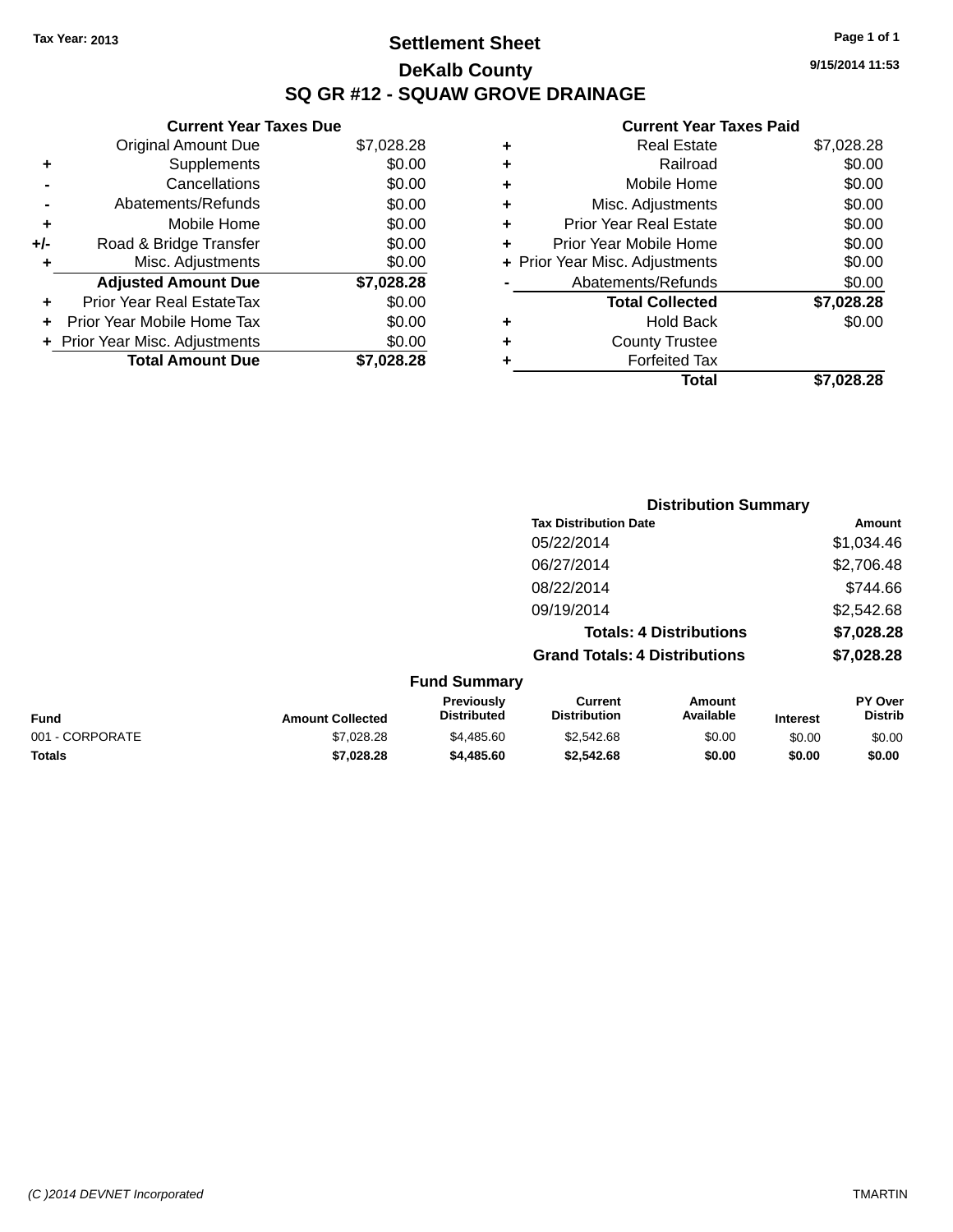Tax Year: 2013

# Settlement Sheet

## DeKalb County

## SQ GR #12 - SQUAW GROVE DRAINAGE

9/15/2014 11:53

| | Current Year Taxes Due | |
|---|---|---|
| | Original Amount Due | $7,028.28 |
| + | Supplements | $0.00 |
| - | Cancellations | $0.00 |
| - | Abatements/Refunds | $0.00 |
| + | Mobile Home | $0.00 |
| +/- | Road & Bridge Transfer | $0.00 |
| + | Misc. Adjustments | $0.00 |
| | **Adjusted Amount Due** | **$7,028.28** |
| + | Prior Year Real EstateTax | $0.00 |
| + | Prior Year Mobile Home Tax | $0.00 |
| + | Prior Year Misc. Adjustments | $0.00 |
| | **Total Amount Due** | **$7,028.28** |

| | Current Year Taxes Paid | |
|---|---|---|
| + | Real Estate | $7,028.28 |
| + | Railroad | $0.00 |
| + | Mobile Home | $0.00 |
| + | Misc. Adjustments | $0.00 |
| + | Prior Year Real Estate | $0.00 |
| + | Prior Year Mobile Home | $0.00 |
| + | Prior Year Misc. Adjustments | $0.00 |
| - | Abatements/Refunds | $0.00 |
| | **Total Collected** | **$7,028.28** |
| + | Hold Back | $0.00 |
| + | County Trustee | |
| + | Forfeited Tax | |
| | **Total** | **$7,028.28** |

### Distribution Summary

| Tax Distribution Date | Amount |
|---|---|
| 05/22/2014 | $1,034.46 |
| 06/27/2014 | $2,706.48 |
| 08/22/2014 | $744.66 |
| 09/19/2014 | $2,542.68 |
| **Totals: 4 Distributions** | **$7,028.28** |
| **Grand Totals: 4 Distributions** | **$7,028.28** |

### Fund Summary

| Fund | Amount Collected | Previously Distributed | Current Distribution | Amount Available | Interest | PY Over Distrib |
|---|---|---|---|---|---|---|
| 001 - CORPORATE | $7,028.28 | $4,485.60 | $2,542.68 | $0.00 | $0.00 | $0.00 |
| **Totals** | **$7,028.28** | **$4,485.60** | **$2,542.68** | **$0.00** | **$0.00** | **$0.00** |

(C )2014 DEVNET Incorporated

TMARTIN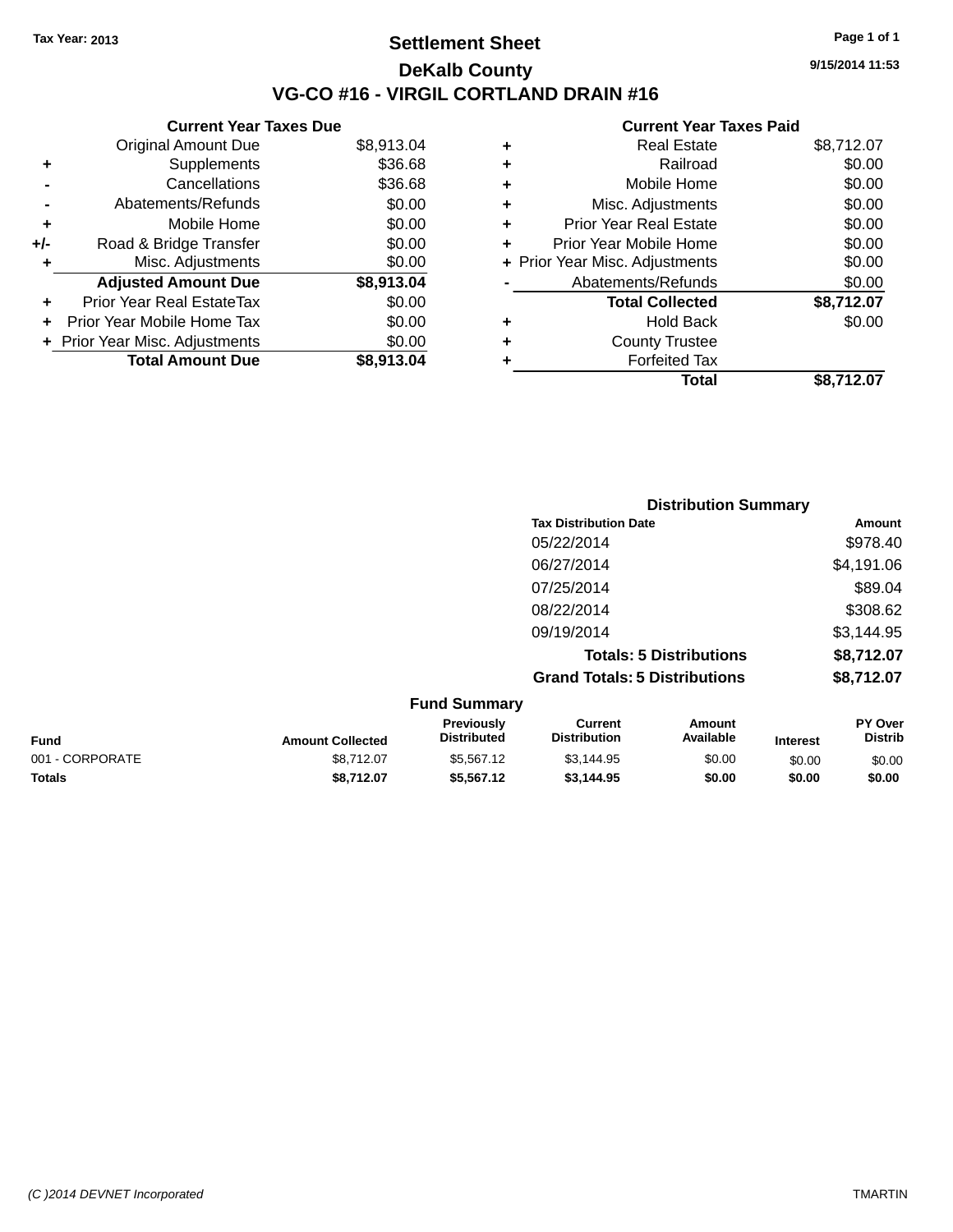Tax Year: 2013

# Settlement Sheet

## DeKalb County

## VG-CO #16 - VIRGIL CORTLAND DRAIN #16

9/15/2014 11:53

**Current Year Taxes Due**

| | | |
|---|---|---|
| | Original Amount Due | $8,913.04 |
| + | Supplements | $36.68 |
| - | Cancellations | $36.68 |
| - | Abatements/Refunds | $0.00 |
| + | Mobile Home | $0.00 |
| +/- | Road & Bridge Transfer | $0.00 |
| + | Misc. Adjustments | $0.00 |
| | **Adjusted Amount Due** | **$8,913.04** |
| + | Prior Year Real EstateTax | $0.00 |
| + | Prior Year Mobile Home Tax | $0.00 |
| + | Prior Year Misc. Adjustments | $0.00 |
| | **Total Amount Due** | **$8,913.04** |

**Current Year Taxes Paid**

| | | |
|---|---|---|
| + | Real Estate | $8,712.07 |
| + | Railroad | $0.00 |
| + | Mobile Home | $0.00 |
| + | Misc. Adjustments | $0.00 |
| + | Prior Year Real Estate | $0.00 |
| + | Prior Year Mobile Home | $0.00 |
| + | Prior Year Misc. Adjustments | $0.00 |
| - | Abatements/Refunds | $0.00 |
| | **Total Collected** | **$8,712.07** |
| + | Hold Back | $0.00 |
| + | County Trustee | |
| + | Forfeited Tax | |
| | **Total** | **$8,712.07** |

**Distribution Summary**

| Tax Distribution Date | Amount |
|---|---|
| 05/22/2014 | $978.40 |
| 06/27/2014 | $4,191.06 |
| 07/25/2014 | $89.04 |
| 08/22/2014 | $308.62 |
| 09/19/2014 | $3,144.95 |
| **Totals: 5 Distributions** | **$8,712.07** |
| **Grand Totals: 5 Distributions** | **$8,712.07** |

**Fund Summary**

| Fund | Amount Collected | Previously Distributed | Current Distribution | Amount Available | Interest | PY Over Distrib |
|---|---|---|---|---|---|---|
| 001 - CORPORATE | $8,712.07 | $5,567.12 | $3,144.95 | $0.00 | $0.00 | $0.00 |
| **Totals** | **$8,712.07** | **$5,567.12** | **$3,144.95** | **$0.00** | **$0.00** | **$0.00** |

(C )2014 DEVNET Incorporated TMARTIN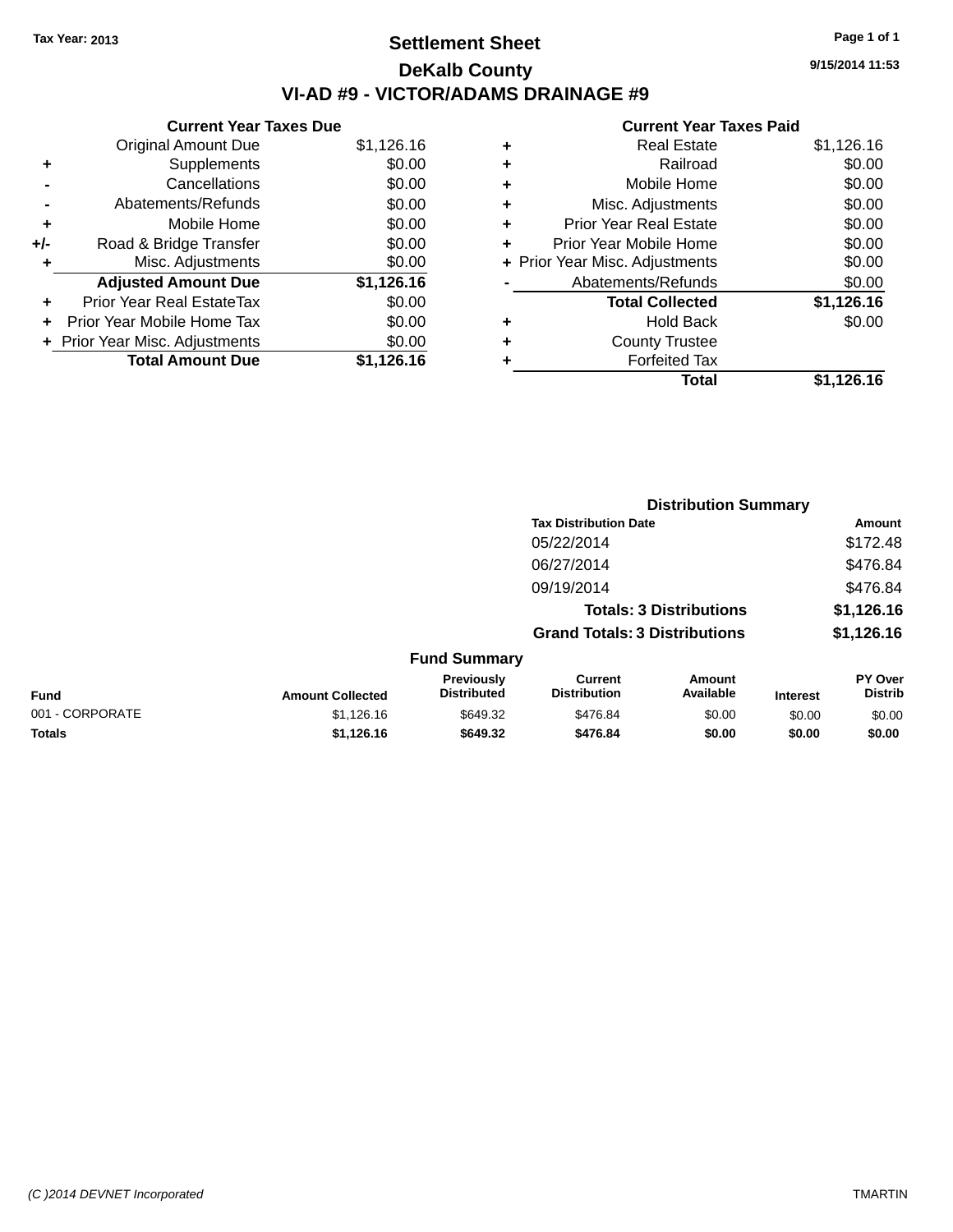Tax Year: 2013

# Settlement Sheet

## DeKalb County

## VI-AD #9 - VICTOR/ADAMS DRAINAGE #9

9/15/2014 11:53

| | Current Year Taxes Due | |
|---|---|---|
| | Original Amount Due | $1,126.16 |
| + | Supplements | $0.00 |
| - | Cancellations | $0.00 |
| - | Abatements/Refunds | $0.00 |
| + | Mobile Home | $0.00 |
| +/- | Road & Bridge Transfer | $0.00 |
| + | Misc. Adjustments | $0.00 |
| | **Adjusted Amount Due** | **$1,126.16** |
| + | Prior Year Real EstateTax | $0.00 |
| + | Prior Year Mobile Home Tax | $0.00 |
| + | Prior Year Misc. Adjustments | $0.00 |
| | **Total Amount Due** | **$1,126.16** |

| | Current Year Taxes Paid | |
|---|---|---|
| + | Real Estate | $1,126.16 |
| + | Railroad | $0.00 |
| + | Mobile Home | $0.00 |
| + | Misc. Adjustments | $0.00 |
| + | Prior Year Real Estate | $0.00 |
| + | Prior Year Mobile Home | $0.00 |
| + | Prior Year Misc. Adjustments | $0.00 |
| - | Abatements/Refunds | $0.00 |
| | **Total Collected** | **$1,126.16** |
| + | Hold Back | $0.00 |
| + | County Trustee | |
| + | Forfeited Tax | |
| | **Total** | **$1,126.16** |

### Distribution Summary

| Tax Distribution Date | Amount |
|---|---|
| 05/22/2014 | $172.48 |
| 06/27/2014 | $476.84 |
| 09/19/2014 | $476.84 |
| **Totals: 3 Distributions** | **$1,126.16** |
| **Grand Totals: 3 Distributions** | **$1,126.16** |

### Fund Summary

| Fund | Amount Collected | Previously Distributed | Current Distribution | Amount Available | Interest | PY Over Distrib |
|---|---|---|---|---|---|---|
| 001 - CORPORATE | $1,126.16 | $649.32 | $476.84 | $0.00 | $0.00 | $0.00 |
| **Totals** | **$1,126.16** | **$649.32** | **$476.84** | **$0.00** | **$0.00** | **$0.00** |

(C )2014 DEVNET Incorporated TMARTIN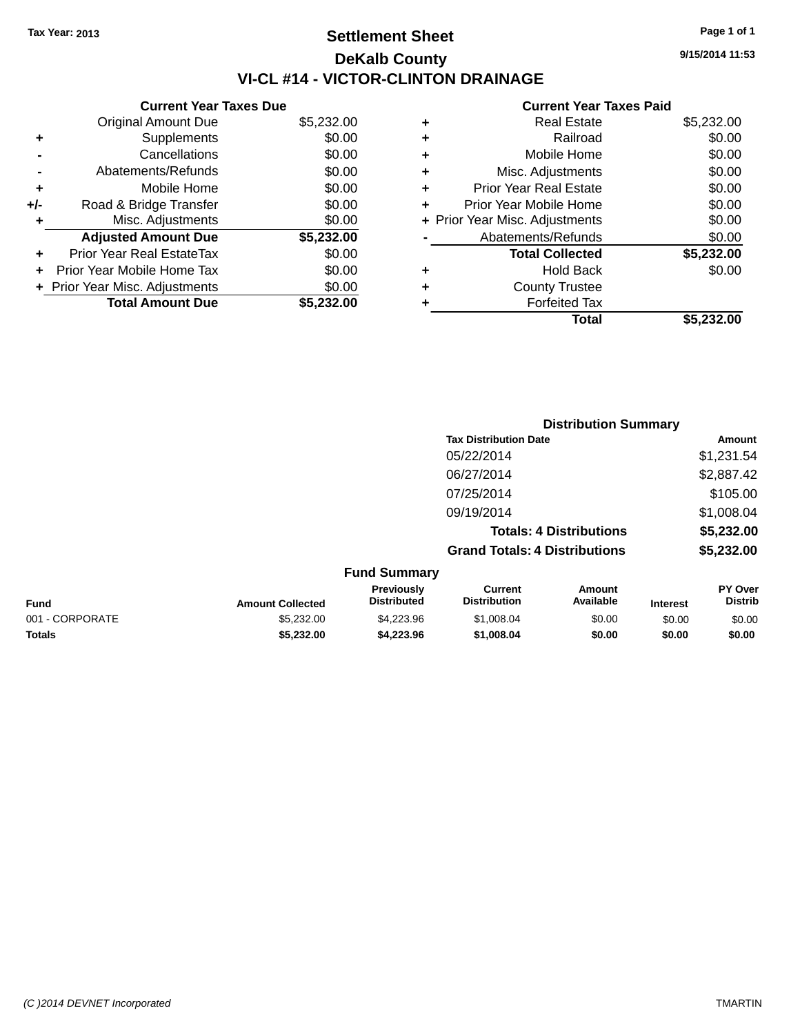Tax Year: 2013

# Settlement Sheet

## DeKalb County

## VI-CL #14 - VICTOR-CLINTON DRAINAGE

9/15/2014 11:53

**Current Year Taxes Due**

| | | |
|---|---|---|
| | Original Amount Due | $5,232.00 |
| + | Supplements | $0.00 |
| - | Cancellations | $0.00 |
| - | Abatements/Refunds | $0.00 |
| + | Mobile Home | $0.00 |
| +/- | Road & Bridge Transfer | $0.00 |
| + | Misc. Adjustments | $0.00 |
| | **Adjusted Amount Due** | **$5,232.00** |
| + | Prior Year Real EstateTax | $0.00 |
| + | Prior Year Mobile Home Tax | $0.00 |
| + | Prior Year Misc. Adjustments | $0.00 |
| | **Total Amount Due** | **$5,232.00** |

**Current Year Taxes Paid**

| | | |
|---|---|---|
| + | Real Estate | $5,232.00 |
| + | Railroad | $0.00 |
| + | Mobile Home | $0.00 |
| + | Misc. Adjustments | $0.00 |
| + | Prior Year Real Estate | $0.00 |
| + | Prior Year Mobile Home | $0.00 |
| + | Prior Year Misc. Adjustments | $0.00 |
| - | Abatements/Refunds | $0.00 |
| | **Total Collected** | **$5,232.00** |
| + | Hold Back | $0.00 |
| + | County Trustee | |
| + | Forfeited Tax | |
| | **Total** | **$5,232.00** |

**Distribution Summary**

| Tax Distribution Date | Amount |
|---|---|
| 05/22/2014 | $1,231.54 |
| 06/27/2014 | $2,887.42 |
| 07/25/2014 | $105.00 |
| 09/19/2014 | $1,008.04 |
| **Totals: 4 Distributions** | **$5,232.00** |
| **Grand Totals: 4 Distributions** | **$5,232.00** |

**Fund Summary**

| Fund | Amount Collected | Previously Distributed | Current Distribution | Amount Available | Interest | PY Over Distrib |
|---|---|---|---|---|---|---|
| 001 - CORPORATE | $5,232.00 | $4,223.96 | $1,008.04 | $0.00 | $0.00 | $0.00 |
| **Totals** | **$5,232.00** | **$4,223.96** | **$1,008.04** | **$0.00** | **$0.00** | **$0.00** |

(C )2014 DEVNET Incorporated TMARTIN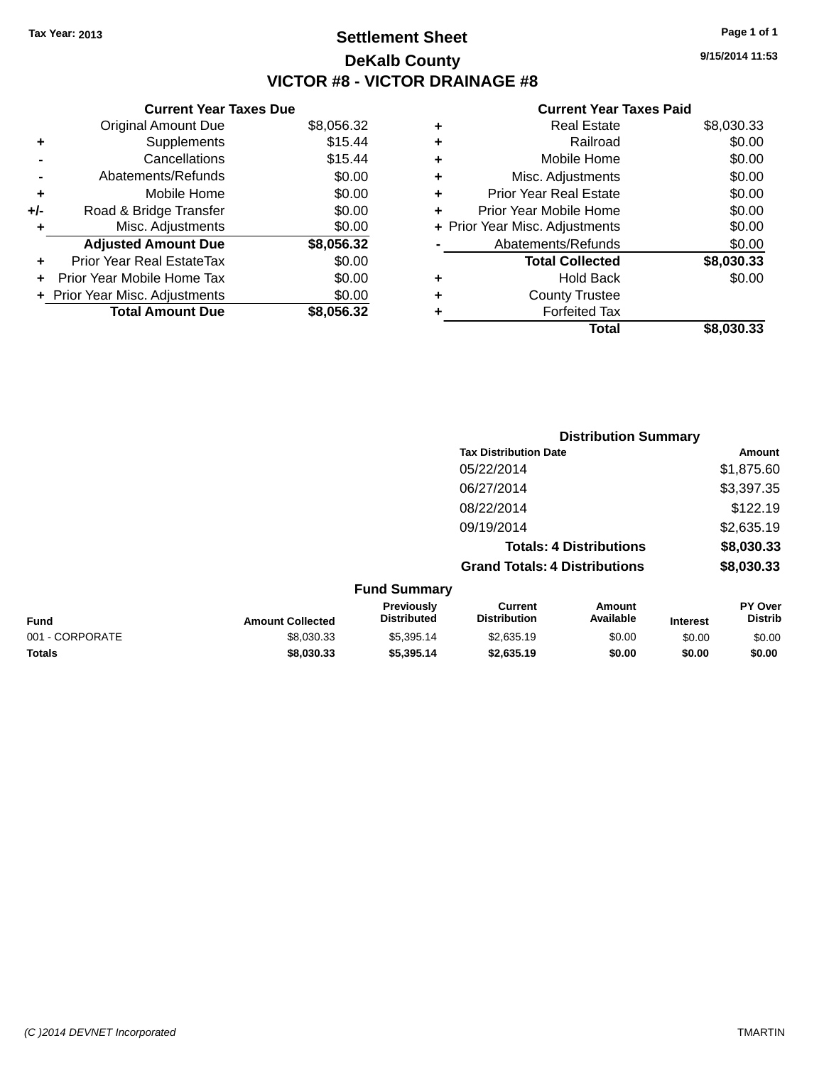Tax Year: 2013

# Settlement Sheet

## DeKalb County

## VICTOR #8 - VICTOR DRAINAGE #8

9/15/2014 11:53

**Current Year Taxes Due**

| | | |
|---|---|---|
| | Original Amount Due | $8,056.32 |
| + | Supplements | $15.44 |
| - | Cancellations | $15.44 |
| - | Abatements/Refunds | $0.00 |
| + | Mobile Home | $0.00 |
| +/- | Road & Bridge Transfer | $0.00 |
| + | Misc. Adjustments | $0.00 |
| | **Adjusted Amount Due** | **$8,056.32** |
| + | Prior Year Real EstateTax | $0.00 |
| + | Prior Year Mobile Home Tax | $0.00 |
| + | Prior Year Misc. Adjustments | $0.00 |
| | **Total Amount Due** | **$8,056.32** |

**Current Year Taxes Paid**

| | | |
|---|---|---|
| + | Real Estate | $8,030.33 |
| + | Railroad | $0.00 |
| + | Mobile Home | $0.00 |
| + | Misc. Adjustments | $0.00 |
| + | Prior Year Real Estate | $0.00 |
| + | Prior Year Mobile Home | $0.00 |
| + | Prior Year Misc. Adjustments | $0.00 |
| - | Abatements/Refunds | $0.00 |
| | **Total Collected** | **$8,030.33** |
| + | Hold Back | $0.00 |
| + | County Trustee | |
| + | Forfeited Tax | |
| | **Total** | **$8,030.33** |

**Distribution Summary**

| Tax Distribution Date | Amount |
|---|---|
| 05/22/2014 | $1,875.60 |
| 06/27/2014 | $3,397.35 |
| 08/22/2014 | $122.19 |
| 09/19/2014 | $2,635.19 |
| **Totals: 4 Distributions** | **$8,030.33** |
| **Grand Totals: 4 Distributions** | **$8,030.33** |

**Fund Summary**

| Fund | Amount Collected | Previously Distributed | Current Distribution | Amount Available | Interest | PY Over Distrib |
|---|---|---|---|---|---|---|
| 001 - CORPORATE | $8,030.33 | $5,395.14 | $2,635.19 | $0.00 | $0.00 | $0.00 |
| **Totals** | **$8,030.33** | **$5,395.14** | **$2,635.19** | **$0.00** | **$0.00** | **$0.00** |

(C )2014 DEVNET Incorporated TMARTIN